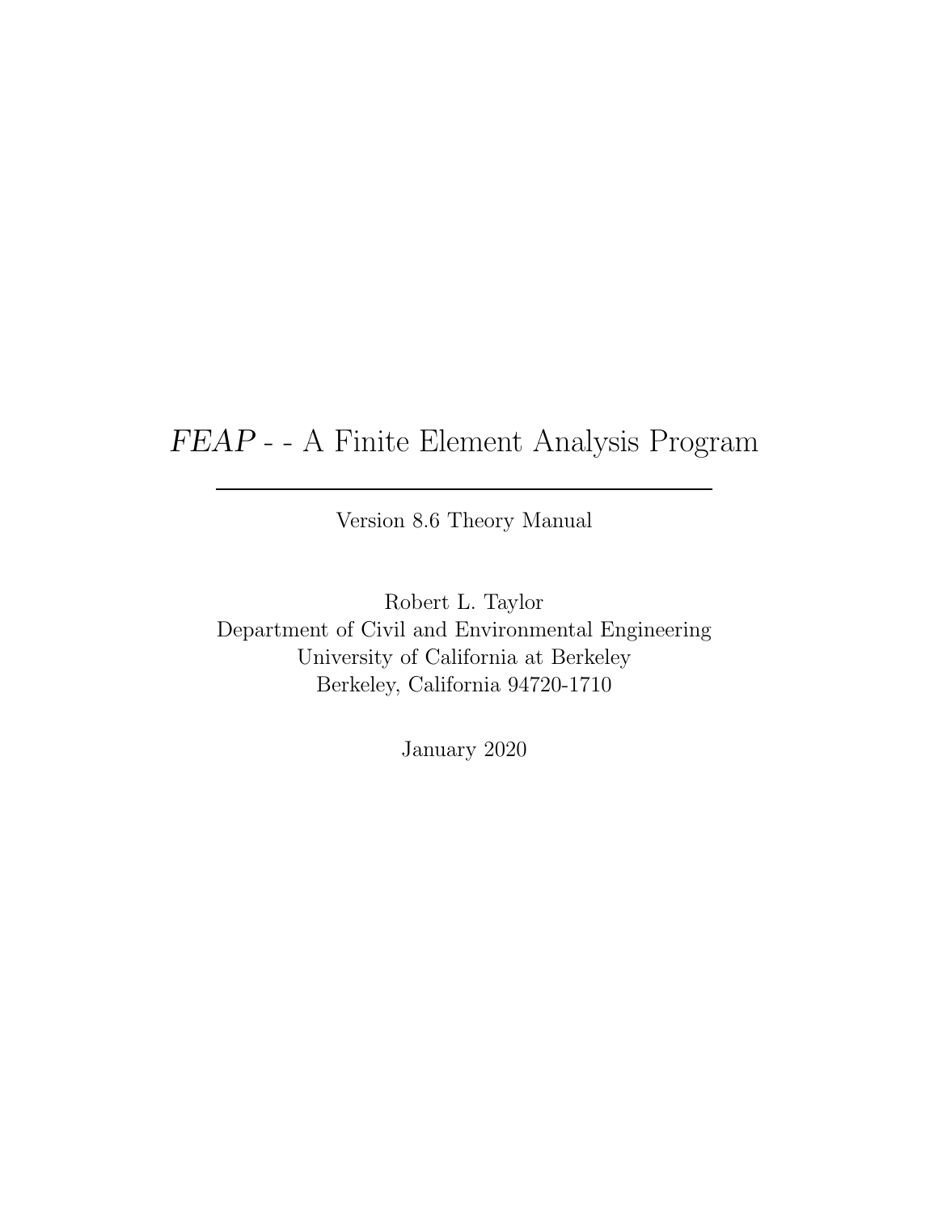# *FEAP* - - A Finite Element Analysis Program

---

Version 8.6 Theory Manual

Robert L. Taylor
Department of Civil and Environmental Engineering
University of California at Berkeley
Berkeley, California 94720-1710

January 2020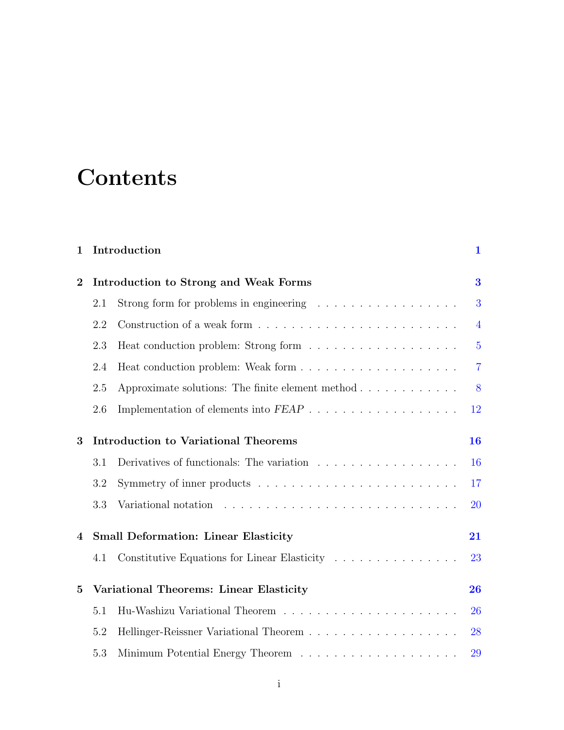# Contents

**1 Introduction** **1**

**2 Introduction to Strong and Weak Forms** **3**

2.1 Strong form for problems in engineering . . . . . . . . . . . . . . . . . . 3

2.2 Construction of a weak form . . . . . . . . . . . . . . . . . . . . . . . . . 4

2.3 Heat conduction problem: Strong form . . . . . . . . . . . . . . . . . . . 5

2.4 Heat conduction problem: Weak form . . . . . . . . . . . . . . . . . . . . 7

2.5 Approximate solutions: The finite element method . . . . . . . . . . . . 8

2.6 Implementation of elements into *FEAP* . . . . . . . . . . . . . . . . . . . 12

**3 Introduction to Variational Theorems** **16**

3.1 Derivatives of functionals: The variation . . . . . . . . . . . . . . . . . . 16

3.2 Symmetry of inner products . . . . . . . . . . . . . . . . . . . . . . . . . 17

3.3 Variational notation . . . . . . . . . . . . . . . . . . . . . . . . . . . . . 20

**4 Small Deformation: Linear Elasticity** **21**

4.1 Constitutive Equations for Linear Elasticity . . . . . . . . . . . . . . . . 23

**5 Variational Theorems: Linear Elasticity** **26**

5.1 Hu-Washizu Variational Theorem . . . . . . . . . . . . . . . . . . . . . . 26

5.2 Hellinger-Reissner Variational Theorem . . . . . . . . . . . . . . . . . . . 28

5.3 Minimum Potential Energy Theorem . . . . . . . . . . . . . . . . . . . . 29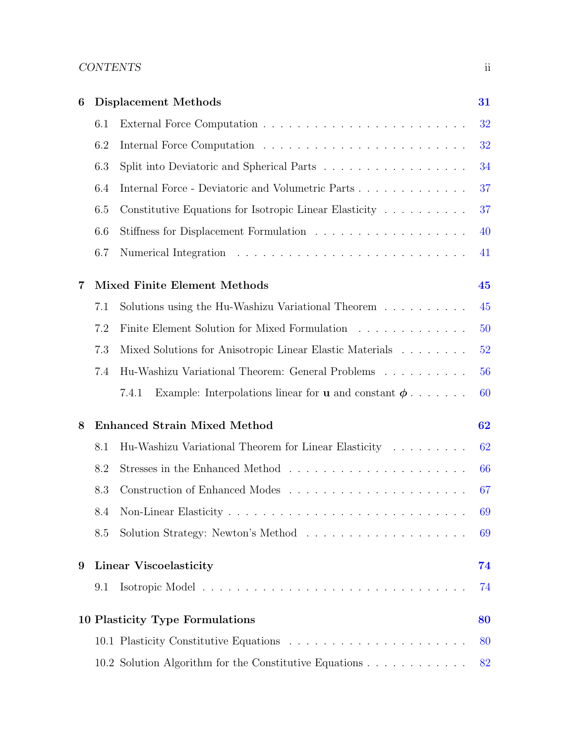**6 Displacement Methods** 31

6.1 External Force Computation . . . . . . . . . . . . . . . . . . . . . . . . 32

6.2 Internal Force Computation . . . . . . . . . . . . . . . . . . . . . . . . 32

6.3 Split into Deviatoric and Spherical Parts . . . . . . . . . . . . . . . . . 34

6.4 Internal Force - Deviatoric and Volumetric Parts . . . . . . . . . . . . . 37

6.5 Constitutive Equations for Isotropic Linear Elasticity . . . . . . . . . . 37

6.6 Stiffness for Displacement Formulation . . . . . . . . . . . . . . . . . . 40

6.7 Numerical Integration . . . . . . . . . . . . . . . . . . . . . . . . . . . 41

**7 Mixed Finite Element Methods** 45

7.1 Solutions using the Hu-Washizu Variational Theorem . . . . . . . . . . 45

7.2 Finite Element Solution for Mixed Formulation . . . . . . . . . . . . . 50

7.3 Mixed Solutions for Anisotropic Linear Elastic Materials . . . . . . . . 52

7.4 Hu-Washizu Variational Theorem: General Problems . . . . . . . . . . 56

7.4.1 Example: Interpolations linear for $\mathbf{u}$ and constant $\boldsymbol{\phi}$ . . . . . . . 60

**8 Enhanced Strain Mixed Method** 62

8.1 Hu-Washizu Variational Theorem for Linear Elasticity . . . . . . . . . 62

8.2 Stresses in the Enhanced Method . . . . . . . . . . . . . . . . . . . . . 66

8.3 Construction of Enhanced Modes . . . . . . . . . . . . . . . . . . . . . 67

8.4 Non-Linear Elasticity . . . . . . . . . . . . . . . . . . . . . . . . . . . . 69

8.5 Solution Strategy: Newton's Method . . . . . . . . . . . . . . . . . . . 69

**9 Linear Viscoelasticity** 74

9.1 Isotropic Model . . . . . . . . . . . . . . . . . . . . . . . . . . . . . . . 74

**10 Plasticity Type Formulations** 80

10.1 Plasticity Constitutive Equations . . . . . . . . . . . . . . . . . . . . . 80

10.2 Solution Algorithm for the Constitutive Equations . . . . . . . . . . . . 82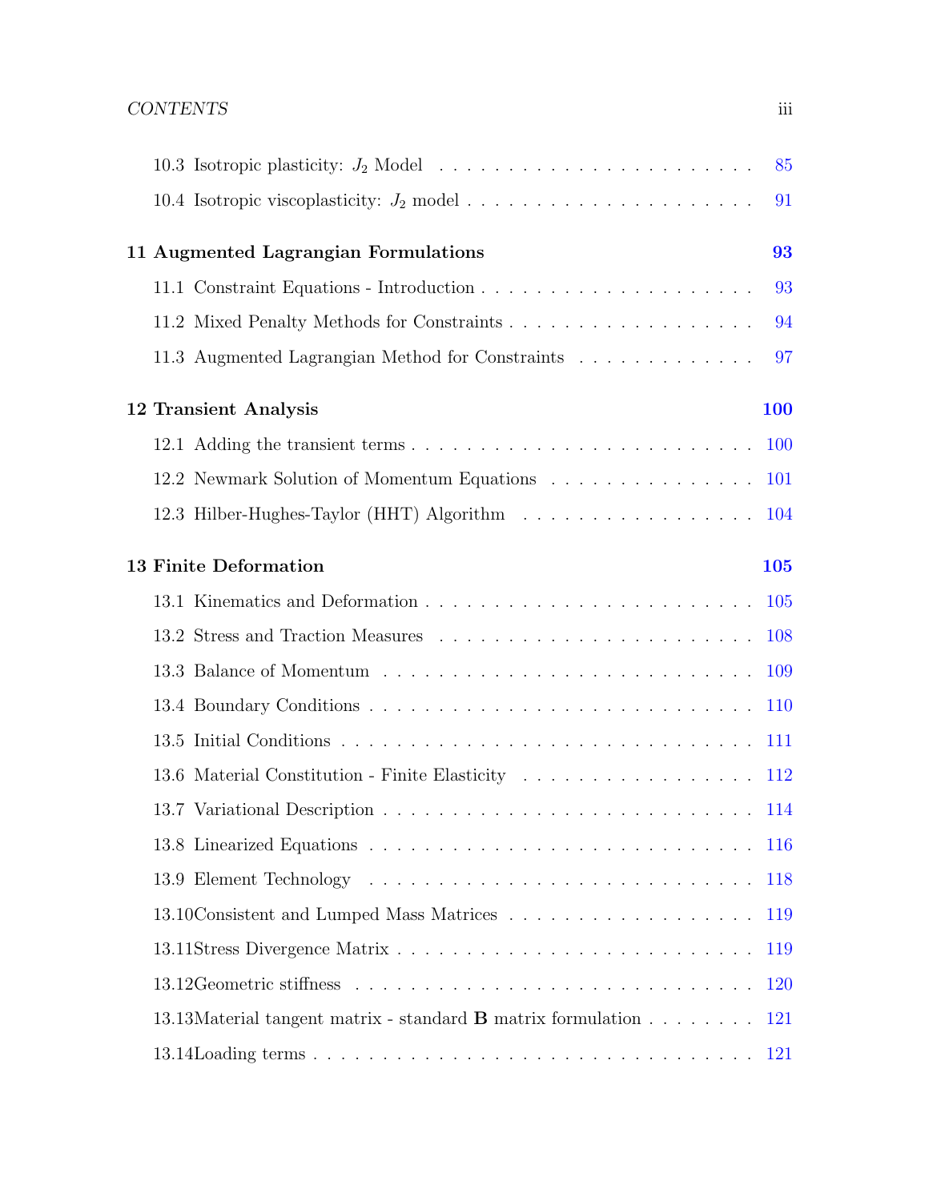10.3 Isotropic plasticity: $J_2$ Model . . . . . . . . . . . . . . . . . . . . . . . 85

10.4 Isotropic viscoplasticity: $J_2$ model . . . . . . . . . . . . . . . . . . . . . . 91

**11 Augmented Lagrangian Formulations** **93**

11.1 Constraint Equations - Introduction . . . . . . . . . . . . . . . . . . . . . 93

11.2 Mixed Penalty Methods for Constraints . . . . . . . . . . . . . . . . . . . 94

11.3 Augmented Lagrangian Method for Constraints . . . . . . . . . . . . . 97

**12 Transient Analysis** **100**

12.1 Adding the transient terms . . . . . . . . . . . . . . . . . . . . . . . . . 100

12.2 Newmark Solution of Momentum Equations . . . . . . . . . . . . . . . 101

12.3 Hilber-Hughes-Taylor (HHT) Algorithm . . . . . . . . . . . . . . . . . 104

**13 Finite Deformation** **105**

13.1 Kinematics and Deformation . . . . . . . . . . . . . . . . . . . . . . . . 105

13.2 Stress and Traction Measures . . . . . . . . . . . . . . . . . . . . . . . 108

13.3 Balance of Momentum . . . . . . . . . . . . . . . . . . . . . . . . . . . 109

13.4 Boundary Conditions . . . . . . . . . . . . . . . . . . . . . . . . . . . . 110

13.5 Initial Conditions . . . . . . . . . . . . . . . . . . . . . . . . . . . . . . 111

13.6 Material Constitution - Finite Elasticity . . . . . . . . . . . . . . . . . 112

13.7 Variational Description . . . . . . . . . . . . . . . . . . . . . . . . . . . 114

13.8 Linearized Equations . . . . . . . . . . . . . . . . . . . . . . . . . . . . 116

13.9 Element Technology . . . . . . . . . . . . . . . . . . . . . . . . . . . . 118

13.10 Consistent and Lumped Mass Matrices . . . . . . . . . . . . . . . . . . 119

13.11 Stress Divergence Matrix . . . . . . . . . . . . . . . . . . . . . . . . . . 119

13.12 Geometric stiffness . . . . . . . . . . . . . . . . . . . . . . . . . . . . . 120

13.13 Material tangent matrix - standard **B** matrix formulation . . . . . . . . 121

13.14 Loading terms . . . . . . . . . . . . . . . . . . . . . . . . . . . . . . . . 121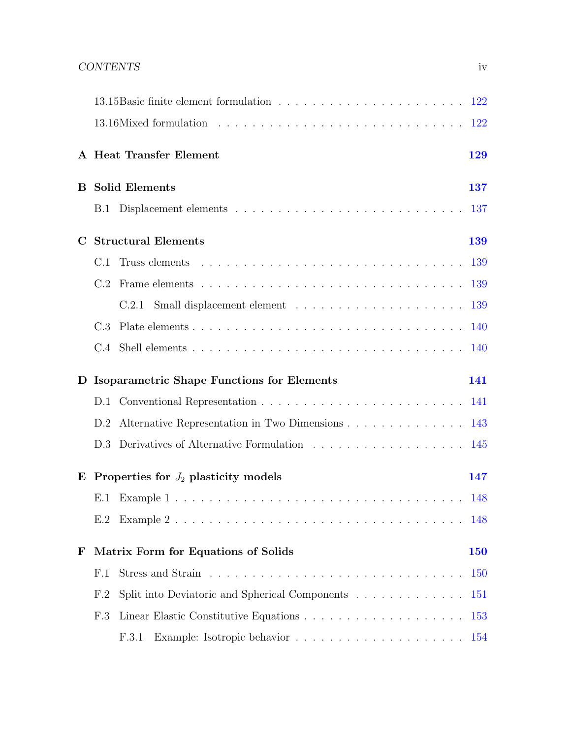13.15 Basic finite element formulation . . . . . . . . . . . . . . . . . . . . . 122

13.16 Mixed formulation . . . . . . . . . . . . . . . . . . . . . . . . . . . . . 122

**A Heat Transfer Element** **129**

**B Solid Elements** **137**

B.1 Displacement elements . . . . . . . . . . . . . . . . . . . . . . . . . . . 137

**C Structural Elements** **139**

C.1 Truss elements . . . . . . . . . . . . . . . . . . . . . . . . . . . . . . . 139

C.2 Frame elements . . . . . . . . . . . . . . . . . . . . . . . . . . . . . . . 139

C.2.1 Small displacement element . . . . . . . . . . . . . . . . . . . . 139

C.3 Plate elements . . . . . . . . . . . . . . . . . . . . . . . . . . . . . . . 140

C.4 Shell elements . . . . . . . . . . . . . . . . . . . . . . . . . . . . . . . 140

**D Isoparametric Shape Functions for Elements** **141**

D.1 Conventional Representation . . . . . . . . . . . . . . . . . . . . . . . . 141

D.2 Alternative Representation in Two Dimensions . . . . . . . . . . . . . . 143

D.3 Derivatives of Alternative Formulation . . . . . . . . . . . . . . . . . . 145

**E Properties for $J_2$ plasticity models** **147**

E.1 Example 1 . . . . . . . . . . . . . . . . . . . . . . . . . . . . . . . . . 148

E.2 Example 2 . . . . . . . . . . . . . . . . . . . . . . . . . . . . . . . . . 148

**F Matrix Form for Equations of Solids** **150**

F.1 Stress and Strain . . . . . . . . . . . . . . . . . . . . . . . . . . . . . . 150

F.2 Split into Deviatoric and Spherical Components . . . . . . . . . . . . . 151

F.3 Linear Elastic Constitutive Equations . . . . . . . . . . . . . . . . . . . 153

F.3.1 Example: Isotropic behavior . . . . . . . . . . . . . . . . . . . . 154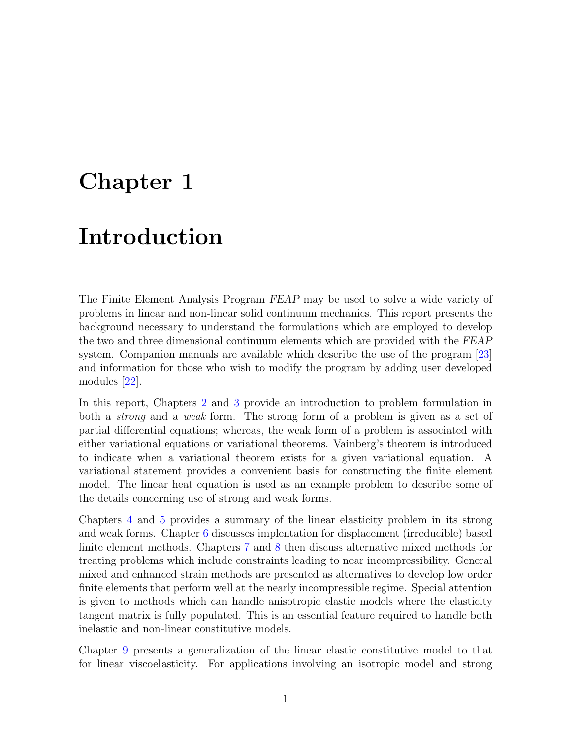# Chapter 1

# Introduction

The Finite Element Analysis Program *FEAP* may be used to solve a wide variety of problems in linear and non-linear solid continuum mechanics. This report presents the background necessary to understand the formulations which are employed to develop the two and three dimensional continuum elements which are provided with the *FEAP* system. Companion manuals are available which describe the use of the program [23] and information for those who wish to modify the program by adding user developed modules [22].

In this report, Chapters 2 and 3 provide an introduction to problem formulation in both a *strong* and a *weak* form. The strong form of a problem is given as a set of partial differential equations; whereas, the weak form of a problem is associated with either variational equations or variational theorems. Vainberg's theorem is introduced to indicate when a variational theorem exists for a given variational equation. A variational statement provides a convenient basis for constructing the finite element model. The linear heat equation is used as an example problem to describe some of the details concerning use of strong and weak forms.

Chapters 4 and 5 provides a summary of the linear elasticity problem in its strong and weak forms. Chapter 6 discusses implentation for displacement (irreducible) based finite element methods. Chapters 7 and 8 then discuss alternative mixed methods for treating problems which include constraints leading to near incompressibility. General mixed and enhanced strain methods are presented as alternatives to develop low order finite elements that perform well at the nearly incompressible regime. Special attention is given to methods which can handle anisotropic elastic models where the elasticity tangent matrix is fully populated. This is an essential feature required to handle both inelastic and non-linear constitutive models.

Chapter 9 presents a generalization of the linear elastic constitutive model to that for linear viscoelasticity. For applications involving an isotropic model and strong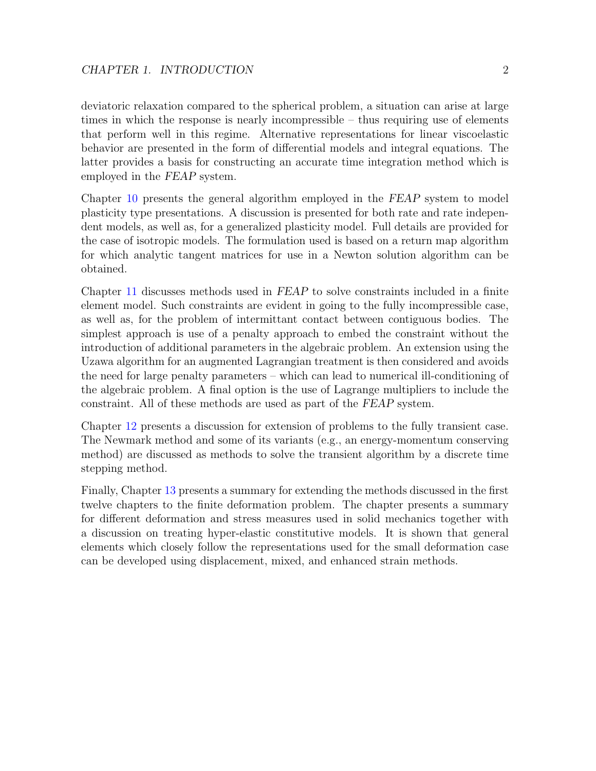deviatoric relaxation compared to the spherical problem, a situation can arise at large times in which the response is nearly incompressible – thus requiring use of elements that perform well in this regime. Alternative representations for linear viscoelastic behavior are presented in the form of differential models and integral equations. The latter provides a basis for constructing an accurate time integration method which is employed in the *FEAP* system.

Chapter 10 presents the general algorithm employed in the *FEAP* system to model plasticity type presentations. A discussion is presented for both rate and rate independent models, as well as, for a generalized plasticity model. Full details are provided for the case of isotropic models. The formulation used is based on a return map algorithm for which analytic tangent matrices for use in a Newton solution algorithm can be obtained.

Chapter 11 discusses methods used in *FEAP* to solve constraints included in a finite element model. Such constraints are evident in going to the fully incompressible case, as well as, for the problem of intermittant contact between contiguous bodies. The simplest approach is use of a penalty approach to embed the constraint without the introduction of additional parameters in the algebraic problem. An extension using the Uzawa algorithm for an augmented Lagrangian treatment is then considered and avoids the need for large penalty parameters – which can lead to numerical ill-conditioning of the algebraic problem. A final option is the use of Lagrange multipliers to include the constraint. All of these methods are used as part of the *FEAP* system.

Chapter 12 presents a discussion for extension of problems to the fully transient case. The Newmark method and some of its variants (e.g., an energy-momentum conserving method) are discussed as methods to solve the transient algorithm by a discrete time stepping method.

Finally, Chapter 13 presents a summary for extending the methods discussed in the first twelve chapters to the finite deformation problem. The chapter presents a summary for different deformation and stress measures used in solid mechanics together with a discussion on treating hyper-elastic constitutive models. It is shown that general elements which closely follow the representations used for the small deformation case can be developed using displacement, mixed, and enhanced strain methods.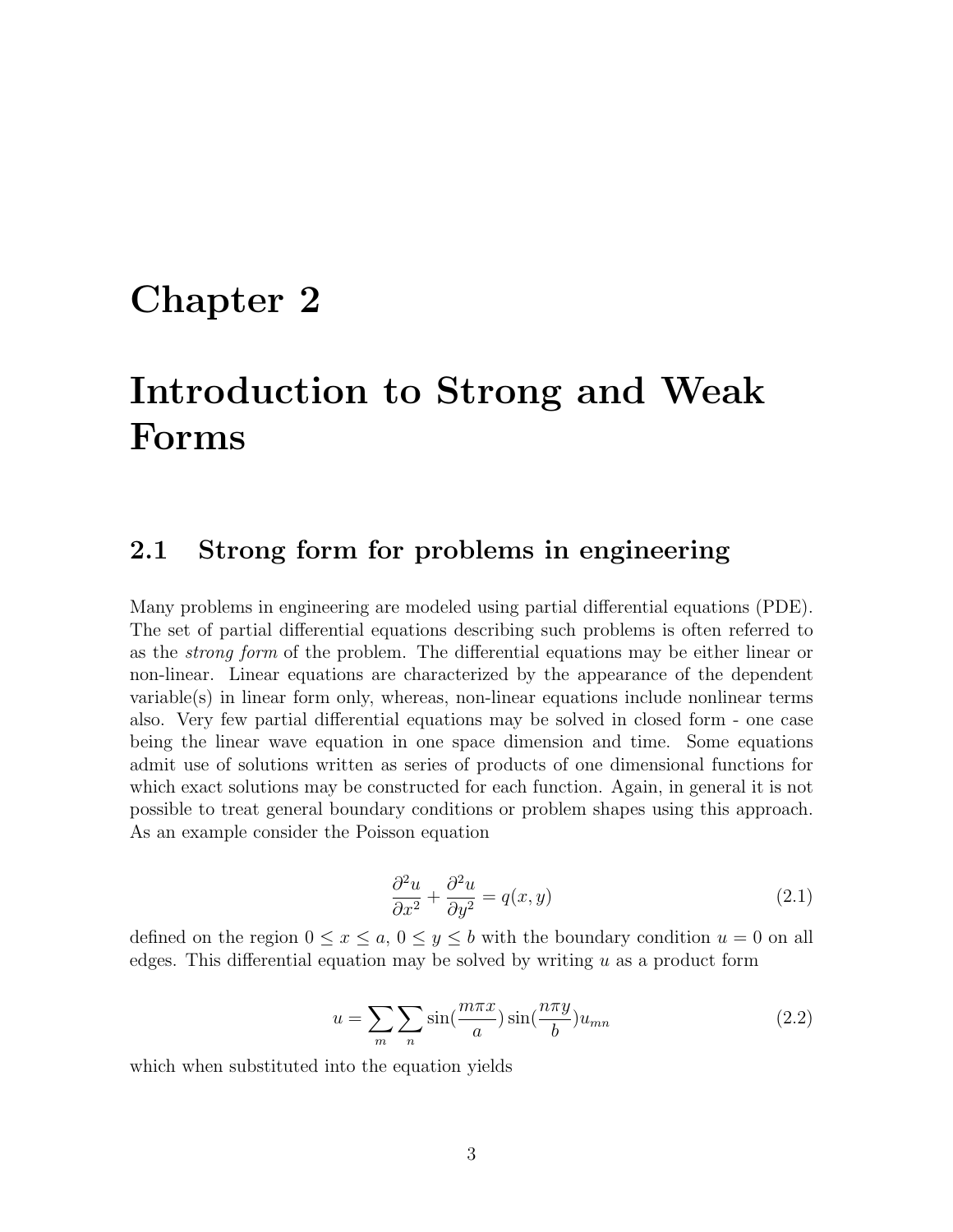# Chapter 2

# Introduction to Strong and Weak Forms

## 2.1 Strong form for problems in engineering

Many problems in engineering are modeled using partial differential equations (PDE). The set of partial differential equations describing such problems is often referred to as the *strong form* of the problem. The differential equations may be either linear or non-linear. Linear equations are characterized by the appearance of the dependent variable(s) in linear form only, whereas, non-linear equations include nonlinear terms also. Very few partial differential equations may be solved in closed form - one case being the linear wave equation in one space dimension and time. Some equations admit use of solutions written as series of products of one dimensional functions for which exact solutions may be constructed for each function. Again, in general it is not possible to treat general boundary conditions or problem shapes using this approach. As an example consider the Poisson equation

$$\frac{\partial^2 u}{\partial x^2} + \frac{\partial^2 u}{\partial y^2} = q(x, y) \tag{2.1}$$

defined on the region $0 \leq x \leq a$, $0 \leq y \leq b$ with the boundary condition $u = 0$ on all edges. This differential equation may be solved by writing $u$ as a product form

$$u = \sum_m \sum_n \sin(\frac{m\pi x}{a}) \sin(\frac{n\pi y}{b}) u_{mn} \tag{2.2}$$

which when substituted into the equation yields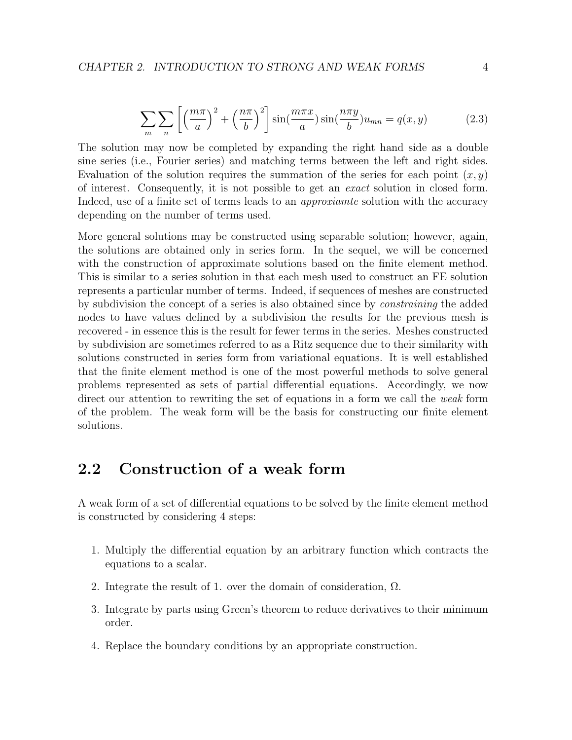$$\sum_{m}\sum_{n}\left[\left(\frac{m\pi}{a}\right)^{2}+\left(\frac{n\pi}{b}\right)^{2}\right]\sin(\frac{m\pi x}{a})\sin(\frac{n\pi y}{b})u_{mn}=q(x,y) \tag{2.3}$$

The solution may now be completed by expanding the right hand side as a double sine series (i.e., Fourier series) and matching terms between the left and right sides. Evaluation of the solution requires the summation of the series for each point $(x, y)$ of interest. Consequently, it is not possible to get an *exact* solution in closed form. Indeed, use of a finite set of terms leads to an *approxiamte* solution with the accuracy depending on the number of terms used.

More general solutions may be constructed using separable solution; however, again, the solutions are obtained only in series form. In the sequel, we will be concerned with the construction of approximate solutions based on the finite element method. This is similar to a series solution in that each mesh used to construct an FE solution represents a particular number of terms. Indeed, if sequences of meshes are constructed by subdivision the concept of a series is also obtained since by *constraining* the added nodes to have values defined by a subdivision the results for the previous mesh is recovered - in essence this is the result for fewer terms in the series. Meshes constructed by subdivision are sometimes referred to as a Ritz sequence due to their similarity with solutions constructed in series form from variational equations. It is well established that the finite element method is one of the most powerful methods to solve general problems represented as sets of partial differential equations. Accordingly, we now direct our attention to rewriting the set of equations in a form we call the *weak* form of the problem. The weak form will be the basis for constructing our finite element solutions.

## 2.2 Construction of a weak form

A weak form of a set of differential equations to be solved by the finite element method is constructed by considering 4 steps:

1. Multiply the differential equation by an arbitrary function which contracts the equations to a scalar.
2. Integrate the result of 1. over the domain of consideration, $\Omega$.
3. Integrate by parts using Green's theorem to reduce derivatives to their minimum order.
4. Replace the boundary conditions by an appropriate construction.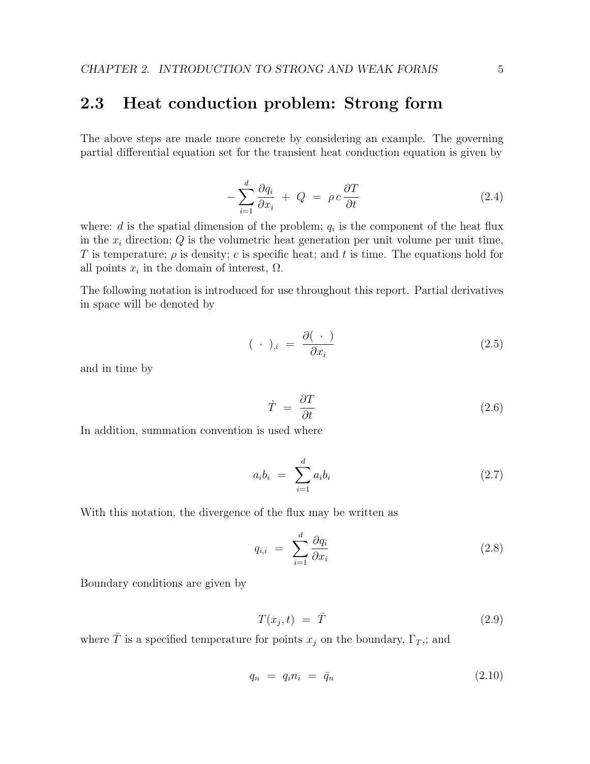## 2.3 Heat conduction problem: Strong form

The above steps are made more concrete by considering an example. The governing partial differential equation set for the transient heat conduction equation is given by

$$
-\sum_{i=1}^{d} \frac{\partial q_i}{\partial x_i} \; + \; Q \; = \; \rho \, c \, \frac{\partial T}{\partial t} \tag{2.4}
$$

where: $d$ is the spatial dimension of the problem; $q_i$ is the component of the heat flux in the $x_i$ direction; $Q$ is the volumetric heat generation per unit volume per unit time, $T$ is temperature; $\rho$ is density; $c$ is specific heat; and $t$ is time. The equations hold for all points $x_i$ in the domain of interest, $\Omega$.

The following notation is introduced for use throughout this report. Partial derivatives in space will be denoted by

$$
(\ \cdot\ )_{,i} \; = \; \frac{\partial(\ \cdot\ )}{\partial x_i} \tag{2.5}
$$

and in time by

$$
\dot{T} \; = \; \frac{\partial T}{\partial t} \tag{2.6}
$$

In addition, summation convention is used where

$$
a_i b_i \; = \; \sum_{i=1}^{d} a_i b_i \tag{2.7}
$$

With this notation, the divergence of the flux may be written as

$$
q_{i,i} \; = \; \sum_{i=1}^{d} \frac{\partial q_i}{\partial x_i} \tag{2.8}
$$

Boundary conditions are given by

$$
T(x_j, t) \; = \; \bar{T} \tag{2.9}
$$

where $\bar{T}$ is a specified temperature for points $x_j$ on the boundary, $\Gamma_{T}$,; and

$$
q_n \; = \; q_i n_i \; = \; \bar{q}_n \tag{2.10}
$$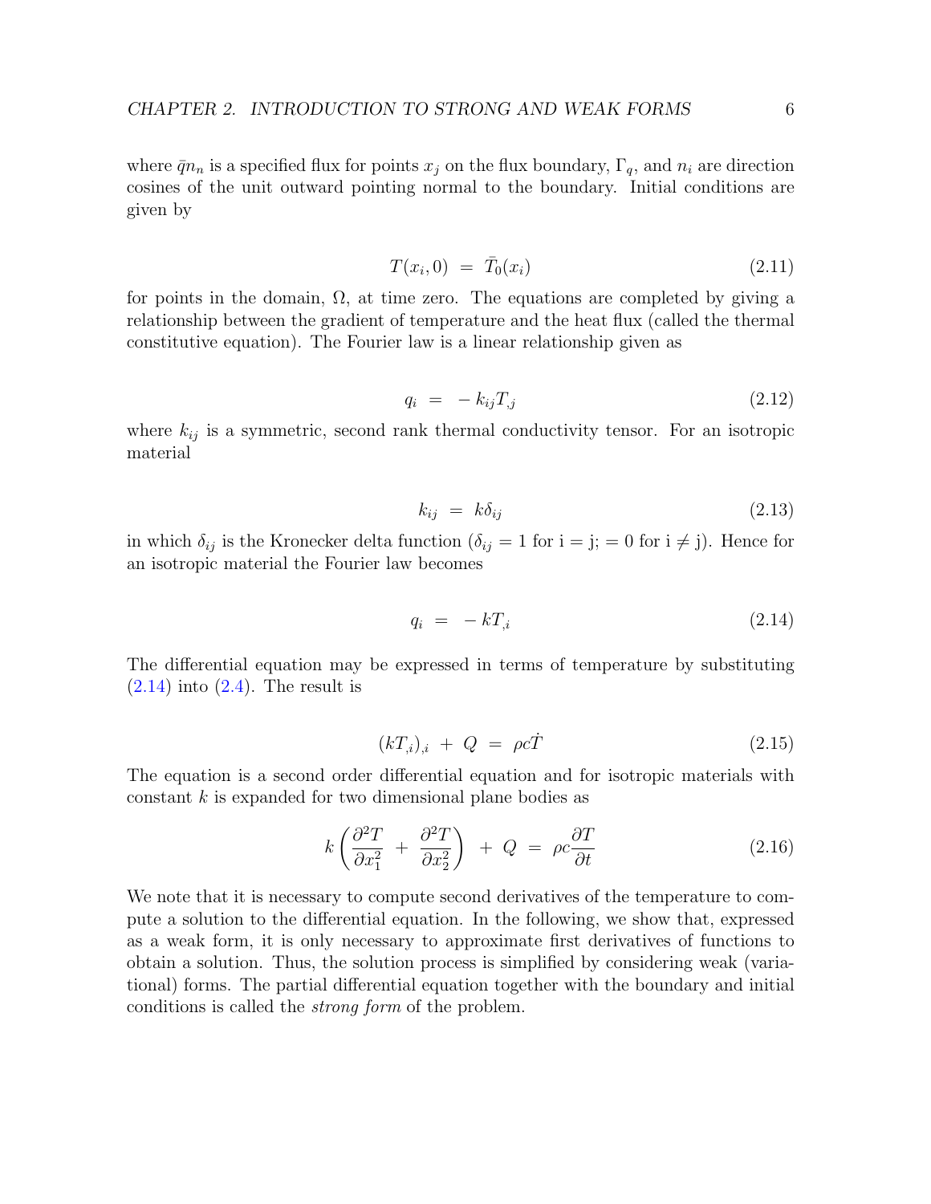where $\bar{q}n_n$ is a specified flux for points $x_j$ on the flux boundary, $\Gamma_q$, and $n_i$ are direction cosines of the unit outward pointing normal to the boundary. Initial conditions are given by

$$T(x_i, 0) \;=\; \bar{T}_0(x_i) \tag{2.11}$$

for points in the domain, $\Omega$, at time zero. The equations are completed by giving a relationship between the gradient of temperature and the heat flux (called the thermal constitutive equation). The Fourier law is a linear relationship given as

$$q_i \;=\; -\,k_{ij} T_{,j} \tag{2.12}$$

where $k_{ij}$ is a symmetric, second rank thermal conductivity tensor. For an isotropic material

$$k_{ij} \;=\; k \delta_{ij} \tag{2.13}$$

in which $\delta_{ij}$ is the Kronecker delta function ($\delta_{ij} = 1$ for i = j; = 0 for i $\neq$ j). Hence for an isotropic material the Fourier law becomes

$$q_i \;=\; -\,k T_{,i} \tag{2.14}$$

The differential equation may be expressed in terms of temperature by substituting (2.14) into (2.4). The result is

$$(k T_{,i})_{,i} \;+\; Q \;=\; \rho c \dot{T} \tag{2.15}$$

The equation is a second order differential equation and for isotropic materials with constant $k$ is expanded for two dimensional plane bodies as

$$k \left( \frac{\partial^2 T}{\partial x_1^2} \;+\; \frac{\partial^2 T}{\partial x_2^2} \right) \;+\; Q \;=\; \rho c \frac{\partial T}{\partial t} \tag{2.16}$$

We note that it is necessary to compute second derivatives of the temperature to compute a solution to the differential equation. In the following, we show that, expressed as a weak form, it is only necessary to approximate first derivatives of functions to obtain a solution. Thus, the solution process is simplified by considering weak (variational) forms. The partial differential equation together with the boundary and initial conditions is called the *strong form* of the problem.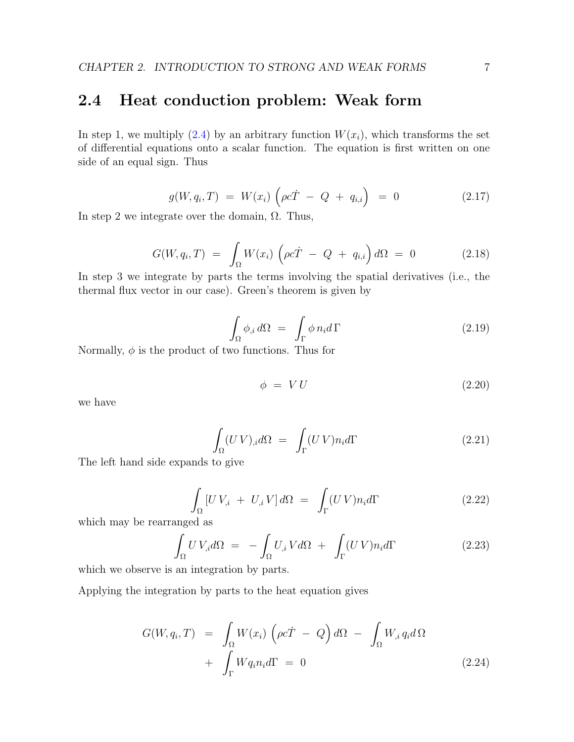## 2.4 Heat conduction problem: Weak form

In step 1, we multiply (2.4) by an arbitrary function $W(x_i)$, which transforms the set of differential equations onto a scalar function. The equation is first written on one side of an equal sign. Thus

$$g(W, q_i, T) \;=\; W(x_i)\,\left(\rho c \dot{T} \;-\; Q \;+\; q_{i,i}\right) \;=\; 0 \tag{2.17}$$

In step 2 we integrate over the domain, $\Omega$. Thus,

$$G(W, q_i, T) \;=\; \int_{\Omega} W(x_i)\,\left(\rho c \dot{T} \;-\; Q \;+\; q_{i,i}\right) d\Omega \;=\; 0 \tag{2.18}$$

In step 3 we integrate by parts the terms involving the spatial derivatives (i.e., the thermal flux vector in our case). Green's theorem is given by

$$\int_{\Omega} \phi_{,i}\, d\Omega \;=\; \int_{\Gamma} \phi\, n_i d\,\Gamma \tag{2.19}$$

Normally, $\phi$ is the product of two functions. Thus for

$$\phi \;=\; V\,U \tag{2.20}$$

we have

$$\int_{\Omega} (U\,V)_{,i} d\Omega \;=\; \int_{\Gamma} (U\,V) n_i d\Gamma \tag{2.21}$$

The left hand side expands to give

$$\int_{\Omega} \left[U\,V_{,i} \;+\; U_{,i}\,V\right] d\Omega \;=\; \int_{\Gamma} (U\,V) n_i d\Gamma \tag{2.22}$$

which may be rearranged as

$$\int_{\Omega} U\,V_{,i} d\Omega \;=\; -\int_{\Omega} U_{,i}\,V d\Omega \;+\; \int_{\Gamma} (U\,V) n_i d\Gamma \tag{2.23}$$

which we observe is an integration by parts.

Applying the integration by parts to the heat equation gives

$$\begin{aligned} G(W, q_i, T) \;&=\; \int_{\Omega} W(x_i)\,\left(\rho c \dot{T} \;-\; Q\right) d\Omega \;-\; \int_{\Omega} W_{,i}\, q_i d\,\Omega \\ &+\; \int_{\Gamma} W q_i n_i d\Gamma \;=\; 0 \end{aligned} \tag{2.24}$$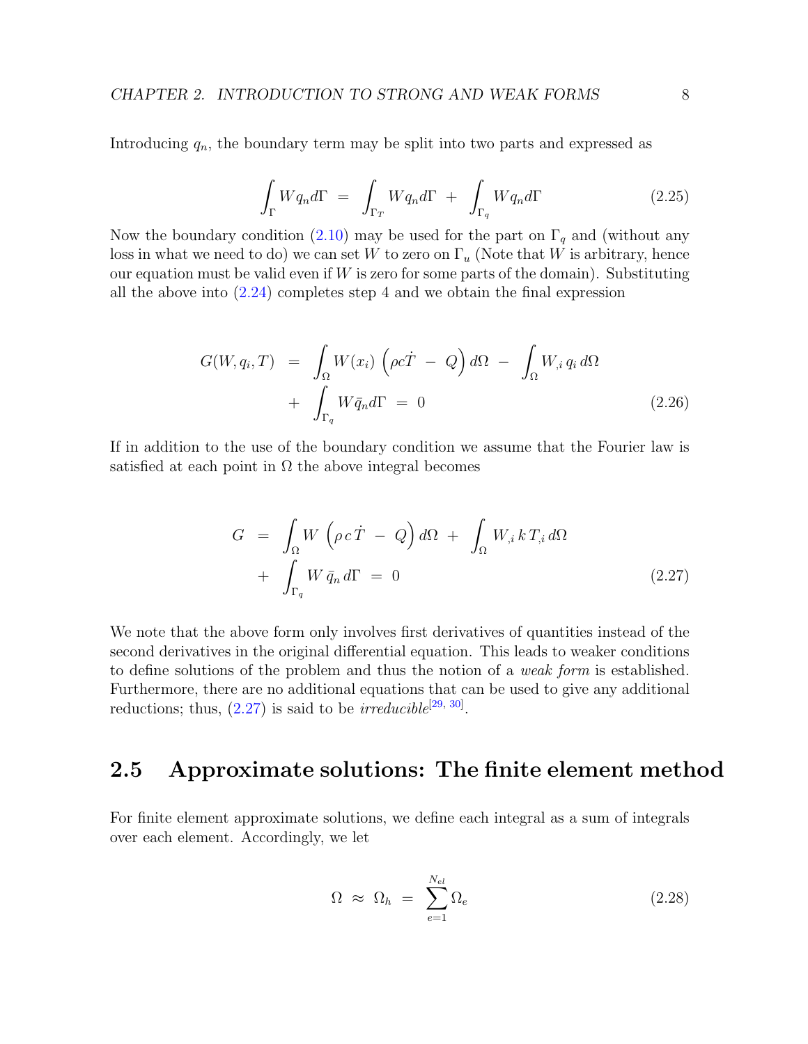Introducing $q_n$, the boundary term may be split into two parts and expressed as

$$\int_{\Gamma} W q_n d\Gamma \;=\; \int_{\Gamma_T} W q_n d\Gamma \;+\; \int_{\Gamma_q} W q_n d\Gamma \tag{2.25}$$

Now the boundary condition (2.10) may be used for the part on $\Gamma_q$ and (without any loss in what we need to do) we can set $W$ to zero on $\Gamma_u$ (Note that $W$ is arbitrary, hence our equation must be valid even if $W$ is zero for some parts of the domain). Substituting all the above into (2.24) completes step 4 and we obtain the final expression

$$\begin{aligned} G(W, q_i, T) \;&=\; \int_{\Omega} W(x_i) \left( \rho c \dot{T} \;-\; Q \right) d\Omega \;-\; \int_{\Omega} W_{,i}\, q_i \, d\Omega \\ &\quad +\; \int_{\Gamma_q} W \bar{q}_n d\Gamma \;=\; 0 \end{aligned} \tag{2.26}$$

If in addition to the use of the boundary condition we assume that the Fourier law is satisfied at each point in $\Omega$ the above integral becomes

$$\begin{aligned} G \;&=\; \int_{\Omega} W \left( \rho \, c \, \dot{T} \;-\; Q \right) d\Omega \;+\; \int_{\Omega} W_{,i} \, k \, T_{,i} \, d\Omega \\ &\quad +\; \int_{\Gamma_q} W \, \bar{q}_n \, d\Gamma \;=\; 0 \end{aligned} \tag{2.27}$$

We note that the above form only involves first derivatives of quantities instead of the second derivatives in the original differential equation. This leads to weaker conditions to define solutions of the problem and thus the notion of a *weak form* is established. Furthermore, there are no additional equations that can be used to give any additional reductions; thus, (2.27) is said to be *irreducible*[29, 30].

## 2.5 Approximate solutions: The finite element method

For finite element approximate solutions, we define each integral as a sum of integrals over each element. Accordingly, we let

$$\Omega \;\approx\; \Omega_h \;=\; \sum_{e=1}^{N_{el}} \Omega_e \tag{2.28}$$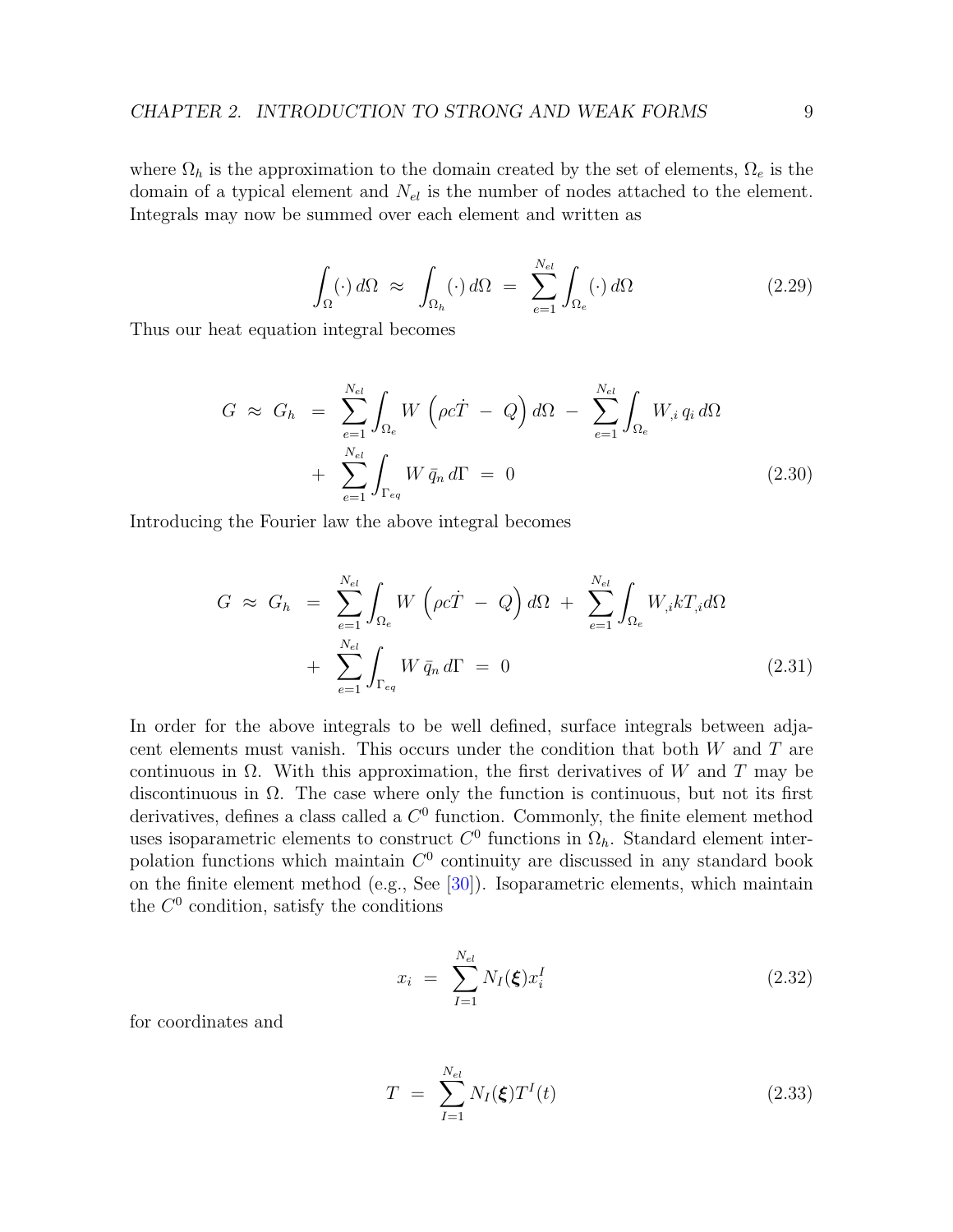where $\Omega_h$ is the approximation to the domain created by the set of elements, $\Omega_e$ is the domain of a typical element and $N_{el}$ is the number of nodes attached to the element. Integrals may now be summed over each element and written as

$$\int_{\Omega} (\cdot)\, d\Omega \;\approx\; \int_{\Omega_h} (\cdot)\, d\Omega \;=\; \sum_{e=1}^{N_{el}} \int_{\Omega_e} (\cdot)\, d\Omega \tag{2.29}$$

Thus our heat equation integral becomes

$$\begin{aligned} G \;\approx\; G_h \;&=\; \sum_{e=1}^{N_{el}} \int_{\Omega_e} W \left( \rho c \dot{T} \;-\; Q \right) d\Omega \;-\; \sum_{e=1}^{N_{el}} \int_{\Omega_e} W_{,i}\, q_i \, d\Omega \\ &+\; \sum_{e=1}^{N_{el}} \int_{\Gamma_{eq}} W \, \bar{q}_n \, d\Gamma \;=\; 0 \end{aligned} \tag{2.30}$$

Introducing the Fourier law the above integral becomes

$$\begin{aligned} G \;\approx\; G_h \;&=\; \sum_{e=1}^{N_{el}} \int_{\Omega_e} W \left( \rho c \dot{T} \;-\; Q \right) d\Omega \;+\; \sum_{e=1}^{N_{el}} \int_{\Omega_e} W_{,i} k T_{,i} d\Omega \\ &+\; \sum_{e=1}^{N_{el}} \int_{\Gamma_{eq}} W \, \bar{q}_n \, d\Gamma \;=\; 0 \end{aligned} \tag{2.31}$$

In order for the above integrals to be well defined, surface integrals between adjacent elements must vanish. This occurs under the condition that both $W$ and $T$ are continuous in $\Omega$. With this approximation, the first derivatives of $W$ and $T$ may be discontinuous in $\Omega$. The case where only the function is continuous, but not its first derivatives, defines a class called a $C^0$ function. Commonly, the finite element method uses isoparametric elements to construct $C^0$ functions in $\Omega_h$. Standard element interpolation functions which maintain $C^0$ continuity are discussed in any standard book on the finite element method (e.g., See [30]). Isoparametric elements, which maintain the $C^0$ condition, satisfy the conditions

$$x_i \;=\; \sum_{I=1}^{N_{el}} N_I(\boldsymbol{\xi}) x_i^I \tag{2.32}$$

for coordinates and

$$T \;=\; \sum_{I=1}^{N_{el}} N_I(\boldsymbol{\xi}) T^I(t) \tag{2.33}$$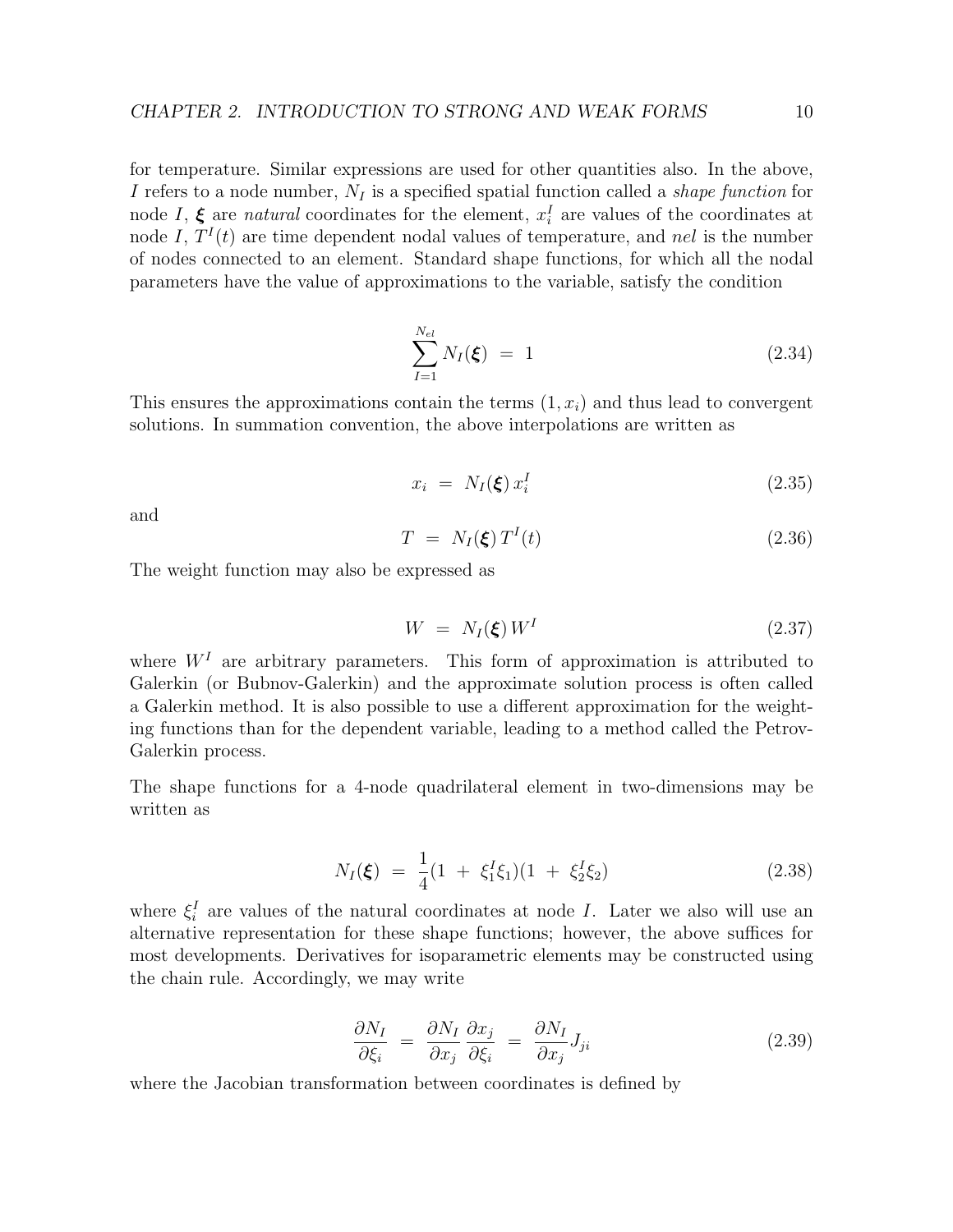for temperature. Similar expressions are used for other quantities also. In the above, $I$ refers to a node number, $N_I$ is a specified spatial function called a *shape function* for node $I$, $\boldsymbol{\xi}$ are *natural* coordinates for the element, $x_i^I$ are values of the coordinates at node $I$, $T^I(t)$ are time dependent nodal values of temperature, and *nel* is the number of nodes connected to an element. Standard shape functions, for which all the nodal parameters have the value of approximations to the variable, satisfy the condition

$$\sum_{I=1}^{N_{el}} N_I(\boldsymbol{\xi}) \;=\; 1 \tag{2.34}$$

This ensures the approximations contain the terms $(1, x_i)$ and thus lead to convergent solutions. In summation convention, the above interpolations are written as

$$x_i \;=\; N_I(\boldsymbol{\xi})\, x_i^I \tag{2.35}$$

and

$$T \;=\; N_I(\boldsymbol{\xi})\, T^I(t) \tag{2.36}$$

The weight function may also be expressed as

$$W \;=\; N_I(\boldsymbol{\xi})\, W^I \tag{2.37}$$

where $W^I$ are arbitrary parameters. This form of approximation is attributed to Galerkin (or Bubnov-Galerkin) and the approximate solution process is often called a Galerkin method. It is also possible to use a different approximation for the weighting functions than for the dependent variable, leading to a method called the Petrov-Galerkin process.

The shape functions for a 4-node quadrilateral element in two-dimensions may be written as

$$N_I(\boldsymbol{\xi}) \;=\; \frac{1}{4}(1 \;+\; \xi_1^I \xi_1)(1 \;+\; \xi_2^I \xi_2) \tag{2.38}$$

where $\xi_i^I$ are values of the natural coordinates at node $I$. Later we also will use an alternative representation for these shape functions; however, the above suffices for most developments. Derivatives for isoparametric elements may be constructed using the chain rule. Accordingly, we may write

$$\frac{\partial N_I}{\partial \xi_i} \;=\; \frac{\partial N_I}{\partial x_j}\frac{\partial x_j}{\partial \xi_i} \;=\; \frac{\partial N_I}{\partial x_j} J_{ji} \tag{2.39}$$

where the Jacobian transformation between coordinates is defined by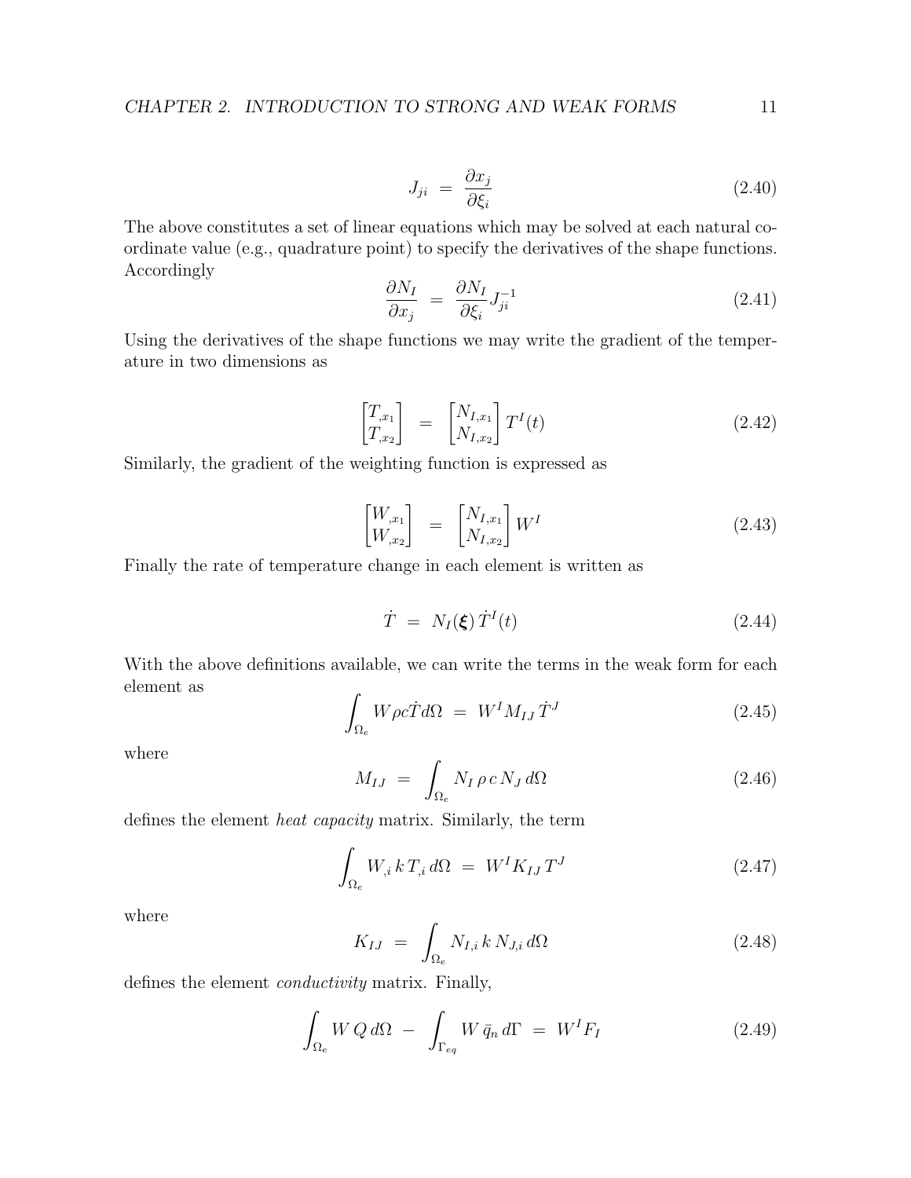$$J_{ji} \;=\; \frac{\partial x_j}{\partial \xi_i} \tag{2.40}$$

The above constitutes a set of linear equations which may be solved at each natural coordinate value (e.g., quadrature point) to specify the derivatives of the shape functions. Accordingly

$$\frac{\partial N_I}{\partial x_j} \;=\; \frac{\partial N_I}{\partial \xi_i} J^{-1}_{ji} \tag{2.41}$$

Using the derivatives of the shape functions we may write the gradient of the temperature in two dimensions as

$$\begin{bmatrix} T_{,x_1} \\ T_{,x_2} \end{bmatrix} \;=\; \begin{bmatrix} N_{I,x_1} \\ N_{I,x_2} \end{bmatrix} T^I(t) \tag{2.42}$$

Similarly, the gradient of the weighting function is expressed as

$$\begin{bmatrix} W_{,x_1} \\ W_{,x_2} \end{bmatrix} \;=\; \begin{bmatrix} N_{I,x_1} \\ N_{I,x_2} \end{bmatrix} W^I \tag{2.43}$$

Finally the rate of temperature change in each element is written as

$$\dot{T} \;=\; N_I(\boldsymbol{\xi})\, \dot{T}^I(t) \tag{2.44}$$

With the above definitions available, we can write the terms in the weak form for each element as

$$\int_{\Omega_e} W \rho c \dot{T} d\Omega \;=\; W^I M_{IJ}\, \dot{T}^J \tag{2.45}$$

where

$$M_{IJ} \;=\; \int_{\Omega_e} N_I\, \rho\, c\, N_J\, d\Omega \tag{2.46}$$

defines the element *heat capacity* matrix. Similarly, the term

$$\int_{\Omega_e} W_{,i}\, k\, T_{,i}\, d\Omega \;=\; W^I K_{IJ}\, T^J \tag{2.47}$$

where

$$K_{IJ} \;=\; \int_{\Omega_e} N_{I,i}\, k\, N_{J,i}\, d\Omega \tag{2.48}$$

defines the element *conductivity* matrix. Finally,

$$\int_{\Omega_e} W\, Q\, d\Omega \;-\; \int_{\Gamma_{eq}} W\, \bar{q}_n\, d\Gamma \;=\; W^I F_I \tag{2.49}$$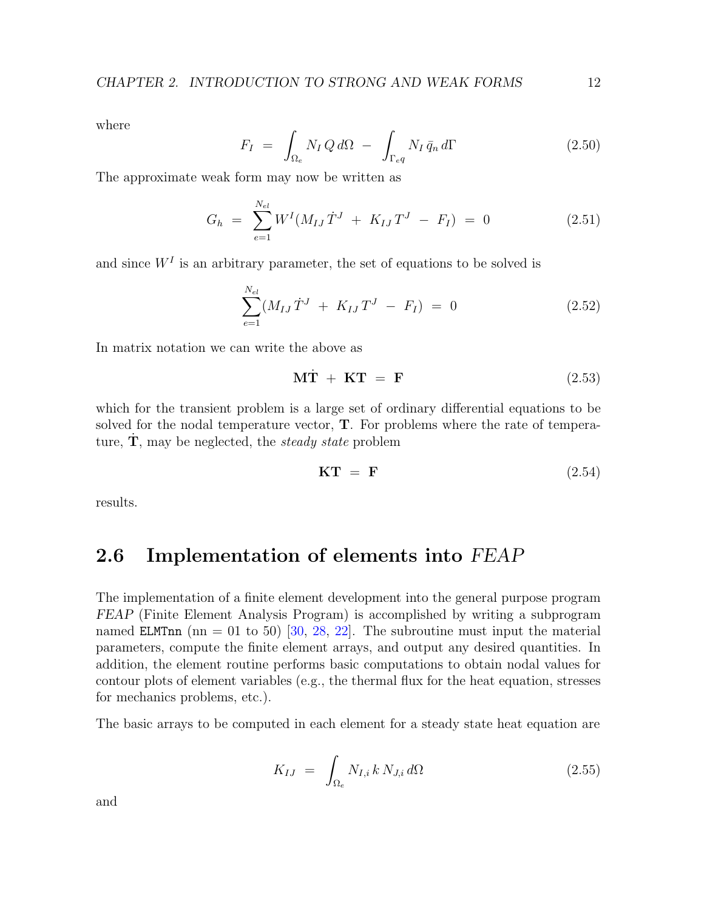where

$$F_I \;=\; \int_{\Omega_e} N_I \, Q \, d\Omega \;-\; \int_{\Gamma_{eq}} N_I \, \bar{q}_n \, d\Gamma \tag{2.50}$$

The approximate weak form may now be written as

$$G_h \;=\; \sum_{e=1}^{N_{el}} W^I (M_{IJ} \, \dot{T}^J \;+\; K_{IJ} \, T^J \;-\; F_I) \;=\; 0 \tag{2.51}$$

and since $W^I$ is an arbitrary parameter, the set of equations to be solved is

$$\sum_{e=1}^{N_{el}} (M_{IJ} \, \dot{T}^J \;+\; K_{IJ} \, T^J \;-\; F_I) \;=\; 0 \tag{2.52}$$

In matrix notation we can write the above as

$$\mathbf{M} \dot{\mathbf{T}} \;+\; \mathbf{K} \mathbf{T} \;=\; \mathbf{F} \tag{2.53}$$

which for the transient problem is a large set of ordinary differential equations to be solved for the nodal temperature vector, $\mathbf{T}$. For problems where the rate of temperature, $\dot{\mathbf{T}}$, may be neglected, the *steady state* problem

$$\mathbf{K} \mathbf{T} \;=\; \mathbf{F} \tag{2.54}$$

results.

## 2.6 Implementation of elements into *FEAP*

The implementation of a finite element development into the general purpose program *FEAP* (Finite Element Analysis Program) is accomplished by writing a subprogram named `ELMTnn` (nn = 01 to 50) [30, 28, 22]. The subroutine must input the material parameters, compute the finite element arrays, and output any desired quantities. In addition, the element routine performs basic computations to obtain nodal values for contour plots of element variables (e.g., the thermal flux for the heat equation, stresses for mechanics problems, etc.).

The basic arrays to be computed in each element for a steady state heat equation are

$$K_{IJ} \;=\; \int_{\Omega_e} N_{I,i} \, k \, N_{J,i} \, d\Omega \tag{2.55}$$

and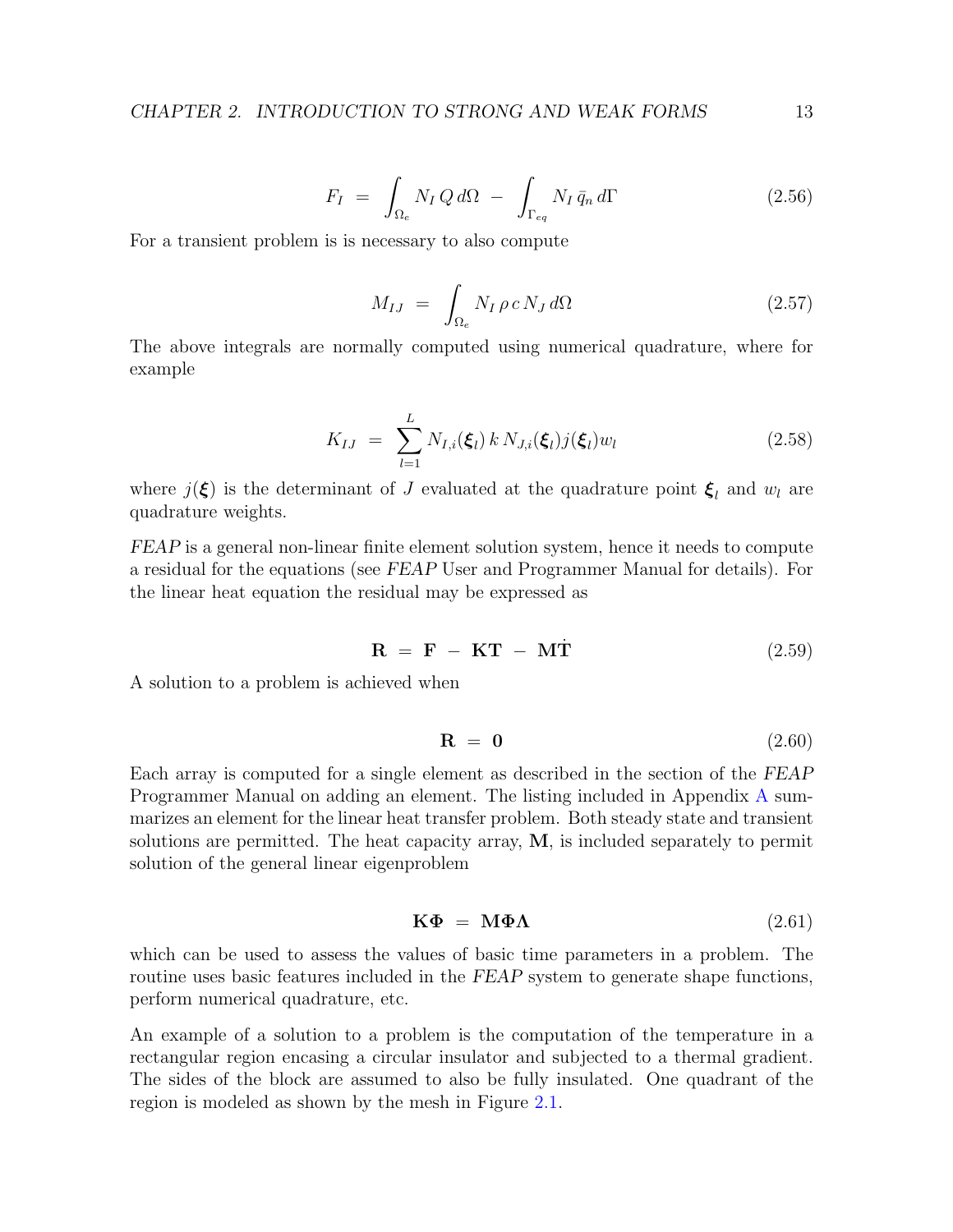$$F_I \;=\; \int_{\Omega_e} N_I \, Q \, d\Omega \;-\; \int_{\Gamma_{eq}} N_I \, \bar{q}_n \, d\Gamma \tag{2.56}$$

For a transient problem is is necessary to also compute

$$M_{IJ} \;=\; \int_{\Omega_e} N_I \, \rho \, c \, N_J \, d\Omega \tag{2.57}$$

The above integrals are normally computed using numerical quadrature, where for example

$$K_{IJ} \;=\; \sum_{l=1}^{L} N_{I,i}(\boldsymbol{\xi}_l) \, k \, N_{J,i}(\boldsymbol{\xi}_l) j(\boldsymbol{\xi}_l) w_l \tag{2.58}$$

where $j(\boldsymbol{\xi})$ is the determinant of $J$ evaluated at the quadrature point $\boldsymbol{\xi}_l$ and $w_l$ are quadrature weights.

*FEAP* is a general non-linear finite element solution system, hence it needs to compute a residual for the equations (see *FEAP* User and Programmer Manual for details). For the linear heat equation the residual may be expressed as

$$\mathbf{R} \;=\; \mathbf{F} \;-\; \mathbf{K}\mathbf{T} \;-\; \mathbf{M}\dot{\mathbf{T}} \tag{2.59}$$

A solution to a problem is achieved when

$$\mathbf{R} \;=\; \mathbf{0} \tag{2.60}$$

Each array is computed for a single element as described in the section of the *FEAP* Programmer Manual on adding an element. The listing included in Appendix A summarizes an element for the linear heat transfer problem. Both steady state and transient solutions are permitted. The heat capacity array, $\mathbf{M}$, is included separately to permit solution of the general linear eigenproblem

$$\mathbf{K}\boldsymbol{\Phi} \;=\; \mathbf{M}\boldsymbol{\Phi}\boldsymbol{\Lambda} \tag{2.61}$$

which can be used to assess the values of basic time parameters in a problem. The routine uses basic features included in the *FEAP* system to generate shape functions, perform numerical quadrature, etc.

An example of a solution to a problem is the computation of the temperature in a rectangular region encasing a circular insulator and subjected to a thermal gradient. The sides of the block are assumed to also be fully insulated. One quadrant of the region is modeled as shown by the mesh in Figure 2.1.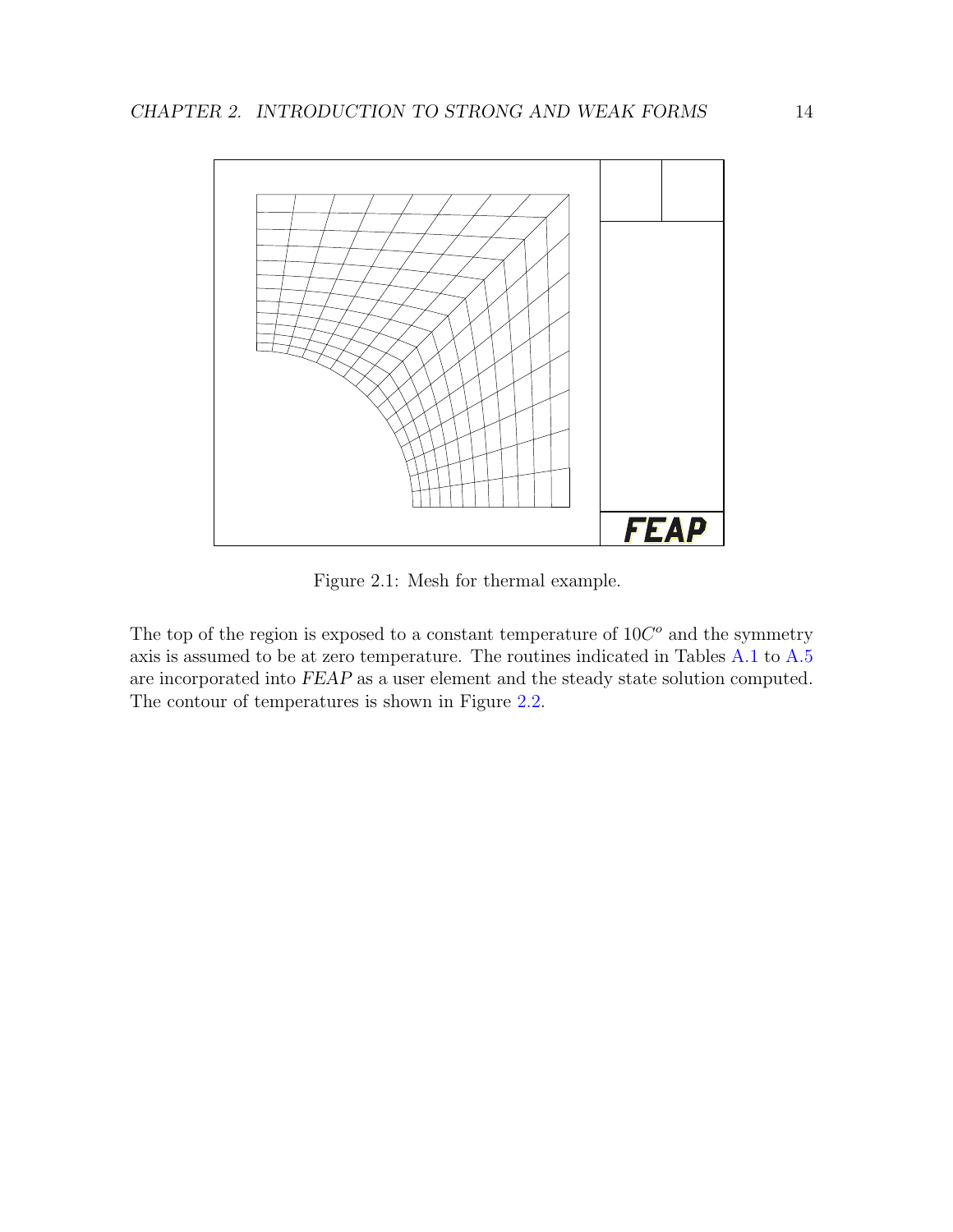Figure 2.1: Mesh for thermal example.

The top of the region is exposed to a constant temperature of $10C^o$ and the symmetry axis is assumed to be at zero temperature. The routines indicated in Tables A.1 to A.5 are incorporated into *FEAP* as a user element and the steady state solution computed. The contour of temperatures is shown in Figure 2.2.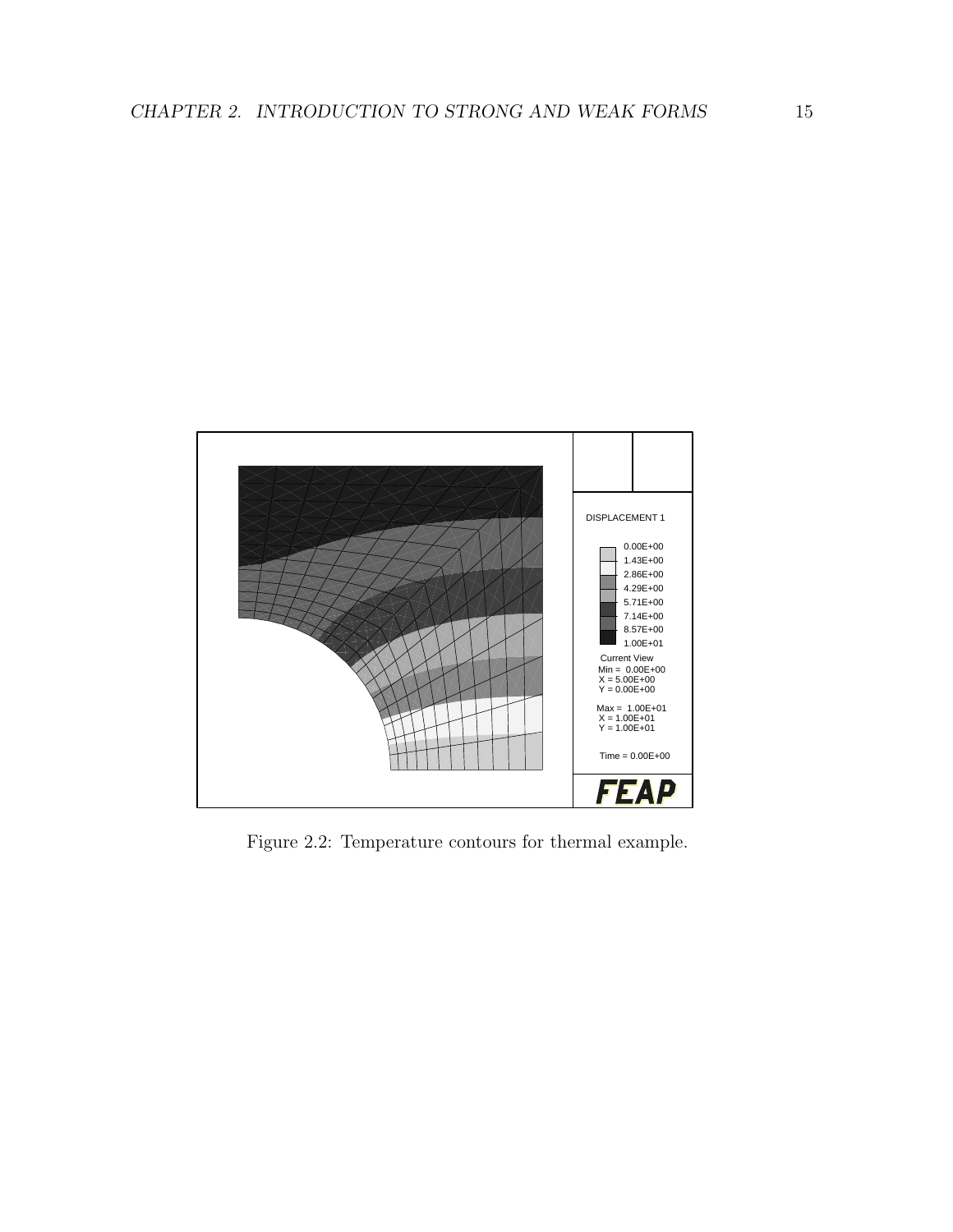Figure 2.2: Temperature contours for thermal example.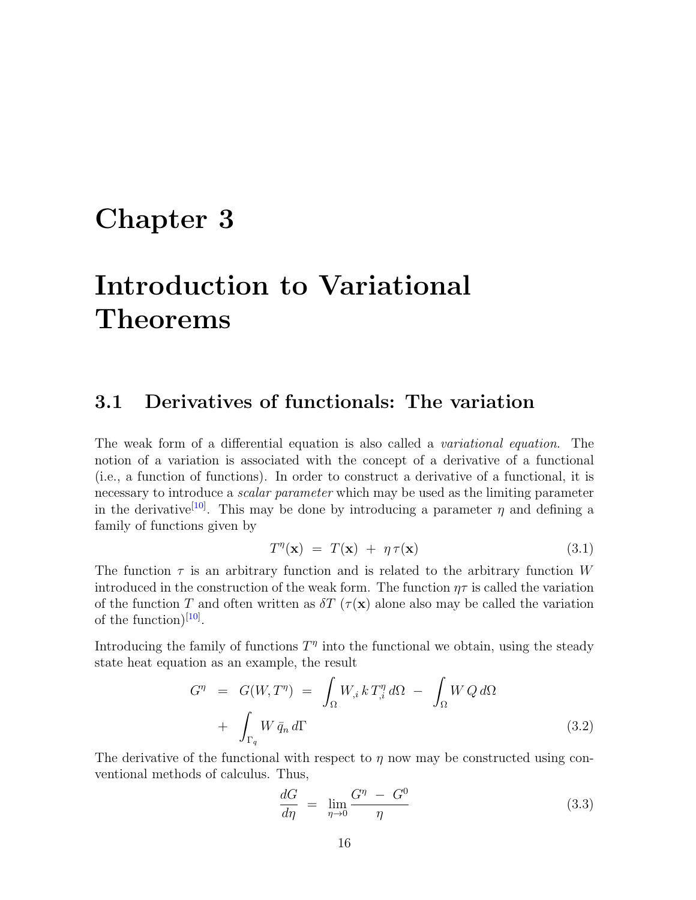# Chapter 3

# Introduction to Variational Theorems

## 3.1 Derivatives of functionals: The variation

The weak form of a differential equation is also called a *variational equation*. The notion of a variation is associated with the concept of a derivative of a functional (i.e., a function of functions). In order to construct a derivative of a functional, it is necessary to introduce a *scalar parameter* which may be used as the limiting parameter in the derivative[10]. This may be done by introducing a parameter $\eta$ and defining a family of functions given by

$$T^{\eta}(\mathbf{x}) \;=\; T(\mathbf{x}) \;+\; \eta\,\tau(\mathbf{x}) \tag{3.1}$$

The function $\tau$ is an arbitrary function and is related to the arbitrary function $W$ introduced in the construction of the weak form. The function $\eta\tau$ is called the variation of the function $T$ and often written as $\delta T$ ($\tau(\mathbf{x})$ alone also may be called the variation of the function)[10].

Introducing the family of functions $T^{\eta}$ into the functional we obtain, using the steady state heat equation as an example, the result

$$\begin{aligned} G^{\eta} \;&=\; G(W, T^{\eta}) \;=\; \int_{\Omega} W_{,i}\, k\, T^{\eta}_{,i}\, d\Omega \;-\; \int_{\Omega} W\, Q\, d\Omega \\ &\quad +\; \int_{\Gamma_q} W\, \bar{q}_n\, d\Gamma \end{aligned} \tag{3.2}$$

The derivative of the functional with respect to $\eta$ now may be constructed using conventional methods of calculus. Thus,

$$\frac{dG}{d\eta} \;=\; \lim_{\eta \to 0} \frac{G^{\eta} \;-\; G^{0}}{\eta} \tag{3.3}$$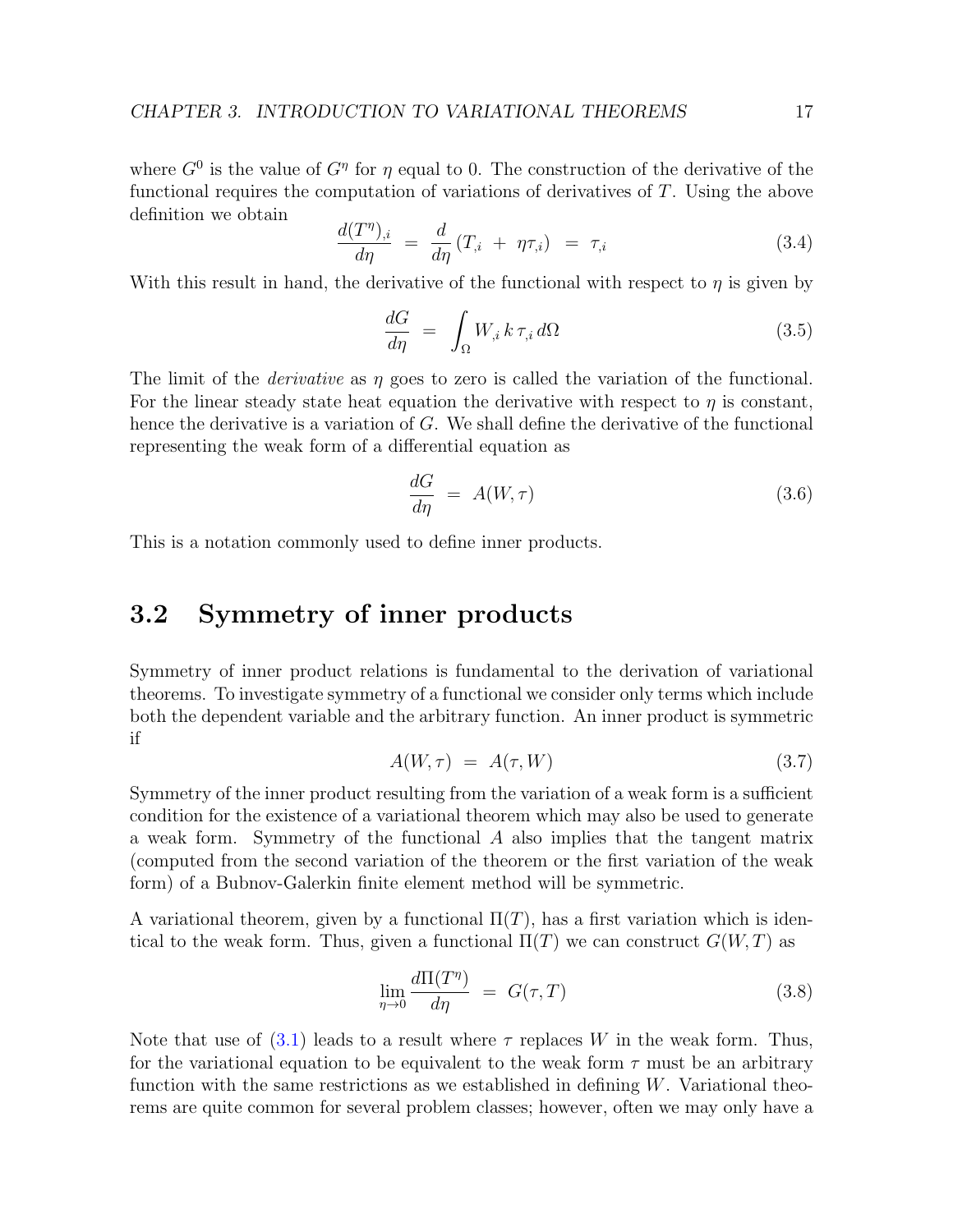where $G^0$ is the value of $G^\eta$ for $\eta$ equal to 0. The construction of the derivative of the functional requires the computation of variations of derivatives of $T$. Using the above definition we obtain

$$\frac{d(T^\eta)_{,i}}{d\eta} \;=\; \frac{d}{d\eta}\left(T_{,i} \;+\; \eta \tau_{,i}\right) \;=\; \tau_{,i} \tag{3.4}$$

With this result in hand, the derivative of the functional with respect to $\eta$ is given by

$$\frac{dG}{d\eta} \;=\; \int_\Omega W_{,i}\, k\, \tau_{,i}\, d\Omega \tag{3.5}$$

The limit of the *derivative* as $\eta$ goes to zero is called the variation of the functional. For the linear steady state heat equation the derivative with respect to $\eta$ is constant, hence the derivative is a variation of $G$. We shall define the derivative of the functional representing the weak form of a differential equation as

$$\frac{dG}{d\eta} \;=\; A(W, \tau) \tag{3.6}$$

This is a notation commonly used to define inner products.

## 3.2 Symmetry of inner products

Symmetry of inner product relations is fundamental to the derivation of variational theorems. To investigate symmetry of a functional we consider only terms which include both the dependent variable and the arbitrary function. An inner product is symmetric if

$$A(W, \tau) \;=\; A(\tau, W) \tag{3.7}$$

Symmetry of the inner product resulting from the variation of a weak form is a sufficient condition for the existence of a variational theorem which may also be used to generate a weak form. Symmetry of the functional $A$ also implies that the tangent matrix (computed from the second variation of the theorem or the first variation of the weak form) of a Bubnov-Galerkin finite element method will be symmetric.

A variational theorem, given by a functional $\Pi(T)$, has a first variation which is identical to the weak form. Thus, given a functional $\Pi(T)$ we can construct $G(W, T)$ as

$$\lim_{\eta \to 0} \frac{d\Pi(T^\eta)}{d\eta} \;=\; G(\tau, T) \tag{3.8}$$

Note that use of (3.1) leads to a result where $\tau$ replaces $W$ in the weak form. Thus, for the variational equation to be equivalent to the weak form $\tau$ must be an arbitrary function with the same restrictions as we established in defining $W$. Variational theorems are quite common for several problem classes; however, often we may only have a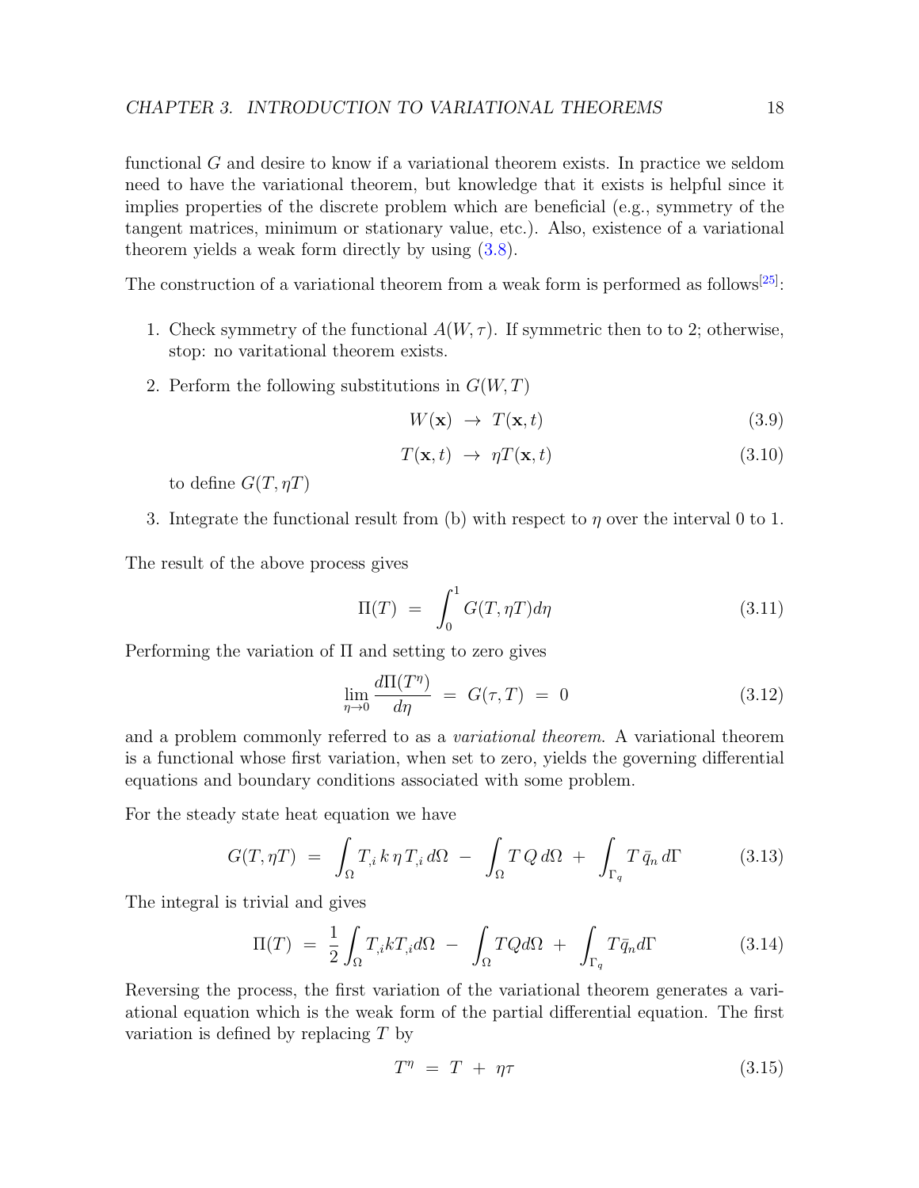functional $G$ and desire to know if a variational theorem exists. In practice we seldom need to have the variational theorem, but knowledge that it exists is helpful since it implies properties of the discrete problem which are beneficial (e.g., symmetry of the tangent matrices, minimum or stationary value, etc.). Also, existence of a variational theorem yields a weak form directly by using (3.8).

The construction of a variational theorem from a weak form is performed as follows[25]:

1. Check symmetry of the functional $A(W, \tau)$. If symmetric then to to 2; otherwise, stop: no varitational theorem exists.
2. Perform the following substitutions in $G(W, T)$

$$W(\mathbf{x}) \ \rightarrow \ T(\mathbf{x}, t) \tag{3.9}$$

$$T(\mathbf{x}, t) \ \rightarrow \ \eta T(\mathbf{x}, t) \tag{3.10}$$

   to define $G(T, \eta T)$

3. Integrate the functional result from (b) with respect to $\eta$ over the interval 0 to 1.

The result of the above process gives

$$\Pi(T) \ = \ \int_0^1 G(T, \eta T) d\eta \tag{3.11}$$

Performing the variation of $\Pi$ and setting to zero gives

$$\lim_{\eta \to 0} \frac{d\Pi(T^\eta)}{d\eta} \ = \ G(\tau, T) \ = \ 0 \tag{3.12}$$

and a problem commonly referred to as a *variational theorem*. A variational theorem is a functional whose first variation, when set to zero, yields the governing differential equations and boundary conditions associated with some problem.

For the steady state heat equation we have

$$G(T, \eta T) \ = \ \int_\Omega T_{,i} \, k \, \eta \, T_{,i} \, d\Omega \ - \ \int_\Omega T \, Q \, d\Omega \ + \ \int_{\Gamma_q} T \, \bar{q}_n \, d\Gamma \tag{3.13}$$

The integral is trivial and gives

$$\Pi(T) \ = \ \frac{1}{2} \int_\Omega T_{,i} k T_{,i} d\Omega \ - \ \int_\Omega T Q d\Omega \ + \ \int_{\Gamma_q} T \bar{q}_n d\Gamma \tag{3.14}$$

Reversing the process, the first variation of the variational theorem generates a variational equation which is the weak form of the partial differential equation. The first variation is defined by replacing $T$ by

$$T^\eta \ = \ T \ + \ \eta \tau \tag{3.15}$$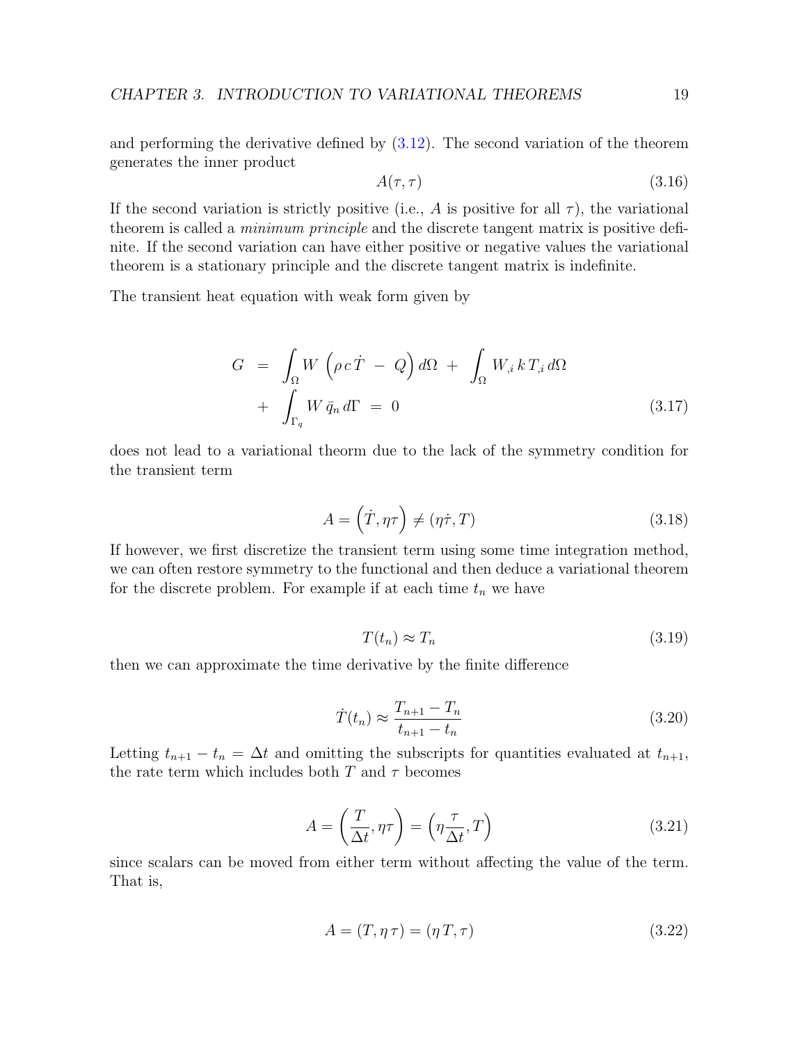and performing the derivative defined by (3.12). The second variation of the theorem generates the inner product

$$A(\tau, \tau) \tag{3.16}$$

If the second variation is strictly positive (i.e., $A$ is positive for all $\tau$), the variational theorem is called a *minimum principle* and the discrete tangent matrix is positive definite. If the second variation can have either positive or negative values the variational theorem is a stationary principle and the discrete tangent matrix is indefinite.

The transient heat equation with weak form given by

$$\begin{aligned} G \;&=\; \int_\Omega W \left(\rho\, c\, \dot{T} \;-\; Q\right) d\Omega \;+\; \int_\Omega W_{,i}\, k\, T_{,i}\, d\Omega \\ &+\; \int_{\Gamma_q} W\, \bar{q}_n\, d\Gamma \;=\; 0 \end{aligned} \tag{3.17}$$

does not lead to a variational theorm due to the lack of the symmetry condition for the transient term

$$A = \left(\dot{T}, \eta\tau\right) \neq (\eta\dot{\tau}, T) \tag{3.18}$$

If however, we first discretize the transient term using some time integration method, we can often restore symmetry to the functional and then deduce a variational theorem for the discrete problem. For example if at each time $t_n$ we have

$$T(t_n) \approx T_n \tag{3.19}$$

then we can approximate the time derivative by the finite difference

$$\dot{T}(t_n) \approx \frac{T_{n+1} - T_n}{t_{n+1} - t_n} \tag{3.20}$$

Letting $t_{n+1} - t_n = \Delta t$ and omitting the subscripts for quantities evaluated at $t_{n+1}$, the rate term which includes both $T$ and $\tau$ becomes

$$A = \left(\frac{T}{\Delta t}, \eta\tau\right) = \left(\eta\frac{\tau}{\Delta t}, T\right) \tag{3.21}$$

since scalars can be moved from either term without affecting the value of the term. That is,

$$A = (T, \eta\, \tau) = (\eta\, T, \tau) \tag{3.22}$$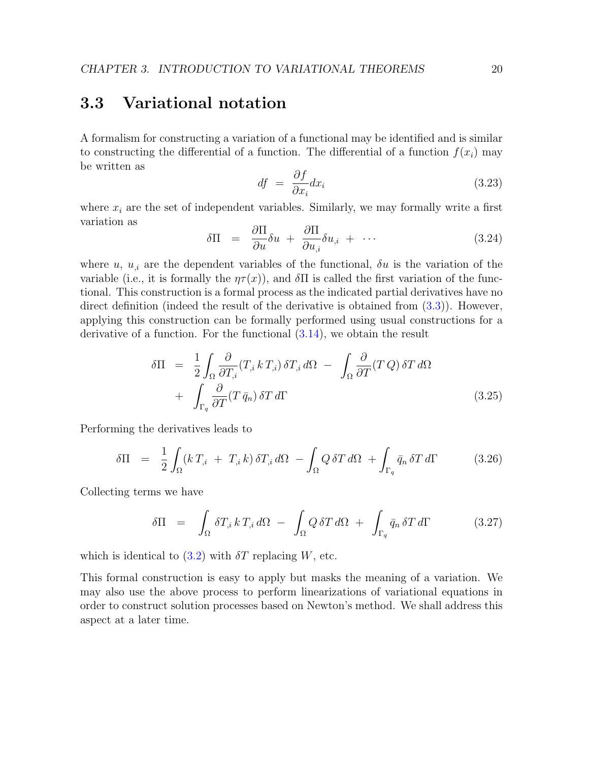## 3.3 Variational notation

A formalism for constructing a variation of a functional may be identified and is similar to constructing the differential of a function. The differential of a function $f(x_i)$ may be written as

$$df \;=\; \frac{\partial f}{\partial x_i} dx_i \tag{3.23}$$

where $x_i$ are the set of independent variables. Similarly, we may formally write a first variation as

$$\delta \Pi \;\;=\;\; \frac{\partial \Pi}{\partial u} \delta u \;+\; \frac{\partial \Pi}{\partial u_{,i}} \delta u_{,i} \;+\; \cdots \tag{3.24}$$

where $u$, $u_{,i}$ are the dependent variables of the functional, $\delta u$ is the variation of the variable (i.e., it is formally the $\eta \tau(x)$), and $\delta \Pi$ is called the first variation of the functional. This construction is a formal process as the indicated partial derivatives have no direct definition (indeed the result of the derivative is obtained from (3.3)). However, applying this construction can be formally performed using usual constructions for a derivative of a function. For the functional (3.14), we obtain the result

$$\begin{aligned}
\delta \Pi \;\;&=\;\; \frac{1}{2} \int_\Omega \frac{\partial}{\partial T_{,i}} (T_{,i}\, k\, T_{,i})\, \delta T_{,i}\, d\Omega \;-\; \int_\Omega \frac{\partial}{\partial T} (T\, Q)\, \delta T\, d\Omega \\
&\quad+\; \int_{\Gamma_q} \frac{\partial}{\partial T} (T\, \bar{q}_n)\, \delta T\, d\Gamma
\end{aligned} \tag{3.25}$$

Performing the derivatives leads to

$$\delta \Pi \;\;=\;\; \frac{1}{2} \int_\Omega (k\, T_{,i} \;+\; T_{,i}\, k)\, \delta T_{,i}\, d\Omega \;-\! \int_\Omega Q\, \delta T\, d\Omega \;+\! \int_{\Gamma_q} \bar{q}_n\, \delta T\, d\Gamma \tag{3.26}$$

Collecting terms we have

$$\delta \Pi \;\;=\;\; \int_\Omega \delta T_{,i}\, k\, T_{,i}\, d\Omega \;-\; \int_\Omega Q\, \delta T\, d\Omega \;+\; \int_{\Gamma_q} \bar{q}_n\, \delta T\, d\Gamma \tag{3.27}$$

which is identical to (3.2) with $\delta T$ replacing $W$, etc.

This formal construction is easy to apply but masks the meaning of a variation. We may also use the above process to perform linearizations of variational equations in order to construct solution processes based on Newton's method. We shall address this aspect at a later time.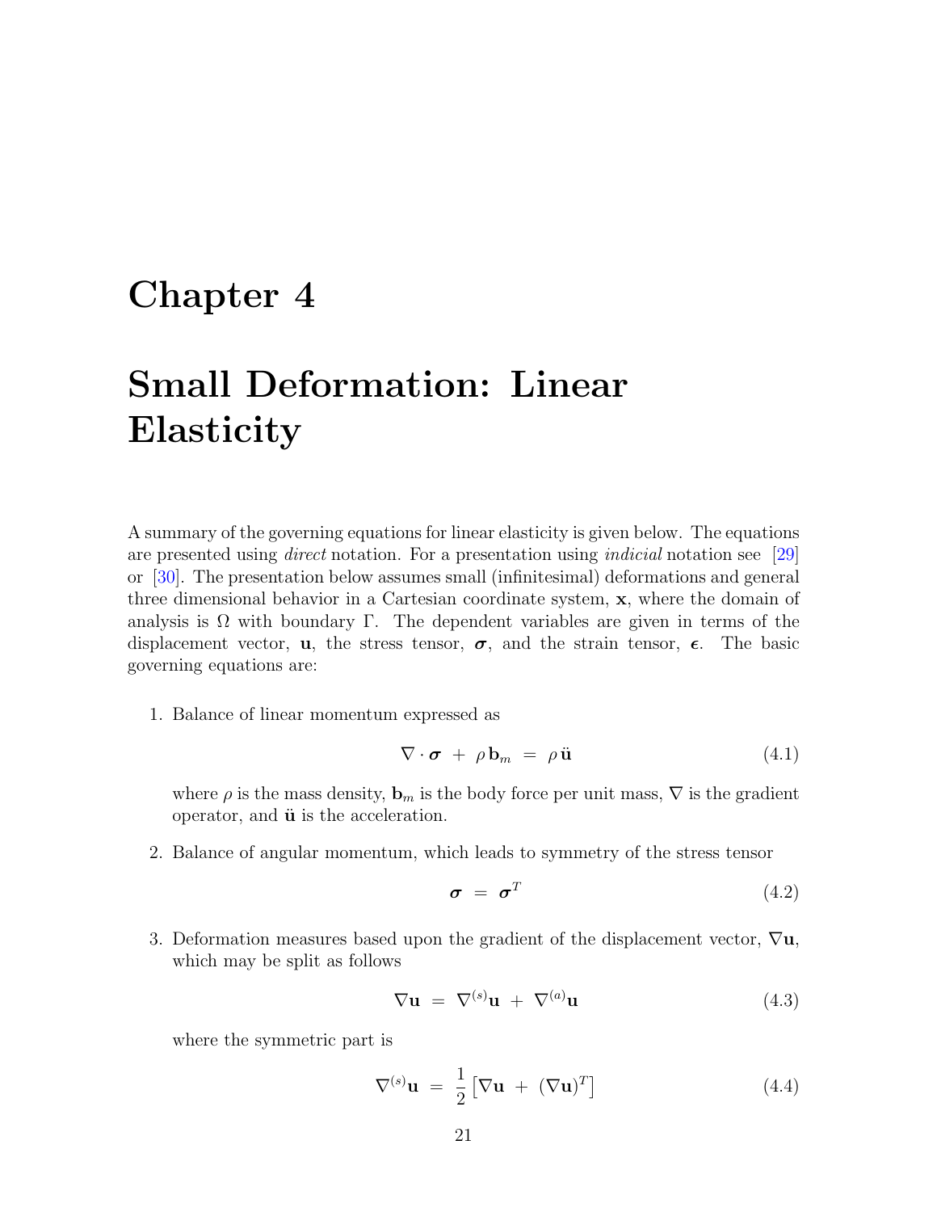# Chapter 4

# Small Deformation: Linear Elasticity

A summary of the governing equations for linear elasticity is given below. The equations are presented using *direct* notation. For a presentation using *indicial* notation see [29] or [30]. The presentation below assumes small (infinitesimal) deformations and general three dimensional behavior in a Cartesian coordinate system, $\mathbf{x}$, where the domain of analysis is $\Omega$ with boundary $\Gamma$. The dependent variables are given in terms of the displacement vector, $\mathbf{u}$, the stress tensor, $\boldsymbol{\sigma}$, and the strain tensor, $\boldsymbol{\epsilon}$. The basic governing equations are:

1. Balance of linear momentum expressed as

$$\nabla \cdot \boldsymbol{\sigma} \; + \; \rho \, \mathbf{b}_m \; = \; \rho \, \ddot{\mathbf{u}} \tag{4.1}$$

   where $\rho$ is the mass density, $\mathbf{b}_m$ is the body force per unit mass, $\nabla$ is the gradient operator, and $\ddot{\mathbf{u}}$ is the acceleration.

2. Balance of angular momentum, which leads to symmetry of the stress tensor

$$\boldsymbol{\sigma} \; = \; \boldsymbol{\sigma}^T \tag{4.2}$$

3. Deformation measures based upon the gradient of the displacement vector, $\nabla \mathbf{u}$, which may be split as follows

$$\nabla \mathbf{u} \; = \; \nabla^{(s)} \mathbf{u} \; + \; \nabla^{(a)} \mathbf{u} \tag{4.3}$$

   where the symmetric part is

$$\nabla^{(s)} \mathbf{u} \; = \; \frac{1}{2} \left[ \nabla \mathbf{u} \; + \; (\nabla \mathbf{u})^T \right] \tag{4.4}$$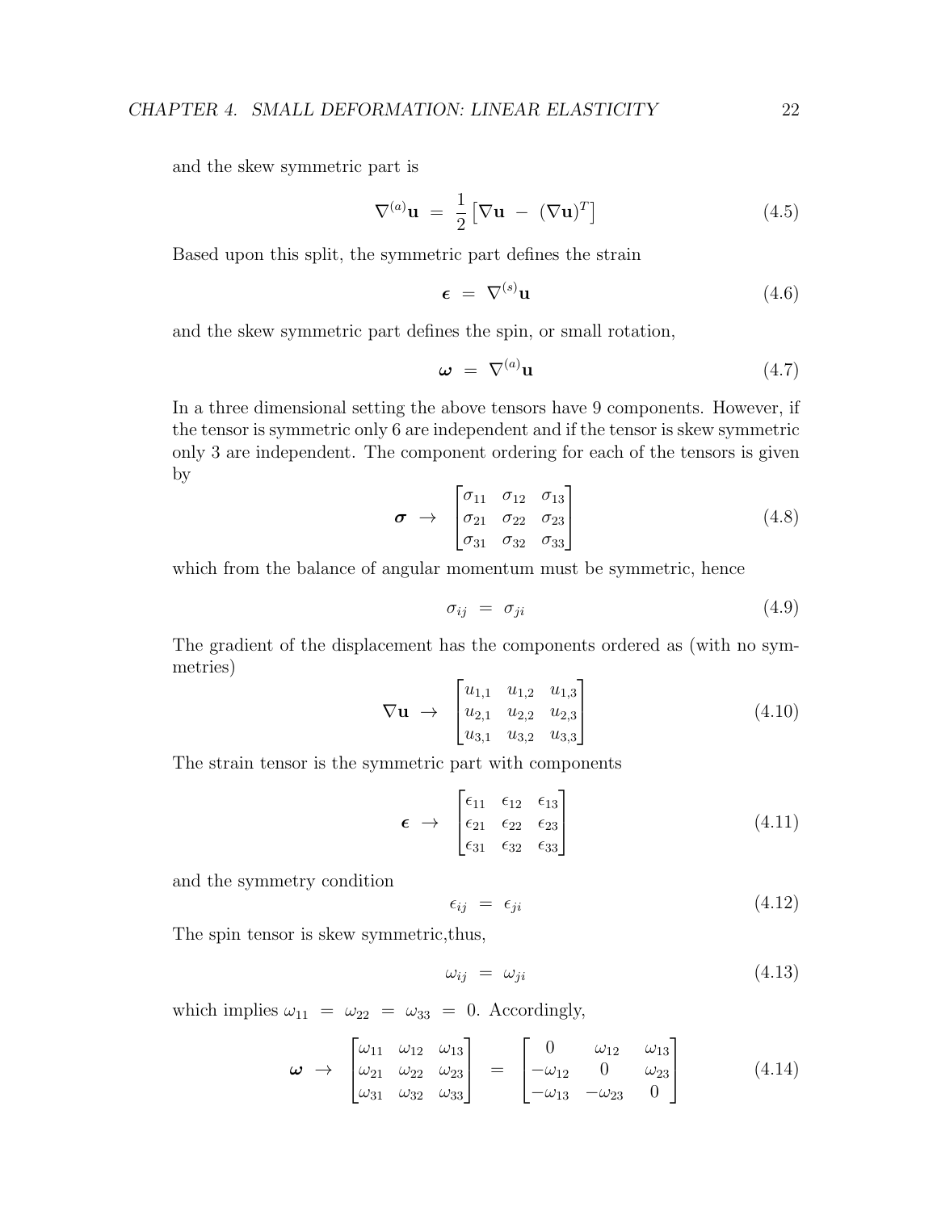and the skew symmetric part is

$$\nabla^{(a)}\mathbf{u} \;=\; \frac{1}{2}\left[\nabla\mathbf{u} \;-\; (\nabla\mathbf{u})^T\right] \tag{4.5}$$

Based upon this split, the symmetric part defines the strain

$$\boldsymbol{\epsilon} \;=\; \nabla^{(s)}\mathbf{u} \tag{4.6}$$

and the skew symmetric part defines the spin, or small rotation,

$$\boldsymbol{\omega} \;=\; \nabla^{(a)}\mathbf{u} \tag{4.7}$$

In a three dimensional setting the above tensors have 9 components. However, if the tensor is symmetric only 6 are independent and if the tensor is skew symmetric only 3 are independent. The component ordering for each of the tensors is given by

$$\boldsymbol{\sigma} \;\rightarrow\; \begin{bmatrix} \sigma_{11} & \sigma_{12} & \sigma_{13} \\ \sigma_{21} & \sigma_{22} & \sigma_{23} \\ \sigma_{31} & \sigma_{32} & \sigma_{33} \end{bmatrix} \tag{4.8}$$

which from the balance of angular momentum must be symmetric, hence

$$\sigma_{ij} \;=\; \sigma_{ji} \tag{4.9}$$

The gradient of the displacement has the components ordered as (with no symmetries)

$$\nabla\mathbf{u} \;\rightarrow\; \begin{bmatrix} u_{1,1} & u_{1,2} & u_{1,3} \\ u_{2,1} & u_{2,2} & u_{2,3} \\ u_{3,1} & u_{3,2} & u_{3,3} \end{bmatrix} \tag{4.10}$$

The strain tensor is the symmetric part with components

$$\boldsymbol{\epsilon} \;\rightarrow\; \begin{bmatrix} \epsilon_{11} & \epsilon_{12} & \epsilon_{13} \\ \epsilon_{21} & \epsilon_{22} & \epsilon_{23} \\ \epsilon_{31} & \epsilon_{32} & \epsilon_{33} \end{bmatrix} \tag{4.11}$$

and the symmetry condition

$$\epsilon_{ij} \;=\; \epsilon_{ji} \tag{4.12}$$

The spin tensor is skew symmetric,thus,

$$\omega_{ij} \;=\; \omega_{ji} \tag{4.13}$$

which implies $\omega_{11} \;=\; \omega_{22} \;=\; \omega_{33} \;=\; 0$. Accordingly,

$$\boldsymbol{\omega} \;\rightarrow\; \begin{bmatrix} \omega_{11} & \omega_{12} & \omega_{13} \\ \omega_{21} & \omega_{22} & \omega_{23} \\ \omega_{31} & \omega_{32} & \omega_{33} \end{bmatrix} \;=\; \begin{bmatrix} 0 & \omega_{12} & \omega_{13} \\ -\omega_{12} & 0 & \omega_{23} \\ -\omega_{13} & -\omega_{23} & 0 \end{bmatrix} \tag{4.14}$$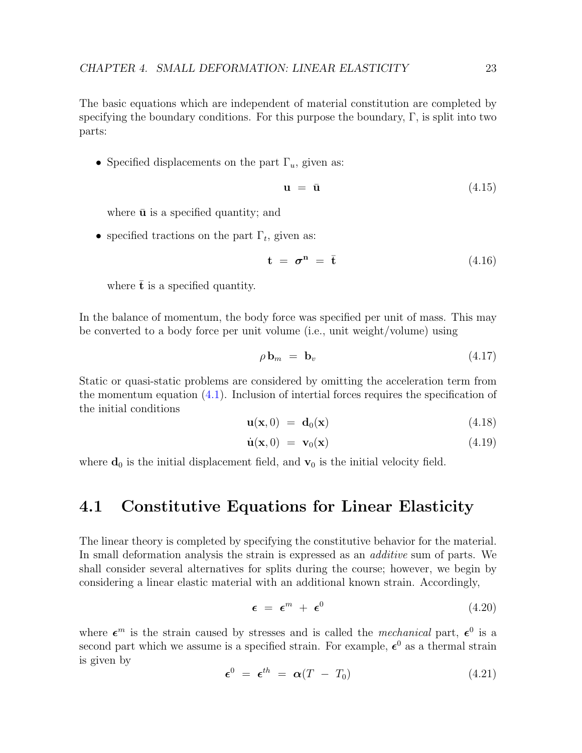The basic equations which are independent of material constitution are completed by specifying the boundary conditions. For this purpose the boundary, $\Gamma$, is split into two parts:

- Specified displacements on the part $\Gamma_u$, given as:

$$\mathbf{u} \;=\; \bar{\mathbf{u}} \tag{4.15}$$

  where $\bar{\mathbf{u}}$ is a specified quantity; and

- specified tractions on the part $\Gamma_t$, given as:

$$\mathbf{t} \;=\; \boldsymbol{\sigma}^{\mathbf{n}} \;=\; \bar{\mathbf{t}} \tag{4.16}$$

  where $\bar{\mathbf{t}}$ is a specified quantity.

In the balance of momentum, the body force was specified per unit of mass. This may be converted to a body force per unit volume (i.e., unit weight/volume) using

$$\rho\,\mathbf{b}_m \;=\; \mathbf{b}_v \tag{4.17}$$

Static or quasi-static problems are considered by omitting the acceleration term from the momentum equation (4.1). Inclusion of intertial forces requires the specification of the initial conditions

$$\mathbf{u}(\mathbf{x}, 0) \;=\; \mathbf{d}_0(\mathbf{x}) \tag{4.18}$$

$$\dot{\mathbf{u}}(\mathbf{x}, 0) \;=\; \mathbf{v}_0(\mathbf{x}) \tag{4.19}$$

where $\mathbf{d}_0$ is the initial displacement field, and $\mathbf{v}_0$ is the initial velocity field.

## 4.1 Constitutive Equations for Linear Elasticity

The linear theory is completed by specifying the constitutive behavior for the material. In small deformation analysis the strain is expressed as an *additive* sum of parts. We shall consider several alternatives for splits during the course; however, we begin by considering a linear elastic material with an additional known strain. Accordingly,

$$\boldsymbol{\epsilon} \;=\; \boldsymbol{\epsilon}^m \;+\; \boldsymbol{\epsilon}^0 \tag{4.20}$$

where $\boldsymbol{\epsilon}^m$ is the strain caused by stresses and is called the *mechanical* part, $\boldsymbol{\epsilon}^0$ is a second part which we assume is a specified strain. For example, $\boldsymbol{\epsilon}^0$ as a thermal strain is given by

$$\boldsymbol{\epsilon}^0 \;=\; \boldsymbol{\epsilon}^{th} \;=\; \boldsymbol{\alpha}(T \;-\; T_0) \tag{4.21}$$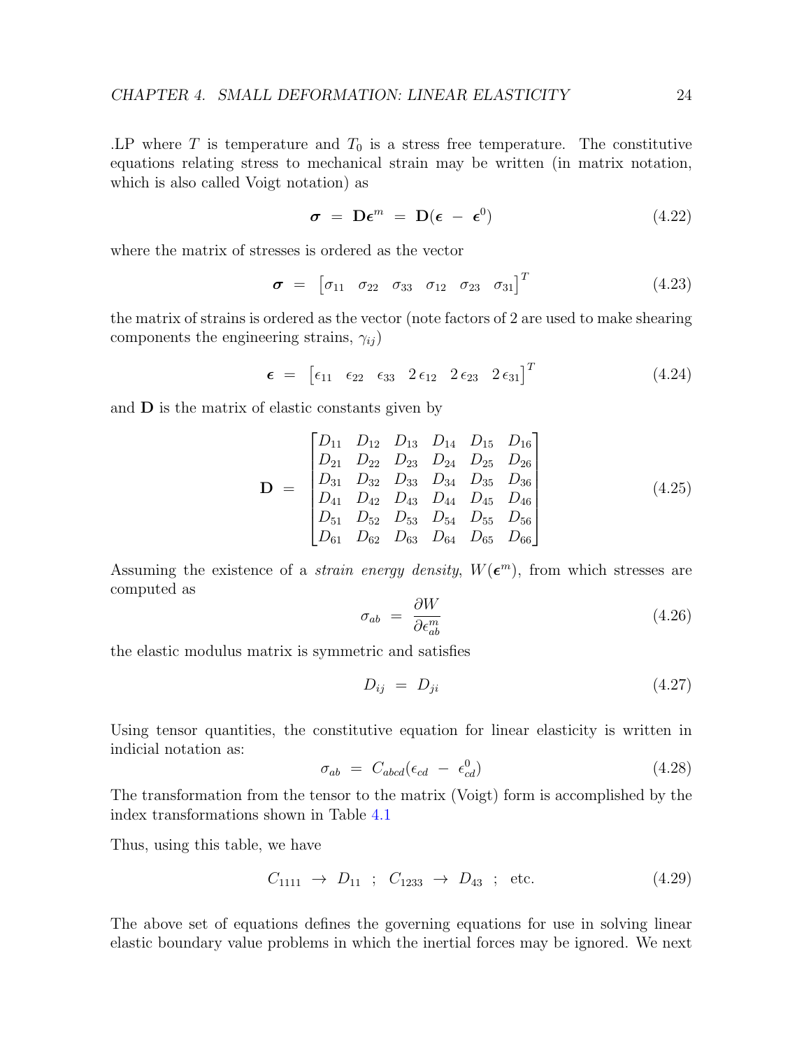.LP where $T$ is temperature and $T_0$ is a stress free temperature. The constitutive equations relating stress to mechanical strain may be written (in matrix notation, which is also called Voigt notation) as

$$\boldsymbol{\sigma} \; = \; \mathbf{D} \boldsymbol{\epsilon}^m \; = \; \mathbf{D} ( \boldsymbol{\epsilon} \; - \; \boldsymbol{\epsilon}^0 ) \tag{4.22}$$

where the matrix of stresses is ordered as the vector

$$\boldsymbol{\sigma} \; = \; \begin{bmatrix} \sigma_{11} & \sigma_{22} & \sigma_{33} & \sigma_{12} & \sigma_{23} & \sigma_{31} \end{bmatrix}^T \tag{4.23}$$

the matrix of strains is ordered as the vector (note factors of 2 are used to make shearing components the engineering strains, $\gamma_{ij}$)

$$\boldsymbol{\epsilon} \; = \; \begin{bmatrix} \epsilon_{11} & \epsilon_{22} & \epsilon_{33} & 2\,\epsilon_{12} & 2\,\epsilon_{23} & 2\,\epsilon_{31} \end{bmatrix}^T \tag{4.24}$$

and $\mathbf{D}$ is the matrix of elastic constants given by

$$\mathbf{D} \; = \; \begin{bmatrix} D_{11} & D_{12} & D_{13} & D_{14} & D_{15} & D_{16} \\ D_{21} & D_{22} & D_{23} & D_{24} & D_{25} & D_{26} \\ D_{31} & D_{32} & D_{33} & D_{34} & D_{35} & D_{36} \\ D_{41} & D_{42} & D_{43} & D_{44} & D_{45} & D_{46} \\ D_{51} & D_{52} & D_{53} & D_{54} & D_{55} & D_{56} \\ D_{61} & D_{62} & D_{63} & D_{64} & D_{65} & D_{66} \end{bmatrix} \tag{4.25}$$

Assuming the existence of a *strain energy density*, $W(\boldsymbol{\epsilon}^m)$, from which stresses are computed as

$$\sigma_{ab} \; = \; \frac{\partial W}{\partial \epsilon^m_{ab}} \tag{4.26}$$

the elastic modulus matrix is symmetric and satisfies

$$D_{ij} \; = \; D_{ji} \tag{4.27}$$

Using tensor quantities, the constitutive equation for linear elasticity is written in indicial notation as:

$$\sigma_{ab} \; = \; C_{abcd} ( \epsilon_{cd} \; - \; \epsilon^0_{cd} ) \tag{4.28}$$

The transformation from the tensor to the matrix (Voigt) form is accomplished by the index transformations shown in Table 4.1

Thus, using this table, we have

$$C_{1111} \; \rightarrow \; D_{11} \quad ; \quad C_{1233} \; \rightarrow \; D_{43} \quad ; \quad \text{etc.} \tag{4.29}$$

The above set of equations defines the governing equations for use in solving linear elastic boundary value problems in which the inertial forces may be ignored. We next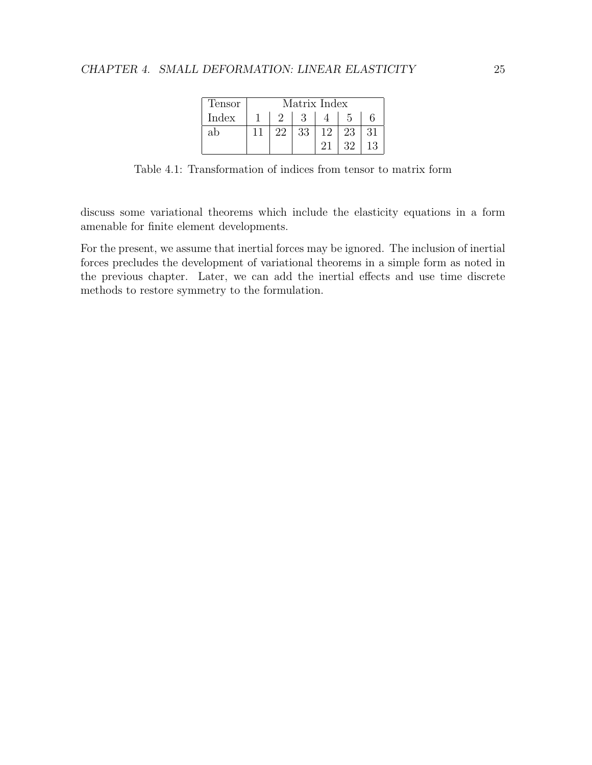| Tensor | Matrix Index | | | | | |
|---|---|---|---|---|---|---|
| Index | 1 | 2 | 3 | 4 | 5 | 6 |
| ab | 11 | 22 | 33 | 12 | 23 | 31 |
| | | | | 21 | 32 | 13 |

Table 4.1: Transformation of indices from tensor to matrix form

discuss some variational theorems which include the elasticity equations in a form amenable for finite element developments.

For the present, we assume that inertial forces may be ignored. The inclusion of inertial forces precludes the development of variational theorems in a simple form as noted in the previous chapter. Later, we can add the inertial effects and use time discrete methods to restore symmetry to the formulation.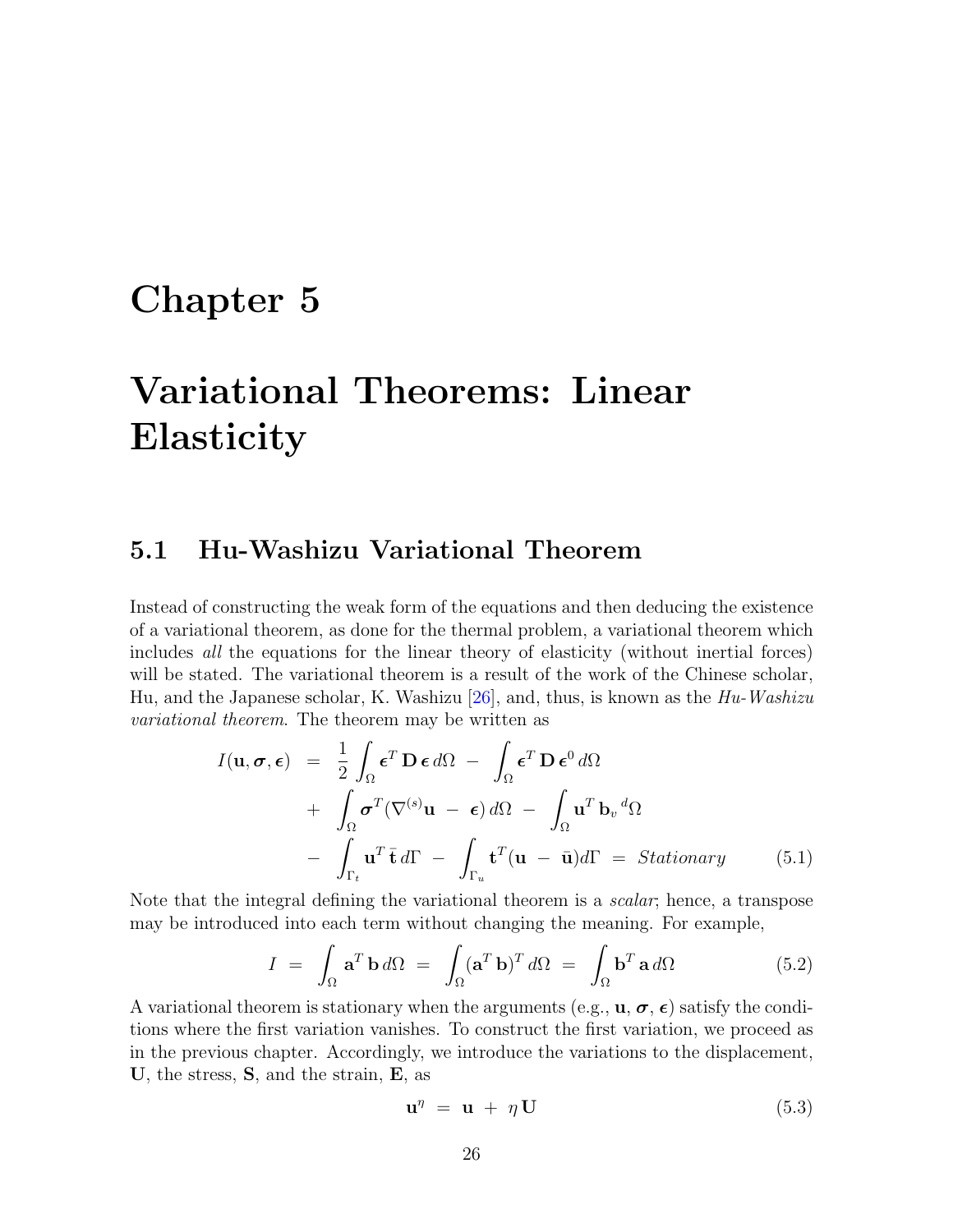# Chapter 5

# Variational Theorems: Linear Elasticity

## 5.1 Hu-Washizu Variational Theorem

Instead of constructing the weak form of the equations and then deducing the existence of a variational theorem, as done for the thermal problem, a variational theorem which includes *all* the equations for the linear theory of elasticity (without inertial forces) will be stated. The variational theorem is a result of the work of the Chinese scholar, Hu, and the Japanese scholar, K. Washizu [26], and, thus, is known as the *Hu-Washizu variational theorem*. The theorem may be written as

$$
\begin{aligned}
I(\mathbf{u}, \boldsymbol{\sigma}, \boldsymbol{\epsilon}) \;&=\; \frac{1}{2}\int_{\Omega} \boldsymbol{\epsilon}^T \, \mathbf{D} \, \boldsymbol{\epsilon} \, d\Omega \;-\; \int_{\Omega} \boldsymbol{\epsilon}^T \, \mathbf{D} \, \boldsymbol{\epsilon}^0 \, d\Omega \\
&+\; \int_{\Omega} \boldsymbol{\sigma}^T (\nabla^{(s)} \mathbf{u} \;-\; \boldsymbol{\epsilon}) \, d\Omega \;-\; \int_{\Omega} \mathbf{u}^T \, \mathbf{b}_v \, {}^d\Omega \\
&-\; \int_{\Gamma_t} \mathbf{u}^T \, \bar{\mathbf{t}} \, d\Gamma \;-\; \int_{\Gamma_u} \mathbf{t}^T (\mathbf{u} \;-\; \bar{\mathbf{u}}) d\Gamma \;=\; \textit{Stationary}
\end{aligned}
\tag{5.1}
$$

Note that the integral defining the variational theorem is a *scalar*; hence, a transpose may be introduced into each term without changing the meaning. For example,

$$
I \;=\; \int_{\Omega} \mathbf{a}^T \, \mathbf{b} \, d\Omega \;=\; \int_{\Omega} (\mathbf{a}^T \, \mathbf{b})^T \, d\Omega \;=\; \int_{\Omega} \mathbf{b}^T \, \mathbf{a} \, d\Omega \tag{5.2}
$$

A variational theorem is stationary when the arguments (e.g., $\mathbf{u}$, $\boldsymbol{\sigma}$, $\boldsymbol{\epsilon}$) satisfy the conditions where the first variation vanishes. To construct the first variation, we proceed as in the previous chapter. Accordingly, we introduce the variations to the displacement, $\mathbf{U}$, the stress, $\mathbf{S}$, and the strain, $\mathbf{E}$, as

$$
\mathbf{u}^{\eta} \;=\; \mathbf{u} \;+\; \eta \, \mathbf{U} \tag{5.3}
$$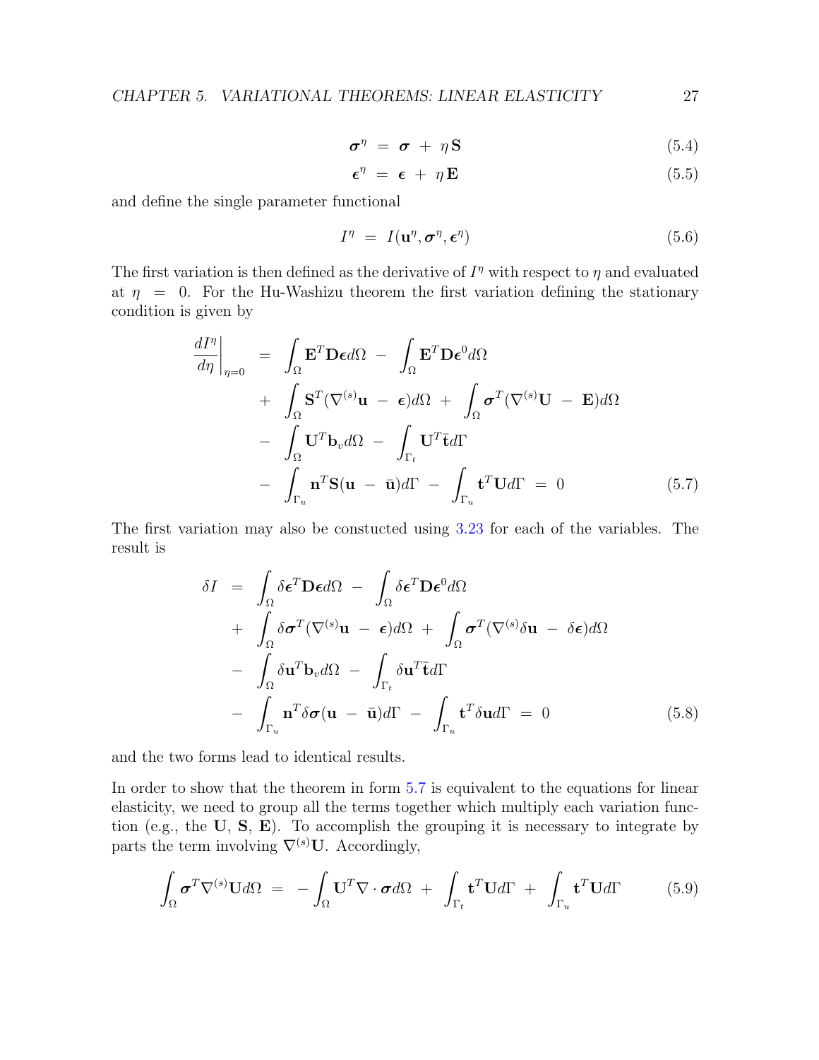$$\boldsymbol{\sigma}^\eta \;=\; \boldsymbol{\sigma} \;+\; \eta\,\mathbf{S} \tag{5.4}$$

$$\boldsymbol{\epsilon}^\eta \;=\; \boldsymbol{\epsilon} \;+\; \eta\,\mathbf{E} \tag{5.5}$$

and define the single parameter functional

$$I^\eta \;=\; I(\mathbf{u}^\eta, \boldsymbol{\sigma}^\eta, \boldsymbol{\epsilon}^\eta) \tag{5.6}$$

The first variation is then defined as the derivative of $I^\eta$ with respect to $\eta$ and evaluated at $\eta = 0$. For the Hu-Washizu theorem the first variation defining the stationary condition is given by

$$\begin{aligned}
\left.\frac{dI^\eta}{d\eta}\right|_{\eta=0} \;=\; & \int_\Omega \mathbf{E}^T \mathbf{D} \boldsymbol{\epsilon} d\Omega \;-\; \int_\Omega \mathbf{E}^T \mathbf{D} \boldsymbol{\epsilon}^0 d\Omega \\
& +\; \int_\Omega \mathbf{S}^T (\nabla^{(s)} \mathbf{u} \;-\; \boldsymbol{\epsilon}) d\Omega \;+\; \int_\Omega \boldsymbol{\sigma}^T (\nabla^{(s)} \mathbf{U} \;-\; \mathbf{E}) d\Omega \\
& -\; \int_\Omega \mathbf{U}^T \mathbf{b}_v d\Omega \;-\; \int_{\Gamma_t} \mathbf{U}^T \bar{\mathbf{t}} d\Gamma \\
& -\; \int_{\Gamma_u} \mathbf{n}^T \mathbf{S} (\mathbf{u} \;-\; \bar{\mathbf{u}}) d\Gamma \;-\; \int_{\Gamma_u} \mathbf{t}^T \mathbf{U} d\Gamma \;=\; 0
\end{aligned} \tag{5.7}$$

The first variation may also be constucted using 3.23 for each of the variables. The result is

$$\begin{aligned}
\delta I \;=\; & \int_\Omega \delta\boldsymbol{\epsilon}^T \mathbf{D} \boldsymbol{\epsilon} d\Omega \;-\; \int_\Omega \delta\boldsymbol{\epsilon}^T \mathbf{D} \boldsymbol{\epsilon}^0 d\Omega \\
& +\; \int_\Omega \delta\boldsymbol{\sigma}^T (\nabla^{(s)} \mathbf{u} \;-\; \boldsymbol{\epsilon}) d\Omega \;+\; \int_\Omega \boldsymbol{\sigma}^T (\nabla^{(s)} \delta\mathbf{u} \;-\; \delta\boldsymbol{\epsilon}) d\Omega \\
& -\; \int_\Omega \delta\mathbf{u}^T \mathbf{b}_v d\Omega \;-\; \int_{\Gamma_t} \delta\mathbf{u}^T \bar{\mathbf{t}} d\Gamma \\
& -\; \int_{\Gamma_u} \mathbf{n}^T \delta\boldsymbol{\sigma} (\mathbf{u} \;-\; \bar{\mathbf{u}}) d\Gamma \;-\; \int_{\Gamma_u} \mathbf{t}^T \delta\mathbf{u} d\Gamma \;=\; 0
\end{aligned} \tag{5.8}$$

and the two forms lead to identical results.

In order to show that the theorem in form 5.7 is equivalent to the equations for linear elasticity, we need to group all the terms together which multiply each variation function (e.g., the $\mathbf{U}$, $\mathbf{S}$, $\mathbf{E}$). To accomplish the grouping it is necessary to integrate by parts the term involving $\nabla^{(s)}\mathbf{U}$. Accordingly,

$$\int_\Omega \boldsymbol{\sigma}^T \nabla^{(s)} \mathbf{U} d\Omega \;=\; -\int_\Omega \mathbf{U}^T \nabla \cdot \boldsymbol{\sigma} d\Omega \;+\; \int_{\Gamma_t} \mathbf{t}^T \mathbf{U} d\Gamma \;+\; \int_{\Gamma_u} \mathbf{t}^T \mathbf{U} d\Gamma \tag{5.9}$$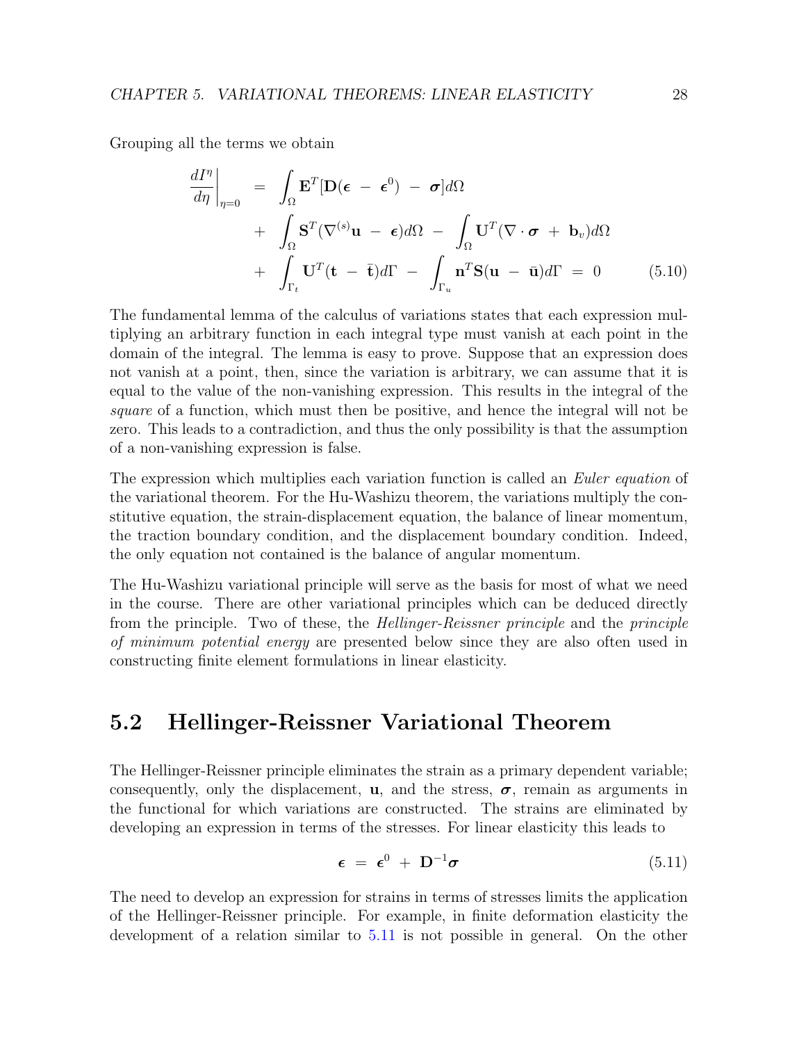Grouping all the terms we obtain

$$
\begin{aligned}
\left.\frac{dI^\eta}{d\eta}\right|_{\eta=0} \;&=\; \int_\Omega \mathbf{E}^T[\mathbf{D}(\boldsymbol{\epsilon} \;-\; \boldsymbol{\epsilon}^0) \;-\; \boldsymbol{\sigma}]d\Omega \\
&+\; \int_\Omega \mathbf{S}^T(\nabla^{(s)}\mathbf{u} \;-\; \boldsymbol{\epsilon})d\Omega \;-\; \int_\Omega \mathbf{U}^T(\nabla\cdot\boldsymbol{\sigma} \;+\; \mathbf{b}_v)d\Omega \\
&+\; \int_{\Gamma_t} \mathbf{U}^T(\mathbf{t} \;-\; \bar{\mathbf{t}})d\Gamma \;-\; \int_{\Gamma_u} \mathbf{n}^T\mathbf{S}(\mathbf{u} \;-\; \bar{\mathbf{u}})d\Gamma \;=\; 0
\end{aligned} \tag{5.10}
$$

The fundamental lemma of the calculus of variations states that each expression multiplying an arbitrary function in each integral type must vanish at each point in the domain of the integral. The lemma is easy to prove. Suppose that an expression does not vanish at a point, then, since the variation is arbitrary, we can assume that it is equal to the value of the non-vanishing expression. This results in the integral of the *square* of a function, which must then be positive, and hence the integral will not be zero. This leads to a contradiction, and thus the only possibility is that the assumption of a non-vanishing expression is false.

The expression which multiplies each variation function is called an *Euler equation* of the variational theorem. For the Hu-Washizu theorem, the variations multiply the constitutive equation, the strain-displacement equation, the balance of linear momentum, the traction boundary condition, and the displacement boundary condition. Indeed, the only equation not contained is the balance of angular momentum.

The Hu-Washizu variational principle will serve as the basis for most of what we need in the course. There are other variational principles which can be deduced directly from the principle. Two of these, the *Hellinger-Reissner principle* and the *principle of minimum potential energy* are presented below since they are also often used in constructing finite element formulations in linear elasticity.

## 5.2 Hellinger-Reissner Variational Theorem

The Hellinger-Reissner principle eliminates the strain as a primary dependent variable; consequently, only the displacement, $\mathbf{u}$, and the stress, $\boldsymbol{\sigma}$, remain as arguments in the functional for which variations are constructed. The strains are eliminated by developing an expression in terms of the stresses. For linear elasticity this leads to

$$
\boldsymbol{\epsilon} \;=\; \boldsymbol{\epsilon}^0 \;+\; \mathbf{D}^{-1}\boldsymbol{\sigma} \tag{5.11}
$$

The need to develop an expression for strains in terms of stresses limits the application of the Hellinger-Reissner principle. For example, in finite deformation elasticity the development of a relation similar to 5.11 is not possible in general. On the other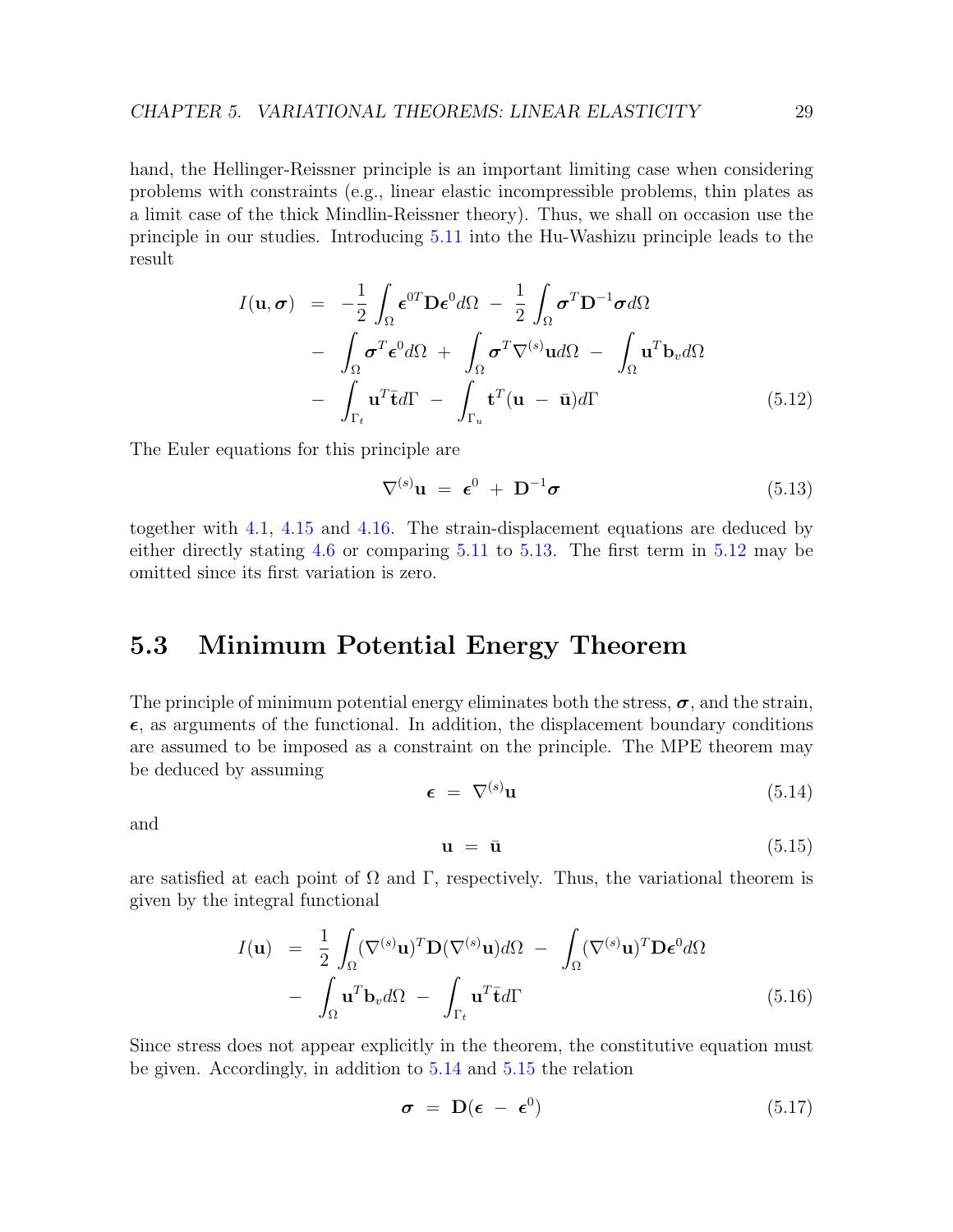hand, the Hellinger-Reissner principle is an important limiting case when considering problems with constraints (e.g., linear elastic incompressible problems, thin plates as a limit case of the thick Mindlin-Reissner theory). Thus, we shall on occasion use the principle in our studies. Introducing 5.11 into the Hu-Washizu principle leads to the result

$$
\begin{aligned}
I(\mathbf{u}, \boldsymbol{\sigma}) \;&=\; -\frac{1}{2}\int_{\Omega} \boldsymbol{\epsilon}^{0T}\mathbf{D}\boldsymbol{\epsilon}^{0} d\Omega \;-\; \frac{1}{2}\int_{\Omega} \boldsymbol{\sigma}^{T}\mathbf{D}^{-1}\boldsymbol{\sigma} d\Omega \\
&-\; \int_{\Omega} \boldsymbol{\sigma}^{T}\boldsymbol{\epsilon}^{0} d\Omega \;+\; \int_{\Omega} \boldsymbol{\sigma}^{T}\nabla^{(s)}\mathbf{u} d\Omega \;-\; \int_{\Omega} \mathbf{u}^{T}\mathbf{b}_{v} d\Omega \\
&-\; \int_{\Gamma_t} \mathbf{u}^{T}\bar{\mathbf{t}} d\Gamma \;-\; \int_{\Gamma_u} \mathbf{t}^{T}(\mathbf{u} \;-\; \bar{\mathbf{u}}) d\Gamma
\end{aligned}
\tag{5.12}
$$

The Euler equations for this principle are

$$
\nabla^{(s)}\mathbf{u} \;=\; \boldsymbol{\epsilon}^{0} \;+\; \mathbf{D}^{-1}\boldsymbol{\sigma} \tag{5.13}
$$

together with 4.1, 4.15 and 4.16. The strain-displacement equations are deduced by either directly stating 4.6 or comparing 5.11 to 5.13. The first term in 5.12 may be omitted since its first variation is zero.

## 5.3 Minimum Potential Energy Theorem

The principle of minimum potential energy eliminates both the stress, $\boldsymbol{\sigma}$, and the strain, $\boldsymbol{\epsilon}$, as arguments of the functional. In addition, the displacement boundary conditions are assumed to be imposed as a constraint on the principle. The MPE theorem may be deduced by assuming

$$
\boldsymbol{\epsilon} \;=\; \nabla^{(s)}\mathbf{u} \tag{5.14}
$$

and

$$
\mathbf{u} \;=\; \bar{\mathbf{u}} \tag{5.15}
$$

are satisfied at each point of $\Omega$ and $\Gamma$, respectively. Thus, the variational theorem is given by the integral functional

$$
\begin{aligned}
I(\mathbf{u}) \;&=\; \frac{1}{2}\int_{\Omega} (\nabla^{(s)}\mathbf{u})^{T}\mathbf{D}(\nabla^{(s)}\mathbf{u}) d\Omega \;-\; \int_{\Omega} (\nabla^{(s)}\mathbf{u})^{T}\mathbf{D}\boldsymbol{\epsilon}^{0} d\Omega \\
&-\; \int_{\Omega} \mathbf{u}^{T}\mathbf{b}_{v} d\Omega \;-\; \int_{\Gamma_t} \mathbf{u}^{T}\bar{\mathbf{t}} d\Gamma
\end{aligned}
\tag{5.16}
$$

Since stress does not appear explicitly in the theorem, the constitutive equation must be given. Accordingly, in addition to 5.14 and 5.15 the relation

$$
\boldsymbol{\sigma} \;=\; \mathbf{D}(\boldsymbol{\epsilon} \;-\; \boldsymbol{\epsilon}^{0}) \tag{5.17}
$$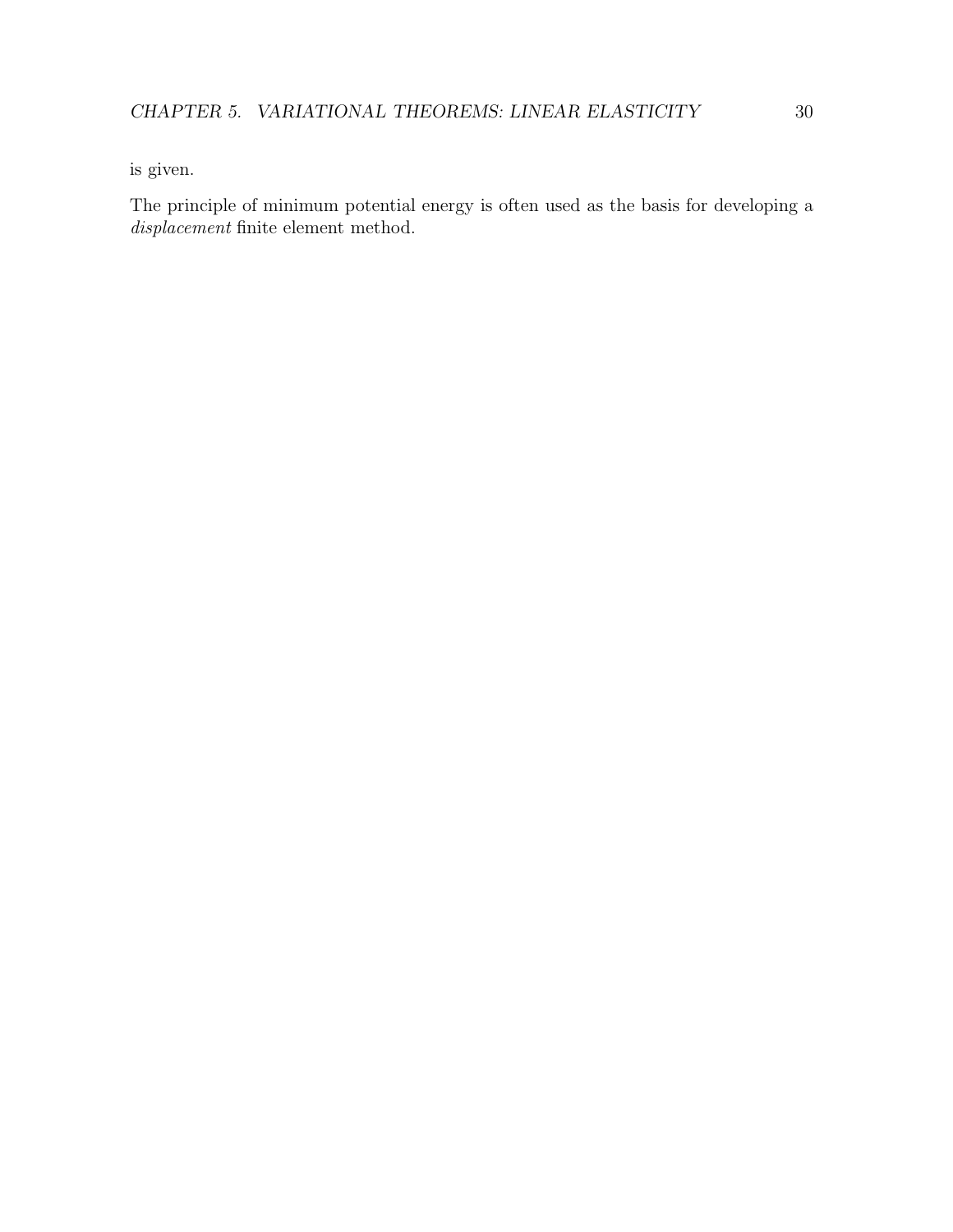is given.

The principle of minimum potential energy is often used as the basis for developing a *displacement* finite element method.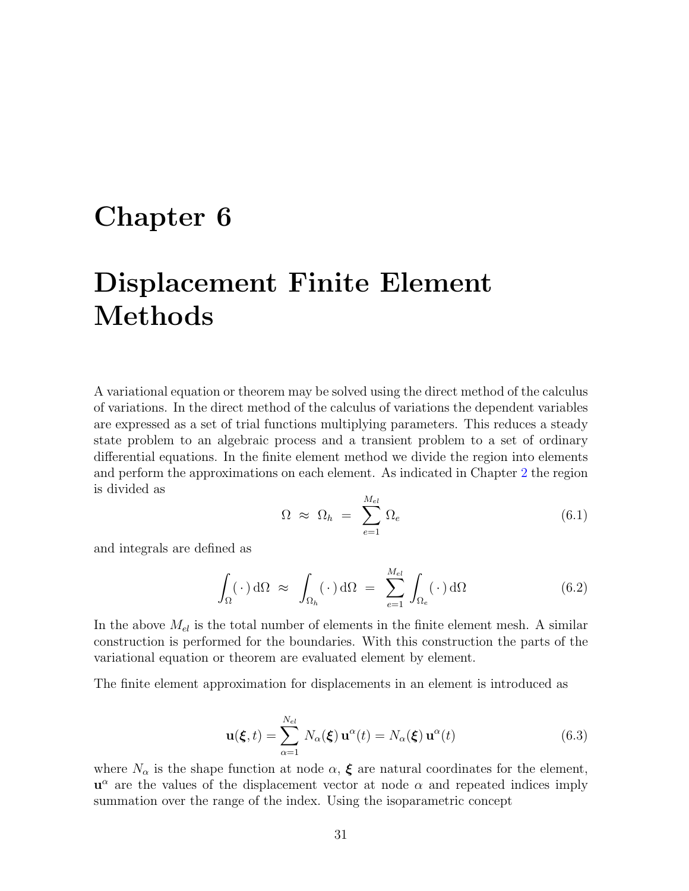# Chapter 6

# Displacement Finite Element Methods

A variational equation or theorem may be solved using the direct method of the calculus of variations. In the direct method of the calculus of variations the dependent variables are expressed as a set of trial functions multiplying parameters. This reduces a steady state problem to an algebraic process and a transient problem to a set of ordinary differential equations. In the finite element method we divide the region into elements and perform the approximations on each element. As indicated in Chapter 2 the region is divided as

$$\Omega \;\approx\; \Omega_h \;=\; \sum_{e=1}^{M_{el}} \Omega_e \tag{6.1}$$

and integrals are defined as

$$\int_{\Omega} (\,\cdot\,)\,\mathrm{d}\Omega \;\approx\; \int_{\Omega_h} (\,\cdot\,)\,\mathrm{d}\Omega \;=\; \sum_{e=1}^{M_{el}} \int_{\Omega_e} (\,\cdot\,)\,\mathrm{d}\Omega \tag{6.2}$$

In the above $M_{el}$ is the total number of elements in the finite element mesh. A similar construction is performed for the boundaries. With this construction the parts of the variational equation or theorem are evaluated element by element.

The finite element approximation for displacements in an element is introduced as

$$\mathbf{u}(\boldsymbol{\xi}, t) = \sum_{\alpha=1}^{N_{el}} N_{\alpha}(\boldsymbol{\xi})\,\mathbf{u}^{\alpha}(t) = N_{\alpha}(\boldsymbol{\xi})\,\mathbf{u}^{\alpha}(t) \tag{6.3}$$

where $N_{\alpha}$ is the shape function at node $\alpha$, $\boldsymbol{\xi}$ are natural coordinates for the element, $\mathbf{u}^{\alpha}$ are the values of the displacement vector at node $\alpha$ and repeated indices imply summation over the range of the index. Using the isoparametric concept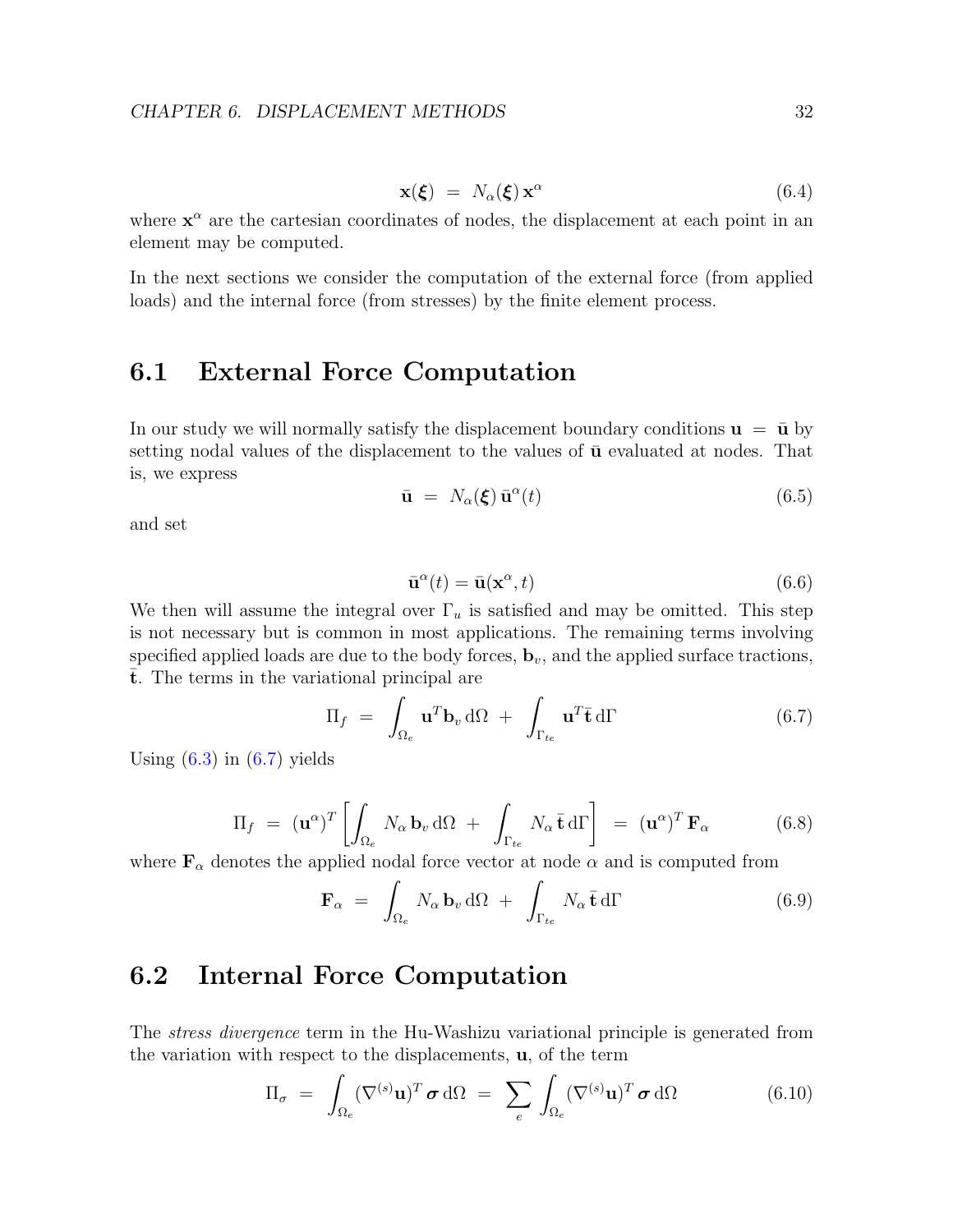$$
\mathbf{x}(\boldsymbol{\xi}) \;=\; N_\alpha(\boldsymbol{\xi})\,\mathbf{x}^\alpha \tag{6.4}
$$

where $\mathbf{x}^\alpha$ are the cartesian coordinates of nodes, the displacement at each point in an element may be computed.

In the next sections we consider the computation of the external force (from applied loads) and the internal force (from stresses) by the finite element process.

## 6.1 External Force Computation

In our study we will normally satisfy the displacement boundary conditions $\mathbf{u} = \bar{\mathbf{u}}$ by setting nodal values of the displacement to the values of $\bar{\mathbf{u}}$ evaluated at nodes. That is, we express

$$
\bar{\mathbf{u}} \;=\; N_\alpha(\boldsymbol{\xi})\,\bar{\mathbf{u}}^\alpha(t) \tag{6.5}
$$

and set

$$
\bar{\mathbf{u}}^\alpha(t) = \bar{\mathbf{u}}(\mathbf{x}^\alpha, t) \tag{6.6}
$$

We then will assume the integral over $\Gamma_u$ is satisfied and may be omitted. This step is not necessary but is common in most applications. The remaining terms involving specified applied loads are due to the body forces, $\mathbf{b}_v$, and the applied surface tractions, $\bar{\mathbf{t}}$. The terms in the variational principal are

$$
\Pi_f \;=\; \int_{\Omega_e} \mathbf{u}^T \mathbf{b}_v \,\mathrm{d}\Omega \;+\; \int_{\Gamma_{te}} \mathbf{u}^T \bar{\mathbf{t}} \,\mathrm{d}\Gamma \tag{6.7}
$$

Using (6.3) in (6.7) yields

$$
\Pi_f \;=\; (\mathbf{u}^\alpha)^T \left[ \int_{\Omega_e} N_\alpha\,\mathbf{b}_v \,\mathrm{d}\Omega \;+\; \int_{\Gamma_{te}} N_\alpha\,\bar{\mathbf{t}} \,\mathrm{d}\Gamma \right] \;=\; (\mathbf{u}^\alpha)^T\,\mathbf{F}_\alpha \tag{6.8}
$$

where $\mathbf{F}_\alpha$ denotes the applied nodal force vector at node $\alpha$ and is computed from

$$
\mathbf{F}_\alpha \;=\; \int_{\Omega_e} N_\alpha\,\mathbf{b}_v \,\mathrm{d}\Omega \;+\; \int_{\Gamma_{te}} N_\alpha\,\bar{\mathbf{t}} \,\mathrm{d}\Gamma \tag{6.9}
$$

## 6.2 Internal Force Computation

The *stress divergence* term in the Hu-Washizu variational principle is generated from the variation with respect to the displacements, $\mathbf{u}$, of the term

$$
\Pi_\sigma \;=\; \int_{\Omega_e} (\nabla^{(s)}\mathbf{u})^T \boldsymbol{\sigma} \,\mathrm{d}\Omega \;=\; \sum_e \int_{\Omega_e} (\nabla^{(s)}\mathbf{u})^T \boldsymbol{\sigma} \,\mathrm{d}\Omega \tag{6.10}
$$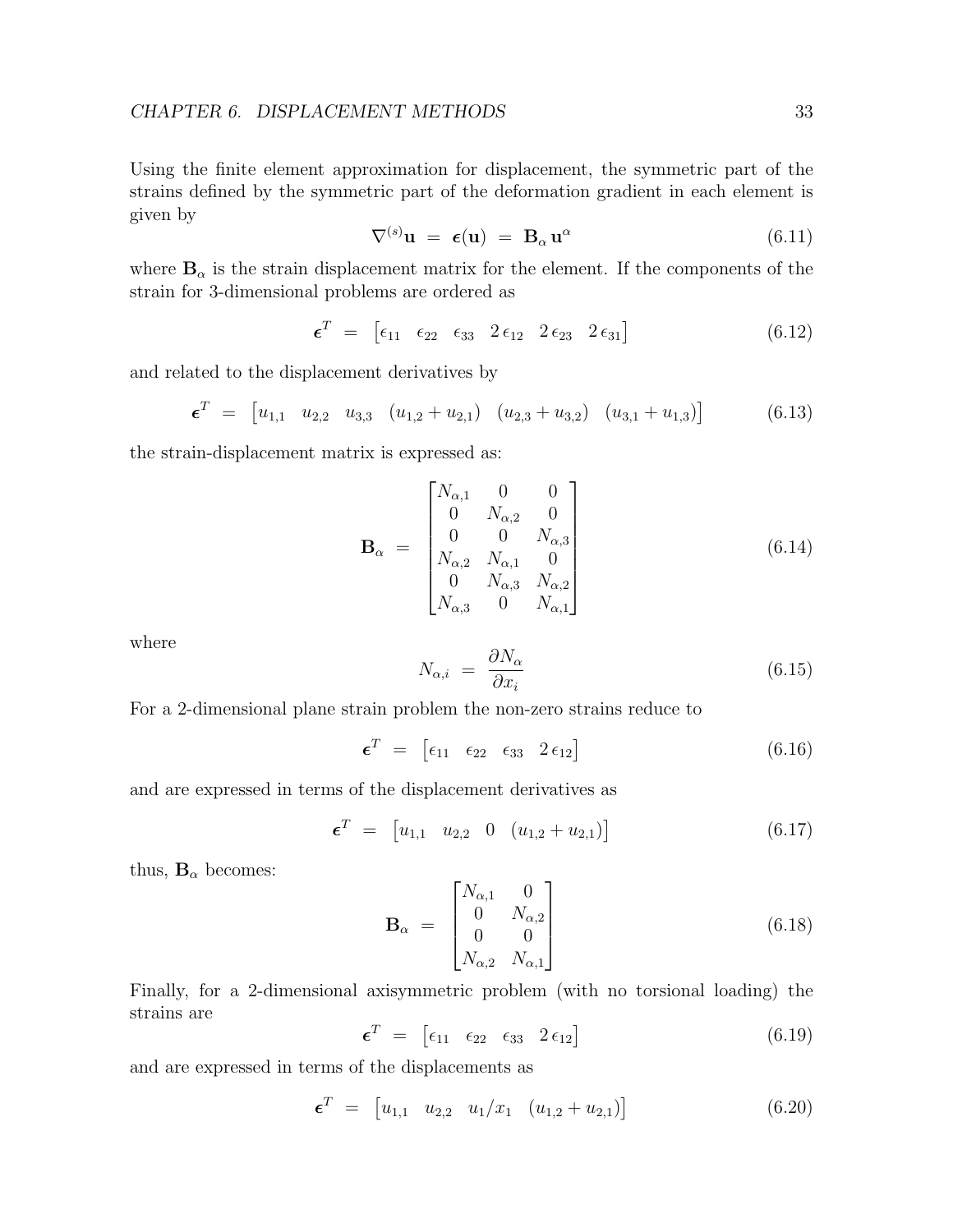Using the finite element approximation for displacement, the symmetric part of the strains defined by the symmetric part of the deformation gradient in each element is given by

$$\nabla^{(s)}\mathbf{u} \;=\; \boldsymbol{\epsilon}(\mathbf{u}) \;=\; \mathbf{B}_\alpha\,\mathbf{u}^\alpha \tag{6.11}$$

where $\mathbf{B}_\alpha$ is the strain displacement matrix for the element. If the components of the strain for 3-dimensional problems are ordered as

$$\boldsymbol{\epsilon}^T \;=\; \begin{bmatrix}\epsilon_{11} & \epsilon_{22} & \epsilon_{33} & 2\,\epsilon_{12} & 2\,\epsilon_{23} & 2\,\epsilon_{31}\end{bmatrix} \tag{6.12}$$

and related to the displacement derivatives by

$$\boldsymbol{\epsilon}^T \;=\; \begin{bmatrix}u_{1,1} & u_{2,2} & u_{3,3} & (u_{1,2}+u_{2,1}) & (u_{2,3}+u_{3,2}) & (u_{3,1}+u_{1,3})\end{bmatrix} \tag{6.13}$$

the strain-displacement matrix is expressed as:

$$\mathbf{B}_\alpha \;=\; \begin{bmatrix} N_{\alpha,1} & 0 & 0 \\ 0 & N_{\alpha,2} & 0 \\ 0 & 0 & N_{\alpha,3} \\ N_{\alpha,2} & N_{\alpha,1} & 0 \\ 0 & N_{\alpha,3} & N_{\alpha,2} \\ N_{\alpha,3} & 0 & N_{\alpha,1} \end{bmatrix} \tag{6.14}$$

where

$$N_{\alpha,i} \;=\; \frac{\partial N_\alpha}{\partial x_i} \tag{6.15}$$

For a 2-dimensional plane strain problem the non-zero strains reduce to

$$\boldsymbol{\epsilon}^T \;=\; \begin{bmatrix}\epsilon_{11} & \epsilon_{22} & \epsilon_{33} & 2\,\epsilon_{12}\end{bmatrix} \tag{6.16}$$

and are expressed in terms of the displacement derivatives as

$$\boldsymbol{\epsilon}^T \;=\; \begin{bmatrix}u_{1,1} & u_{2,2} & 0 & (u_{1,2}+u_{2,1})\end{bmatrix} \tag{6.17}$$

thus, $\mathbf{B}_\alpha$ becomes:

$$\mathbf{B}_\alpha \;=\; \begin{bmatrix} N_{\alpha,1} & 0 \\ 0 & N_{\alpha,2} \\ 0 & 0 \\ N_{\alpha,2} & N_{\alpha,1} \end{bmatrix} \tag{6.18}$$

Finally, for a 2-dimensional axisymmetric problem (with no torsional loading) the strains are

$$\boldsymbol{\epsilon}^T \;=\; \begin{bmatrix}\epsilon_{11} & \epsilon_{22} & \epsilon_{33} & 2\,\epsilon_{12}\end{bmatrix} \tag{6.19}$$

and are expressed in terms of the displacements as

$$\boldsymbol{\epsilon}^T \;=\; \begin{bmatrix}u_{1,1} & u_{2,2} & u_1/x_1 & (u_{1,2}+u_{2,1})\end{bmatrix} \tag{6.20}$$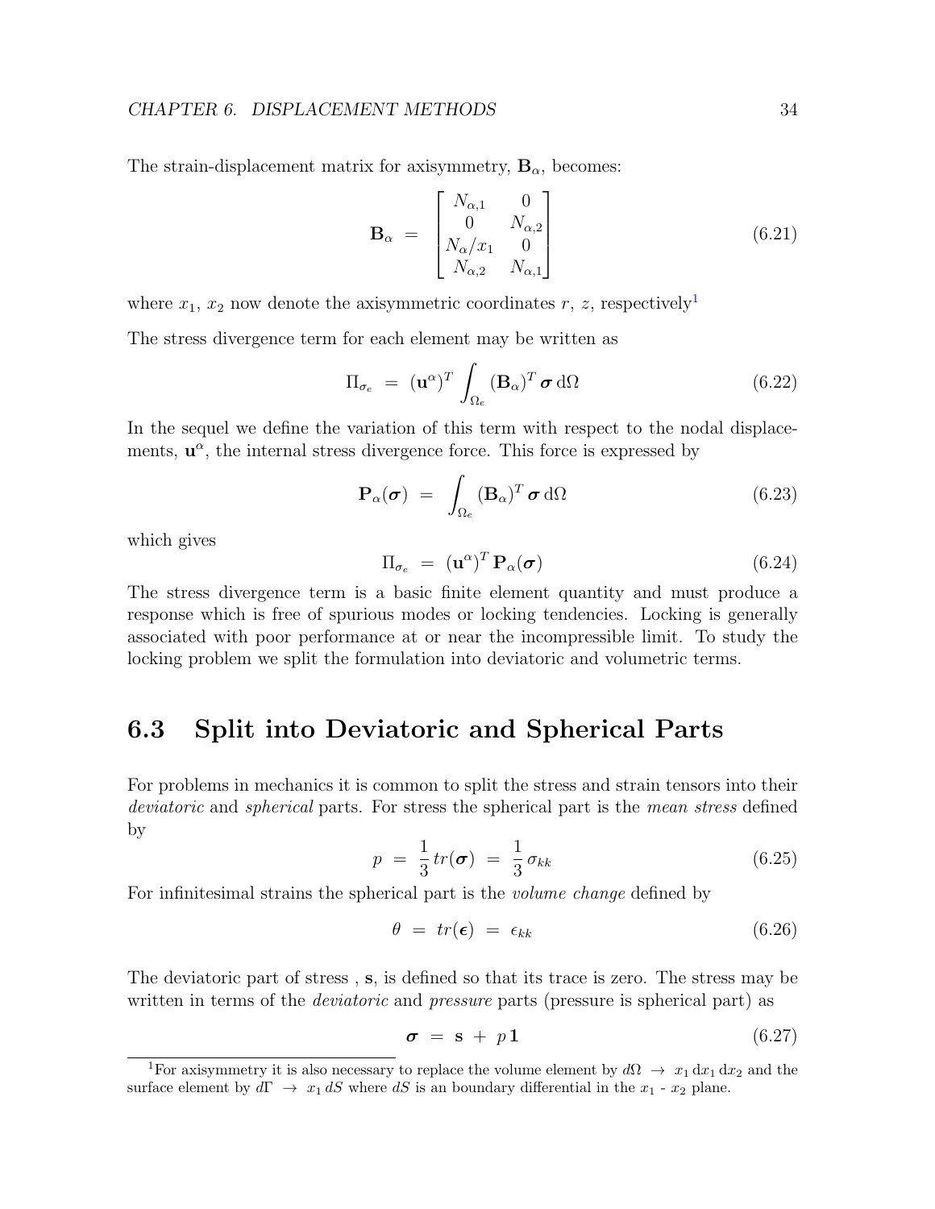The strain-displacement matrix for axisymmetry, $\mathbf{B}_\alpha$, becomes:

$$\mathbf{B}_\alpha \;=\; \begin{bmatrix} N_{\alpha,1} & 0 \\ 0 & N_{\alpha,2} \\ N_\alpha / x_1 & 0 \\ N_{\alpha,2} & N_{\alpha,1} \end{bmatrix} \tag{6.21}$$

where $x_1$, $x_2$ now denote the axisymmetric coordinates $r$, $z$, respectively[1]

The stress divergence term for each element may be written as

$$\Pi_{\sigma_e} \;=\; (\mathbf{u}^\alpha)^T \int_{\Omega_e} (\mathbf{B}_\alpha)^T \boldsymbol{\sigma} \, \mathrm{d}\Omega \tag{6.22}$$

In the sequel we define the variation of this term with respect to the nodal displacements, $\mathbf{u}^\alpha$, the internal stress divergence force. This force is expressed by

$$\mathbf{P}_\alpha(\boldsymbol{\sigma}) \;=\; \int_{\Omega_e} (\mathbf{B}_\alpha)^T \boldsymbol{\sigma} \, \mathrm{d}\Omega \tag{6.23}$$

which gives

$$\Pi_{\sigma_e} \;=\; (\mathbf{u}^\alpha)^T \, \mathbf{P}_\alpha(\boldsymbol{\sigma}) \tag{6.24}$$

The stress divergence term is a basic finite element quantity and must produce a response which is free of spurious modes or locking tendencies. Locking is generally associated with poor performance at or near the incompressible limit. To study the locking problem we split the formulation into deviatoric and volumetric terms.

## 6.3 Split into Deviatoric and Spherical Parts

For problems in mechanics it is common to split the stress and strain tensors into their *deviatoric* and *spherical* parts. For stress the spherical part is the *mean stress* defined by

$$p \;=\; \frac{1}{3} \, tr(\boldsymbol{\sigma}) \;=\; \frac{1}{3} \, \sigma_{kk} \tag{6.25}$$

For infinitesimal strains the spherical part is the *volume change* defined by

$$\theta \;=\; tr(\boldsymbol{\epsilon}) \;=\; \epsilon_{kk} \tag{6.26}$$

The deviatoric part of stress , $\mathbf{s}$, is defined so that its trace is zero. The stress may be written in terms of the *deviatoric* and *pressure* parts (pressure is spherical part) as

$$\boldsymbol{\sigma} \;=\; \mathbf{s} \;+\; p \, \mathbf{1} \tag{6.27}$$

---

[1] For axisymmetry it is also necessary to replace the volume element by $d\Omega \;\rightarrow\; x_1 \, \mathrm{d}x_1 \, \mathrm{d}x_2$ and the surface element by $d\Gamma \;\rightarrow\; x_1 \, dS$ where $dS$ is an boundary differential in the $x_1$ - $x_2$ plane.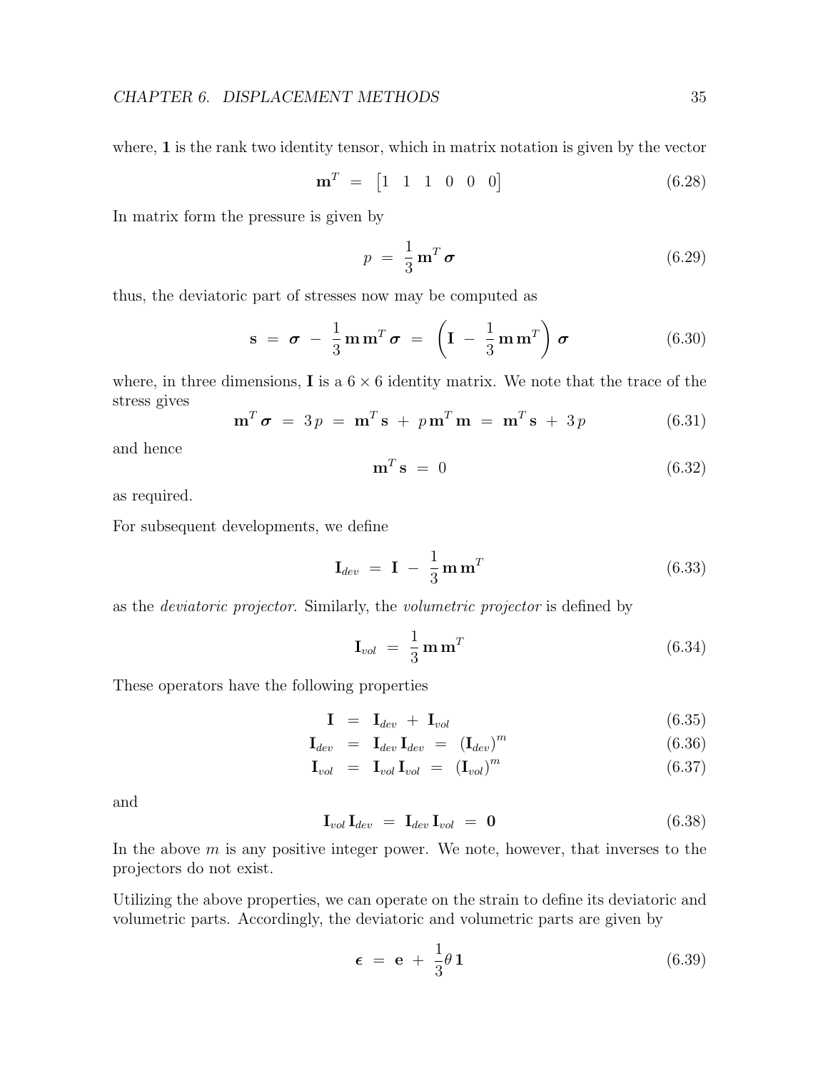where, $\mathbf{1}$ is the rank two identity tensor, which in matrix notation is given by the vector

$$\mathbf{m}^T \;=\; \begin{bmatrix} 1 & 1 & 1 & 0 & 0 & 0 \end{bmatrix} \tag{6.28}$$

In matrix form the pressure is given by

$$p \;=\; \frac{1}{3}\,\mathbf{m}^T\,\boldsymbol{\sigma} \tag{6.29}$$

thus, the deviatoric part of stresses now may be computed as

$$\mathbf{s} \;=\; \boldsymbol{\sigma} \;-\; \frac{1}{3}\,\mathbf{m}\,\mathbf{m}^T\,\boldsymbol{\sigma} \;=\; \left(\mathbf{I} \;-\; \frac{1}{3}\,\mathbf{m}\,\mathbf{m}^T\right)\,\boldsymbol{\sigma} \tag{6.30}$$

where, in three dimensions, $\mathbf{I}$ is a $6 \times 6$ identity matrix. We note that the trace of the stress gives

$$\mathbf{m}^T\,\boldsymbol{\sigma} \;=\; 3\,p \;=\; \mathbf{m}^T\,\mathbf{s} \;+\; p\,\mathbf{m}^T\,\mathbf{m} \;=\; \mathbf{m}^T\,\mathbf{s} \;+\; 3\,p \tag{6.31}$$

and hence

$$\mathbf{m}^T\,\mathbf{s} \;=\; 0 \tag{6.32}$$

as required.

For subsequent developments, we define

$$\mathbf{I}_{dev} \;=\; \mathbf{I} \;-\; \frac{1}{3}\,\mathbf{m}\,\mathbf{m}^T \tag{6.33}$$

as the *deviatoric projector*. Similarly, the *volumetric projector* is defined by

$$\mathbf{I}_{vol} \;=\; \frac{1}{3}\,\mathbf{m}\,\mathbf{m}^T \tag{6.34}$$

These operators have the following properties

$$\mathbf{I} \;=\; \mathbf{I}_{dev} \;+\; \mathbf{I}_{vol} \tag{6.35}$$

$$\mathbf{I}_{dev} \;=\; \mathbf{I}_{dev}\,\mathbf{I}_{dev} \;=\; \left(\mathbf{I}_{dev}\right)^m \tag{6.36}$$

$$\mathbf{I}_{vol} \;=\; \mathbf{I}_{vol}\,\mathbf{I}_{vol} \;=\; \left(\mathbf{I}_{vol}\right)^m \tag{6.37}$$

and

$$\mathbf{I}_{vol}\,\mathbf{I}_{dev} \;=\; \mathbf{I}_{dev}\,\mathbf{I}_{vol} \;=\; \mathbf{0} \tag{6.38}$$

In the above $m$ is any positive integer power. We note, however, that inverses to the projectors do not exist.

Utilizing the above properties, we can operate on the strain to define its deviatoric and volumetric parts. Accordingly, the deviatoric and volumetric parts are given by

$$\boldsymbol{\epsilon} \;=\; \mathbf{e} \;+\; \frac{1}{3}\theta\,\mathbf{1} \tag{6.39}$$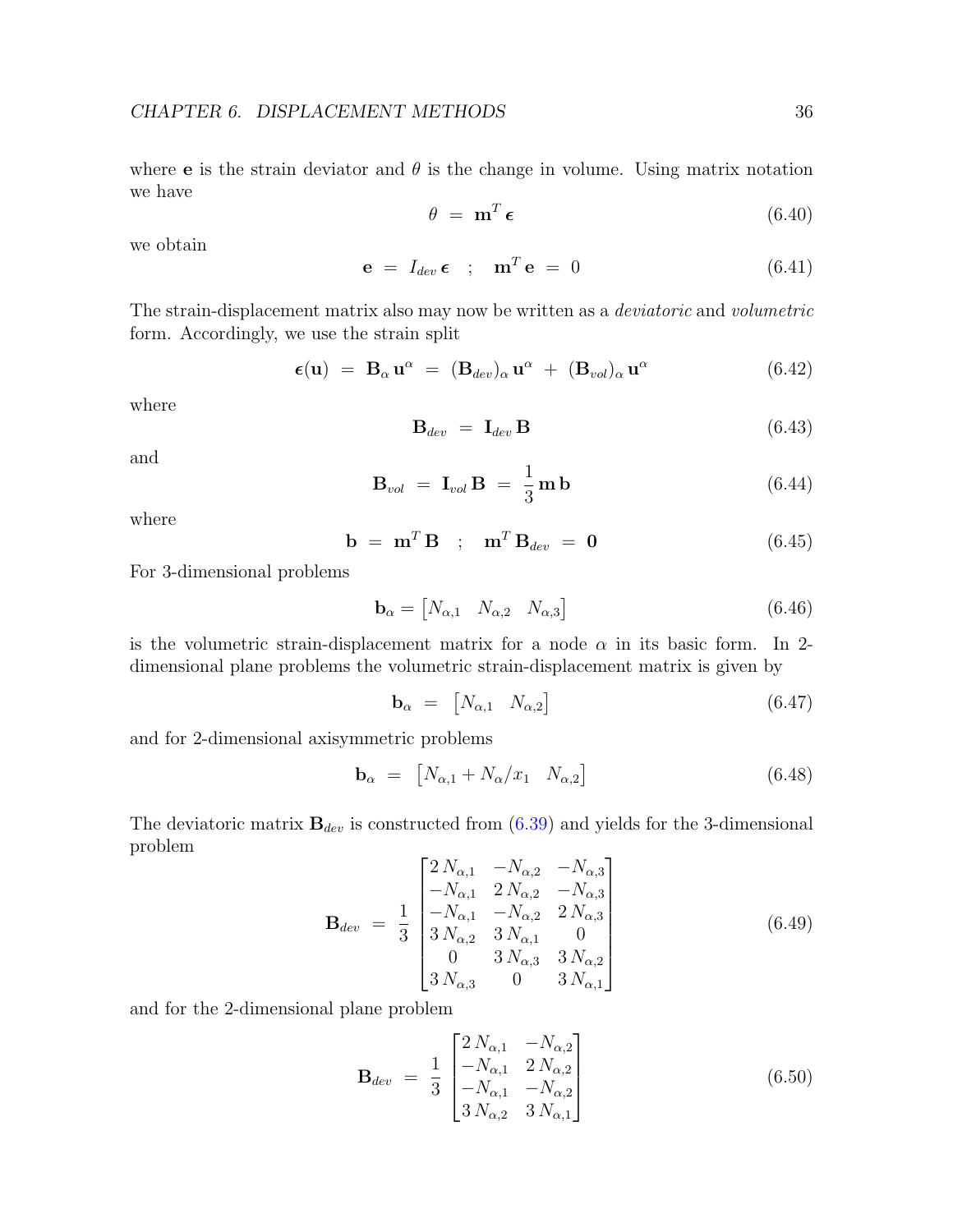where $\mathbf{e}$ is the strain deviator and $\theta$ is the change in volume. Using matrix notation we have

$$\theta \;=\; \mathbf{m}^T \boldsymbol{\epsilon} \tag{6.40}$$

we obtain

$$\mathbf{e} \;=\; I_{dev}\, \boldsymbol{\epsilon} \quad ; \quad \mathbf{m}^T \mathbf{e} \;=\; 0 \tag{6.41}$$

The strain-displacement matrix also may now be written as a *deviatoric* and *volumetric* form. Accordingly, we use the strain split

$$\boldsymbol{\epsilon}(\mathbf{u}) \;=\; \mathbf{B}_\alpha\, \mathbf{u}^\alpha \;=\; (\mathbf{B}_{dev})_\alpha\, \mathbf{u}^\alpha \;+\; (\mathbf{B}_{vol})_\alpha\, \mathbf{u}^\alpha \tag{6.42}$$

where

$$\mathbf{B}_{dev} \;=\; \mathbf{I}_{dev}\, \mathbf{B} \tag{6.43}$$

and

$$\mathbf{B}_{vol} \;=\; \mathbf{I}_{vol}\, \mathbf{B} \;=\; \frac{1}{3}\, \mathbf{m}\, \mathbf{b} \tag{6.44}$$

where

$$\mathbf{b} \;=\; \mathbf{m}^T \mathbf{B} \quad ; \quad \mathbf{m}^T \mathbf{B}_{dev} \;=\; \mathbf{0} \tag{6.45}$$

For 3-dimensional problems

$$\mathbf{b}_\alpha = \begin{bmatrix} N_{\alpha,1} & N_{\alpha,2} & N_{\alpha,3} \end{bmatrix} \tag{6.46}$$

is the volumetric strain-displacement matrix for a node $\alpha$ in its basic form. In 2-dimensional plane problems the volumetric strain-displacement matrix is given by

$$\mathbf{b}_\alpha \;=\; \begin{bmatrix} N_{\alpha,1} & N_{\alpha,2} \end{bmatrix} \tag{6.47}$$

and for 2-dimensional axisymmetric problems

$$\mathbf{b}_\alpha \;=\; \begin{bmatrix} N_{\alpha,1} + N_\alpha/x_1 & N_{\alpha,2} \end{bmatrix} \tag{6.48}$$

The deviatoric matrix $\mathbf{B}_{dev}$ is constructed from (6.39) and yields for the 3-dimensional problem

$$\mathbf{B}_{dev} \;=\; \frac{1}{3} \begin{bmatrix} 2\,N_{\alpha,1} & -N_{\alpha,2} & -N_{\alpha,3} \\ -N_{\alpha,1} & 2\,N_{\alpha,2} & -N_{\alpha,3} \\ -N_{\alpha,1} & -N_{\alpha,2} & 2\,N_{\alpha,3} \\ 3\,N_{\alpha,2} & 3\,N_{\alpha,1} & 0 \\ 0 & 3\,N_{\alpha,3} & 3\,N_{\alpha,2} \\ 3\,N_{\alpha,3} & 0 & 3\,N_{\alpha,1} \end{bmatrix} \tag{6.49}$$

and for the 2-dimensional plane problem

$$\mathbf{B}_{dev} \;=\; \frac{1}{3} \begin{bmatrix} 2\,N_{\alpha,1} & -N_{\alpha,2} \\ -N_{\alpha,1} & 2\,N_{\alpha,2} \\ -N_{\alpha,1} & -N_{\alpha,2} \\ 3\,N_{\alpha,2} & 3\,N_{\alpha,1} \end{bmatrix} \tag{6.50}$$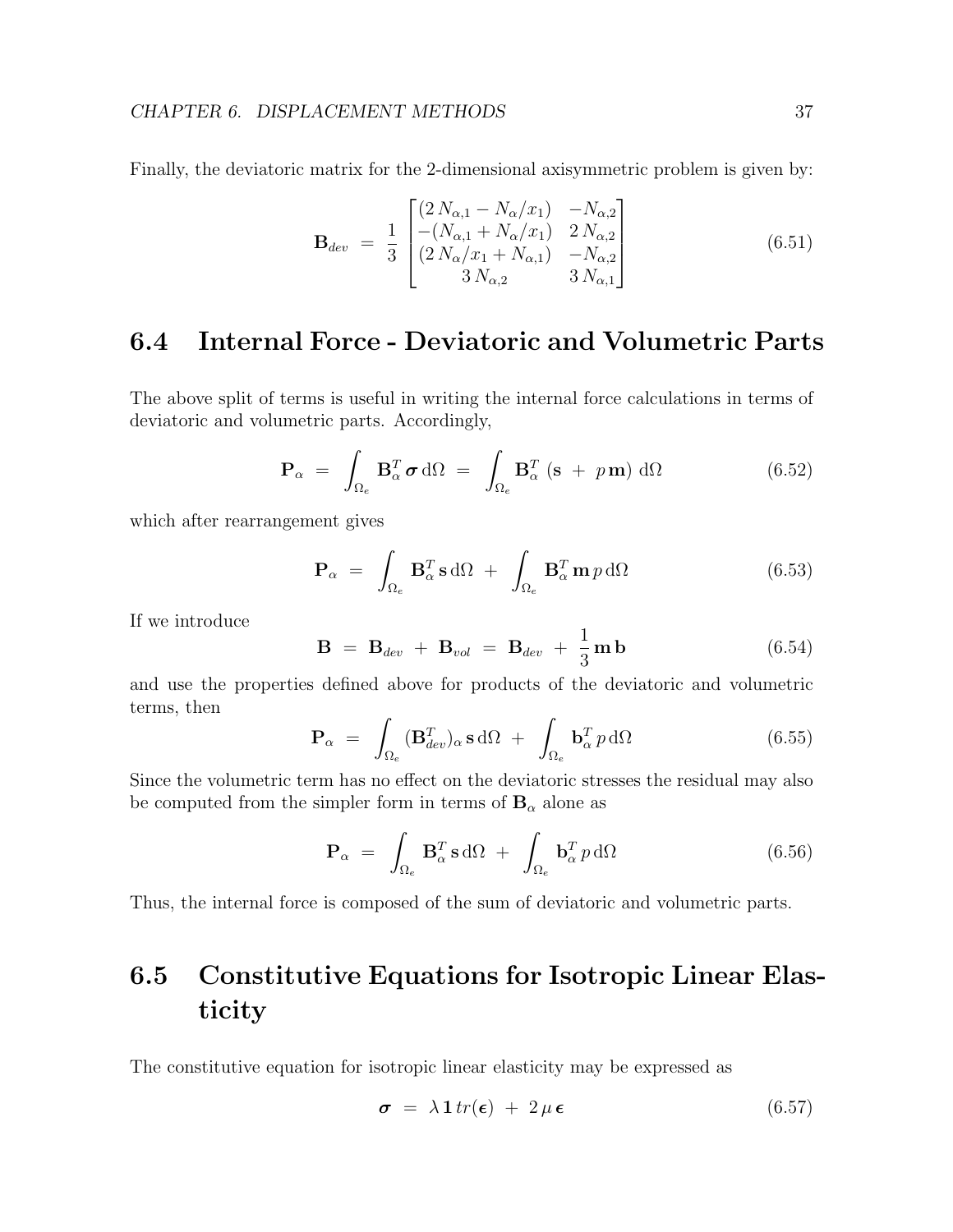Finally, the deviatoric matrix for the 2-dimensional axisymmetric problem is given by:

$$
\mathbf{B}_{dev} \;=\; \frac{1}{3} \begin{bmatrix} (2\,N_{\alpha,1} - N_\alpha/x_1) & -N_{\alpha,2} \\ -(N_{\alpha,1} + N_\alpha/x_1) & 2\,N_{\alpha,2} \\ (2\,N_\alpha/x_1 + N_{\alpha,1}) & -N_{\alpha,2} \\ 3\,N_{\alpha,2} & 3\,N_{\alpha,1} \end{bmatrix} \tag{6.51}
$$

## 6.4 Internal Force - Deviatoric and Volumetric Parts

The above split of terms is useful in writing the internal force calculations in terms of deviatoric and volumetric parts. Accordingly,

$$
\mathbf{P}_\alpha \;=\; \int_{\Omega_e} \mathbf{B}_\alpha^T \,\boldsymbol{\sigma}\, \mathrm{d}\Omega \;=\; \int_{\Omega_e} \mathbf{B}_\alpha^T \;(\mathbf{s} \;+\; p\,\mathbf{m})\; \mathrm{d}\Omega \tag{6.52}
$$

which after rearrangement gives

$$
\mathbf{P}_\alpha \;=\; \int_{\Omega_e} \mathbf{B}_\alpha^T \,\mathbf{s}\, \mathrm{d}\Omega \;+\; \int_{\Omega_e} \mathbf{B}_\alpha^T \,\mathbf{m}\, p\, \mathrm{d}\Omega \tag{6.53}
$$

If we introduce

$$
\mathbf{B} \;=\; \mathbf{B}_{dev} \;+\; \mathbf{B}_{vol} \;=\; \mathbf{B}_{dev} \;+\; \frac{1}{3}\,\mathbf{m}\,\mathbf{b} \tag{6.54}
$$

and use the properties defined above for products of the deviatoric and volumetric terms, then

$$
\mathbf{P}_\alpha \;=\; \int_{\Omega_e} (\mathbf{B}_{dev}^T)_\alpha \,\mathbf{s}\, \mathrm{d}\Omega \;+\; \int_{\Omega_e} \mathbf{b}_\alpha^T \, p\, \mathrm{d}\Omega \tag{6.55}
$$

Since the volumetric term has no effect on the deviatoric stresses the residual may also be computed from the simpler form in terms of $\mathbf{B}_\alpha$ alone as

$$
\mathbf{P}_\alpha \;=\; \int_{\Omega_e} \mathbf{B}_\alpha^T \,\mathbf{s}\, \mathrm{d}\Omega \;+\; \int_{\Omega_e} \mathbf{b}_\alpha^T \, p\, \mathrm{d}\Omega \tag{6.56}
$$

Thus, the internal force is composed of the sum of deviatoric and volumetric parts.

## 6.5 Constitutive Equations for Isotropic Linear Elasticity

The constitutive equation for isotropic linear elasticity may be expressed as

$$
\boldsymbol{\sigma} \;=\; \lambda\,\mathbf{1}\,tr(\boldsymbol{\epsilon}) \;+\; 2\,\mu\,\boldsymbol{\epsilon} \tag{6.57}
$$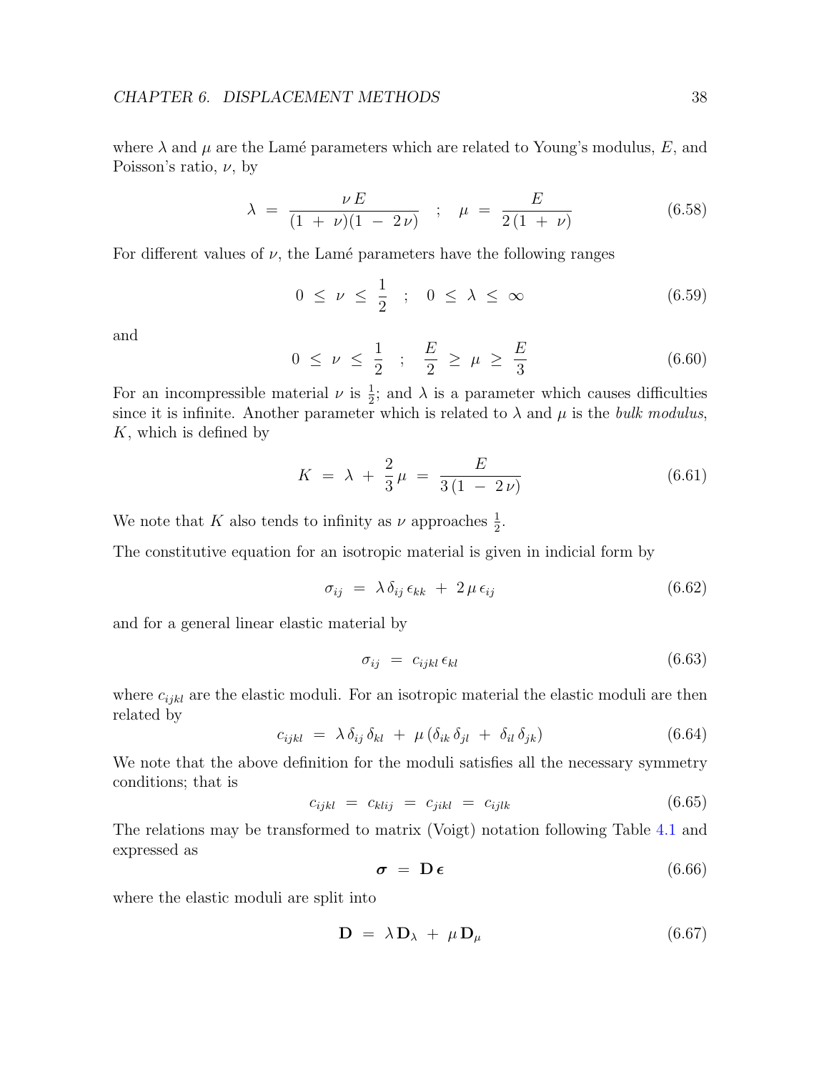where $\lambda$ and $\mu$ are the Lamé parameters which are related to Young's modulus, $E$, and Poisson's ratio, $\nu$, by

$$\lambda \;=\; \frac{\nu\, E}{(1\;+\;\nu)(1\;-\;2\,\nu)} \quad ; \quad \mu \;=\; \frac{E}{2\,(1\;+\;\nu)} \tag{6.58}$$

For different values of $\nu$, the Lamé parameters have the following ranges

$$0 \;\leq\; \nu \;\leq\; \frac{1}{2} \quad ; \quad 0 \;\leq\; \lambda \;\leq\; \infty \tag{6.59}$$

and

$$0 \;\leq\; \nu \;\leq\; \frac{1}{2} \quad ; \quad \frac{E}{2} \;\geq\; \mu \;\geq\; \frac{E}{3} \tag{6.60}$$

For an incompressible material $\nu$ is $\frac{1}{2}$; and $\lambda$ is a parameter which causes difficulties since it is infinite. Another parameter which is related to $\lambda$ and $\mu$ is the *bulk modulus*, $K$, which is defined by

$$K \;=\; \lambda \;+\; \frac{2}{3}\,\mu \;=\; \frac{E}{3\,(1\;-\;2\,\nu)} \tag{6.61}$$

We note that $K$ also tends to infinity as $\nu$ approaches $\frac{1}{2}$.

The constitutive equation for an isotropic material is given in indicial form by

$$\sigma_{ij} \;=\; \lambda\,\delta_{ij}\,\epsilon_{kk} \;+\; 2\,\mu\,\epsilon_{ij} \tag{6.62}$$

and for a general linear elastic material by

$$\sigma_{ij} \;=\; c_{ijkl}\,\epsilon_{kl} \tag{6.63}$$

where $c_{ijkl}$ are the elastic moduli. For an isotropic material the elastic moduli are then related by

$$c_{ijkl} \;=\; \lambda\,\delta_{ij}\,\delta_{kl} \;+\; \mu\,(\delta_{ik}\,\delta_{jl} \;+\; \delta_{il}\,\delta_{jk}) \tag{6.64}$$

We note that the above definition for the moduli satisfies all the necessary symmetry conditions; that is

$$c_{ijkl} \;=\; c_{klij} \;=\; c_{jikl} \;=\; c_{ijlk} \tag{6.65}$$

The relations may be transformed to matrix (Voigt) notation following Table 4.1 and expressed as

$$\boldsymbol{\sigma} \;=\; \mathbf{D}\,\boldsymbol{\epsilon} \tag{6.66}$$

where the elastic moduli are split into

$$\mathbf{D} \;=\; \lambda\,\mathbf{D}_{\lambda} \;+\; \mu\,\mathbf{D}_{\mu} \tag{6.67}$$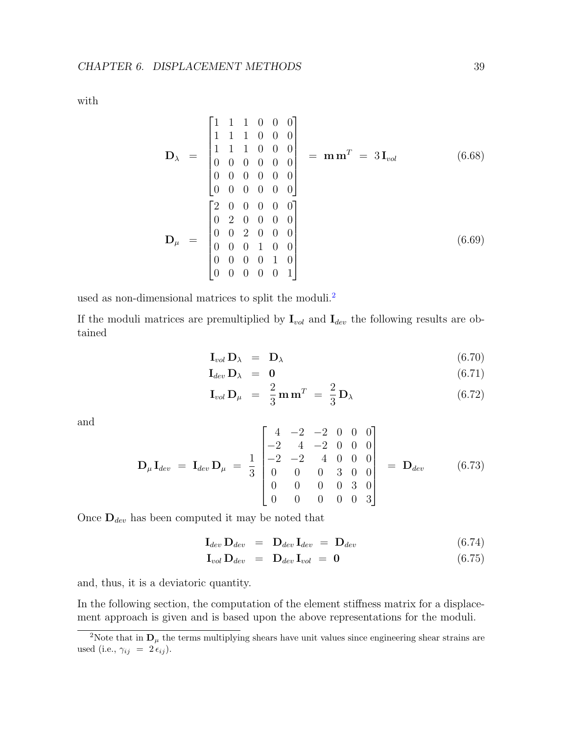with

$$
\mathbf{D}_\lambda = \begin{bmatrix} 1 & 1 & 1 & 0 & 0 & 0 \\ 1 & 1 & 1 & 0 & 0 & 0 \\ 1 & 1 & 1 & 0 & 0 & 0 \\ 0 & 0 & 0 & 0 & 0 & 0 \\ 0 & 0 & 0 & 0 & 0 & 0 \\ 0 & 0 & 0 & 0 & 0 & 0 \end{bmatrix} = \mathbf{m}\,\mathbf{m}^T = 3\,\mathbf{I}_{vol} \tag{6.68}
$$

$$
\mathbf{D}_\mu = \begin{bmatrix} 2 & 0 & 0 & 0 & 0 & 0 \\ 0 & 2 & 0 & 0 & 0 & 0 \\ 0 & 0 & 2 & 0 & 0 & 0 \\ 0 & 0 & 0 & 1 & 0 & 0 \\ 0 & 0 & 0 & 0 & 1 & 0 \\ 0 & 0 & 0 & 0 & 0 & 1 \end{bmatrix} \tag{6.69}
$$

used as non-dimensional matrices to split the moduli.[2]

If the moduli matrices are premultiplied by $\mathbf{I}_{vol}$ and $\mathbf{I}_{dev}$ the following results are obtained

$$
\mathbf{I}_{vol}\,\mathbf{D}_\lambda = \mathbf{D}_\lambda \tag{6.70}
$$

$$
\mathbf{I}_{dev}\,\mathbf{D}_\lambda = \mathbf{0} \tag{6.71}
$$

$$
\mathbf{I}_{vol}\,\mathbf{D}_\mu = \frac{2}{3}\,\mathbf{m}\,\mathbf{m}^T = \frac{2}{3}\,\mathbf{D}_\lambda \tag{6.72}
$$

and

$$
\mathbf{D}_\mu\,\mathbf{I}_{dev} = \mathbf{I}_{dev}\,\mathbf{D}_\mu = \frac{1}{3}\begin{bmatrix} 4 & -2 & -2 & 0 & 0 & 0 \\ -2 & 4 & -2 & 0 & 0 & 0 \\ -2 & -2 & 4 & 0 & 0 & 0 \\ 0 & 0 & 0 & 3 & 0 & 0 \\ 0 & 0 & 0 & 0 & 3 & 0 \\ 0 & 0 & 0 & 0 & 0 & 3 \end{bmatrix} = \mathbf{D}_{dev} \tag{6.73}
$$

Once $\mathbf{D}_{dev}$ has been computed it may be noted that

$$
\mathbf{I}_{dev}\,\mathbf{D}_{dev} = \mathbf{D}_{dev}\,\mathbf{I}_{dev} = \mathbf{D}_{dev} \tag{6.74}
$$

$$
\mathbf{I}_{vol}\,\mathbf{D}_{dev} = \mathbf{D}_{dev}\,\mathbf{I}_{vol} = \mathbf{0} \tag{6.75}
$$

and, thus, it is a deviatoric quantity.

In the following section, the computation of the element stiffness matrix for a displacement approach is given and is based upon the above representations for the moduli.

[2] Note that in $\mathbf{D}_\mu$ the terms multiplying shears have unit values since engineering shear strains are used (i.e., $\gamma_{ij} = 2\,\epsilon_{ij}$).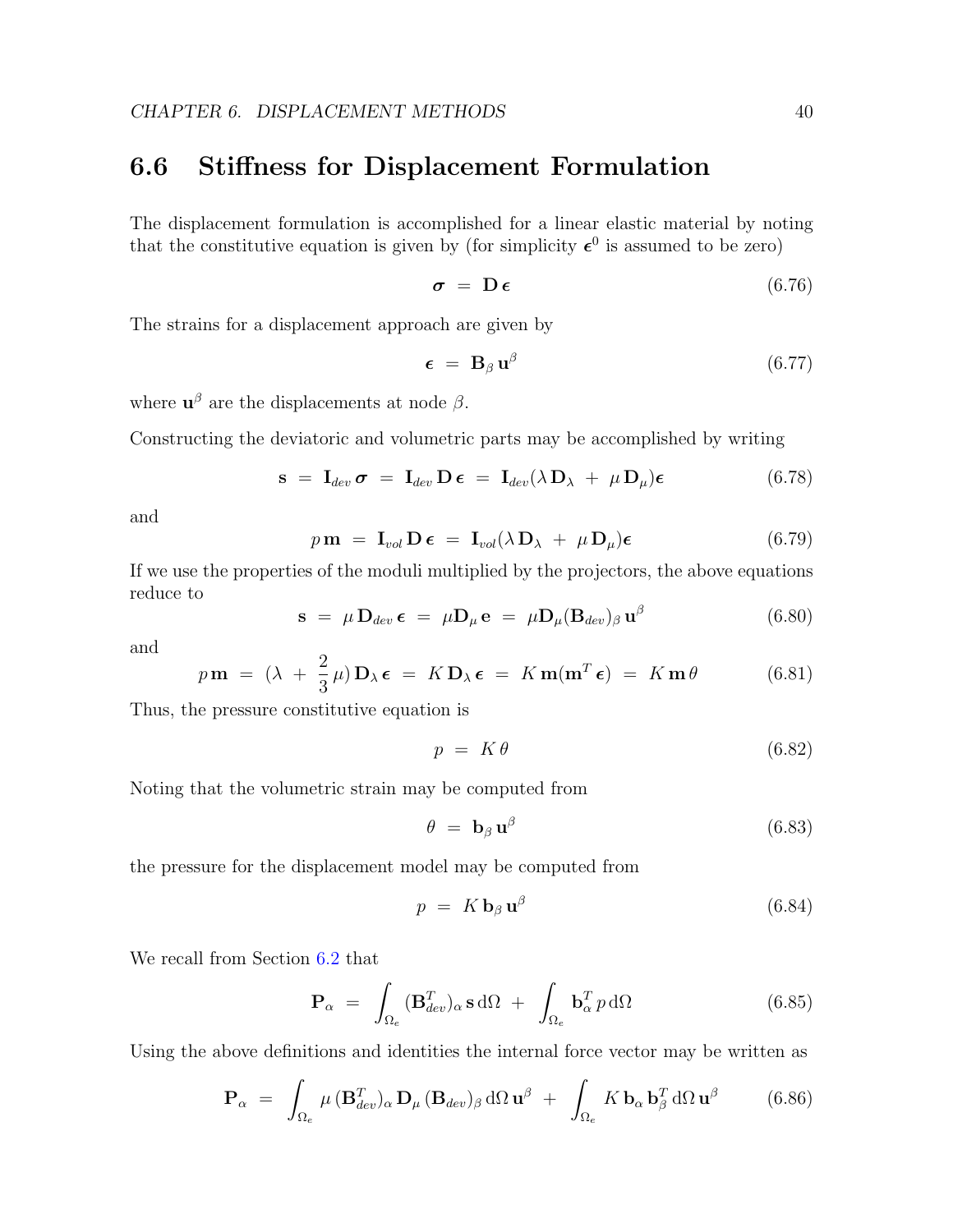## 6.6 Stiffness for Displacement Formulation

The displacement formulation is accomplished for a linear elastic material by noting that the constitutive equation is given by (for simplicity $\boldsymbol{\epsilon}^0$ is assumed to be zero)

$$\boldsymbol{\sigma} \;=\; \mathbf{D}\,\boldsymbol{\epsilon} \tag{6.76}$$

The strains for a displacement approach are given by

$$\boldsymbol{\epsilon} \;=\; \mathbf{B}_\beta\,\mathbf{u}^\beta \tag{6.77}$$

where $\mathbf{u}^\beta$ are the displacements at node $\beta$.

Constructing the deviatoric and volumetric parts may be accomplished by writing

$$\mathbf{s} \;=\; \mathbf{I}_{dev}\,\boldsymbol{\sigma} \;=\; \mathbf{I}_{dev}\,\mathbf{D}\,\boldsymbol{\epsilon} \;=\; \mathbf{I}_{dev}(\lambda\,\mathbf{D}_\lambda \;+\; \mu\,\mathbf{D}_\mu)\boldsymbol{\epsilon} \tag{6.78}$$

and

$$p\,\mathbf{m} \;=\; \mathbf{I}_{vol}\,\mathbf{D}\,\boldsymbol{\epsilon} \;=\; \mathbf{I}_{vol}(\lambda\,\mathbf{D}_\lambda \;+\; \mu\,\mathbf{D}_\mu)\boldsymbol{\epsilon} \tag{6.79}$$

If we use the properties of the moduli multiplied by the projectors, the above equations reduce to

$$\mathbf{s} \;=\; \mu\,\mathbf{D}_{dev}\,\boldsymbol{\epsilon} \;=\; \mu\mathbf{D}_\mu\,\mathbf{e} \;=\; \mu\mathbf{D}_\mu(\mathbf{B}_{dev})_\beta\,\mathbf{u}^\beta \tag{6.80}$$

and

$$p\,\mathbf{m} \;=\; (\lambda \;+\; \frac{2}{3}\,\mu)\,\mathbf{D}_\lambda\,\boldsymbol{\epsilon} \;=\; K\,\mathbf{D}_\lambda\,\boldsymbol{\epsilon} \;=\; K\,\mathbf{m}(\mathbf{m}^T\,\boldsymbol{\epsilon}) \;=\; K\,\mathbf{m}\,\theta \tag{6.81}$$

Thus, the pressure constitutive equation is

$$p \;=\; K\,\theta \tag{6.82}$$

Noting that the volumetric strain may be computed from

$$\theta \;=\; \mathbf{b}_\beta\,\mathbf{u}^\beta \tag{6.83}$$

the pressure for the displacement model may be computed from

$$p \;=\; K\,\mathbf{b}_\beta\,\mathbf{u}^\beta \tag{6.84}$$

We recall from Section 6.2 that

$$\mathbf{P}_\alpha \;=\; \int_{\Omega_e} (\mathbf{B}_{dev}^T)_\alpha\,\mathbf{s}\,\mathrm{d}\Omega \;+\; \int_{\Omega_e} \mathbf{b}_\alpha^T\,p\,\mathrm{d}\Omega \tag{6.85}$$

Using the above definitions and identities the internal force vector may be written as

$$\mathbf{P}_\alpha \;=\; \int_{\Omega_e} \mu\,(\mathbf{B}_{dev}^T)_\alpha\,\mathbf{D}_\mu\,(\mathbf{B}_{dev})_\beta\,\mathrm{d}\Omega\,\mathbf{u}^\beta \;+\; \int_{\Omega_e} K\,\mathbf{b}_\alpha\,\mathbf{b}_\beta^T\,\mathrm{d}\Omega\,\mathbf{u}^\beta \tag{6.86}$$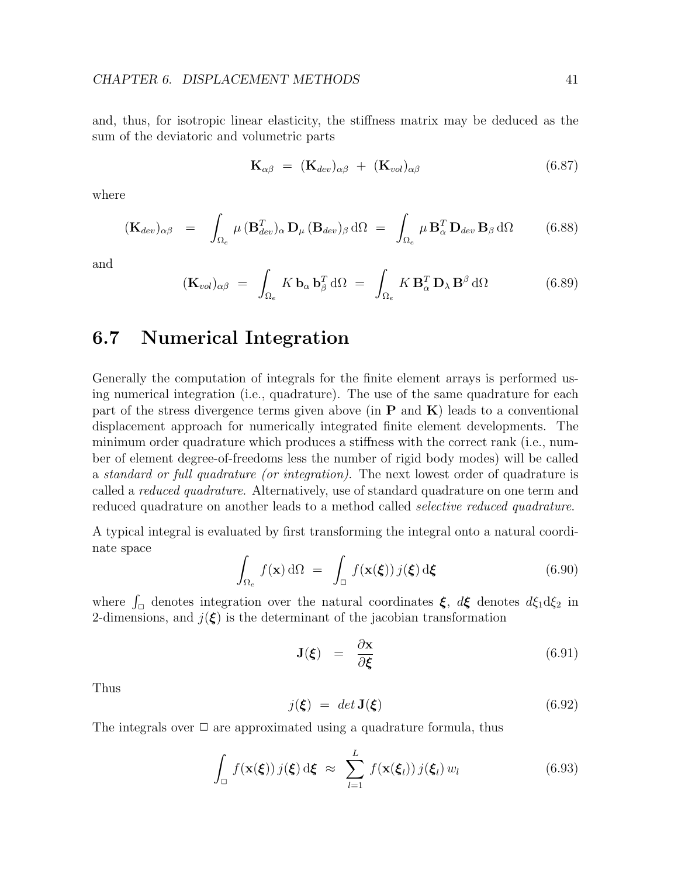and, thus, for isotropic linear elasticity, the stiffness matrix may be deduced as the sum of the deviatoric and volumetric parts

$$\mathbf{K}_{\alpha\beta} \;=\; (\mathbf{K}_{dev})_{\alpha\beta} \;+\; (\mathbf{K}_{vol})_{\alpha\beta} \tag{6.87}$$

where

$$(\mathbf{K}_{dev})_{\alpha\beta} \;=\; \int_{\Omega_e} \mu \, (\mathbf{B}_{dev}^T)_\alpha \, \mathbf{D}_\mu \, (\mathbf{B}_{dev})_\beta \, \mathrm{d}\Omega \;=\; \int_{\Omega_e} \mu \, \mathbf{B}_\alpha^T \, \mathbf{D}_{dev} \, \mathbf{B}_\beta \, \mathrm{d}\Omega \tag{6.88}$$

and

$$(\mathbf{K}_{vol})_{\alpha\beta} \;=\; \int_{\Omega_e} K \, \mathbf{b}_\alpha \, \mathbf{b}_\beta^T \, \mathrm{d}\Omega \;=\; \int_{\Omega_e} K \, \mathbf{B}_\alpha^T \, \mathbf{D}_\lambda \, \mathbf{B}^\beta \, \mathrm{d}\Omega \tag{6.89}$$

## 6.7 Numerical Integration

Generally the computation of integrals for the finite element arrays is performed using numerical integration (i.e., quadrature). The use of the same quadrature for each part of the stress divergence terms given above (in $\mathbf{P}$ and $\mathbf{K}$) leads to a conventional displacement approach for numerically integrated finite element developments. The minimum order quadrature which produces a stiffness with the correct rank (i.e., number of element degree-of-freedoms less the number of rigid body modes) will be called a *standard or full quadrature (or integration)*. The next lowest order of quadrature is called a *reduced quadrature*. Alternatively, use of standard quadrature on one term and reduced quadrature on another leads to a method called *selective reduced quadrature*.

A typical integral is evaluated by first transforming the integral onto a natural coordinate space

$$\int_{\Omega_e} f(\mathbf{x}) \, \mathrm{d}\Omega \;=\; \int_\square f(\mathbf{x}(\boldsymbol{\xi})) \, j(\boldsymbol{\xi}) \, \mathrm{d}\boldsymbol{\xi} \tag{6.90}$$

where $\int_\square$ denotes integration over the natural coordinates $\boldsymbol{\xi}$, $d\boldsymbol{\xi}$ denotes $d\xi_1 \mathrm{d}\xi_2$ in 2-dimensions, and $j(\boldsymbol{\xi})$ is the determinant of the jacobian transformation

$$\mathbf{J}(\boldsymbol{\xi}) \;\;=\;\; \frac{\partial \mathbf{x}}{\partial \boldsymbol{\xi}} \tag{6.91}$$

Thus

$$j(\boldsymbol{\xi}) \;=\; det \, \mathbf{J}(\boldsymbol{\xi}) \tag{6.92}$$

The integrals over $\square$ are approximated using a quadrature formula, thus

$$\int_\square f(\mathbf{x}(\boldsymbol{\xi})) \, j(\boldsymbol{\xi}) \, \mathrm{d}\boldsymbol{\xi} \;\approx\; \sum_{l=1}^{L} f(\mathbf{x}(\boldsymbol{\xi}_l)) \, j(\boldsymbol{\xi}_l) \, w_l \tag{6.93}$$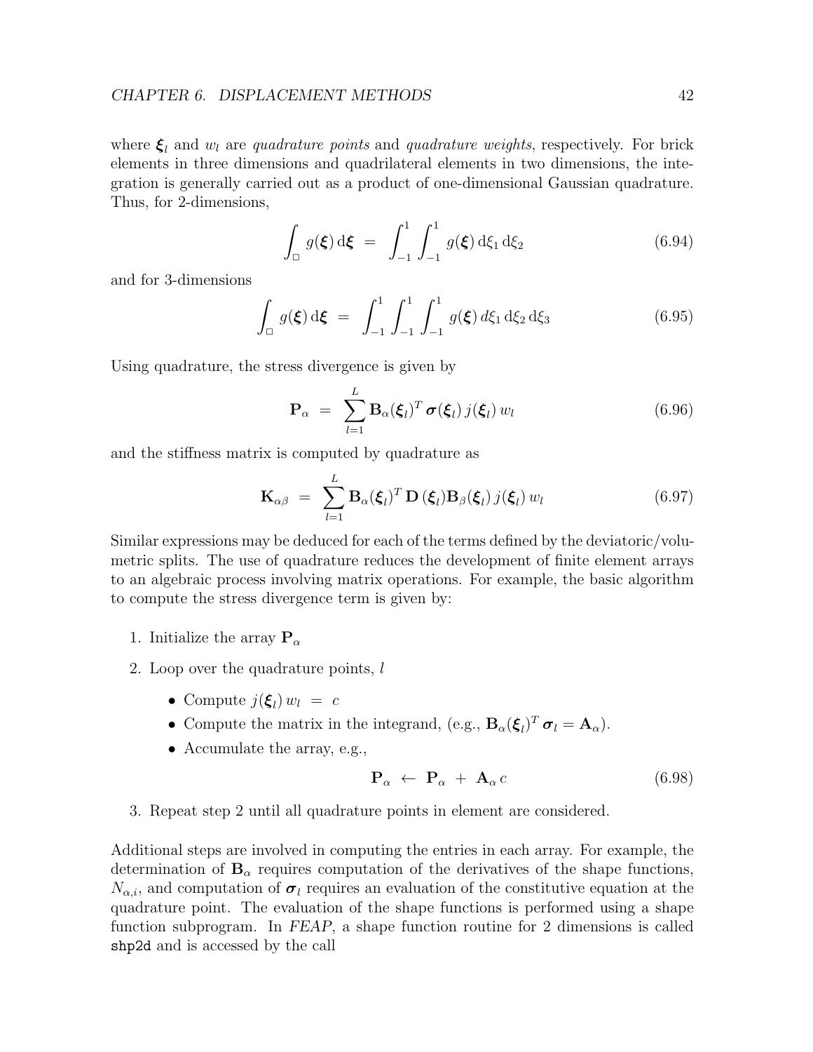where $\boldsymbol{\xi}_l$ and $w_l$ are *quadrature points* and *quadrature weights*, respectively. For brick elements in three dimensions and quadrilateral elements in two dimensions, the integration is generally carried out as a product of one-dimensional Gaussian quadrature. Thus, for 2-dimensions,

$$\int_{\square} g(\boldsymbol{\xi})\,\mathrm{d}\boldsymbol{\xi} \;=\; \int_{-1}^{1}\int_{-1}^{1} g(\boldsymbol{\xi})\,\mathrm{d}\xi_1\,\mathrm{d}\xi_2 \tag{6.94}$$

and for 3-dimensions

$$\int_{\square} g(\boldsymbol{\xi})\,\mathrm{d}\boldsymbol{\xi} \;=\; \int_{-1}^{1}\int_{-1}^{1}\int_{-1}^{1} g(\boldsymbol{\xi})\,d\xi_1\,\mathrm{d}\xi_2\,\mathrm{d}\xi_3 \tag{6.95}$$

Using quadrature, the stress divergence is given by

$$\mathbf{P}_\alpha \;=\; \sum_{l=1}^{L} \mathbf{B}_\alpha(\boldsymbol{\xi}_l)^T\,\boldsymbol{\sigma}(\boldsymbol{\xi}_l)\,j(\boldsymbol{\xi}_l)\,w_l \tag{6.96}$$

and the stiffness matrix is computed by quadrature as

$$\mathbf{K}_{\alpha\beta} \;=\; \sum_{l=1}^{L} \mathbf{B}_\alpha(\boldsymbol{\xi}_l)^T\,\mathbf{D}\,(\boldsymbol{\xi}_l)\mathbf{B}_\beta(\boldsymbol{\xi}_l)\,j(\boldsymbol{\xi}_l)\,w_l \tag{6.97}$$

Similar expressions may be deduced for each of the terms defined by the deviatoric/volumetric splits. The use of quadrature reduces the development of finite element arrays to an algebraic process involving matrix operations. For example, the basic algorithm to compute the stress divergence term is given by:

1. Initialize the array $\mathbf{P}_\alpha$
2. Loop over the quadrature points, $l$
   - Compute $j(\boldsymbol{\xi}_l)\,w_l \;=\; c$
   - Compute the matrix in the integrand, (e.g., $\mathbf{B}_\alpha(\boldsymbol{\xi}_l)^T\,\boldsymbol{\sigma}_l = \mathbf{A}_\alpha$).
   - Accumulate the array, e.g.,

$$\mathbf{P}_\alpha \;\leftarrow\; \mathbf{P}_\alpha \;+\; \mathbf{A}_\alpha\,c \tag{6.98}$$

3. Repeat step 2 until all quadrature points in element are considered.

Additional steps are involved in computing the entries in each array. For example, the determination of $\mathbf{B}_\alpha$ requires computation of the derivatives of the shape functions, $N_{\alpha,i}$, and computation of $\boldsymbol{\sigma}_l$ requires an evaluation of the constitutive equation at the quadrature point. The evaluation of the shape functions is performed using a shape function subprogram. In *FEAP*, a shape function routine for 2 dimensions is called `shp2d` and is accessed by the call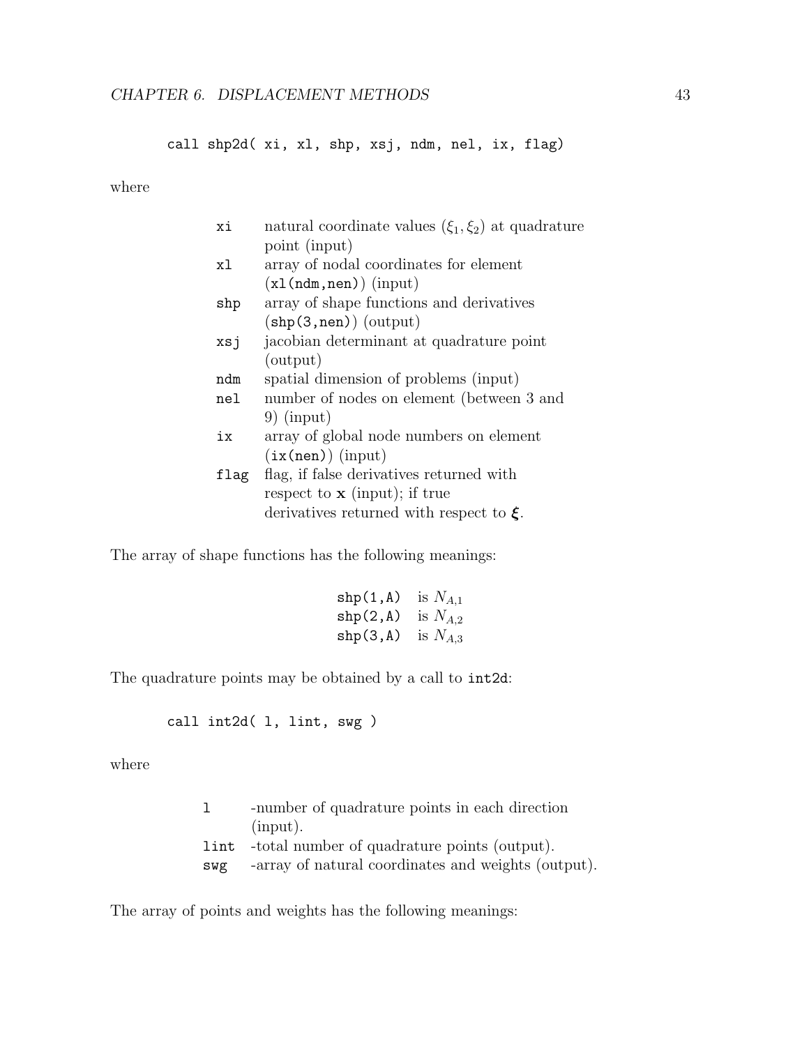```
call shp2d( xi, xl, shp, xsj, ndm, nel, ix, flag)
```

where

| | |
|---|---|
| `xi` | natural coordinate values $(\xi_1, \xi_2)$ at quadrature point (input) |
| `xl` | array of nodal coordinates for element (`xl(ndm,nen)`) (input) |
| `shp` | array of shape functions and derivatives (`shp(3,nen)`) (output) |
| `xsj` | jacobian determinant at quadrature point (output) |
| `ndm` | spatial dimension of problems (input) |
| `nel` | number of nodes on element (between 3 and 9) (input) |
| `ix` | array of global node numbers on element (`ix(nen)`) (input) |
| `flag` | flag, if false derivatives returned with respect to $\mathbf{x}$ (input); if true derivatives returned with respect to $\boldsymbol{\xi}$. |

The array of shape functions has the following meanings:

| | |
|---|---|
| `shp(1,A)` | is $N_{A,1}$ |
| `shp(2,A)` | is $N_{A,2}$ |
| `shp(3,A)` | is $N_{A,3}$ |

The quadrature points may be obtained by a call to `int2d`:

```
call int2d( l, lint, swg )
```

where

| | |
|---|---|
| `l` | -number of quadrature points in each direction (input). |
| `lint` | -total number of quadrature points (output). |
| `swg` | -array of natural coordinates and weights (output). |

The array of points and weights has the following meanings: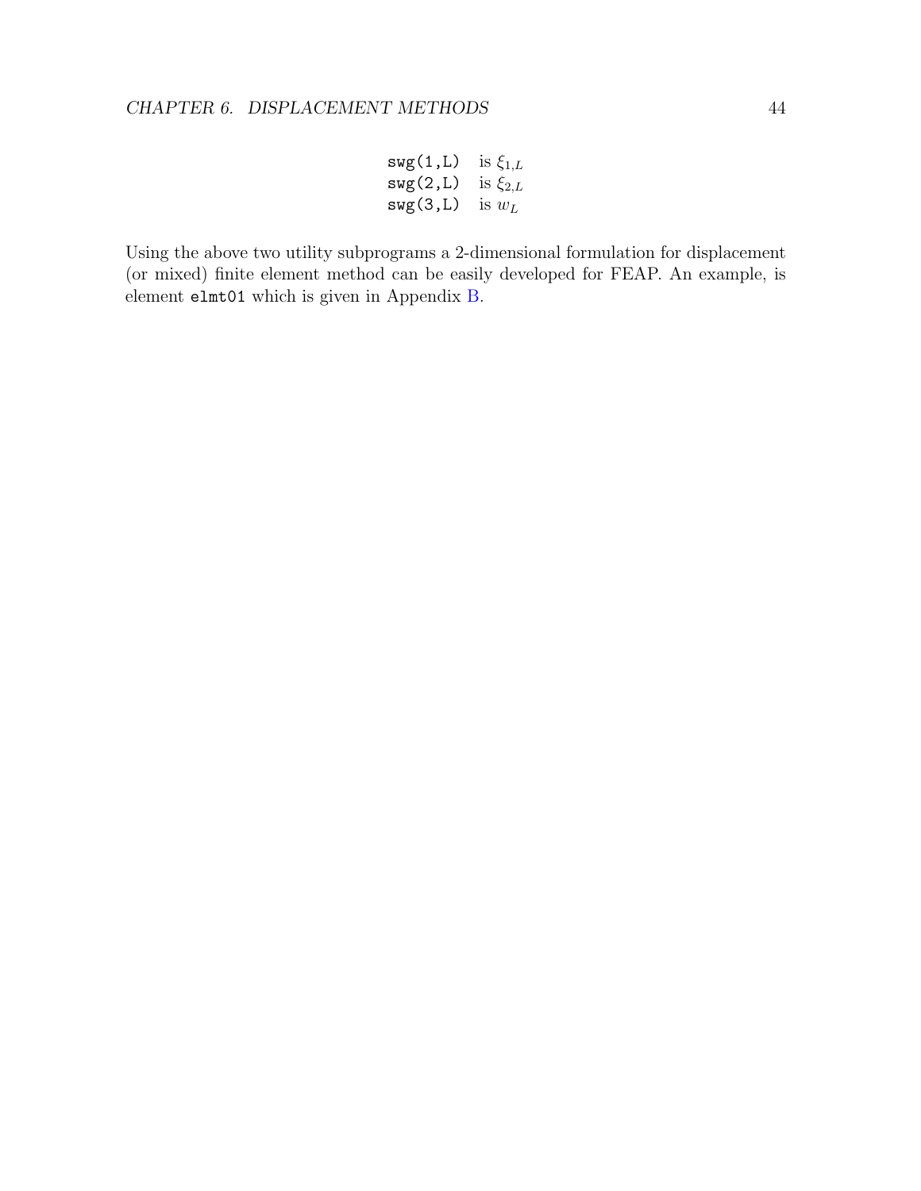| | |
|---|---|
| `swg(1,L)` | is $\xi_{1,L}$ |
| `swg(2,L)` | is $\xi_{2,L}$ |
| `swg(3,L)` | is $w_L$ |

Using the above two utility subprograms a 2-dimensional formulation for displacement (or mixed) finite element method can be easily developed for FEAP. An example, is element `elmt01` which is given in Appendix B.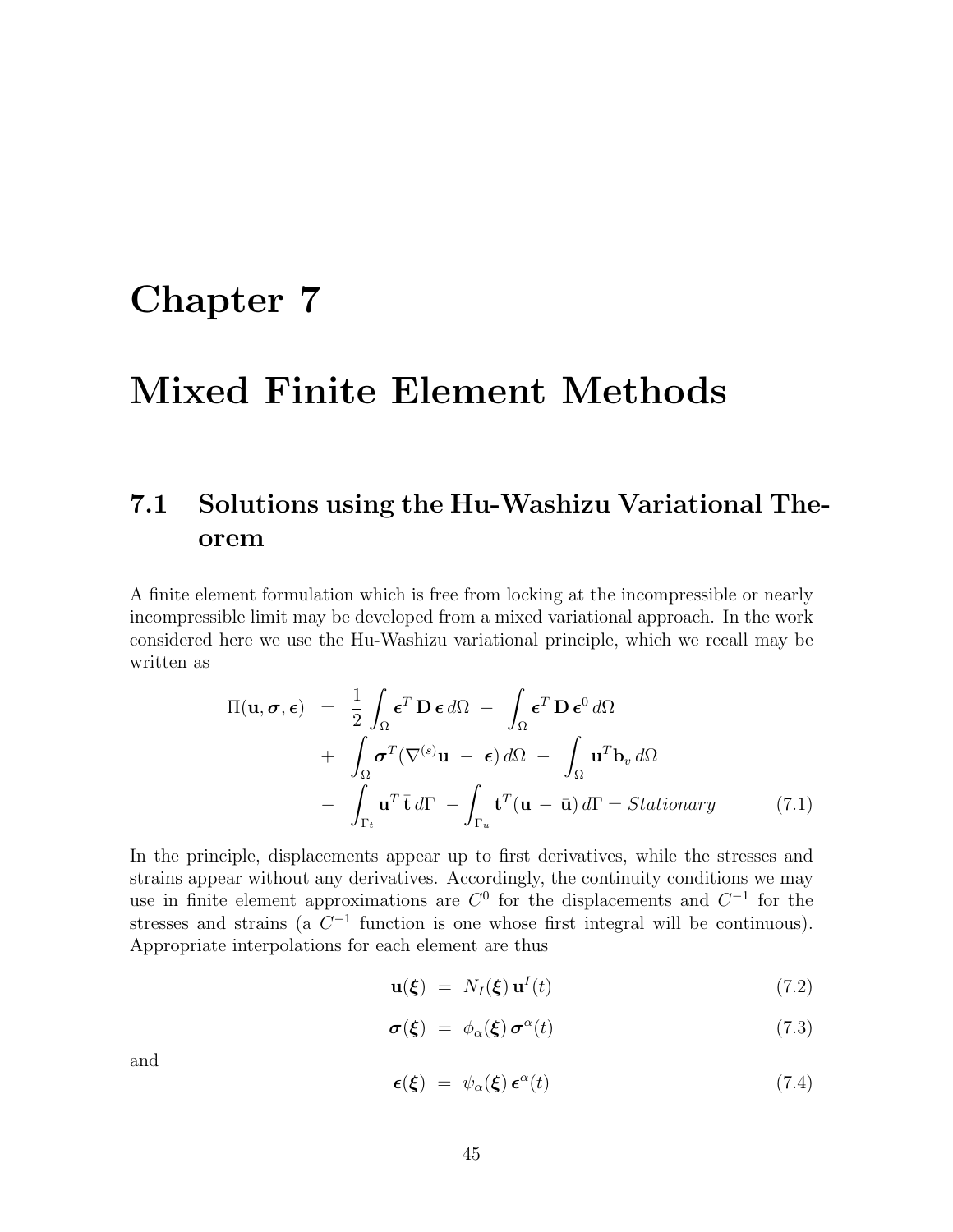# Chapter 7

# Mixed Finite Element Methods

## 7.1 Solutions using the Hu-Washizu Variational Theorem

A finite element formulation which is free from locking at the incompressible or nearly incompressible limit may be developed from a mixed variational approach. In the work considered here we use the Hu-Washizu variational principle, which we recall may be written as

$$
\begin{aligned}
\Pi(\mathbf{u}, \boldsymbol{\sigma}, \boldsymbol{\epsilon}) \;&=\; \frac{1}{2}\int_{\Omega} \boldsymbol{\epsilon}^T\,\mathbf{D}\,\boldsymbol{\epsilon}\,d\Omega \;-\; \int_{\Omega} \boldsymbol{\epsilon}^T\,\mathbf{D}\,\boldsymbol{\epsilon}^0\,d\Omega \\
&+\; \int_{\Omega} \boldsymbol{\sigma}^T(\nabla^{(s)}\mathbf{u} \;-\; \boldsymbol{\epsilon})\,d\Omega \;-\; \int_{\Omega} \mathbf{u}^T\mathbf{b}_v\,d\Omega \\
&-\; \int_{\Gamma_t} \mathbf{u}^T\,\bar{\mathbf{t}}\,d\Gamma \;-\! \int_{\Gamma_u} \mathbf{t}^T(\mathbf{u} \;-\; \bar{\mathbf{u}})\,d\Gamma = Stationary
\end{aligned}
\tag{7.1}
$$

In the principle, displacements appear up to first derivatives, while the stresses and strains appear without any derivatives. Accordingly, the continuity conditions we may use in finite element approximations are $C^0$ for the displacements and $C^{-1}$ for the stresses and strains (a $C^{-1}$ function is one whose first integral will be continuous). Appropriate interpolations for each element are thus

$$
\mathbf{u}(\boldsymbol{\xi}) \;=\; N_I(\boldsymbol{\xi})\,\mathbf{u}^I(t) \tag{7.2}
$$

$$
\boldsymbol{\sigma}(\boldsymbol{\xi}) \;=\; \phi_\alpha(\boldsymbol{\xi})\,\boldsymbol{\sigma}^\alpha(t) \tag{7.3}
$$

and

$$
\boldsymbol{\epsilon}(\boldsymbol{\xi}) \;=\; \psi_\alpha(\boldsymbol{\xi})\,\boldsymbol{\epsilon}^\alpha(t) \tag{7.4}
$$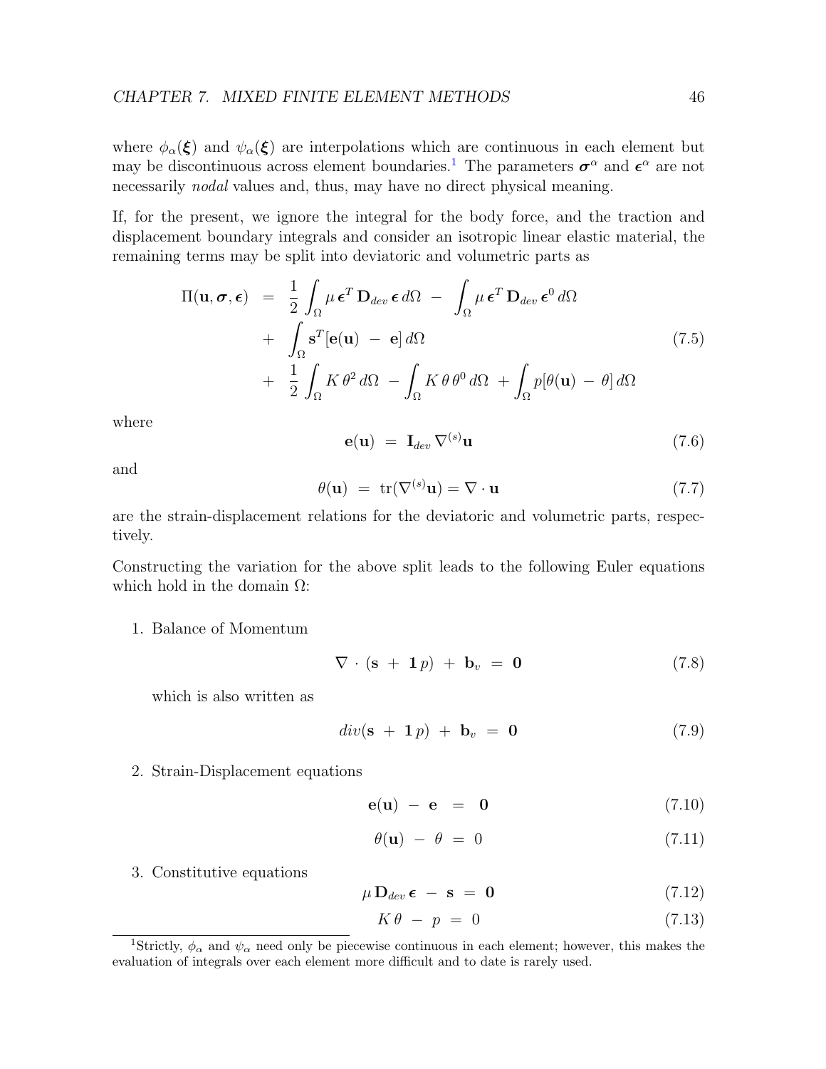where $\phi_\alpha(\boldsymbol{\xi})$ and $\psi_\alpha(\boldsymbol{\xi})$ are interpolations which are continuous in each element but may be discontinuous across element boundaries.[1] The parameters $\boldsymbol{\sigma}^\alpha$ and $\boldsymbol{\epsilon}^\alpha$ are not necessarily *nodal* values and, thus, may have no direct physical meaning.

If, for the present, we ignore the integral for the body force, and the traction and displacement boundary integrals and consider an isotropic linear elastic material, the remaining terms may be split into deviatoric and volumetric parts as

$$
\begin{aligned}
\Pi(\mathbf{u}, \boldsymbol{\sigma}, \boldsymbol{\epsilon}) \;&=\; \frac{1}{2}\int_\Omega \mu\, \boldsymbol{\epsilon}^T\, \mathbf{D}_{dev}\, \boldsymbol{\epsilon}\, d\Omega \;-\; \int_\Omega \mu\, \boldsymbol{\epsilon}^T\, \mathbf{D}_{dev}\, \boldsymbol{\epsilon}^0\, d\Omega \\
&+\; \int_\Omega \mathbf{s}^T[\mathbf{e}(\mathbf{u}) \;-\; \mathbf{e}]\, d\Omega \\
&+\; \frac{1}{2}\int_\Omega K\, \theta^2\, d\Omega \;-\int_\Omega K\, \theta\, \theta^0\, d\Omega \;+\int_\Omega p[\theta(\mathbf{u}) \;-\; \theta]\, d\Omega
\end{aligned}
\tag{7.5}
$$

where

$$
\mathbf{e}(\mathbf{u}) \;=\; \mathbf{I}_{dev}\, \nabla^{(s)}\mathbf{u} \tag{7.6}
$$

and

$$
\theta(\mathbf{u}) \;=\; \mathrm{tr}(\nabla^{(s)}\mathbf{u}) = \nabla \cdot \mathbf{u} \tag{7.7}
$$

are the strain-displacement relations for the deviatoric and volumetric parts, respectively.

Constructing the variation for the above split leads to the following Euler equations which hold in the domain $\Omega$:

1. Balance of Momentum

$$
\nabla \,\cdot\, (\mathbf{s} \;+\; \mathbf{1}\, p) \;+\; \mathbf{b}_v \;=\; \mathbf{0} \tag{7.8}
$$

which is also written as

$$
div(\mathbf{s} \;+\; \mathbf{1}\, p) \;+\; \mathbf{b}_v \;=\; \mathbf{0} \tag{7.9}
$$

2. Strain-Displacement equations

$$
\mathbf{e}(\mathbf{u}) \;-\; \mathbf{e} \;\;=\;\; \mathbf{0} \tag{7.10}
$$

$$
\theta(\mathbf{u}) \;-\; \theta \;=\; 0 \tag{7.11}
$$

3. Constitutive equations

$$
\mu\, \mathbf{D}_{dev}\, \boldsymbol{\epsilon} \;-\; \mathbf{s} \;=\; \mathbf{0} \tag{7.12}
$$

$$
K\, \theta \;-\; p \;=\; 0 \tag{7.13}
$$

---

[1] Strictly, $\phi_\alpha$ and $\psi_\alpha$ need only be piecewise continuous in each element; however, this makes the evaluation of integrals over each element more difficult and to date is rarely used.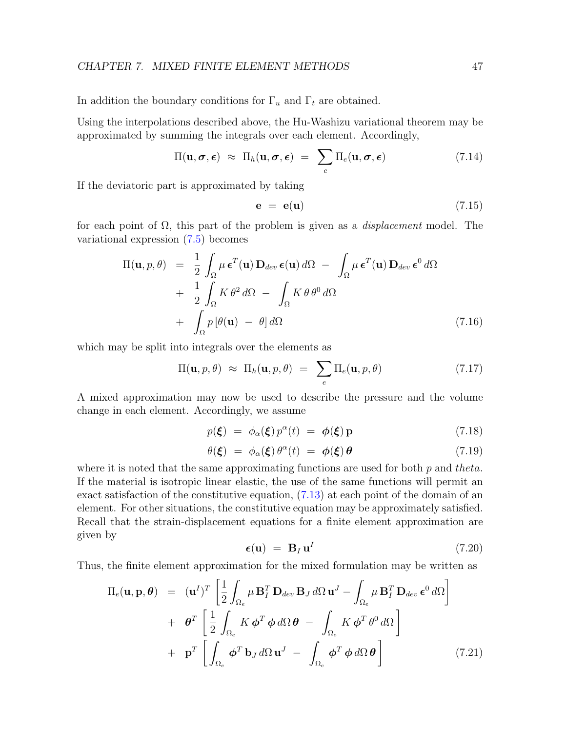In addition the boundary conditions for $\Gamma_u$ and $\Gamma_t$ are obtained.

Using the interpolations described above, the Hu-Washizu variational theorem may be approximated by summing the integrals over each element. Accordingly,

$$\Pi(\mathbf{u}, \boldsymbol{\sigma}, \boldsymbol{\epsilon}) \;\approx\; \Pi_h(\mathbf{u}, \boldsymbol{\sigma}, \boldsymbol{\epsilon}) \;=\; \sum_e \Pi_e(\mathbf{u}, \boldsymbol{\sigma}, \boldsymbol{\epsilon}) \tag{7.14}$$

If the deviatoric part is approximated by taking

$$\mathbf{e} \;=\; \mathbf{e}(\mathbf{u}) \tag{7.15}$$

for each point of $\Omega$, this part of the problem is given as a *displacement* model. The variational expression (7.5) becomes

$$\begin{aligned}
\Pi(\mathbf{u}, p, \theta) \;&=\; \frac{1}{2}\int_\Omega \mu\, \boldsymbol{\epsilon}^T(\mathbf{u})\, \mathbf{D}_{dev}\, \boldsymbol{\epsilon}(\mathbf{u})\, d\Omega \;-\; \int_\Omega \mu\, \boldsymbol{\epsilon}^T(\mathbf{u})\, \mathbf{D}_{dev}\, \boldsymbol{\epsilon}^0\, d\Omega \\
&+\; \frac{1}{2}\int_\Omega K\, \theta^2\, d\Omega \;-\; \int_\Omega K\, \theta\, \theta^0\, d\Omega \\
&+\; \int_\Omega p\, [\theta(\mathbf{u}) \;-\; \theta]\, d\Omega
\end{aligned} \tag{7.16}$$

which may be split into integrals over the elements as

$$\Pi(\mathbf{u}, p, \theta) \;\approx\; \Pi_h(\mathbf{u}, p, \theta) \;=\; \sum_e \Pi_e(\mathbf{u}, p, \theta) \tag{7.17}$$

A mixed approximation may now be used to describe the pressure and the volume change in each element. Accordingly, we assume

$$p(\boldsymbol{\xi}) \;=\; \phi_\alpha(\boldsymbol{\xi})\, p^\alpha(t) \;=\; \boldsymbol{\phi}(\boldsymbol{\xi})\, \mathbf{p} \tag{7.18}$$

$$\theta(\boldsymbol{\xi}) \;=\; \phi_\alpha(\boldsymbol{\xi})\, \theta^\alpha(t) \;=\; \boldsymbol{\phi}(\boldsymbol{\xi})\, \boldsymbol{\theta} \tag{7.19}$$

where it is noted that the same approximating functions are used for both $p$ and *theta*. If the material is isotropic linear elastic, the use of the same functions will permit an exact satisfaction of the constitutive equation, (7.13) at each point of the domain of an element. For other situations, the constitutive equation may be approximately satisfied. Recall that the strain-displacement equations for a finite element approximation are given by

$$\boldsymbol{\epsilon}(\mathbf{u}) \;=\; \mathbf{B}_I\, \mathbf{u}^I \tag{7.20}$$

Thus, the finite element approximation for the mixed formulation may be written as

$$\begin{aligned}
\Pi_e(\mathbf{u}, \mathbf{p}, \boldsymbol{\theta}) \;&=\; (\mathbf{u}^I)^T \left[\frac{1}{2}\int_{\Omega_e} \mu\, \mathbf{B}_I^T\, \mathbf{D}_{dev}\, \mathbf{B}_J\, d\Omega\, \mathbf{u}^J - \int_{\Omega_e} \mu\, \mathbf{B}_I^T\, \mathbf{D}_{dev}\, \boldsymbol{\epsilon}^0\, d\Omega\right] \\
&+\; \boldsymbol{\theta}^T \left[\frac{1}{2}\int_{\Omega_e} K\, \boldsymbol{\phi}^T\, \boldsymbol{\phi}\, d\Omega\, \boldsymbol{\theta} \;-\; \int_{\Omega_e} K\, \boldsymbol{\phi}^T\, \theta^0\, d\Omega\right] \\
&+\; \mathbf{p}^T \left[\int_{\Omega_e} \boldsymbol{\phi}^T\, \mathbf{b}_J\, d\Omega\, \mathbf{u}^J \;-\; \int_{\Omega_e} \boldsymbol{\phi}^T\, \boldsymbol{\phi}\, d\Omega\, \boldsymbol{\theta}\right]
\end{aligned} \tag{7.21}$$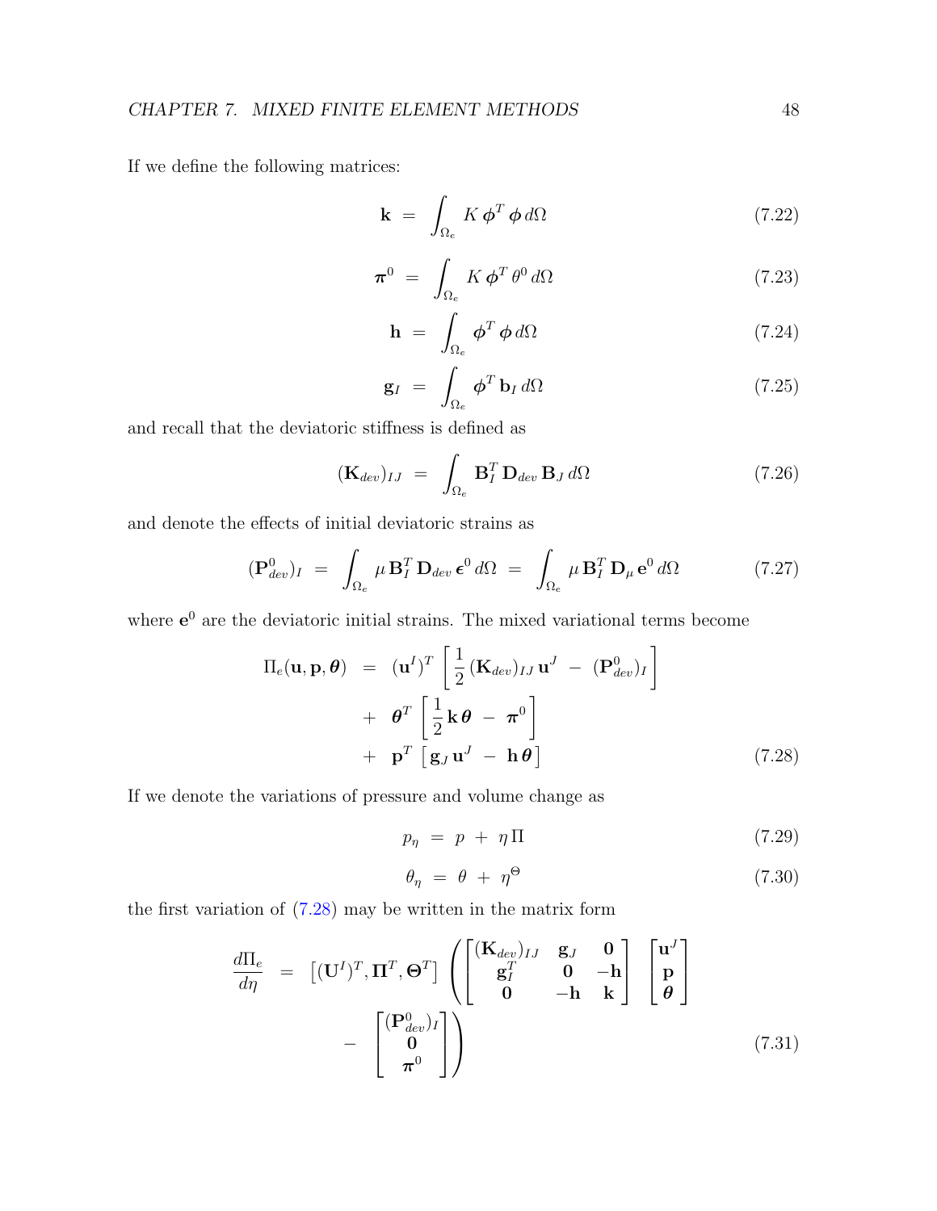If we define the following matrices:

$$\mathbf{k} \;=\; \int_{\Omega_e} K\, \boldsymbol{\phi}^T\, \boldsymbol{\phi}\, d\Omega \tag{7.22}$$

$$\boldsymbol{\pi}^0 \;=\; \int_{\Omega_e} K\, \boldsymbol{\phi}^T\, \theta^0\, d\Omega \tag{7.23}$$

$$\mathbf{h} \;=\; \int_{\Omega_e} \boldsymbol{\phi}^T\, \boldsymbol{\phi}\, d\Omega \tag{7.24}$$

$$\mathbf{g}_I \;=\; \int_{\Omega_e} \boldsymbol{\phi}^T\, \mathbf{b}_I\, d\Omega \tag{7.25}$$

and recall that the deviatoric stiffness is defined as

$$(\mathbf{K}_{dev})_{IJ} \;=\; \int_{\Omega_e} \mathbf{B}_I^T\, \mathbf{D}_{dev}\, \mathbf{B}_J\, d\Omega \tag{7.26}$$

and denote the effects of initial deviatoric strains as

$$(\mathbf{P}^0_{dev})_I \;=\; \int_{\Omega_e} \mu\, \mathbf{B}_I^T\, \mathbf{D}_{dev}\, \boldsymbol{\epsilon}^0\, d\Omega \;=\; \int_{\Omega_e} \mu\, \mathbf{B}_I^T\, \mathbf{D}_{\mu}\, \mathbf{e}^0\, d\Omega \tag{7.27}$$

where $\mathbf{e}^0$ are the deviatoric initial strains. The mixed variational terms become

$$\begin{aligned}
\Pi_e(\mathbf{u}, \mathbf{p}, \boldsymbol{\theta}) \;&=\; (\mathbf{u}^I)^T \left[ \frac{1}{2}\,(\mathbf{K}_{dev})_{IJ}\, \mathbf{u}^J \;-\; (\mathbf{P}^0_{dev})_I \right] \\
&+\; \boldsymbol{\theta}^T \left[ \frac{1}{2}\,\mathbf{k}\,\boldsymbol{\theta} \;-\; \boldsymbol{\pi}^0 \right] \\
&+\; \mathbf{p}^T \left[ \mathbf{g}_J\, \mathbf{u}^J \;-\; \mathbf{h}\,\boldsymbol{\theta} \right]
\end{aligned} \tag{7.28}$$

If we denote the variations of pressure and volume change as

$$p_\eta \;=\; p \;+\; \eta\,\Pi \tag{7.29}$$

$$\theta_\eta \;=\; \theta \;+\; \eta^{\Theta} \tag{7.30}$$

the first variation of (7.28) may be written in the matrix form

$$\begin{aligned}
\frac{d\Pi_e}{d\eta} \;&=\; \left[ (\mathbf{U}^I)^T, \boldsymbol{\Pi}^T, \boldsymbol{\Theta}^T \right] \left( \begin{bmatrix} (\mathbf{K}_{dev})_{IJ} & \mathbf{g}_J & \mathbf{0} \\ \mathbf{g}_I^T & \mathbf{0} & -\mathbf{h} \\ \mathbf{0} & -\mathbf{h} & \mathbf{k} \end{bmatrix} \begin{bmatrix} \mathbf{u}^J \\ \mathbf{p} \\ \boldsymbol{\theta} \end{bmatrix} \right. \\
&\left. -\; \begin{bmatrix} (\mathbf{P}^0_{dev})_I \\ \mathbf{0} \\ \boldsymbol{\pi}^0 \end{bmatrix} \right)
\end{aligned} \tag{7.31}$$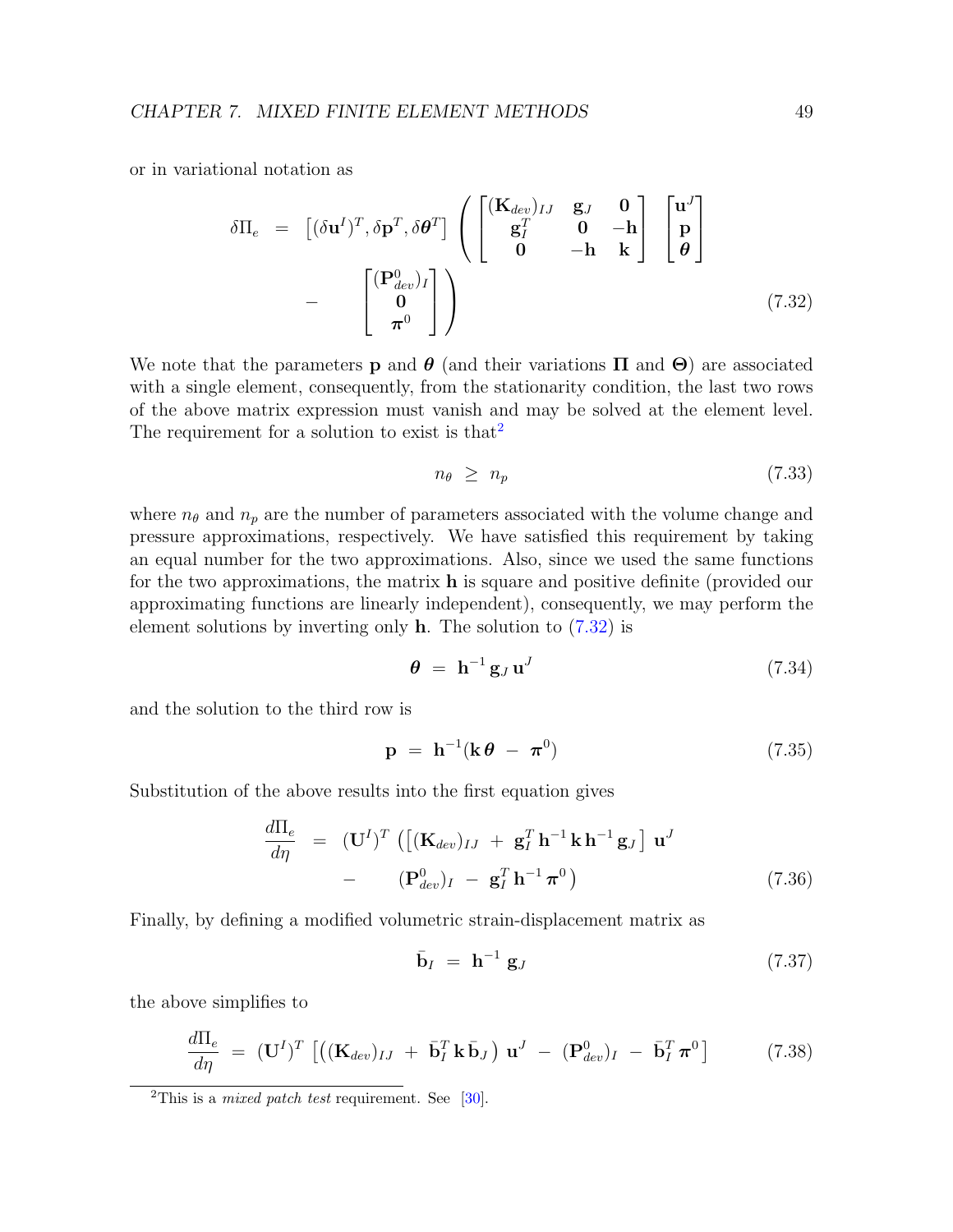or in variational notation as

$$
\begin{aligned}
\delta \Pi_e \;&=\; \left[ (\delta \mathbf{u}^I)^T, \delta \mathbf{p}^T, \delta \boldsymbol{\theta}^T \right] \left( \begin{bmatrix} (\mathbf{K}_{dev})_{IJ} & \mathbf{g}_J & \mathbf{0} \\ \mathbf{g}_I^T & \mathbf{0} & -\mathbf{h} \\ \mathbf{0} & -\mathbf{h} & \mathbf{k} \end{bmatrix} \begin{bmatrix} \mathbf{u}^J \\ \mathbf{p} \\ \boldsymbol{\theta} \end{bmatrix} \right. \\
&- \left. \begin{bmatrix} (\mathbf{P}^0_{dev})_I \\ \mathbf{0} \\ \boldsymbol{\pi}^0 \end{bmatrix} \right)
\end{aligned}
\tag{7.32}
$$

We note that the parameters $\mathbf{p}$ and $\boldsymbol{\theta}$ (and their variations $\boldsymbol{\Pi}$ and $\boldsymbol{\Theta}$) are associated with a single element, consequently, from the stationarity condition, the last two rows of the above matrix expression must vanish and may be solved at the element level. The requirement for a solution to exist is that[2]

$$
n_\theta \;\geq\; n_p \tag{7.33}
$$

where $n_\theta$ and $n_p$ are the number of parameters associated with the volume change and pressure approximations, respectively. We have satisfied this requirement by taking an equal number for the two approximations. Also, since we used the same functions for the two approximations, the matrix $\mathbf{h}$ is square and positive definite (provided our approximating functions are linearly independent), consequently, we may perform the element solutions by inverting only $\mathbf{h}$. The solution to (7.32) is

$$
\boldsymbol{\theta} \;=\; \mathbf{h}^{-1}\, \mathbf{g}_J\, \mathbf{u}^J \tag{7.34}
$$

and the solution to the third row is

$$
\mathbf{p} \;=\; \mathbf{h}^{-1}(\mathbf{k}\, \boldsymbol{\theta} \;-\; \boldsymbol{\pi}^0) \tag{7.35}
$$

Substitution of the above results into the first equation gives

$$
\begin{aligned}
\frac{d\Pi_e}{d\eta} \;&=\; (\mathbf{U}^I)^T \left( \left[ (\mathbf{K}_{dev})_{IJ} \;+\; \mathbf{g}_I^T\, \mathbf{h}^{-1}\, \mathbf{k}\, \mathbf{h}^{-1}\, \mathbf{g}_J \right] \mathbf{u}^J \right. \\
&- \left. (\mathbf{P}^0_{dev})_I \;-\; \mathbf{g}_I^T\, \mathbf{h}^{-1}\, \boldsymbol{\pi}^0 \right)
\end{aligned}
\tag{7.36}
$$

Finally, by defining a modified volumetric strain-displacement matrix as

$$
\bar{\mathbf{b}}_I \;=\; \mathbf{h}^{-1}\, \mathbf{g}_J \tag{7.37}
$$

the above simplifies to

$$
\frac{d\Pi_e}{d\eta} \;=\; (\mathbf{U}^I)^T \left[ \left( (\mathbf{K}_{dev})_{IJ} \;+\; \bar{\mathbf{b}}_I^T\, \mathbf{k}\, \bar{\mathbf{b}}_J \right) \mathbf{u}^J \;-\; (\mathbf{P}^0_{dev})_I \;-\; \bar{\mathbf{b}}_I^T\, \boldsymbol{\pi}^0 \right] \tag{7.38}
$$

---

[2] This is a *mixed patch test* requirement. See [30].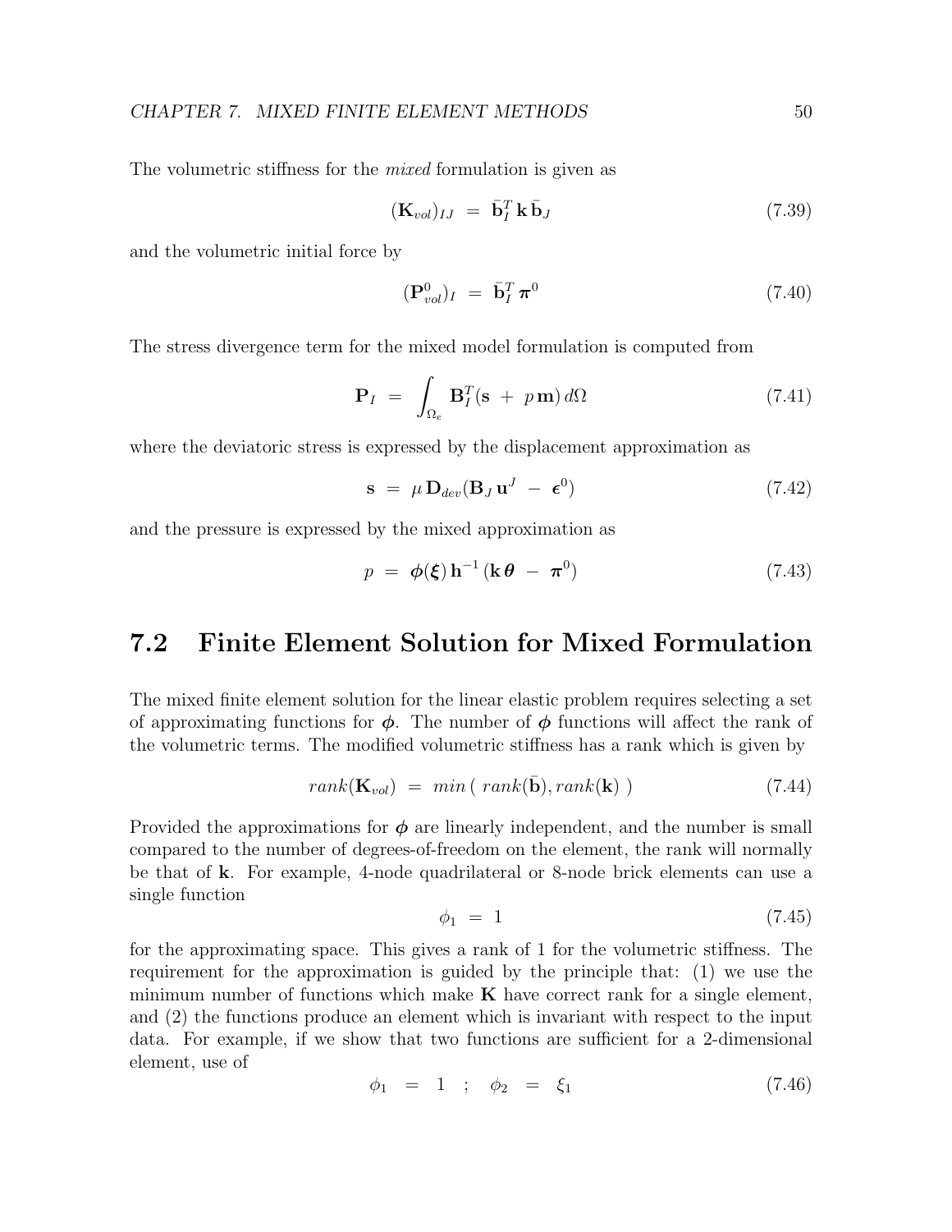The volumetric stiffness for the *mixed* formulation is given as

$$(\mathbf{K}_{vol})_{IJ} \;=\; \bar{\mathbf{b}}_I^T \, \mathbf{k} \, \bar{\mathbf{b}}_J \tag{7.39}$$

and the volumetric initial force by

$$(\mathbf{P}^0_{vol})_I \;=\; \bar{\mathbf{b}}_I^T \, \boldsymbol{\pi}^0 \tag{7.40}$$

The stress divergence term for the mixed model formulation is computed from

$$\mathbf{P}_I \;=\; \int_{\Omega_e} \mathbf{B}_I^T (\mathbf{s} \;+\; p\,\mathbf{m}) \, d\Omega \tag{7.41}$$

where the deviatoric stress is expressed by the displacement approximation as

$$\mathbf{s} \;=\; \mu \, \mathbf{D}_{dev} (\mathbf{B}_J \, \mathbf{u}^J \;-\; \boldsymbol{\epsilon}^0) \tag{7.42}$$

and the pressure is expressed by the mixed approximation as

$$p \;=\; \boldsymbol{\phi}(\boldsymbol{\xi}) \, \mathbf{h}^{-1} \, (\mathbf{k} \, \boldsymbol{\theta} \;-\; \boldsymbol{\pi}^0) \tag{7.43}$$

## 7.2 Finite Element Solution for Mixed Formulation

The mixed finite element solution for the linear elastic problem requires selecting a set of approximating functions for $\boldsymbol{\phi}$. The number of $\boldsymbol{\phi}$ functions will affect the rank of the volumetric terms. The modified volumetric stiffness has a rank which is given by

$$rank(\mathbf{K}_{vol}) \;=\; min\,(\; rank(\bar{\mathbf{b}}), rank(\mathbf{k}) \;) \tag{7.44}$$

Provided the approximations for $\boldsymbol{\phi}$ are linearly independent, and the number is small compared to the number of degrees-of-freedom on the element, the rank will normally be that of $\mathbf{k}$. For example, 4-node quadrilateral or 8-node brick elements can use a single function

$$\phi_1 \;=\; 1 \tag{7.45}$$

for the approximating space. This gives a rank of 1 for the volumetric stiffness. The requirement for the approximation is guided by the principle that: (1) we use the minimum number of functions which make $\mathbf{K}$ have correct rank for a single element, and (2) the functions produce an element which is invariant with respect to the input data. For example, if we show that two functions are sufficient for a 2-dimensional element, use of

$$\phi_1 \;=\; 1 \quad ; \quad \phi_2 \;=\; \xi_1 \tag{7.46}$$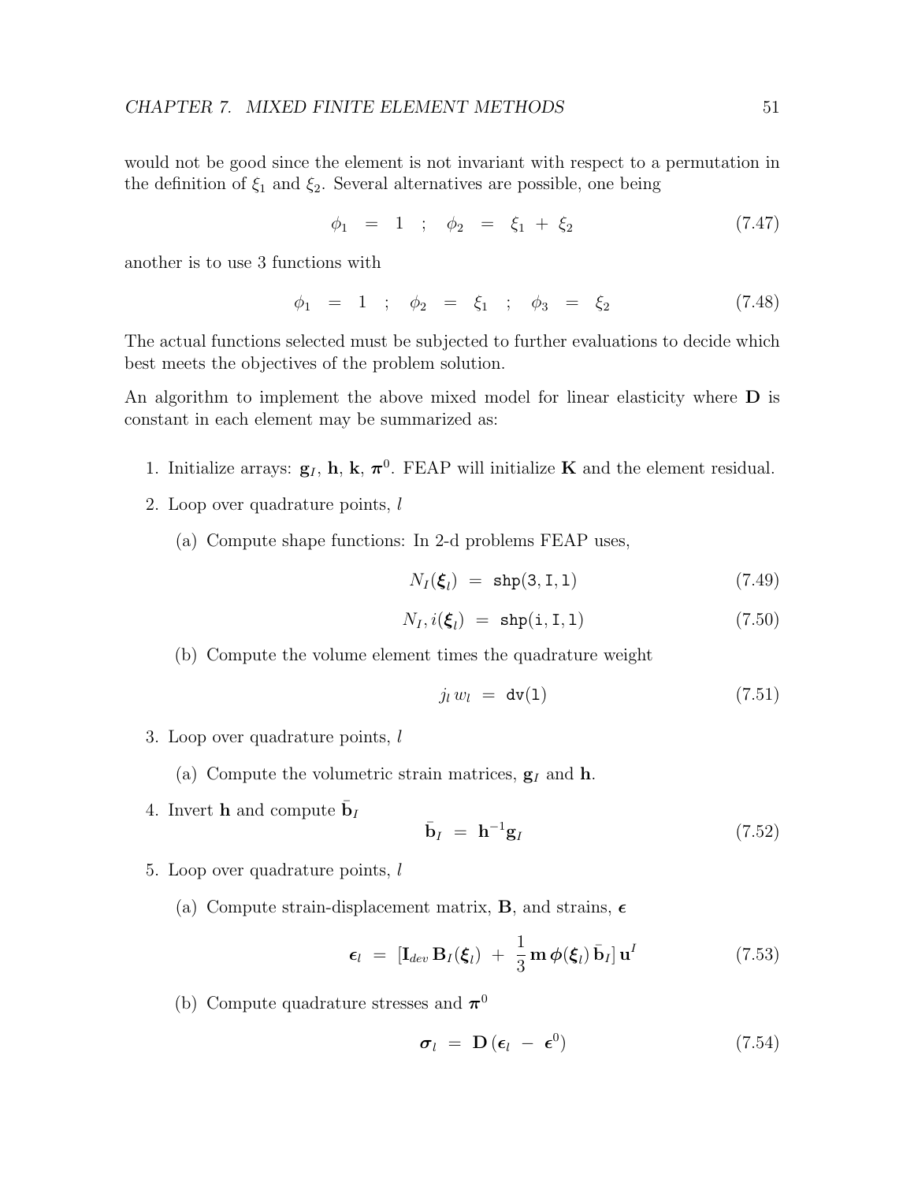would not be good since the element is not invariant with respect to a permutation in the definition of $\xi_1$ and $\xi_2$. Several alternatives are possible, one being

$$\phi_1 \;=\; 1 \quad ; \quad \phi_2 \;=\; \xi_1 \,+\, \xi_2 \tag{7.47}$$

another is to use 3 functions with

$$\phi_1 \;=\; 1 \quad ; \quad \phi_2 \;=\; \xi_1 \quad ; \quad \phi_3 \;=\; \xi_2 \tag{7.48}$$

The actual functions selected must be subjected to further evaluations to decide which best meets the objectives of the problem solution.

An algorithm to implement the above mixed model for linear elasticity where $\mathbf{D}$ is constant in each element may be summarized as:

1. Initialize arrays: $\mathbf{g}_I$, $\mathbf{h}$, $\mathbf{k}$, $\boldsymbol{\pi}^0$. FEAP will initialize $\mathbf{K}$ and the element residual.
2. Loop over quadrature points, $l$
   (a) Compute shape functions: In 2-d problems FEAP uses,
   $$N_I(\boldsymbol{\xi}_l) \;=\; \mathtt{shp(3,I,l)} \tag{7.49}$$
   $$N_I, i(\boldsymbol{\xi}_l) \;=\; \mathtt{shp(i,I,l)} \tag{7.50}$$
   (b) Compute the volume element times the quadrature weight
   $$j_l\, w_l \;=\; \mathtt{dv(l)} \tag{7.51}$$
3. Loop over quadrature points, $l$
   (a) Compute the volumetric strain matrices, $\mathbf{g}_I$ and $\mathbf{h}$.
4. Invert $\mathbf{h}$ and compute $\bar{\mathbf{b}}_I$
   $$\bar{\mathbf{b}}_I \;=\; \mathbf{h}^{-1}\mathbf{g}_I \tag{7.52}$$
5. Loop over quadrature points, $l$
   (a) Compute strain-displacement matrix, $\mathbf{B}$, and strains, $\boldsymbol{\epsilon}$
   $$\boldsymbol{\epsilon}_l \;=\; [\mathbf{I}_{dev}\, \mathbf{B}_I(\boldsymbol{\xi}_l) \;+\; \frac{1}{3}\,\mathbf{m}\, \boldsymbol{\phi}(\boldsymbol{\xi}_l)\, \bar{\mathbf{b}}_I]\, \mathbf{u}^I \tag{7.53}$$
   (b) Compute quadrature stresses and $\boldsymbol{\pi}^0$
   $$\boldsymbol{\sigma}_l \;=\; \mathbf{D}\,(\boldsymbol{\epsilon}_l \;-\; \boldsymbol{\epsilon}^0) \tag{7.54}$$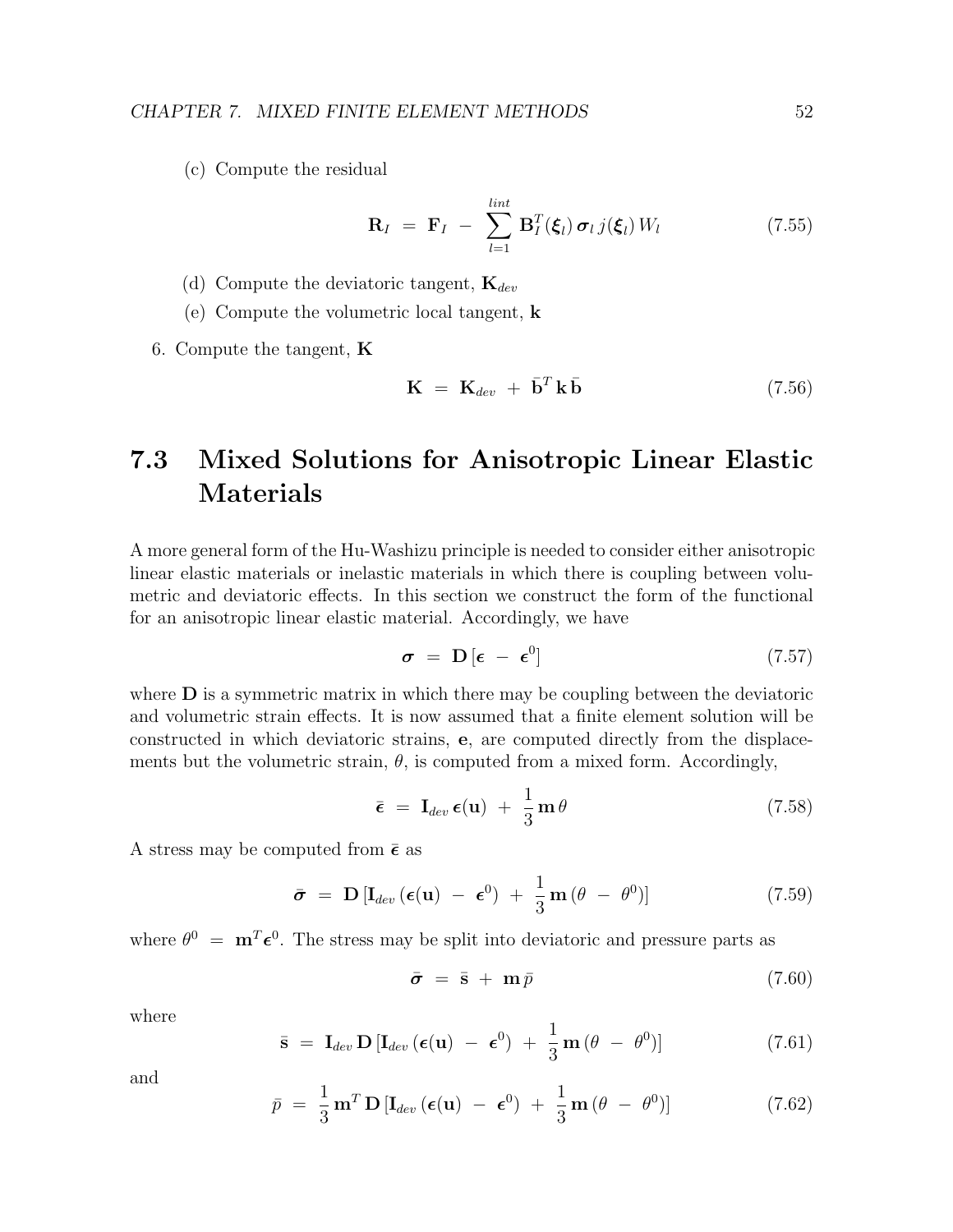(c) Compute the residual

$$\mathbf{R}_I \;=\; \mathbf{F}_I \;-\; \sum_{l=1}^{lint} \mathbf{B}_I^T(\boldsymbol{\xi}_l)\,\boldsymbol{\sigma}_l\, j(\boldsymbol{\xi}_l)\, W_l \tag{7.55}$$

(d) Compute the deviatoric tangent, $\mathbf{K}_{dev}$

(e) Compute the volumetric local tangent, $\mathbf{k}$

6. Compute the tangent, $\mathbf{K}$

$$\mathbf{K} \;=\; \mathbf{K}_{dev} \;+\; \bar{\mathbf{b}}^T\,\mathbf{k}\,\bar{\mathbf{b}} \tag{7.56}$$

## 7.3 Mixed Solutions for Anisotropic Linear Elastic Materials

A more general form of the Hu-Washizu principle is needed to consider either anisotropic linear elastic materials or inelastic materials in which there is coupling between volumetric and deviatoric effects. In this section we construct the form of the functional for an anisotropic linear elastic material. Accordingly, we have

$$\boldsymbol{\sigma} \;=\; \mathbf{D}\,[\boldsymbol{\epsilon} \;-\; \boldsymbol{\epsilon}^0] \tag{7.57}$$

where $\mathbf{D}$ is a symmetric matrix in which there may be coupling between the deviatoric and volumetric strain effects. It is now assumed that a finite element solution will be constructed in which deviatoric strains, $\mathbf{e}$, are computed directly from the displacements but the volumetric strain, $\theta$, is computed from a mixed form. Accordingly,

$$\bar{\boldsymbol{\epsilon}} \;=\; \mathbf{I}_{dev}\,\boldsymbol{\epsilon}(\mathbf{u}) \;+\; \frac{1}{3}\,\mathbf{m}\,\theta \tag{7.58}$$

A stress may be computed from $\bar{\boldsymbol{\epsilon}}$ as

$$\bar{\boldsymbol{\sigma}} \;=\; \mathbf{D}\,[\mathbf{I}_{dev}\,(\boldsymbol{\epsilon}(\mathbf{u}) \;-\; \boldsymbol{\epsilon}^0) \;+\; \frac{1}{3}\,\mathbf{m}\,(\theta \;-\; \theta^0)] \tag{7.59}$$

where $\theta^0 \;=\; \mathbf{m}^T\boldsymbol{\epsilon}^0$. The stress may be split into deviatoric and pressure parts as

$$\bar{\boldsymbol{\sigma}} \;=\; \bar{\mathbf{s}} \;+\; \mathbf{m}\,\bar{p} \tag{7.60}$$

where

$$\bar{\mathbf{s}} \;=\; \mathbf{I}_{dev}\,\mathbf{D}\,[\mathbf{I}_{dev}\,(\boldsymbol{\epsilon}(\mathbf{u}) \;-\; \boldsymbol{\epsilon}^0) \;+\; \frac{1}{3}\,\mathbf{m}\,(\theta \;-\; \theta^0)] \tag{7.61}$$

and

$$\bar{p} \;=\; \frac{1}{3}\,\mathbf{m}^T\,\mathbf{D}\,[\mathbf{I}_{dev}\,(\boldsymbol{\epsilon}(\mathbf{u}) \;-\; \boldsymbol{\epsilon}^0) \;+\; \frac{1}{3}\,\mathbf{m}\,(\theta \;-\; \theta^0)] \tag{7.62}$$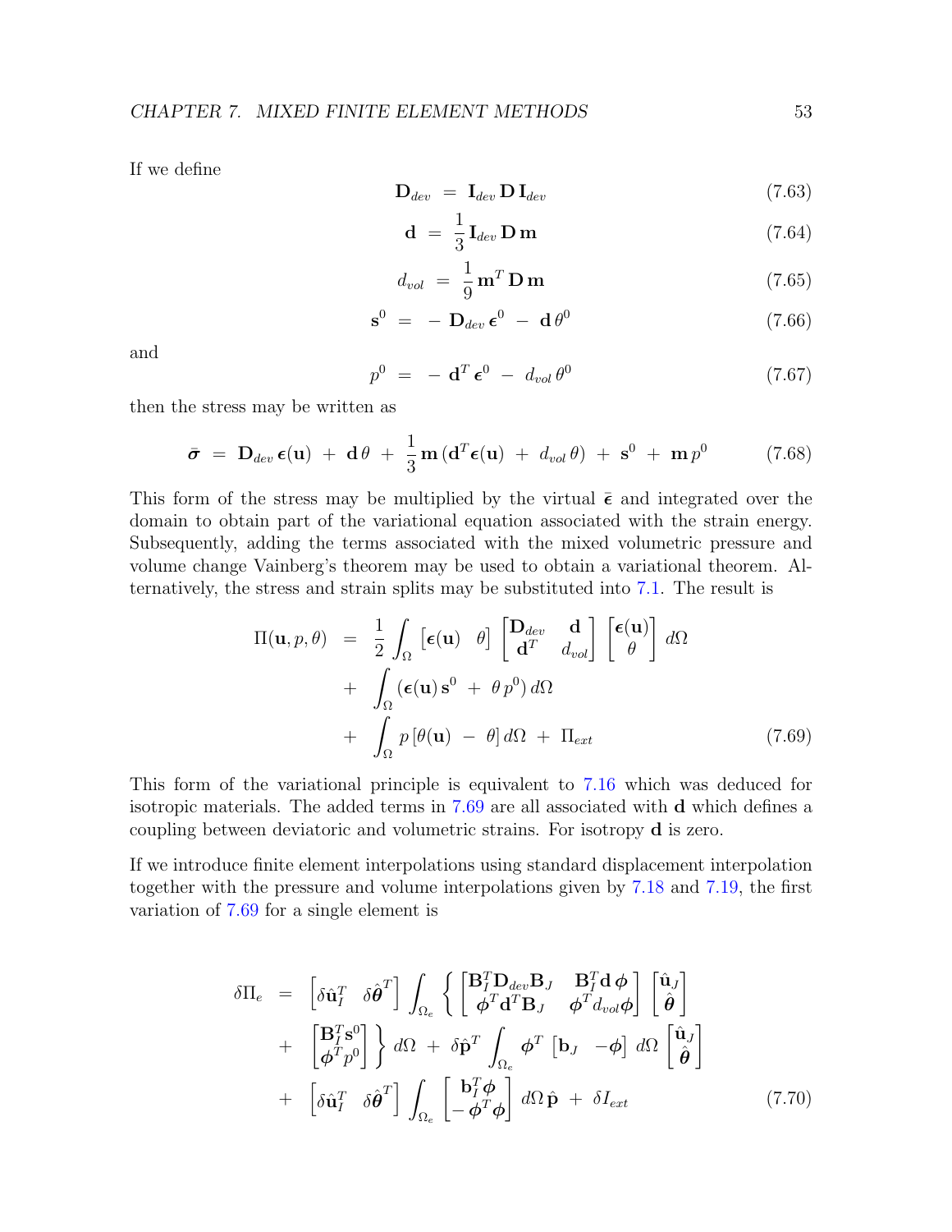If we define

$$\mathbf{D}_{dev} \;=\; \mathbf{I}_{dev}\,\mathbf{D}\,\mathbf{I}_{dev} \tag{7.63}$$

$$\mathbf{d} \;=\; \frac{1}{3}\,\mathbf{I}_{dev}\,\mathbf{D}\,\mathbf{m} \tag{7.64}$$

$$d_{vol} \;=\; \frac{1}{9}\,\mathbf{m}^T\,\mathbf{D}\,\mathbf{m} \tag{7.65}$$

$$\mathbf{s}^0 \;=\; -\;\mathbf{D}_{dev}\,\boldsymbol{\epsilon}^0 \;-\; \mathbf{d}\,\theta^0 \tag{7.66}$$

and

$$p^0 \;=\; -\;\mathbf{d}^T\,\boldsymbol{\epsilon}^0 \;-\; d_{vol}\,\theta^0 \tag{7.67}$$

then the stress may be written as

$$\bar{\boldsymbol{\sigma}} \;=\; \mathbf{D}_{dev}\,\boldsymbol{\epsilon}(\mathbf{u}) \;+\; \mathbf{d}\,\theta \;+\; \frac{1}{3}\,\mathbf{m}\,(\mathbf{d}^T\boldsymbol{\epsilon}(\mathbf{u}) \;+\; d_{vol}\,\theta) \;+\; \mathbf{s}^0 \;+\; \mathbf{m}\,p^0 \tag{7.68}$$

This form of the stress may be multiplied by the virtual $\bar{\boldsymbol{\epsilon}}$ and integrated over the domain to obtain part of the variational equation associated with the strain energy. Subsequently, adding the terms associated with the mixed volumetric pressure and volume change Vainberg's theorem may be used to obtain a variational theorem. Alternatively, the stress and strain splits may be substituted into 7.1. The result is

$$\begin{aligned}
\Pi(\mathbf{u}, p, \theta) \;&=\; \frac{1}{2}\int_\Omega \begin{bmatrix}\boldsymbol{\epsilon}(\mathbf{u}) & \theta\end{bmatrix} \begin{bmatrix}\mathbf{D}_{dev} & \mathbf{d} \\ \mathbf{d}^T & d_{vol}\end{bmatrix} \begin{bmatrix}\boldsymbol{\epsilon}(\mathbf{u}) \\ \theta\end{bmatrix} d\Omega \\
&+\; \int_\Omega (\boldsymbol{\epsilon}(\mathbf{u})\,\mathbf{s}^0 \;+\; \theta\,p^0)\,d\Omega \\
&+\; \int_\Omega p\,[\theta(\mathbf{u}) \;-\; \theta]\,d\Omega \;+\; \Pi_{ext}
\end{aligned} \tag{7.69}$$

This form of the variational principle is equivalent to 7.16 which was deduced for isotropic materials. The added terms in 7.69 are all associated with $\mathbf{d}$ which defines a coupling between deviatoric and volumetric strains. For isotropy $\mathbf{d}$ is zero.

If we introduce finite element interpolations using standard displacement interpolation together with the pressure and volume interpolations given by 7.18 and 7.19, the first variation of 7.69 for a single element is

$$\begin{aligned}
\delta\Pi_e \;&=\; \begin{bmatrix}\delta\hat{\mathbf{u}}_I^T & \delta\hat{\boldsymbol{\theta}}^T\end{bmatrix} \int_{\Omega_e} \left\{ \begin{bmatrix}\mathbf{B}_I^T\mathbf{D}_{dev}\mathbf{B}_J & \mathbf{B}_I^T\mathbf{d}\,\boldsymbol{\phi} \\ \boldsymbol{\phi}^T\mathbf{d}^T\mathbf{B}_J & \boldsymbol{\phi}^T d_{vol}\boldsymbol{\phi}\end{bmatrix} \begin{bmatrix}\hat{\mathbf{u}}_J \\ \hat{\boldsymbol{\theta}}\end{bmatrix} \right. \\
&+\; \left. \begin{bmatrix}\mathbf{B}_I^T\mathbf{s}^0 \\ \boldsymbol{\phi}^T p^0\end{bmatrix} \right\} d\Omega \;+\; \delta\hat{\mathbf{p}}^T \int_{\Omega_e} \boldsymbol{\phi}^T \begin{bmatrix}\mathbf{b}_J & -\boldsymbol{\phi}\end{bmatrix} d\Omega \begin{bmatrix}\hat{\mathbf{u}}_J \\ \hat{\boldsymbol{\theta}}\end{bmatrix} \\
&+\; \begin{bmatrix}\delta\hat{\mathbf{u}}_I^T & \delta\hat{\boldsymbol{\theta}}^T\end{bmatrix} \int_{\Omega_e} \begin{bmatrix}\mathbf{b}_I^T\boldsymbol{\phi} \\ -\,\boldsymbol{\phi}^T\boldsymbol{\phi}\end{bmatrix} d\Omega\,\hat{\mathbf{p}} \;+\; \delta I_{ext}
\end{aligned} \tag{7.70}$$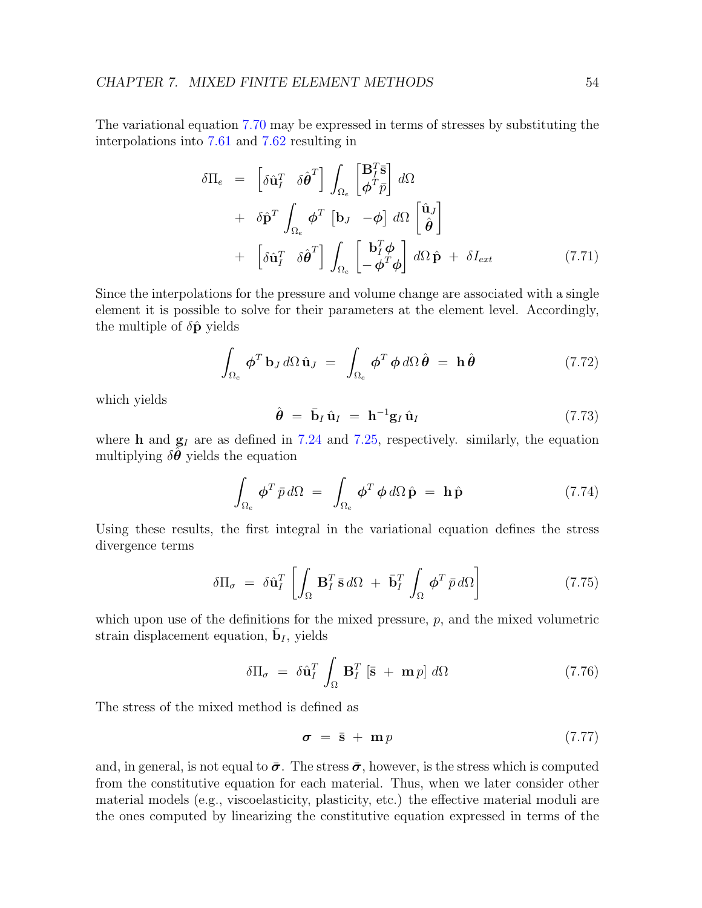The variational equation 7.70 may be expressed in terms of stresses by substituting the interpolations into 7.61 and 7.62 resulting in

$$
\begin{aligned}
\delta \Pi_e \;&=\; \begin{bmatrix} \delta \hat{\mathbf{u}}_I^T & \delta \hat{\boldsymbol{\theta}}^T \end{bmatrix} \int_{\Omega_e} \begin{bmatrix} \mathbf{B}_I^T \bar{\mathbf{s}} \\ \boldsymbol{\phi}^T \bar{p} \end{bmatrix} \, d\Omega \\
&+\; \delta \hat{\mathbf{p}}^T \int_{\Omega_e} \boldsymbol{\phi}^T \begin{bmatrix} \mathbf{b}_J & -\boldsymbol{\phi} \end{bmatrix} \, d\Omega \begin{bmatrix} \hat{\mathbf{u}}_J \\ \hat{\boldsymbol{\theta}} \end{bmatrix} \\
&+\; \begin{bmatrix} \delta \hat{\mathbf{u}}_I^T & \delta \hat{\boldsymbol{\theta}}^T \end{bmatrix} \int_{\Omega_e} \begin{bmatrix} \mathbf{b}_I^T \boldsymbol{\phi} \\ -\boldsymbol{\phi}^T \boldsymbol{\phi} \end{bmatrix} \, d\Omega \, \hat{\mathbf{p}} \;+\; \delta I_{ext}
\end{aligned}
\tag{7.71}
$$

Since the interpolations for the pressure and volume change are associated with a single element it is possible to solve for their parameters at the element level. Accordingly, the multiple of $\delta \hat{\mathbf{p}}$ yields

$$
\int_{\Omega_e} \boldsymbol{\phi}^T \, \mathbf{b}_J \, d\Omega \, \hat{\mathbf{u}}_J \;=\; \int_{\Omega_e} \boldsymbol{\phi}^T \, \boldsymbol{\phi} \, d\Omega \, \hat{\boldsymbol{\theta}} \;=\; \mathbf{h} \, \hat{\boldsymbol{\theta}} \tag{7.72}
$$

which yields

$$
\hat{\boldsymbol{\theta}} \;=\; \bar{\mathbf{b}}_I \, \hat{\mathbf{u}}_I \;=\; \mathbf{h}^{-1} \mathbf{g}_I \, \hat{\mathbf{u}}_I \tag{7.73}
$$

where $\mathbf{h}$ and $\mathbf{g}_I$ are as defined in 7.24 and 7.25, respectively. similarly, the equation multiplying $\delta \hat{\boldsymbol{\theta}}$ yields the equation

$$
\int_{\Omega_e} \boldsymbol{\phi}^T \, \bar{p} \, d\Omega \;=\; \int_{\Omega_e} \boldsymbol{\phi}^T \, \boldsymbol{\phi} \, d\Omega \, \hat{\mathbf{p}} \;=\; \mathbf{h} \, \hat{\mathbf{p}} \tag{7.74}
$$

Using these results, the first integral in the variational equation defines the stress divergence terms

$$
\delta \Pi_\sigma \;=\; \delta \hat{\mathbf{u}}_I^T \left[ \int_\Omega \mathbf{B}_I^T \, \bar{\mathbf{s}} \, d\Omega \;+\; \bar{\mathbf{b}}_I^T \int_\Omega \boldsymbol{\phi}^T \, \bar{p} \, d\Omega \right] \tag{7.75}
$$

which upon use of the definitions for the mixed pressure, $p$, and the mixed volumetric strain displacement equation, $\bar{\mathbf{b}}_I$, yields

$$
\delta \Pi_\sigma \;=\; \delta \hat{\mathbf{u}}_I^T \int_\Omega \mathbf{B}_I^T \left[ \bar{\mathbf{s}} \;+\; \mathbf{m} \, p \right] \, d\Omega \tag{7.76}
$$

The stress of the mixed method is defined as

$$
\boldsymbol{\sigma} \;=\; \bar{\mathbf{s}} \;+\; \mathbf{m} \, p \tag{7.77}
$$

and, in general, is not equal to $\bar{\boldsymbol{\sigma}}$. The stress $\bar{\boldsymbol{\sigma}}$, however, is the stress which is computed from the constitutive equation for each material. Thus, when we later consider other material models (e.g., viscoelasticity, plasticity, etc.) the effective material moduli are the ones computed by linearizing the constitutive equation expressed in terms of the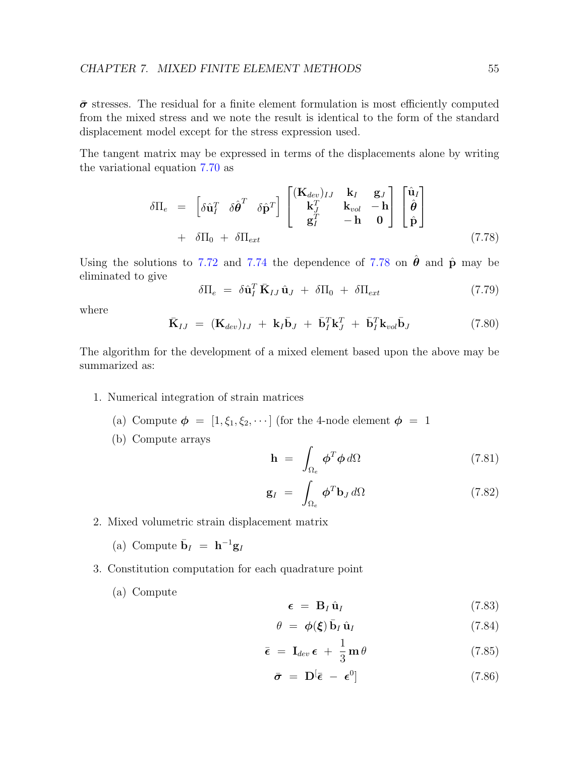$\bar{\boldsymbol{\sigma}}$ stresses. The residual for a finite element formulation is most efficiently computed from the mixed stress and we note the result is identical to the form of the standard displacement model except for the stress expression used.

The tangent matrix may be expressed in terms of the displacements alone by writing the variational equation 7.70 as

$$
\begin{aligned}
\delta\Pi_e \;&=\; \begin{bmatrix} \delta\hat{\mathbf{u}}_I^T & \delta\hat{\boldsymbol{\theta}}^T & \delta\hat{\mathbf{p}}^T \end{bmatrix} \begin{bmatrix} (\mathbf{K}_{dev})_{IJ} & \mathbf{k}_I & \mathbf{g}_J \\ \mathbf{k}_J^T & \mathbf{k}_{vol} & -\mathbf{h} \\ \mathbf{g}_I^T & -\mathbf{h} & \mathbf{0} \end{bmatrix} \begin{bmatrix} \hat{\mathbf{u}}_I \\ \hat{\boldsymbol{\theta}} \\ \hat{\mathbf{p}} \end{bmatrix} \\
&+\; \delta\Pi_0 \;+\; \delta\Pi_{ext}
\end{aligned}
\tag{7.78}
$$

Using the solutions to 7.72 and 7.74 the dependence of 7.78 on $\hat{\boldsymbol{\theta}}$ and $\hat{\mathbf{p}}$ may be eliminated to give

$$
\delta\Pi_e \;=\; \delta\hat{\mathbf{u}}_I^T\,\bar{\mathbf{K}}_{IJ}\,\hat{\mathbf{u}}_J \;+\; \delta\Pi_0 \;+\; \delta\Pi_{ext} \tag{7.79}
$$

where

$$
\bar{\mathbf{K}}_{IJ} \;=\; (\mathbf{K}_{dev})_{IJ} \;+\; \mathbf{k}_I\bar{\mathbf{b}}_J \;+\; \bar{\mathbf{b}}_I^T\mathbf{k}_J^T \;+\; \bar{\mathbf{b}}_I^T\mathbf{k}_{vol}\bar{\mathbf{b}}_J \tag{7.80}
$$

The algorithm for the development of a mixed element based upon the above may be summarized as:

1. Numerical integration of strain matrices

   (a) Compute $\boldsymbol{\phi} \;=\; [1, \xi_1, \xi_2, \cdots]$ (for the 4-node element $\boldsymbol{\phi} \;=\; 1$

   (b) Compute arrays

$$
\mathbf{h} \;=\; \int_{\Omega_e} \boldsymbol{\phi}^T\boldsymbol{\phi}\,d\Omega \tag{7.81}
$$

$$
\mathbf{g}_I \;=\; \int_{\Omega_e} \boldsymbol{\phi}^T\mathbf{b}_J\,d\Omega \tag{7.82}
$$

2. Mixed volumetric strain displacement matrix

   (a) Compute $\bar{\mathbf{b}}_I \;=\; \mathbf{h}^{-1}\mathbf{g}_I$

3. Constitution computation for each quadrature point

   (a) Compute

$$
\boldsymbol{\epsilon} \;=\; \mathbf{B}_I\,\hat{\mathbf{u}}_I \tag{7.83}
$$

$$
\theta \;=\; \boldsymbol{\phi}(\boldsymbol{\xi})\,\bar{\mathbf{b}}_I\,\hat{\mathbf{u}}_I \tag{7.84}
$$

$$
\bar{\boldsymbol{\epsilon}} \;=\; \mathbf{I}_{dev}\,\boldsymbol{\epsilon} \;+\; \frac{1}{3}\,\mathbf{m}\,\theta \tag{7.85}
$$

$$
\bar{\boldsymbol{\sigma}} \;=\; \mathbf{D}[\bar{\boldsymbol{\epsilon}} \;-\; \boldsymbol{\epsilon}^0] \tag{7.86}
$$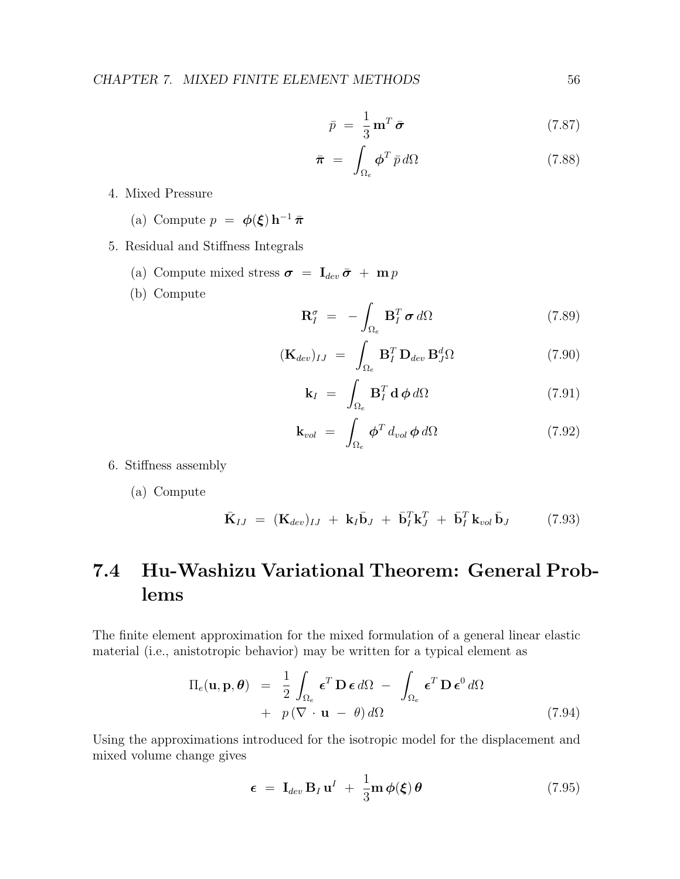$$\bar{p} \;=\; \frac{1}{3}\,\mathbf{m}^T\,\bar{\boldsymbol{\sigma}} \tag{7.87}$$

$$\bar{\boldsymbol{\pi}} \;=\; \int_{\Omega_e} \boldsymbol{\phi}^T\,\bar{p}\,d\Omega \tag{7.88}$$

4. Mixed Pressure

   (a) Compute $p \;=\; \boldsymbol{\phi}(\boldsymbol{\xi})\,\mathbf{h}^{-1}\,\bar{\boldsymbol{\pi}}$

5. Residual and Stiffness Integrals

   (a) Compute mixed stress $\boldsymbol{\sigma} \;=\; \mathbf{I}_{dev}\,\bar{\boldsymbol{\sigma}} \;+\; \mathbf{m}\,p$

   (b) Compute

$$\mathbf{R}_I^{\sigma} \;=\; -\int_{\Omega_e} \mathbf{B}_I^T\,\boldsymbol{\sigma}\,d\Omega \tag{7.89}$$

$$(\mathbf{K}_{dev})_{IJ} \;=\; \int_{\Omega_e} \mathbf{B}_I^T\,\mathbf{D}_{dev}\,\mathbf{B}_J^d\Omega \tag{7.90}$$

$$\mathbf{k}_I \;=\; \int_{\Omega_e} \mathbf{B}_I^T\,\mathbf{d}\,\boldsymbol{\phi}\,d\Omega \tag{7.91}$$

$$\mathbf{k}_{vol} \;=\; \int_{\Omega_e} \boldsymbol{\phi}^T\,d_{vol}\,\boldsymbol{\phi}\,d\Omega \tag{7.92}$$

6. Stiffness assembly

   (a) Compute

$$\bar{\mathbf{K}}_{IJ} \;=\; (\mathbf{K}_{dev})_{IJ} \;+\; \mathbf{k}_I\bar{\mathbf{b}}_J \;+\; \bar{\mathbf{b}}_I^T\mathbf{k}_J^T \;+\; \bar{\mathbf{b}}_I^T\,\mathbf{k}_{vol}\,\bar{\mathbf{b}}_J \tag{7.93}$$

## 7.4 Hu-Washizu Variational Theorem: General Problems

The finite element approximation for the mixed formulation of a general linear elastic material (i.e., anistotropic behavior) may be written for a typical element as

$$\begin{aligned}\Pi_e(\mathbf{u}, \mathbf{p}, \boldsymbol{\theta}) \;&=\; \frac{1}{2}\int_{\Omega_e} \boldsymbol{\epsilon}^T\,\mathbf{D}\,\boldsymbol{\epsilon}\,d\Omega \;-\; \int_{\Omega_e} \boldsymbol{\epsilon}^T\,\mathbf{D}\,\boldsymbol{\epsilon}^0\,d\Omega \\ &+\; p\,(\nabla\,\cdot\,\mathbf{u} \;-\; \theta)\,d\Omega\end{aligned} \tag{7.94}$$

Using the approximations introduced for the isotropic model for the displacement and mixed volume change gives

$$\boldsymbol{\epsilon} \;=\; \mathbf{I}_{dev}\,\mathbf{B}_I\,\mathbf{u}^I \;+\; \frac{1}{3}\mathbf{m}\,\boldsymbol{\phi}(\boldsymbol{\xi})\,\boldsymbol{\theta} \tag{7.95}$$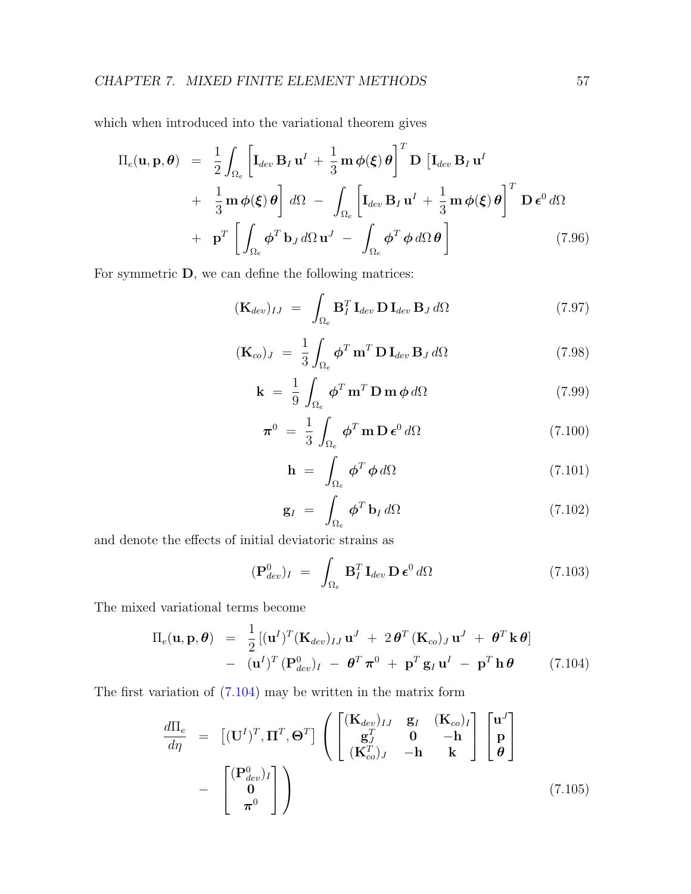which when introduced into the variational theorem gives

$$
\begin{aligned}
\Pi_e(\mathbf{u}, \mathbf{p}, \boldsymbol{\theta}) \;&=\; \frac{1}{2} \int_{\Omega_e} \left[ \mathbf{I}_{dev}\, \mathbf{B}_I\, \mathbf{u}^I \;+\; \frac{1}{3}\, \mathbf{m}\, \boldsymbol{\phi}(\boldsymbol{\xi})\, \boldsymbol{\theta} \right]^T \mathbf{D}\, \left[ \mathbf{I}_{dev}\, \mathbf{B}_I\, \mathbf{u}^I \right. \\
&+\; \left. \frac{1}{3}\, \mathbf{m}\, \boldsymbol{\phi}(\boldsymbol{\xi})\, \boldsymbol{\theta} \right] \, d\Omega \;-\; \int_{\Omega_e} \left[ \mathbf{I}_{dev}\, \mathbf{B}_I\, \mathbf{u}^I \;+\; \frac{1}{3}\, \mathbf{m}\, \boldsymbol{\phi}(\boldsymbol{\xi})\, \boldsymbol{\theta} \right]^T \, \mathbf{D}\, \boldsymbol{\epsilon}^0 \, d\Omega \\
&+\; \mathbf{p}^T \left[ \int_{\Omega_e} \boldsymbol{\phi}^T\, \mathbf{b}_J \, d\Omega \, \mathbf{u}^J \;-\; \int_{\Omega_e} \boldsymbol{\phi}^T\, \boldsymbol{\phi}\, d\Omega \, \boldsymbol{\theta} \right] \qquad (7.96)
\end{aligned}
$$

For symmetric $\mathbf{D}$, we can define the following matrices:

$$
(\mathbf{K}_{dev})_{IJ} \;=\; \int_{\Omega_e} \mathbf{B}_I^T\, \mathbf{I}_{dev}\, \mathbf{D}\, \mathbf{I}_{dev}\, \mathbf{B}_J \, d\Omega \qquad (7.97)
$$

$$
(\mathbf{K}_{co})_J \;=\; \frac{1}{3} \int_{\Omega_e} \boldsymbol{\phi}^T\, \mathbf{m}^T\, \mathbf{D}\, \mathbf{I}_{dev}\, \mathbf{B}_J \, d\Omega \qquad (7.98)
$$

$$
\mathbf{k} \;=\; \frac{1}{9} \int_{\Omega_e} \boldsymbol{\phi}^T\, \mathbf{m}^T\, \mathbf{D}\, \mathbf{m}\, \boldsymbol{\phi}\, d\Omega \qquad (7.99)
$$

$$
\boldsymbol{\pi}^0 \;=\; \frac{1}{3} \int_{\Omega_e} \boldsymbol{\phi}^T\, \mathbf{m}\, \mathbf{D}\, \boldsymbol{\epsilon}^0 \, d\Omega \qquad (7.100)
$$

$$
\mathbf{h} \;=\; \int_{\Omega_e} \boldsymbol{\phi}^T\, \boldsymbol{\phi}\, d\Omega \qquad (7.101)
$$

$$
\mathbf{g}_I \;=\; \int_{\Omega_e} \boldsymbol{\phi}^T\, \mathbf{b}_I \, d\Omega \qquad (7.102)
$$

and denote the effects of initial deviatoric strains as

$$
(\mathbf{P}^0_{dev})_I \;=\; \int_{\Omega_e} \mathbf{B}_I^T\, \mathbf{I}_{dev}\, \mathbf{D}\, \boldsymbol{\epsilon}^0 \, d\Omega \qquad (7.103)
$$

The mixed variational terms become

$$
\begin{aligned}
\Pi_e(\mathbf{u}, \mathbf{p}, \boldsymbol{\theta}) \;&=\; \frac{1}{2} \left[ (\mathbf{u}^I)^T (\mathbf{K}_{dev})_{IJ}\, \mathbf{u}^J \;+\; 2\, \boldsymbol{\theta}^T\, (\mathbf{K}_{co})_J\, \mathbf{u}^J \;+\; \boldsymbol{\theta}^T\, \mathbf{k}\, \boldsymbol{\theta} \right] \\
&-\; (\mathbf{u}^I)^T\, (\mathbf{P}^0_{dev})_I \;-\; \boldsymbol{\theta}^T\, \boldsymbol{\pi}^0 \;+\; \mathbf{p}^T\, \mathbf{g}_I\, \mathbf{u}^I \;-\; \mathbf{p}^T\, \mathbf{h}\, \boldsymbol{\theta} \qquad (7.104)
\end{aligned}
$$

The first variation of (7.104) may be written in the matrix form

$$
\begin{aligned}
\frac{d\Pi_e}{d\eta} \;&=\; \left[ (\mathbf{U}^I)^T, \boldsymbol{\Pi}^T, \boldsymbol{\Theta}^T \right] \left( \begin{bmatrix} (\mathbf{K}_{dev})_{IJ} & \mathbf{g}_I & (\mathbf{K}_{co})_I \\ \mathbf{g}_J^T & \mathbf{0} & -\mathbf{h} \\ (\mathbf{K}_{co}^T)_J & -\mathbf{h} & \mathbf{k} \end{bmatrix} \begin{bmatrix} \mathbf{u}^J \\ \mathbf{p} \\ \boldsymbol{\theta} \end{bmatrix} \right. \\
&-\; \left. \begin{bmatrix} (\mathbf{P}^0_{dev})_I \\ \mathbf{0} \\ \boldsymbol{\pi}^0 \end{bmatrix} \right) \qquad (7.105)
\end{aligned}
$$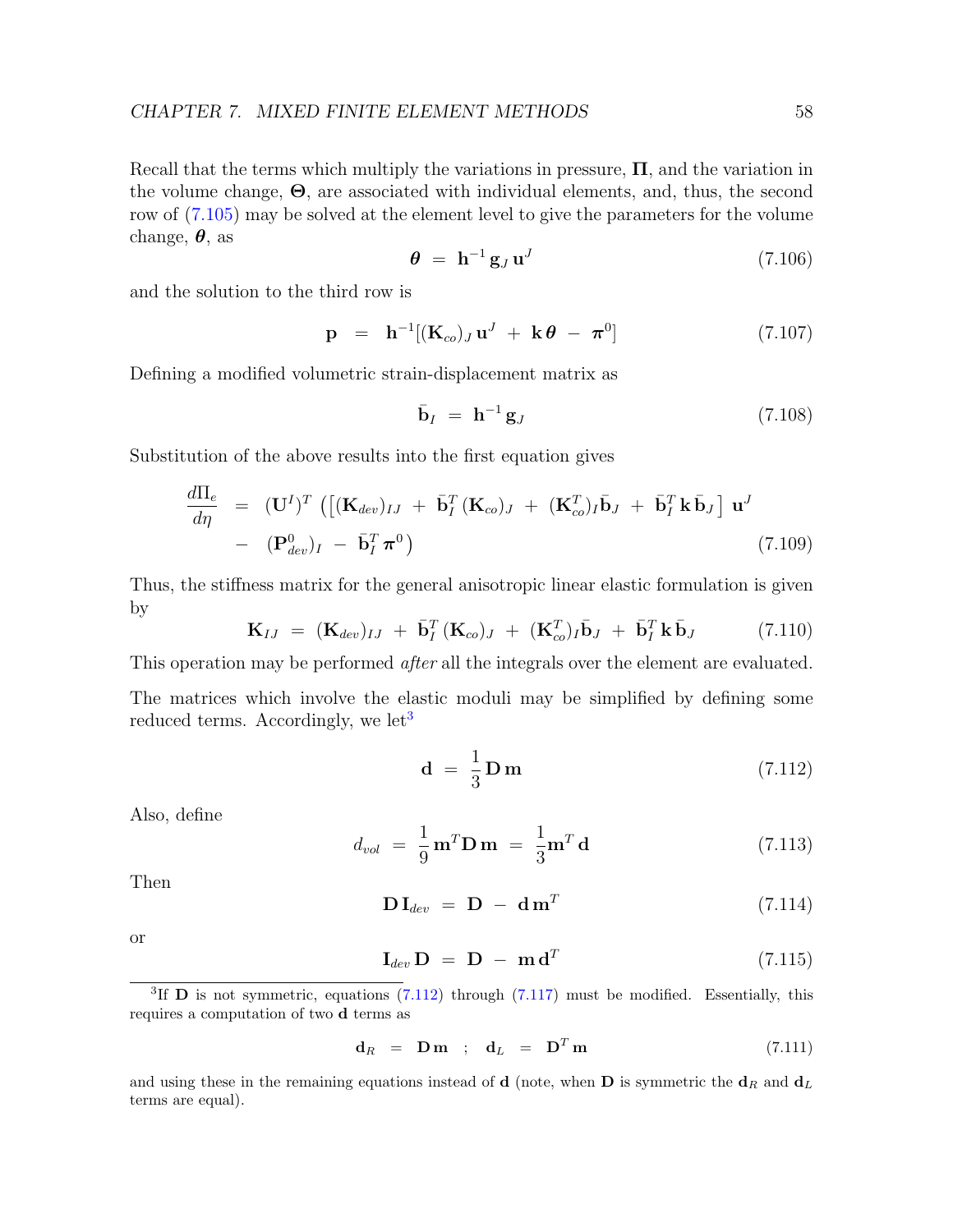Recall that the terms which multiply the variations in pressure, $\boldsymbol{\Pi}$, and the variation in the volume change, $\boldsymbol{\Theta}$, are associated with individual elements, and, thus, the second row of (7.105) may be solved at the element level to give the parameters for the volume change, $\boldsymbol{\theta}$, as

$$\boldsymbol{\theta} \;=\; \mathbf{h}^{-1}\,\mathbf{g}_J\,\mathbf{u}^J \tag{7.106}$$

and the solution to the third row is

$$\mathbf{p} \;\;=\;\; \mathbf{h}^{-1}[(\mathbf{K}_{co})_J\,\mathbf{u}^J \;+\; \mathbf{k}\,\boldsymbol{\theta} \;-\; \boldsymbol{\pi}^0] \tag{7.107}$$

Defining a modified volumetric strain-displacement matrix as

$$\bar{\mathbf{b}}_I \;=\; \mathbf{h}^{-1}\,\mathbf{g}_J \tag{7.108}$$

Substitution of the above results into the first equation gives

$$\begin{aligned}\frac{d\Pi_e}{d\eta} \;\;&=\;\; (\mathbf{U}^I)^T\,\Big(\big[(\mathbf{K}_{dev})_{IJ} \;+\; \bar{\mathbf{b}}_I^T\,(\mathbf{K}_{co})_J \;+\; (\mathbf{K}_{co}^T)_I\bar{\mathbf{b}}_J \;+\; \bar{\mathbf{b}}_I^T\,\mathbf{k}\,\bar{\mathbf{b}}_J\big]\;\mathbf{u}^J \\ &-\;\; (\mathbf{P}_{dev}^0)_I \;-\; \bar{\mathbf{b}}_I^T\,\boldsymbol{\pi}^0\Big)\end{aligned} \tag{7.109}$$

Thus, the stiffness matrix for the general anisotropic linear elastic formulation is given by

$$\mathbf{K}_{IJ} \;=\; (\mathbf{K}_{dev})_{IJ} \;+\; \bar{\mathbf{b}}_I^T\,(\mathbf{K}_{co})_J \;+\; (\mathbf{K}_{co}^T)_I\bar{\mathbf{b}}_J \;+\; \bar{\mathbf{b}}_I^T\,\mathbf{k}\,\bar{\mathbf{b}}_J \tag{7.110}$$

This operation may be performed *after* all the integrals over the element are evaluated.

The matrices which involve the elastic moduli may be simplified by defining some reduced terms. Accordingly, we let[3]

$$\mathbf{d} \;=\; \frac{1}{3}\,\mathbf{D}\,\mathbf{m} \tag{7.112}$$

Also, define

$$d_{vol} \;=\; \frac{1}{9}\,\mathbf{m}^T\mathbf{D}\,\mathbf{m} \;=\; \frac{1}{3}\mathbf{m}^T\,\mathbf{d} \tag{7.113}$$

Then

$$\mathbf{D}\,\mathbf{I}_{dev} \;=\; \mathbf{D} \;-\; \mathbf{d}\,\mathbf{m}^T \tag{7.114}$$

or

$$\mathbf{I}_{dev}\,\mathbf{D} \;=\; \mathbf{D} \;-\; \mathbf{m}\,\mathbf{d}^T \tag{7.115}$$

[3] If $\mathbf{D}$ is not symmetric, equations (7.112) through (7.117) must be modified. Essentially, this requires a computation of two $\mathbf{d}$ terms as

$$\mathbf{d}_R \;\;=\;\; \mathbf{D}\,\mathbf{m} \quad ; \quad \mathbf{d}_L \;\;=\;\; \mathbf{D}^T\,\mathbf{m} \tag{7.111}$$

and using these in the remaining equations instead of $\mathbf{d}$ (note, when $\mathbf{D}$ is symmetric the $\mathbf{d}_R$ and $\mathbf{d}_L$ terms are equal).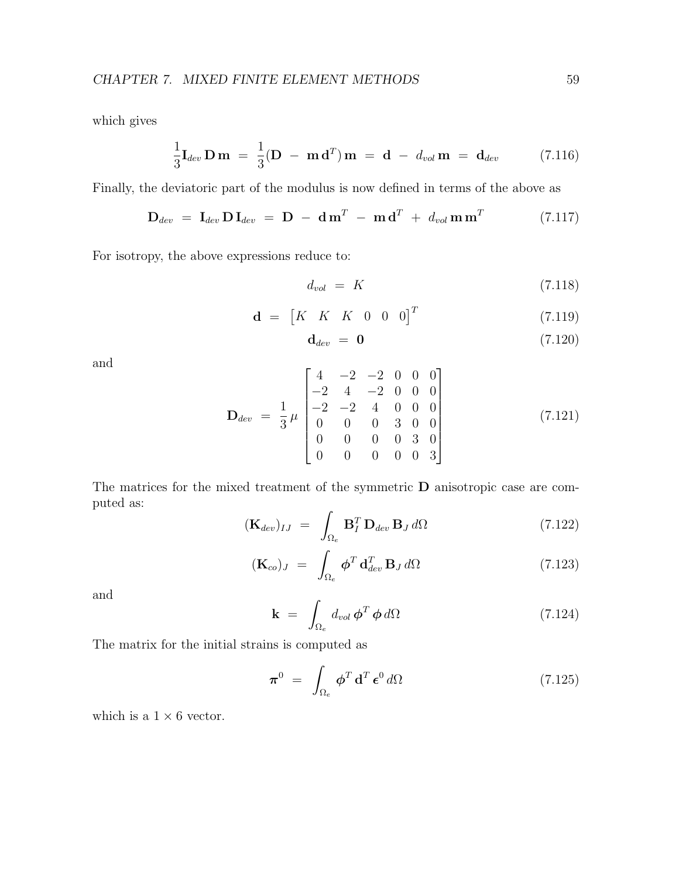which gives

$$\frac{1}{3}\mathbf{I}_{dev}\,\mathbf{D}\,\mathbf{m} \;=\; \frac{1}{3}(\mathbf{D} \;-\; \mathbf{m}\,\mathbf{d}^T)\,\mathbf{m} \;=\; \mathbf{d} \;-\; d_{vol}\,\mathbf{m} \;=\; \mathbf{d}_{dev} \tag{7.116}$$

Finally, the deviatoric part of the modulus is now defined in terms of the above as

$$\mathbf{D}_{dev} \;=\; \mathbf{I}_{dev}\,\mathbf{D}\,\mathbf{I}_{dev} \;=\; \mathbf{D} \;-\; \mathbf{d}\,\mathbf{m}^T \;-\; \mathbf{m}\,\mathbf{d}^T \;+\; d_{vol}\,\mathbf{m}\,\mathbf{m}^T \tag{7.117}$$

For isotropy, the above expressions reduce to:

$$d_{vol} \;=\; K \tag{7.118}$$

$$\mathbf{d} \;=\; \begin{bmatrix} K & K & K & 0 & 0 & 0 \end{bmatrix}^T \tag{7.119}$$

$$\mathbf{d}_{dev} \;=\; \mathbf{0} \tag{7.120}$$

and

$$\mathbf{D}_{dev} \;=\; \frac{1}{3}\,\mu \begin{bmatrix} 4 & -2 & -2 & 0 & 0 & 0 \\ -2 & 4 & -2 & 0 & 0 & 0 \\ -2 & -2 & 4 & 0 & 0 & 0 \\ 0 & 0 & 0 & 3 & 0 & 0 \\ 0 & 0 & 0 & 0 & 3 & 0 \\ 0 & 0 & 0 & 0 & 0 & 3 \end{bmatrix} \tag{7.121}$$

The matrices for the mixed treatment of the symmetric $\mathbf{D}$ anisotropic case are computed as:

$$(\mathbf{K}_{dev})_{IJ} \;=\; \int_{\Omega_e} \mathbf{B}_I^T\,\mathbf{D}_{dev}\,\mathbf{B}_J\,d\Omega \tag{7.122}$$

$$(\mathbf{K}_{co})_J \;=\; \int_{\Omega_e} \boldsymbol{\phi}^T\,\mathbf{d}_{dev}^T\,\mathbf{B}_J\,d\Omega \tag{7.123}$$

and

$$\mathbf{k} \;=\; \int_{\Omega_e} d_{vol}\,\boldsymbol{\phi}^T\,\boldsymbol{\phi}\,d\Omega \tag{7.124}$$

The matrix for the initial strains is computed as

$$\boldsymbol{\pi}^0 \;=\; \int_{\Omega_e} \boldsymbol{\phi}^T\,\mathbf{d}^T\,\boldsymbol{\epsilon}^0\,d\Omega \tag{7.125}$$

which is a $1 \times 6$ vector.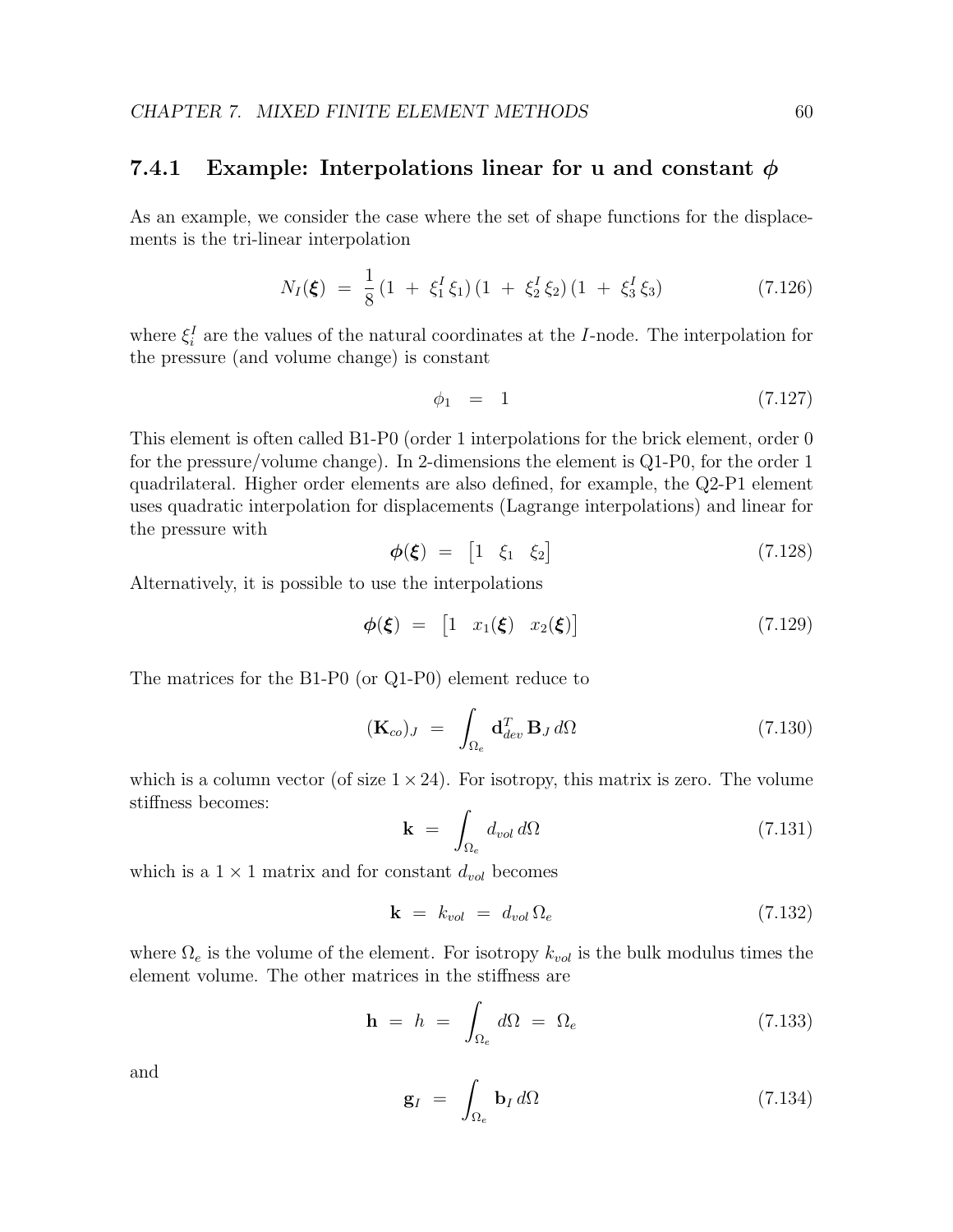### 7.4.1 Example: Interpolations linear for u and constant $\phi$

As an example, we consider the case where the set of shape functions for the displacements is the tri-linear interpolation

$$N_I(\boldsymbol{\xi}) \;=\; \frac{1}{8}\,(1 \;+\; \xi_1^I\,\xi_1)\,(1 \;+\; \xi_2^I\,\xi_2)\,(1 \;+\; \xi_3^I\,\xi_3) \tag{7.126}$$

where $\xi_i^I$ are the values of the natural coordinates at the $I$-node. The interpolation for the pressure (and volume change) is constant

$$\phi_1 \;\;=\;\; 1 \tag{7.127}$$

This element is often called B1-P0 (order 1 interpolations for the brick element, order 0 for the pressure/volume change). In 2-dimensions the element is Q1-P0, for the order 1 quadrilateral. Higher order elements are also defined, for example, the Q2-P1 element uses quadratic interpolation for displacements (Lagrange interpolations) and linear for the pressure with

$$\boldsymbol{\phi}(\boldsymbol{\xi}) \;=\; \begin{bmatrix} 1 & \xi_1 & \xi_2 \end{bmatrix} \tag{7.128}$$

Alternatively, it is possible to use the interpolations

$$\boldsymbol{\phi}(\boldsymbol{\xi}) \;=\; \begin{bmatrix} 1 & x_1(\boldsymbol{\xi}) & x_2(\boldsymbol{\xi}) \end{bmatrix} \tag{7.129}$$

The matrices for the B1-P0 (or Q1-P0) element reduce to

$$(\mathbf{K}_{co})_J \;=\; \int_{\Omega_e} \mathbf{d}_{dev}^T\,\mathbf{B}_J\,d\Omega \tag{7.130}$$

which is a column vector (of size $1 \times 24$). For isotropy, this matrix is zero. The volume stiffness becomes:

$$\mathbf{k} \;=\; \int_{\Omega_e} d_{vol}\,d\Omega \tag{7.131}$$

which is a $1 \times 1$ matrix and for constant $d_{vol}$ becomes

$$\mathbf{k} \;=\; k_{vol} \;=\; d_{vol}\,\Omega_e \tag{7.132}$$

where $\Omega_e$ is the volume of the element. For isotropy $k_{vol}$ is the bulk modulus times the element volume. The other matrices in the stiffness are

$$\mathbf{h} \;=\; h \;=\; \int_{\Omega_e} d\Omega \;=\; \Omega_e \tag{7.133}$$

and

$$\mathbf{g}_I \;=\; \int_{\Omega_e} \mathbf{b}_I\,d\Omega \tag{7.134}$$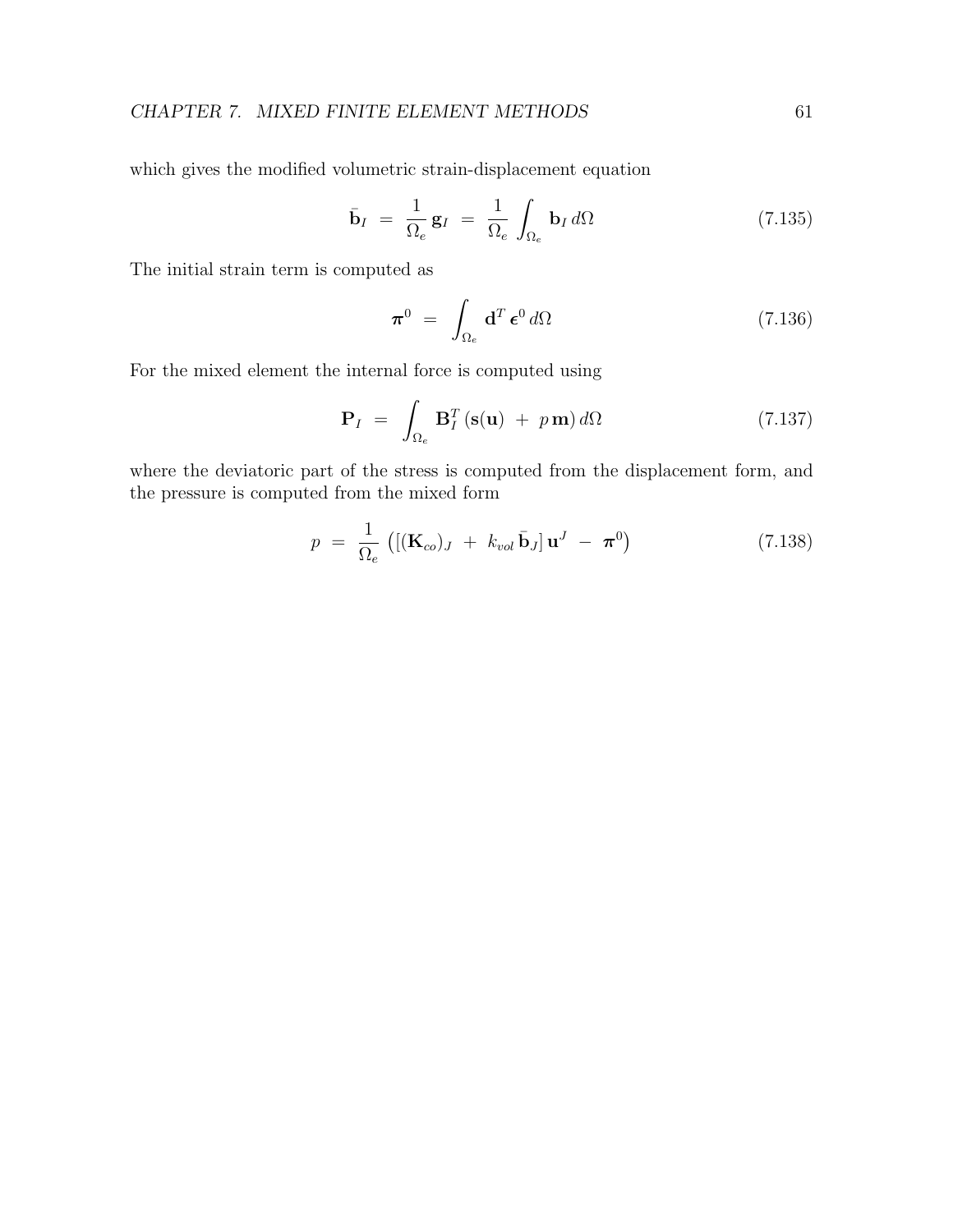which gives the modified volumetric strain-displacement equation

$$\bar{\mathbf{b}}_I \;=\; \frac{1}{\Omega_e}\,\mathbf{g}_I \;=\; \frac{1}{\Omega_e}\int_{\Omega_e} \mathbf{b}_I \, d\Omega \tag{7.135}$$

The initial strain term is computed as

$$\boldsymbol{\pi}^0 \;=\; \int_{\Omega_e} \mathbf{d}^T \boldsymbol{\epsilon}^0 \, d\Omega \tag{7.136}$$

For the mixed element the internal force is computed using

$$\mathbf{P}_I \;=\; \int_{\Omega_e} \mathbf{B}_I^T \left( \mathbf{s}(\mathbf{u}) \;+\; p\,\mathbf{m} \right) d\Omega \tag{7.137}$$

where the deviatoric part of the stress is computed from the displacement form, and the pressure is computed from the mixed form

$$p \;=\; \frac{1}{\Omega_e} \left( \left[ (\mathbf{K}_{co})_J \;+\; k_{vol}\, \bar{\mathbf{b}}_J \right] \mathbf{u}^J \;-\; \boldsymbol{\pi}^0 \right) \tag{7.138}$$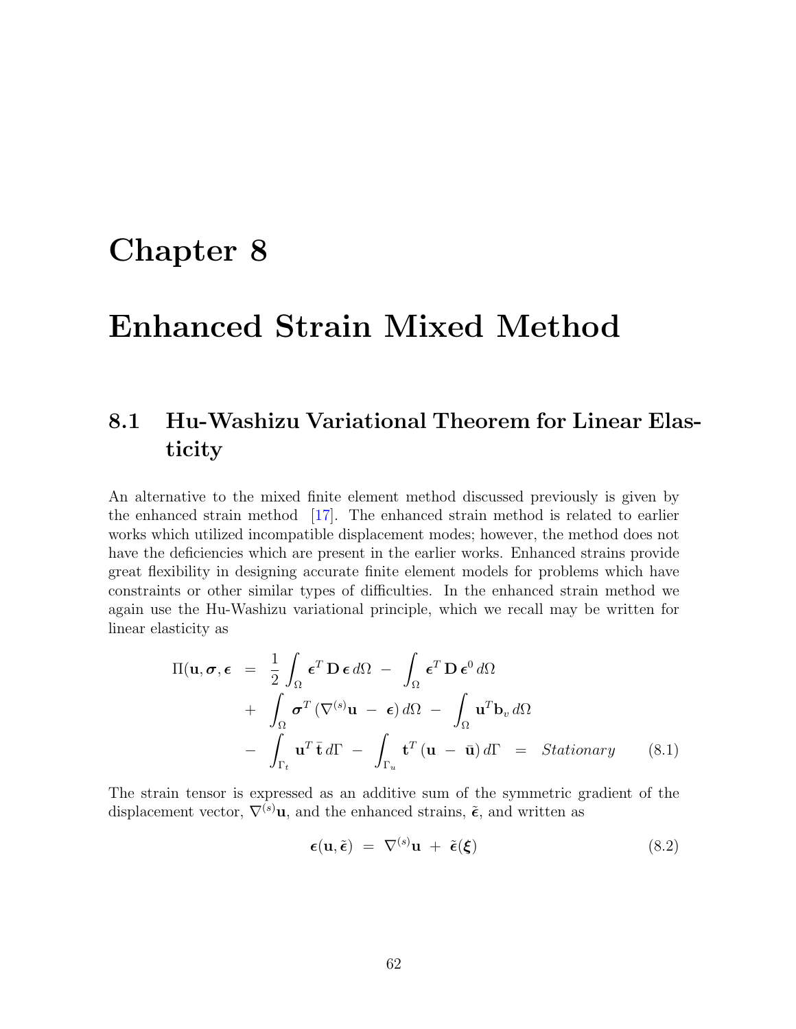# Chapter 8

# Enhanced Strain Mixed Method

## 8.1 Hu-Washizu Variational Theorem for Linear Elasticity

An alternative to the mixed finite element method discussed previously is given by the enhanced strain method [17]. The enhanced strain method is related to earlier works which utilized incompatible displacement modes; however, the method does not have the deficiencies which are present in the earlier works. Enhanced strains provide great flexibility in designing accurate finite element models for problems which have constraints or other similar types of difficulties. In the enhanced strain method we again use the Hu-Washizu variational principle, which we recall may be written for linear elasticity as

$$
\begin{aligned}
\Pi(\mathbf{u}, \boldsymbol{\sigma}, \boldsymbol{\epsilon} \;&=\; \frac{1}{2} \int_\Omega \boldsymbol{\epsilon}^T \, \mathbf{D} \, \boldsymbol{\epsilon} \, d\Omega \;-\; \int_\Omega \boldsymbol{\epsilon}^T \, \mathbf{D} \, \boldsymbol{\epsilon}^0 \, d\Omega \\
&+\; \int_\Omega \boldsymbol{\sigma}^T \left( \nabla^{(s)} \mathbf{u} \;-\; \boldsymbol{\epsilon} \right) d\Omega \;-\; \int_\Omega \mathbf{u}^T \mathbf{b}_v \, d\Omega \\
&-\; \int_{\Gamma_t} \mathbf{u}^T \, \bar{\mathbf{t}} \, d\Gamma \;-\; \int_{\Gamma_u} \mathbf{t}^T \left( \mathbf{u} \;-\; \bar{\mathbf{u}} \right) d\Gamma \;=\; \mathit{Stationary}
\end{aligned}
\tag{8.1}
$$

The strain tensor is expressed as an additive sum of the symmetric gradient of the displacement vector, $\nabla^{(s)}\mathbf{u}$, and the enhanced strains, $\tilde{\boldsymbol{\epsilon}}$, and written as

$$
\boldsymbol{\epsilon}(\mathbf{u}, \tilde{\boldsymbol{\epsilon}}) \;=\; \nabla^{(s)} \mathbf{u} \;+\; \tilde{\boldsymbol{\epsilon}}(\boldsymbol{\xi}) \tag{8.2}
$$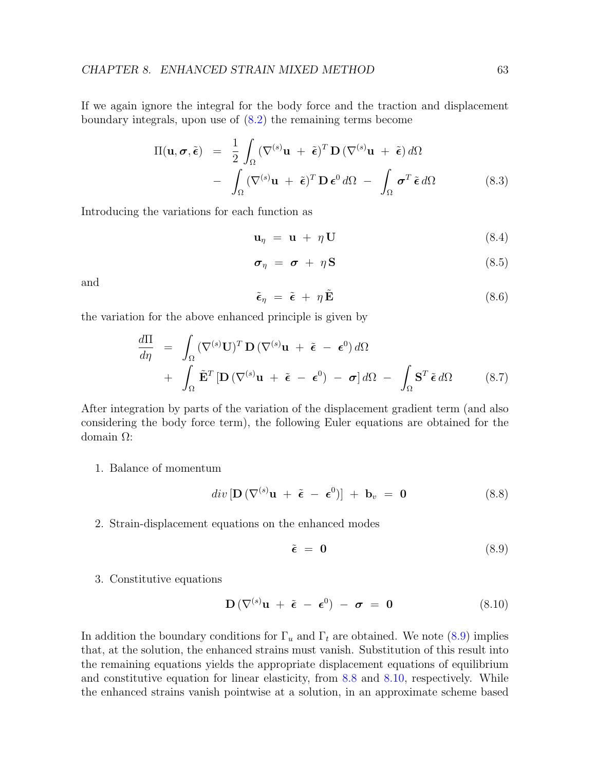If we again ignore the integral for the body force and the traction and displacement boundary integrals, upon use of (8.2) the remaining terms become

$$
\begin{aligned}
\Pi(\mathbf{u}, \boldsymbol{\sigma}, \tilde{\boldsymbol{\epsilon}}) \;=\;& \frac{1}{2} \int_\Omega (\nabla^{(s)}\mathbf{u} \;+\; \tilde{\boldsymbol{\epsilon}})^T \, \mathbf{D} \, (\nabla^{(s)}\mathbf{u} \;+\; \tilde{\boldsymbol{\epsilon}}) \, d\Omega \\
&- \int_\Omega (\nabla^{(s)}\mathbf{u} \;+\; \tilde{\boldsymbol{\epsilon}})^T \, \mathbf{D} \, \boldsymbol{\epsilon}^0 \, d\Omega \;-\; \int_\Omega \boldsymbol{\sigma}^T \, \tilde{\boldsymbol{\epsilon}} \, d\Omega
\end{aligned}
\tag{8.3}
$$

Introducing the variations for each function as

$$
\mathbf{u}_\eta \;=\; \mathbf{u} \;+\; \eta \, \mathbf{U} \tag{8.4}
$$

$$
\boldsymbol{\sigma}_\eta \;=\; \boldsymbol{\sigma} \;+\; \eta \, \mathbf{S} \tag{8.5}
$$

and

$$
\tilde{\boldsymbol{\epsilon}}_\eta \;=\; \tilde{\boldsymbol{\epsilon}} \;+\; \eta \, \tilde{\mathbf{E}} \tag{8.6}
$$

the variation for the above enhanced principle is given by

$$
\begin{aligned}
\frac{d\Pi}{d\eta} \;=\;& \int_\Omega (\nabla^{(s)}\mathbf{U})^T \, \mathbf{D} \, (\nabla^{(s)}\mathbf{u} \;+\; \tilde{\boldsymbol{\epsilon}} \;-\; \boldsymbol{\epsilon}^0) \, d\Omega \\
&+ \int_\Omega \tilde{\mathbf{E}}^T \, [\mathbf{D} \, (\nabla^{(s)}\mathbf{u} \;+\; \tilde{\boldsymbol{\epsilon}} \;-\; \boldsymbol{\epsilon}^0) \;-\; \boldsymbol{\sigma}] \, d\Omega \;-\; \int_\Omega \mathbf{S}^T \, \tilde{\boldsymbol{\epsilon}} \, d\Omega
\end{aligned}
\tag{8.7}
$$

After integration by parts of the variation of the displacement gradient term (and also considering the body force term), the following Euler equations are obtained for the domain $\Omega$:

1. Balance of momentum

$$
div \, [\mathbf{D} \, (\nabla^{(s)}\mathbf{u} \;+\; \tilde{\boldsymbol{\epsilon}} \;-\; \boldsymbol{\epsilon}^0)] \;+\; \mathbf{b}_v \;=\; \mathbf{0} \tag{8.8}
$$

2. Strain-displacement equations on the enhanced modes

$$
\tilde{\boldsymbol{\epsilon}} \;=\; \mathbf{0} \tag{8.9}
$$

3. Constitutive equations

$$
\mathbf{D} \, (\nabla^{(s)}\mathbf{u} \;+\; \tilde{\boldsymbol{\epsilon}} \;-\; \boldsymbol{\epsilon}^0) \;-\; \boldsymbol{\sigma} \;=\; \mathbf{0} \tag{8.10}
$$

In addition the boundary conditions for $\Gamma_u$ and $\Gamma_t$ are obtained. We note (8.9) implies that, at the solution, the enhanced strains must vanish. Substitution of this result into the remaining equations yields the appropriate displacement equations of equilibrium and constitutive equation for linear elasticity, from 8.8 and 8.10, respectively. While the enhanced strains vanish pointwise at a solution, in an approximate scheme based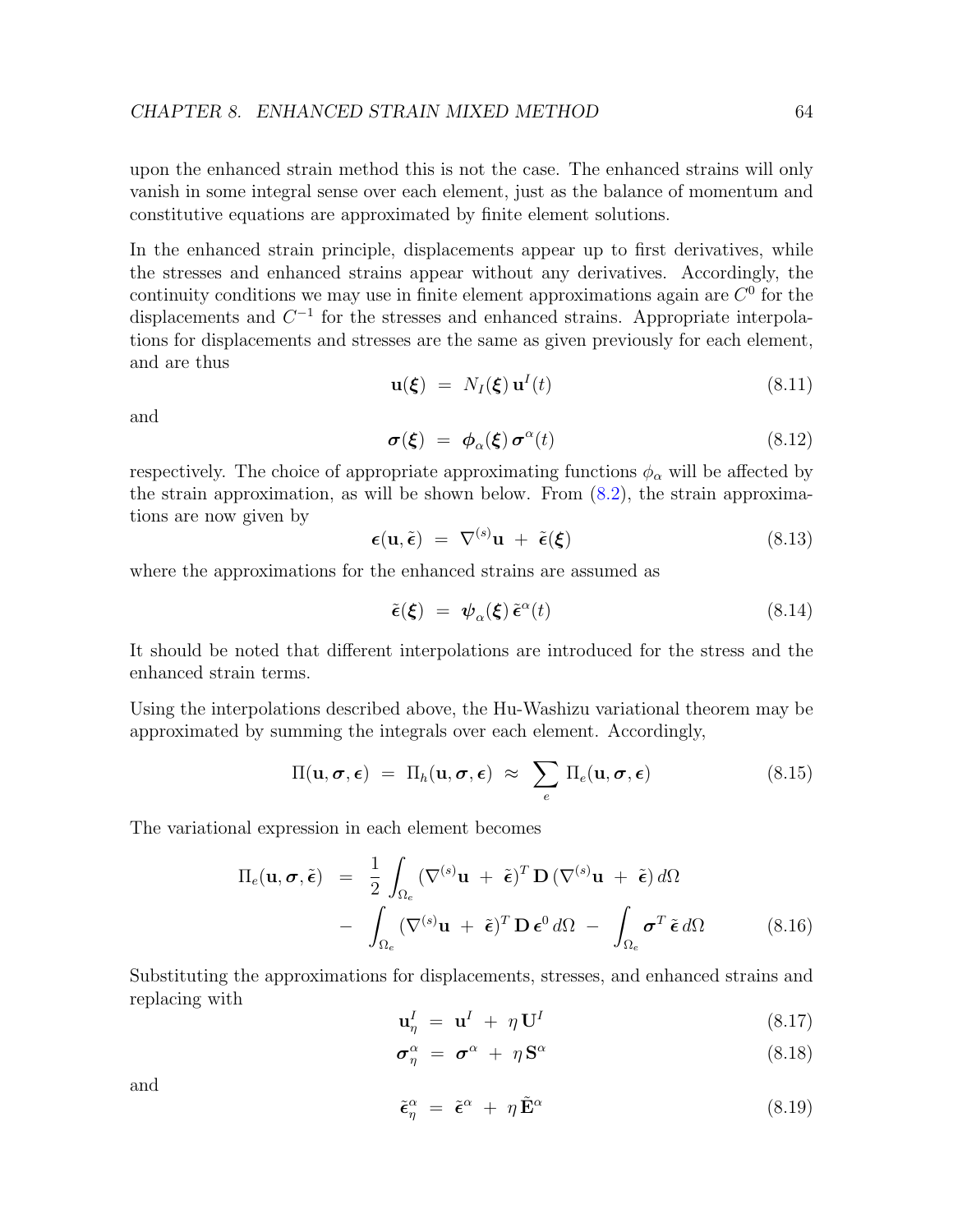upon the enhanced strain method this is not the case. The enhanced strains will only vanish in some integral sense over each element, just as the balance of momentum and constitutive equations are approximated by finite element solutions.

In the enhanced strain principle, displacements appear up to first derivatives, while the stresses and enhanced strains appear without any derivatives. Accordingly, the continuity conditions we may use in finite element approximations again are $C^0$ for the displacements and $C^{-1}$ for the stresses and enhanced strains. Appropriate interpolations for displacements and stresses are the same as given previously for each element, and are thus

$$\mathbf{u}(\boldsymbol{\xi}) \;=\; N_I(\boldsymbol{\xi})\,\mathbf{u}^I(t) \tag{8.11}$$

and

$$\boldsymbol{\sigma}(\boldsymbol{\xi}) \;=\; \boldsymbol{\phi}_\alpha(\boldsymbol{\xi})\,\boldsymbol{\sigma}^\alpha(t) \tag{8.12}$$

respectively. The choice of appropriate approximating functions $\phi_\alpha$ will be affected by the strain approximation, as will be shown below. From (8.2), the strain approximations are now given by

$$\boldsymbol{\epsilon}(\mathbf{u}, \tilde{\boldsymbol{\epsilon}}) \;=\; \nabla^{(s)}\mathbf{u} \;+\; \tilde{\boldsymbol{\epsilon}}(\boldsymbol{\xi}) \tag{8.13}$$

where the approximations for the enhanced strains are assumed as

$$\tilde{\boldsymbol{\epsilon}}(\boldsymbol{\xi}) \;=\; \boldsymbol{\psi}_\alpha(\boldsymbol{\xi})\,\tilde{\boldsymbol{\epsilon}}^\alpha(t) \tag{8.14}$$

It should be noted that different interpolations are introduced for the stress and the enhanced strain terms.

Using the interpolations described above, the Hu-Washizu variational theorem may be approximated by summing the integrals over each element. Accordingly,

$$\Pi(\mathbf{u}, \boldsymbol{\sigma}, \boldsymbol{\epsilon}) \;=\; \Pi_h(\mathbf{u}, \boldsymbol{\sigma}, \boldsymbol{\epsilon}) \;\approx\; \sum_e \Pi_e(\mathbf{u}, \boldsymbol{\sigma}, \boldsymbol{\epsilon}) \tag{8.15}$$

The variational expression in each element becomes

$$\begin{aligned}
\Pi_e(\mathbf{u}, \boldsymbol{\sigma}, \tilde{\boldsymbol{\epsilon}}) \;&=\; \frac{1}{2}\int_{\Omega_e} (\nabla^{(s)}\mathbf{u} \;+\; \tilde{\boldsymbol{\epsilon}})^T\,\mathbf{D}\,(\nabla^{(s)}\mathbf{u} \;+\; \tilde{\boldsymbol{\epsilon}})\,d\Omega \\
&-\; \int_{\Omega_e} (\nabla^{(s)}\mathbf{u} \;+\; \tilde{\boldsymbol{\epsilon}})^T\,\mathbf{D}\,\boldsymbol{\epsilon}^0\,d\Omega \;-\; \int_{\Omega_e} \boldsymbol{\sigma}^T\,\tilde{\boldsymbol{\epsilon}}\,d\Omega
\end{aligned} \tag{8.16}$$

Substituting the approximations for displacements, stresses, and enhanced strains and replacing with

$$\mathbf{u}^I_\eta \;=\; \mathbf{u}^I \;+\; \eta\,\mathbf{U}^I \tag{8.17}$$

$$\boldsymbol{\sigma}^\alpha_\eta \;=\; \boldsymbol{\sigma}^\alpha \;+\; \eta\,\mathbf{S}^\alpha \tag{8.18}$$

and

$$\tilde{\boldsymbol{\epsilon}}^\alpha_\eta \;=\; \tilde{\boldsymbol{\epsilon}}^\alpha \;+\; \eta\,\tilde{\mathbf{E}}^\alpha \tag{8.19}$$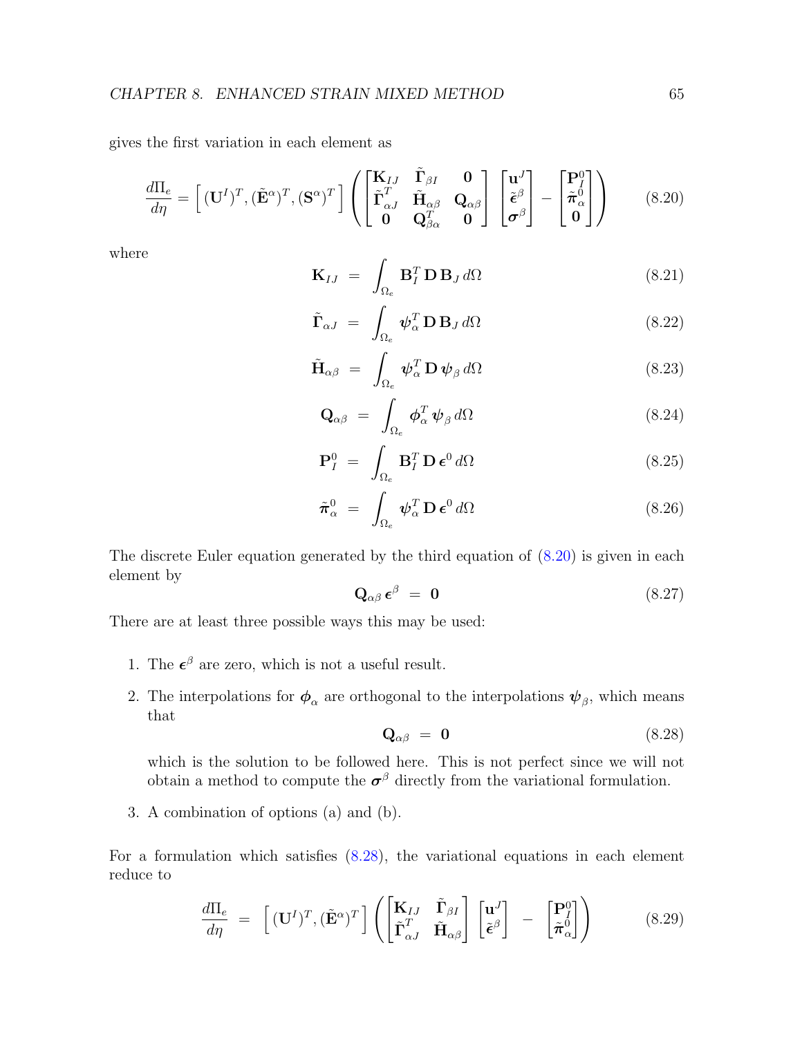gives the first variation in each element as

$$
\frac{d\Pi_e}{d\eta} = \Big[ \, (\mathbf{U}^I)^T, (\tilde{\mathbf{E}}^\alpha)^T, (\mathbf{S}^\alpha)^T \, \Big] \left( \begin{bmatrix} \mathbf{K}_{IJ} & \tilde{\boldsymbol{\Gamma}}_{\beta I} & \mathbf{0} \\ \tilde{\boldsymbol{\Gamma}}_{\alpha J}^T & \tilde{\mathbf{H}}_{\alpha\beta} & \mathbf{Q}_{\alpha\beta} \\ \mathbf{0} & \mathbf{Q}_{\beta\alpha}^T & \mathbf{0} \end{bmatrix} \begin{bmatrix} \mathbf{u}^J \\ \tilde{\boldsymbol{\epsilon}}^\beta \\ \boldsymbol{\sigma}^\beta \end{bmatrix} - \begin{bmatrix} \mathbf{P}_I^0 \\ \tilde{\boldsymbol{\pi}}_\alpha^0 \\ \mathbf{0} \end{bmatrix} \right) \tag{8.20}
$$

where

$$
\mathbf{K}_{IJ} \; = \; \int_{\Omega_e} \mathbf{B}_I^T \, \mathbf{D} \, \mathbf{B}_J \, d\Omega \tag{8.21}
$$

$$
\tilde{\boldsymbol{\Gamma}}_{\alpha J} \; = \; \int_{\Omega_e} \boldsymbol{\psi}_\alpha^T \, \mathbf{D} \, \mathbf{B}_J \, d\Omega \tag{8.22}
$$

$$
\tilde{\mathbf{H}}_{\alpha\beta} \; = \; \int_{\Omega_e} \boldsymbol{\psi}_\alpha^T \, \mathbf{D} \, \boldsymbol{\psi}_\beta \, d\Omega \tag{8.23}
$$

$$
\mathbf{Q}_{\alpha\beta} \; = \; \int_{\Omega_e} \boldsymbol{\phi}_\alpha^T \, \boldsymbol{\psi}_\beta \, d\Omega \tag{8.24}
$$

$$
\mathbf{P}_I^0 \; = \; \int_{\Omega_e} \mathbf{B}_I^T \, \mathbf{D} \, \boldsymbol{\epsilon}^0 \, d\Omega \tag{8.25}
$$

$$
\tilde{\boldsymbol{\pi}}_\alpha^0 \; = \; \int_{\Omega_e} \boldsymbol{\psi}_\alpha^T \, \mathbf{D} \, \boldsymbol{\epsilon}^0 \, d\Omega \tag{8.26}
$$

The discrete Euler equation generated by the third equation of (8.20) is given in each element by

$$
\mathbf{Q}_{\alpha\beta} \, \boldsymbol{\epsilon}^\beta \; = \; \mathbf{0} \tag{8.27}
$$

There are at least three possible ways this may be used:

1. The $\boldsymbol{\epsilon}^\beta$ are zero, which is not a useful result.
2. The interpolations for $\boldsymbol{\phi}_\alpha$ are orthogonal to the interpolations $\boldsymbol{\psi}_\beta$, which means that

   $$
   \mathbf{Q}_{\alpha\beta} \; = \; \mathbf{0} \tag{8.28}
   $$

   which is the solution to be followed here. This is not perfect since we will not obtain a method to compute the $\boldsymbol{\sigma}^\beta$ directly from the variational formulation.
3. A combination of options (a) and (b).

For a formulation which satisfies (8.28), the variational equations in each element reduce to

$$
\frac{d\Pi_e}{d\eta} \; = \; \Big[ \, (\mathbf{U}^I)^T, (\tilde{\mathbf{E}}^\alpha)^T \, \Big] \left( \begin{bmatrix} \mathbf{K}_{IJ} & \tilde{\boldsymbol{\Gamma}}_{\beta I} \\ \tilde{\boldsymbol{\Gamma}}_{\alpha J}^T & \tilde{\mathbf{H}}_{\alpha\beta} \end{bmatrix} \begin{bmatrix} \mathbf{u}^J \\ \tilde{\boldsymbol{\epsilon}}^\beta \end{bmatrix} \; - \; \begin{bmatrix} \mathbf{P}_I^0 \\ \tilde{\boldsymbol{\pi}}_\alpha^0 \end{bmatrix} \right) \tag{8.29}
$$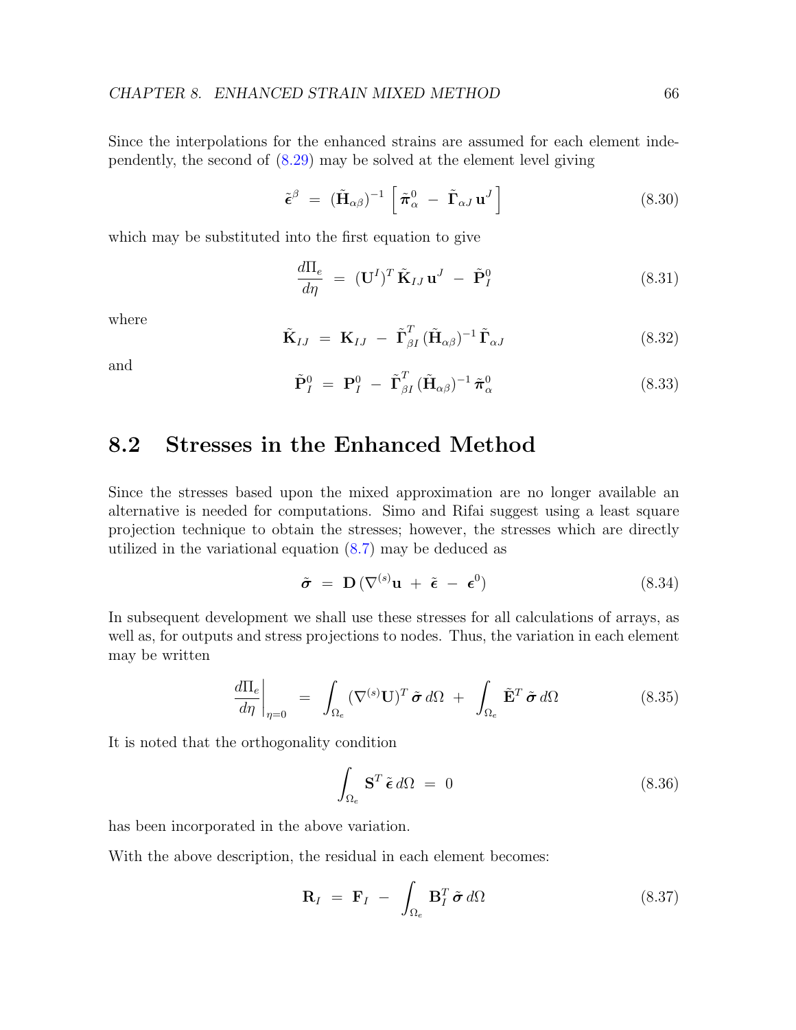Since the interpolations for the enhanced strains are assumed for each element independently, the second of (8.29) may be solved at the element level giving

$$\tilde{\boldsymbol{\epsilon}}^{\beta} \;=\; (\tilde{\mathbf{H}}_{\alpha\beta})^{-1} \left[ \, \tilde{\boldsymbol{\pi}}^{0}_{\alpha} \;-\; \tilde{\boldsymbol{\Gamma}}_{\alpha J} \, \mathbf{u}^{J} \, \right] \tag{8.30}$$

which may be substituted into the first equation to give

$$\frac{d\Pi_e}{d\eta} \;=\; (\mathbf{U}^{I})^{T} \, \tilde{\mathbf{K}}_{IJ} \, \mathbf{u}^{J} \;-\; \tilde{\mathbf{P}}^{0}_{I} \tag{8.31}$$

where

$$\tilde{\mathbf{K}}_{IJ} \;=\; \mathbf{K}_{IJ} \;-\; \tilde{\boldsymbol{\Gamma}}^{T}_{\beta I} \, (\tilde{\mathbf{H}}_{\alpha\beta})^{-1} \, \tilde{\boldsymbol{\Gamma}}_{\alpha J} \tag{8.32}$$

and

$$\tilde{\mathbf{P}}^{0}_{I} \;=\; \mathbf{P}^{0}_{I} \;-\; \tilde{\boldsymbol{\Gamma}}^{T}_{\beta I} \, (\tilde{\mathbf{H}}_{\alpha\beta})^{-1} \, \tilde{\boldsymbol{\pi}}^{0}_{\alpha} \tag{8.33}$$

## 8.2 Stresses in the Enhanced Method

Since the stresses based upon the mixed approximation are no longer available an alternative is needed for computations. Simo and Rifai suggest using a least square projection technique to obtain the stresses; however, the stresses which are directly utilized in the variational equation (8.7) may be deduced as

$$\tilde{\boldsymbol{\sigma}} \;=\; \mathbf{D} \, (\nabla^{(s)} \mathbf{u} \;+\; \tilde{\boldsymbol{\epsilon}} \;-\; \boldsymbol{\epsilon}^{0}) \tag{8.34}$$

In subsequent development we shall use these stresses for all calculations of arrays, as well as, for outputs and stress projections to nodes. Thus, the variation in each element may be written

$$\left. \frac{d\Pi_e}{d\eta} \right|_{\eta=0} \;=\; \int_{\Omega_e} (\nabla^{(s)} \mathbf{U})^{T} \, \tilde{\boldsymbol{\sigma}} \, d\Omega \;+\; \int_{\Omega_e} \tilde{\mathbf{E}}^{T} \, \tilde{\boldsymbol{\sigma}} \, d\Omega \tag{8.35}$$

It is noted that the orthogonality condition

$$\int_{\Omega_e} \mathbf{S}^{T} \, \tilde{\boldsymbol{\epsilon}} \, d\Omega \;=\; 0 \tag{8.36}$$

has been incorporated in the above variation.

With the above description, the residual in each element becomes:

$$\mathbf{R}_{I} \;=\; \mathbf{F}_{I} \;-\; \int_{\Omega_e} \mathbf{B}^{T}_{I} \, \tilde{\boldsymbol{\sigma}} \, d\Omega \tag{8.37}$$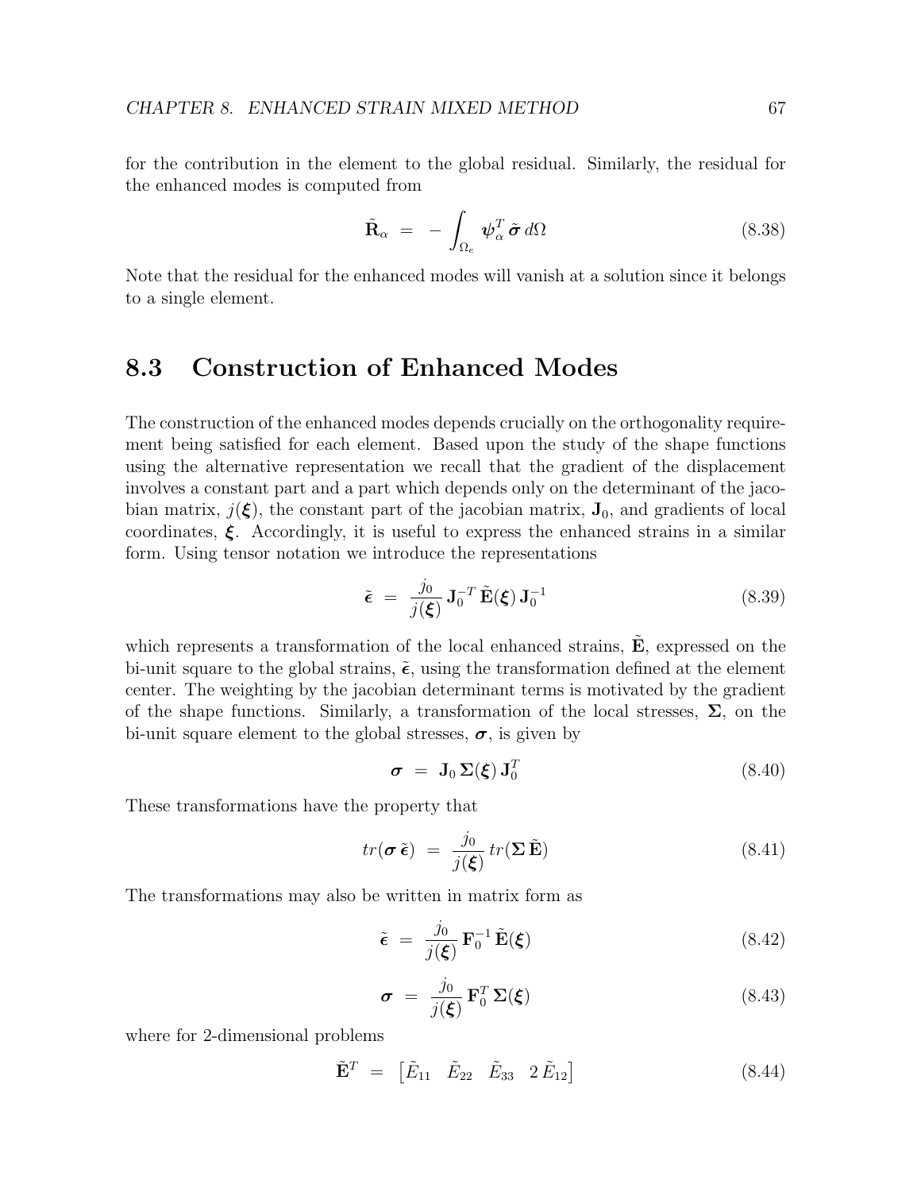for the contribution in the element to the global residual. Similarly, the residual for the enhanced modes is computed from

$$\tilde{\mathbf{R}}_\alpha \;=\; -\int_{\Omega_e} \boldsymbol{\psi}_\alpha^T\, \tilde{\boldsymbol{\sigma}}\, d\Omega \tag{8.38}$$

Note that the residual for the enhanced modes will vanish at a solution since it belongs to a single element.

## 8.3 Construction of Enhanced Modes

The construction of the enhanced modes depends crucially on the orthogonality requirement being satisfied for each element. Based upon the study of the shape functions using the alternative representation we recall that the gradient of the displacement involves a constant part and a part which depends only on the determinant of the jacobian matrix, $j(\boldsymbol{\xi})$, the constant part of the jacobian matrix, $\mathbf{J}_0$, and gradients of local coordinates, $\boldsymbol{\xi}$. Accordingly, it is useful to express the enhanced strains in a similar form. Using tensor notation we introduce the representations

$$\tilde{\boldsymbol{\epsilon}} \;=\; \frac{j_0}{j(\boldsymbol{\xi})}\, \mathbf{J}_0^{-T}\, \tilde{\mathbf{E}}(\boldsymbol{\xi})\, \mathbf{J}_0^{-1} \tag{8.39}$$

which represents a transformation of the local enhanced strains, $\tilde{\mathbf{E}}$, expressed on the bi-unit square to the global strains, $\tilde{\boldsymbol{\epsilon}}$, using the transformation defined at the element center. The weighting by the jacobian determinant terms is motivated by the gradient of the shape functions. Similarly, a transformation of the local stresses, $\boldsymbol{\Sigma}$, on the bi-unit square element to the global stresses, $\boldsymbol{\sigma}$, is given by

$$\boldsymbol{\sigma} \;=\; \mathbf{J}_0\, \boldsymbol{\Sigma}(\boldsymbol{\xi})\, \mathbf{J}_0^T \tag{8.40}$$

These transformations have the property that

$$tr(\boldsymbol{\sigma}\, \tilde{\boldsymbol{\epsilon}}) \;=\; \frac{j_0}{j(\boldsymbol{\xi})}\, tr(\boldsymbol{\Sigma}\, \tilde{\mathbf{E}}) \tag{8.41}$$

The transformations may also be written in matrix form as

$$\tilde{\boldsymbol{\epsilon}} \;=\; \frac{j_0}{j(\boldsymbol{\xi})}\, \mathbf{F}_0^{-1}\, \tilde{\mathbf{E}}(\boldsymbol{\xi}) \tag{8.42}$$

$$\boldsymbol{\sigma} \;=\; \frac{j_0}{j(\boldsymbol{\xi})}\, \mathbf{F}_0^{T}\, \boldsymbol{\Sigma}(\boldsymbol{\xi}) \tag{8.43}$$

where for 2-dimensional problems

$$\tilde{\mathbf{E}}^T \;=\; \begin{bmatrix} \tilde{E}_{11} & \tilde{E}_{22} & \tilde{E}_{33} & 2\,\tilde{E}_{12} \end{bmatrix} \tag{8.44}$$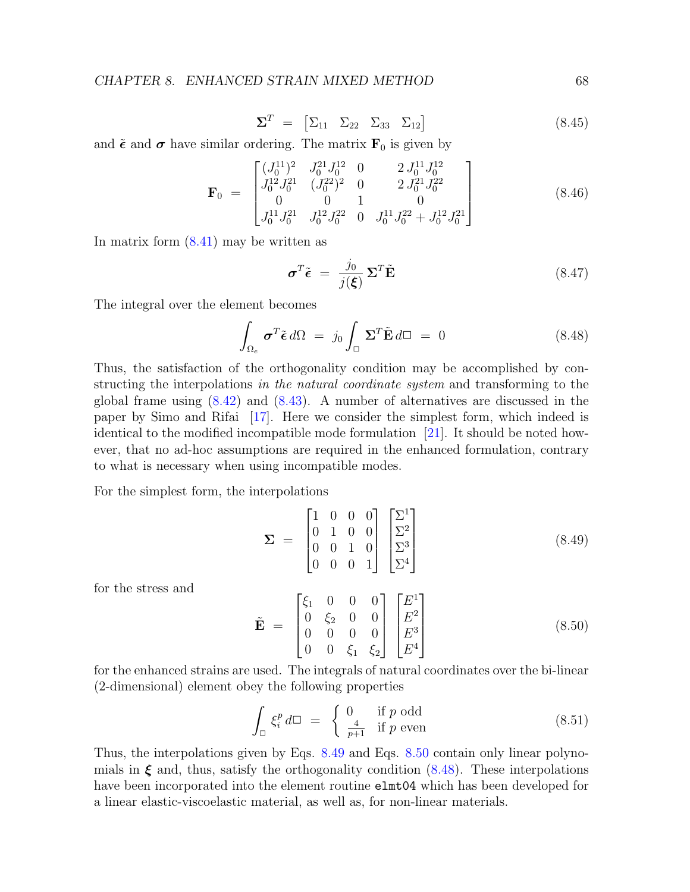$$\mathbf{\Sigma}^T \;=\; \begin{bmatrix} \Sigma_{11} & \Sigma_{22} & \Sigma_{33} & \Sigma_{12} \end{bmatrix} \tag{8.45}$$

and $\tilde{\boldsymbol{\epsilon}}$ and $\boldsymbol{\sigma}$ have similar ordering. The matrix $\mathbf{F}_0$ is given by

$$\mathbf{F}_0 \;=\; \begin{bmatrix} (J_0^{11})^2 & J_0^{21} J_0^{12} & 0 & 2\, J_0^{11} J_0^{12} \\ J_0^{12} J_0^{21} & (J_0^{22})^2 & 0 & 2\, J_0^{21} J_0^{22} \\ 0 & 0 & 1 & 0 \\ J_0^{11} J_0^{21} & J_0^{12} J_0^{22} & 0 & J_0^{11} J_0^{22} + J_0^{12} J_0^{21} \end{bmatrix} \tag{8.46}$$

In matrix form (8.41) may be written as

$$\boldsymbol{\sigma}^T \tilde{\boldsymbol{\epsilon}} \;=\; \frac{j_0}{j(\boldsymbol{\xi})}\, \mathbf{\Sigma}^T \tilde{\mathbf{E}} \tag{8.47}$$

The integral over the element becomes

$$\int_{\Omega_e} \boldsymbol{\sigma}^T \tilde{\boldsymbol{\epsilon}}\, d\Omega \;=\; j_0 \int_{\square} \mathbf{\Sigma}^T \tilde{\mathbf{E}}\, d\square \;=\; 0 \tag{8.48}$$

Thus, the satisfaction of the orthogonality condition may be accomplished by constructing the interpolations *in the natural coordinate system* and transforming to the global frame using (8.42) and (8.43). A number of alternatives are discussed in the paper by Simo and Rifai [17]. Here we consider the simplest form, which indeed is identical to the modified incompatible mode formulation [21]. It should be noted however, that no ad-hoc assumptions are required in the enhanced formulation, contrary to what is necessary when using incompatible modes.

For the simplest form, the interpolations

$$\mathbf{\Sigma} \;=\; \begin{bmatrix} 1 & 0 & 0 & 0 \\ 0 & 1 & 0 & 0 \\ 0 & 0 & 1 & 0 \\ 0 & 0 & 0 & 1 \end{bmatrix} \begin{bmatrix} \Sigma^1 \\ \Sigma^2 \\ \Sigma^3 \\ \Sigma^4 \end{bmatrix} \tag{8.49}$$

for the stress and

$$\tilde{\mathbf{E}} \;=\; \begin{bmatrix} \xi_1 & 0 & 0 & 0 \\ 0 & \xi_2 & 0 & 0 \\ 0 & 0 & 0 & 0 \\ 0 & 0 & \xi_1 & \xi_2 \end{bmatrix} \begin{bmatrix} E^1 \\ E^2 \\ E^3 \\ E^4 \end{bmatrix} \tag{8.50}$$

for the enhanced strains are used. The integrals of natural coordinates over the bi-linear (2-dimensional) element obey the following properties

$$\int_{\square} \xi_i^p \, d\square \;=\; \begin{cases} 0 & \text{if } p \text{ odd} \\ \frac{4}{p+1} & \text{if } p \text{ even} \end{cases} \tag{8.51}$$

Thus, the interpolations given by Eqs. 8.49 and Eqs. 8.50 contain only linear polynomials in $\boldsymbol{\xi}$ and, thus, satisfy the orthogonality condition (8.48). These interpolations have been incorporated into the element routine `elmt04` which has been developed for a linear elastic-viscoelastic material, as well as, for non-linear materials.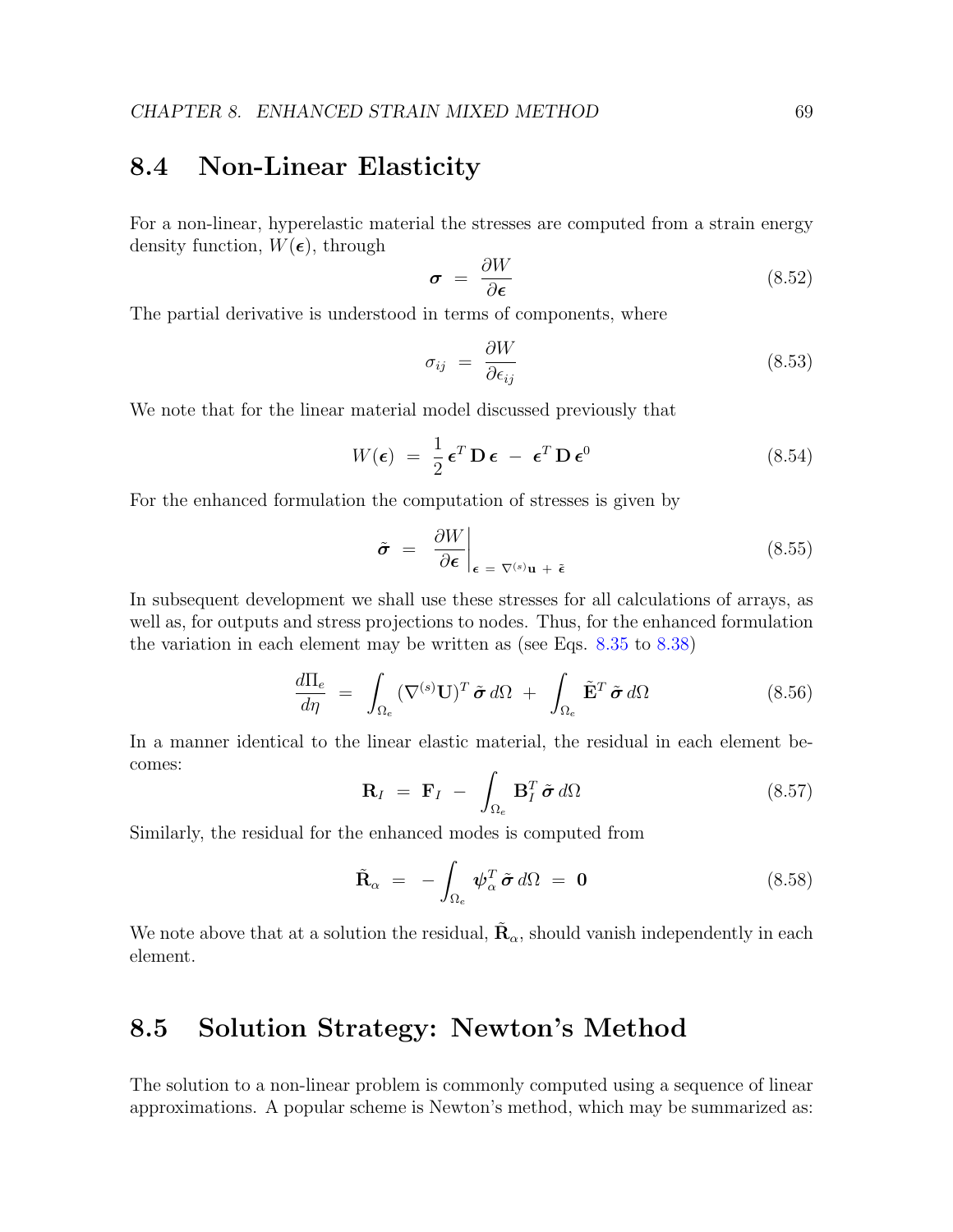## 8.4 Non-Linear Elasticity

For a non-linear, hyperelastic material the stresses are computed from a strain energy density function, $W(\boldsymbol{\epsilon})$, through

$$\boldsymbol{\sigma} \;=\; \frac{\partial W}{\partial \boldsymbol{\epsilon}} \tag{8.52}$$

The partial derivative is understood in terms of components, where

$$\sigma_{ij} \;=\; \frac{\partial W}{\partial \epsilon_{ij}} \tag{8.53}$$

We note that for the linear material model discussed previously that

$$W(\boldsymbol{\epsilon}) \;=\; \frac{1}{2}\,\boldsymbol{\epsilon}^T\,\mathbf{D}\,\boldsymbol{\epsilon} \;-\; \boldsymbol{\epsilon}^T\,\mathbf{D}\,\boldsymbol{\epsilon}^0 \tag{8.54}$$

For the enhanced formulation the computation of stresses is given by

$$\tilde{\boldsymbol{\sigma}} \;=\; \left.\frac{\partial W}{\partial \boldsymbol{\epsilon}}\right|_{\boldsymbol{\epsilon}\;=\;\nabla^{(s)}\mathbf{u}\;+\;\tilde{\boldsymbol{\epsilon}}} \tag{8.55}$$

In subsequent development we shall use these stresses for all calculations of arrays, as well as, for outputs and stress projections to nodes. Thus, for the enhanced formulation the variation in each element may be written as (see Eqs. 8.35 to 8.38)

$$\frac{d\Pi_e}{d\eta} \;=\; \int_{\Omega_e} (\nabla^{(s)}\mathbf{U})^T\,\tilde{\boldsymbol{\sigma}}\,d\Omega \;+\; \int_{\Omega_e} \tilde{\mathbf{E}}^T\,\tilde{\boldsymbol{\sigma}}\,d\Omega \tag{8.56}$$

In a manner identical to the linear elastic material, the residual in each element becomes:

$$\mathbf{R}_I \;=\; \mathbf{F}_I \;-\; \int_{\Omega_e} \mathbf{B}_I^T\,\tilde{\boldsymbol{\sigma}}\,d\Omega \tag{8.57}$$

Similarly, the residual for the enhanced modes is computed from

$$\tilde{\mathbf{R}}_\alpha \;=\; -\int_{\Omega_e} \boldsymbol{\psi}_\alpha^T\,\tilde{\boldsymbol{\sigma}}\,d\Omega \;=\; \mathbf{0} \tag{8.58}$$

We note above that at a solution the residual, $\tilde{\mathbf{R}}_\alpha$, should vanish independently in each element.

## 8.5 Solution Strategy: Newton's Method

The solution to a non-linear problem is commonly computed using a sequence of linear approximations. A popular scheme is Newton's method, which may be summarized as: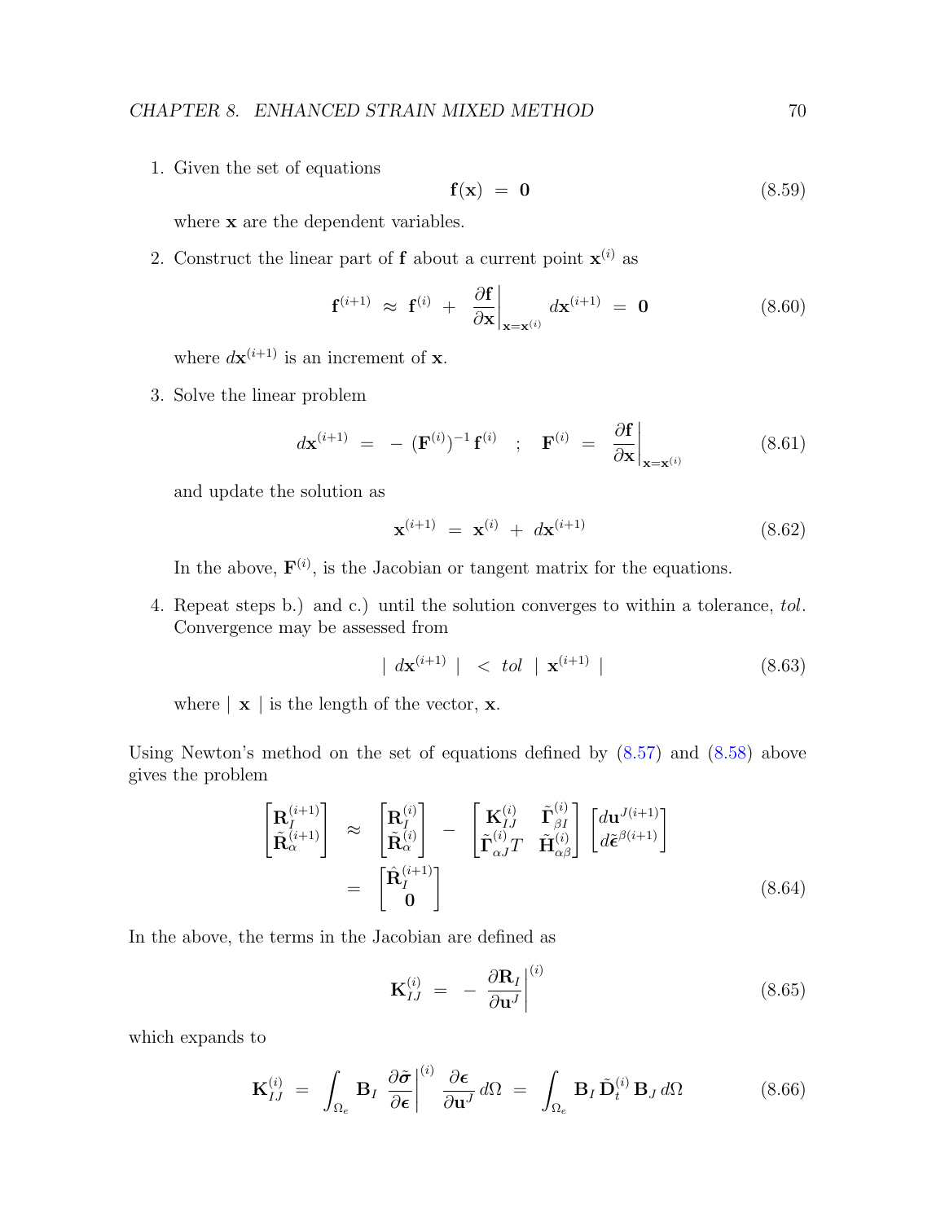1. Given the set of equations

$$\mathbf{f}(\mathbf{x}) \;=\; \mathbf{0} \tag{8.59}$$

where $\mathbf{x}$ are the dependent variables.

2. Construct the linear part of $\mathbf{f}$ about a current point $\mathbf{x}^{(i)}$ as

$$\mathbf{f}^{(i+1)} \;\approx\; \mathbf{f}^{(i)} \;+\; \left.\frac{\partial \mathbf{f}}{\partial \mathbf{x}}\right|_{\mathbf{x}=\mathbf{x}^{(i)}} d\mathbf{x}^{(i+1)} \;=\; \mathbf{0} \tag{8.60}$$

where $d\mathbf{x}^{(i+1)}$ is an increment of $\mathbf{x}$.

3. Solve the linear problem

$$d\mathbf{x}^{(i+1)} \;=\; -\,(\mathbf{F}^{(i)})^{-1}\,\mathbf{f}^{(i)} \quad ; \quad \mathbf{F}^{(i)} \;=\; \left.\frac{\partial \mathbf{f}}{\partial \mathbf{x}}\right|_{\mathbf{x}=\mathbf{x}^{(i)}} \tag{8.61}$$

and update the solution as

$$\mathbf{x}^{(i+1)} \;=\; \mathbf{x}^{(i)} \;+\; d\mathbf{x}^{(i+1)} \tag{8.62}$$

In the above, $\mathbf{F}^{(i)}$, is the Jacobian or tangent matrix for the equations.

4. Repeat steps b.) and c.) until the solution converges to within a tolerance, *tol*. Convergence may be assessed from

$$\mid d\mathbf{x}^{(i+1)} \mid \;<\; tol \;\mid \mathbf{x}^{(i+1)} \mid \tag{8.63}$$

where $\mid \mathbf{x} \mid$ is the length of the vector, $\mathbf{x}$.

Using Newton's method on the set of equations defined by (8.57) and (8.58) above gives the problem

$$\begin{aligned}
\begin{bmatrix} \mathbf{R}_I^{(i+1)} \\ \tilde{\mathbf{R}}_\alpha^{(i+1)} \end{bmatrix} \;&\approx\; \begin{bmatrix} \mathbf{R}_I^{(i)} \\ \tilde{\mathbf{R}}_\alpha^{(i)} \end{bmatrix} \;-\; \begin{bmatrix} \mathbf{K}_{IJ}^{(i)} & \tilde{\mathbf{\Gamma}}_{\beta I}^{(i)} \\ \tilde{\mathbf{\Gamma}}_{\alpha J}^{(i)}T & \tilde{\mathbf{H}}_{\alpha\beta}^{(i)} \end{bmatrix} \begin{bmatrix} d\mathbf{u}^{J(i+1)} \\ d\tilde{\boldsymbol{\epsilon}}^{\beta(i+1)} \end{bmatrix} \\
&=\; \begin{bmatrix} \hat{\mathbf{R}}_I^{(i+1)} \\ \mathbf{0} \end{bmatrix}
\end{aligned} \tag{8.64}$$

In the above, the terms in the Jacobian are defined as

$$\mathbf{K}_{IJ}^{(i)} \;=\; -\left.\frac{\partial \mathbf{R}_I}{\partial \mathbf{u}^J}\right|^{(i)} \tag{8.65}$$

which expands to

$$\mathbf{K}_{IJ}^{(i)} \;=\; \int_{\Omega_e} \mathbf{B}_I \left.\frac{\partial \tilde{\boldsymbol{\sigma}}}{\partial \boldsymbol{\epsilon}}\right|^{(i)} \frac{\partial \boldsymbol{\epsilon}}{\partial \mathbf{u}^J}\, d\Omega \;=\; \int_{\Omega_e} \mathbf{B}_I\, \tilde{\mathbf{D}}_t^{(i)}\, \mathbf{B}_J\, d\Omega \tag{8.66}$$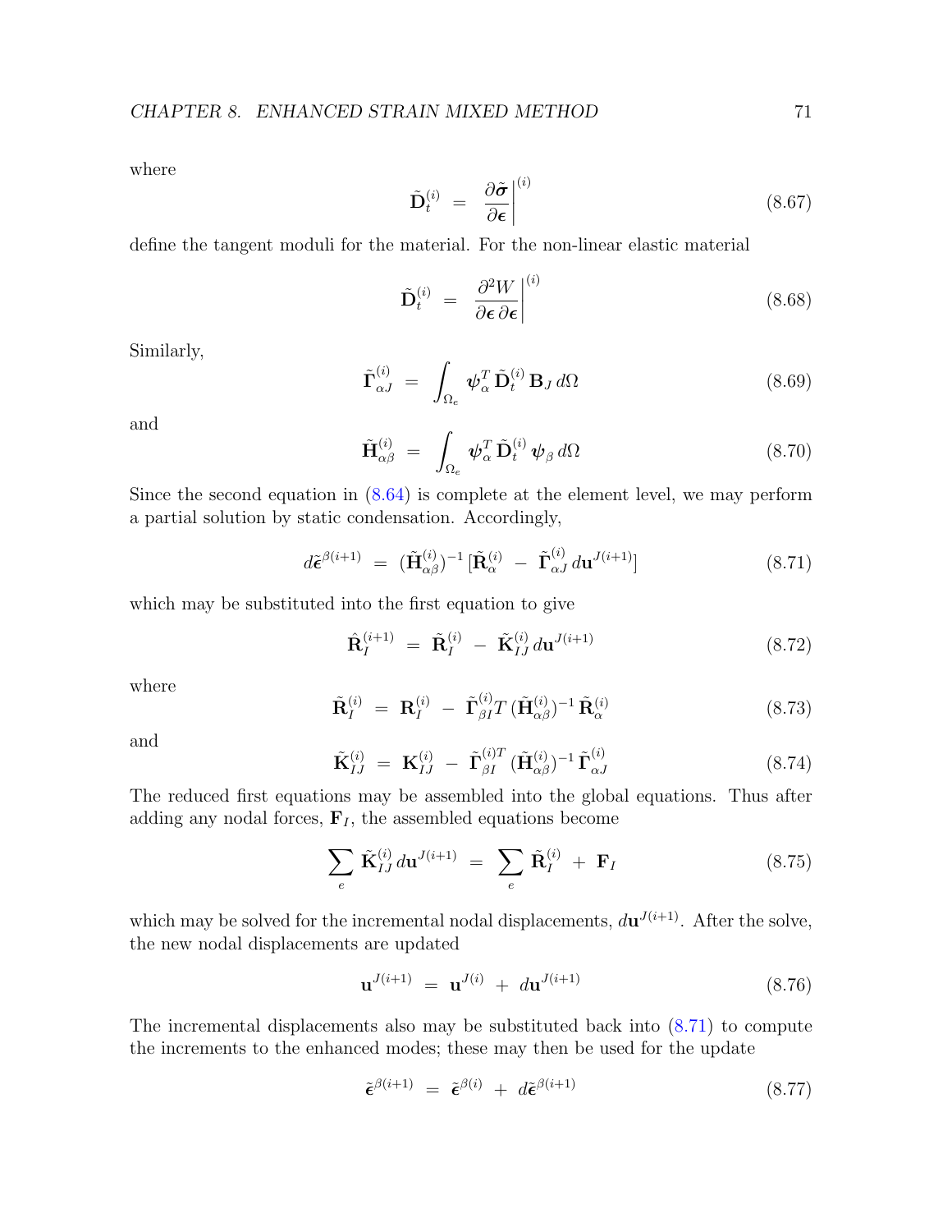where

$$\tilde{\mathbf{D}}_t^{(i)} \;=\; \left.\frac{\partial \tilde{\boldsymbol{\sigma}}}{\partial \boldsymbol{\epsilon}}\right|^{(i)} \tag{8.67}$$

define the tangent moduli for the material. For the non-linear elastic material

$$\tilde{\mathbf{D}}_t^{(i)} \;=\; \left.\frac{\partial^2 W}{\partial \boldsymbol{\epsilon}\,\partial \boldsymbol{\epsilon}}\right|^{(i)} \tag{8.68}$$

Similarly,

$$\tilde{\boldsymbol{\Gamma}}_{\alpha J}^{(i)} \;=\; \int_{\Omega_e} \boldsymbol{\psi}_\alpha^T\, \tilde{\mathbf{D}}_t^{(i)}\, \mathbf{B}_J \, d\Omega \tag{8.69}$$

and

$$\tilde{\mathbf{H}}_{\alpha\beta}^{(i)} \;=\; \int_{\Omega_e} \boldsymbol{\psi}_\alpha^T\, \tilde{\mathbf{D}}_t^{(i)}\, \boldsymbol{\psi}_\beta \, d\Omega \tag{8.70}$$

Since the second equation in (8.64) is complete at the element level, we may perform a partial solution by static condensation. Accordingly,

$$d\tilde{\boldsymbol{\epsilon}}^{\beta(i+1)} \;=\; (\tilde{\mathbf{H}}_{\alpha\beta}^{(i)})^{-1}\,[\tilde{\mathbf{R}}_\alpha^{(i)} \;-\; \tilde{\boldsymbol{\Gamma}}_{\alpha J}^{(i)}\, d\mathbf{u}^{J(i+1)}] \tag{8.71}$$

which may be substituted into the first equation to give

$$\hat{\mathbf{R}}_I^{(i+1)} \;=\; \tilde{\mathbf{R}}_I^{(i)} \;-\; \tilde{\mathbf{K}}_{IJ}^{(i)}\, d\mathbf{u}^{J(i+1)} \tag{8.72}$$

where

$$\tilde{\mathbf{R}}_I^{(i)} \;=\; \mathbf{R}_I^{(i)} \;-\; \tilde{\boldsymbol{\Gamma}}_{\beta I}^{(i)}T\,(\tilde{\mathbf{H}}_{\alpha\beta}^{(i)})^{-1}\,\tilde{\mathbf{R}}_\alpha^{(i)} \tag{8.73}$$

and

$$\tilde{\mathbf{K}}_{IJ}^{(i)} \;=\; \mathbf{K}_{IJ}^{(i)} \;-\; \tilde{\boldsymbol{\Gamma}}_{\beta I}^{(i)T}\,(\tilde{\mathbf{H}}_{\alpha\beta}^{(i)})^{-1}\,\tilde{\boldsymbol{\Gamma}}_{\alpha J}^{(i)} \tag{8.74}$$

The reduced first equations may be assembled into the global equations. Thus after adding any nodal forces, $\mathbf{F}_I$, the assembled equations become

$$\sum_e \tilde{\mathbf{K}}_{IJ}^{(i)}\, d\mathbf{u}^{J(i+1)} \;=\; \sum_e \tilde{\mathbf{R}}_I^{(i)} \;+\; \mathbf{F}_I \tag{8.75}$$

which may be solved for the incremental nodal displacements, $d\mathbf{u}^{J(i+1)}$. After the solve, the new nodal displacements are updated

$$\mathbf{u}^{J(i+1)} \;=\; \mathbf{u}^{J(i)} \;+\; d\mathbf{u}^{J(i+1)} \tag{8.76}$$

The incremental displacements also may be substituted back into (8.71) to compute the increments to the enhanced modes; these may then be used for the update

$$\tilde{\boldsymbol{\epsilon}}^{\beta(i+1)} \;=\; \tilde{\boldsymbol{\epsilon}}^{\beta(i)} \;+\; d\tilde{\boldsymbol{\epsilon}}^{\beta(i+1)} \tag{8.77}$$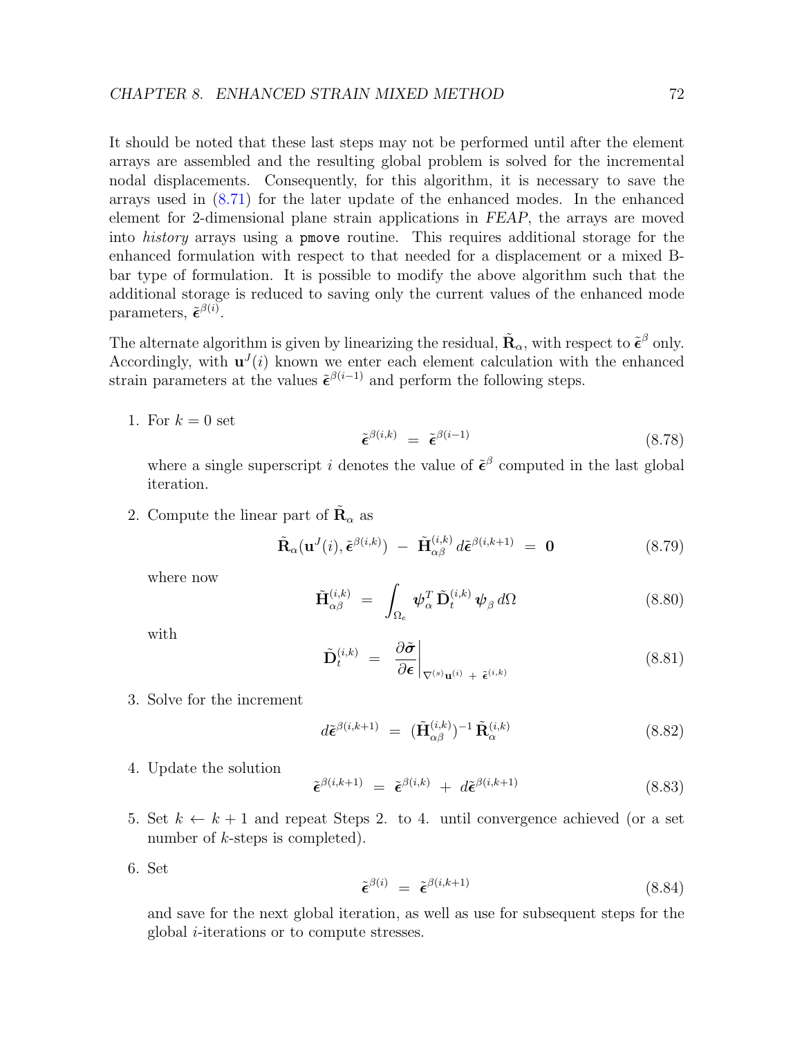It should be noted that these last steps may not be performed until after the element arrays are assembled and the resulting global problem is solved for the incremental nodal displacements. Consequently, for this algorithm, it is necessary to save the arrays used in (8.71) for the later update of the enhanced modes. In the enhanced element for 2-dimensional plane strain applications in *FEAP*, the arrays are moved into *history* arrays using a `pmove` routine. This requires additional storage for the enhanced formulation with respect to that needed for a displacement or a mixed B-bar type of formulation. It is possible to modify the above algorithm such that the additional storage is reduced to saving only the current values of the enhanced mode parameters, $\tilde{\boldsymbol{\epsilon}}^{\beta(i)}$.

The alternate algorithm is given by linearizing the residual, $\tilde{\mathbf{R}}_\alpha$, with respect to $\tilde{\boldsymbol{\epsilon}}^\beta$ only. Accordingly, with $\mathbf{u}^J(i)$ known we enter each element calculation with the enhanced strain parameters at the values $\tilde{\boldsymbol{\epsilon}}^{\beta(i-1)}$ and perform the following steps.

1. For $k = 0$ set
$$\tilde{\boldsymbol{\epsilon}}^{\beta(i,k)} \;=\; \tilde{\boldsymbol{\epsilon}}^{\beta(i-1)} \tag{8.78}$$
where a single superscript $i$ denotes the value of $\tilde{\boldsymbol{\epsilon}}^\beta$ computed in the last global iteration.

2. Compute the linear part of $\tilde{\mathbf{R}}_\alpha$ as
$$\tilde{\mathbf{R}}_\alpha(\mathbf{u}^J(i), \tilde{\boldsymbol{\epsilon}}^{\beta(i,k)}) \;-\; \tilde{\mathbf{H}}_{\alpha\beta}^{(i,k)}\, d\tilde{\boldsymbol{\epsilon}}^{\beta(i,k+1)} \;=\; \mathbf{0} \tag{8.79}$$
where now
$$\tilde{\mathbf{H}}_{\alpha\beta}^{(i,k)} \;=\; \int_{\Omega_e} \boldsymbol{\psi}_\alpha^T\, \tilde{\mathbf{D}}_t^{(i,k)}\, \boldsymbol{\psi}_\beta \, d\Omega \tag{8.80}$$
with
$$\tilde{\mathbf{D}}_t^{(i,k)} \;=\; \left.\frac{\partial \tilde{\boldsymbol{\sigma}}}{\partial \boldsymbol{\epsilon}}\right|_{\nabla^{(s)}\mathbf{u}^{(i)} \;+\; \tilde{\boldsymbol{\epsilon}}^{(i,k)}} \tag{8.81}$$

3. Solve for the increment
$$d\tilde{\boldsymbol{\epsilon}}^{\beta(i,k+1)} \;=\; (\tilde{\mathbf{H}}_{\alpha\beta}^{(i,k)})^{-1}\, \tilde{\mathbf{R}}_\alpha^{(i,k)} \tag{8.82}$$

4. Update the solution
$$\tilde{\boldsymbol{\epsilon}}^{\beta(i,k+1)} \;=\; \tilde{\boldsymbol{\epsilon}}^{\beta(i,k)} \;+\; d\tilde{\boldsymbol{\epsilon}}^{\beta(i,k+1)} \tag{8.83}$$

5. Set $k \leftarrow k + 1$ and repeat Steps 2. to 4. until convergence achieved (or a set number of $k$-steps is completed).

6. Set
$$\tilde{\boldsymbol{\epsilon}}^{\beta(i)} \;=\; \tilde{\boldsymbol{\epsilon}}^{\beta(i,k+1)} \tag{8.84}$$
and save for the next global iteration, as well as use for subsequent steps for the global $i$-iterations or to compute stresses.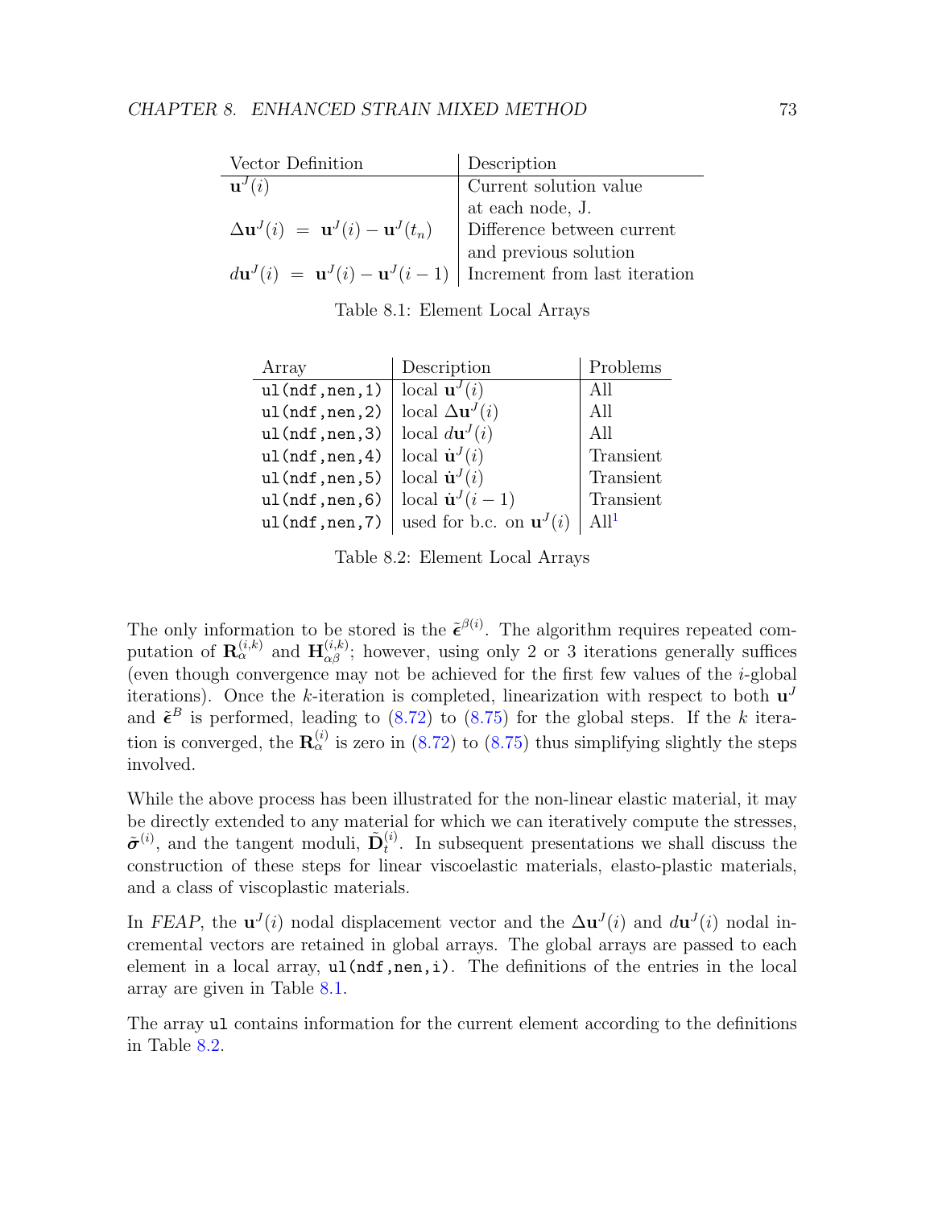| Vector Definition | Description |
|---|---|
| $\mathbf{u}^J(i)$ | Current solution value at each node, J. |
| $\Delta\mathbf{u}^J(i) \ = \ \mathbf{u}^J(i) - \mathbf{u}^J(t_n)$ | Difference between current and previous solution |
| $d\mathbf{u}^J(i) \ = \ \mathbf{u}^J(i) - \mathbf{u}^J(i-1)$ | Increment from last iteration |

Table 8.1: Element Local Arrays

| Array | Description | Problems |
|---|---|---|
| `ul(ndf,nen,1)` | local $\mathbf{u}^J(i)$ | All |
| `ul(ndf,nen,2)` | local $\Delta\mathbf{u}^J(i)$ | All |
| `ul(ndf,nen,3)` | local $d\mathbf{u}^J(i)$ | All |
| `ul(ndf,nen,4)` | local $\dot{\mathbf{u}}^J(i)$ | Transient |
| `ul(ndf,nen,5)` | local $\dot{\mathbf{u}}^J(i)$ | Transient |
| `ul(ndf,nen,6)` | local $\dot{\mathbf{u}}^J(i-1)$ | Transient |
| `ul(ndf,nen,7)` | used for b.c. on $\mathbf{u}^J(i)$ | All[1] |

Table 8.2: Element Local Arrays

The only information to be stored is the $\tilde{\boldsymbol{\epsilon}}^{\beta(i)}$. The algorithm requires repeated computation of $\mathbf{R}_{\alpha}^{(i,k)}$ and $\mathbf{H}_{\alpha\beta}^{(i,k)}$; however, using only 2 or 3 iterations generally suffices (even though convergence may not be achieved for the first few values of the $i$-global iterations). Once the $k$-iteration is completed, linearization with respect to both $\mathbf{u}^J$ and $\tilde{\boldsymbol{\epsilon}}^B$ is performed, leading to (8.72) to (8.75) for the global steps. If the $k$ iteration is converged, the $\mathbf{R}_{\alpha}^{(i)}$ is zero in (8.72) to (8.75) thus simplifying slightly the steps involved.

While the above process has been illustrated for the non-linear elastic material, it may be directly extended to any material for which we can iteratively compute the stresses, $\tilde{\boldsymbol{\sigma}}^{(i)}$, and the tangent moduli, $\tilde{\mathbf{D}}_t^{(i)}$. In subsequent presentations we shall discuss the construction of these steps for linear viscoelastic materials, elasto-plastic materials, and a class of viscoplastic materials.

In *FEAP*, the $\mathbf{u}^J(i)$ nodal displacement vector and the $\Delta\mathbf{u}^J(i)$ and $d\mathbf{u}^J(i)$ nodal incremental vectors are retained in global arrays. The global arrays are passed to each element in a local array, `ul(ndf,nen,i)`. The definitions of the entries in the local array are given in Table 8.1.

The array `ul` contains information for the current element according to the definitions in Table 8.2.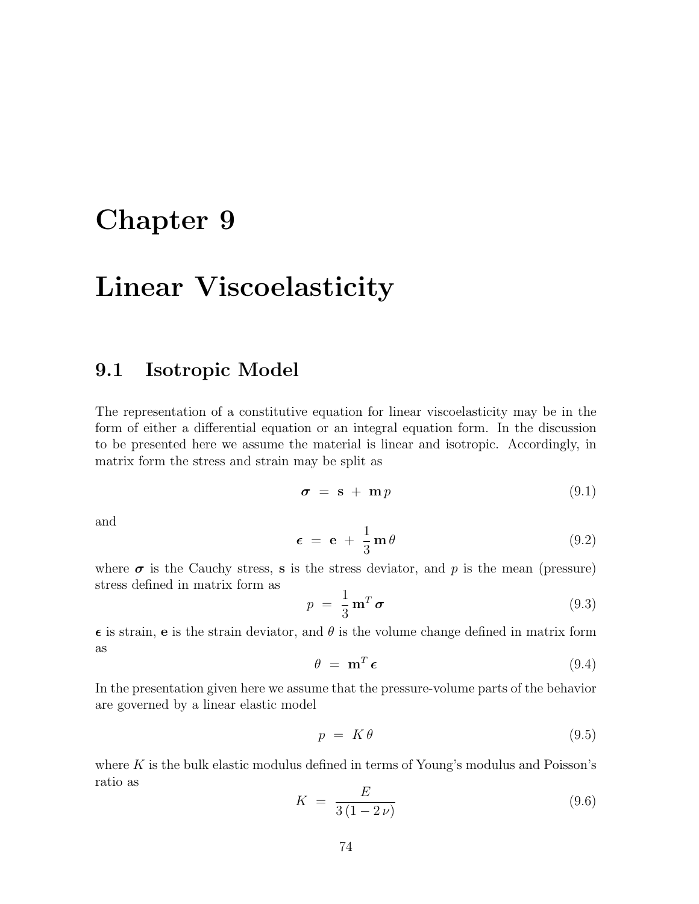# Chapter 9

# Linear Viscoelasticity

## 9.1 Isotropic Model

The representation of a constitutive equation for linear viscoelasticity may be in the form of either a differential equation or an integral equation form. In the discussion to be presented here we assume the material is linear and isotropic. Accordingly, in matrix form the stress and strain may be split as

$$\boldsymbol{\sigma} \;=\; \mathbf{s} \;+\; \mathbf{m}\, p \tag{9.1}$$

and

$$\boldsymbol{\epsilon} \;=\; \mathbf{e} \;+\; \frac{1}{3}\,\mathbf{m}\,\theta \tag{9.2}$$

where $\boldsymbol{\sigma}$ is the Cauchy stress, $\mathbf{s}$ is the stress deviator, and $p$ is the mean (pressure) stress defined in matrix form as

$$p \;=\; \frac{1}{3}\,\mathbf{m}^T\,\boldsymbol{\sigma} \tag{9.3}$$

$\boldsymbol{\epsilon}$ is strain, $\mathbf{e}$ is the strain deviator, and $\theta$ is the volume change defined in matrix form as

$$\theta \;=\; \mathbf{m}^T\,\boldsymbol{\epsilon} \tag{9.4}$$

In the presentation given here we assume that the pressure-volume parts of the behavior are governed by a linear elastic model

$$p \;=\; K\,\theta \tag{9.5}$$

where $K$ is the bulk elastic modulus defined in terms of Young's modulus and Poisson's ratio as

$$K \;=\; \frac{E}{3\,(1 - 2\,\nu)} \tag{9.6}$$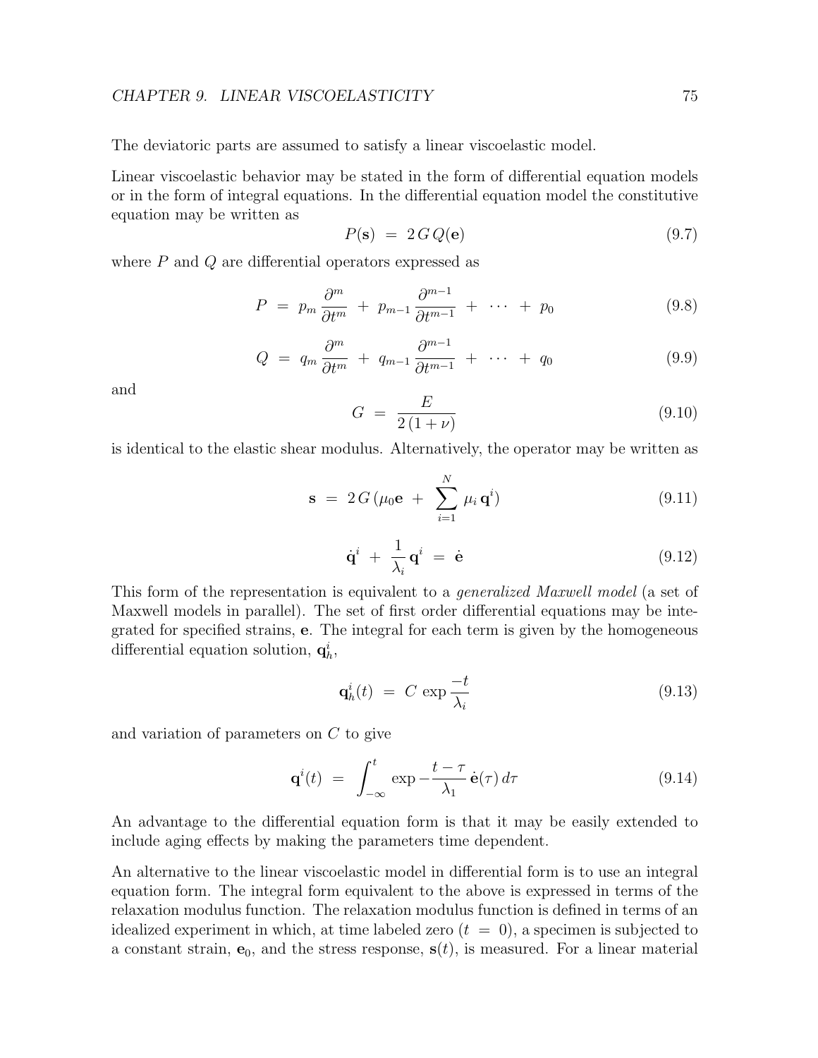The deviatoric parts are assumed to satisfy a linear viscoelastic model.

Linear viscoelastic behavior may be stated in the form of differential equation models or in the form of integral equations. In the differential equation model the constitutive equation may be written as

$$P(\mathbf{s}) \;=\; 2\,G\,Q(\mathbf{e}) \tag{9.7}$$

where $P$ and $Q$ are differential operators expressed as

$$P \;=\; p_m \frac{\partial^m}{\partial t^m} \;+\; p_{m-1} \frac{\partial^{m-1}}{\partial t^{m-1}} \;+\; \cdots \;+\; p_0 \tag{9.8}$$

$$Q \;=\; q_m \frac{\partial^m}{\partial t^m} \;+\; q_{m-1} \frac{\partial^{m-1}}{\partial t^{m-1}} \;+\; \cdots \;+\; q_0 \tag{9.9}$$

and

$$G \;=\; \frac{E}{2\,(1+\nu)} \tag{9.10}$$

is identical to the elastic shear modulus. Alternatively, the operator may be written as

$$\mathbf{s} \;=\; 2\,G\,(\mu_0 \mathbf{e} \;+\; \sum_{i=1}^{N} \mu_i\, \mathbf{q}^i) \tag{9.11}$$

$$\dot{\mathbf{q}}^i \;+\; \frac{1}{\lambda_i}\,\mathbf{q}^i \;=\; \dot{\mathbf{e}} \tag{9.12}$$

This form of the representation is equivalent to a *generalized Maxwell model* (a set of Maxwell models in parallel). The set of first order differential equations may be integrated for specified strains, $\mathbf{e}$. The integral for each term is given by the homogeneous differential equation solution, $\mathbf{q}_h^i$,

$$\mathbf{q}_h^i(t) \;=\; C\,\exp\frac{-t}{\lambda_i} \tag{9.13}$$

and variation of parameters on $C$ to give

$$\mathbf{q}^i(t) \;=\; \int_{-\infty}^{t} \exp -\frac{t-\tau}{\lambda_1}\,\dot{\mathbf{e}}(\tau)\,d\tau \tag{9.14}$$

An advantage to the differential equation form is that it may be easily extended to include aging effects by making the parameters time dependent.

An alternative to the linear viscoelastic model in differential form is to use an integral equation form. The integral form equivalent to the above is expressed in terms of the relaxation modulus function. The relaxation modulus function is defined in terms of an idealized experiment in which, at time labeled zero ($t \;=\; 0$), a specimen is subjected to a constant strain, $\mathbf{e}_0$, and the stress response, $\mathbf{s}(t)$, is measured. For a linear material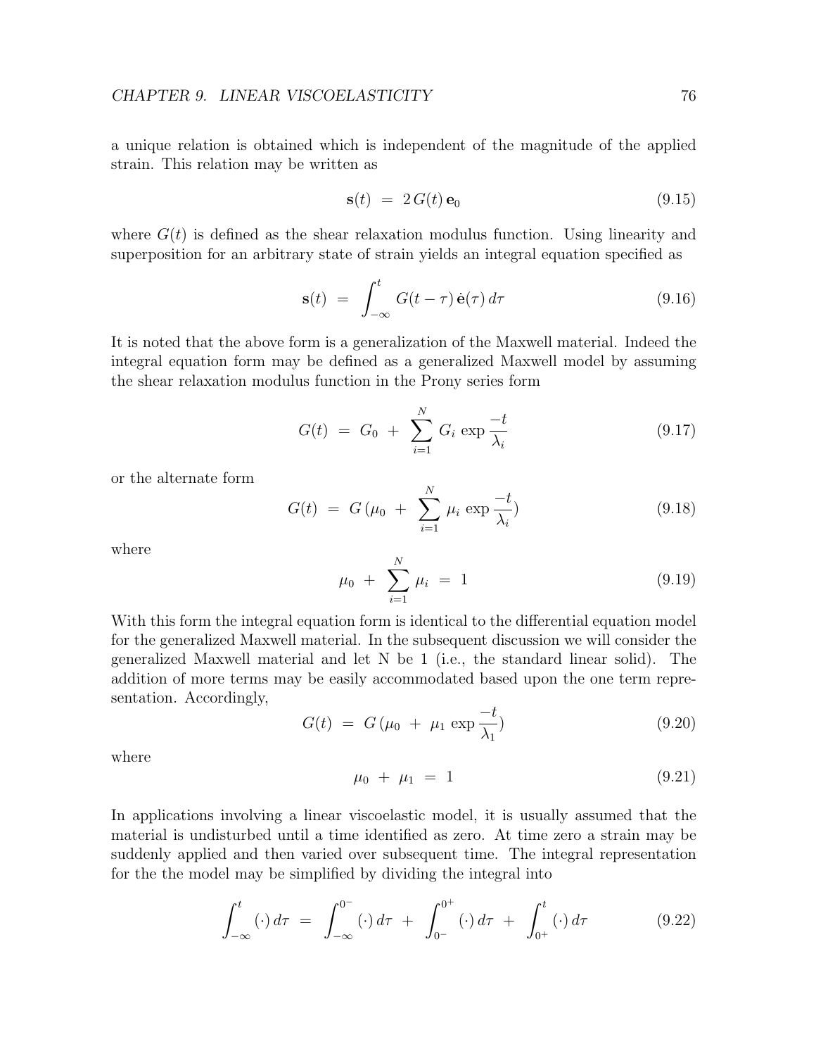a unique relation is obtained which is independent of the magnitude of the applied strain. This relation may be written as

$$\mathbf{s}(t) \; = \; 2\, G(t)\, \mathbf{e}_0 \tag{9.15}$$

where $G(t)$ is defined as the shear relaxation modulus function. Using linearity and superposition for an arbitrary state of strain yields an integral equation specified as

$$\mathbf{s}(t) \; = \; \int_{-\infty}^{t} G(t-\tau)\, \dot{\mathbf{e}}(\tau)\, d\tau \tag{9.16}$$

It is noted that the above form is a generalization of the Maxwell material. Indeed the integral equation form may be defined as a generalized Maxwell model by assuming the shear relaxation modulus function in the Prony series form

$$G(t) \; = \; G_0 \; + \; \sum_{i=1}^{N} G_i \, \exp \frac{-t}{\lambda_i} \tag{9.17}$$

or the alternate form

$$G(t) \; = \; G\, (\mu_0 \; + \; \sum_{i=1}^{N} \mu_i \, \exp \frac{-t}{\lambda_i}) \tag{9.18}$$

where

$$\mu_0 \; + \; \sum_{i=1}^{N} \mu_i \; = \; 1 \tag{9.19}$$

With this form the integral equation form is identical to the differential equation model for the generalized Maxwell material. In the subsequent discussion we will consider the generalized Maxwell material and let N be 1 (i.e., the standard linear solid). The addition of more terms may be easily accommodated based upon the one term representation. Accordingly,

$$G(t) \; = \; G\, (\mu_0 \; + \; \mu_1 \, \exp \frac{-t}{\lambda_1}) \tag{9.20}$$

where

$$\mu_0 \; + \; \mu_1 \; = \; 1 \tag{9.21}$$

In applications involving a linear viscoelastic model, it is usually assumed that the material is undisturbed until a time identified as zero. At time zero a strain may be suddenly applied and then varied over subsequent time. The integral representation for the the model may be simplified by dividing the integral into

$$\int_{-\infty}^{t} (\cdot)\, d\tau \; = \; \int_{-\infty}^{0^-} (\cdot)\, d\tau \; + \; \int_{0^-}^{0^+} (\cdot)\, d\tau \; + \; \int_{0^+}^{t} (\cdot)\, d\tau \tag{9.22}$$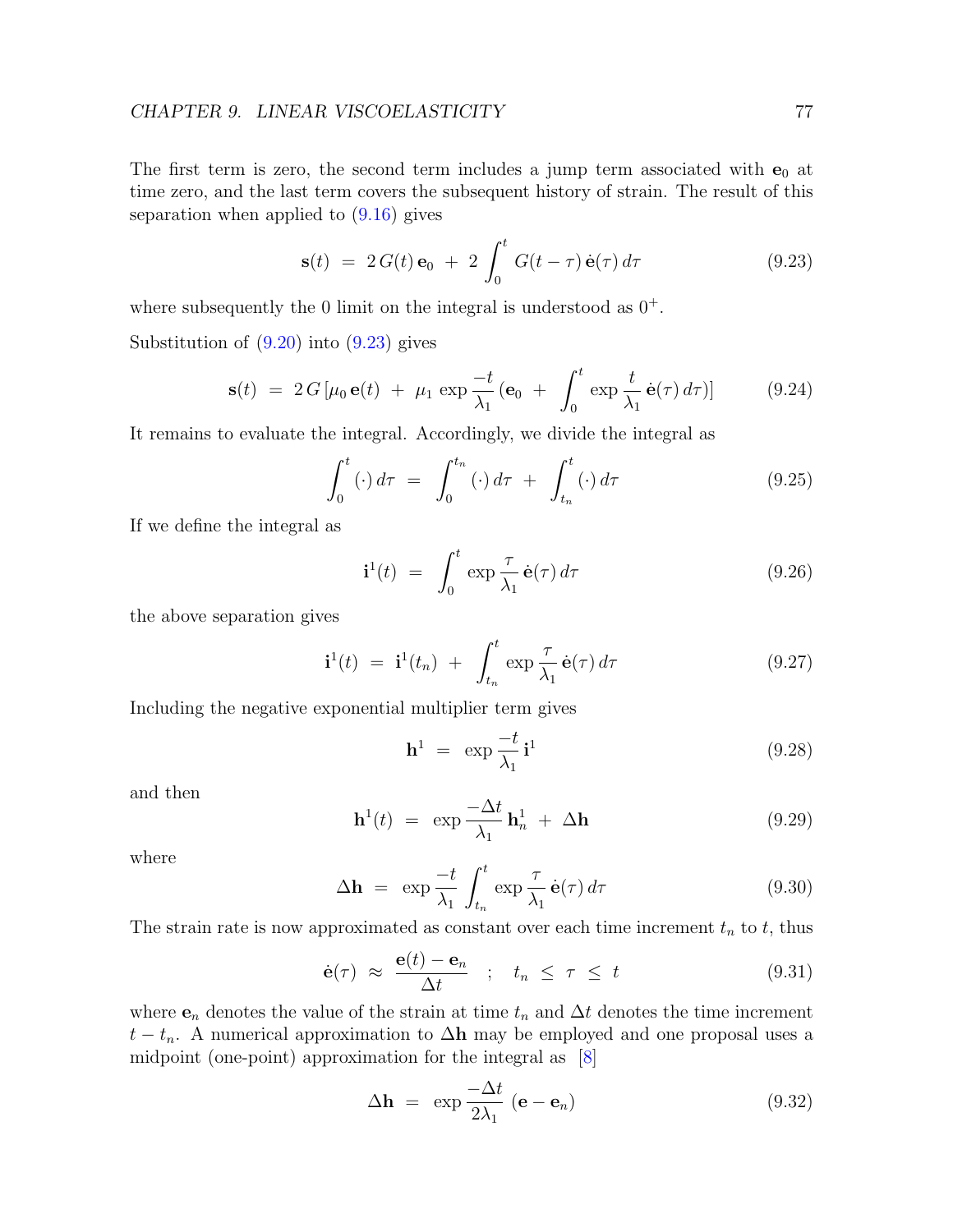The first term is zero, the second term includes a jump term associated with $\mathbf{e}_0$ at time zero, and the last term covers the subsequent history of strain. The result of this separation when applied to (9.16) gives

$$\mathbf{s}(t) \;=\; 2\,G(t)\,\mathbf{e}_0 \;+\; 2\int_0^t G(t-\tau)\,\dot{\mathbf{e}}(\tau)\,d\tau \tag{9.23}$$

where subsequently the 0 limit on the integral is understood as $0^+$.

Substitution of (9.20) into (9.23) gives

$$\mathbf{s}(t) \;=\; 2\,G\,[\mu_0\,\mathbf{e}(t) \;+\; \mu_1\,\exp\frac{-t}{\lambda_1}\,(\mathbf{e}_0 \;+\; \int_0^t \exp\frac{t}{\lambda_1}\,\dot{\mathbf{e}}(\tau)\,d\tau)] \tag{9.24}$$

It remains to evaluate the integral. Accordingly, we divide the integral as

$$\int_0^t (\cdot)\,d\tau \;=\; \int_0^{t_n} (\cdot)\,d\tau \;+\; \int_{t_n}^t (\cdot)\,d\tau \tag{9.25}$$

If we define the integral as

$$\mathbf{i}^1(t) \;=\; \int_0^t \exp\frac{\tau}{\lambda_1}\,\dot{\mathbf{e}}(\tau)\,d\tau \tag{9.26}$$

the above separation gives

$$\mathbf{i}^1(t) \;=\; \mathbf{i}^1(t_n) \;+\; \int_{t_n}^t \exp\frac{\tau}{\lambda_1}\,\dot{\mathbf{e}}(\tau)\,d\tau \tag{9.27}$$

Including the negative exponential multiplier term gives

$$\mathbf{h}^1 \;=\; \exp\frac{-t}{\lambda_1}\,\mathbf{i}^1 \tag{9.28}$$

and then

$$\mathbf{h}^1(t) \;=\; \exp\frac{-\Delta t}{\lambda_1}\,\mathbf{h}^1_n \;+\; \Delta\mathbf{h} \tag{9.29}$$

where

$$\Delta\mathbf{h} \;=\; \exp\frac{-t}{\lambda_1}\int_{t_n}^t \exp\frac{\tau}{\lambda_1}\,\dot{\mathbf{e}}(\tau)\,d\tau \tag{9.30}$$

The strain rate is now approximated as constant over each time increment $t_n$ to $t$, thus

$$\dot{\mathbf{e}}(\tau) \;\approx\; \frac{\mathbf{e}(t)-\mathbf{e}_n}{\Delta t} \quad ; \quad t_n \;\le\; \tau \;\le\; t \tag{9.31}$$

where $\mathbf{e}_n$ denotes the value of the strain at time $t_n$ and $\Delta t$ denotes the time increment $t - t_n$. A numerical approximation to $\Delta\mathbf{h}$ may be employed and one proposal uses a midpoint (one-point) approximation for the integral as [8]

$$\Delta\mathbf{h} \;=\; \exp\frac{-\Delta t}{2\lambda_1}\;(\mathbf{e}-\mathbf{e}_n) \tag{9.32}$$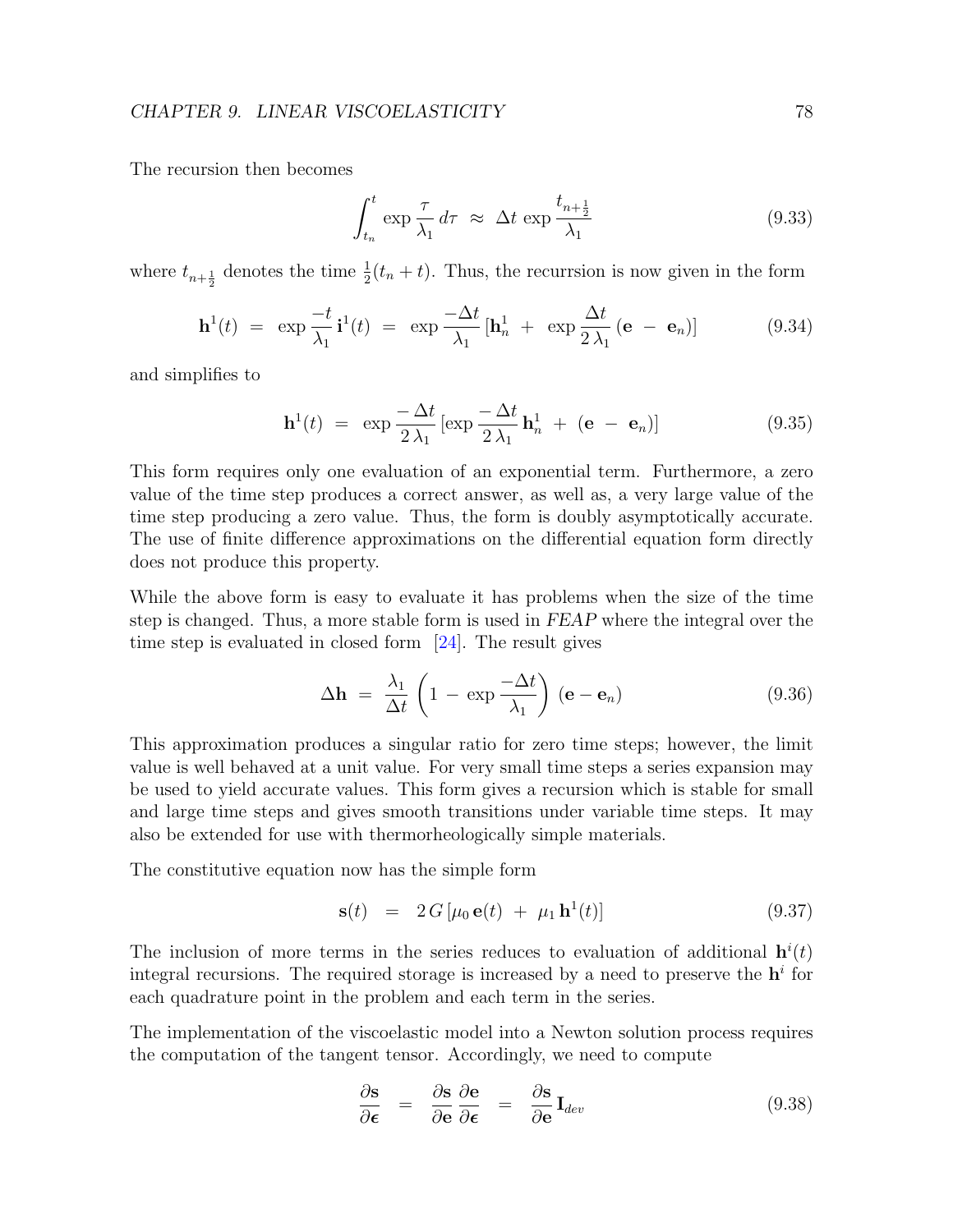The recursion then becomes

$$\int_{t_n}^{t} \exp \frac{\tau}{\lambda_1} \, d\tau \;\approx\; \Delta t \, \exp \frac{t_{n+\frac{1}{2}}}{\lambda_1} \tag{9.33}$$

where $t_{n+\frac{1}{2}}$ denotes the time $\frac{1}{2}(t_n + t)$. Thus, the recurrsion is now given in the form

$$\mathbf{h}^1(t) \;=\; \exp \frac{-t}{\lambda_1} \, \mathbf{i}^1(t) \;=\; \exp \frac{-\Delta t}{\lambda_1} \left[\mathbf{h}^1_n \;+\; \exp \frac{\Delta t}{2\,\lambda_1} \left(\mathbf{e} \;-\; \mathbf{e}_n\right)\right] \tag{9.34}$$

and simplifies to

$$\mathbf{h}^1(t) \;=\; \exp \frac{-\,\Delta t}{2\,\lambda_1} \left[\exp \frac{-\,\Delta t}{2\,\lambda_1} \, \mathbf{h}^1_n \;+\; \left(\mathbf{e} \;-\; \mathbf{e}_n\right)\right] \tag{9.35}$$

This form requires only one evaluation of an exponential term. Furthermore, a zero value of the time step produces a correct answer, as well as, a very large value of the time step producing a zero value. Thus, the form is doubly asymptotically accurate. The use of finite difference approximations on the differential equation form directly does not produce this property.

While the above form is easy to evaluate it has problems when the size of the time step is changed. Thus, a more stable form is used in *FEAP* where the integral over the time step is evaluated in closed form [24]. The result gives

$$\Delta \mathbf{h} \;=\; \frac{\lambda_1}{\Delta t} \left(1 \;-\; \exp \frac{-\Delta t}{\lambda_1}\right) \left(\mathbf{e} - \mathbf{e}_n\right) \tag{9.36}$$

This approximation produces a singular ratio for zero time steps; however, the limit value is well behaved at a unit value. For very small time steps a series expansion may be used to yield accurate values. This form gives a recursion which is stable for small and large time steps and gives smooth transitions under variable time steps. It may also be extended for use with thermorheologically simple materials.

The constitutive equation now has the simple form

$$\mathbf{s}(t) \quad = \quad 2\,G\left[\mu_0\,\mathbf{e}(t) \;+\; \mu_1\,\mathbf{h}^1(t)\right] \tag{9.37}$$

The inclusion of more terms in the series reduces to evaluation of additional $\mathbf{h}^i(t)$ integral recursions. The required storage is increased by a need to preserve the $\mathbf{h}^i$ for each quadrature point in the problem and each term in the series.

The implementation of the viscoelastic model into a Newton solution process requires the computation of the tangent tensor. Accordingly, we need to compute

$$\frac{\partial \mathbf{s}}{\partial \boldsymbol{\epsilon}} \quad = \quad \frac{\partial \mathbf{s}}{\partial \mathbf{e}} \, \frac{\partial \mathbf{e}}{\partial \boldsymbol{\epsilon}} \quad = \quad \frac{\partial \mathbf{s}}{\partial \mathbf{e}} \, \mathbf{I}_{dev} \tag{9.38}$$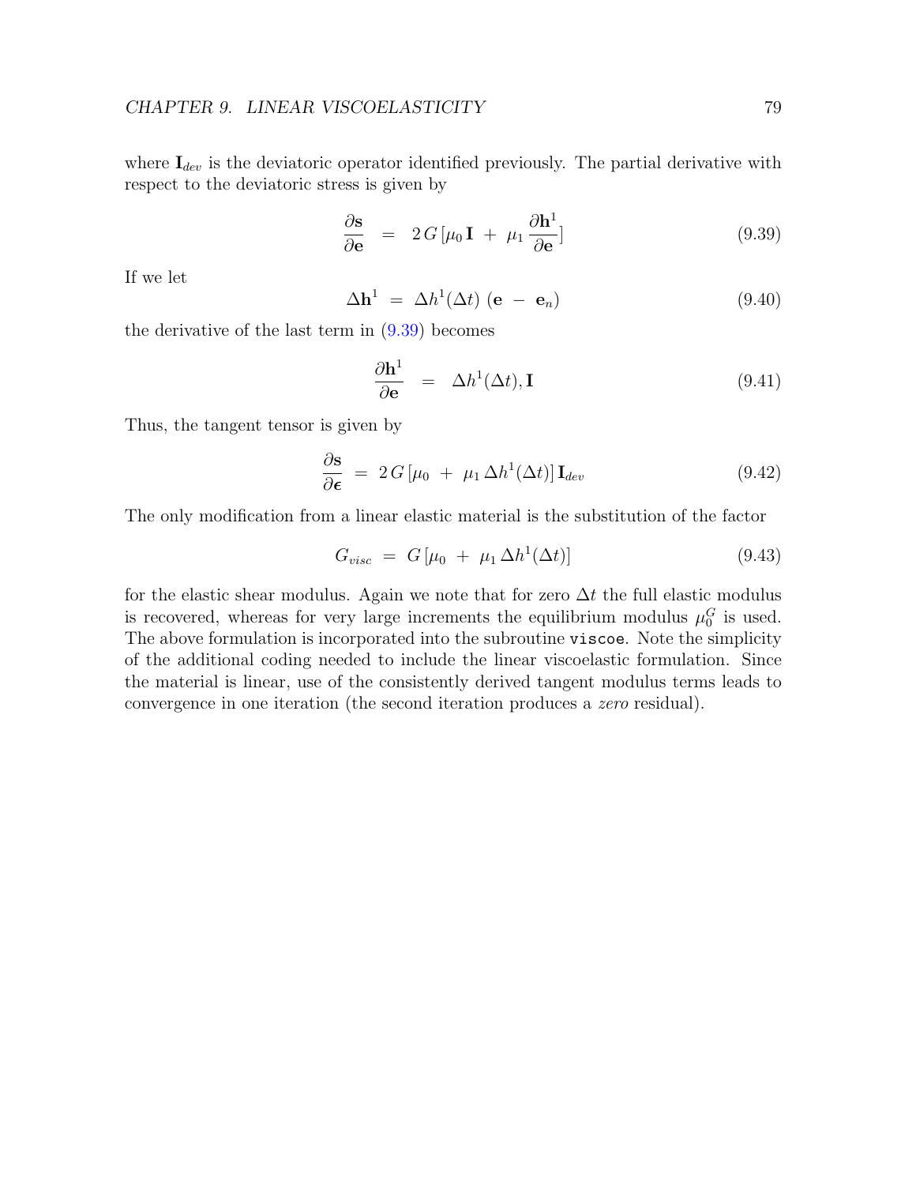where $\mathbf{I}_{dev}$ is the deviatoric operator identified previously. The partial derivative with respect to the deviatoric stress is given by

$$\frac{\partial \mathbf{s}}{\partial \mathbf{e}} \;=\; 2\,G\,[\mu_0\,\mathbf{I} \;+\; \mu_1\,\frac{\partial \mathbf{h}^1}{\partial \mathbf{e}}] \tag{9.39}$$

If we let

$$\Delta\mathbf{h}^1 \;=\; \Delta h^1(\Delta t)\;(\mathbf{e} \;-\; \mathbf{e}_n) \tag{9.40}$$

the derivative of the last term in (9.39) becomes

$$\frac{\partial \mathbf{h}^1}{\partial \mathbf{e}} \;=\; \Delta h^1(\Delta t), \mathbf{I} \tag{9.41}$$

Thus, the tangent tensor is given by

$$\frac{\partial \mathbf{s}}{\partial \boldsymbol{\epsilon}} \;=\; 2\,G\,[\mu_0 \;+\; \mu_1\,\Delta h^1(\Delta t)]\,\mathbf{I}_{dev} \tag{9.42}$$

The only modification from a linear elastic material is the substitution of the factor

$$G_{visc} \;=\; G\,[\mu_0 \;+\; \mu_1\,\Delta h^1(\Delta t)] \tag{9.43}$$

for the elastic shear modulus. Again we note that for zero $\Delta t$ the full elastic modulus is recovered, whereas for very large increments the equilibrium modulus $\mu_0^G$ is used. The above formulation is incorporated into the subroutine `viscoe`. Note the simplicity of the additional coding needed to include the linear viscoelastic formulation. Since the material is linear, use of the consistently derived tangent modulus terms leads to convergence in one iteration (the second iteration produces a *zero* residual).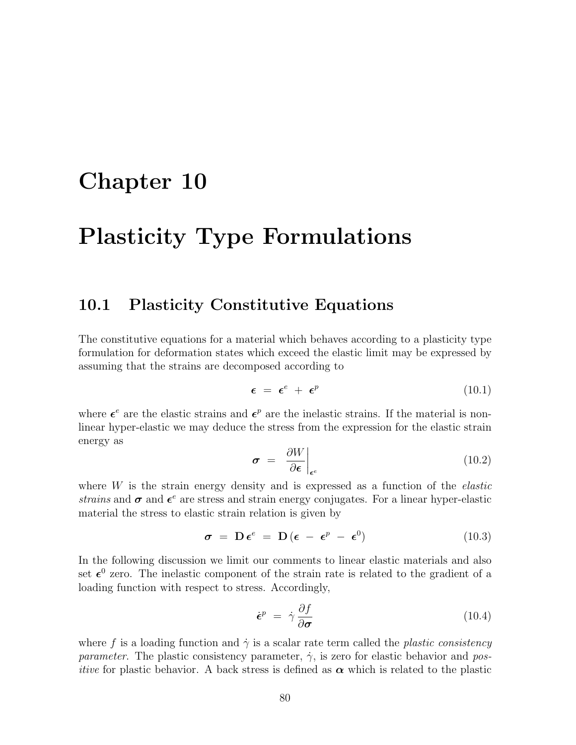# Chapter 10

# Plasticity Type Formulations

## 10.1 Plasticity Constitutive Equations

The constitutive equations for a material which behaves according to a plasticity type formulation for deformation states which exceed the elastic limit may be expressed by assuming that the strains are decomposed according to

$$\boldsymbol{\epsilon} \;=\; \boldsymbol{\epsilon}^e \;+\; \boldsymbol{\epsilon}^p \tag{10.1}$$

where $\boldsymbol{\epsilon}^e$ are the elastic strains and $\boldsymbol{\epsilon}^p$ are the inelastic strains. If the material is non-linear hyper-elastic we may deduce the stress from the expression for the elastic strain energy as

$$\boldsymbol{\sigma} \;=\; \left.\frac{\partial W}{\partial \boldsymbol{\epsilon}}\right|_{\boldsymbol{\epsilon}^e} \tag{10.2}$$

where $W$ is the strain energy density and is expressed as a function of the *elastic strains* and $\boldsymbol{\sigma}$ and $\boldsymbol{\epsilon}^e$ are stress and strain energy conjugates. For a linear hyper-elastic material the stress to elastic strain relation is given by

$$\boldsymbol{\sigma} \;=\; \mathbf{D}\,\boldsymbol{\epsilon}^e \;=\; \mathbf{D}\,(\boldsymbol{\epsilon} \;-\; \boldsymbol{\epsilon}^p \;-\; \boldsymbol{\epsilon}^0) \tag{10.3}$$

In the following discussion we limit our comments to linear elastic materials and also set $\boldsymbol{\epsilon}^0$ zero. The inelastic component of the strain rate is related to the gradient of a loading function with respect to stress. Accordingly,

$$\dot{\boldsymbol{\epsilon}}^p \;=\; \dot{\gamma}\,\frac{\partial f}{\partial \boldsymbol{\sigma}} \tag{10.4}$$

where $f$ is a loading function and $\dot{\gamma}$ is a scalar rate term called the *plastic consistency parameter*. The plastic consistency parameter, $\dot{\gamma}$, is zero for elastic behavior and *positive* for plastic behavior. A back stress is defined as $\boldsymbol{\alpha}$ which is related to the plastic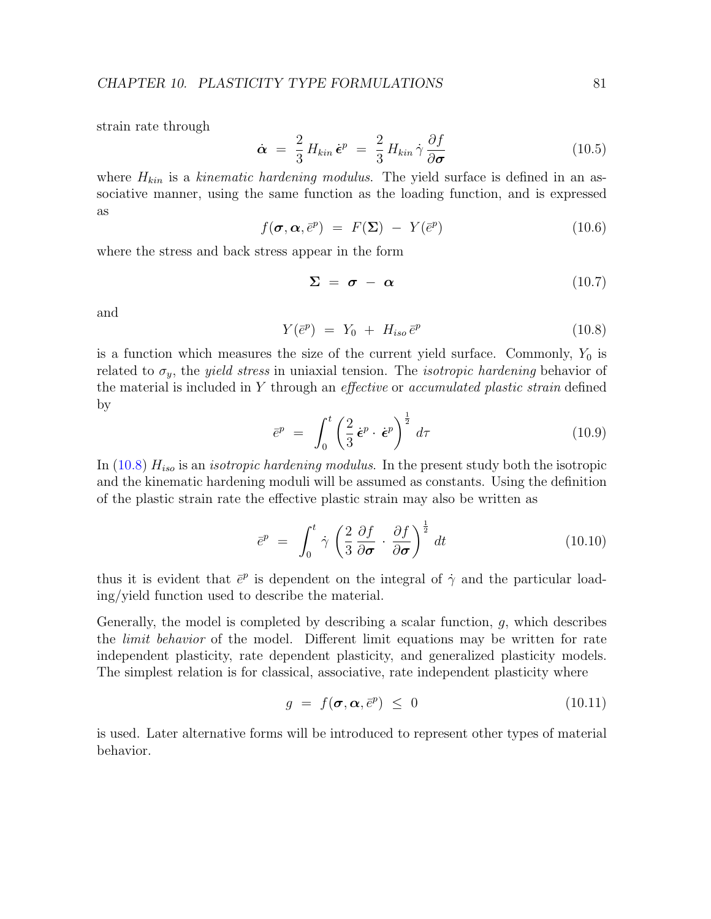strain rate through

$$\dot{\boldsymbol{\alpha}} \;=\; \frac{2}{3}\, H_{kin}\, \dot{\boldsymbol{\epsilon}}^p \;=\; \frac{2}{3}\, H_{kin}\, \dot{\gamma}\, \frac{\partial f}{\partial \boldsymbol{\sigma}} \tag{10.5}$$

where $H_{kin}$ is a *kinematic hardening modulus*. The yield surface is defined in an associative manner, using the same function as the loading function, and is expressed as

$$f(\boldsymbol{\sigma}, \boldsymbol{\alpha}, \bar{e}^p) \;=\; F(\boldsymbol{\Sigma}) \;-\; Y(\bar{e}^p) \tag{10.6}$$

where the stress and back stress appear in the form

$$\boldsymbol{\Sigma} \;=\; \boldsymbol{\sigma} \;-\; \boldsymbol{\alpha} \tag{10.7}$$

and

$$Y(\bar{e}^p) \;=\; Y_0 \;+\; H_{iso}\, \bar{e}^p \tag{10.8}$$

is a function which measures the size of the current yield surface. Commonly, $Y_0$ is related to $\sigma_y$, the *yield stress* in uniaxial tension. The *isotropic hardening* behavior of the material is included in $Y$ through an *effective* or *accumulated plastic strain* defined by

$$\bar{e}^p \;=\; \int_0^t \left( \frac{2}{3}\, \dot{\boldsymbol{\epsilon}}^p \cdot \dot{\boldsymbol{\epsilon}}^p \right)^{\frac{1}{2}} \, d\tau \tag{10.9}$$

In (10.8) $H_{iso}$ is an *isotropic hardening modulus*. In the present study both the isotropic and the kinematic hardening moduli will be assumed as constants. Using the definition of the plastic strain rate the effective plastic strain may also be written as

$$\bar{e}^p \;=\; \int_0^t \dot{\gamma} \left( \frac{2}{3}\, \frac{\partial f}{\partial \boldsymbol{\sigma}} \cdot \frac{\partial f}{\partial \boldsymbol{\sigma}} \right)^{\frac{1}{2}} \, dt \tag{10.10}$$

thus it is evident that $\bar{e}^p$ is dependent on the integral of $\dot{\gamma}$ and the particular loading/yield function used to describe the material.

Generally, the model is completed by describing a scalar function, $g$, which describes the *limit behavior* of the model. Different limit equations may be written for rate independent plasticity, rate dependent plasticity, and generalized plasticity models. The simplest relation is for classical, associative, rate independent plasticity where

$$g \;=\; f(\boldsymbol{\sigma}, \boldsymbol{\alpha}, \bar{e}^p) \;\leq\; 0 \tag{10.11}$$

is used. Later alternative forms will be introduced to represent other types of material behavior.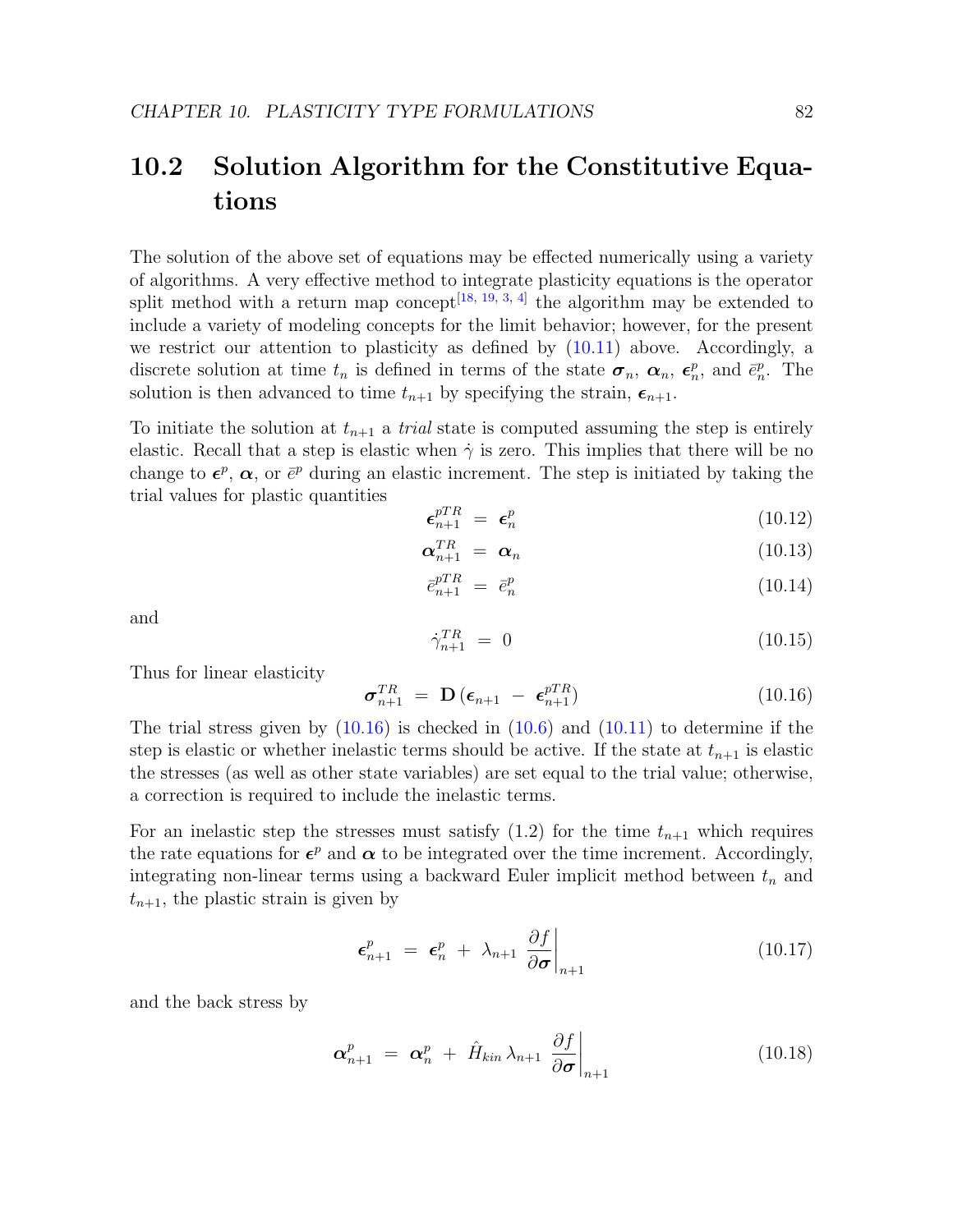## 10.2 Solution Algorithm for the Constitutive Equations

The solution of the above set of equations may be effected numerically using a variety of algorithms. A very effective method to integrate plasticity equations is the operator split method with a return map concept[18, 19, 3, 4] the algorithm may be extended to include a variety of modeling concepts for the limit behavior; however, for the present we restrict our attention to plasticity as defined by (10.11) above. Accordingly, a discrete solution at time $t_n$ is defined in terms of the state $\boldsymbol{\sigma}_n$, $\boldsymbol{\alpha}_n$, $\boldsymbol{\epsilon}^p_n$, and $\bar{e}^p_n$. The solution is then advanced to time $t_{n+1}$ by specifying the strain, $\boldsymbol{\epsilon}_{n+1}$.

To initiate the solution at $t_{n+1}$ a *trial* state is computed assuming the step is entirely elastic. Recall that a step is elastic when $\dot{\gamma}$ is zero. This implies that there will be no change to $\boldsymbol{\epsilon}^p$, $\boldsymbol{\alpha}$, or $\bar{e}^p$ during an elastic increment. The step is initiated by taking the trial values for plastic quantities

$$\boldsymbol{\epsilon}^{pTR}_{n+1} \;=\; \boldsymbol{\epsilon}^p_n \tag{10.12}$$

$$\boldsymbol{\alpha}^{TR}_{n+1} \;=\; \boldsymbol{\alpha}_n \tag{10.13}$$

$$\bar{e}^{pTR}_{n+1} \;=\; \bar{e}^p_n \tag{10.14}$$

and

$$\dot{\gamma}^{TR}_{n+1} \;=\; 0 \tag{10.15}$$

Thus for linear elasticity

$$\boldsymbol{\sigma}^{TR}_{n+1} \;=\; \mathbf{D}\,(\boldsymbol{\epsilon}_{n+1} \;-\; \boldsymbol{\epsilon}^{pTR}_{n+1}) \tag{10.16}$$

The trial stress given by (10.16) is checked in (10.6) and (10.11) to determine if the step is elastic or whether inelastic terms should be active. If the state at $t_{n+1}$ is elastic the stresses (as well as other state variables) are set equal to the trial value; otherwise, a correction is required to include the inelastic terms.

For an inelastic step the stresses must satisfy (1.2) for the time $t_{n+1}$ which requires the rate equations for $\boldsymbol{\epsilon}^p$ and $\boldsymbol{\alpha}$ to be integrated over the time increment. Accordingly, integrating non-linear terms using a backward Euler implicit method between $t_n$ and $t_{n+1}$, the plastic strain is given by

$$\boldsymbol{\epsilon}^p_{n+1} \;=\; \boldsymbol{\epsilon}^p_n \;+\; \lambda_{n+1}\; \left.\frac{\partial f}{\partial \boldsymbol{\sigma}}\right|_{n+1} \tag{10.17}$$

and the back stress by

$$\boldsymbol{\alpha}^p_{n+1} \;=\; \boldsymbol{\alpha}^p_n \;+\; \hat{H}_{kin}\,\lambda_{n+1}\; \left.\frac{\partial f}{\partial \boldsymbol{\sigma}}\right|_{n+1} \tag{10.18}$$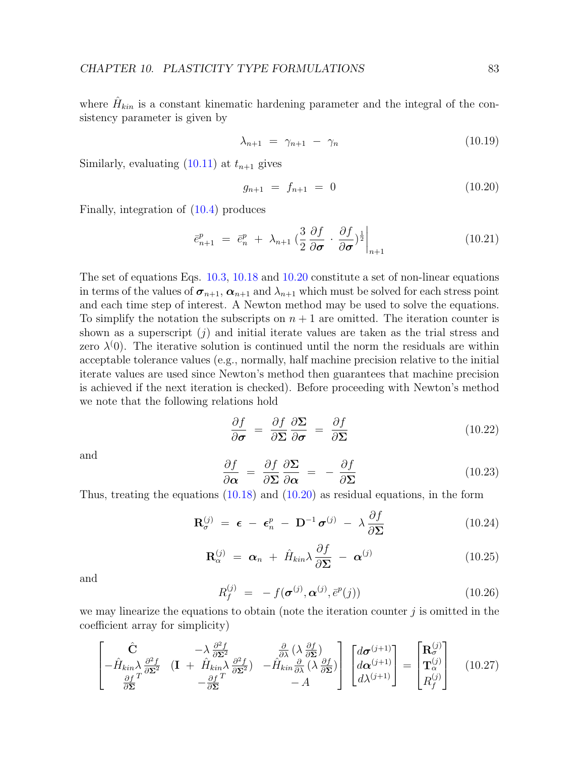where $\hat{H}_{kin}$ is a constant kinematic hardening parameter and the integral of the consistency parameter is given by

$$\lambda_{n+1} \;=\; \gamma_{n+1} \;-\; \gamma_n \tag{10.19}$$

Similarly, evaluating (10.11) at $t_{n+1}$ gives

$$g_{n+1} \;=\; f_{n+1} \;=\; 0 \tag{10.20}$$

Finally, integration of (10.4) produces

$$\bar{e}^p_{n+1} \;=\; \bar{e}^p_n \;+\; \lambda_{n+1} \, (\frac{3}{2} \frac{\partial f}{\partial \boldsymbol{\sigma}} \cdot \frac{\partial f}{\partial \boldsymbol{\sigma}})^{\frac{1}{2}} \bigg|_{n+1} \tag{10.21}$$

The set of equations Eqs. 10.3, 10.18 and 10.20 constitute a set of non-linear equations in terms of the values of $\boldsymbol{\sigma}_{n+1}$, $\boldsymbol{\alpha}_{n+1}$ and $\lambda_{n+1}$ which must be solved for each stress point and each time step of interest. A Newton method may be used to solve the equations. To simplify the notation the subscripts on $n+1$ are omitted. The iteration counter is shown as a superscript $(j)$ and initial iterate values are taken as the trial stress and zero $\lambda^(0)$. The iterative solution is continued until the norm the residuals are within acceptable tolerance values (e.g., normally, half machine precision relative to the initial iterate values are used since Newton's method then guarantees that machine precision is achieved if the next iteration is checked). Before proceeding with Newton's method we note that the following relations hold

$$\frac{\partial f}{\partial \boldsymbol{\sigma}} \;=\; \frac{\partial f}{\partial \boldsymbol{\Sigma}} \frac{\partial \boldsymbol{\Sigma}}{\partial \boldsymbol{\sigma}} \;=\; \frac{\partial f}{\partial \boldsymbol{\Sigma}} \tag{10.22}$$

and

$$\frac{\partial f}{\partial \boldsymbol{\alpha}} \;=\; \frac{\partial f}{\partial \boldsymbol{\Sigma}} \frac{\partial \boldsymbol{\Sigma}}{\partial \boldsymbol{\alpha}} \;=\; -\,\frac{\partial f}{\partial \boldsymbol{\Sigma}} \tag{10.23}$$

Thus, treating the equations (10.18) and (10.20) as residual equations, in the form

$$\mathbf{R}^{(j)}_{\sigma} \;=\; \boldsymbol{\epsilon} \;-\; \boldsymbol{\epsilon}^p_n \;-\; \mathbf{D}^{-1} \, \boldsymbol{\sigma}^{(j)} \;-\; \lambda \frac{\partial f}{\partial \boldsymbol{\Sigma}} \tag{10.24}$$

$$\mathbf{R}^{(j)}_{\alpha} \;=\; \boldsymbol{\alpha}_n \;+\; \hat{H}_{kin} \lambda \frac{\partial f}{\partial \boldsymbol{\Sigma}} \;-\; \boldsymbol{\alpha}^{(j)} \tag{10.25}$$

and

$$R^{(j)}_f \;=\; -\, f(\boldsymbol{\sigma}^{(j)}, \boldsymbol{\alpha}^{(j)}, \bar{e}^p(j)) \tag{10.26}$$

we may linearize the equations to obtain (note the iteration counter $j$ is omitted in the coefficient array for simplicity)

$$\begin{bmatrix} \hat{\mathbf{C}} & -\lambda \frac{\partial^2 f}{\partial \boldsymbol{\Sigma}^2} & \frac{\partial}{\partial \lambda} (\lambda \frac{\partial f}{\partial \boldsymbol{\Sigma}}) \\ -\hat{H}_{kin} \lambda \frac{\partial^2 f}{\partial \boldsymbol{\Sigma}^2} & (\mathbf{I} \;+\; \hat{H}_{kin} \lambda \frac{\partial^2 f}{\partial \boldsymbol{\Sigma}^2}) & -\hat{H}_{kin} \frac{\partial}{\partial \lambda} (\lambda \frac{\partial f}{\partial \boldsymbol{\Sigma}}) \\ \frac{\partial f}{\partial \boldsymbol{\Sigma}}^T & -\frac{\partial f}{\partial \boldsymbol{\Sigma}}^T & -\,A \end{bmatrix} \begin{bmatrix} d\boldsymbol{\sigma}^{(j+1)} \\ d\boldsymbol{\alpha}^{(j+1)} \\ d\lambda^{(j+1)} \end{bmatrix} = \begin{bmatrix} \mathbf{R}^{(j)}_{\sigma} \\ \mathbf{T}^{(j)}_{\alpha} \\ R^{(j)}_f \end{bmatrix} \tag{10.27}$$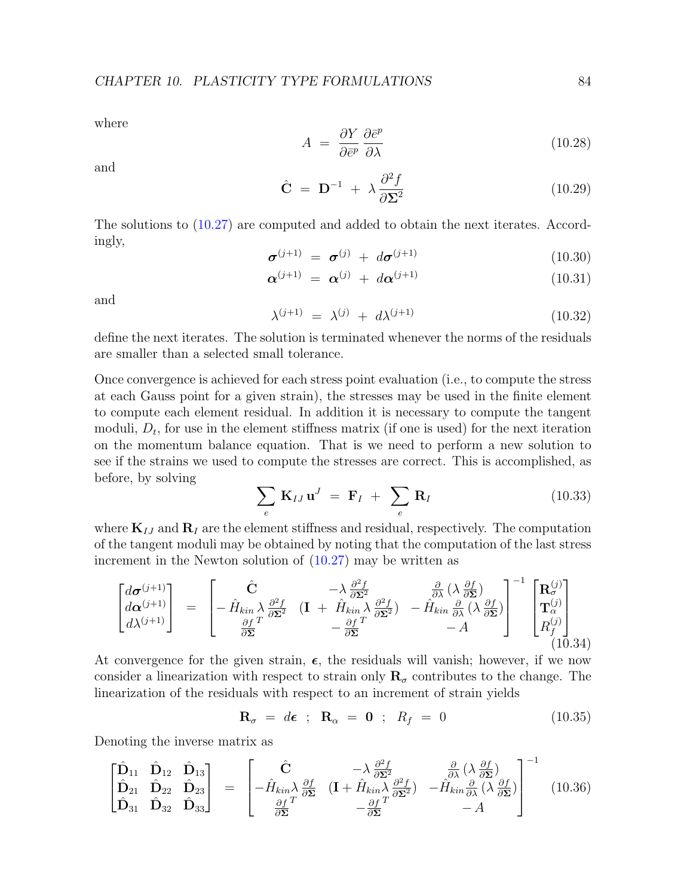where

$$A \;=\; \frac{\partial Y}{\partial \bar{e}^p}\,\frac{\partial \bar{e}^p}{\partial \lambda} \tag{10.28}$$

and

$$\hat{\mathbf{C}} \;=\; \mathbf{D}^{-1} \;+\; \lambda\,\frac{\partial^2 f}{\partial \boldsymbol{\Sigma}^2} \tag{10.29}$$

The solutions to (10.27) are computed and added to obtain the next iterates. Accordingly,

$$\boldsymbol{\sigma}^{(j+1)} \;=\; \boldsymbol{\sigma}^{(j)} \;+\; d\boldsymbol{\sigma}^{(j+1)} \tag{10.30}$$

$$\boldsymbol{\alpha}^{(j+1)} \;=\; \boldsymbol{\alpha}^{(j)} \;+\; d\boldsymbol{\alpha}^{(j+1)} \tag{10.31}$$

and

$$\lambda^{(j+1)} \;=\; \lambda^{(j)} \;+\; d\lambda^{(j+1)} \tag{10.32}$$

define the next iterates. The solution is terminated whenever the norms of the residuals are smaller than a selected small tolerance.

Once convergence is achieved for each stress point evaluation (i.e., to compute the stress at each Gauss point for a given strain), the stresses may be used in the finite element to compute each element residual. In addition it is necessary to compute the tangent moduli, $D_t$, for use in the element stiffness matrix (if one is used) for the next iteration on the momentum balance equation. That is we need to perform a new solution to see if the strains we used to compute the stresses are correct. This is accomplished, as before, by solving

$$\sum_e \mathbf{K}_{IJ}\,\mathbf{u}^J \;=\; \mathbf{F}_I \;+\; \sum_e \mathbf{R}_I \tag{10.33}$$

where $\mathbf{K}_{IJ}$ and $\mathbf{R}_I$ are the element stiffness and residual, respectively. The computation of the tangent moduli may be obtained by noting that the computation of the last stress increment in the Newton solution of (10.27) may be written as

$$\begin{bmatrix} d\boldsymbol{\sigma}^{(j+1)} \\ d\boldsymbol{\alpha}^{(j+1)} \\ d\lambda^{(j+1)} \end{bmatrix} \;=\; \begin{bmatrix} \hat{\mathbf{C}} & -\lambda\,\frac{\partial^2 f}{\partial \boldsymbol{\Sigma}^2} & \frac{\partial}{\partial \lambda}\,(\lambda\,\frac{\partial f}{\partial \boldsymbol{\Sigma}}) \\ -\,\hat{H}_{kin}\,\lambda\,\frac{\partial^2 f}{\partial \boldsymbol{\Sigma}^2} & (\mathbf{I} \;+\; \hat{H}_{kin}\,\lambda\,\frac{\partial^2 f}{\partial \boldsymbol{\Sigma}^2}) & -\,\hat{H}_{kin}\,\frac{\partial}{\partial \lambda}\,(\lambda\,\frac{\partial f}{\partial \boldsymbol{\Sigma}}) \\ \frac{\partial f}{\partial \boldsymbol{\Sigma}}^T & -\,\frac{\partial f}{\partial \boldsymbol{\Sigma}}^T & -\,A \end{bmatrix}^{-1} \begin{bmatrix} \mathbf{R}_\sigma^{(j)} \\ \mathbf{T}_\alpha^{(j)} \\ R_f^{(j)} \end{bmatrix} \tag{10.34}$$

At convergence for the given strain, $\boldsymbol{\epsilon}$, the residuals will vanish; however, if we now consider a linearization with respect to strain only $\mathbf{R}_\sigma$ contributes to the change. The linearization of the residuals with respect to an increment of strain yields

$$\mathbf{R}_\sigma \;=\; d\boldsymbol{\epsilon} \;\;;\;\; \mathbf{R}_\alpha \;=\; \mathbf{0} \;\;;\;\; R_f \;=\; 0 \tag{10.35}$$

Denoting the inverse matrix as

$$\begin{bmatrix} \hat{\mathbf{D}}_{11} & \hat{\mathbf{D}}_{12} & \hat{\mathbf{D}}_{13} \\ \hat{\mathbf{D}}_{21} & \hat{\mathbf{D}}_{22} & \hat{\mathbf{D}}_{23} \\ \hat{\mathbf{D}}_{31} & \hat{\mathbf{D}}_{32} & \hat{\mathbf{D}}_{33} \end{bmatrix} \;=\; \begin{bmatrix} \hat{\mathbf{C}} & -\lambda\,\frac{\partial^2 f}{\partial \boldsymbol{\Sigma}^2} & \frac{\partial}{\partial \lambda}\,(\lambda\,\frac{\partial f}{\partial \boldsymbol{\Sigma}}) \\ -\hat{H}_{kin}\lambda\,\frac{\partial f}{\partial \boldsymbol{\Sigma}} & (\mathbf{I} + \hat{H}_{kin}\lambda\,\frac{\partial^2 f}{\partial \boldsymbol{\Sigma}^2}) & -\hat{H}_{kin}\frac{\partial}{\partial \lambda}\,(\lambda\,\frac{\partial f}{\partial \boldsymbol{\Sigma}}) \\ \frac{\partial f}{\partial \boldsymbol{\Sigma}}^T & -\,\frac{\partial f}{\partial \boldsymbol{\Sigma}}^T & -\,A \end{bmatrix}^{-1} \tag{10.36}$$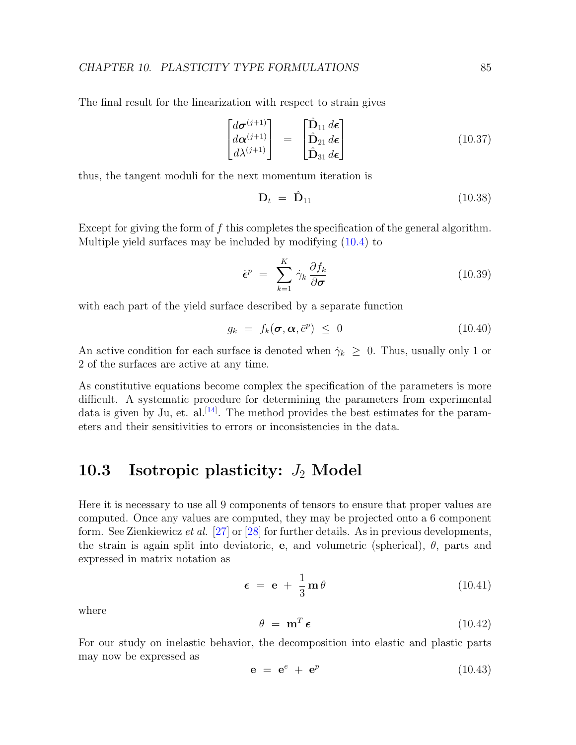The final result for the linearization with respect to strain gives

$$
\begin{bmatrix} d\boldsymbol{\sigma}^{(j+1)} \\ d\boldsymbol{\alpha}^{(j+1)} \\ d\lambda^{(j+1)} \end{bmatrix} = \begin{bmatrix} \hat{\mathbf{D}}_{11}\, d\boldsymbol{\epsilon} \\ \hat{\mathbf{D}}_{21}\, d\boldsymbol{\epsilon} \\ \hat{\mathbf{D}}_{31}\, d\boldsymbol{\epsilon} \end{bmatrix} \tag{10.37}
$$

thus, the tangent moduli for the next momentum iteration is

$$
\mathbf{D}_t = \hat{\mathbf{D}}_{11} \tag{10.38}
$$

Except for giving the form of $f$ this completes the specification of the general algorithm. Multiple yield surfaces may be included by modifying (10.4) to

$$
\dot{\boldsymbol{\epsilon}}^p = \sum_{k=1}^{K} \dot{\gamma}_k \frac{\partial f_k}{\partial \boldsymbol{\sigma}} \tag{10.39}
$$

with each part of the yield surface described by a separate function

$$
g_k = f_k(\boldsymbol{\sigma}, \boldsymbol{\alpha}, \bar{e}^p) \le 0 \tag{10.40}
$$

An active condition for each surface is denoted when $\dot{\gamma}_k \ge 0$. Thus, usually only 1 or 2 of the surfaces are active at any time.

As constitutive equations become complex the specification of the parameters is more difficult. A systematic procedure for determining the parameters from experimental data is given by Ju, et. al.[14]. The method provides the best estimates for the parameters and their sensitivities to errors or inconsistencies in the data.

## 10.3 Isotropic plasticity: $J_2$ Model

Here it is necessary to use all 9 components of tensors to ensure that proper values are computed. Once any values are computed, they may be projected onto a 6 component form. See Zienkiewicz *et al.* [27] or [28] for further details. As in previous developments, the strain is again split into deviatoric, $\mathbf{e}$, and volumetric (spherical), $\theta$, parts and expressed in matrix notation as

$$
\boldsymbol{\epsilon} = \mathbf{e} + \frac{1}{3}\mathbf{m}\,\theta \tag{10.41}
$$

where

$$
\theta = \mathbf{m}^T \boldsymbol{\epsilon} \tag{10.42}
$$

For our study on inelastic behavior, the decomposition into elastic and plastic parts may now be expressed as

$$
\mathbf{e} = \mathbf{e}^e + \mathbf{e}^p \tag{10.43}
$$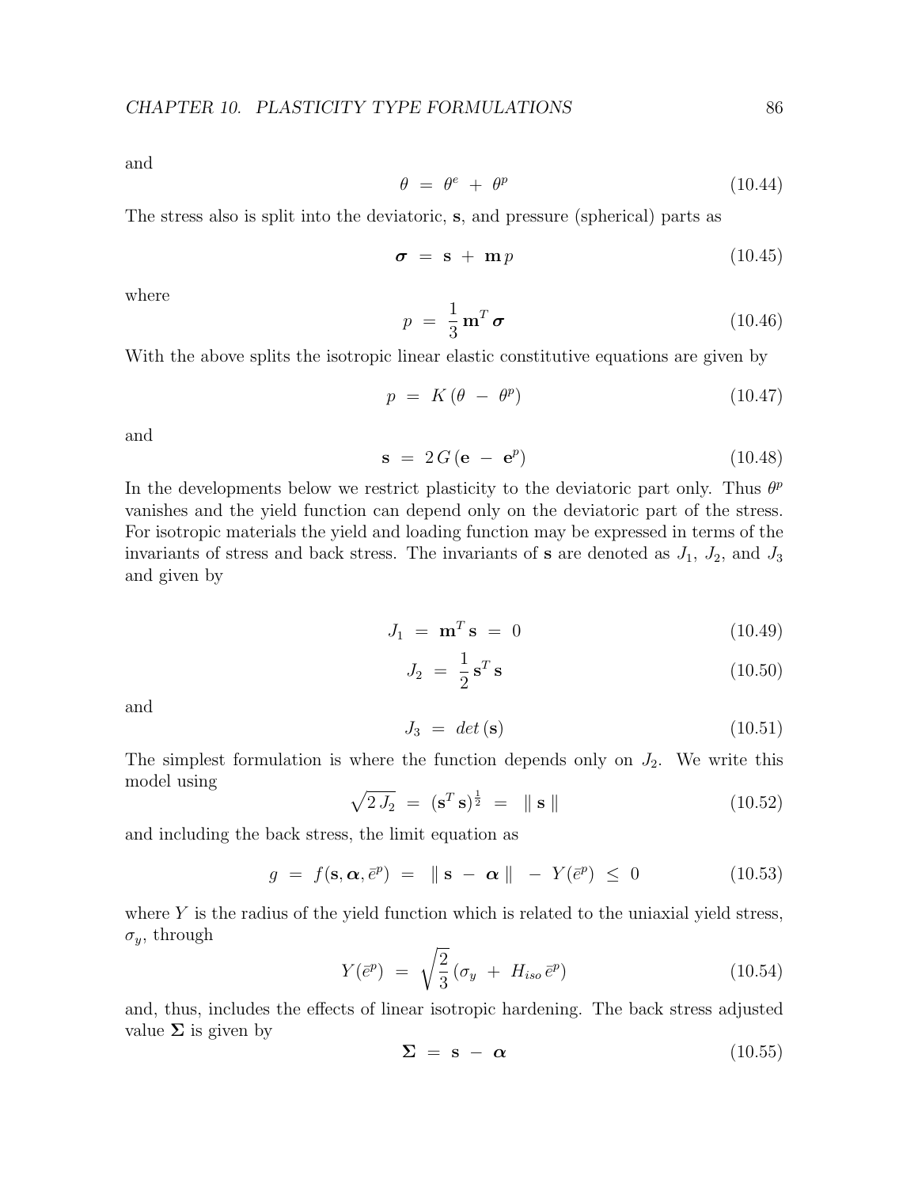and

$$\theta \;=\; \theta^e \;+\; \theta^p \tag{10.44}$$

The stress also is split into the deviatoric, $\mathbf{s}$, and pressure (spherical) parts as

$$\boldsymbol{\sigma} \;=\; \mathbf{s} \;+\; \mathbf{m}\, p \tag{10.45}$$

where

$$p \;=\; \frac{1}{3}\, \mathbf{m}^T \boldsymbol{\sigma} \tag{10.46}$$

With the above splits the isotropic linear elastic constitutive equations are given by

$$p \;=\; K\,(\theta \;-\; \theta^p) \tag{10.47}$$

and

$$\mathbf{s} \;=\; 2\,G\,(\mathbf{e} \;-\; \mathbf{e}^p) \tag{10.48}$$

In the developments below we restrict plasticity to the deviatoric part only. Thus $\theta^p$ vanishes and the yield function can depend only on the deviatoric part of the stress. For isotropic materials the yield and loading function may be expressed in terms of the invariants of stress and back stress. The invariants of $\mathbf{s}$ are denoted as $J_1$, $J_2$, and $J_3$ and given by

$$J_1 \;=\; \mathbf{m}^T \mathbf{s} \;=\; 0 \tag{10.49}$$

$$J_2 \;=\; \frac{1}{2}\, \mathbf{s}^T \mathbf{s} \tag{10.50}$$

and

$$J_3 \;=\; det\,(\mathbf{s}) \tag{10.51}$$

The simplest formulation is where the function depends only on $J_2$. We write this model using

$$\sqrt{2\,J_2} \;=\; (\mathbf{s}^T \mathbf{s})^{\frac{1}{2}} \;=\; \parallel \mathbf{s} \parallel \tag{10.52}$$

and including the back stress, the limit equation as

$$g \;=\; f(\mathbf{s}, \boldsymbol{\alpha}, \bar{e}^p) \;=\; \parallel \mathbf{s} \;-\; \boldsymbol{\alpha} \parallel \;-\; Y(\bar{e}^p) \;\leq\; 0 \tag{10.53}$$

where $Y$ is the radius of the yield function which is related to the uniaxial yield stress, $\sigma_y$, through

$$Y(\bar{e}^p) \;=\; \sqrt{\frac{2}{3}}\,(\sigma_y \;+\; H_{iso}\,\bar{e}^p) \tag{10.54}$$

and, thus, includes the effects of linear isotropic hardening. The back stress adjusted value $\boldsymbol{\Sigma}$ is given by

$$\boldsymbol{\Sigma} \;=\; \mathbf{s} \;-\; \boldsymbol{\alpha} \tag{10.55}$$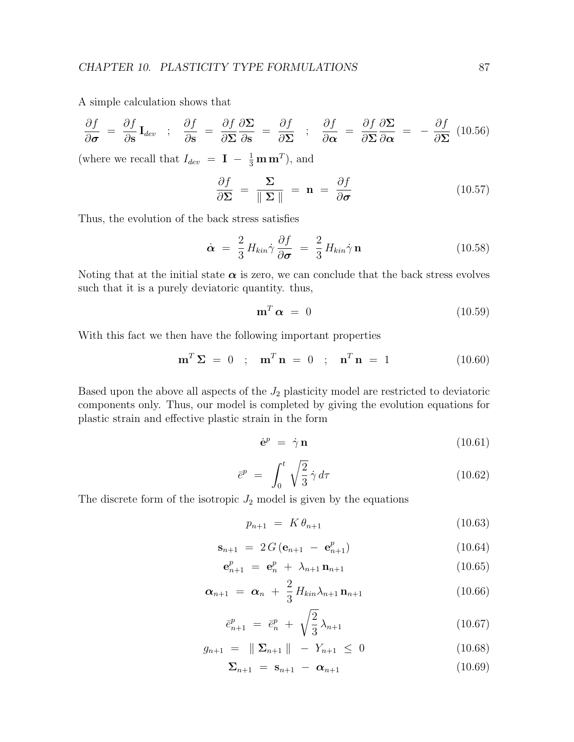A simple calculation shows that

$$\frac{\partial f}{\partial \boldsymbol{\sigma}} = \frac{\partial f}{\partial \mathbf{s}} \mathbf{I}_{dev} \quad ; \quad \frac{\partial f}{\partial \mathbf{s}} = \frac{\partial f}{\partial \boldsymbol{\Sigma}} \frac{\partial \boldsymbol{\Sigma}}{\partial \mathbf{s}} = \frac{\partial f}{\partial \boldsymbol{\Sigma}} \quad ; \quad \frac{\partial f}{\partial \boldsymbol{\alpha}} = \frac{\partial f}{\partial \boldsymbol{\Sigma}} \frac{\partial \boldsymbol{\Sigma}}{\partial \boldsymbol{\alpha}} = - \frac{\partial f}{\partial \boldsymbol{\Sigma}} \tag{10.56}$$

(where we recall that $I_{dev} = \mathbf{I} - \frac{1}{3} \mathbf{m} \mathbf{m}^T$), and

$$\frac{\partial f}{\partial \boldsymbol{\Sigma}} = \frac{\boldsymbol{\Sigma}}{\parallel \boldsymbol{\Sigma} \parallel} = \mathbf{n} = \frac{\partial f}{\partial \boldsymbol{\sigma}} \tag{10.57}$$

Thus, the evolution of the back stress satisfies

$$\dot{\boldsymbol{\alpha}} = \frac{2}{3} H_{kin} \dot{\gamma} \frac{\partial f}{\partial \boldsymbol{\sigma}} = \frac{2}{3} H_{kin} \dot{\gamma} \, \mathbf{n} \tag{10.58}$$

Noting that at the initial state $\boldsymbol{\alpha}$ is zero, we can conclude that the back stress evolves such that it is a purely deviatoric quantity. thus,

$$\mathbf{m}^T \boldsymbol{\alpha} = 0 \tag{10.59}$$

With this fact we then have the following important properties

$$\mathbf{m}^T \boldsymbol{\Sigma} = 0 \quad ; \quad \mathbf{m}^T \mathbf{n} = 0 \quad ; \quad \mathbf{n}^T \mathbf{n} = 1 \tag{10.60}$$

Based upon the above all aspects of the $J_2$ plasticity model are restricted to deviatoric components only. Thus, our model is completed by giving the evolution equations for plastic strain and effective plastic strain in the form

$$\dot{\mathbf{e}}^p = \dot{\gamma} \, \mathbf{n} \tag{10.61}$$

$$\bar{e}^p = \int_0^t \sqrt{\frac{2}{3}} \, \dot{\gamma} \, d\tau \tag{10.62}$$

The discrete form of the isotropic $J_2$ model is given by the equations

$$p_{n+1} = K \, \theta_{n+1} \tag{10.63}$$

$$\mathbf{s}_{n+1} = 2 G \, (\mathbf{e}_{n+1} - \mathbf{e}^p_{n+1}) \tag{10.64}$$

$$\mathbf{e}^p_{n+1} = \mathbf{e}^p_n + \lambda_{n+1} \, \mathbf{n}_{n+1} \tag{10.65}$$

$$\boldsymbol{\alpha}_{n+1} = \boldsymbol{\alpha}_n + \frac{2}{3} H_{kin} \lambda_{n+1} \, \mathbf{n}_{n+1} \tag{10.66}$$

$$\bar{e}^p_{n+1} = \bar{e}^p_n + \sqrt{\frac{2}{3}} \lambda_{n+1} \tag{10.67}$$

$$g_{n+1} = \parallel \boldsymbol{\Sigma}_{n+1} \parallel - Y_{n+1} \leq 0 \tag{10.68}$$

$$\boldsymbol{\Sigma}_{n+1} = \mathbf{s}_{n+1} - \boldsymbol{\alpha}_{n+1} \tag{10.69}$$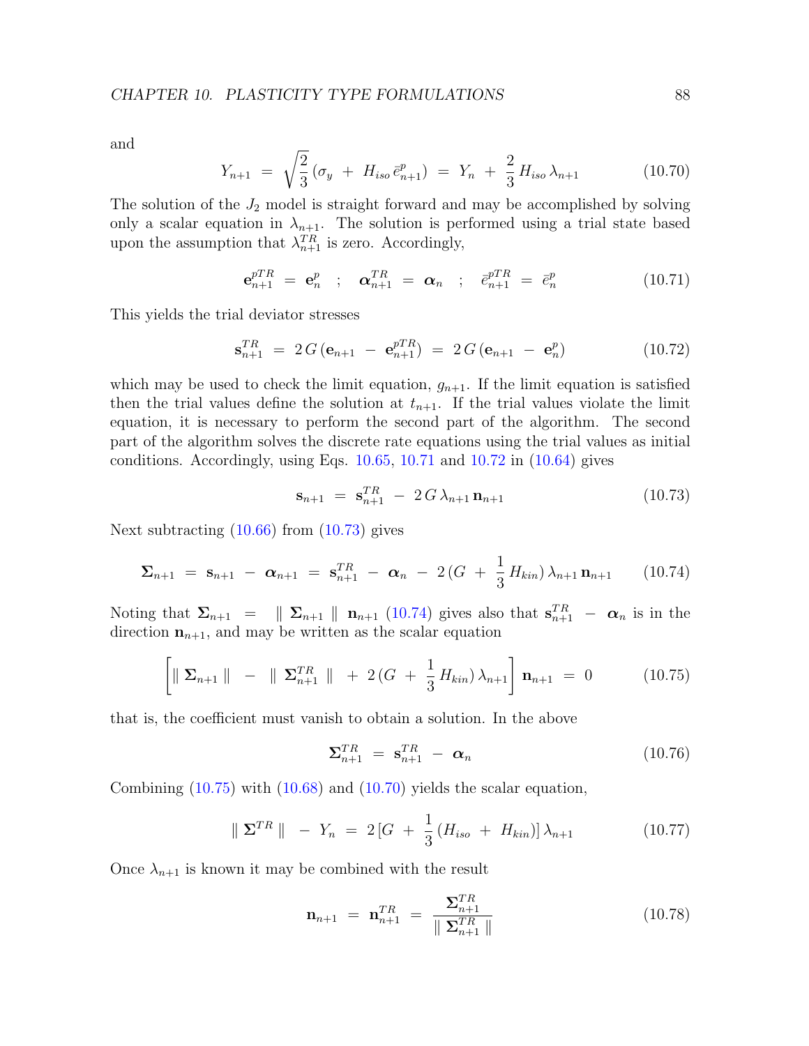and

$$Y_{n+1} \;=\; \sqrt{\frac{2}{3}}\,(\sigma_y \;+\; H_{iso}\,\bar{e}^p_{n+1}) \;=\; Y_n \;+\; \frac{2}{3}\,H_{iso}\,\lambda_{n+1} \tag{10.70}$$

The solution of the $J_2$ model is straight forward and may be accomplished by solving only a scalar equation in $\lambda_{n+1}$. The solution is performed using a trial state based upon the assumption that $\lambda^{TR}_{n+1}$ is zero. Accordingly,

$$\mathbf{e}^{pTR}_{n+1} \;=\; \mathbf{e}^p_n \quad ; \quad \boldsymbol{\alpha}^{TR}_{n+1} \;=\; \boldsymbol{\alpha}_n \quad ; \quad \bar{e}^{pTR}_{n+1} \;=\; \bar{e}^p_n \tag{10.71}$$

This yields the trial deviator stresses

$$\mathbf{s}^{TR}_{n+1} \;=\; 2\,G\,(\mathbf{e}_{n+1} \;-\; \mathbf{e}^{pTR}_{n+1}) \;=\; 2\,G\,(\mathbf{e}_{n+1} \;-\; \mathbf{e}^p_n) \tag{10.72}$$

which may be used to check the limit equation, $g_{n+1}$. If the limit equation is satisfied then the trial values define the solution at $t_{n+1}$. If the trial values violate the limit equation, it is necessary to perform the second part of the algorithm. The second part of the algorithm solves the discrete rate equations using the trial values as initial conditions. Accordingly, using Eqs. 10.65, 10.71 and 10.72 in (10.64) gives

$$\mathbf{s}_{n+1} \;=\; \mathbf{s}^{TR}_{n+1} \;-\; 2\,G\,\lambda_{n+1}\,\mathbf{n}_{n+1} \tag{10.73}$$

Next subtracting (10.66) from (10.73) gives

$$\boldsymbol{\Sigma}_{n+1} \;=\; \mathbf{s}_{n+1} \;-\; \boldsymbol{\alpha}_{n+1} \;=\; \mathbf{s}^{TR}_{n+1} \;-\; \boldsymbol{\alpha}_n \;-\; 2\,(G \;+\; \frac{1}{3}\,H_{kin})\,\lambda_{n+1}\,\mathbf{n}_{n+1} \tag{10.74}$$

Noting that $\boldsymbol{\Sigma}_{n+1} \;=\; \parallel \boldsymbol{\Sigma}_{n+1} \parallel \; \mathbf{n}_{n+1}$ (10.74) gives also that $\mathbf{s}^{TR}_{n+1} \;-\; \boldsymbol{\alpha}_n$ is in the direction $\mathbf{n}_{n+1}$, and may be written as the scalar equation

$$\left[\parallel \boldsymbol{\Sigma}_{n+1} \parallel \;-\; \parallel \boldsymbol{\Sigma}^{TR}_{n+1} \parallel \;+\; 2\,(G \;+\; \frac{1}{3}\,H_{kin})\,\lambda_{n+1}\right]\mathbf{n}_{n+1} \;=\; 0 \tag{10.75}$$

that is, the coefficient must vanish to obtain a solution. In the above

$$\boldsymbol{\Sigma}^{TR}_{n+1} \;=\; \mathbf{s}^{TR}_{n+1} \;-\; \boldsymbol{\alpha}_n \tag{10.76}$$

Combining (10.75) with (10.68) and (10.70) yields the scalar equation,

$$\parallel \boldsymbol{\Sigma}^{TR} \parallel \;-\; Y_n \;=\; 2\,[G \;+\; \frac{1}{3}\,(H_{iso} \;+\; H_{kin})]\,\lambda_{n+1} \tag{10.77}$$

Once $\lambda_{n+1}$ is known it may be combined with the result

$$\mathbf{n}_{n+1} \;=\; \mathbf{n}^{TR}_{n+1} \;=\; \frac{\boldsymbol{\Sigma}^{TR}_{n+1}}{\parallel \boldsymbol{\Sigma}^{TR}_{n+1} \parallel} \tag{10.78}$$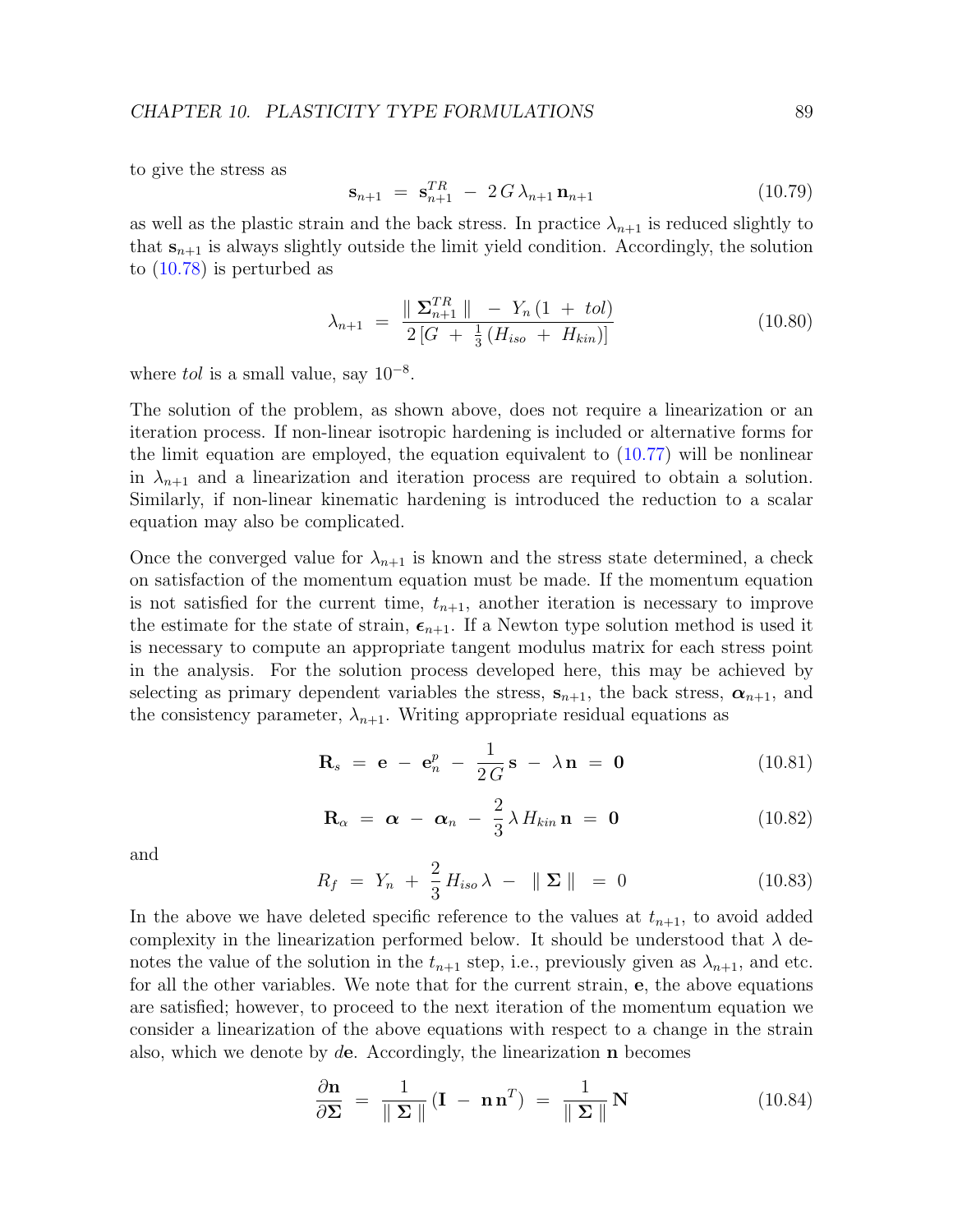to give the stress as

$$
\mathbf{s}_{n+1} \; = \; \mathbf{s}_{n+1}^{TR} \; - \; 2\,G\,\lambda_{n+1}\,\mathbf{n}_{n+1} \tag{10.79}
$$

as well as the plastic strain and the back stress. In practice $\lambda_{n+1}$ is reduced slightly to that $\mathbf{s}_{n+1}$ is always slightly outside the limit yield condition. Accordingly, the solution to (10.78) is perturbed as

$$
\lambda_{n+1} \; = \; \frac{\parallel \boldsymbol{\Sigma}_{n+1}^{TR} \parallel \; - \; Y_n\,(1 \; + \; tol)}{2\,[G \; + \; \frac{1}{3}\,(H_{iso} \; + \; H_{kin})]} \tag{10.80}
$$

where *tol* is a small value, say $10^{-8}$.

The solution of the problem, as shown above, does not require a linearization or an iteration process. If non-linear isotropic hardening is included or alternative forms for the limit equation are employed, the equation equivalent to (10.77) will be nonlinear in $\lambda_{n+1}$ and a linearization and iteration process are required to obtain a solution. Similarly, if non-linear kinematic hardening is introduced the reduction to a scalar equation may also be complicated.

Once the converged value for $\lambda_{n+1}$ is known and the stress state determined, a check on satisfaction of the momentum equation must be made. If the momentum equation is not satisfied for the current time, $t_{n+1}$, another iteration is necessary to improve the estimate for the state of strain, $\boldsymbol{\epsilon}_{n+1}$. If a Newton type solution method is used it is necessary to compute an appropriate tangent modulus matrix for each stress point in the analysis. For the solution process developed here, this may be achieved by selecting as primary dependent variables the stress, $\mathbf{s}_{n+1}$, the back stress, $\boldsymbol{\alpha}_{n+1}$, and the consistency parameter, $\lambda_{n+1}$. Writing appropriate residual equations as

$$
\mathbf{R}_s \; = \; \mathbf{e} \; - \; \mathbf{e}_n^p \; - \; \frac{1}{2\,G}\,\mathbf{s} \; - \; \lambda\,\mathbf{n} \; = \; \mathbf{0} \tag{10.81}
$$

$$
\mathbf{R}_\alpha \; = \; \boldsymbol{\alpha} \; - \; \boldsymbol{\alpha}_n \; - \; \frac{2}{3}\,\lambda\,H_{kin}\,\mathbf{n} \; = \; \mathbf{0} \tag{10.82}
$$

and

$$
R_f \; = \; Y_n \; + \; \frac{2}{3}\,H_{iso}\,\lambda \; - \; \parallel \boldsymbol{\Sigma} \parallel \; = \; 0 \tag{10.83}
$$

In the above we have deleted specific reference to the values at $t_{n+1}$, to avoid added complexity in the linearization performed below. It should be understood that $\lambda$ denotes the value of the solution in the $t_{n+1}$ step, i.e., previously given as $\lambda_{n+1}$, and etc. for all the other variables. We note that for the current strain, $\mathbf{e}$, the above equations are satisfied; however, to proceed to the next iteration of the momentum equation we consider a linearization of the above equations with respect to a change in the strain also, which we denote by $d\mathbf{e}$. Accordingly, the linearization $\mathbf{n}$ becomes

$$
\frac{\partial \mathbf{n}}{\partial \boldsymbol{\Sigma}} \; = \; \frac{1}{\parallel \boldsymbol{\Sigma} \parallel}\,(\mathbf{I} \; - \; \mathbf{n}\,\mathbf{n}^T) \; = \; \frac{1}{\parallel \boldsymbol{\Sigma} \parallel}\,\mathbf{N} \tag{10.84}
$$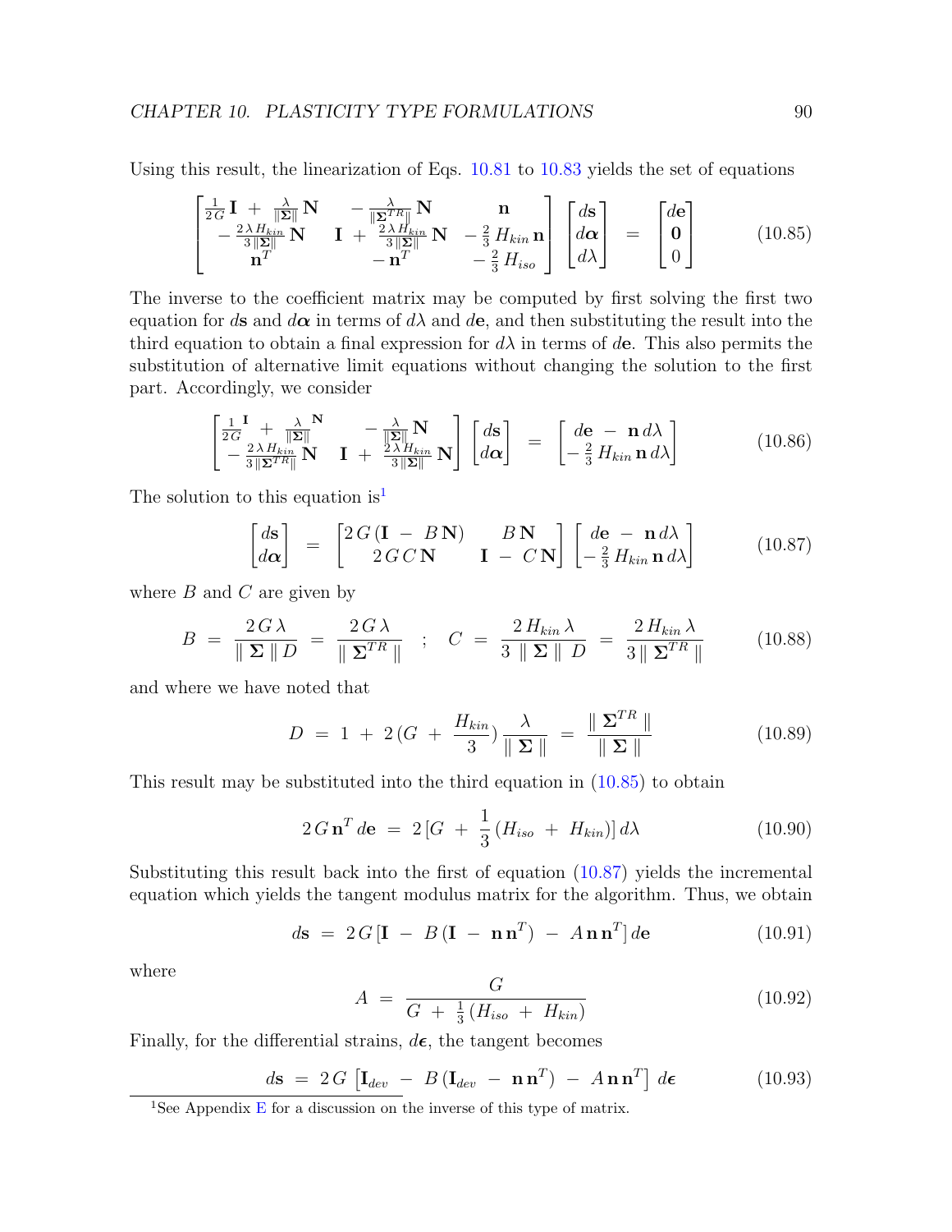Using this result, the linearization of Eqs. 10.81 to 10.83 yields the set of equations

$$
\begin{bmatrix} \frac{1}{2G}\,\mathbf{I} \; + \; \frac{\lambda}{\|\mathbf{\Sigma}\|}\,\mathbf{N} & -\,\frac{\lambda}{\|\mathbf{\Sigma}^{TR}\|}\,\mathbf{N} & \mathbf{n} \\ -\,\frac{2\,\lambda\,H_{kin}}{3\,\|\mathbf{\Sigma}\|}\,\mathbf{N} & \mathbf{I} \; + \; \frac{2\,\lambda\,H_{kin}}{3\,\|\mathbf{\Sigma}\|}\,\mathbf{N} & -\,\frac{2}{3}\,H_{kin}\,\mathbf{n} \\ \mathbf{n}^T & -\,\mathbf{n}^T & -\,\frac{2}{3}\,H_{iso} \end{bmatrix} \begin{bmatrix} d\mathbf{s} \\ d\boldsymbol{\alpha} \\ d\lambda \end{bmatrix} \; = \; \begin{bmatrix} d\mathbf{e} \\ \mathbf{0} \\ 0 \end{bmatrix} \tag{10.85}
$$

The inverse to the coefficient matrix may be computed by first solving the first two equation for $d\mathbf{s}$ and $d\boldsymbol{\alpha}$ in terms of $d\lambda$ and $d\mathbf{e}$, and then substituting the result into the third equation to obtain a final expression for $d\lambda$ in terms of $d\mathbf{e}$. This also permits the substitution of alternative limit equations without changing the solution to the first part. Accordingly, we consider

$$
\begin{bmatrix} \frac{1}{2G}\,\mathbf{I} \; + \; \frac{\lambda}{\|\mathbf{\Sigma}\|}\,\mathbf{N} & -\,\frac{\lambda}{\|\mathbf{\Sigma}\|}\,\mathbf{N} \\ -\,\frac{2\,\lambda\,H_{kin}}{3\,\|\mathbf{\Sigma}^{TR}\|}\,\mathbf{N} & \mathbf{I} \; + \; \frac{2\,\lambda\,H_{kin}}{3\,\|\mathbf{\Sigma}\|}\,\mathbf{N} \end{bmatrix} \begin{bmatrix} d\mathbf{s} \\ d\boldsymbol{\alpha} \end{bmatrix} \; = \; \begin{bmatrix} d\mathbf{e} \; - \; \mathbf{n}\,d\lambda \\ -\,\frac{2}{3}\,H_{kin}\,\mathbf{n}\,d\lambda \end{bmatrix} \tag{10.86}
$$

The solution to this equation is[1]

$$
\begin{bmatrix} d\mathbf{s} \\ d\boldsymbol{\alpha} \end{bmatrix} \; = \; \begin{bmatrix} 2\,G\,(\mathbf{I} \; - \; B\,\mathbf{N}) & B\,\mathbf{N} \\ 2\,G\,C\,\mathbf{N} & \mathbf{I} \; - \; C\,\mathbf{N} \end{bmatrix} \begin{bmatrix} d\mathbf{e} \; - \; \mathbf{n}\,d\lambda \\ -\,\frac{2}{3}\,H_{kin}\,\mathbf{n}\,d\lambda \end{bmatrix} \tag{10.87}
$$

where $B$ and $C$ are given by

$$
B \; = \; \frac{2\,G\,\lambda}{\|\,\mathbf{\Sigma}\,\|\,D} \; = \; \frac{2\,G\,\lambda}{\|\,\mathbf{\Sigma}^{TR}\,\|} \quad ; \quad C \; = \; \frac{2\,H_{kin}\,\lambda}{3\,\|\,\mathbf{\Sigma}\,\|\,D} \; = \; \frac{2\,H_{kin}\,\lambda}{3\,\|\,\mathbf{\Sigma}^{TR}\,\|} \tag{10.88}
$$

and where we have noted that

$$
D \; = \; 1 \; + \; 2\,(G \; + \; \frac{H_{kin}}{3})\,\frac{\lambda}{\|\,\mathbf{\Sigma}\,\|} \; = \; \frac{\|\,\mathbf{\Sigma}^{TR}\,\|}{\|\,\mathbf{\Sigma}\,\|} \tag{10.89}
$$

This result may be substituted into the third equation in (10.85) to obtain

$$
2\,G\,\mathbf{n}^T\,d\mathbf{e} \; = \; 2\,[G \; + \; \frac{1}{3}\,(H_{iso} \; + \; H_{kin})]\,d\lambda \tag{10.90}
$$

Substituting this result back into the first of equation (10.87) yields the incremental equation which yields the tangent modulus matrix for the algorithm. Thus, we obtain

$$
d\mathbf{s} \; = \; 2\,G\,[\mathbf{I} \; - \; B\,(\mathbf{I} \; - \; \mathbf{n}\,\mathbf{n}^T) \; - \; A\,\mathbf{n}\,\mathbf{n}^T]\,d\mathbf{e} \tag{10.91}
$$

where

$$
A \; = \; \frac{G}{G \; + \; \frac{1}{3}\,(H_{iso} \; + \; H_{kin})} \tag{10.92}
$$

Finally, for the differential strains, $d\boldsymbol{\epsilon}$, the tangent becomes

$$
d\mathbf{s} \; = \; 2\,G\,\left[\mathbf{I}_{dev} \; - \; B\,(\mathbf{I}_{dev} \; - \; \mathbf{n}\,\mathbf{n}^T) \; - \; A\,\mathbf{n}\,\mathbf{n}^T\right]\,d\boldsymbol{\epsilon} \tag{10.93}
$$

---

[1] See Appendix E for a discussion on the inverse of this type of matrix.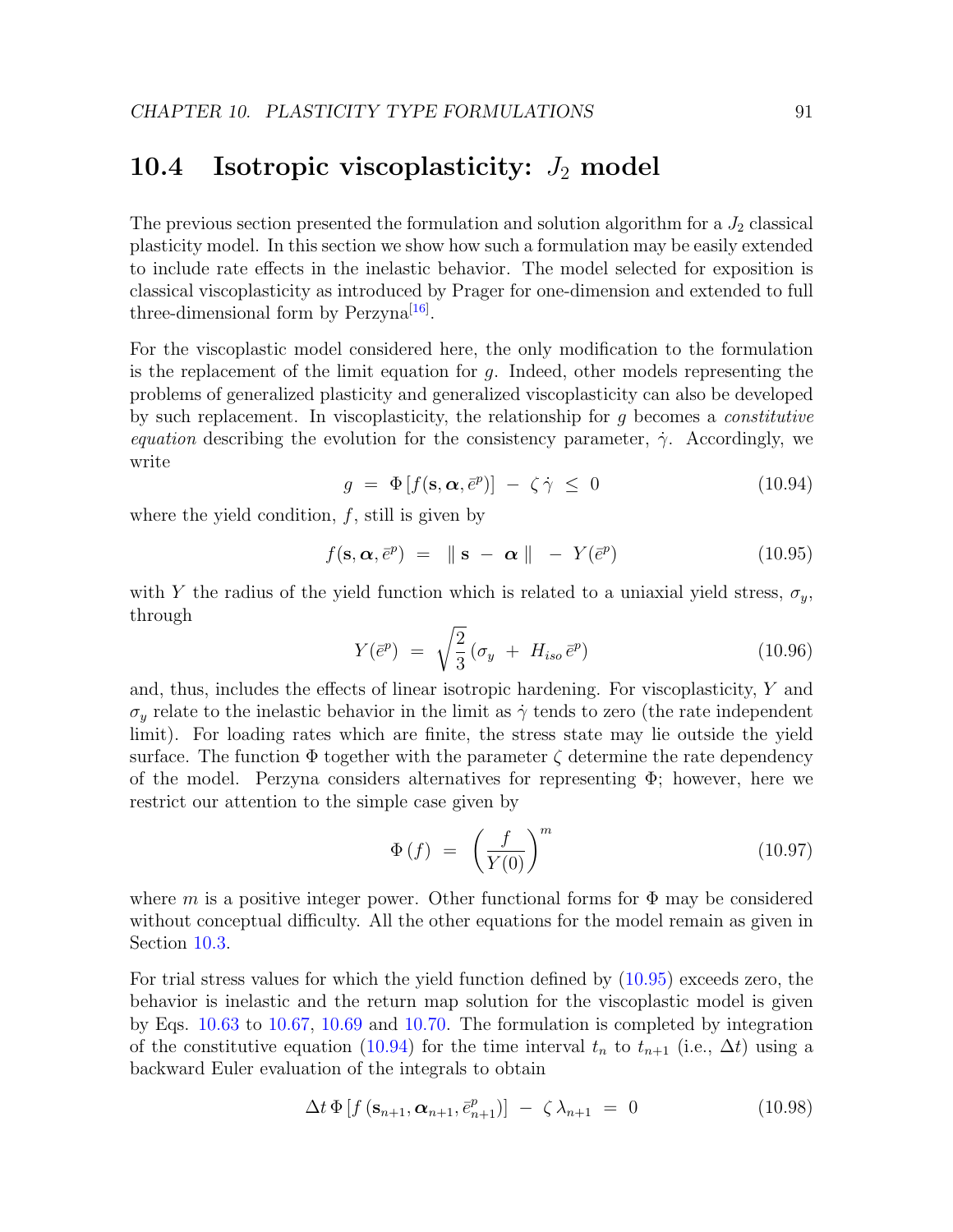## 10.4 Isotropic viscoplasticity: $J_2$ model

The previous section presented the formulation and solution algorithm for a $J_2$ classical plasticity model. In this section we show how such a formulation may be easily extended to include rate effects in the inelastic behavior. The model selected for exposition is classical viscoplasticity as introduced by Prager for one-dimension and extended to full three-dimensional form by Perzyna[16].

For the viscoplastic model considered here, the only modification to the formulation is the replacement of the limit equation for $g$. Indeed, other models representing the problems of generalized plasticity and generalized viscoplasticity can also be developed by such replacement. In viscoplasticity, the relationship for $g$ becomes a *constitutive equation* describing the evolution for the consistency parameter, $\dot{\gamma}$. Accordingly, we write

$$g \;=\; \Phi\left[f(\mathbf{s}, \boldsymbol{\alpha}, \bar{e}^p)\right] \;-\; \zeta\, \dot{\gamma} \;\leq\; 0 \tag{10.94}$$

where the yield condition, $f$, still is given by

$$f(\mathbf{s}, \boldsymbol{\alpha}, \bar{e}^p) \;=\; \|\, \mathbf{s} \;-\; \boldsymbol{\alpha} \,\| \;-\; Y(\bar{e}^p) \tag{10.95}$$

with $Y$ the radius of the yield function which is related to a uniaxial yield stress, $\sigma_y$, through

$$Y(\bar{e}^p) \;=\; \sqrt{\frac{2}{3}}\,(\sigma_y \;+\; H_{iso}\, \bar{e}^p) \tag{10.96}$$

and, thus, includes the effects of linear isotropic hardening. For viscoplasticity, $Y$ and $\sigma_y$ relate to the inelastic behavior in the limit as $\dot{\gamma}$ tends to zero (the rate independent limit). For loading rates which are finite, the stress state may lie outside the yield surface. The function $\Phi$ together with the parameter $\zeta$ determine the rate dependency of the model. Perzyna considers alternatives for representing $\Phi$; however, here we restrict our attention to the simple case given by

$$\Phi\,(f) \;=\; \left(\frac{f}{Y(0)}\right)^m \tag{10.97}$$

where $m$ is a positive integer power. Other functional forms for $\Phi$ may be considered without conceptual difficulty. All the other equations for the model remain as given in Section 10.3.

For trial stress values for which the yield function defined by (10.95) exceeds zero, the behavior is inelastic and the return map solution for the viscoplastic model is given by Eqs. 10.63 to 10.67, 10.69 and 10.70. The formulation is completed by integration of the constitutive equation (10.94) for the time interval $t_n$ to $t_{n+1}$ (i.e., $\Delta t$) using a backward Euler evaluation of the integrals to obtain

$$\Delta t\, \Phi\left[f\left(\mathbf{s}_{n+1}, \boldsymbol{\alpha}_{n+1}, \bar{e}^p_{n+1}\right)\right] \;-\; \zeta\, \lambda_{n+1} \;=\; 0 \tag{10.98}$$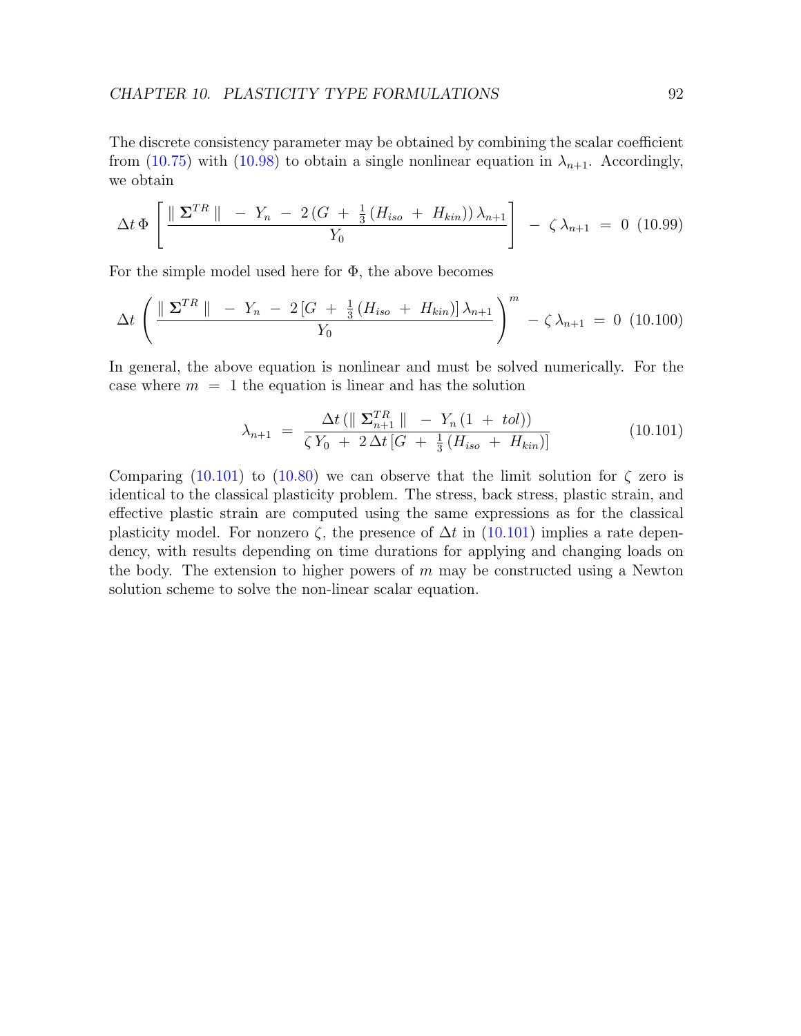The discrete consistency parameter may be obtained by combining the scalar coefficient from (10.75) with (10.98) to obtain a single nonlinear equation in $\lambda_{n+1}$. Accordingly, we obtain

$$\Delta t \, \Phi \left[ \frac{\| \boldsymbol{\Sigma}^{TR} \| \; - \; Y_n \; - \; 2 \, (G \; + \; \frac{1}{3} \, (H_{iso} \; + \; H_{kin})) \, \lambda_{n+1}}{Y_0} \right] \; - \; \zeta \, \lambda_{n+1} \; = \; 0 \tag{10.99}$$

For the simple model used here for $\Phi$, the above becomes

$$\Delta t \, \left( \frac{\| \boldsymbol{\Sigma}^{TR} \| \; - \; Y_n \; - \; 2 \, [G \; + \; \frac{1}{3} \, (H_{iso} \; + \; H_{kin})] \, \lambda_{n+1}}{Y_0} \right)^m \; - \; \zeta \, \lambda_{n+1} \; = \; 0 \tag{10.100}$$

In general, the above equation is nonlinear and must be solved numerically. For the case where $m \; = \; 1$ the equation is linear and has the solution

$$\lambda_{n+1} \; = \; \frac{\Delta t \, (\| \boldsymbol{\Sigma}^{TR}_{n+1} \| \; - \; Y_n \, (1 \; + \; tol))}{\zeta \, Y_0 \; + \; 2 \, \Delta t \, [G \; + \; \frac{1}{3} \, (H_{iso} \; + \; H_{kin})]} \tag{10.101}$$

Comparing (10.101) to (10.80) we can observe that the limit solution for $\zeta$ zero is identical to the classical plasticity problem. The stress, back stress, plastic strain, and effective plastic strain are computed using the same expressions as for the classical plasticity model. For nonzero $\zeta$, the presence of $\Delta t$ in (10.101) implies a rate dependency, with results depending on time durations for applying and changing loads on the body. The extension to higher powers of $m$ may be constructed using a Newton solution scheme to solve the non-linear scalar equation.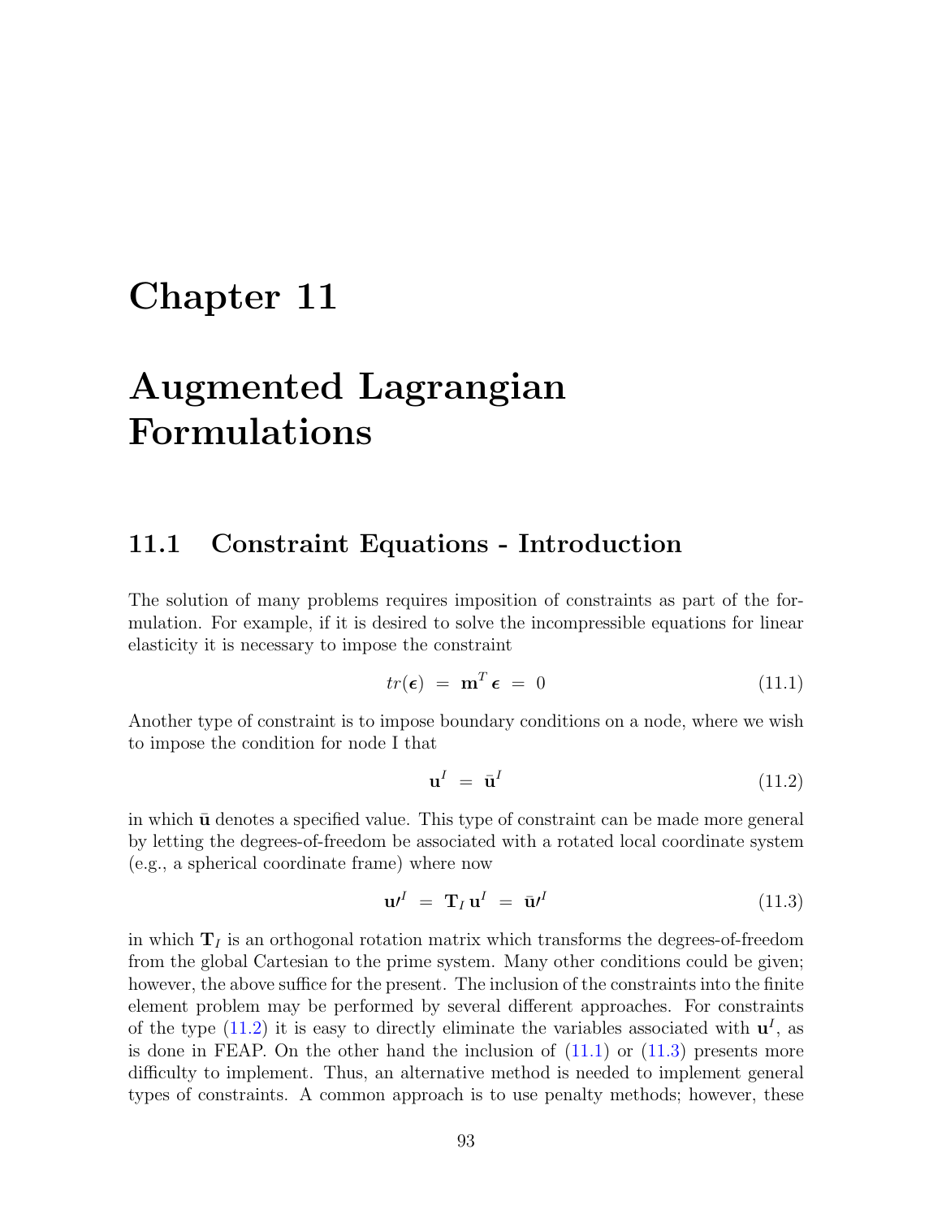# Chapter 11

# Augmented Lagrangian Formulations

## 11.1 Constraint Equations - Introduction

The solution of many problems requires imposition of constraints as part of the formulation. For example, if it is desired to solve the incompressible equations for linear elasticity it is necessary to impose the constraint

$$tr(\boldsymbol{\epsilon}) \;=\; \mathbf{m}^T \boldsymbol{\epsilon} \;=\; 0 \tag{11.1}$$

Another type of constraint is to impose boundary conditions on a node, where we wish to impose the condition for node I that

$$\mathbf{u}^I \;=\; \bar{\mathbf{u}}^I \tag{11.2}$$

in which $\bar{\mathbf{u}}$ denotes a specified value. This type of constraint can be made more general by letting the degrees-of-freedom be associated with a rotated local coordinate system (e.g., a spherical coordinate frame) where now

$$\mathbf{u}'^I \;=\; \mathbf{T}_I \, \mathbf{u}^I \;=\; \bar{\mathbf{u}}'^I \tag{11.3}$$

in which $\mathbf{T}_I$ is an orthogonal rotation matrix which transforms the degrees-of-freedom from the global Cartesian to the prime system. Many other conditions could be given; however, the above suffice for the present. The inclusion of the constraints into the finite element problem may be performed by several different approaches. For constraints of the type (11.2) it is easy to directly eliminate the variables associated with $\mathbf{u}^I$, as is done in FEAP. On the other hand the inclusion of (11.1) or (11.3) presents more difficulty to implement. Thus, an alternative method is needed to implement general types of constraints. A common approach is to use penalty methods; however, these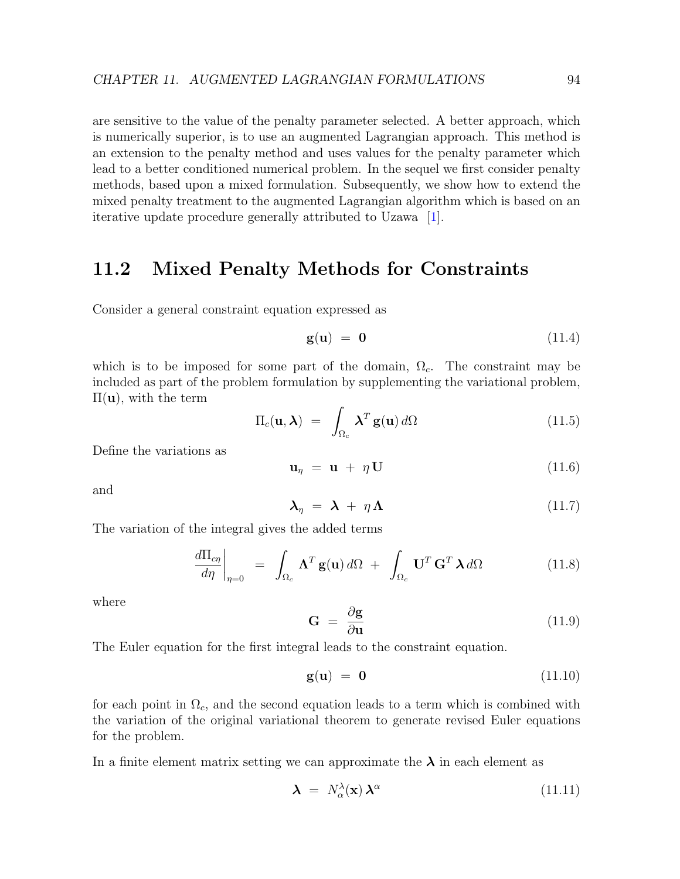are sensitive to the value of the penalty parameter selected. A better approach, which is numerically superior, is to use an augmented Lagrangian approach. This method is an extension to the penalty method and uses values for the penalty parameter which lead to a better conditioned numerical problem. In the sequel we first consider penalty methods, based upon a mixed formulation. Subsequently, we show how to extend the mixed penalty treatment to the augmented Lagrangian algorithm which is based on an iterative update procedure generally attributed to Uzawa [1].

## 11.2 Mixed Penalty Methods for Constraints

Consider a general constraint equation expressed as

$$\mathbf{g}(\mathbf{u}) \;=\; \mathbf{0} \tag{11.4}$$

which is to be imposed for some part of the domain, $\Omega_c$. The constraint may be included as part of the problem formulation by supplementing the variational problem, $\Pi(\mathbf{u})$, with the term

$$\Pi_c(\mathbf{u}, \boldsymbol{\lambda}) \;=\; \int_{\Omega_c} \boldsymbol{\lambda}^T \, \mathbf{g}(\mathbf{u}) \, d\Omega \tag{11.5}$$

Define the variations as

$$\mathbf{u}_\eta \;=\; \mathbf{u} \;+\; \eta \, \mathbf{U} \tag{11.6}$$

and

$$\boldsymbol{\lambda}_\eta \;=\; \boldsymbol{\lambda} \;+\; \eta \, \boldsymbol{\Lambda} \tag{11.7}$$

The variation of the integral gives the added terms

$$\left. \frac{d\Pi_{c\eta}}{d\eta} \right|_{\eta=0} \;=\; \int_{\Omega_c} \boldsymbol{\Lambda}^T \, \mathbf{g}(\mathbf{u}) \, d\Omega \;+\; \int_{\Omega_c} \mathbf{U}^T \, \mathbf{G}^T \, \boldsymbol{\lambda} \, d\Omega \tag{11.8}$$

where

$$\mathbf{G} \;=\; \frac{\partial \mathbf{g}}{\partial \mathbf{u}} \tag{11.9}$$

The Euler equation for the first integral leads to the constraint equation.

$$\mathbf{g}(\mathbf{u}) \;=\; \mathbf{0} \tag{11.10}$$

for each point in $\Omega_c$, and the second equation leads to a term which is combined with the variation of the original variational theorem to generate revised Euler equations for the problem.

In a finite element matrix setting we can approximate the $\boldsymbol{\lambda}$ in each element as

$$\boldsymbol{\lambda} \;=\; N_\alpha^\lambda(\mathbf{x}) \, \boldsymbol{\lambda}^\alpha \tag{11.11}$$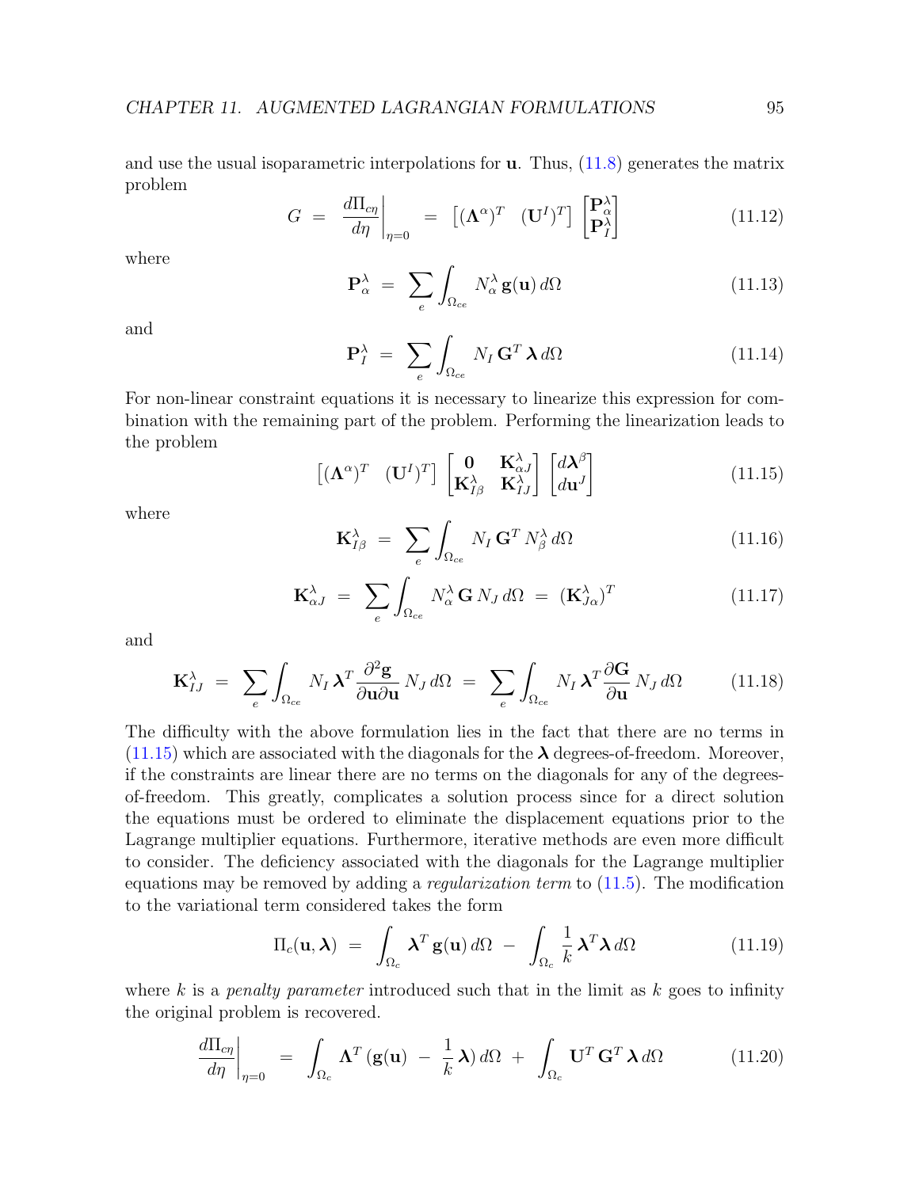and use the usual isoparametric interpolations for $\mathbf{u}$. Thus, (11.8) generates the matrix problem

$$G \;=\; \left.\frac{d\Pi_{c\eta}}{d\eta}\right|_{\eta=0} \;=\; \begin{bmatrix}(\mathbf{\Lambda}^{\alpha})^T & (\mathbf{U}^I)^T\end{bmatrix} \begin{bmatrix}\mathbf{P}^{\lambda}_{\alpha} \\ \mathbf{P}^{\lambda}_{I}\end{bmatrix} \tag{11.12}$$

where

$$\mathbf{P}^{\lambda}_{\alpha} \;=\; \sum_e \int_{\Omega_{ce}} N^{\lambda}_{\alpha}\, \mathbf{g}(\mathbf{u})\, d\Omega \tag{11.13}$$

and

$$\mathbf{P}^{\lambda}_{I} \;=\; \sum_e \int_{\Omega_{ce}} N_I\, \mathbf{G}^T\, \boldsymbol{\lambda}\, d\Omega \tag{11.14}$$

For non-linear constraint equations it is necessary to linearize this expression for combination with the remaining part of the problem. Performing the linearization leads to the problem

$$\begin{bmatrix}(\mathbf{\Lambda}^{\alpha})^T & (\mathbf{U}^I)^T\end{bmatrix} \begin{bmatrix}\mathbf{0} & \mathbf{K}^{\lambda}_{\alpha J} \\ \mathbf{K}^{\lambda}_{I\beta} & \mathbf{K}^{\lambda}_{IJ}\end{bmatrix} \begin{bmatrix}d\boldsymbol{\lambda}^{\beta} \\ d\mathbf{u}^J\end{bmatrix} \tag{11.15}$$

where

$$\mathbf{K}^{\lambda}_{I\beta} \;=\; \sum_e \int_{\Omega_{ce}} N_I\, \mathbf{G}^T\, N^{\lambda}_{\beta}\, d\Omega \tag{11.16}$$

$$\mathbf{K}^{\lambda}_{\alpha J} \;=\; \sum_e \int_{\Omega_{ce}} N^{\lambda}_{\alpha}\, \mathbf{G}\, N_J\, d\Omega \;=\; (\mathbf{K}^{\lambda}_{J\alpha})^T \tag{11.17}$$

and

$$\mathbf{K}^{\lambda}_{IJ} \;=\; \sum_e \int_{\Omega_{ce}} N_I\, \boldsymbol{\lambda}^T \frac{\partial^2 \mathbf{g}}{\partial \mathbf{u} \partial \mathbf{u}}\, N_J\, d\Omega \;=\; \sum_e \int_{\Omega_{ce}} N_I\, \boldsymbol{\lambda}^T \frac{\partial \mathbf{G}}{\partial \mathbf{u}}\, N_J\, d\Omega \tag{11.18}$$

The difficulty with the above formulation lies in the fact that there are no terms in (11.15) which are associated with the diagonals for the $\boldsymbol{\lambda}$ degrees-of-freedom. Moreover, if the constraints are linear there are no terms on the diagonals for any of the degrees-of-freedom. This greatly, complicates a solution process since for a direct solution the equations must be ordered to eliminate the displacement equations prior to the Lagrange multiplier equations. Furthermore, iterative methods are even more difficult to consider. The deficiency associated with the diagonals for the Lagrange multiplier equations may be removed by adding a *regularization term* to (11.5). The modification to the variational term considered takes the form

$$\Pi_c(\mathbf{u}, \boldsymbol{\lambda}) \;=\; \int_{\Omega_c} \boldsymbol{\lambda}^T\, \mathbf{g}(\mathbf{u})\, d\Omega \;-\; \int_{\Omega_c} \frac{1}{k}\, \boldsymbol{\lambda}^T \boldsymbol{\lambda}\, d\Omega \tag{11.19}$$

where $k$ is a *penalty parameter* introduced such that in the limit as $k$ goes to infinity the original problem is recovered.

$$\left.\frac{d\Pi_{c\eta}}{d\eta}\right|_{\eta=0} \;=\; \int_{\Omega_c} \mathbf{\Lambda}^T \left(\mathbf{g}(\mathbf{u}) \;-\; \frac{1}{k}\, \boldsymbol{\lambda}\right) d\Omega \;+\; \int_{\Omega_c} \mathbf{U}^T\, \mathbf{G}^T\, \boldsymbol{\lambda}\, d\Omega \tag{11.20}$$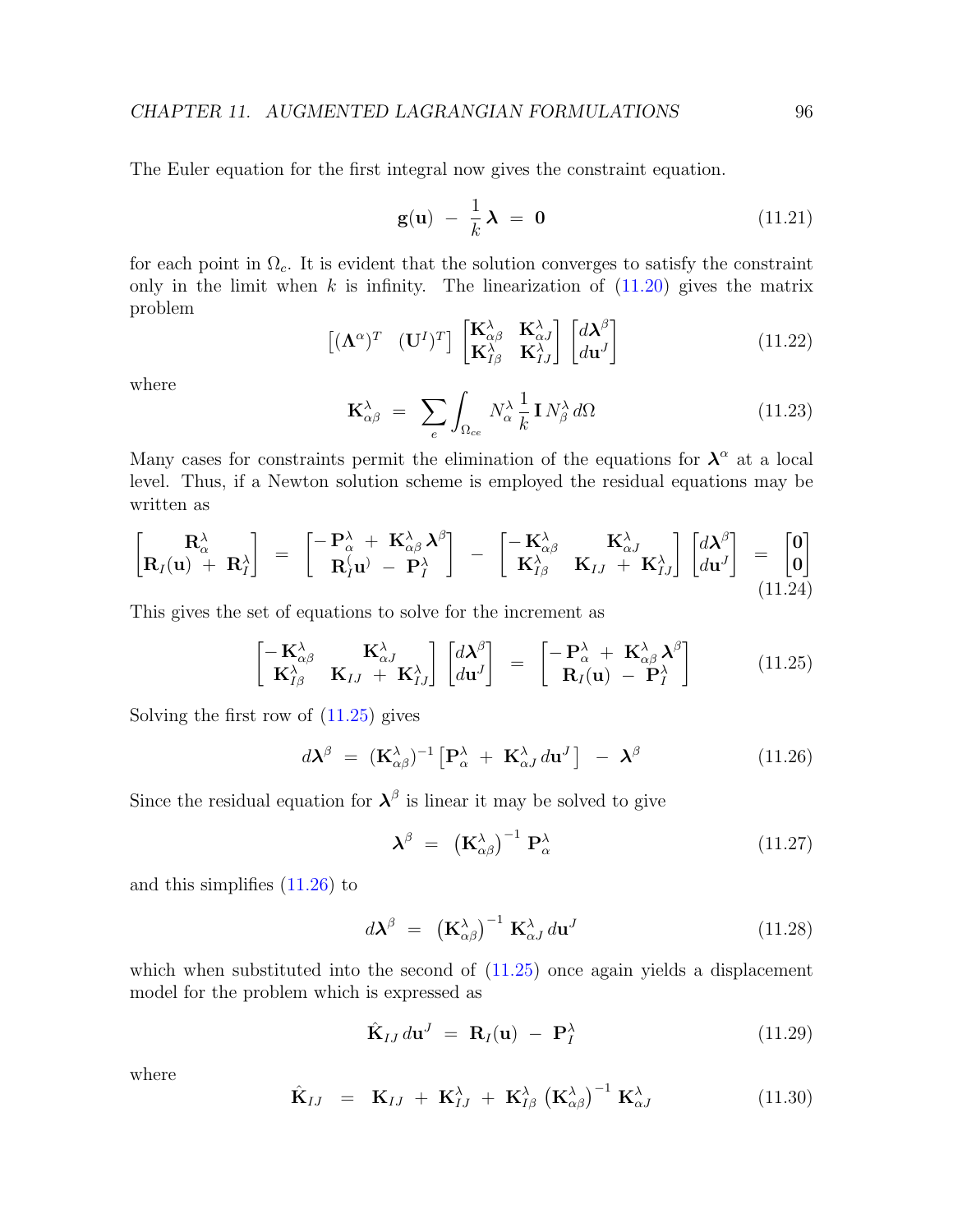The Euler equation for the first integral now gives the constraint equation.

$$\mathbf{g}(\mathbf{u}) \;-\; \frac{1}{k}\,\boldsymbol{\lambda} \;=\; \mathbf{0} \tag{11.21}$$

for each point in $\Omega_c$. It is evident that the solution converges to satisfy the constraint only in the limit when $k$ is infinity. The linearization of (11.20) gives the matrix problem

$$\begin{bmatrix} (\boldsymbol{\Lambda}^{\alpha})^T & (\mathbf{U}^I)^T \end{bmatrix} \begin{bmatrix} \mathbf{K}^{\lambda}_{\alpha\beta} & \mathbf{K}^{\lambda}_{\alpha J} \\ \mathbf{K}^{\lambda}_{I\beta} & \mathbf{K}^{\lambda}_{IJ} \end{bmatrix} \begin{bmatrix} d\boldsymbol{\lambda}^{\beta} \\ d\mathbf{u}^J \end{bmatrix} \tag{11.22}$$

where

$$\mathbf{K}^{\lambda}_{\alpha\beta} \;=\; \sum_e \int_{\Omega_{ce}} N^{\lambda}_{\alpha}\, \frac{1}{k}\, \mathbf{I}\, N^{\lambda}_{\beta}\, d\Omega \tag{11.23}$$

Many cases for constraints permit the elimination of the equations for $\boldsymbol{\lambda}^{\alpha}$ at a local level. Thus, if a Newton solution scheme is employed the residual equations may be written as

$$\begin{bmatrix} \mathbf{R}^{\lambda}_{\alpha} \\ \mathbf{R}_I(\mathbf{u}) \;+\; \mathbf{R}^{\lambda}_I \end{bmatrix} \;=\; \begin{bmatrix} -\,\mathbf{P}^{\lambda}_{\alpha} \;+\; \mathbf{K}^{\lambda}_{\alpha\beta}\,\boldsymbol{\lambda}^{\beta} \\ \mathbf{R}_I(\mathbf{u}) \;-\; \mathbf{P}^{\lambda}_I \end{bmatrix} \;-\; \begin{bmatrix} -\,\mathbf{K}^{\lambda}_{\alpha\beta} & \mathbf{K}^{\lambda}_{\alpha J} \\ \mathbf{K}^{\lambda}_{I\beta} & \mathbf{K}_{IJ} \;+\; \mathbf{K}^{\lambda}_{IJ} \end{bmatrix} \begin{bmatrix} d\boldsymbol{\lambda}^{\beta} \\ d\mathbf{u}^J \end{bmatrix} \;=\; \begin{bmatrix} \mathbf{0} \\ \mathbf{0} \end{bmatrix} \tag{11.24}$$

This gives the set of equations to solve for the increment as

$$\begin{bmatrix} -\,\mathbf{K}^{\lambda}_{\alpha\beta} & \mathbf{K}^{\lambda}_{\alpha J} \\ \mathbf{K}^{\lambda}_{I\beta} & \mathbf{K}_{IJ} \;+\; \mathbf{K}^{\lambda}_{IJ} \end{bmatrix} \begin{bmatrix} d\boldsymbol{\lambda}^{\beta} \\ d\mathbf{u}^J \end{bmatrix} \;=\; \begin{bmatrix} -\,\mathbf{P}^{\lambda}_{\alpha} \;+\; \mathbf{K}^{\lambda}_{\alpha\beta}\,\boldsymbol{\lambda}^{\beta} \\ \mathbf{R}_I(\mathbf{u}) \;-\; \mathbf{P}^{\lambda}_I \end{bmatrix} \tag{11.25}$$

Solving the first row of (11.25) gives

$$d\boldsymbol{\lambda}^{\beta} \;=\; (\mathbf{K}^{\lambda}_{\alpha\beta})^{-1} \left[ \mathbf{P}^{\lambda}_{\alpha} \;+\; \mathbf{K}^{\lambda}_{\alpha J}\, d\mathbf{u}^J \right] \;-\; \boldsymbol{\lambda}^{\beta} \tag{11.26}$$

Since the residual equation for $\boldsymbol{\lambda}^{\beta}$ is linear it may be solved to give

$$\boldsymbol{\lambda}^{\beta} \;=\; \left(\mathbf{K}^{\lambda}_{\alpha\beta}\right)^{-1}\, \mathbf{P}^{\lambda}_{\alpha} \tag{11.27}$$

and this simplifies (11.26) to

$$d\boldsymbol{\lambda}^{\beta} \;=\; \left(\mathbf{K}^{\lambda}_{\alpha\beta}\right)^{-1}\, \mathbf{K}^{\lambda}_{\alpha J}\, d\mathbf{u}^J \tag{11.28}$$

which when substituted into the second of (11.25) once again yields a displacement model for the problem which is expressed as

$$\hat{\mathbf{K}}_{IJ}\, d\mathbf{u}^J \;=\; \mathbf{R}_I(\mathbf{u}) \;-\; \mathbf{P}^{\lambda}_I \tag{11.29}$$

where

$$\hat{\mathbf{K}}_{IJ} \;=\; \mathbf{K}_{IJ} \;+\; \mathbf{K}^{\lambda}_{IJ} \;+\; \mathbf{K}^{\lambda}_{I\beta}\, \left(\mathbf{K}^{\lambda}_{\alpha\beta}\right)^{-1}\, \mathbf{K}^{\lambda}_{\alpha J} \tag{11.30}$$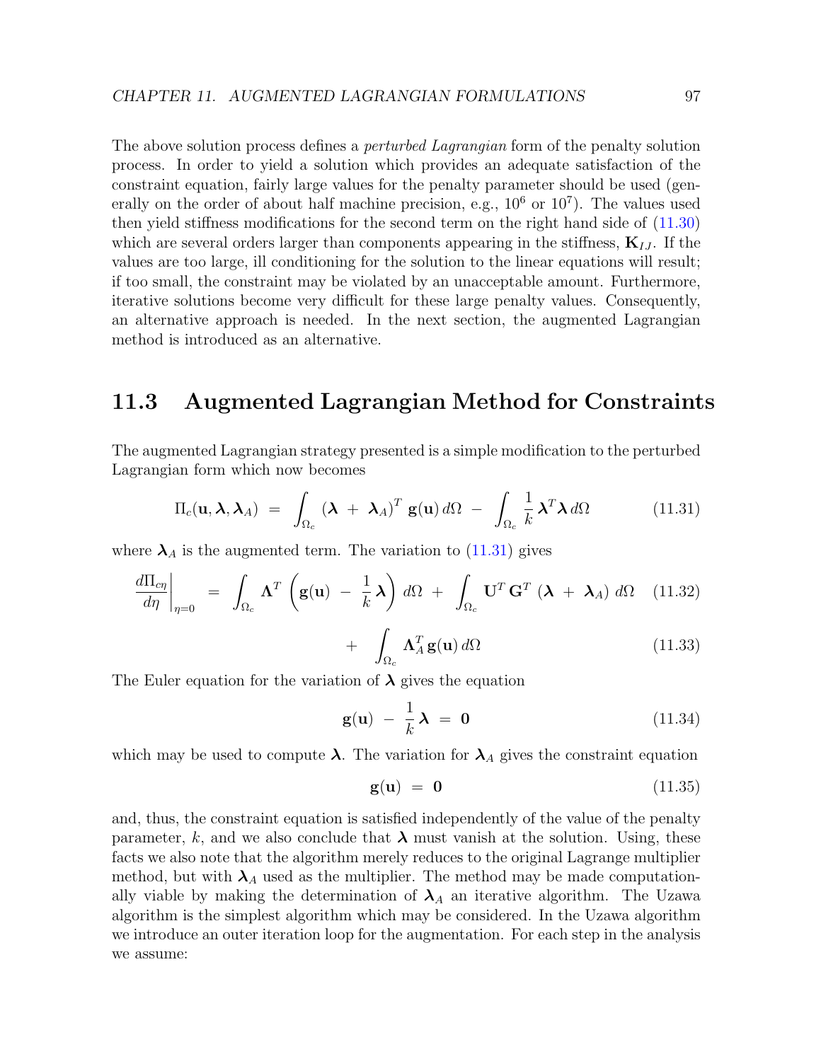The above solution process defines a *perturbed Lagrangian* form of the penalty solution process. In order to yield a solution which provides an adequate satisfaction of the constraint equation, fairly large values for the penalty parameter should be used (generally on the order of about half machine precision, e.g., $10^6$ or $10^7$). The values used then yield stiffness modifications for the second term on the right hand side of (11.30) which are several orders larger than components appearing in the stiffness, $\mathbf{K}_{IJ}$. If the values are too large, ill conditioning for the solution to the linear equations will result; if too small, the constraint may be violated by an unacceptable amount. Furthermore, iterative solutions become very difficult for these large penalty values. Consequently, an alternative approach is needed. In the next section, the augmented Lagrangian method is introduced as an alternative.

## 11.3 Augmented Lagrangian Method for Constraints

The augmented Lagrangian strategy presented is a simple modification to the perturbed Lagrangian form which now becomes

$$\Pi_c(\mathbf{u}, \boldsymbol{\lambda}, \boldsymbol{\lambda}_A) \;=\; \int_{\Omega_c} (\boldsymbol{\lambda} \;+\; \boldsymbol{\lambda}_A)^T \, \mathbf{g}(\mathbf{u}) \, d\Omega \;-\; \int_{\Omega_c} \frac{1}{k} \, \boldsymbol{\lambda}^T \boldsymbol{\lambda} \, d\Omega \tag{11.31}$$

where $\boldsymbol{\lambda}_A$ is the augmented term. The variation to (11.31) gives

$$\left.\frac{d\Pi_{c\eta}}{d\eta}\right|_{\eta=0} \;=\; \int_{\Omega_c} \boldsymbol{\Lambda}^T \left( \mathbf{g}(\mathbf{u}) \;-\; \frac{1}{k} \boldsymbol{\lambda} \right) d\Omega \;+\; \int_{\Omega_c} \mathbf{U}^T \, \mathbf{G}^T \, (\boldsymbol{\lambda} \;+\; \boldsymbol{\lambda}_A) \; d\Omega \tag{11.32}$$

$$+ \quad \int_{\Omega_c} \boldsymbol{\Lambda}_A^T \, \mathbf{g}(\mathbf{u}) \, d\Omega \tag{11.33}$$

The Euler equation for the variation of $\boldsymbol{\lambda}$ gives the equation

$$\mathbf{g}(\mathbf{u}) \;-\; \frac{1}{k} \boldsymbol{\lambda} \;=\; \mathbf{0} \tag{11.34}$$

which may be used to compute $\boldsymbol{\lambda}$. The variation for $\boldsymbol{\lambda}_A$ gives the constraint equation

$$\mathbf{g}(\mathbf{u}) \;=\; \mathbf{0} \tag{11.35}$$

and, thus, the constraint equation is satisfied independently of the value of the penalty parameter, $k$, and we also conclude that $\boldsymbol{\lambda}$ must vanish at the solution. Using, these facts we also note that the algorithm merely reduces to the original Lagrange multiplier method, but with $\boldsymbol{\lambda}_A$ used as the multiplier. The method may be made computationally viable by making the determination of $\boldsymbol{\lambda}_A$ an iterative algorithm. The Uzawa algorithm is the simplest algorithm which may be considered. In the Uzawa algorithm we introduce an outer iteration loop for the augmentation. For each step in the analysis we assume: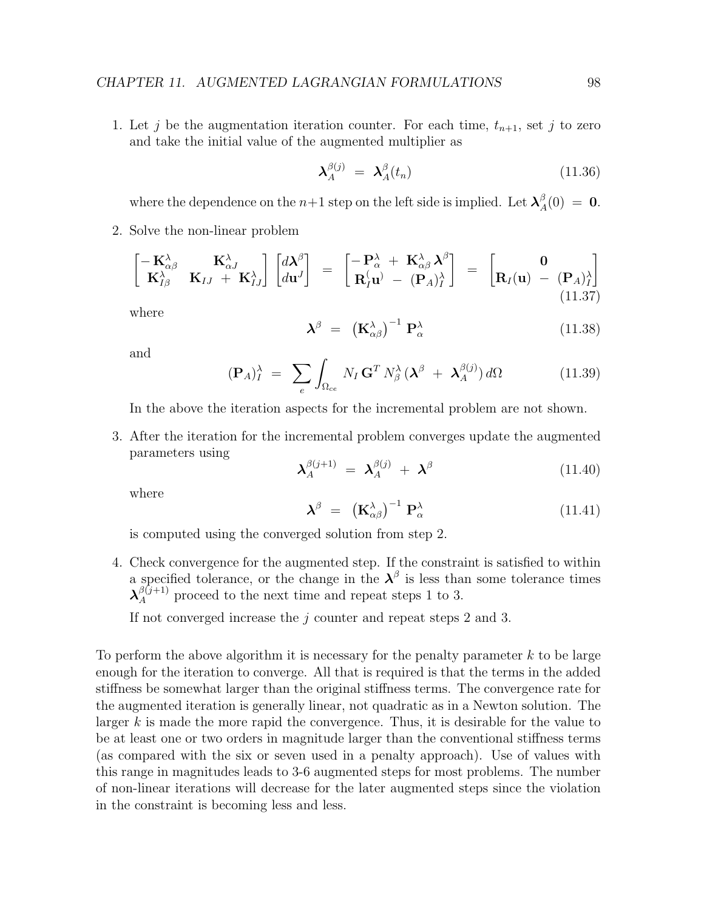1. Let $j$ be the augmentation iteration counter. For each time, $t_{n+1}$, set $j$ to zero and take the initial value of the augmented multiplier as

$$\boldsymbol{\lambda}_A^{\beta(j)} \;=\; \boldsymbol{\lambda}_A^{\beta}(t_n) \tag{11.36}$$

where the dependence on the $n{+}1$ step on the left side is implied. Let $\boldsymbol{\lambda}_A^{\beta}(0) \;=\; \mathbf{0}$.

2. Solve the non-linear problem

$$\begin{bmatrix} -\,\mathbf{K}_{\alpha\beta}^{\lambda} & \mathbf{K}_{\alpha J}^{\lambda} \\ \mathbf{K}_{I\beta}^{\lambda} & \mathbf{K}_{IJ} \;+\; \mathbf{K}_{IJ}^{\lambda} \end{bmatrix} \begin{bmatrix} d\boldsymbol{\lambda}^{\beta} \\ d\mathbf{u}^{J} \end{bmatrix} \;=\; \begin{bmatrix} -\,\mathbf{P}_{\alpha}^{\lambda} \;+\; \mathbf{K}_{\alpha\beta}^{\lambda}\,\boldsymbol{\lambda}^{\beta} \\ \mathbf{R}_I(\mathbf{u}) \;-\; (\mathbf{P}_A)_I^{\lambda} \end{bmatrix} \;=\; \begin{bmatrix} \mathbf{0} \\ \mathbf{R}_I(\mathbf{u}) \;-\; (\mathbf{P}_A)_I^{\lambda} \end{bmatrix} \tag{11.37}$$

where

$$\boldsymbol{\lambda}^{\beta} \;=\; \left(\mathbf{K}_{\alpha\beta}^{\lambda}\right)^{-1}\,\mathbf{P}_{\alpha}^{\lambda} \tag{11.38}$$

and

$$(\mathbf{P}_A)_I^{\lambda} \;=\; \sum_e \int_{\Omega_{ce}} N_I\,\mathbf{G}^T\,N_{\beta}^{\lambda}\,(\boldsymbol{\lambda}^{\beta} \;+\; \boldsymbol{\lambda}_A^{\beta(j)})\,d\Omega \tag{11.39}$$

In the above the iteration aspects for the incremental problem are not shown.

3. After the iteration for the incremental problem converges update the augmented parameters using

$$\boldsymbol{\lambda}_A^{\beta(j+1)} \;=\; \boldsymbol{\lambda}_A^{\beta(j)} \;+\; \boldsymbol{\lambda}^{\beta} \tag{11.40}$$

where

$$\boldsymbol{\lambda}^{\beta} \;=\; \left(\mathbf{K}_{\alpha\beta}^{\lambda}\right)^{-1}\,\mathbf{P}_{\alpha}^{\lambda} \tag{11.41}$$

is computed using the converged solution from step 2.

4. Check convergence for the augmented step. If the constraint is satisfied to within a specified tolerance, or the change in the $\boldsymbol{\lambda}^{\beta}$ is less than some tolerance times $\boldsymbol{\lambda}_A^{\beta(j+1)}$ proceed to the next time and repeat steps 1 to 3.

   If not converged increase the $j$ counter and repeat steps 2 and 3.

To perform the above algorithm it is necessary for the penalty parameter $k$ to be large enough for the iteration to converge. All that is required is that the terms in the added stiffness be somewhat larger than the original stiffness terms. The convergence rate for the augmented iteration is generally linear, not quadratic as in a Newton solution. The larger $k$ is made the more rapid the convergence. Thus, it is desirable for the value to be at least one or two orders in magnitude larger than the conventional stiffness terms (as compared with the six or seven used in a penalty approach). Use of values with this range in magnitudes leads to 3-6 augmented steps for most problems. The number of non-linear iterations will decrease for the later augmented steps since the violation in the constraint is becoming less and less.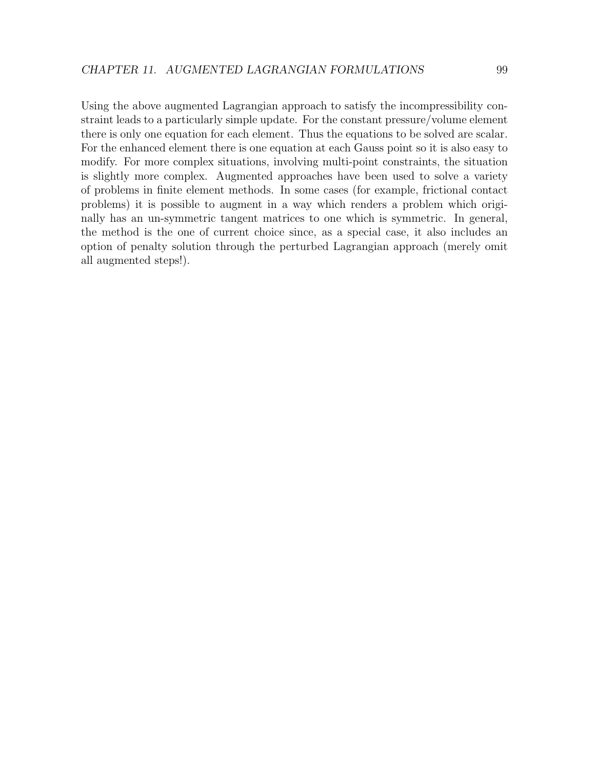Using the above augmented Lagrangian approach to satisfy the incompressibility constraint leads to a particularly simple update. For the constant pressure/volume element there is only one equation for each element. Thus the equations to be solved are scalar. For the enhanced element there is one equation at each Gauss point so it is also easy to modify. For more complex situations, involving multi-point constraints, the situation is slightly more complex. Augmented approaches have been used to solve a variety of problems in finite element methods. In some cases (for example, frictional contact problems) it is possible to augment in a way which renders a problem which originally has an un-symmetric tangent matrices to one which is symmetric. In general, the method is the one of current choice since, as a special case, it also includes an option of penalty solution through the perturbed Lagrangian approach (merely omit all augmented steps!).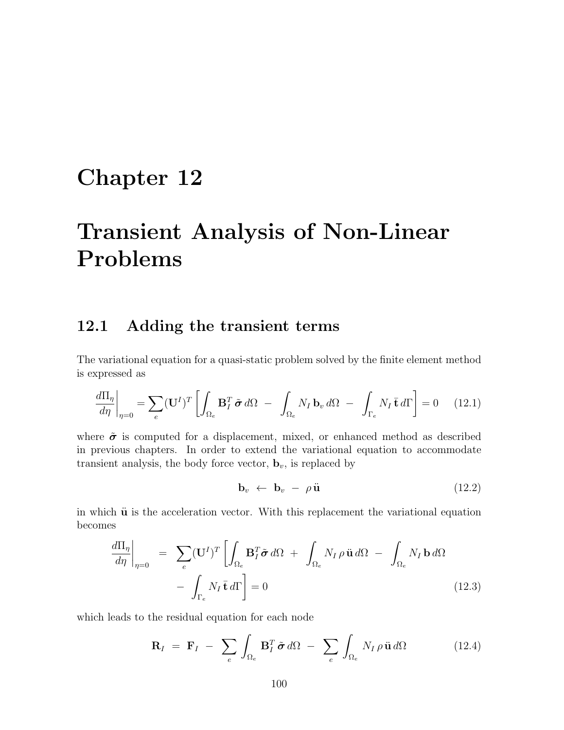# Chapter 12

# Transient Analysis of Non-Linear Problems

## 12.1 Adding the transient terms

The variational equation for a quasi-static problem solved by the finite element method is expressed as

$$\left.\frac{d\Pi_\eta}{d\eta}\right|_{\eta=0} = \sum_e (\mathbf{U}^I)^T \left[ \int_{\Omega_e} \mathbf{B}_I^T \, \tilde{\boldsymbol{\sigma}} \, d\Omega \; - \; \int_{\Omega_e} N_I \, \mathbf{b}_v \, d\Omega \; - \; \int_{\Gamma_e} N_I \, \bar{\mathbf{t}} \, d\Gamma \right] = 0 \tag{12.1}$$

where $\tilde{\boldsymbol{\sigma}}$ is computed for a displacement, mixed, or enhanced method as described in previous chapters. In order to extend the variational equation to accommodate transient analysis, the body force vector, $\mathbf{b}_v$, is replaced by

$$\mathbf{b}_v \; \leftarrow \; \mathbf{b}_v \; - \; \rho \, \ddot{\mathbf{u}} \tag{12.2}$$

in which $\ddot{\mathbf{u}}$ is the acceleration vector. With this replacement the variational equation becomes

$$\begin{aligned} \left.\frac{d\Pi_\eta}{d\eta}\right|_{\eta=0} \;=\; & \sum_e (\mathbf{U}^I)^T \left[ \int_{\Omega_e} \mathbf{B}_I^T \tilde{\boldsymbol{\sigma}} \, d\Omega \; + \; \int_{\Omega_e} N_I \, \rho \, \ddot{\mathbf{u}} \, d\Omega \; - \; \int_{\Omega_e} N_I \, \mathbf{b} \, d\Omega \right. \\ & \left. - \; \int_{\Gamma_e} N_I \, \bar{\mathbf{t}} \, d\Gamma \right] = 0 \end{aligned} \tag{12.3}$$

which leads to the residual equation for each node

$$\mathbf{R}_I \; = \; \mathbf{F}_I \; - \; \sum_e \int_{\Omega_e} \mathbf{B}_I^T \, \tilde{\boldsymbol{\sigma}} \, d\Omega \; - \; \sum_e \int_{\Omega_e} N_I \, \rho \, \ddot{\mathbf{u}} \, d\Omega \tag{12.4}$$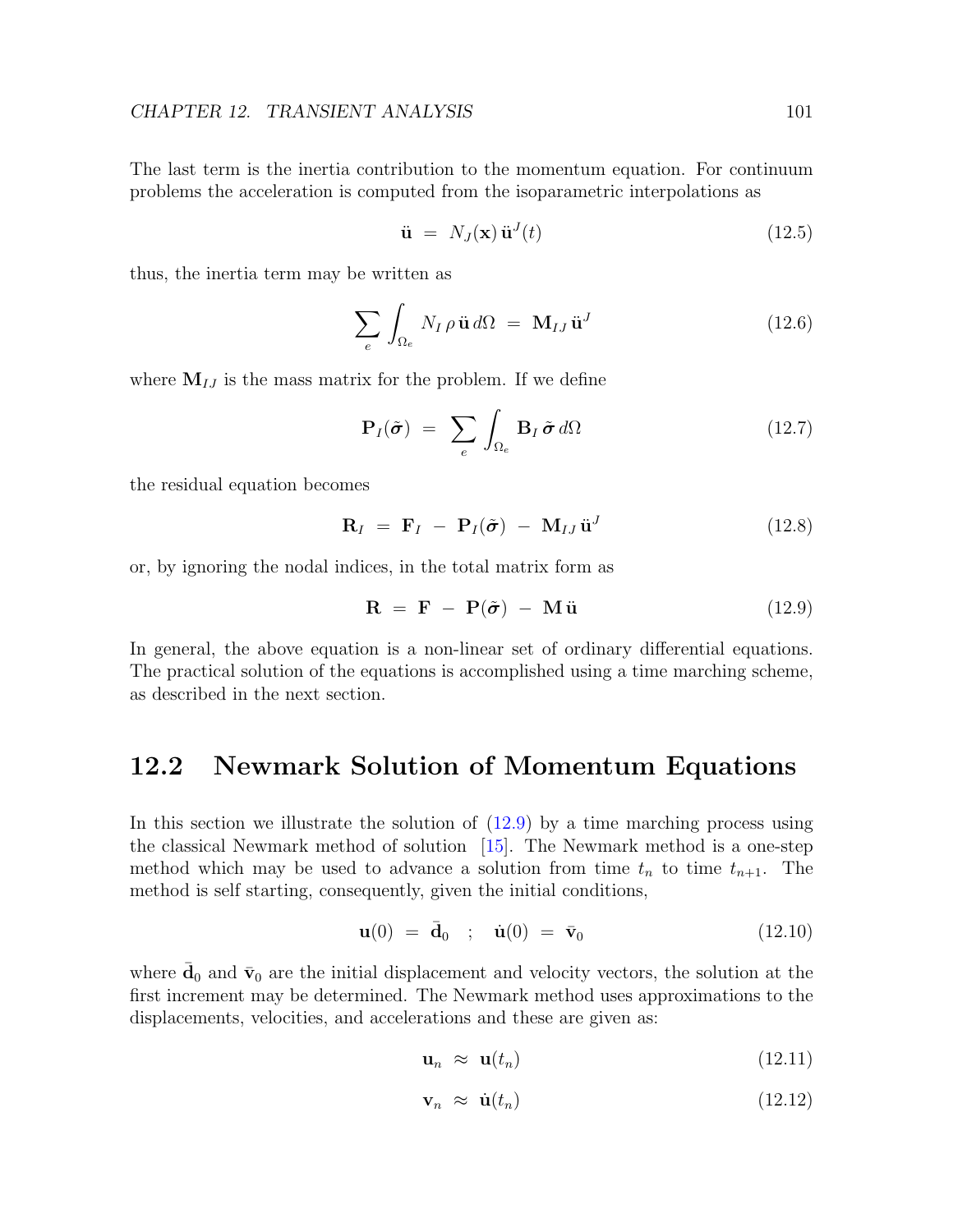The last term is the inertia contribution to the momentum equation. For continuum problems the acceleration is computed from the isoparametric interpolations as

$$\ddot{\mathbf{u}} \;=\; N_J(\mathbf{x})\,\ddot{\mathbf{u}}^J(t) \tag{12.5}$$

thus, the inertia term may be written as

$$\sum_e \int_{\Omega_e} N_I\,\rho\,\ddot{\mathbf{u}}\,d\Omega \;=\; \mathbf{M}_{IJ}\,\ddot{\mathbf{u}}^J \tag{12.6}$$

where $\mathbf{M}_{IJ}$ is the mass matrix for the problem. If we define

$$\mathbf{P}_I(\tilde{\boldsymbol{\sigma}}) \;=\; \sum_e \int_{\Omega_e} \mathbf{B}_I\,\tilde{\boldsymbol{\sigma}}\,d\Omega \tag{12.7}$$

the residual equation becomes

$$\mathbf{R}_I \;=\; \mathbf{F}_I \;-\; \mathbf{P}_I(\tilde{\boldsymbol{\sigma}}) \;-\; \mathbf{M}_{IJ}\,\ddot{\mathbf{u}}^J \tag{12.8}$$

or, by ignoring the nodal indices, in the total matrix form as

$$\mathbf{R} \;=\; \mathbf{F} \;-\; \mathbf{P}(\tilde{\boldsymbol{\sigma}}) \;-\; \mathbf{M}\,\ddot{\mathbf{u}} \tag{12.9}$$

In general, the above equation is a non-linear set of ordinary differential equations. The practical solution of the equations is accomplished using a time marching scheme, as described in the next section.

## 12.2 Newmark Solution of Momentum Equations

In this section we illustrate the solution of (12.9) by a time marching process using the classical Newmark method of solution [15]. The Newmark method is a one-step method which may be used to advance a solution from time $t_n$ to time $t_{n+1}$. The method is self starting, consequently, given the initial conditions,

$$\mathbf{u}(0) \;=\; \bar{\mathbf{d}}_0 \quad ; \quad \dot{\mathbf{u}}(0) \;=\; \bar{\mathbf{v}}_0 \tag{12.10}$$

where $\bar{\mathbf{d}}_0$ and $\bar{\mathbf{v}}_0$ are the initial displacement and velocity vectors, the solution at the first increment may be determined. The Newmark method uses approximations to the displacements, velocities, and accelerations and these are given as:

$$\mathbf{u}_n \;\approx\; \mathbf{u}(t_n) \tag{12.11}$$

$$\mathbf{v}_n \;\approx\; \dot{\mathbf{u}}(t_n) \tag{12.12}$$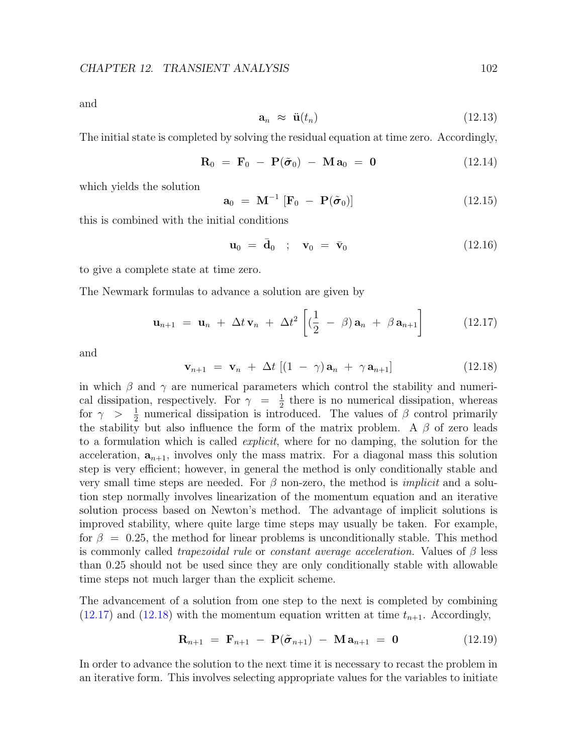and

$$\mathbf{a}_n \approx \ddot{\mathbf{u}}(t_n) \tag{12.13}$$

The initial state is completed by solving the residual equation at time zero. Accordingly,

$$\mathbf{R}_0 = \mathbf{F}_0 - \mathbf{P}(\tilde{\boldsymbol{\sigma}}_0) - \mathbf{M}\,\mathbf{a}_0 = \mathbf{0} \tag{12.14}$$

which yields the solution

$$\mathbf{a}_0 = \mathbf{M}^{-1}\left[\mathbf{F}_0 - \mathbf{P}(\tilde{\boldsymbol{\sigma}}_0)\right] \tag{12.15}$$

this is combined with the initial conditions

$$\mathbf{u}_0 = \bar{\mathbf{d}}_0 \quad ; \quad \mathbf{v}_0 = \bar{\mathbf{v}}_0 \tag{12.16}$$

to give a complete state at time zero.

The Newmark formulas to advance a solution are given by

$$\mathbf{u}_{n+1} = \mathbf{u}_n + \Delta t\,\mathbf{v}_n + \Delta t^2\left[(\frac{1}{2} - \beta)\,\mathbf{a}_n + \beta\,\mathbf{a}_{n+1}\right] \tag{12.17}$$

and

$$\mathbf{v}_{n+1} = \mathbf{v}_n + \Delta t\left[(1 - \gamma)\,\mathbf{a}_n + \gamma\,\mathbf{a}_{n+1}\right] \tag{12.18}$$

in which $\beta$ and $\gamma$ are numerical parameters which control the stability and numerical dissipation, respectively. For $\gamma = \frac{1}{2}$ there is no numerical dissipation, whereas for $\gamma > \frac{1}{2}$ numerical dissipation is introduced. The values of $\beta$ control primarily the stability but also influence the form of the matrix problem. A $\beta$ of zero leads to a formulation which is called *explicit*, where for no damping, the solution for the acceleration, $\mathbf{a}_{n+1}$, involves only the mass matrix. For a diagonal mass this solution step is very efficient; however, in general the method is only conditionally stable and very small time steps are needed. For $\beta$ non-zero, the method is *implicit* and a solution step normally involves linearization of the momentum equation and an iterative solution process based on Newton's method. The advantage of implicit solutions is improved stability, where quite large time steps may usually be taken. For example, for $\beta = 0.25$, the method for linear problems is unconditionally stable. This method is commonly called *trapezoidal rule* or *constant average acceleration*. Values of $\beta$ less than 0.25 should not be used since they are only conditionally stable with allowable time steps not much larger than the explicit scheme.

The advancement of a solution from one step to the next is completed by combining (12.17) and (12.18) with the momentum equation written at time $t_{n+1}$. Accordingly,

$$\mathbf{R}_{n+1} = \mathbf{F}_{n+1} - \mathbf{P}(\tilde{\boldsymbol{\sigma}}_{n+1}) - \mathbf{M}\,\mathbf{a}_{n+1} = \mathbf{0} \tag{12.19}$$

In order to advance the solution to the next time it is necessary to recast the problem in an iterative form. This involves selecting appropriate values for the variables to initiate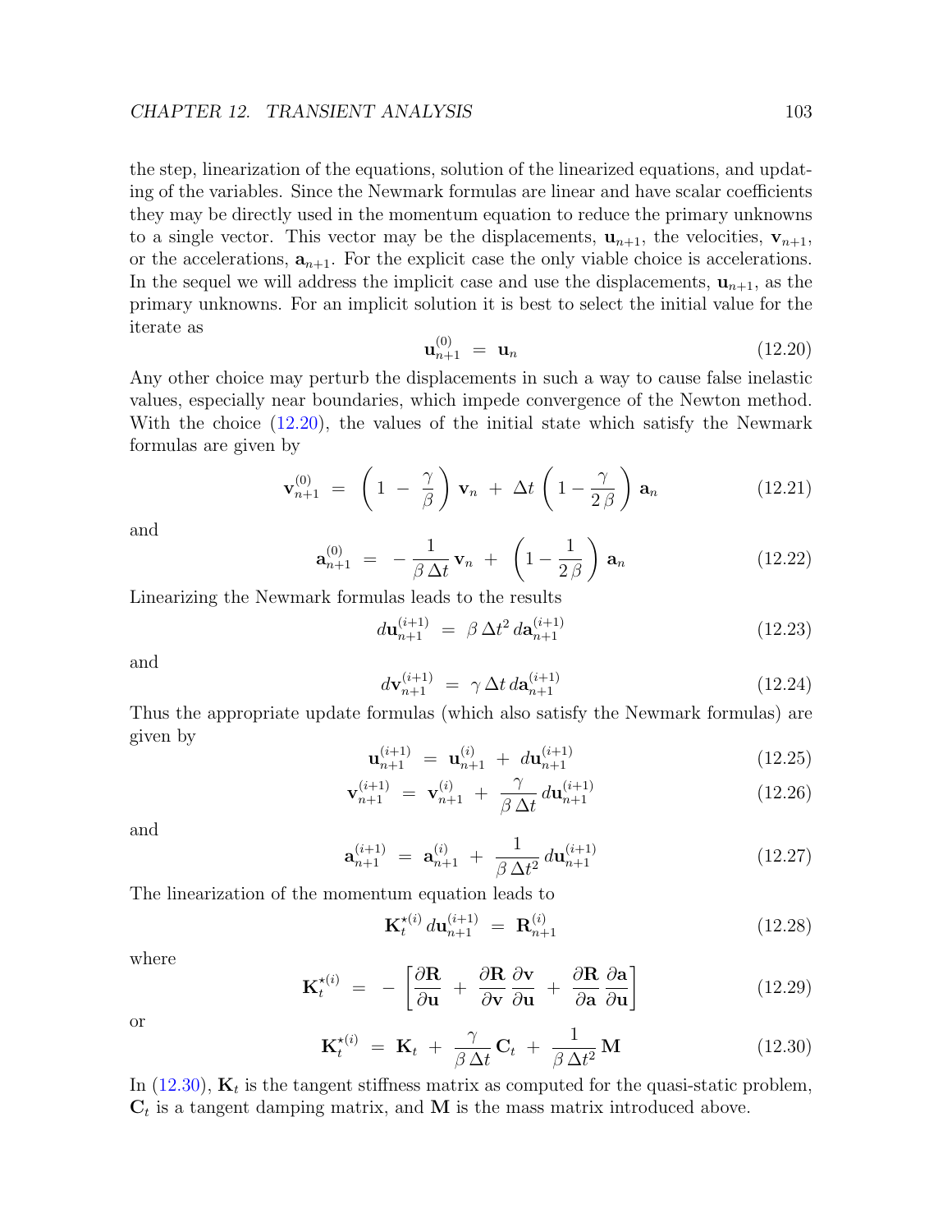the step, linearization of the equations, solution of the linearized equations, and updating of the variables. Since the Newmark formulas are linear and have scalar coefficients they may be directly used in the momentum equation to reduce the primary unknowns to a single vector. This vector may be the displacements, $\mathbf{u}_{n+1}$, the velocities, $\mathbf{v}_{n+1}$, or the accelerations, $\mathbf{a}_{n+1}$. For the explicit case the only viable choice is accelerations. In the sequel we will address the implicit case and use the displacements, $\mathbf{u}_{n+1}$, as the primary unknowns. For an implicit solution it is best to select the initial value for the iterate as

$$\mathbf{u}_{n+1}^{(0)} \;=\; \mathbf{u}_n \tag{12.20}$$

Any other choice may perturb the displacements in such a way to cause false inelastic values, especially near boundaries, which impede convergence of the Newton method. With the choice (12.20), the values of the initial state which satisfy the Newmark formulas are given by

$$\mathbf{v}_{n+1}^{(0)} \;=\; \left(1 \;-\; \frac{\gamma}{\beta}\right)\mathbf{v}_n \;+\; \Delta t\left(1 - \frac{\gamma}{2\,\beta}\right)\mathbf{a}_n \tag{12.21}$$

and

$$\mathbf{a}_{n+1}^{(0)} \;=\; -\,\frac{1}{\beta\,\Delta t}\,\mathbf{v}_n \;+\; \left(1 - \frac{1}{2\,\beta}\right)\mathbf{a}_n \tag{12.22}$$

Linearizing the Newmark formulas leads to the results

$$d\mathbf{u}_{n+1}^{(i+1)} \;=\; \beta\,\Delta t^2\,d\mathbf{a}_{n+1}^{(i+1)} \tag{12.23}$$

and

$$d\mathbf{v}_{n+1}^{(i+1)} \;=\; \gamma\,\Delta t\,d\mathbf{a}_{n+1}^{(i+1)} \tag{12.24}$$

Thus the appropriate update formulas (which also satisfy the Newmark formulas) are given by

$$\mathbf{u}_{n+1}^{(i+1)} \;=\; \mathbf{u}_{n+1}^{(i)} \;+\; d\mathbf{u}_{n+1}^{(i+1)} \tag{12.25}$$

$$\mathbf{v}_{n+1}^{(i+1)} \;=\; \mathbf{v}_{n+1}^{(i)} \;+\; \frac{\gamma}{\beta\,\Delta t}\,d\mathbf{u}_{n+1}^{(i+1)} \tag{12.26}$$

and

$$\mathbf{a}_{n+1}^{(i+1)} \;=\; \mathbf{a}_{n+1}^{(i)} \;+\; \frac{1}{\beta\,\Delta t^2}\,d\mathbf{u}_{n+1}^{(i+1)} \tag{12.27}$$

The linearization of the momentum equation leads to

$$\mathbf{K}_t^{\star(i)}\,d\mathbf{u}_{n+1}^{(i+1)} \;=\; \mathbf{R}_{n+1}^{(i)} \tag{12.28}$$

where

$$\mathbf{K}_t^{\star(i)} \;=\; -\left[\frac{\partial \mathbf{R}}{\partial \mathbf{u}} \;+\; \frac{\partial \mathbf{R}}{\partial \mathbf{v}}\,\frac{\partial \mathbf{v}}{\partial \mathbf{u}} \;+\; \frac{\partial \mathbf{R}}{\partial \mathbf{a}}\,\frac{\partial \mathbf{a}}{\partial \mathbf{u}}\right] \tag{12.29}$$

or

$$\mathbf{K}_t^{\star(i)} \;=\; \mathbf{K}_t \;+\; \frac{\gamma}{\beta\,\Delta t}\,\mathbf{C}_t \;+\; \frac{1}{\beta\,\Delta t^2}\,\mathbf{M} \tag{12.30}$$

In (12.30), $\mathbf{K}_t$ is the tangent stiffness matrix as computed for the quasi-static problem, $\mathbf{C}_t$ is a tangent damping matrix, and $\mathbf{M}$ is the mass matrix introduced above.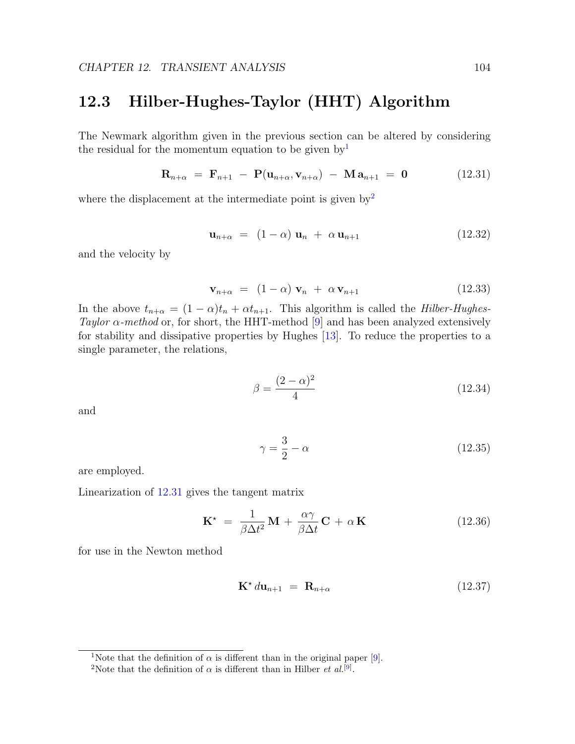## 12.3 Hilber-Hughes-Taylor (HHT) Algorithm

The Newmark algorithm given in the previous section can be altered by considering the residual for the momentum equation to be given by[1]

$$\mathbf{R}_{n+\alpha} \;=\; \mathbf{F}_{n+1} \;-\; \mathbf{P}(\mathbf{u}_{n+\alpha}, \mathbf{v}_{n+\alpha}) \;-\; \mathbf{M}\,\mathbf{a}_{n+1} \;=\; \mathbf{0} \tag{12.31}$$

where the displacement at the intermediate point is given by[2]

$$\mathbf{u}_{n+\alpha} \;=\; (1-\alpha)\;\mathbf{u}_n \;+\; \alpha\,\mathbf{u}_{n+1} \tag{12.32}$$

and the velocity by

$$\mathbf{v}_{n+\alpha} \;=\; (1-\alpha)\;\mathbf{v}_n \;+\; \alpha\,\mathbf{v}_{n+1} \tag{12.33}$$

In the above $t_{n+\alpha} = (1-\alpha)t_n + \alpha t_{n+1}$. This algorithm is called the *Hilber-Hughes-Taylor $\alpha$-method* or, for short, the HHT-method [9] and has been analyzed extensively for stability and dissipative properties by Hughes [13]. To reduce the properties to a single parameter, the relations,

$$\beta = \frac{(2-\alpha)^2}{4} \tag{12.34}$$

and

$$\gamma = \frac{3}{2} - \alpha \tag{12.35}$$

are employed.

Linearization of 12.31 gives the tangent matrix

$$\mathbf{K}^{\star} \;=\; \frac{1}{\beta \Delta t^2}\,\mathbf{M} \;+\; \frac{\alpha\gamma}{\beta\Delta t}\,\mathbf{C} \;+\; \alpha\,\mathbf{K} \tag{12.36}$$

for use in the Newton method

$$\mathbf{K}^{\star}\,d\mathbf{u}_{n+1} \;=\; \mathbf{R}_{n+\alpha} \tag{12.37}$$

---

[1] Note that the definition of $\alpha$ is different than in the original paper [9].

[2] Note that the definition of $\alpha$ is different than in Hilber *et al.*[9].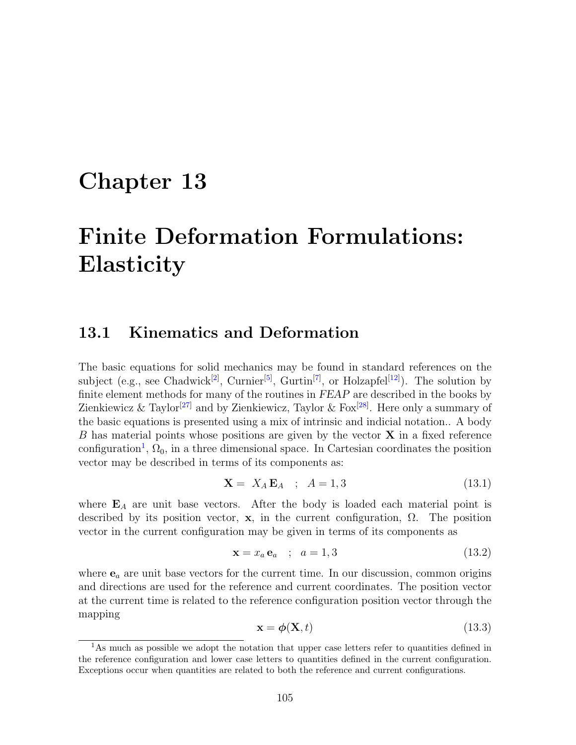# Chapter 13

# Finite Deformation Formulations: Elasticity

## 13.1 Kinematics and Deformation

The basic equations for solid mechanics may be found in standard references on the subject (e.g., see Chadwick[2], Curnier[5], Gurtin[7], or Holzapfel[12]). The solution by finite element methods for many of the routines in *FEAP* are described in the books by Zienkiewicz & Taylor[27] and by Zienkiewicz, Taylor & Fox[28]. Here only a summary of the basic equations is presented using a mix of intrinsic and indicial notation.. A body $B$ has material points whose positions are given by the vector $\mathbf{X}$ in a fixed reference configuration[1], $\Omega_0$, in a three dimensional space. In Cartesian coordinates the position vector may be described in terms of its components as:

$$\mathbf{X} = X_A \, \mathbf{E}_A \quad ; \quad A = 1, 3 \tag{13.1}$$

where $\mathbf{E}_A$ are unit base vectors. After the body is loaded each material point is described by its position vector, $\mathbf{x}$, in the current configuration, $\Omega$. The position vector in the current configuration may be given in terms of its components as

$$\mathbf{x} = x_a \, \mathbf{e}_a \quad ; \quad a = 1, 3 \tag{13.2}$$

where $\mathbf{e}_a$ are unit base vectors for the current time. In our discussion, common origins and directions are used for the reference and current coordinates. The position vector at the current time is related to the reference configuration position vector through the mapping

$$\mathbf{x} = \boldsymbol{\phi}(\mathbf{X}, t) \tag{13.3}$$

[1] As much as possible we adopt the notation that upper case letters refer to quantities defined in the reference configuration and lower case letters to quantities defined in the current configuration. Exceptions occur when quantities are related to both the reference and current configurations.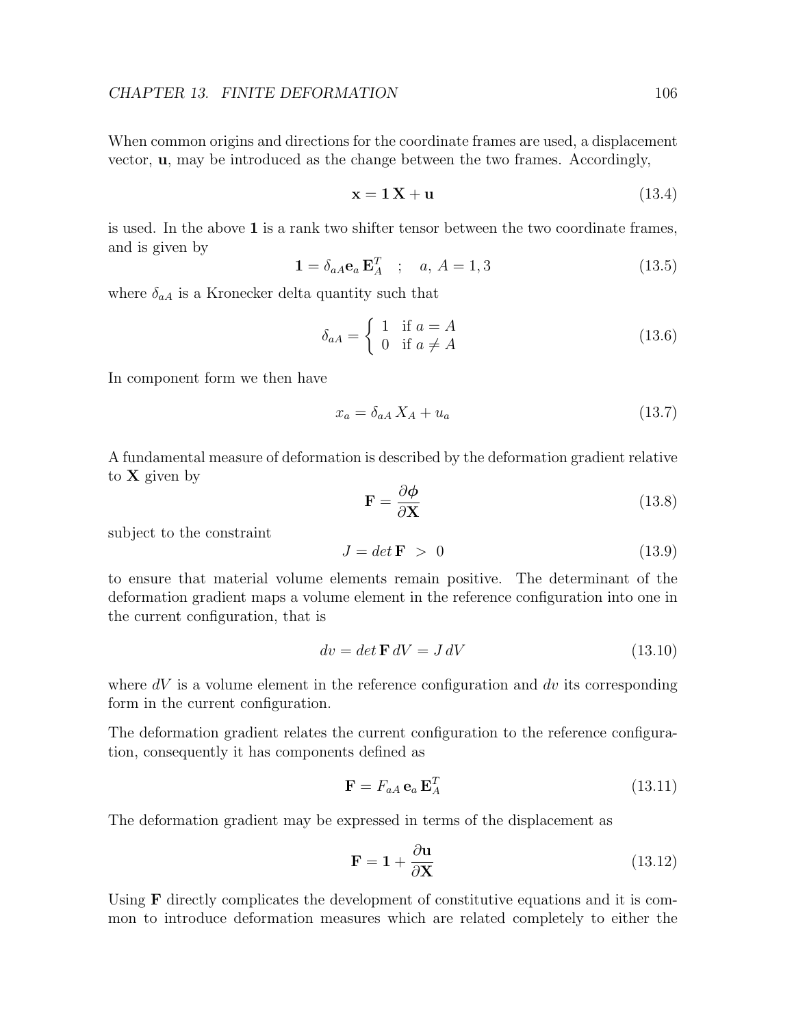When common origins and directions for the coordinate frames are used, a displacement vector, $\mathbf{u}$, may be introduced as the change between the two frames. Accordingly,

$$\mathbf{x} = \mathbf{1}\,\mathbf{X} + \mathbf{u} \tag{13.4}$$

is used. In the above $\mathbf{1}$ is a rank two shifter tensor between the two coordinate frames, and is given by

$$\mathbf{1} = \delta_{aA}\mathbf{e}_a\,\mathbf{E}_A^T \quad ; \quad a,\ A = 1,3 \tag{13.5}$$

where $\delta_{aA}$ is a Kronecker delta quantity such that

$$\delta_{aA} = \begin{cases} 1 & \text{if } a = A \\ 0 & \text{if } a \neq A \end{cases} \tag{13.6}$$

In component form we then have

$$x_a = \delta_{aA}\,X_A + u_a \tag{13.7}$$

A fundamental measure of deformation is described by the deformation gradient relative to $\mathbf{X}$ given by

$$\mathbf{F} = \frac{\partial \boldsymbol{\phi}}{\partial \mathbf{X}} \tag{13.8}$$

subject to the constraint

$$J = det\,\mathbf{F} \ > \ 0 \tag{13.9}$$

to ensure that material volume elements remain positive. The determinant of the deformation gradient maps a volume element in the reference configuration into one in the current configuration, that is

$$dv = det\,\mathbf{F}\,dV = J\,dV \tag{13.10}$$

where $dV$ is a volume element in the reference configuration and $dv$ its corresponding form in the current configuration.

The deformation gradient relates the current configuration to the reference configuration, consequently it has components defined as

$$\mathbf{F} = F_{aA}\,\mathbf{e}_a\,\mathbf{E}_A^T \tag{13.11}$$

The deformation gradient may be expressed in terms of the displacement as

$$\mathbf{F} = \mathbf{1} + \frac{\partial \mathbf{u}}{\partial \mathbf{X}} \tag{13.12}$$

Using $\mathbf{F}$ directly complicates the development of constitutive equations and it is common to introduce deformation measures which are related completely to either the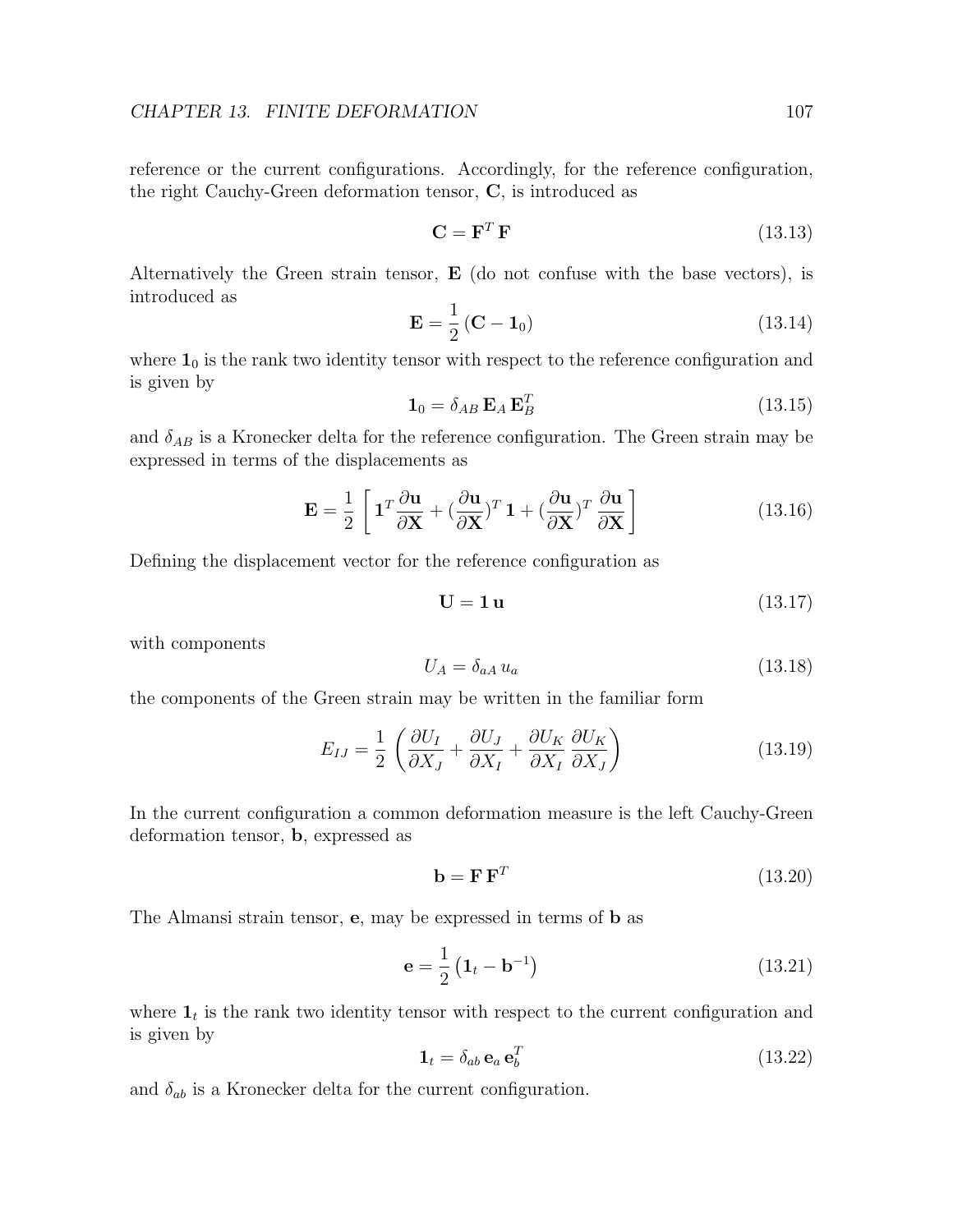reference or the current configurations. Accordingly, for the reference configuration, the right Cauchy-Green deformation tensor, $\mathbf{C}$, is introduced as

$$\mathbf{C} = \mathbf{F}^T \mathbf{F} \tag{13.13}$$

Alternatively the Green strain tensor, $\mathbf{E}$ (do not confuse with the base vectors), is introduced as

$$\mathbf{E} = \frac{1}{2} \left( \mathbf{C} - \mathbf{1}_0 \right) \tag{13.14}$$

where $\mathbf{1}_0$ is the rank two identity tensor with respect to the reference configuration and is given by

$$\mathbf{1}_0 = \delta_{AB} \, \mathbf{E}_A \, \mathbf{E}_B^T \tag{13.15}$$

and $\delta_{AB}$ is a Kronecker delta for the reference configuration. The Green strain may be expressed in terms of the displacements as

$$\mathbf{E} = \frac{1}{2} \left[ \mathbf{1}^T \frac{\partial \mathbf{u}}{\partial \mathbf{X}} + (\frac{\partial \mathbf{u}}{\partial \mathbf{X}})^T \, \mathbf{1} + (\frac{\partial \mathbf{u}}{\partial \mathbf{X}})^T \, \frac{\partial \mathbf{u}}{\partial \mathbf{X}} \right] \tag{13.16}$$

Defining the displacement vector for the reference configuration as

$$\mathbf{U} = \mathbf{1} \, \mathbf{u} \tag{13.17}$$

with components

$$U_A = \delta_{aA} \, u_a \tag{13.18}$$

the components of the Green strain may be written in the familiar form

$$E_{IJ} = \frac{1}{2} \left( \frac{\partial U_I}{\partial X_J} + \frac{\partial U_J}{\partial X_I} + \frac{\partial U_K}{\partial X_I} \, \frac{\partial U_K}{\partial X_J} \right) \tag{13.19}$$

In the current configuration a common deformation measure is the left Cauchy-Green deformation tensor, $\mathbf{b}$, expressed as

$$\mathbf{b} = \mathbf{F} \, \mathbf{F}^T \tag{13.20}$$

The Almansi strain tensor, $\mathbf{e}$, may be expressed in terms of $\mathbf{b}$ as

$$\mathbf{e} = \frac{1}{2} \left( \mathbf{1}_t - \mathbf{b}^{-1} \right) \tag{13.21}$$

where $\mathbf{1}_t$ is the rank two identity tensor with respect to the current configuration and is given by

$$\mathbf{1}_t = \delta_{ab} \, \mathbf{e}_a \, \mathbf{e}_b^T \tag{13.22}$$

and $\delta_{ab}$ is a Kronecker delta for the current configuration.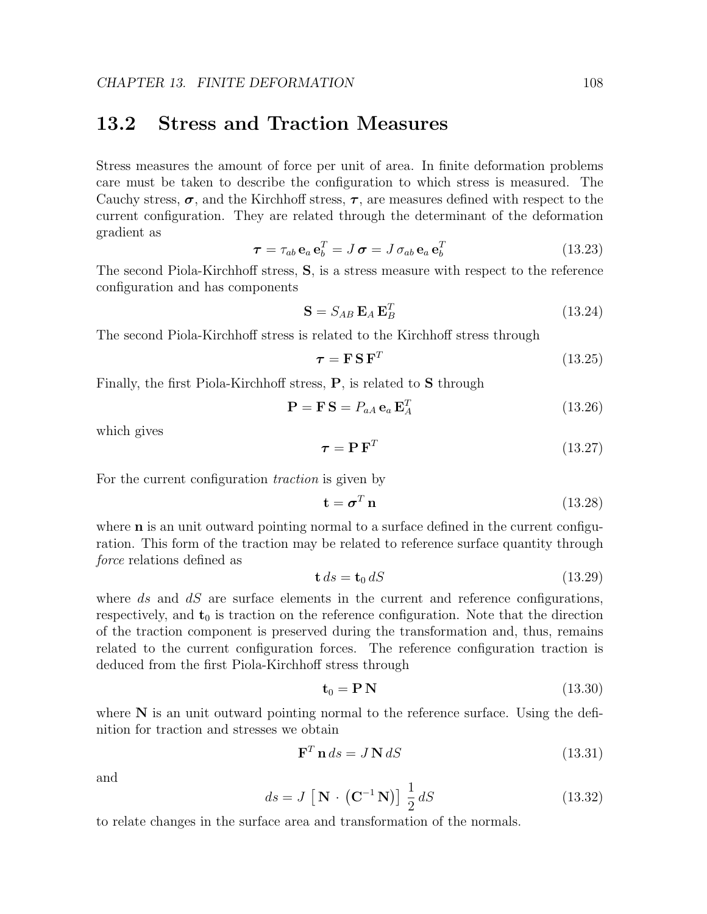## 13.2 Stress and Traction Measures

Stress measures the amount of force per unit of area. In finite deformation problems care must be taken to describe the configuration to which stress is measured. The Cauchy stress, $\boldsymbol{\sigma}$, and the Kirchhoff stress, $\boldsymbol{\tau}$, are measures defined with respect to the current configuration. They are related through the determinant of the deformation gradient as

$$\boldsymbol{\tau} = \tau_{ab}\,\mathbf{e}_a\,\mathbf{e}_b^T = J\,\boldsymbol{\sigma} = J\,\sigma_{ab}\,\mathbf{e}_a\,\mathbf{e}_b^T \tag{13.23}$$

The second Piola-Kirchhoff stress, $\mathbf{S}$, is a stress measure with respect to the reference configuration and has components

$$\mathbf{S} = S_{AB}\,\mathbf{E}_A\,\mathbf{E}_B^T \tag{13.24}$$

The second Piola-Kirchhoff stress is related to the Kirchhoff stress through

$$\boldsymbol{\tau} = \mathbf{F}\,\mathbf{S}\,\mathbf{F}^T \tag{13.25}$$

Finally, the first Piola-Kirchhoff stress, $\mathbf{P}$, is related to $\mathbf{S}$ through

$$\mathbf{P} = \mathbf{F}\,\mathbf{S} = P_{aA}\,\mathbf{e}_a\,\mathbf{E}_A^T \tag{13.26}$$

which gives

$$\boldsymbol{\tau} = \mathbf{P}\,\mathbf{F}^T \tag{13.27}$$

For the current configuration *traction* is given by

$$\mathbf{t} = \boldsymbol{\sigma}^T\,\mathbf{n} \tag{13.28}$$

where $\mathbf{n}$ is an unit outward pointing normal to a surface defined in the current configuration. This form of the traction may be related to reference surface quantity through *force* relations defined as

$$\mathbf{t}\,ds = \mathbf{t}_0\,dS \tag{13.29}$$

where $ds$ and $dS$ are surface elements in the current and reference configurations, respectively, and $\mathbf{t}_0$ is traction on the reference configuration. Note that the direction of the traction component is preserved during the transformation and, thus, remains related to the current configuration forces. The reference configuration traction is deduced from the first Piola-Kirchhoff stress through

$$\mathbf{t}_0 = \mathbf{P}\,\mathbf{N} \tag{13.30}$$

where $\mathbf{N}$ is an unit outward pointing normal to the reference surface. Using the definition for traction and stresses we obtain

$$\mathbf{F}^T\,\mathbf{n}\,ds = J\,\mathbf{N}\,dS \tag{13.31}$$

and

$$ds = J\,\left[\,\mathbf{N}\,\cdot\,\left(\mathbf{C}^{-1}\,\mathbf{N}\right)\right]\,\frac{1}{2}\,dS \tag{13.32}$$

to relate changes in the surface area and transformation of the normals.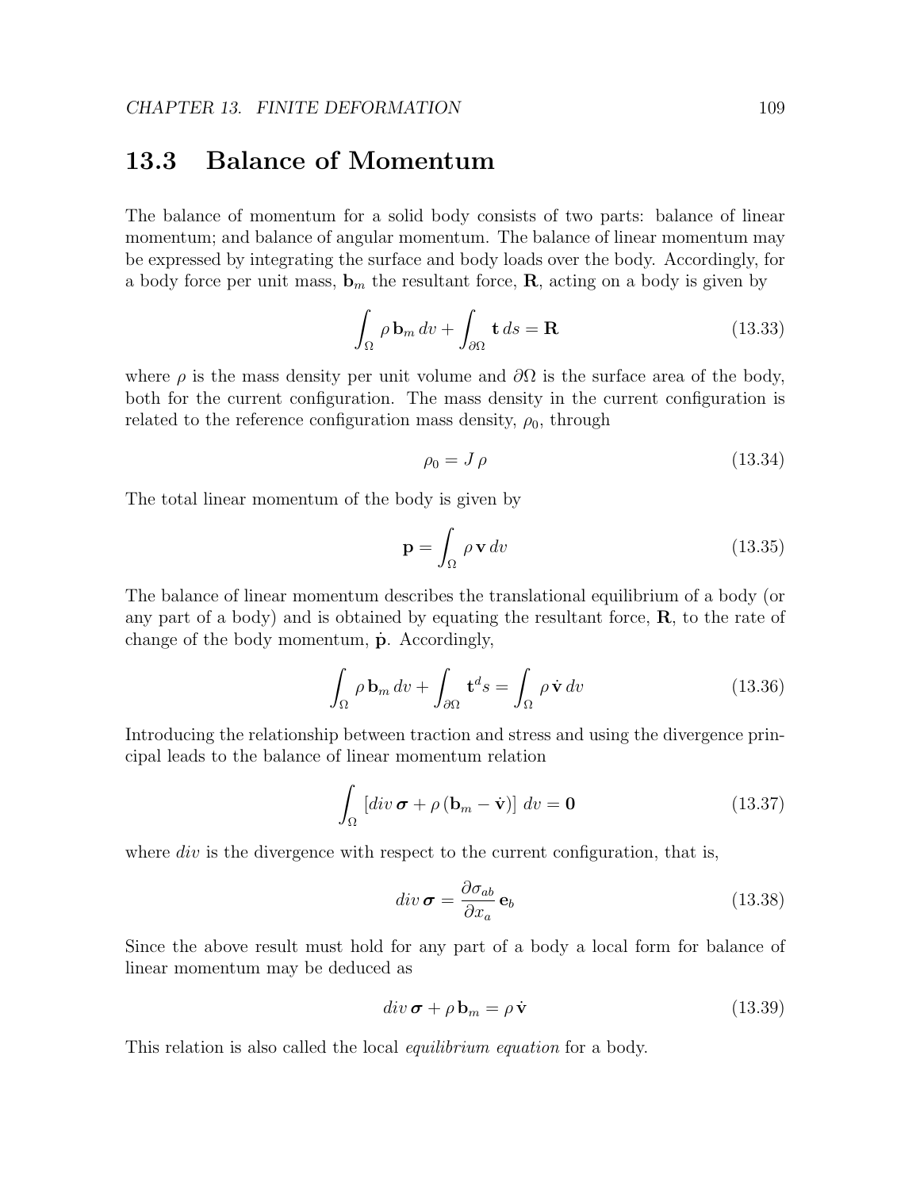## 13.3 Balance of Momentum

The balance of momentum for a solid body consists of two parts: balance of linear momentum; and balance of angular momentum. The balance of linear momentum may be expressed by integrating the surface and body loads over the body. Accordingly, for a body force per unit mass, $\mathbf{b}_m$ the resultant force, $\mathbf{R}$, acting on a body is given by

$$\int_{\Omega} \rho \, \mathbf{b}_m \, dv + \int_{\partial\Omega} \mathbf{t} \, ds = \mathbf{R} \tag{13.33}$$

where $\rho$ is the mass density per unit volume and $\partial\Omega$ is the surface area of the body, both for the current configuration. The mass density in the current configuration is related to the reference configuration mass density, $\rho_0$, through

$$\rho_0 = J \, \rho \tag{13.34}$$

The total linear momentum of the body is given by

$$\mathbf{p} = \int_{\Omega} \rho \, \mathbf{v} \, dv \tag{13.35}$$

The balance of linear momentum describes the translational equilibrium of a body (or any part of a body) and is obtained by equating the resultant force, $\mathbf{R}$, to the rate of change of the body momentum, $\dot{\mathbf{p}}$. Accordingly,

$$\int_{\Omega} \rho \, \mathbf{b}_m \, dv + \int_{\partial\Omega} \mathbf{t}^d s = \int_{\Omega} \rho \, \dot{\mathbf{v}} \, dv \tag{13.36}$$

Introducing the relationship between traction and stress and using the divergence principal leads to the balance of linear momentum relation

$$\int_{\Omega} \left[ div \, \boldsymbol{\sigma} + \rho \left( \mathbf{b}_m - \dot{\mathbf{v}} \right) \right] \, dv = \mathbf{0} \tag{13.37}$$

where *div* is the divergence with respect to the current configuration, that is,

$$div \, \boldsymbol{\sigma} = \frac{\partial \sigma_{ab}}{\partial x_a} \, \mathbf{e}_b \tag{13.38}$$

Since the above result must hold for any part of a body a local form for balance of linear momentum may be deduced as

$$div \, \boldsymbol{\sigma} + \rho \, \mathbf{b}_m = \rho \, \dot{\mathbf{v}} \tag{13.39}$$

This relation is also called the local *equilibrium equation* for a body.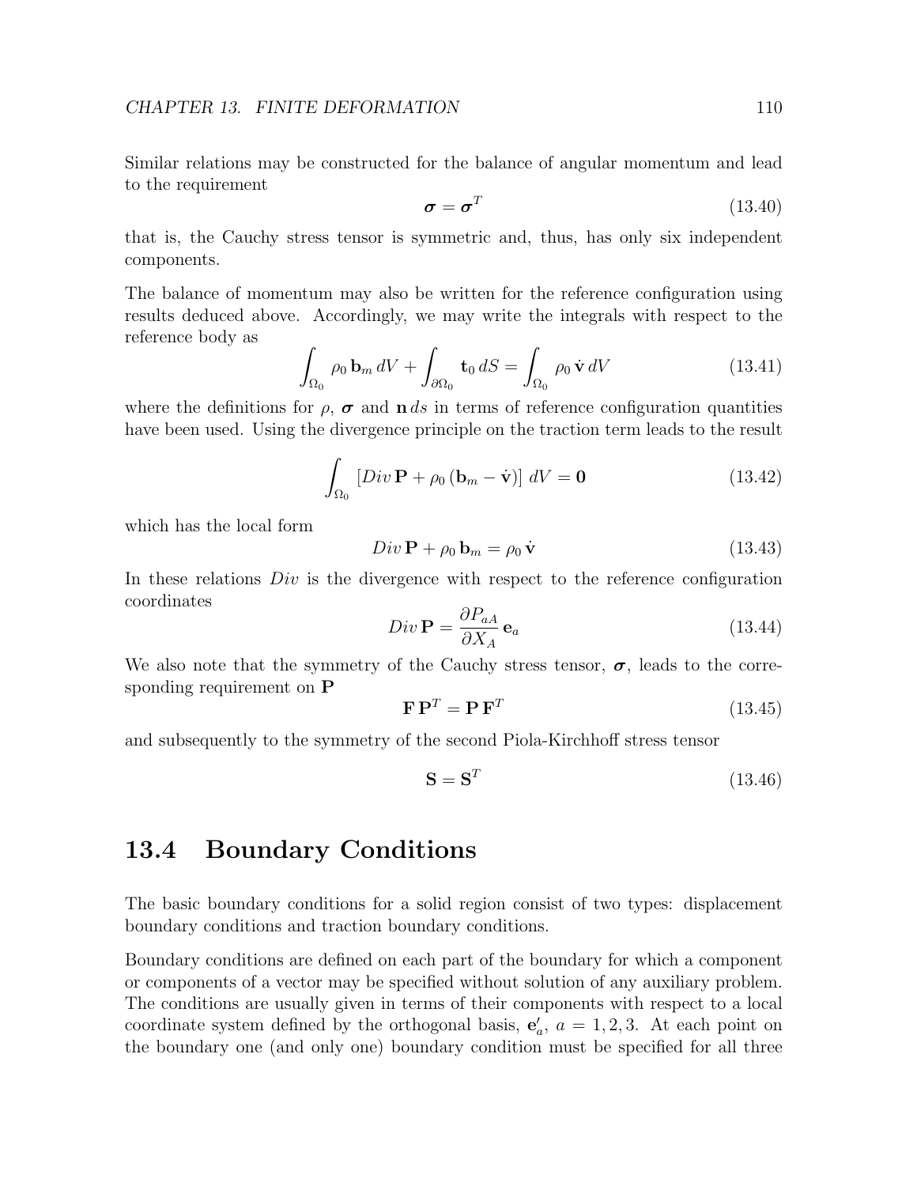Similar relations may be constructed for the balance of angular momentum and lead to the requirement

$$\boldsymbol{\sigma} = \boldsymbol{\sigma}^T \tag{13.40}$$

that is, the Cauchy stress tensor is symmetric and, thus, has only six independent components.

The balance of momentum may also be written for the reference configuration using results deduced above. Accordingly, we may write the integrals with respect to the reference body as

$$\int_{\Omega_0} \rho_0 \, \mathbf{b}_m \, dV + \int_{\partial\Omega_0} \mathbf{t}_0 \, dS = \int_{\Omega_0} \rho_0 \, \dot{\mathbf{v}} \, dV \tag{13.41}$$

where the definitions for $\rho$, $\boldsymbol{\sigma}$ and $\mathbf{n} \, ds$ in terms of reference configuration quantities have been used. Using the divergence principle on the traction term leads to the result

$$\int_{\Omega_0} \left[ Div \, \mathbf{P} + \rho_0 \left( \mathbf{b}_m - \dot{\mathbf{v}} \right) \right] \, dV = \mathbf{0} \tag{13.42}$$

which has the local form

$$Div \, \mathbf{P} + \rho_0 \, \mathbf{b}_m = \rho_0 \, \dot{\mathbf{v}} \tag{13.43}$$

In these relations $Div$ is the divergence with respect to the reference configuration coordinates

$$Div \, \mathbf{P} = \frac{\partial P_{aA}}{\partial X_A} \, \mathbf{e}_a \tag{13.44}$$

We also note that the symmetry of the Cauchy stress tensor, $\boldsymbol{\sigma}$, leads to the corresponding requirement on $\mathbf{P}$

$$\mathbf{F} \, \mathbf{P}^T = \mathbf{P} \, \mathbf{F}^T \tag{13.45}$$

and subsequently to the symmetry of the second Piola-Kirchhoff stress tensor

$$\mathbf{S} = \mathbf{S}^T \tag{13.46}$$

## 13.4 Boundary Conditions

The basic boundary conditions for a solid region consist of two types: displacement boundary conditions and traction boundary conditions.

Boundary conditions are defined on each part of the boundary for which a component or components of a vector may be specified without solution of any auxiliary problem. The conditions are usually given in terms of their components with respect to a local coordinate system defined by the orthogonal basis, $\mathbf{e}'_a$, $a = 1, 2, 3$. At each point on the boundary one (and only one) boundary condition must be specified for all three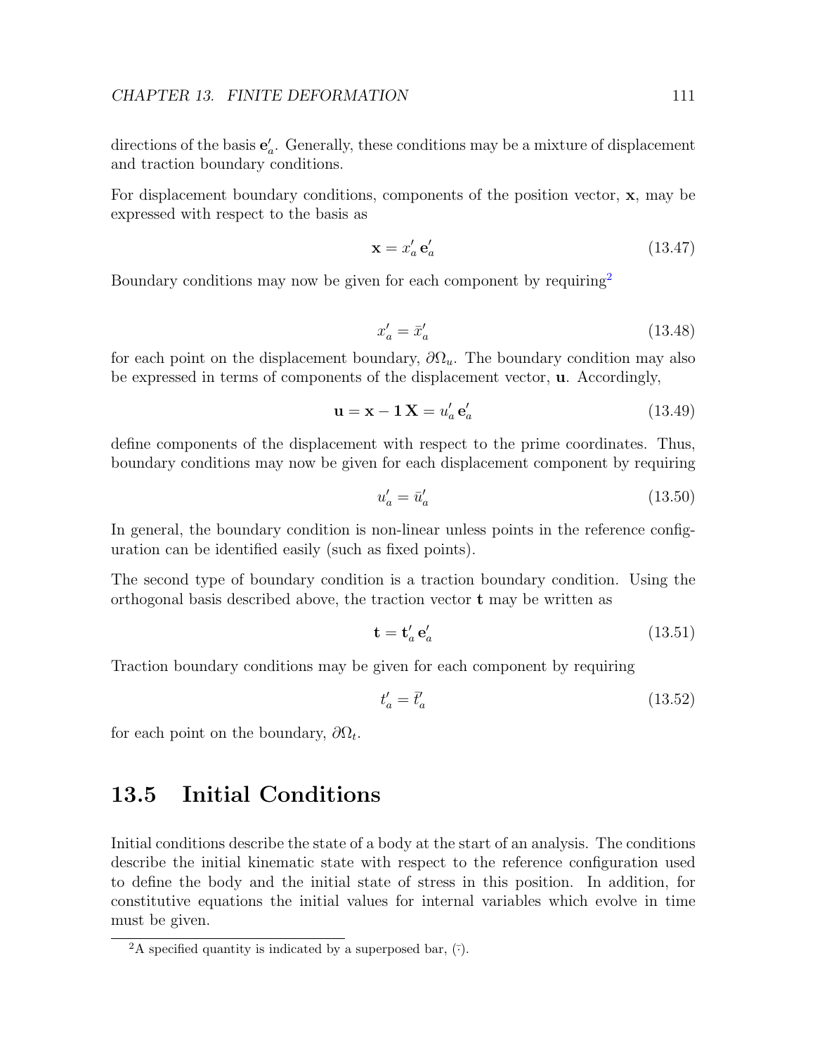directions of the basis $\mathbf{e}'_a$. Generally, these conditions may be a mixture of displacement and traction boundary conditions.

For displacement boundary conditions, components of the position vector, $\mathbf{x}$, may be expressed with respect to the basis as

$$\mathbf{x} = x'_a \, \mathbf{e}'_a \tag{13.47}$$

Boundary conditions may now be given for each component by requiring[2]

$$x'_a = \bar{x}'_a \tag{13.48}$$

for each point on the displacement boundary, $\partial\Omega_u$. The boundary condition may also be expressed in terms of components of the displacement vector, $\mathbf{u}$. Accordingly,

$$\mathbf{u} = \mathbf{x} - \mathbf{1}\,\mathbf{X} = u'_a \, \mathbf{e}'_a \tag{13.49}$$

define components of the displacement with respect to the prime coordinates. Thus, boundary conditions may now be given for each displacement component by requiring

$$u'_a = \bar{u}'_a \tag{13.50}$$

In general, the boundary condition is non-linear unless points in the reference configuration can be identified easily (such as fixed points).

The second type of boundary condition is a traction boundary condition. Using the orthogonal basis described above, the traction vector $\mathbf{t}$ may be written as

$$\mathbf{t} = \mathbf{t}'_a \, \mathbf{e}'_a \tag{13.51}$$

Traction boundary conditions may be given for each component by requiring

$$t'_a = \bar{t}'_a \tag{13.52}$$

for each point on the boundary, $\partial\Omega_t$.

## 13.5 Initial Conditions

Initial conditions describe the state of a body at the start of an analysis. The conditions describe the initial kinematic state with respect to the reference configuration used to define the body and the initial state of stress in this position. In addition, for constitutive equations the initial values for internal variables which evolve in time must be given.

---

[2] A specified quantity is indicated by a superposed bar, $(\bar{\cdot})$.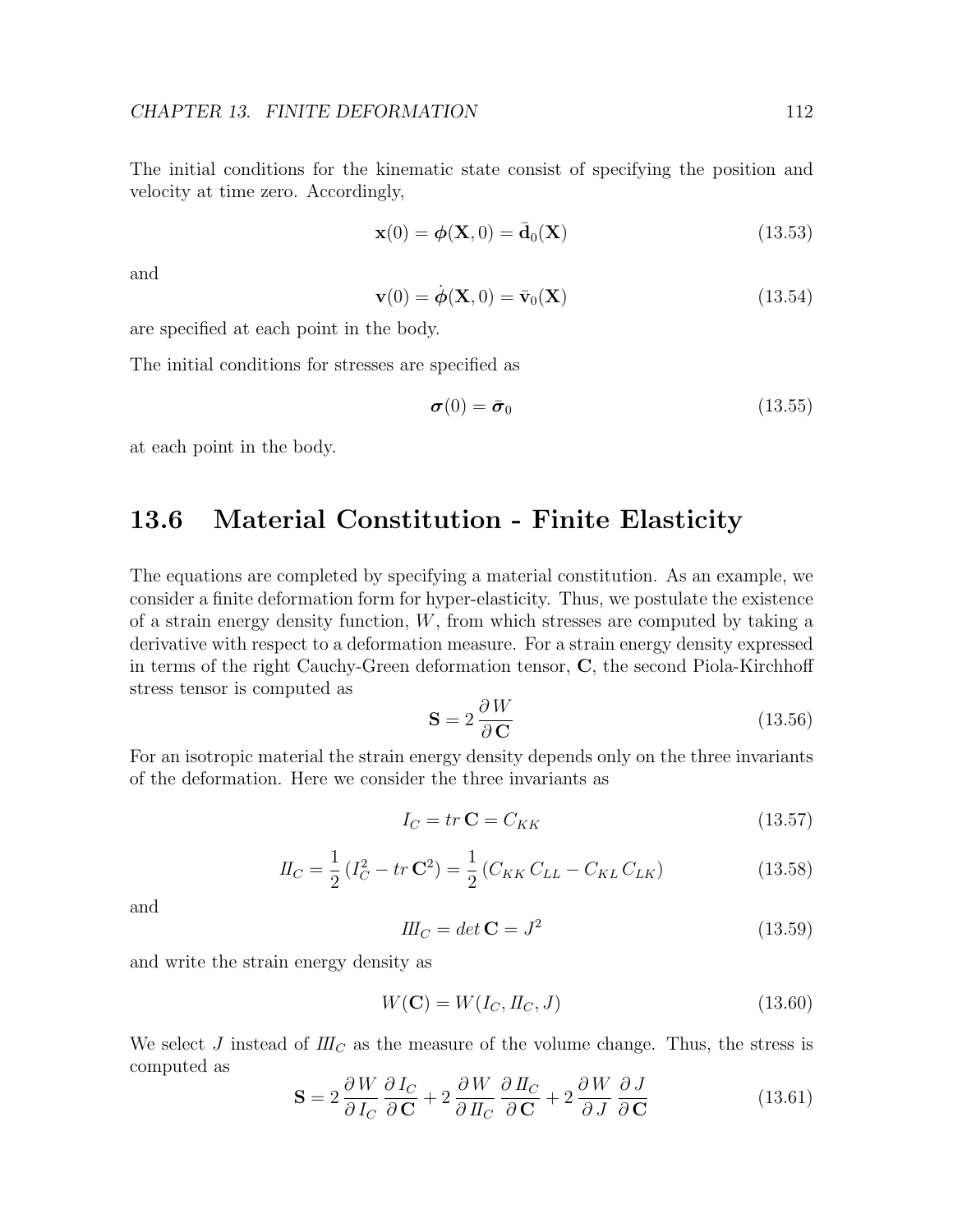The initial conditions for the kinematic state consist of specifying the position and velocity at time zero. Accordingly,

$$\mathbf{x}(0) = \boldsymbol{\phi}(\mathbf{X}, 0) = \bar{\mathbf{d}}_0(\mathbf{X}) \tag{13.53}$$

and

$$\mathbf{v}(0) = \dot{\boldsymbol{\phi}}(\mathbf{X}, 0) = \bar{\mathbf{v}}_0(\mathbf{X}) \tag{13.54}$$

are specified at each point in the body.

The initial conditions for stresses are specified as

$$\boldsymbol{\sigma}(0) = \bar{\boldsymbol{\sigma}}_0 \tag{13.55}$$

at each point in the body.

## 13.6 Material Constitution - Finite Elasticity

The equations are completed by specifying a material constitution. As an example, we consider a finite deformation form for hyper-elasticity. Thus, we postulate the existence of a strain energy density function, $W$, from which stresses are computed by taking a derivative with respect to a deformation measure. For a strain energy density expressed in terms of the right Cauchy-Green deformation tensor, $\mathbf{C}$, the second Piola-Kirchhoff stress tensor is computed as

$$\mathbf{S} = 2\,\frac{\partial W}{\partial \mathbf{C}} \tag{13.56}$$

For an isotropic material the strain energy density depends only on the three invariants of the deformation. Here we consider the three invariants as

$$I_C = tr\,\mathbf{C} = C_{KK} \tag{13.57}$$

$$I\!I_C = \frac{1}{2}\,(I_C^2 - tr\,\mathbf{C}^2) = \frac{1}{2}\,(C_{KK}\,C_{LL} - C_{KL}\,C_{LK}) \tag{13.58}$$

and

$$I\!I\!I_C = det\,\mathbf{C} = J^2 \tag{13.59}$$

and write the strain energy density as

$$W(\mathbf{C}) = W(I_C, I\!I_C, J) \tag{13.60}$$

We select $J$ instead of $I\!I\!I_C$ as the measure of the volume change. Thus, the stress is computed as

$$\mathbf{S} = 2\,\frac{\partial W}{\partial I_C}\,\frac{\partial I_C}{\partial \mathbf{C}} + 2\,\frac{\partial W}{\partial I\!I_C}\,\frac{\partial I\!I_C}{\partial \mathbf{C}} + 2\,\frac{\partial W}{\partial J}\,\frac{\partial J}{\partial \mathbf{C}} \tag{13.61}$$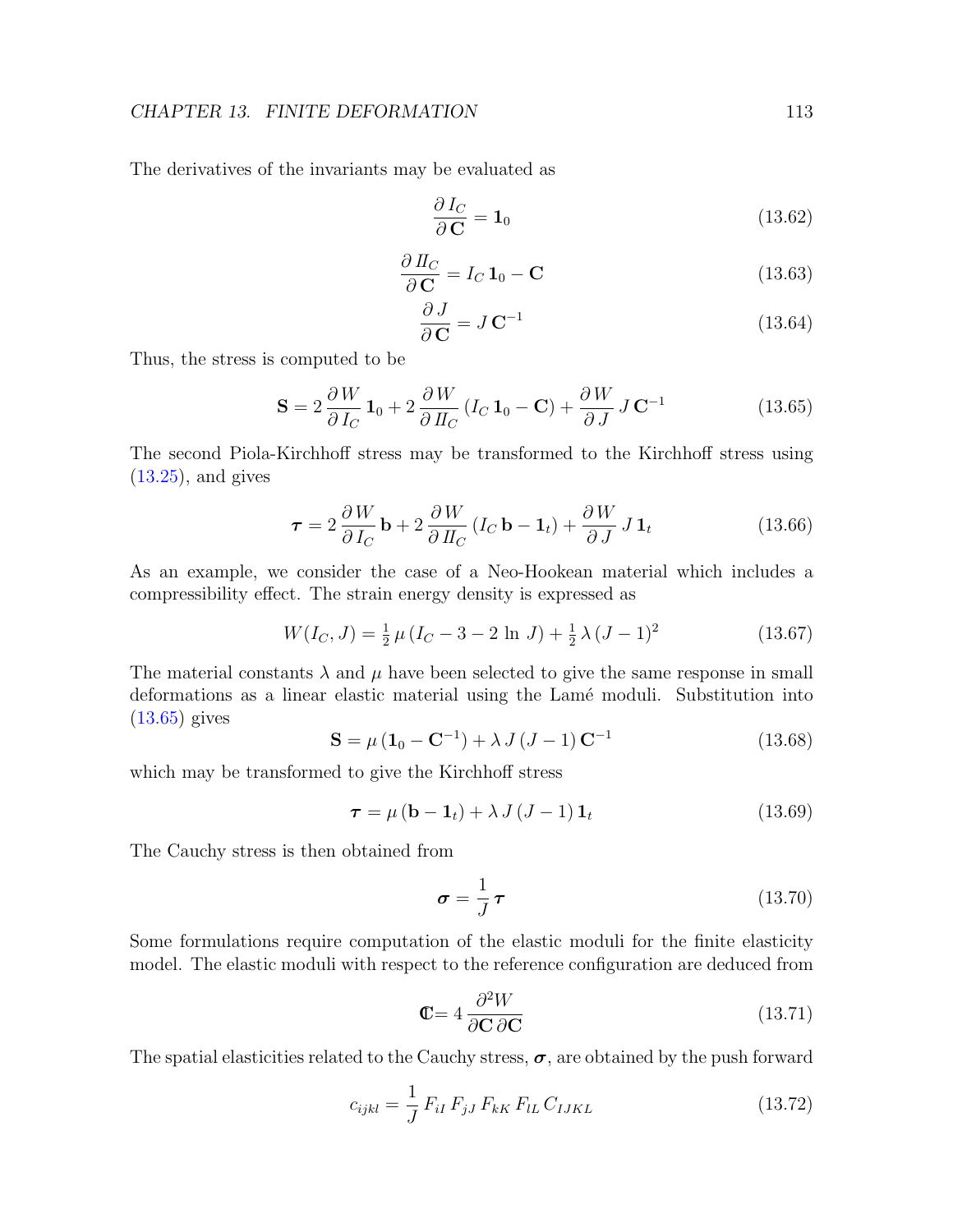The derivatives of the invariants may be evaluated as

$$\frac{\partial I_C}{\partial \mathbf{C}} = \mathbf{1}_0 \tag{13.62}$$

$$\frac{\partial II_C}{\partial \mathbf{C}} = I_C \, \mathbf{1}_0 - \mathbf{C} \tag{13.63}$$

$$\frac{\partial J}{\partial \mathbf{C}} = J \, \mathbf{C}^{-1} \tag{13.64}$$

Thus, the stress is computed to be

$$\mathbf{S} = 2 \, \frac{\partial W}{\partial I_C} \, \mathbf{1}_0 + 2 \, \frac{\partial W}{\partial II_C} \, (I_C \, \mathbf{1}_0 - \mathbf{C}) + \frac{\partial W}{\partial J} \, J \, \mathbf{C}^{-1} \tag{13.65}$$

The second Piola-Kirchhoff stress may be transformed to the Kirchhoff stress using (13.25), and gives

$$\boldsymbol{\tau} = 2 \, \frac{\partial W}{\partial I_C} \, \mathbf{b} + 2 \, \frac{\partial W}{\partial II_C} \, (I_C \, \mathbf{b} - \mathbf{1}_t) + \frac{\partial W}{\partial J} \, J \, \mathbf{1}_t \tag{13.66}$$

As an example, we consider the case of a Neo-Hookean material which includes a compressibility effect. The strain energy density is expressed as

$$W(I_C, J) = \tfrac{1}{2} \, \mu \, (I_C - 3 - 2 \, \ln \, J) + \tfrac{1}{2} \, \lambda \, (J - 1)^2 \tag{13.67}$$

The material constants $\lambda$ and $\mu$ have been selected to give the same response in small deformations as a linear elastic material using the Lamé moduli. Substitution into (13.65) gives

$$\mathbf{S} = \mu \, (\mathbf{1}_0 - \mathbf{C}^{-1}) + \lambda \, J \, (J - 1) \, \mathbf{C}^{-1} \tag{13.68}$$

which may be transformed to give the Kirchhoff stress

$$\boldsymbol{\tau} = \mu \, (\mathbf{b} - \mathbf{1}_t) + \lambda \, J \, (J - 1) \, \mathbf{1}_t \tag{13.69}$$

The Cauchy stress is then obtained from

$$\boldsymbol{\sigma} = \frac{1}{J} \, \boldsymbol{\tau} \tag{13.70}$$

Some formulations require computation of the elastic moduli for the finite elasticity model. The elastic moduli with respect to the reference configuration are deduced from

$$\mathbb{C} = 4 \, \frac{\partial^2 W}{\partial \mathbf{C} \, \partial \mathbf{C}} \tag{13.71}$$

The spatial elasticities related to the Cauchy stress, $\boldsymbol{\sigma}$, are obtained by the push forward

$$c_{ijkl} = \frac{1}{J} \, F_{iI} \, F_{jJ} \, F_{kK} \, F_{lL} \, C_{IJKL} \tag{13.72}$$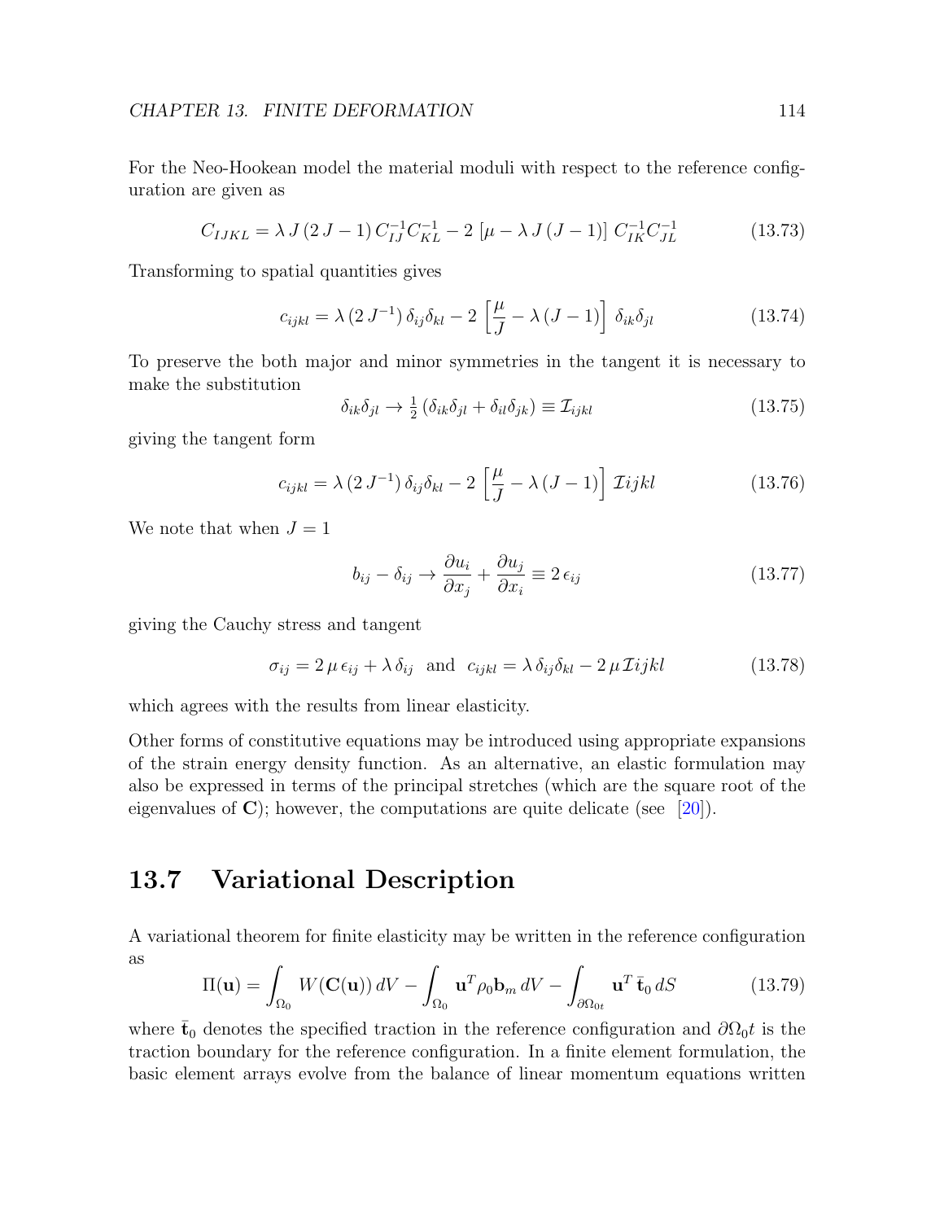For the Neo-Hookean model the material moduli with respect to the reference configuration are given as

$$C_{IJKL} = \lambda \, J \, (2 \, J - 1) \, C^{-1}_{IJ} C^{-1}_{KL} - 2 \, [\mu - \lambda \, J \, (J - 1)] \; C^{-1}_{IK} C^{-1}_{JL} \tag{13.73}$$

Transforming to spatial quantities gives

$$c_{ijkl} = \lambda \, (2 \, J^{-1}) \, \delta_{ij} \delta_{kl} - 2 \, \left[ \frac{\mu}{J} - \lambda \, (J - 1) \right] \; \delta_{ik} \delta_{jl} \tag{13.74}$$

To preserve the both major and minor symmetries in the tangent it is necessary to make the substitution

$$\delta_{ik} \delta_{jl} \rightarrow \tfrac{1}{2} \, (\delta_{ik} \delta_{jl} + \delta_{il} \delta_{jk}) \equiv \mathcal{I}_{ijkl} \tag{13.75}$$

giving the tangent form

$$c_{ijkl} = \lambda \, (2 \, J^{-1}) \, \delta_{ij} \delta_{kl} - 2 \, \left[ \frac{\mu}{J} - \lambda \, (J - 1) \right] \; \mathcal{I} ijkl \tag{13.76}$$

We note that when $J = 1$

$$b_{ij} - \delta_{ij} \rightarrow \frac{\partial u_i}{\partial x_j} + \frac{\partial u_j}{\partial x_i} \equiv 2 \, \epsilon_{ij} \tag{13.77}$$

giving the Cauchy stress and tangent

$$\sigma_{ij} = 2 \, \mu \, \epsilon_{ij} + \lambda \, \delta_{ij} \quad \text{and} \quad c_{ijkl} = \lambda \, \delta_{ij} \delta_{kl} - 2 \, \mu \, \mathcal{I} ijkl \tag{13.78}$$

which agrees with the results from linear elasticity.

Other forms of constitutive equations may be introduced using appropriate expansions of the strain energy density function. As an alternative, an elastic formulation may also be expressed in terms of the principal stretches (which are the square root of the eigenvalues of $\mathbf{C}$); however, the computations are quite delicate (see [20]).

## 13.7 Variational Description

A variational theorem for finite elasticity may be written in the reference configuration as

$$\Pi(\mathbf{u}) = \int_{\Omega_0} W(\mathbf{C}(\mathbf{u})) \, dV - \int_{\Omega_0} \mathbf{u}^T \rho_0 \mathbf{b}_m \, dV - \int_{\partial \Omega_{0t}} \mathbf{u}^T \, \bar{\mathbf{t}}_0 \, dS \tag{13.79}$$

where $\bar{\mathbf{t}}_0$ denotes the specified traction in the reference configuration and $\partial \Omega_0 t$ is the traction boundary for the reference configuration. In a finite element formulation, the basic element arrays evolve from the balance of linear momentum equations written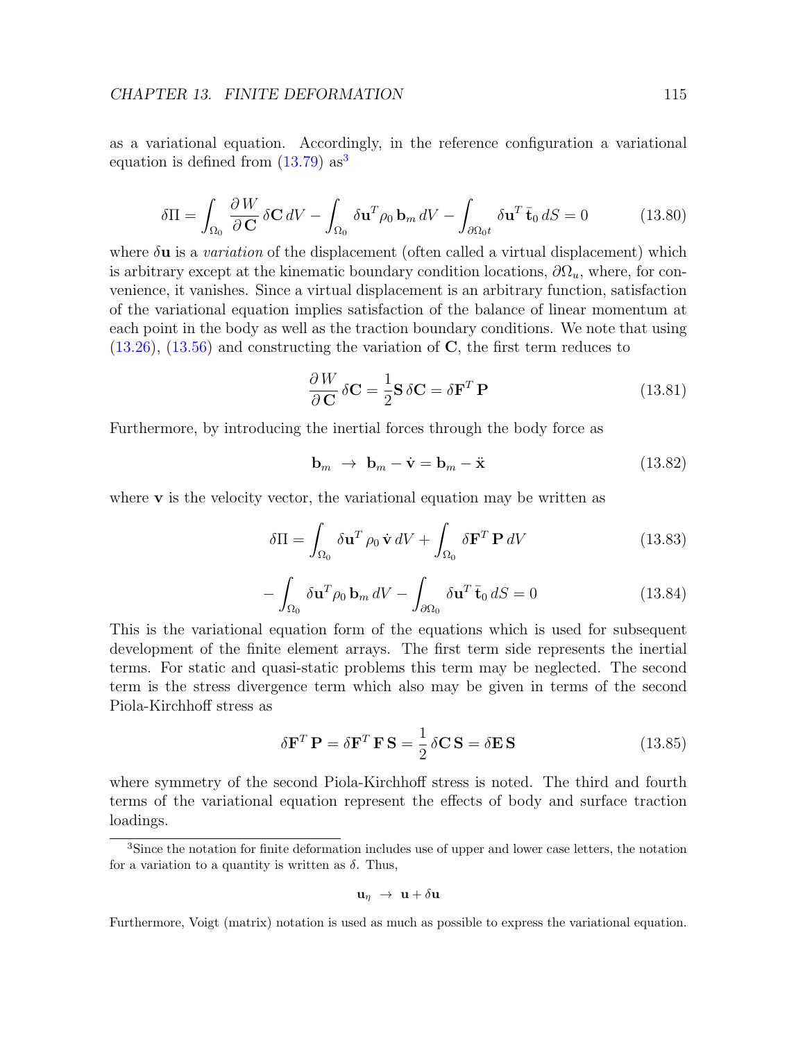as a variational equation. Accordingly, in the reference configuration a variational equation is defined from (13.79) as[3]

$$\delta\Pi = \int_{\Omega_0} \frac{\partial W}{\partial \mathbf{C}}\, \delta\mathbf{C}\, dV - \int_{\Omega_0} \delta\mathbf{u}^T \rho_0\, \mathbf{b}_m\, dV - \int_{\partial\Omega_0 t} \delta\mathbf{u}^T\, \bar{\mathbf{t}}_0\, dS = 0 \tag{13.80}$$

where $\delta\mathbf{u}$ is a *variation* of the displacement (often called a virtual displacement) which is arbitrary except at the kinematic boundary condition locations, $\partial\Omega_u$, where, for convenience, it vanishes. Since a virtual displacement is an arbitrary function, satisfaction of the variational equation implies satisfaction of the balance of linear momentum at each point in the body as well as the traction boundary conditions. We note that using (13.26), (13.56) and constructing the variation of $\mathbf{C}$, the first term reduces to

$$\frac{\partial W}{\partial \mathbf{C}}\, \delta\mathbf{C} = \frac{1}{2}\mathbf{S}\, \delta\mathbf{C} = \delta\mathbf{F}^T\, \mathbf{P} \tag{13.81}$$

Furthermore, by introducing the inertial forces through the body force as

$$\mathbf{b}_m \;\rightarrow\; \mathbf{b}_m - \dot{\mathbf{v}} = \mathbf{b}_m - \ddot{\mathbf{x}} \tag{13.82}$$

where $\mathbf{v}$ is the velocity vector, the variational equation may be written as

$$\delta\Pi = \int_{\Omega_0} \delta\mathbf{u}^T\, \rho_0\, \dot{\mathbf{v}}\, dV + \int_{\Omega_0} \delta\mathbf{F}^T\, \mathbf{P}\, dV \tag{13.83}$$

$$- \int_{\Omega_0} \delta\mathbf{u}^T \rho_0\, \mathbf{b}_m\, dV - \int_{\partial\Omega_0} \delta\mathbf{u}^T\, \bar{\mathbf{t}}_0\, dS = 0 \tag{13.84}$$

This is the variational equation form of the equations which is used for subsequent development of the finite element arrays. The first term side represents the inertial terms. For static and quasi-static problems this term may be neglected. The second term is the stress divergence term which also may be given in terms of the second Piola-Kirchhoff stress as

$$\delta\mathbf{F}^T\, \mathbf{P} = \delta\mathbf{F}^T\, \mathbf{F}\, \mathbf{S} = \frac{1}{2}\, \delta\mathbf{C}\, \mathbf{S} = \delta\mathbf{E}\, \mathbf{S} \tag{13.85}$$

where symmetry of the second Piola-Kirchhoff stress is noted. The third and fourth terms of the variational equation represent the effects of body and surface traction loadings.

---

[3] Since the notation for finite deformation includes use of upper and lower case letters, the notation for a variation to a quantity is written as $\delta$. Thus,

$$\mathbf{u}_\eta \;\rightarrow\; \mathbf{u} + \delta\mathbf{u}$$

Furthermore, Voigt (matrix) notation is used as much as possible to express the variational equation.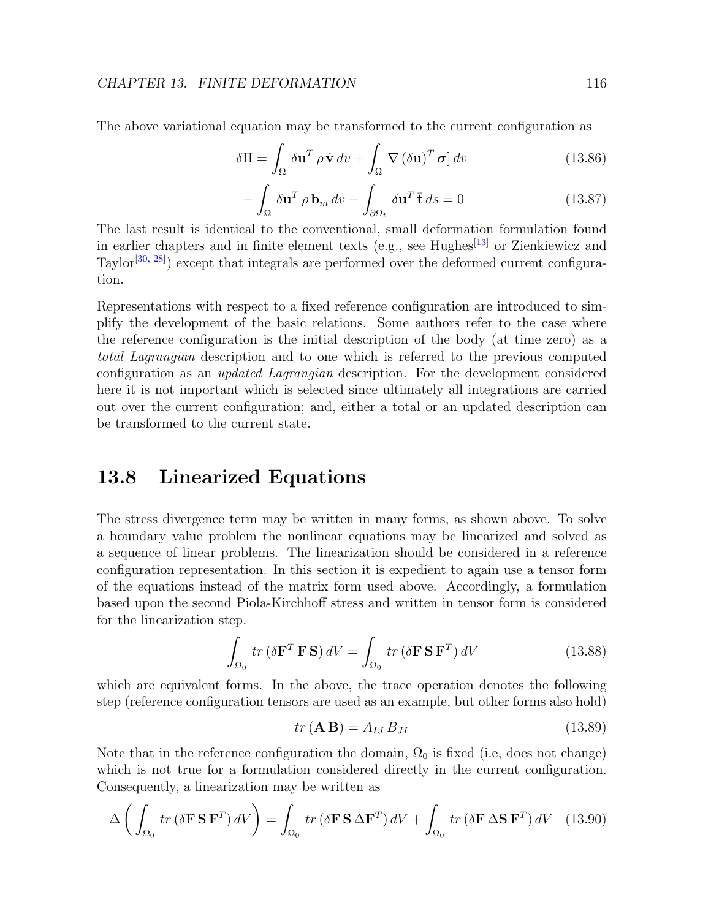The above variational equation may be transformed to the current configuration as

$$\delta\Pi = \int_{\Omega} \delta\mathbf{u}^T \, \rho \, \dot{\mathbf{v}} \, dv + \int_{\Omega} \nabla \, (\delta\mathbf{u})^T \, \boldsymbol{\sigma}] \, dv \tag{13.86}$$

$$- \int_{\Omega} \delta\mathbf{u}^T \, \rho \, \mathbf{b}_m \, dv - \int_{\partial\Omega_t} \delta\mathbf{u}^T \, \bar{\mathbf{t}} \, ds = 0 \tag{13.87}$$

The last result is identical to the conventional, small deformation formulation found in earlier chapters and in finite element texts (e.g., see Hughes[13] or Zienkiewicz and Taylor[30, 28]) except that integrals are performed over the deformed current configuration.

Representations with respect to a fixed reference configuration are introduced to simplify the development of the basic relations. Some authors refer to the case where the reference configuration is the initial description of the body (at time zero) as a *total Lagrangian* description and to one which is referred to the previous computed configuration as an *updated Lagrangian* description. For the development considered here it is not important which is selected since ultimately all integrations are carried out over the current configuration; and, either a total or an updated description can be transformed to the current state.

## 13.8 Linearized Equations

The stress divergence term may be written in many forms, as shown above. To solve a boundary value problem the nonlinear equations may be linearized and solved as a sequence of linear problems. The linearization should be considered in a reference configuration representation. In this section it is expedient to again use a tensor form of the equations instead of the matrix form used above. Accordingly, a formulation based upon the second Piola-Kirchhoff stress and written in tensor form is considered for the linearization step.

$$\int_{\Omega_0} tr \, (\delta\mathbf{F}^T \, \mathbf{F} \, \mathbf{S}) \, dV = \int_{\Omega_0} tr \, (\delta\mathbf{F} \, \mathbf{S} \, \mathbf{F}^T) \, dV \tag{13.88}$$

which are equivalent forms. In the above, the trace operation denotes the following step (reference configuration tensors are used as an example, but other forms also hold)

$$tr \, (\mathbf{A} \, \mathbf{B}) = A_{IJ} \, B_{JI} \tag{13.89}$$

Note that in the reference configuration the domain, $\Omega_0$ is fixed (i.e, does not change) which is not true for a formulation considered directly in the current configuration. Consequently, a linearization may be written as

$$\Delta \left( \int_{\Omega_0} tr \, (\delta\mathbf{F} \, \mathbf{S} \, \mathbf{F}^T) \, dV \right) = \int_{\Omega_0} tr \, (\delta\mathbf{F} \, \mathbf{S} \, \Delta\mathbf{F}^T) \, dV + \int_{\Omega_0} tr \, (\delta\mathbf{F} \, \Delta\mathbf{S} \, \mathbf{F}^T) \, dV \tag{13.90}$$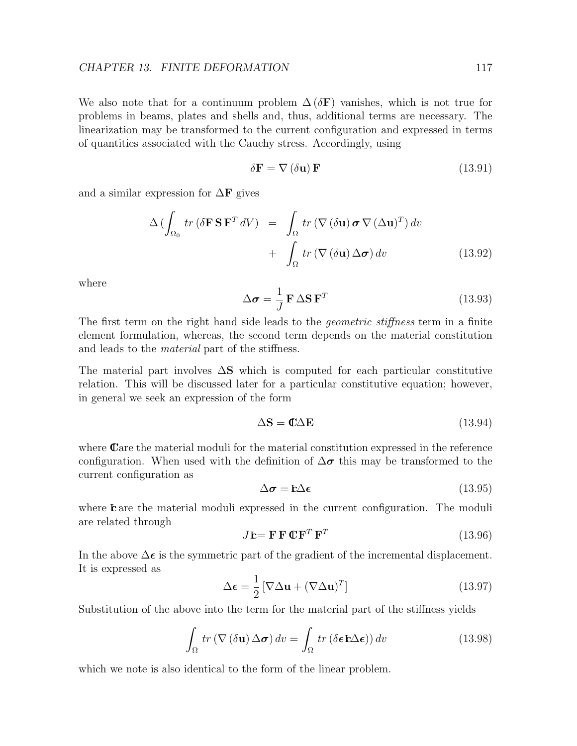We also note that for a continuum problem $\Delta(\delta \mathbf{F})$ vanishes, which is not true for problems in beams, plates and shells and, thus, additional terms are necessary. The linearization may be transformed to the current configuration and expressed in terms of quantities associated with the Cauchy stress. Accordingly, using

$$\delta \mathbf{F} = \nabla(\delta \mathbf{u})\, \mathbf{F} \tag{13.91}$$

and a similar expression for $\Delta \mathbf{F}$ gives

$$\begin{aligned} \Delta \big(\int_{\Omega_0} tr\,(\delta \mathbf{F}\, \mathbf{S}\, \mathbf{F}^T\, dV) &= \int_{\Omega} tr\,(\nabla(\delta \mathbf{u})\, \boldsymbol{\sigma}\, \nabla(\Delta \mathbf{u})^T)\, dv \\ &+ \int_{\Omega} tr\,(\nabla(\delta \mathbf{u})\, \Delta \boldsymbol{\sigma})\, dv \end{aligned} \tag{13.92}$$

where

$$\Delta \boldsymbol{\sigma} = \frac{1}{J}\, \mathbf{F}\, \Delta \mathbf{S}\, \mathbf{F}^T \tag{13.93}$$

The first term on the right hand side leads to the *geometric stiffness* term in a finite element formulation, whereas, the second term depends on the material constitution and leads to the *material* part of the stiffness.

The material part involves $\Delta \mathbf{S}$ which is computed for each particular constitutive relation. This will be discussed later for a particular constitutive equation; however, in general we seek an expression of the form

$$\Delta \mathbf{S} = \mathbb{C} \Delta \mathbf{E} \tag{13.94}$$

where $\mathbb{C}$ are the material moduli for the material constitution expressed in the reference configuration. When used with the definition of $\Delta \boldsymbol{\sigma}$ this may be transformed to the current configuration as

$$\Delta \boldsymbol{\sigma} = \mathbb{c} \Delta \boldsymbol{\epsilon} \tag{13.95}$$

where $\mathbb{c}$ are the material moduli expressed in the current configuration. The moduli are related through

$$J\, \mathbb{c} = \mathbf{F}\, \mathbf{F}\, \mathbb{C} \mathbf{F}^T\, \mathbf{F}^T \tag{13.96}$$

In the above $\Delta \boldsymbol{\epsilon}$ is the symmetric part of the gradient of the incremental displacement. It is expressed as

$$\Delta \boldsymbol{\epsilon} = \frac{1}{2}\, [\nabla \Delta \mathbf{u} + (\nabla \Delta \mathbf{u})^T] \tag{13.97}$$

Substitution of the above into the term for the material part of the stiffness yields

$$\int_{\Omega} tr\,(\nabla(\delta \mathbf{u})\, \Delta \boldsymbol{\sigma})\, dv = \int_{\Omega} tr\,(\delta \boldsymbol{\epsilon}\, \mathbb{c} \Delta \boldsymbol{\epsilon}))\, dv \tag{13.98}$$

which we note is also identical to the form of the linear problem.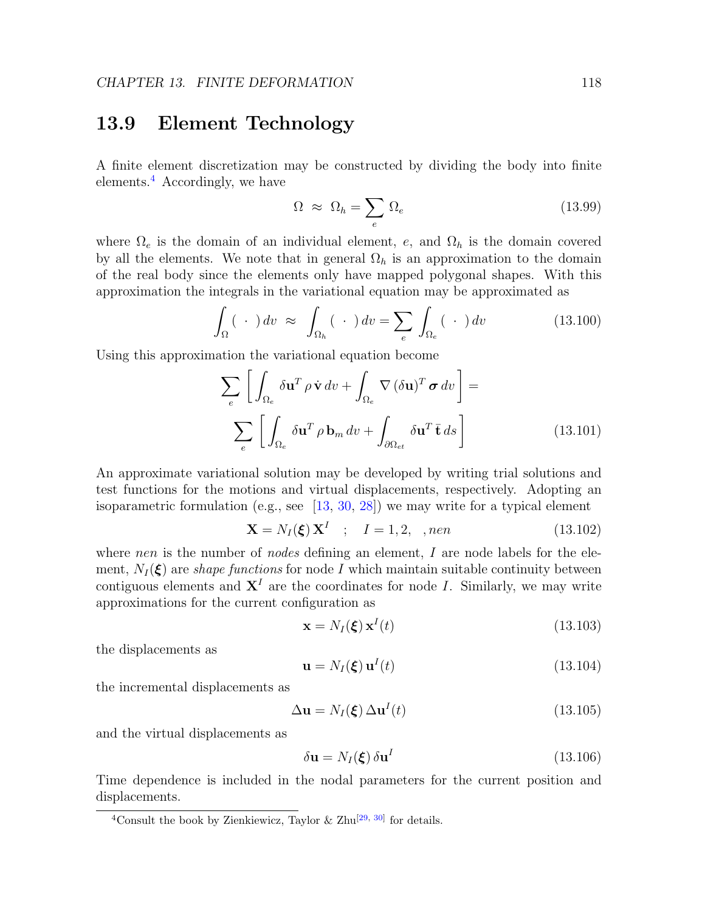## 13.9 Element Technology

A finite element discretization may be constructed by dividing the body into finite elements.[4] Accordingly, we have

$$\Omega \;\approx\; \Omega_h = \sum_e \Omega_e \tag{13.99}$$

where $\Omega_e$ is the domain of an individual element, $e$, and $\Omega_h$ is the domain covered by all the elements. We note that in general $\Omega_h$ is an approximation to the domain of the real body since the elements only have mapped polygonal shapes. With this approximation the integrals in the variational equation may be approximated as

$$\int_\Omega (\;\cdot\;)\, dv \;\approx\; \int_{\Omega_h} (\;\cdot\;)\, dv = \sum_e \int_{\Omega_e} (\;\cdot\;)\, dv \tag{13.100}$$

Using this approximation the variational equation become

$$\sum_e \left[ \int_{\Omega_e} \delta\mathbf{u}^T \rho\, \dot{\mathbf{v}}\, dv + \int_{\Omega_e} \nabla\,(\delta\mathbf{u})^T \boldsymbol{\sigma}\, dv \right] = \sum_e \left[ \int_{\Omega_e} \delta\mathbf{u}^T \rho\, \mathbf{b}_m\, dv + \int_{\partial\Omega_{et}} \delta\mathbf{u}^T\, \bar{\mathbf{t}}\, ds \right] \tag{13.101}$$

An approximate variational solution may be developed by writing trial solutions and test functions for the motions and virtual displacements, respectively. Adopting an isoparametric formulation (e.g., see [13, 30, 28]) we may write for a typical element

$$\mathbf{X} = N_I(\boldsymbol{\xi})\, \mathbf{X}^I \quad ; \quad I = 1, 2, \quad , nen \tag{13.102}$$

where *nen* is the number of *nodes* defining an element, $I$ are node labels for the element, $N_I(\boldsymbol{\xi})$ are *shape functions* for node $I$ which maintain suitable continuity between contiguous elements and $\mathbf{X}^I$ are the coordinates for node $I$. Similarly, we may write approximations for the current configuration as

$$\mathbf{x} = N_I(\boldsymbol{\xi})\, \mathbf{x}^I(t) \tag{13.103}$$

the displacements as

$$\mathbf{u} = N_I(\boldsymbol{\xi})\, \mathbf{u}^I(t) \tag{13.104}$$

the incremental displacements as

$$\Delta\mathbf{u} = N_I(\boldsymbol{\xi})\, \Delta\mathbf{u}^I(t) \tag{13.105}$$

and the virtual displacements as

$$\delta\mathbf{u} = N_I(\boldsymbol{\xi})\, \delta\mathbf{u}^I \tag{13.106}$$

Time dependence is included in the nodal parameters for the current position and displacements.

---

[4] Consult the book by Zienkiewicz, Taylor & Zhu[29, 30] for details.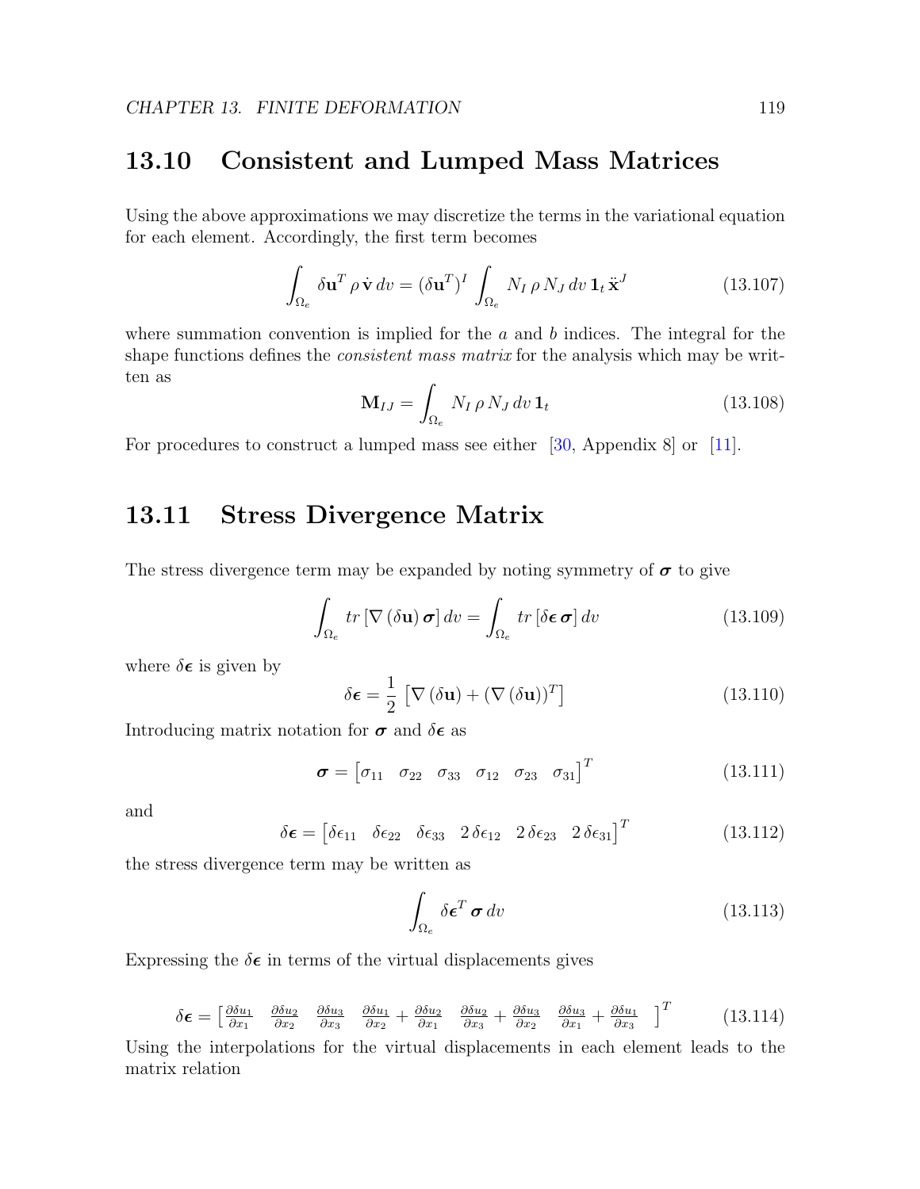## 13.10 Consistent and Lumped Mass Matrices

Using the above approximations we may discretize the terms in the variational equation for each element. Accordingly, the first term becomes

$$\int_{\Omega_e} \delta\mathbf{u}^T \, \rho \, \dot{\mathbf{v}} \, dv = (\delta\mathbf{u}^T)^I \int_{\Omega_e} N_I \, \rho \, N_J \, dv \, \mathbf{1}_t \, \ddot{\mathbf{x}}^J \tag{13.107}$$

where summation convention is implied for the $a$ and $b$ indices. The integral for the shape functions defines the *consistent mass matrix* for the analysis which may be written as

$$\mathbf{M}_{IJ} = \int_{\Omega_e} N_I \, \rho \, N_J \, dv \, \mathbf{1}_t \tag{13.108}$$

For procedures to construct a lumped mass see either [30, Appendix 8] or [11].

## 13.11 Stress Divergence Matrix

The stress divergence term may be expanded by noting symmetry of $\boldsymbol{\sigma}$ to give

$$\int_{\Omega_e} tr \left[ \nabla \left( \delta\mathbf{u} \right) \boldsymbol{\sigma} \right] dv = \int_{\Omega_e} tr \left[ \delta\boldsymbol{\epsilon} \, \boldsymbol{\sigma} \right] dv \tag{13.109}$$

where $\delta\boldsymbol{\epsilon}$ is given by

$$\delta\boldsymbol{\epsilon} = \frac{1}{2} \left[ \nabla \left( \delta\mathbf{u} \right) + \left( \nabla \left( \delta\mathbf{u} \right) \right)^T \right] \tag{13.110}$$

Introducing matrix notation for $\boldsymbol{\sigma}$ and $\delta\boldsymbol{\epsilon}$ as

$$\boldsymbol{\sigma} = \begin{bmatrix} \sigma_{11} & \sigma_{22} & \sigma_{33} & \sigma_{12} & \sigma_{23} & \sigma_{31} \end{bmatrix}^T \tag{13.111}$$

and

$$\delta\boldsymbol{\epsilon} = \begin{bmatrix} \delta\epsilon_{11} & \delta\epsilon_{22} & \delta\epsilon_{33} & 2\,\delta\epsilon_{12} & 2\,\delta\epsilon_{23} & 2\,\delta\epsilon_{31} \end{bmatrix}^T \tag{13.112}$$

the stress divergence term may be written as

$$\int_{\Omega_e} \delta\boldsymbol{\epsilon}^T \, \boldsymbol{\sigma} \, dv \tag{13.113}$$

Expressing the $\delta\boldsymbol{\epsilon}$ in terms of the virtual displacements gives

$$\delta\boldsymbol{\epsilon} = \begin{bmatrix} \frac{\partial \delta u_1}{\partial x_1} & \frac{\partial \delta u_2}{\partial x_2} & \frac{\partial \delta u_3}{\partial x_3} & \frac{\partial \delta u_1}{\partial x_2} + \frac{\partial \delta u_2}{\partial x_1} & \frac{\partial \delta u_2}{\partial x_3} + \frac{\partial \delta u_3}{\partial x_2} & \frac{\partial \delta u_3}{\partial x_1} + \frac{\partial \delta u_1}{\partial x_3} \end{bmatrix}^T \tag{13.114}$$

Using the interpolations for the virtual displacements in each element leads to the matrix relation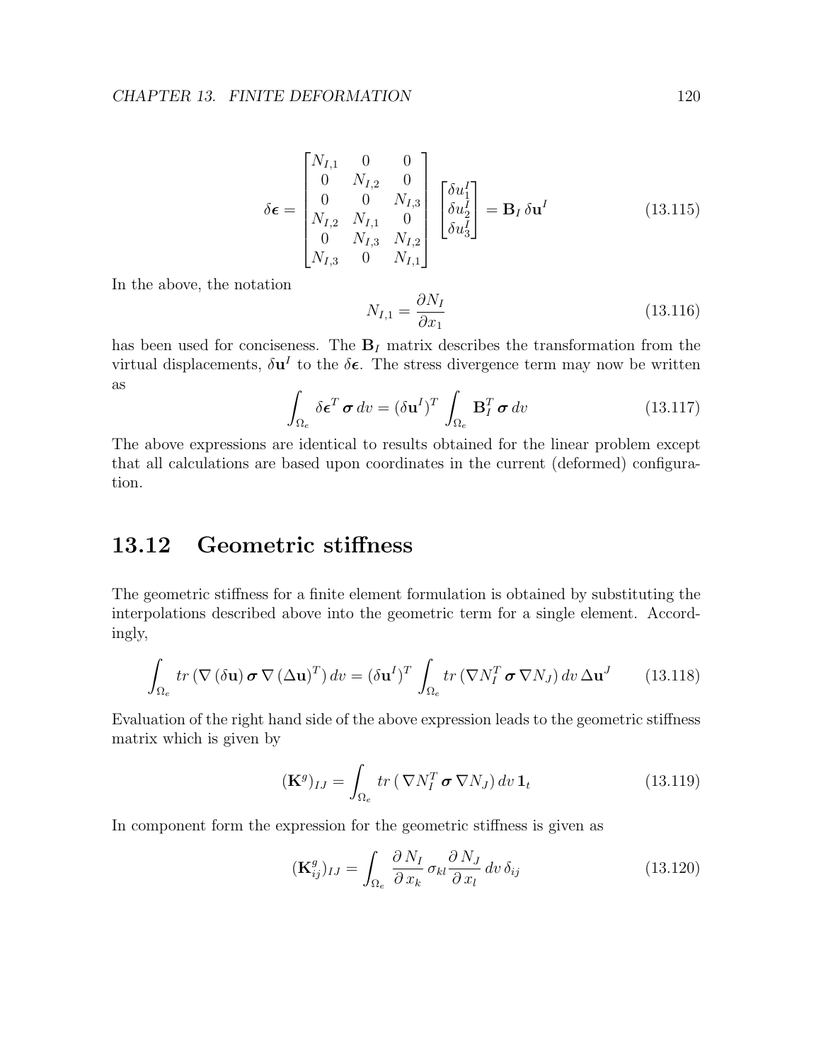$$\delta \boldsymbol{\epsilon} = \begin{bmatrix} N_{I,1} & 0 & 0 \\ 0 & N_{I,2} & 0 \\ 0 & 0 & N_{I,3} \\ N_{I,2} & N_{I,1} & 0 \\ 0 & N_{I,3} & N_{I,2} \\ N_{I,3} & 0 & N_{I,1} \end{bmatrix} \begin{bmatrix} \delta u_1^I \\ \delta u_2^I \\ \delta u_3^I \end{bmatrix} = \mathbf{B}_I \, \delta \mathbf{u}^I \tag{13.115}$$

In the above, the notation

$$N_{I,1} = \frac{\partial N_I}{\partial x_1} \tag{13.116}$$

has been used for conciseness. The $\mathbf{B}_I$ matrix describes the transformation from the virtual displacements, $\delta \mathbf{u}^I$ to the $\delta \boldsymbol{\epsilon}$. The stress divergence term may now be written as

$$\int_{\Omega_e} \delta \boldsymbol{\epsilon}^T \, \boldsymbol{\sigma} \, dv = (\delta \mathbf{u}^I)^T \int_{\Omega_e} \mathbf{B}_I^T \, \boldsymbol{\sigma} \, dv \tag{13.117}$$

The above expressions are identical to results obtained for the linear problem except that all calculations are based upon coordinates in the current (deformed) configuration.

## 13.12 Geometric stiffness

The geometric stiffness for a finite element formulation is obtained by substituting the interpolations described above into the geometric term for a single element. Accordingly,

$$\int_{\Omega_e} tr \left( \nabla \left( \delta \mathbf{u} \right) \boldsymbol{\sigma} \, \nabla \left( \Delta \mathbf{u} \right)^T \right) dv = (\delta \mathbf{u}^I)^T \int_{\Omega_e} tr \left( \nabla N_I^T \, \boldsymbol{\sigma} \, \nabla N_J \right) dv \, \Delta \mathbf{u}^J \tag{13.118}$$

Evaluation of the right hand side of the above expression leads to the geometric stiffness matrix which is given by

$$(\mathbf{K}^g)_{IJ} = \int_{\Omega_e} tr \left( \, \nabla N_I^T \, \boldsymbol{\sigma} \, \nabla N_J \right) dv \, \mathbf{1}_t \tag{13.119}$$

In component form the expression for the geometric stiffness is given as

$$(\mathbf{K}^g_{ij})_{IJ} = \int_{\Omega_e} \frac{\partial \, N_I}{\partial \, x_k} \, \sigma_{kl} \frac{\partial \, N_J}{\partial \, x_l} \, dv \, \delta_{ij} \tag{13.120}$$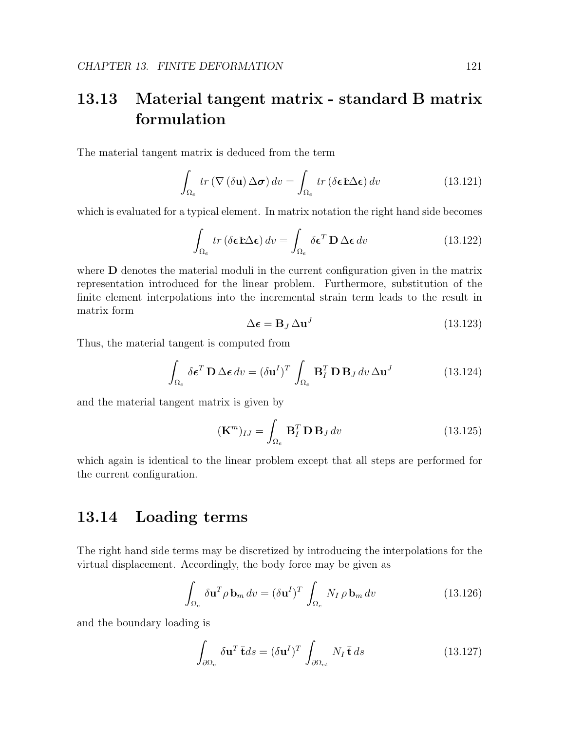## 13.13 Material tangent matrix - standard B matrix formulation

The material tangent matrix is deduced from the term

$$\int_{\Omega_e} tr\left(\nabla\left(\delta\mathbf{u}\right)\Delta\boldsymbol{\sigma}\right)dv = \int_{\Omega_e} tr\left(\delta\boldsymbol{\epsilon}\,\mathbf{c}\,\Delta\boldsymbol{\epsilon}\right)dv \tag{13.121}$$

which is evaluated for a typical element. In matrix notation the right hand side becomes

$$\int_{\Omega_e} tr\left(\delta\boldsymbol{\epsilon}\,\mathbf{c}\,\Delta\boldsymbol{\epsilon}\right)dv = \int_{\Omega_e} \delta\boldsymbol{\epsilon}^T\,\mathbf{D}\,\Delta\boldsymbol{\epsilon}\,dv \tag{13.122}$$

where $\mathbf{D}$ denotes the material moduli in the current configuration given in the matrix representation introduced for the linear problem. Furthermore, substitution of the finite element interpolations into the incremental strain term leads to the result in matrix form

$$\Delta\boldsymbol{\epsilon} = \mathbf{B}_J\,\Delta\mathbf{u}^J \tag{13.123}$$

Thus, the material tangent is computed from

$$\int_{\Omega_e} \delta\boldsymbol{\epsilon}^T\,\mathbf{D}\,\Delta\boldsymbol{\epsilon}\,dv = (\delta\mathbf{u}^I)^T \int_{\Omega_e} \mathbf{B}_I^T\,\mathbf{D}\,\mathbf{B}_J\,dv\,\Delta\mathbf{u}^J \tag{13.124}$$

and the material tangent matrix is given by

$$(\mathbf{K}^m)_{IJ} = \int_{\Omega_e} \mathbf{B}_I^T\,\mathbf{D}\,\mathbf{B}_J\,dv \tag{13.125}$$

which again is identical to the linear problem except that all steps are performed for the current configuration.

## 13.14 Loading terms

The right hand side terms may be discretized by introducing the interpolations for the virtual displacement. Accordingly, the body force may be given as

$$\int_{\Omega_e} \delta\mathbf{u}^T \rho\,\mathbf{b}_m\,dv = (\delta\mathbf{u}^I)^T \int_{\Omega_e} N_I\,\rho\,\mathbf{b}_m\,dv \tag{13.126}$$

and the boundary loading is

$$\int_{\partial\Omega_e} \delta\mathbf{u}^T\,\bar{\mathbf{t}}ds = (\delta\mathbf{u}^I)^T \int_{\partial\Omega_{et}} N_I\,\bar{\mathbf{t}}\,ds \tag{13.127}$$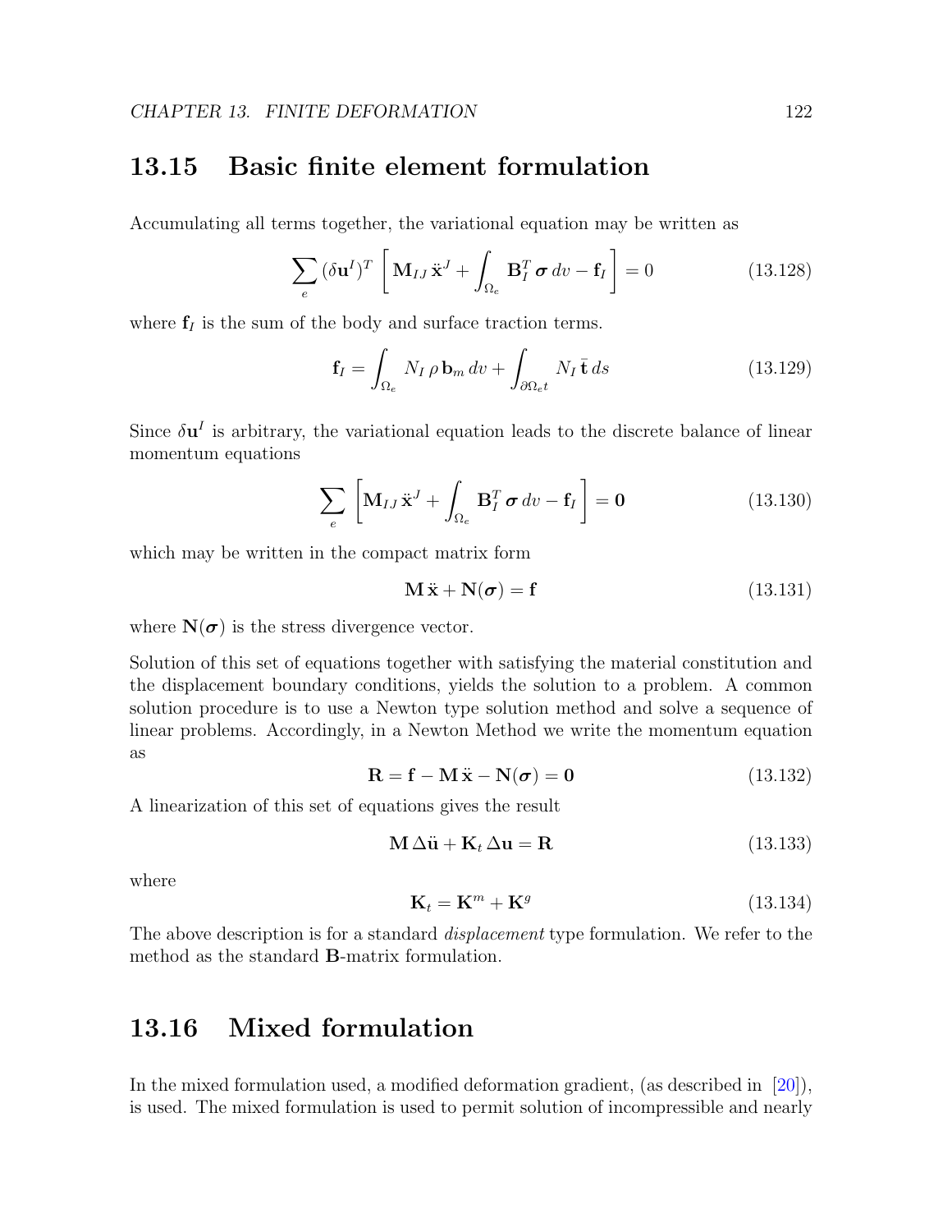## 13.15 Basic finite element formulation

Accumulating all terms together, the variational equation may be written as

$$\sum_e (\delta \mathbf{u}^I)^T \left[ \mathbf{M}_{IJ} \, \ddot{\mathbf{x}}^J + \int_{\Omega_e} \mathbf{B}_I^T \, \boldsymbol{\sigma} \, dv - \mathbf{f}_I \right] = 0 \tag{13.128}$$

where $\mathbf{f}_I$ is the sum of the body and surface traction terms.

$$\mathbf{f}_I = \int_{\Omega_e} N_I \, \rho \, \mathbf{b}_m \, dv + \int_{\partial \Omega_e t} N_I \, \bar{\mathbf{t}} \, ds \tag{13.129}$$

Since $\delta \mathbf{u}^I$ is arbitrary, the variational equation leads to the discrete balance of linear momentum equations

$$\sum_e \left[ \mathbf{M}_{IJ} \, \ddot{\mathbf{x}}^J + \int_{\Omega_e} \mathbf{B}_I^T \, \boldsymbol{\sigma} \, dv - \mathbf{f}_I \right] = \mathbf{0} \tag{13.130}$$

which may be written in the compact matrix form

$$\mathbf{M} \, \ddot{\mathbf{x}} + \mathbf{N}(\boldsymbol{\sigma}) = \mathbf{f} \tag{13.131}$$

where $\mathbf{N}(\boldsymbol{\sigma})$ is the stress divergence vector.

Solution of this set of equations together with satisfying the material constitution and the displacement boundary conditions, yields the solution to a problem. A common solution procedure is to use a Newton type solution method and solve a sequence of linear problems. Accordingly, in a Newton Method we write the momentum equation as

$$\mathbf{R} = \mathbf{f} - \mathbf{M} \, \ddot{\mathbf{x}} - \mathbf{N}(\boldsymbol{\sigma}) = \mathbf{0} \tag{13.132}$$

A linearization of this set of equations gives the result

$$\mathbf{M} \, \Delta \ddot{\mathbf{u}} + \mathbf{K}_t \, \Delta \mathbf{u} = \mathbf{R} \tag{13.133}$$

where

$$\mathbf{K}_t = \mathbf{K}^m + \mathbf{K}^g \tag{13.134}$$

The above description is for a standard *displacement* type formulation. We refer to the method as the standard **B**-matrix formulation.

## 13.16 Mixed formulation

In the mixed formulation used, a modified deformation gradient, (as described in [20]), is used. The mixed formulation is used to permit solution of incompressible and nearly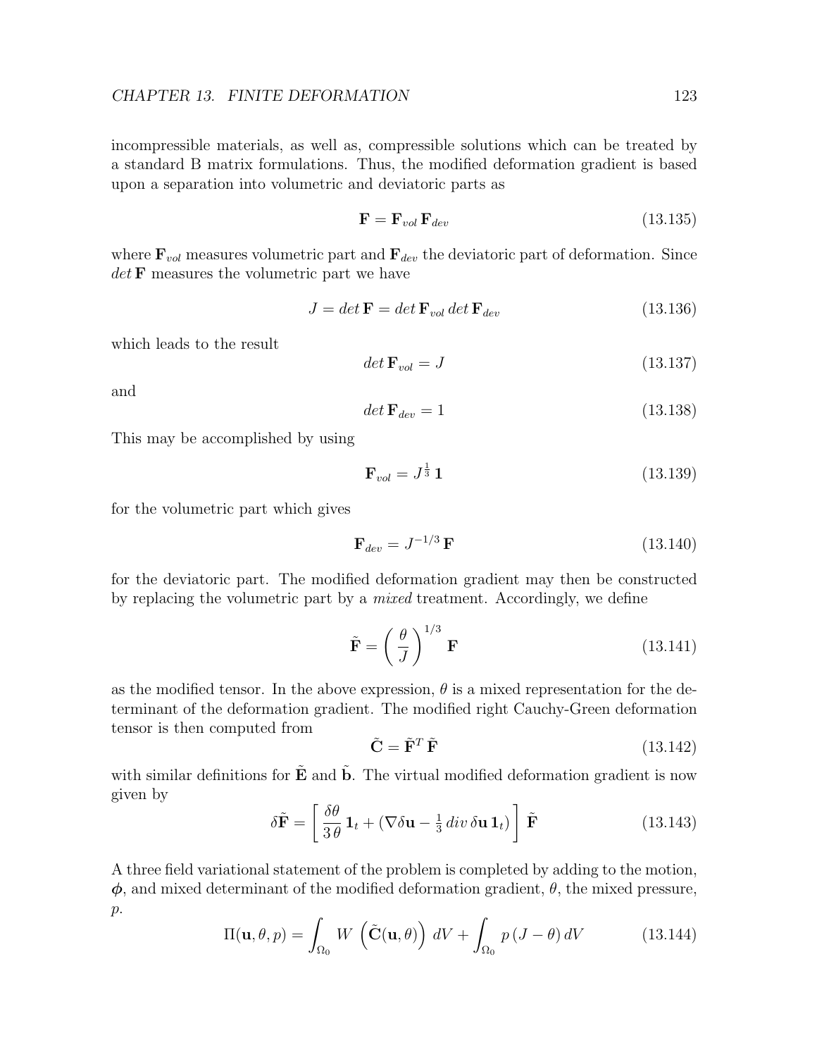incompressible materials, as well as, compressible solutions which can be treated by a standard B matrix formulations. Thus, the modified deformation gradient is based upon a separation into volumetric and deviatoric parts as

$$\mathbf{F} = \mathbf{F}_{vol}\,\mathbf{F}_{dev} \tag{13.135}$$

where $\mathbf{F}_{vol}$ measures volumetric part and $\mathbf{F}_{dev}$ the deviatoric part of deformation. Since $det\,\mathbf{F}$ measures the volumetric part we have

$$J = det\,\mathbf{F} = det\,\mathbf{F}_{vol}\,det\,\mathbf{F}_{dev} \tag{13.136}$$

which leads to the result

$$det\,\mathbf{F}_{vol} = J \tag{13.137}$$

and

$$det\,\mathbf{F}_{dev} = 1 \tag{13.138}$$

This may be accomplished by using

$$\mathbf{F}_{vol} = J^{\frac{1}{3}}\,\mathbf{1} \tag{13.139}$$

for the volumetric part which gives

$$\mathbf{F}_{dev} = J^{-1/3}\,\mathbf{F} \tag{13.140}$$

for the deviatoric part. The modified deformation gradient may then be constructed by replacing the volumetric part by a *mixed* treatment. Accordingly, we define

$$\tilde{\mathbf{F}} = \left(\frac{\theta}{J}\right)^{1/3}\mathbf{F} \tag{13.141}$$

as the modified tensor. In the above expression, $\theta$ is a mixed representation for the determinant of the deformation gradient. The modified right Cauchy-Green deformation tensor is then computed from

$$\tilde{\mathbf{C}} = \tilde{\mathbf{F}}^T\,\tilde{\mathbf{F}} \tag{13.142}$$

with similar definitions for $\tilde{\mathbf{E}}$ and $\tilde{\mathbf{b}}$. The virtual modified deformation gradient is now given by

$$\delta\tilde{\mathbf{F}} = \left[\frac{\delta\theta}{3\,\theta}\,\mathbf{1}_t + (\nabla\delta\mathbf{u} - \tfrac{1}{3}\,div\,\delta\mathbf{u}\,\mathbf{1}_t)\right]\tilde{\mathbf{F}} \tag{13.143}$$

A three field variational statement of the problem is completed by adding to the motion, $\boldsymbol{\phi}$, and mixed determinant of the modified deformation gradient, $\theta$, the mixed pressure, $p$.

$$\Pi(\mathbf{u},\theta,p) = \int_{\Omega_0} W\left(\tilde{\mathbf{C}}(\mathbf{u},\theta)\right)\,dV + \int_{\Omega_0} p\,(J-\theta)\,dV \tag{13.144}$$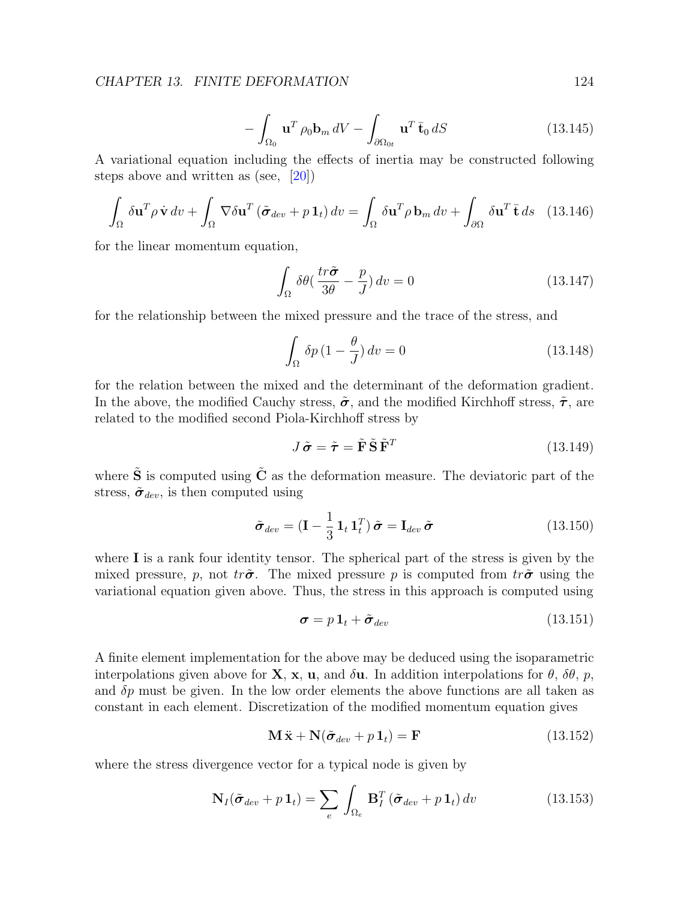$$- \int_{\Omega_0} \mathbf{u}^T \rho_0 \mathbf{b}_m \, dV - \int_{\partial\Omega_{0t}} \mathbf{u}^T \, \bar{\mathbf{t}}_0 \, dS \tag{13.145}$$

A variational equation including the effects of inertia may be constructed following steps above and written as (see, [20])

$$\int_\Omega \delta\mathbf{u}^T \rho \, \dot{\mathbf{v}} \, dv + \int_\Omega \nabla\delta\mathbf{u}^T \, (\tilde{\boldsymbol{\sigma}}_{dev} + p \, \mathbf{1}_t) \, dv = \int_\Omega \delta\mathbf{u}^T \rho \, \mathbf{b}_m \, dv + \int_{\partial\Omega} \delta\mathbf{u}^T \, \bar{\mathbf{t}} \, ds \tag{13.146}$$

for the linear momentum equation,

$$\int_\Omega \delta\theta ( \frac{tr\tilde{\boldsymbol{\sigma}}}{3\theta} - \frac{p}{J}) \, dv = 0 \tag{13.147}$$

for the relationship between the mixed pressure and the trace of the stress, and

$$\int_\Omega \delta p \, (1 - \frac{\theta}{J}) \, dv = 0 \tag{13.148}$$

for the relation between the mixed and the determinant of the deformation gradient. In the above, the modified Cauchy stress, $\tilde{\boldsymbol{\sigma}}$, and the modified Kirchhoff stress, $\tilde{\boldsymbol{\tau}}$, are related to the modified second Piola-Kirchhoff stress by

$$J \, \tilde{\boldsymbol{\sigma}} = \tilde{\boldsymbol{\tau}} = \tilde{\mathbf{F}} \, \tilde{\mathbf{S}} \, \tilde{\mathbf{F}}^T \tag{13.149}$$

where $\tilde{\mathbf{S}}$ is computed using $\tilde{\mathbf{C}}$ as the deformation measure. The deviatoric part of the stress, $\tilde{\boldsymbol{\sigma}}_{dev}$, is then computed using

$$\tilde{\boldsymbol{\sigma}}_{dev} = (\mathbf{I} - \frac{1}{3} \, \mathbf{1}_t \, \mathbf{1}_t^T) \, \tilde{\boldsymbol{\sigma}} = \mathbf{I}_{dev} \, \tilde{\boldsymbol{\sigma}} \tag{13.150}$$

where $\mathbf{I}$ is a rank four identity tensor. The spherical part of the stress is given by the mixed pressure, $p$, not $tr\tilde{\boldsymbol{\sigma}}$. The mixed pressure $p$ is computed from $tr\tilde{\boldsymbol{\sigma}}$ using the variational equation given above. Thus, the stress in this approach is computed using

$$\boldsymbol{\sigma} = p \, \mathbf{1}_t + \tilde{\boldsymbol{\sigma}}_{dev} \tag{13.151}$$

A finite element implementation for the above may be deduced using the isoparametric interpolations given above for $\mathbf{X}$, $\mathbf{x}$, $\mathbf{u}$, and $\delta\mathbf{u}$. In addition interpolations for $\theta$, $\delta\theta$, $p$, and $\delta p$ must be given. In the low order elements the above functions are all taken as constant in each element. Discretization of the modified momentum equation gives

$$\mathbf{M} \, \ddot{\mathbf{x}} + \mathbf{N}(\tilde{\boldsymbol{\sigma}}_{dev} + p \, \mathbf{1}_t) = \mathbf{F} \tag{13.152}$$

where the stress divergence vector for a typical node is given by

$$\mathbf{N}_I(\tilde{\boldsymbol{\sigma}}_{dev} + p \, \mathbf{1}_t) = \sum_e \int_{\Omega_e} \mathbf{B}_I^T \, (\tilde{\boldsymbol{\sigma}}_{dev} + p \, \mathbf{1}_t) \, dv \tag{13.153}$$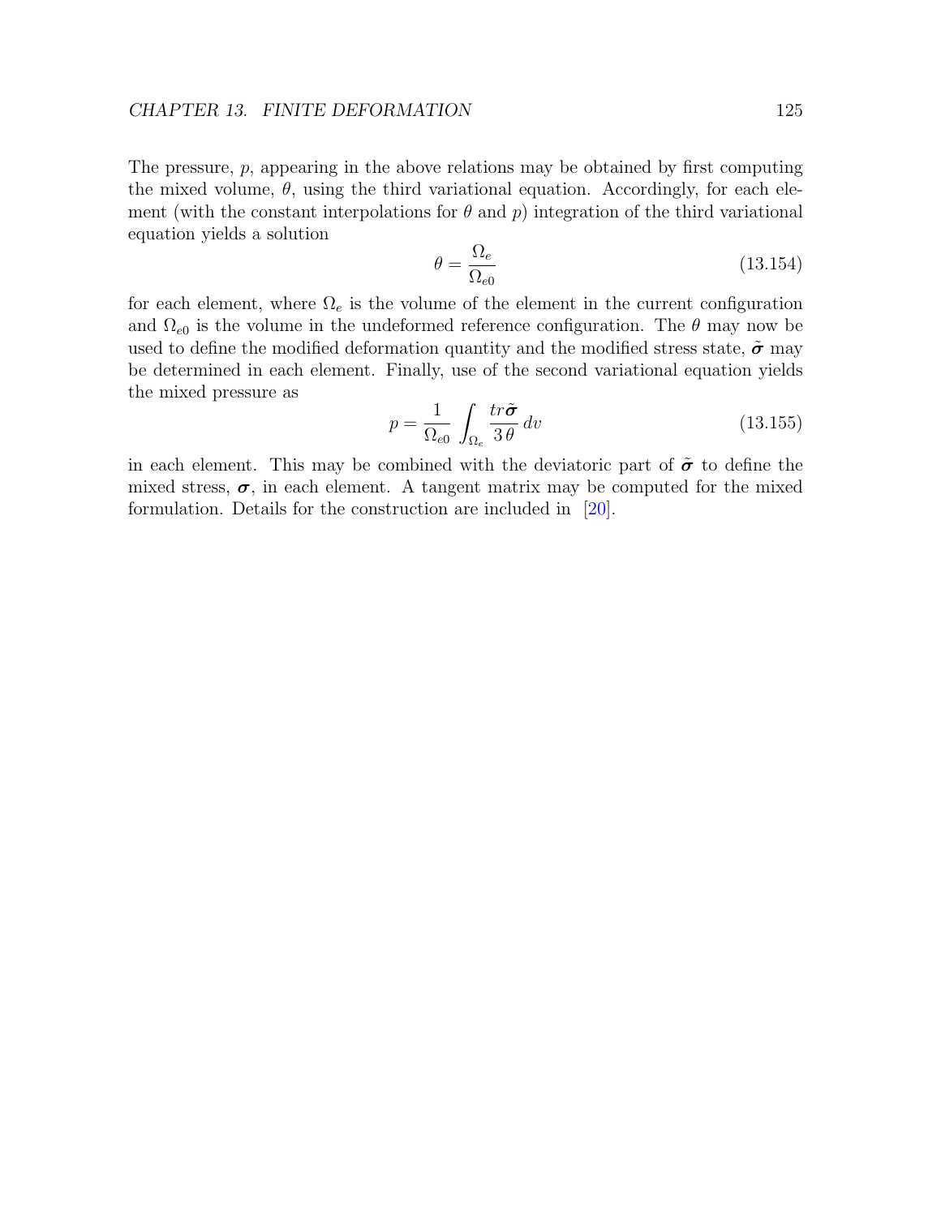The pressure, $p$, appearing in the above relations may be obtained by first computing the mixed volume, $\theta$, using the third variational equation. Accordingly, for each element (with the constant interpolations for $\theta$ and $p$) integration of the third variational equation yields a solution

$$\theta = \frac{\Omega_e}{\Omega_{e0}} \tag{13.154}$$

for each element, where $\Omega_e$ is the volume of the element in the current configuration and $\Omega_{e0}$ is the volume in the undeformed reference configuration. The $\theta$ may now be used to define the modified deformation quantity and the modified stress state, $\tilde{\boldsymbol{\sigma}}$ may be determined in each element. Finally, use of the second variational equation yields the mixed pressure as

$$p = \frac{1}{\Omega_{e0}} \int_{\Omega_e} \frac{tr\tilde{\boldsymbol{\sigma}}}{3\,\theta}\, dv \tag{13.155}$$

in each element. This may be combined with the deviatoric part of $\tilde{\boldsymbol{\sigma}}$ to define the mixed stress, $\boldsymbol{\sigma}$, in each element. A tangent matrix may be computed for the mixed formulation. Details for the construction are included in [20].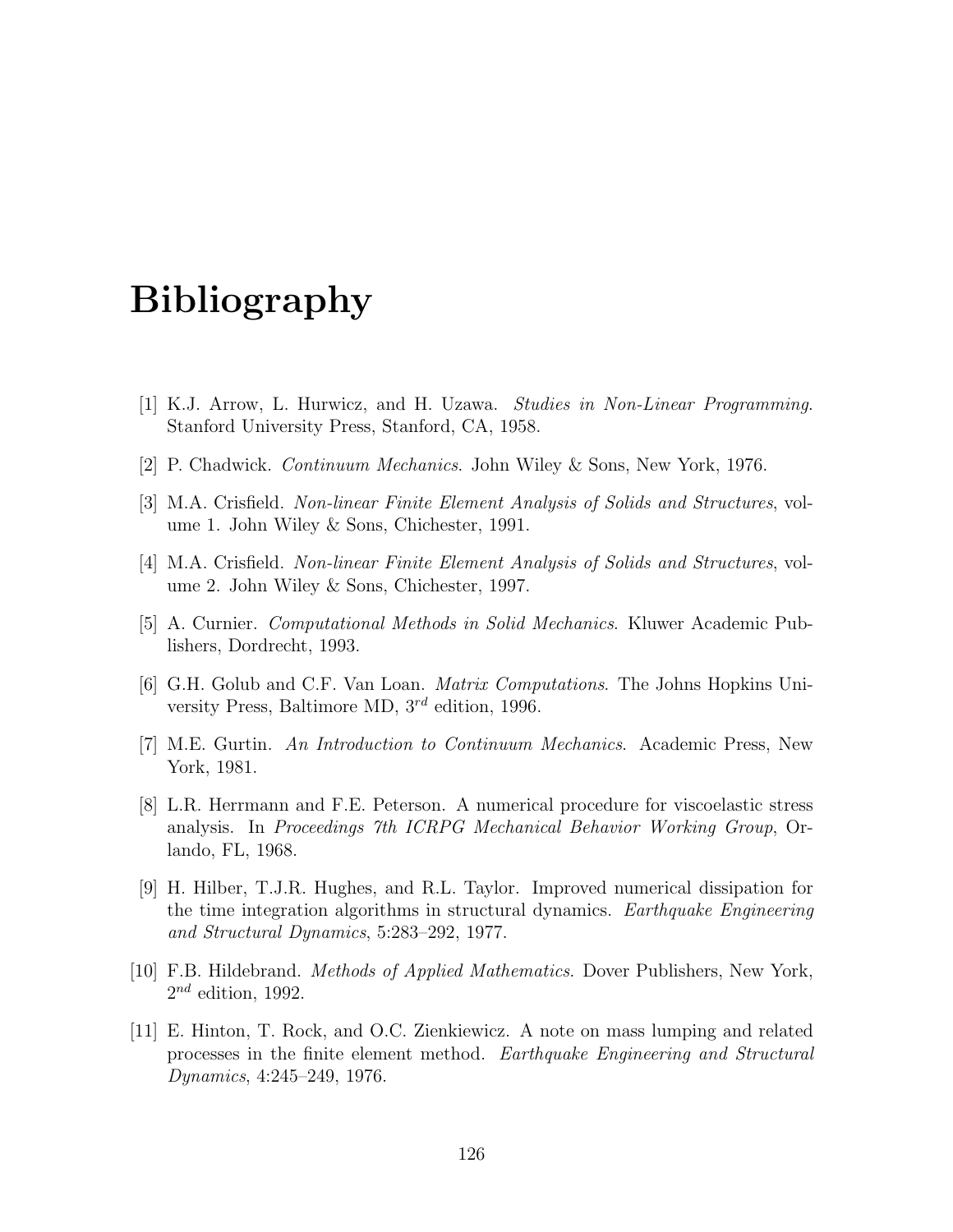# Bibliography

[1] K.J. Arrow, L. Hurwicz, and H. Uzawa. *Studies in Non-Linear Programming*. Stanford University Press, Stanford, CA, 1958.

[2] P. Chadwick. *Continuum Mechanics*. John Wiley & Sons, New York, 1976.

[3] M.A. Crisfield. *Non-linear Finite Element Analysis of Solids and Structures*, volume 1. John Wiley & Sons, Chichester, 1991.

[4] M.A. Crisfield. *Non-linear Finite Element Analysis of Solids and Structures*, volume 2. John Wiley & Sons, Chichester, 1997.

[5] A. Curnier. *Computational Methods in Solid Mechanics*. Kluwer Academic Publishers, Dordrecht, 1993.

[6] G.H. Golub and C.F. Van Loan. *Matrix Computations*. The Johns Hopkins University Press, Baltimore MD, $3^{rd}$ edition, 1996.

[7] M.E. Gurtin. *An Introduction to Continuum Mechanics*. Academic Press, New York, 1981.

[8] L.R. Herrmann and F.E. Peterson. A numerical procedure for viscoelastic stress analysis. In *Proceedings 7th ICRPG Mechanical Behavior Working Group*, Orlando, FL, 1968.

[9] H. Hilber, T.J.R. Hughes, and R.L. Taylor. Improved numerical dissipation for the time integration algorithms in structural dynamics. *Earthquake Engineering and Structural Dynamics*, 5:283–292, 1977.

[10] F.B. Hildebrand. *Methods of Applied Mathematics*. Dover Publishers, New York, $2^{nd}$ edition, 1992.

[11] E. Hinton, T. Rock, and O.C. Zienkiewicz. A note on mass lumping and related processes in the finite element method. *Earthquake Engineering and Structural Dynamics*, 4:245–249, 1976.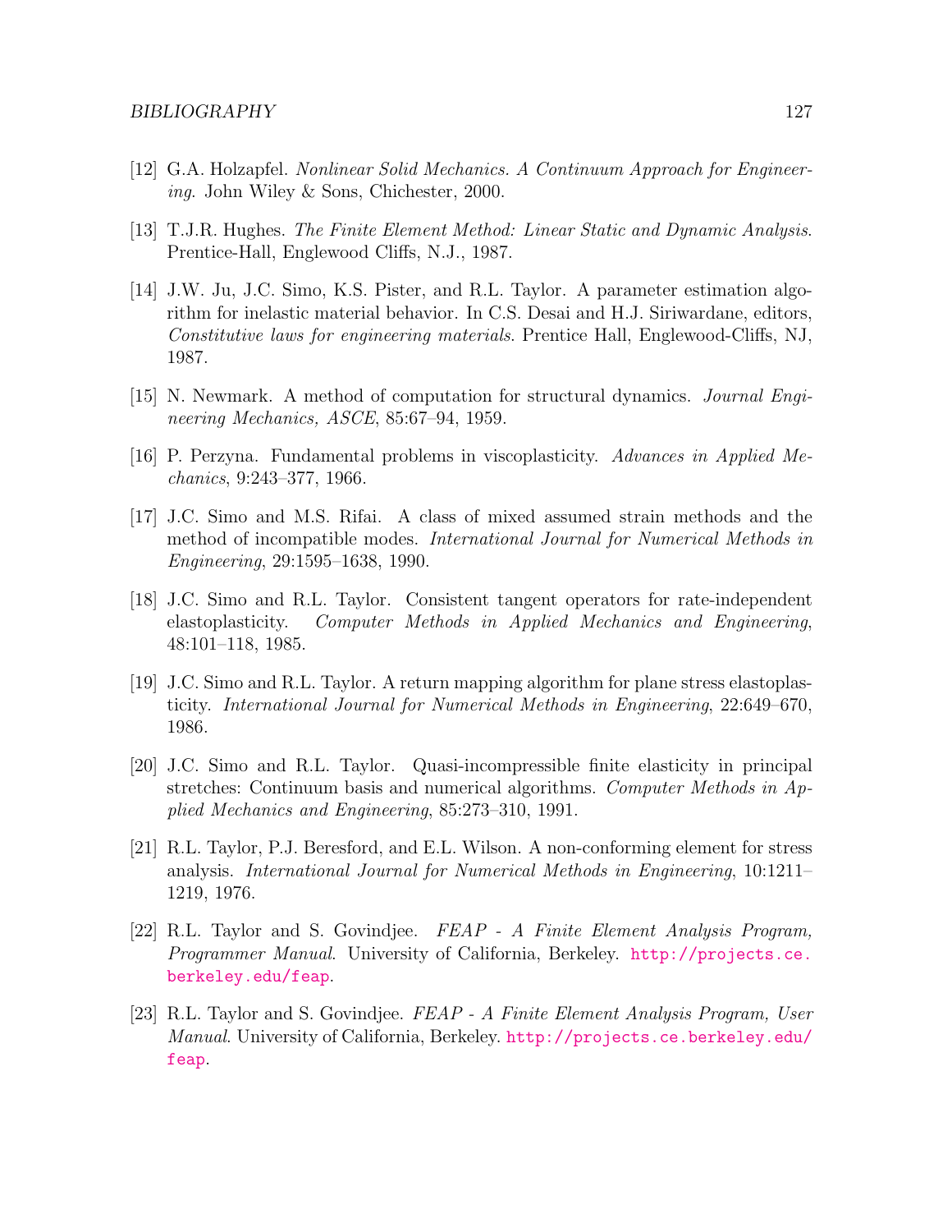[12] G.A. Holzapfel. *Nonlinear Solid Mechanics. A Continuum Approach for Engineering*. John Wiley & Sons, Chichester, 2000.

[13] T.J.R. Hughes. *The Finite Element Method: Linear Static and Dynamic Analysis*. Prentice-Hall, Englewood Cliffs, N.J., 1987.

[14] J.W. Ju, J.C. Simo, K.S. Pister, and R.L. Taylor. A parameter estimation algorithm for inelastic material behavior. In C.S. Desai and H.J. Siriwardane, editors, *Constitutive laws for engineering materials*. Prentice Hall, Englewood-Cliffs, NJ, 1987.

[15] N. Newmark. A method of computation for structural dynamics. *Journal Engineering Mechanics, ASCE*, 85:67–94, 1959.

[16] P. Perzyna. Fundamental problems in viscoplasticity. *Advances in Applied Mechanics*, 9:243–377, 1966.

[17] J.C. Simo and M.S. Rifai. A class of mixed assumed strain methods and the method of incompatible modes. *International Journal for Numerical Methods in Engineering*, 29:1595–1638, 1990.

[18] J.C. Simo and R.L. Taylor. Consistent tangent operators for rate-independent elastoplasticity. *Computer Methods in Applied Mechanics and Engineering*, 48:101–118, 1985.

[19] J.C. Simo and R.L. Taylor. A return mapping algorithm for plane stress elastoplasticity. *International Journal for Numerical Methods in Engineering*, 22:649–670, 1986.

[20] J.C. Simo and R.L. Taylor. Quasi-incompressible finite elasticity in principal stretches: Continuum basis and numerical algorithms. *Computer Methods in Applied Mechanics and Engineering*, 85:273–310, 1991.

[21] R.L. Taylor, P.J. Beresford, and E.L. Wilson. A non-conforming element for stress analysis. *International Journal for Numerical Methods in Engineering*, 10:1211–1219, 1976.

[22] R.L. Taylor and S. Govindjee. *FEAP - A Finite Element Analysis Program, Programmer Manual*. University of California, Berkeley. http://projects.ce.berkeley.edu/feap.

[23] R.L. Taylor and S. Govindjee. *FEAP - A Finite Element Analysis Program, User Manual*. University of California, Berkeley. http://projects.ce.berkeley.edu/feap.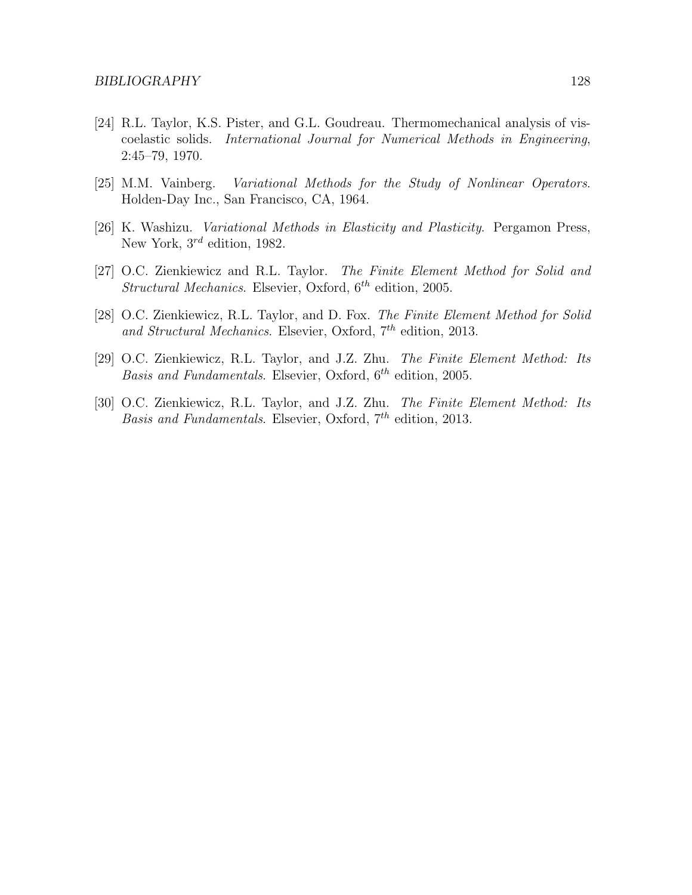[24] R.L. Taylor, K.S. Pister, and G.L. Goudreau. Thermomechanical analysis of viscoelastic solids. *International Journal for Numerical Methods in Engineering*, 2:45–79, 1970.

[25] M.M. Vainberg. *Variational Methods for the Study of Nonlinear Operators*. Holden-Day Inc., San Francisco, CA, 1964.

[26] K. Washizu. *Variational Methods in Elasticity and Plasticity*. Pergamon Press, New York, $3^{rd}$ edition, 1982.

[27] O.C. Zienkiewicz and R.L. Taylor. *The Finite Element Method for Solid and Structural Mechanics*. Elsevier, Oxford, $6^{th}$ edition, 2005.

[28] O.C. Zienkiewicz, R.L. Taylor, and D. Fox. *The Finite Element Method for Solid and Structural Mechanics*. Elsevier, Oxford, $7^{th}$ edition, 2013.

[29] O.C. Zienkiewicz, R.L. Taylor, and J.Z. Zhu. *The Finite Element Method: Its Basis and Fundamentals*. Elsevier, Oxford, $6^{th}$ edition, 2005.

[30] O.C. Zienkiewicz, R.L. Taylor, and J.Z. Zhu. *The Finite Element Method: Its Basis and Fundamentals*. Elsevier, Oxford, $7^{th}$ edition, 2013.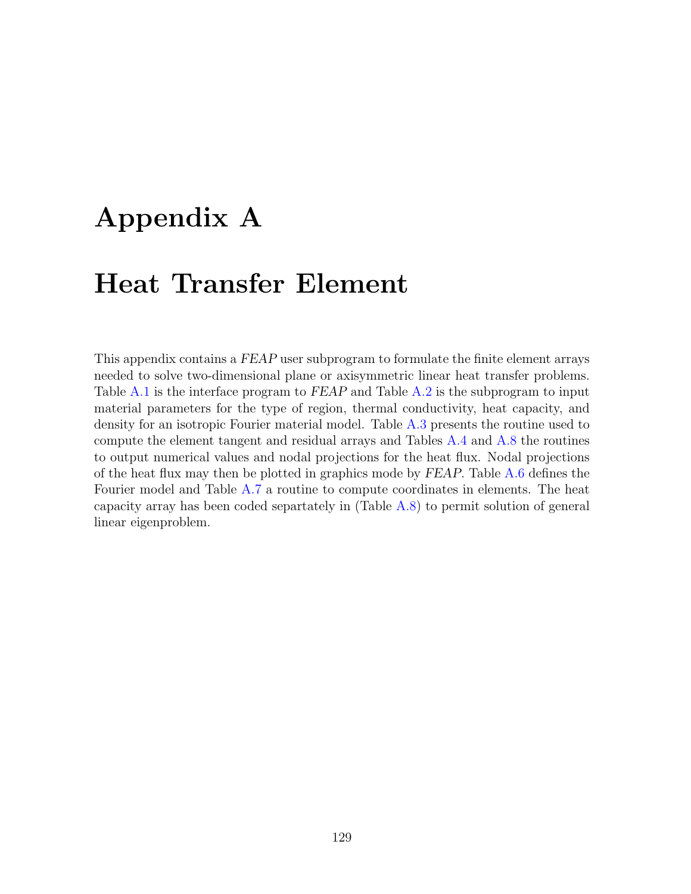# Appendix A

# Heat Transfer Element

This appendix contains a *FEAP* user subprogram to formulate the finite element arrays needed to solve two-dimensional plane or axisymmetric linear heat transfer problems. Table A.1 is the interface program to *FEAP* and Table A.2 is the subprogram to input material parameters for the type of region, thermal conductivity, heat capacity, and density for an isotropic Fourier material model. Table A.3 presents the routine used to compute the element tangent and residual arrays and Tables A.4 and A.8 the routines to output numerical values and nodal projections for the heat flux. Nodal projections of the heat flux may then be plotted in graphics mode by *FEAP*. Table A.6 defines the Fourier model and Table A.7 a routine to compute coordinates in elements. The heat capacity array has been coded separtately in (Table A.8) to permit solution of general linear eigenproblem.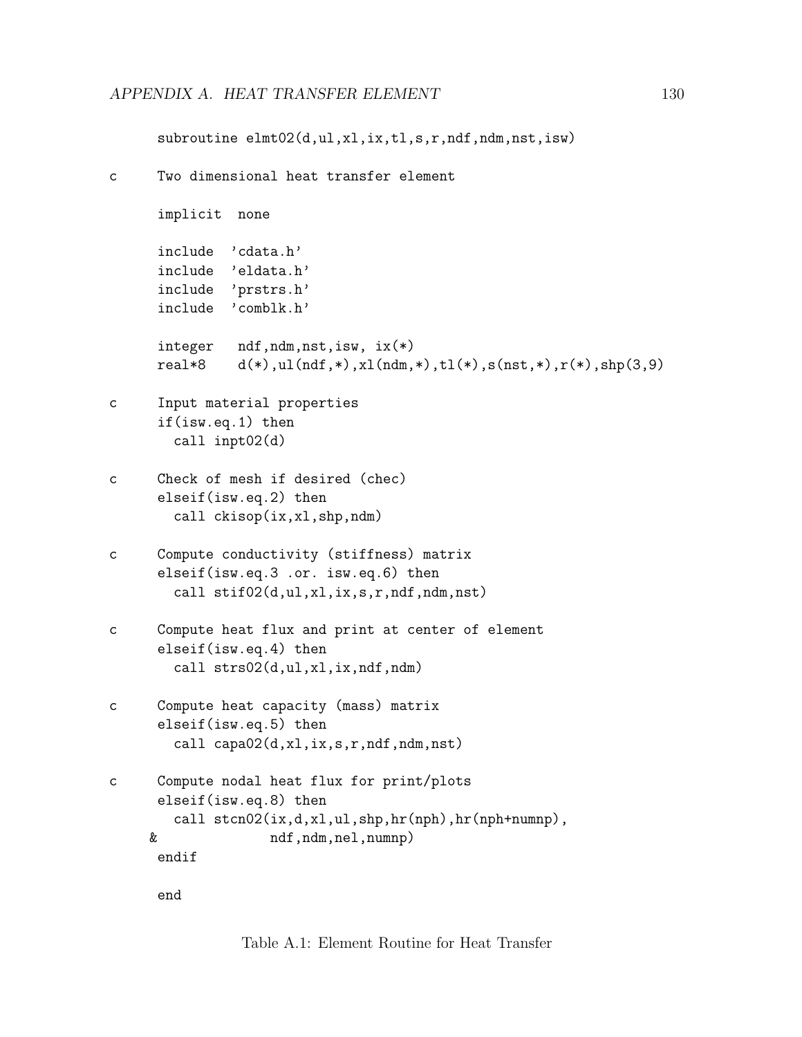```
      subroutine elmt02(d,ul,xl,ix,tl,s,r,ndf,ndm,nst,isw)

c     Two dimensional heat transfer element

      implicit  none

      include  'cdata.h'
      include  'eldata.h'
      include  'prstrs.h'
      include  'comblk.h'

      integer   ndf,ndm,nst,isw, ix(*)
      real*8    d(*),ul(ndf,*),xl(ndm,*),tl(*),s(nst,*),r(*),shp(3,9)

c     Input material properties
      if(isw.eq.1) then
        call inpt02(d)

c     Check of mesh if desired (chec)
      elseif(isw.eq.2) then
        call ckisop(ix,xl,shp,ndm)

c     Compute conductivity (stiffness) matrix
      elseif(isw.eq.3 .or. isw.eq.6) then
        call stif02(d,ul,xl,ix,s,r,ndf,ndm,nst)

c     Compute heat flux and print at center of element
      elseif(isw.eq.4) then
        call strs02(d,ul,xl,ix,ndf,ndm)

c     Compute heat capacity (mass) matrix
      elseif(isw.eq.5) then
        call capa02(d,xl,ix,s,r,ndf,ndm,nst)

c     Compute nodal heat flux for print/plots
      elseif(isw.eq.8) then
        call stcn02(ix,d,xl,ul,shp,hr(nph),hr(nph+numnp),
     &              ndf,ndm,nel,numnp)
      endif

      end
```

Table A.1: Element Routine for Heat Transfer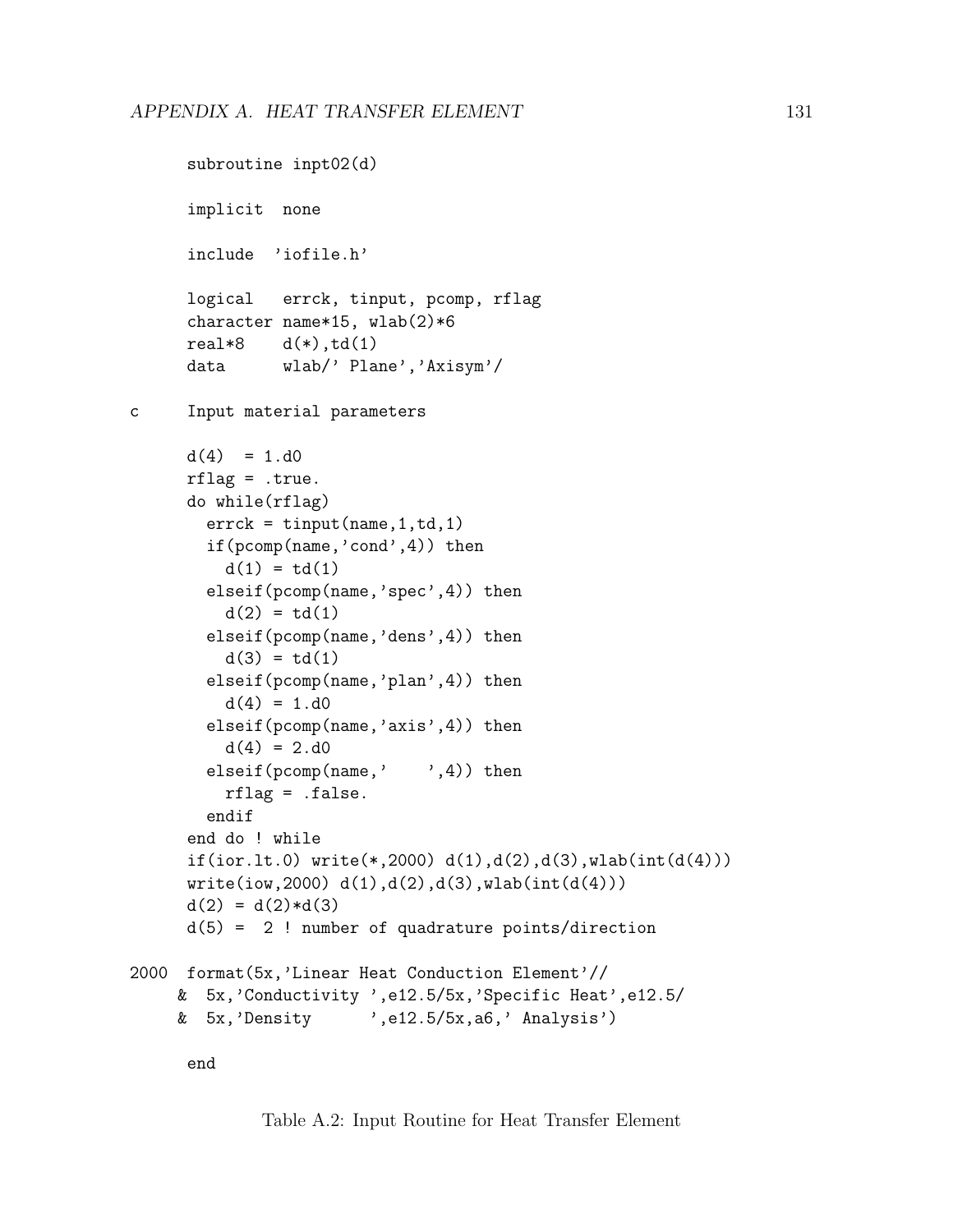```
      subroutine inpt02(d)

      implicit  none

      include  'iofile.h'

      logical   errck, tinput, pcomp, rflag
      character name*15, wlab(2)*6
      real*8    d(*),td(1)
      data      wlab/' Plane','Axisym'/

c     Input material parameters

      d(4)  = 1.d0
      rflag = .true.
      do while(rflag)
        errck = tinput(name,1,td,1)
        if(pcomp(name,'cond',4)) then
          d(1) = td(1)
        elseif(pcomp(name,'spec',4)) then
          d(2) = td(1)
        elseif(pcomp(name,'dens',4)) then
          d(3) = td(1)
        elseif(pcomp(name,'plan',4)) then
          d(4) = 1.d0
        elseif(pcomp(name,'axis',4)) then
          d(4) = 2.d0
        elseif(pcomp(name,'    ',4)) then
          rflag = .false.
        endif
      end do ! while
      if(ior.lt.0) write(*,2000) d(1),d(2),d(3),wlab(int(d(4)))
      write(iow,2000) d(1),d(2),d(3),wlab(int(d(4)))
      d(2) = d(2)*d(3)
      d(5) =  2 ! number of quadrature points/direction

2000  format(5x,'Linear Heat Conduction Element'//
     &  5x,'Conductivity ',e12.5/5x,'Specific Heat',e12.5/
     &  5x,'Density      ',e12.5/5x,a6,' Analysis')

      end
```

Table A.2: Input Routine for Heat Transfer Element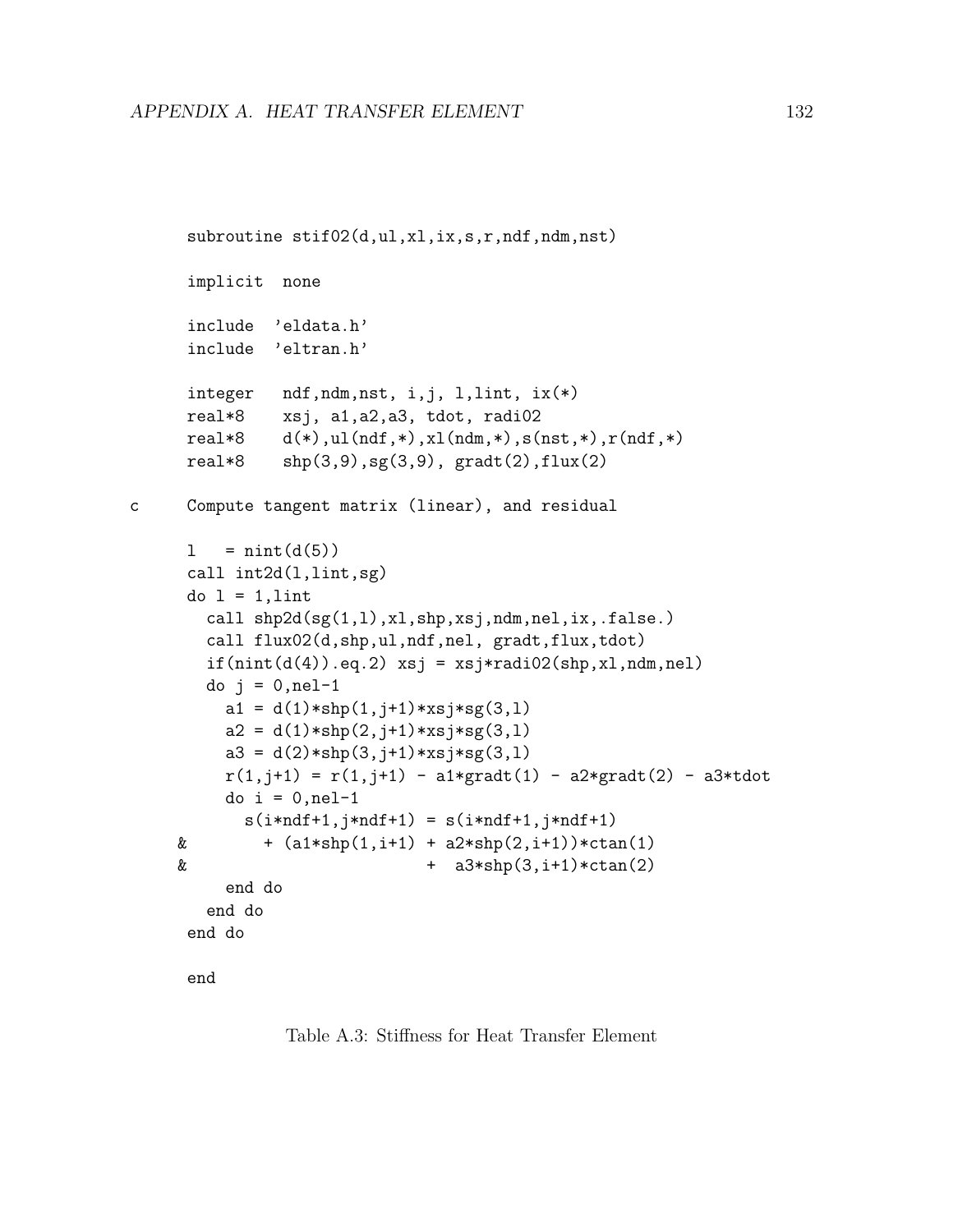```
      subroutine stif02(d,ul,xl,ix,s,r,ndf,ndm,nst)

      implicit  none

      include  'eldata.h'
      include  'eltran.h'

      integer   ndf,ndm,nst, i,j, l,lint, ix(*)
      real*8    xsj, a1,a2,a3, tdot, radi02
      real*8    d(*),ul(ndf,*),xl(ndm,*),s(nst,*),r(ndf,*)
      real*8    shp(3,9),sg(3,9), gradt(2),flux(2)

c     Compute tangent matrix (linear), and residual

      l   = nint(d(5))
      call int2d(l,lint,sg)
      do l = 1,lint
        call shp2d(sg(1,l),xl,shp,xsj,ndm,nel,ix,.false.)
        call flux02(d,shp,ul,ndf,nel, gradt,flux,tdot)
        if(nint(d(4)).eq.2) xsj = xsj*radi02(shp,xl,ndm,nel)
        do j = 0,nel-1
          a1 = d(1)*shp(1,j+1)*xsj*sg(3,l)
          a2 = d(1)*shp(2,j+1)*xsj*sg(3,l)
          a3 = d(2)*shp(3,j+1)*xsj*sg(3,l)
          r(1,j+1) = r(1,j+1) - a1*gradt(1) - a2*gradt(2) - a3*tdot
          do i = 0,nel-1
            s(i*ndf+1,j*ndf+1) = s(i*ndf+1,j*ndf+1)
     &          + (a1*shp(1,i+1) + a2*shp(2,i+1))*ctan(1)
     &                           +  a3*shp(3,i+1)*ctan(2)
          end do
        end do
      end do

      end
```

Table A.3: Stiffness for Heat Transfer Element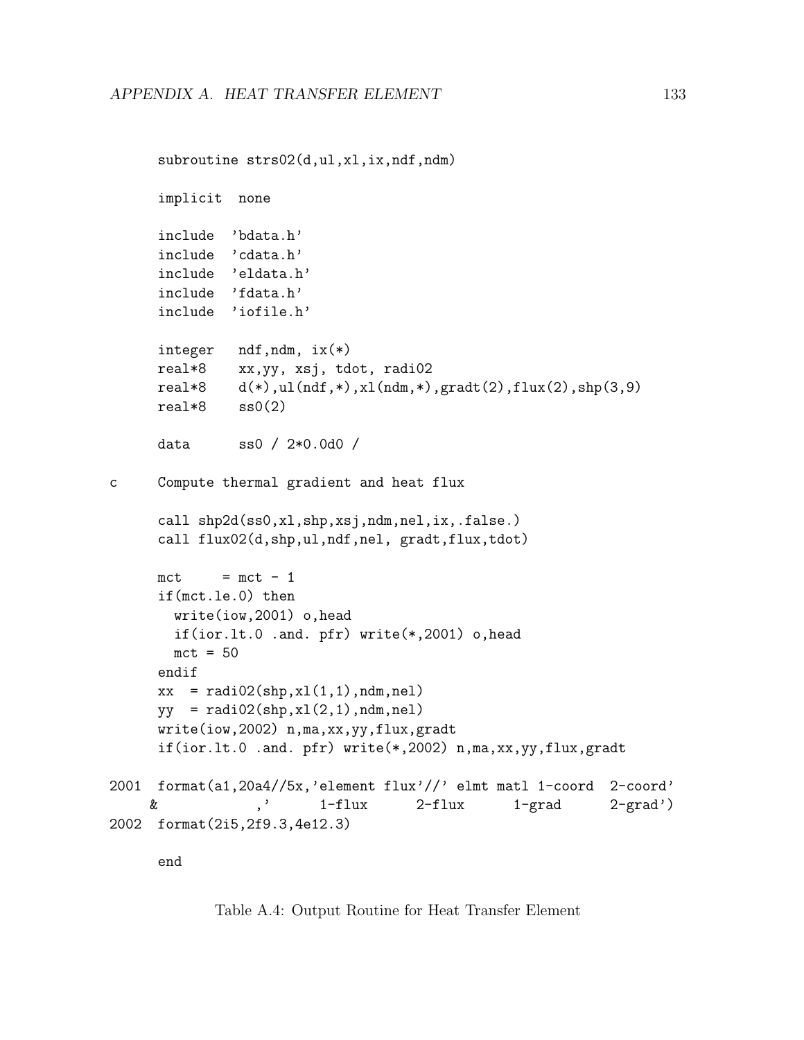```
      subroutine strs02(d,ul,xl,ix,ndf,ndm)

      implicit  none

      include  'bdata.h'
      include  'cdata.h'
      include  'eldata.h'
      include  'fdata.h'
      include  'iofile.h'

      integer   ndf,ndm, ix(*)
      real*8    xx,yy, xsj, tdot, radi02
      real*8    d(*),ul(ndf,*),xl(ndm,*),gradt(2),flux(2),shp(3,9)
      real*8    ss0(2)

      data      ss0 / 2*0.0d0 /

c     Compute thermal gradient and heat flux

      call shp2d(ss0,xl,shp,xsj,ndm,nel,ix,.false.)
      call flux02(d,shp,ul,ndf,nel, gradt,flux,tdot)

      mct     = mct - 1
      if(mct.le.0) then
        write(iow,2001) o,head
        if(ior.lt.0 .and. pfr) write(*,2001) o,head
        mct = 50
      endif
      xx  = radi02(shp,xl(1,1),ndm,nel)
      yy  = radi02(shp,xl(2,1),ndm,nel)
      write(iow,2002) n,ma,xx,yy,flux,gradt
      if(ior.lt.0 .and. pfr) write(*,2002) n,ma,xx,yy,flux,gradt

2001  format(a1,20a4//5x,'element flux'//' elmt matl 1-coord  2-coord'
     &           ,'      1-flux      2-flux      1-grad      2-grad')
2002  format(2i5,2f9.3,4e12.3)

      end
```

Table A.4: Output Routine for Heat Transfer Element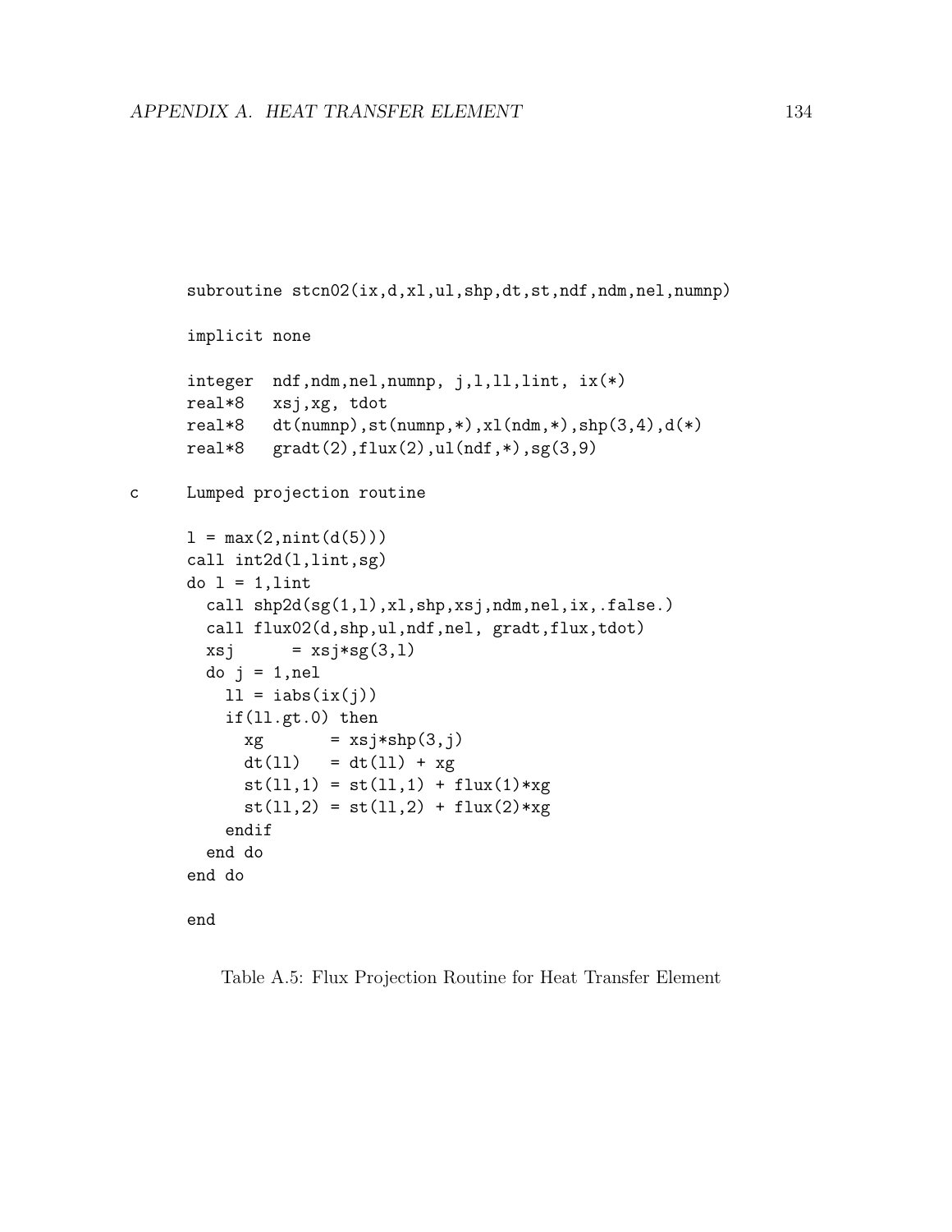```
      subroutine stcn02(ix,d,xl,ul,shp,dt,st,ndf,ndm,nel,numnp)

      implicit none

      integer  ndf,ndm,nel,numnp, j,l,ll,lint, ix(*)
      real*8   xsj,xg, tdot
      real*8   dt(numnp),st(numnp,*),xl(ndm,*),shp(3,4),d(*)
      real*8   gradt(2),flux(2),ul(ndf,*),sg(3,9)

c     Lumped projection routine

      l = max(2,nint(d(5)))
      call int2d(l,lint,sg)
      do l = 1,lint
        call shp2d(sg(1,l),xl,shp,xsj,ndm,nel,ix,.false.)
        call flux02(d,shp,ul,ndf,nel, gradt,flux,tdot)
        xsj      = xsj*sg(3,l)
        do j = 1,nel
          ll = iabs(ix(j))
          if(ll.gt.0) then
            xg       = xsj*shp(3,j)
            dt(ll)   = dt(ll) + xg
            st(ll,1) = st(ll,1) + flux(1)*xg
            st(ll,2) = st(ll,2) + flux(2)*xg
          endif
        end do
      end do

      end
```

Table A.5: Flux Projection Routine for Heat Transfer Element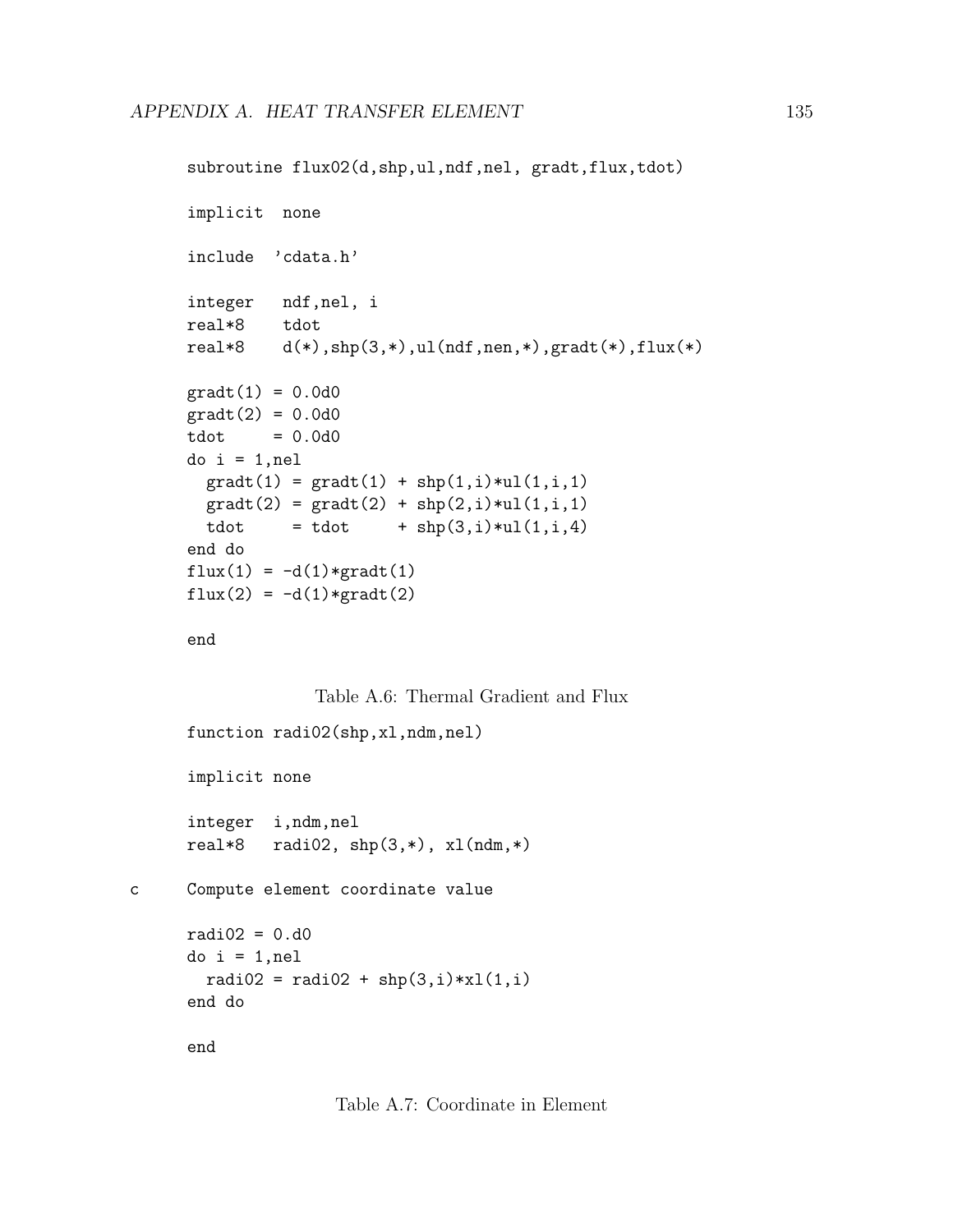```
      subroutine flux02(d,shp,ul,ndf,nel, gradt,flux,tdot)

      implicit  none

      include  'cdata.h'

      integer   ndf,nel, i
      real*8    tdot
      real*8    d(*),shp(3,*),ul(ndf,nen,*),gradt(*),flux(*)

      gradt(1) = 0.0d0
      gradt(2) = 0.0d0
      tdot     = 0.0d0
      do i = 1,nel
        gradt(1) = gradt(1) + shp(1,i)*ul(1,i,1)
        gradt(2) = gradt(2) + shp(2,i)*ul(1,i,1)
        tdot     = tdot     + shp(3,i)*ul(1,i,4)
      end do
      flux(1) = -d(1)*gradt(1)
      flux(2) = -d(1)*gradt(2)

      end
```

Table A.6: Thermal Gradient and Flux

```
      function radi02(shp,xl,ndm,nel)

      implicit none

      integer  i,ndm,nel
      real*8   radi02, shp(3,*), xl(ndm,*)

c     Compute element coordinate value

      radi02 = 0.d0
      do i = 1,nel
        radi02 = radi02 + shp(3,i)*xl(1,i)
      end do

      end
```

Table A.7: Coordinate in Element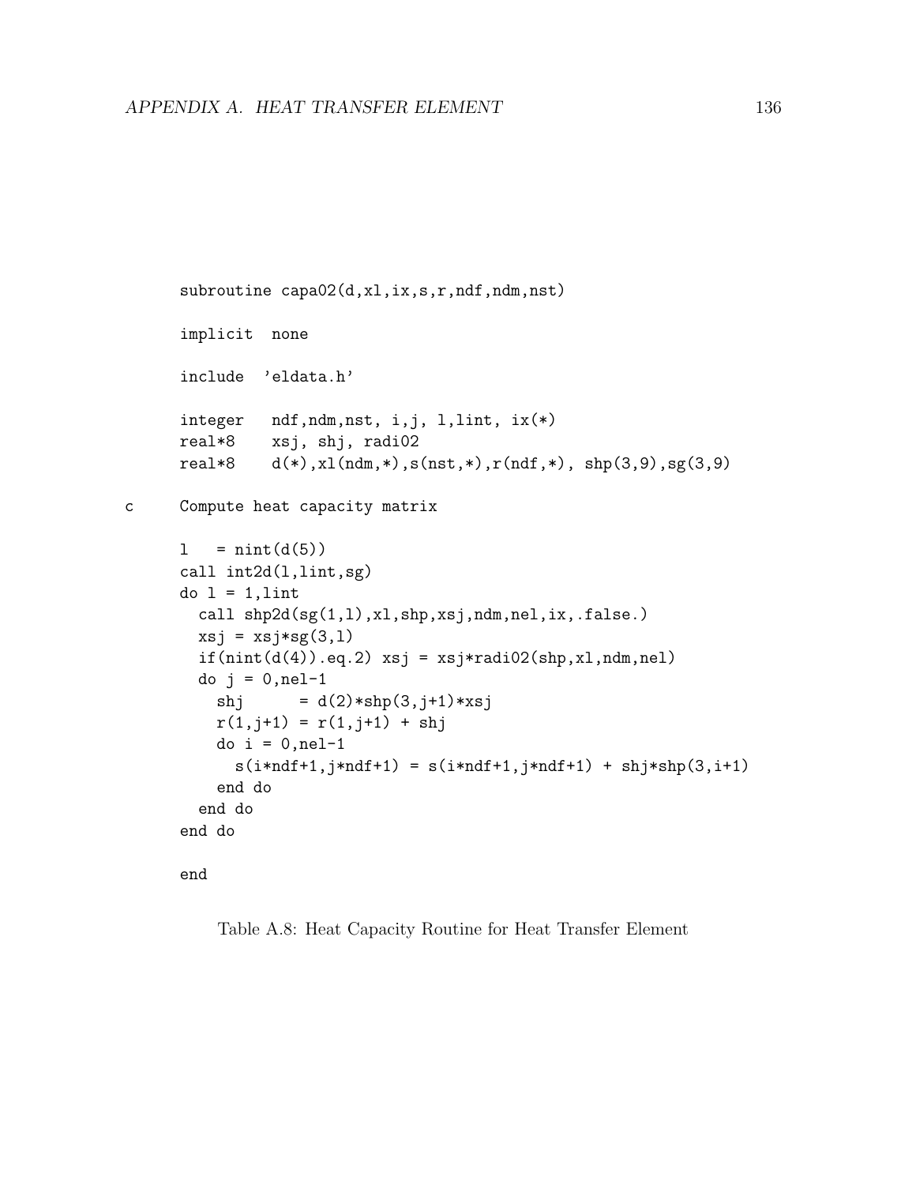```
      subroutine capa02(d,xl,ix,s,r,ndf,ndm,nst)

      implicit  none

      include  'eldata.h'

      integer   ndf,ndm,nst, i,j, l,lint, ix(*)
      real*8    xsj, shj, radi02
      real*8    d(*),xl(ndm,*),s(nst,*),r(ndf,*), shp(3,9),sg(3,9)

c     Compute heat capacity matrix

      l   = nint(d(5))
      call int2d(l,lint,sg)
      do l = 1,lint
        call shp2d(sg(1,l),xl,shp,xsj,ndm,nel,ix,.false.)
        xsj = xsj*sg(3,l)
        if(nint(d(4)).eq.2) xsj = xsj*radi02(shp,xl,ndm,nel)
        do j = 0,nel-1
          shj      = d(2)*shp(3,j+1)*xsj
          r(1,j+1) = r(1,j+1) + shj
          do i = 0,nel-1
            s(i*ndf+1,j*ndf+1) = s(i*ndf+1,j*ndf+1) + shj*shp(3,i+1)
          end do
        end do
      end do

      end
```

Table A.8: Heat Capacity Routine for Heat Transfer Element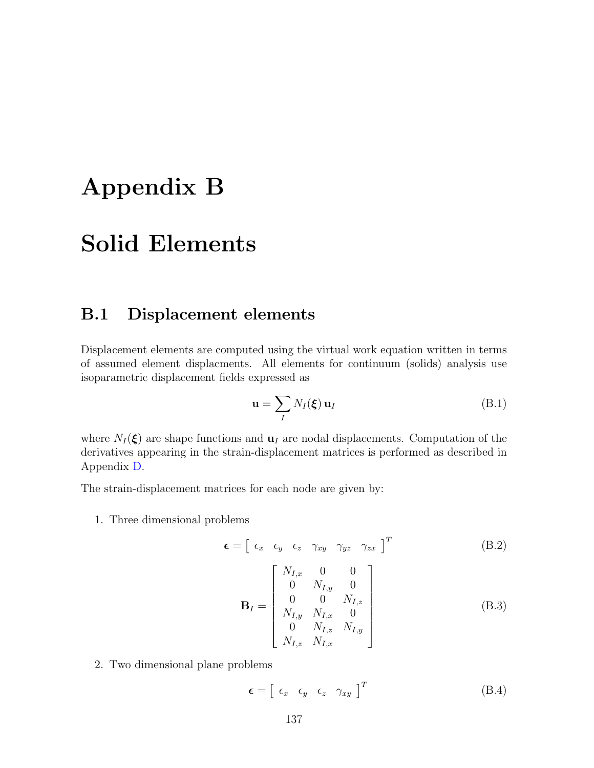# Appendix B

# Solid Elements

## B.1 Displacement elements

Displacement elements are computed using the virtual work equation written in terms of assumed element displacments. All elements for continuum (solids) analysis use isoparametric displacement fields expressed as

$$\mathbf{u} = \sum_I N_I(\boldsymbol{\xi})\, \mathbf{u}_I \tag{B.1}$$

where $N_I(\boldsymbol{\xi})$ are shape functions and $\mathbf{u}_I$ are nodal displacements. Computation of the derivatives appearing in the strain-displacement matrices is performed as described in Appendix D.

The strain-displacement matrices for each node are given by:

1. Three dimensional problems

$$\boldsymbol{\epsilon} = \left[ \begin{array}{cccccc} \epsilon_x & \epsilon_y & \epsilon_z & \gamma_{xy} & \gamma_{yz} & \gamma_{zx} \end{array} \right]^T \tag{B.2}$$

$$\mathbf{B}_I = \left[ \begin{array}{ccc} N_{I,x} & 0 & 0 \\ 0 & N_{I,y} & 0 \\ 0 & 0 & N_{I,z} \\ N_{I,y} & N_{I,x} & 0 \\ 0 & N_{I,z} & N_{I,y} \\ N_{I,z} & N_{I,x} & \end{array} \right] \tag{B.3}$$

2. Two dimensional plane problems

$$\boldsymbol{\epsilon} = \left[ \begin{array}{cccc} \epsilon_x & \epsilon_y & \epsilon_z & \gamma_{xy} \end{array} \right]^T \tag{B.4}$$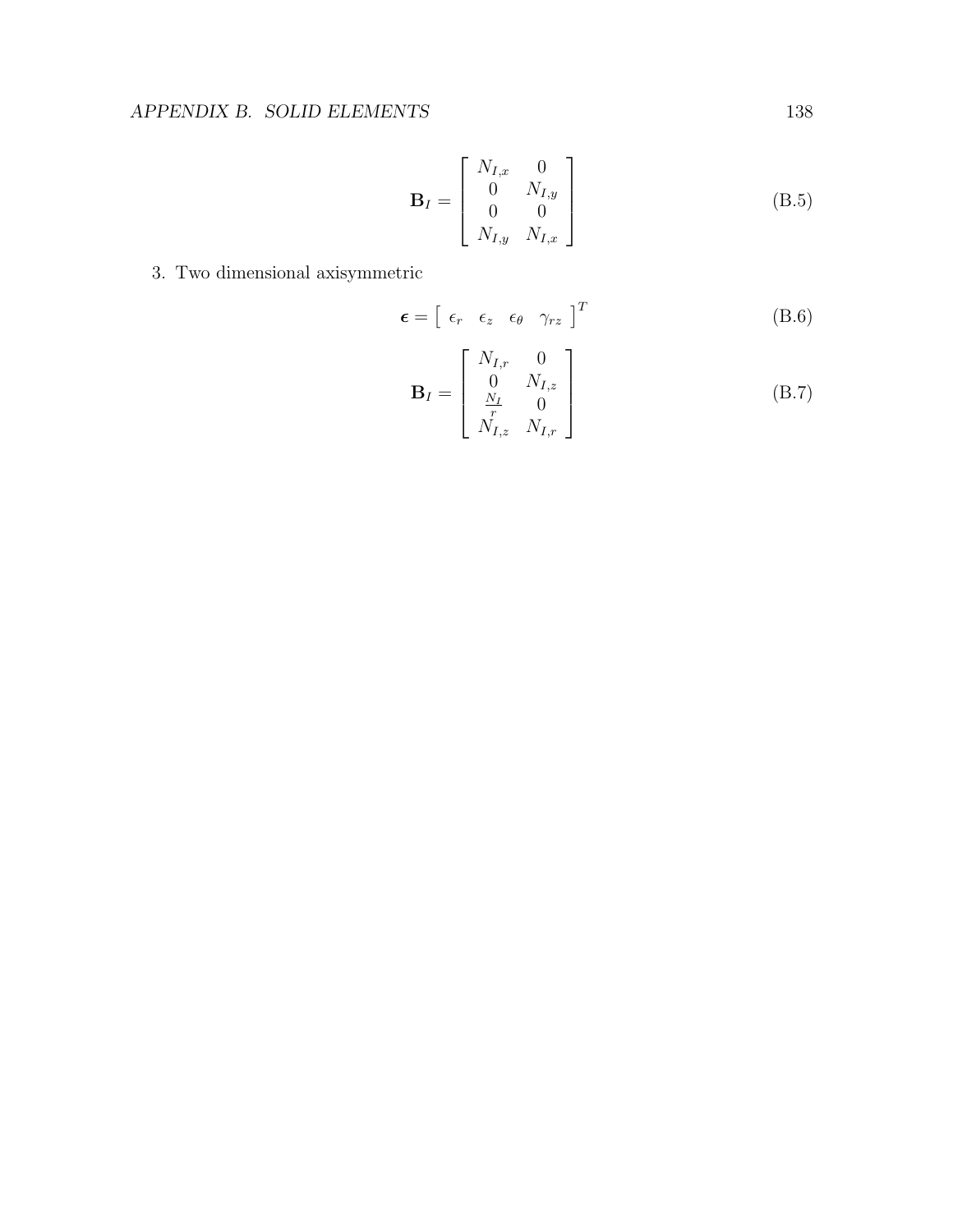$$
\mathbf{B}_I = \begin{bmatrix} N_{I,x} & 0 \\ 0 & N_{I,y} \\ 0 & 0 \\ N_{I,y} & N_{I,x} \end{bmatrix} \tag{B.5}
$$

3. Two dimensional axisymmetric

$$
\boldsymbol{\epsilon} = \begin{bmatrix} \epsilon_r & \epsilon_z & \epsilon_\theta & \gamma_{rz} \end{bmatrix}^T \tag{B.6}
$$

$$
\mathbf{B}_I = \begin{bmatrix} N_{I,r} & 0 \\ 0 & N_{I,z} \\ \frac{N_I}{r} & 0 \\ N_{I,z} & N_{I,r} \end{bmatrix} \tag{B.7}
$$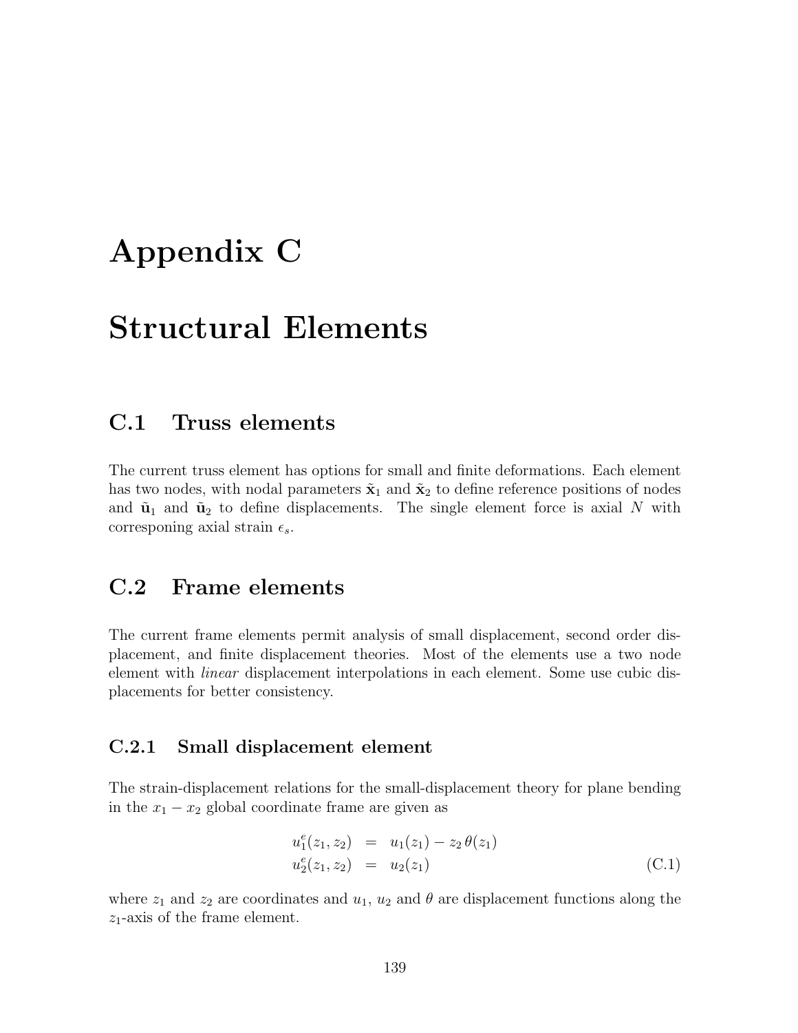# Appendix C

# Structural Elements

## C.1 Truss elements

The current truss element has options for small and finite deformations. Each element has two nodes, with nodal parameters $\tilde{\mathbf{x}}_1$ and $\tilde{\mathbf{x}}_2$ to define reference positions of nodes and $\tilde{\mathbf{u}}_1$ and $\tilde{\mathbf{u}}_2$ to define displacements. The single element force is axial $N$ with corresponing axial strain $\epsilon_s$.

## C.2 Frame elements

The current frame elements permit analysis of small displacement, second order displacement, and finite displacement theories. Most of the elements use a two node element with *linear* displacement interpolations in each element. Some use cubic displacements for better consistency.

### C.2.1 Small displacement element

The strain-displacement relations for the small-displacement theory for plane bending in the $x_1 - x_2$ global coordinate frame are given as

$$
\begin{aligned}
u_1^e(z_1, z_2) &= u_1(z_1) - z_2\,\theta(z_1) \\
u_2^e(z_1, z_2) &= u_2(z_1)
\end{aligned}
\tag{C.1}
$$

where $z_1$ and $z_2$ are coordinates and $u_1$, $u_2$ and $\theta$ are displacement functions along the $z_1$-axis of the frame element.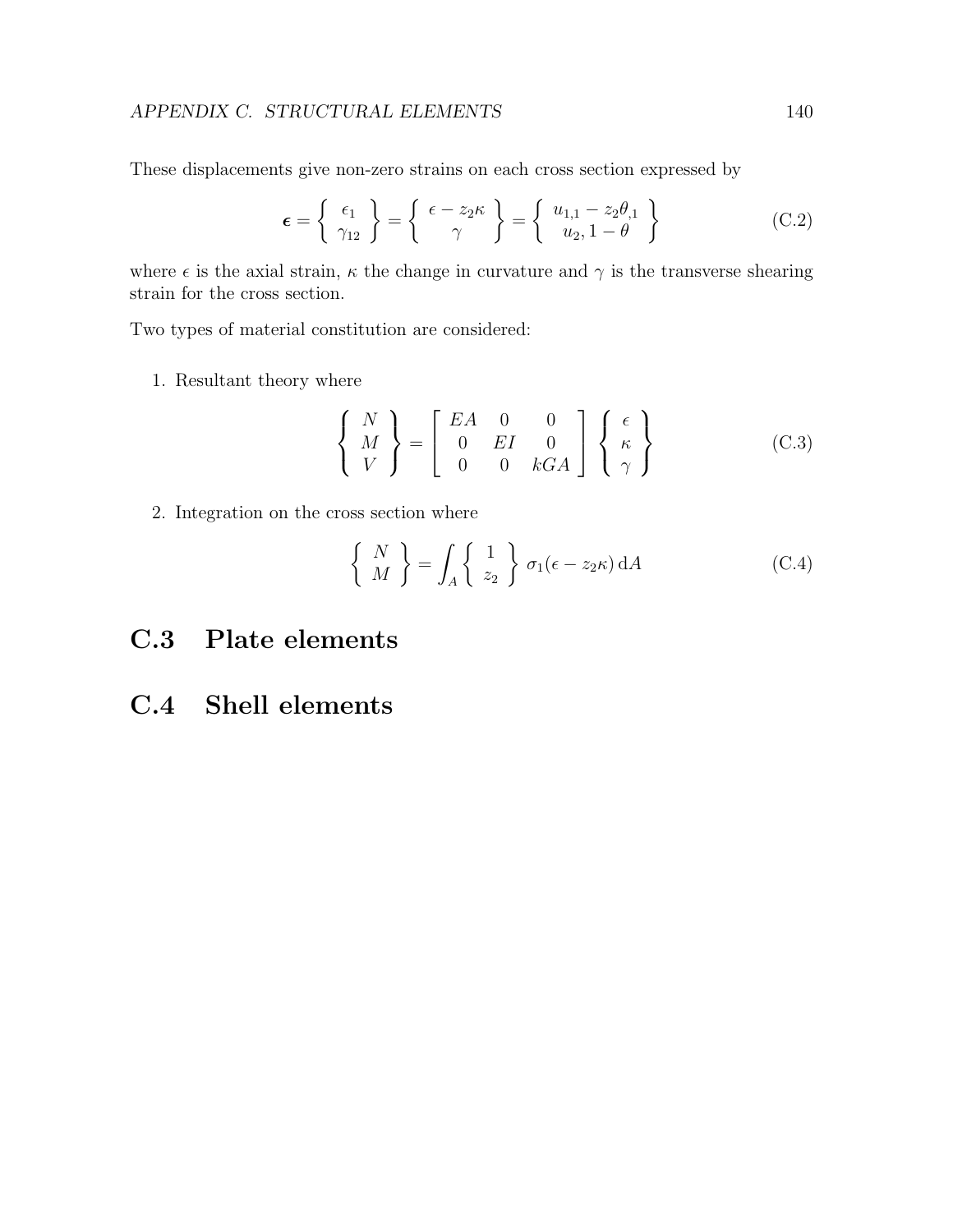These displacements give non-zero strains on each cross section expressed by

$$\boldsymbol{\epsilon} = \left\{ \begin{array}{c} \epsilon_1 \\ \gamma_{12} \end{array} \right\} = \left\{ \begin{array}{c} \epsilon - z_2 \kappa \\ \gamma \end{array} \right\} = \left\{ \begin{array}{c} u_{1,1} - z_2 \theta_{,1} \\ u_2, 1 - \theta \end{array} \right\} \tag{C.2}$$

where $\epsilon$ is the axial strain, $\kappa$ the change in curvature and $\gamma$ is the transverse shearing strain for the cross section.

Two types of material constitution are considered:

1. Resultant theory where

$$\left\{ \begin{array}{c} N \\ M \\ V \end{array} \right\} = \left[ \begin{array}{ccc} EA & 0 & 0 \\ 0 & EI & 0 \\ 0 & 0 & kGA \end{array} \right] \left\{ \begin{array}{c} \epsilon \\ \kappa \\ \gamma \end{array} \right\} \tag{C.3}$$

2. Integration on the cross section where

$$\left\{ \begin{array}{c} N \\ M \end{array} \right\} = \int_A \left\{ \begin{array}{c} 1 \\ z_2 \end{array} \right\} \sigma_1(\epsilon - z_2 \kappa) \, \mathrm{d}A \tag{C.4}$$

## C.3 Plate elements

## C.4 Shell elements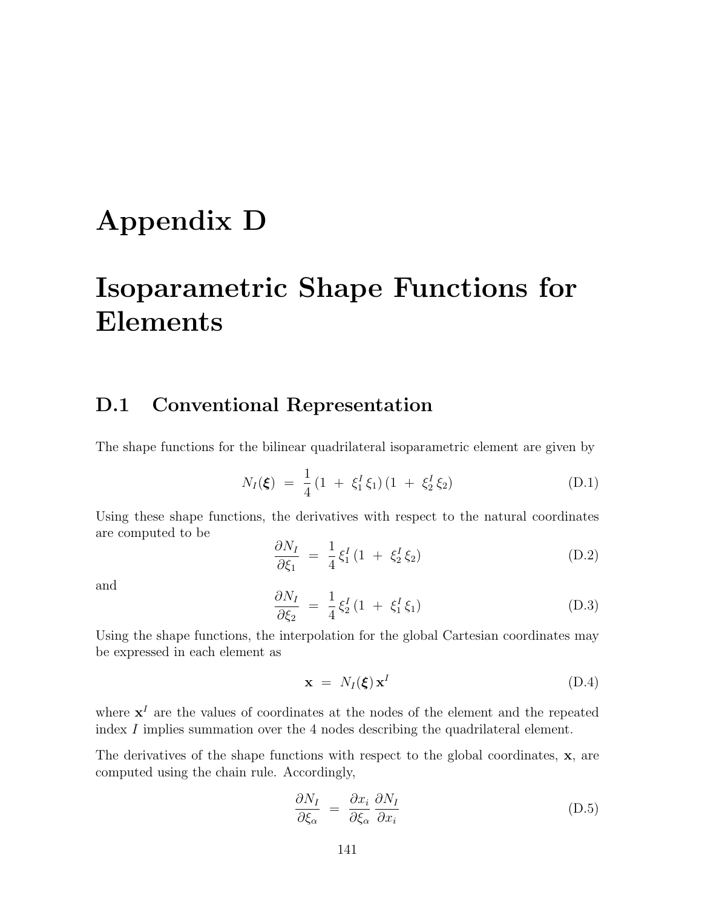# Appendix D

# Isoparametric Shape Functions for Elements

## D.1 Conventional Representation

The shape functions for the bilinear quadrilateral isoparametric element are given by

$$N_I(\boldsymbol{\xi}) \;=\; \frac{1}{4}\,(1 \;+\; \xi_1^I\,\xi_1)\,(1 \;+\; \xi_2^I\,\xi_2) \tag{D.1}$$

Using these shape functions, the derivatives with respect to the natural coordinates are computed to be

$$\frac{\partial N_I}{\partial \xi_1} \;=\; \frac{1}{4}\,\xi_1^I\,(1 \;+\; \xi_2^I\,\xi_2) \tag{D.2}$$

and

$$\frac{\partial N_I}{\partial \xi_2} \;=\; \frac{1}{4}\,\xi_2^I\,(1 \;+\; \xi_1^I\,\xi_1) \tag{D.3}$$

Using the shape functions, the interpolation for the global Cartesian coordinates may be expressed in each element as

$$\mathbf{x} \;=\; N_I(\boldsymbol{\xi})\,\mathbf{x}^I \tag{D.4}$$

where $\mathbf{x}^I$ are the values of coordinates at the nodes of the element and the repeated index $I$ implies summation over the 4 nodes describing the quadrilateral element.

The derivatives of the shape functions with respect to the global coordinates, $\mathbf{x}$, are computed using the chain rule. Accordingly,

$$\frac{\partial N_I}{\partial \xi_\alpha} \;=\; \frac{\partial x_i}{\partial \xi_\alpha}\,\frac{\partial N_I}{\partial x_i} \tag{D.5}$$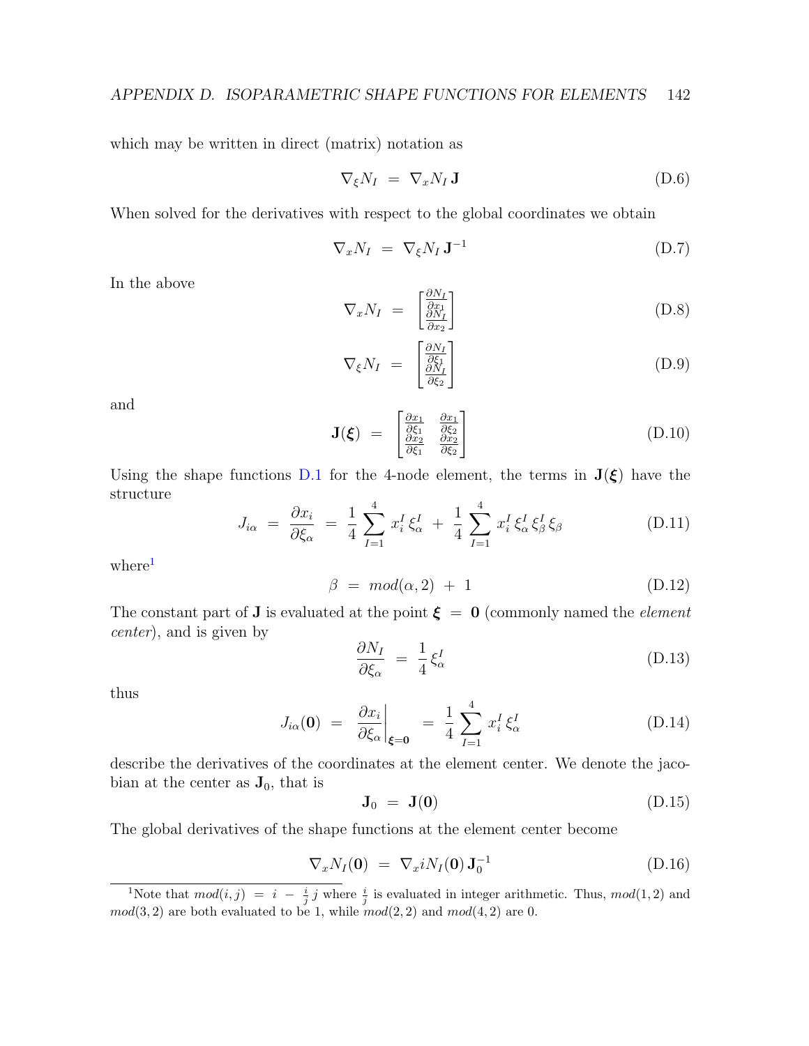which may be written in direct (matrix) notation as

$$\nabla_\xi N_I \;=\; \nabla_x N_I \, \mathbf{J} \tag{D.6}$$

When solved for the derivatives with respect to the global coordinates we obtain

$$\nabla_x N_I \;=\; \nabla_\xi N_I \, \mathbf{J}^{-1} \tag{D.7}$$

In the above

$$\nabla_x N_I \;=\; \begin{bmatrix} \frac{\partial N_I}{\partial x_1} \\ \frac{\partial N_I}{\partial x_2} \end{bmatrix} \tag{D.8}$$

$$\nabla_\xi N_I \;=\; \begin{bmatrix} \frac{\partial N_I}{\partial \xi_1} \\ \frac{\partial N_I}{\partial \xi_2} \end{bmatrix} \tag{D.9}$$

and

$$\mathbf{J}(\boldsymbol{\xi}) \;=\; \begin{bmatrix} \frac{\partial x_1}{\partial \xi_1} & \frac{\partial x_1}{\partial \xi_2} \\ \frac{\partial x_2}{\partial \xi_1} & \frac{\partial x_2}{\partial \xi_2} \end{bmatrix} \tag{D.10}$$

Using the shape functions D.1 for the 4-node element, the terms in $\mathbf{J}(\boldsymbol{\xi})$ have the structure

$$J_{i\alpha} \;=\; \frac{\partial x_i}{\partial \xi_\alpha} \;=\; \frac{1}{4} \sum_{I=1}^{4} x_i^I \, \xi_\alpha^I \;+\; \frac{1}{4} \sum_{I=1}^{4} x_i^I \, \xi_\alpha^I \, \xi_\beta^I \, \xi_\beta \tag{D.11}$$

where[1]

$$\beta \;=\; mod(\alpha, 2) \;+\; 1 \tag{D.12}$$

The constant part of $\mathbf{J}$ is evaluated at the point $\boldsymbol{\xi} \;=\; \mathbf{0}$ (commonly named the *element center*), and is given by

$$\frac{\partial N_I}{\partial \xi_\alpha} \;=\; \frac{1}{4} \, \xi_\alpha^I \tag{D.13}$$

thus

$$J_{i\alpha}(\mathbf{0}) \;=\; \left. \frac{\partial x_i}{\partial \xi_\alpha} \right|_{\boldsymbol{\xi}=\mathbf{0}} \;=\; \frac{1}{4} \sum_{I=1}^{4} x_i^I \, \xi_\alpha^I \tag{D.14}$$

describe the derivatives of the coordinates at the element center. We denote the jacobian at the center as $\mathbf{J}_0$, that is

$$\mathbf{J}_0 \;=\; \mathbf{J}(\mathbf{0}) \tag{D.15}$$

The global derivatives of the shape functions at the element center become

$$\nabla_x N_I(\mathbf{0}) \;=\; \nabla_x i N_I(\mathbf{0}) \, \mathbf{J}_0^{-1} \tag{D.16}$$

---

[1] Note that $mod(i, j) \;=\; i \;-\; \frac{i}{j}\, j$ where $\frac{i}{j}$ is evaluated in integer arithmetic. Thus, $mod(1, 2)$ and $mod(3, 2)$ are both evaluated to be 1, while $mod(2, 2)$ and $mod(4, 2)$ are 0.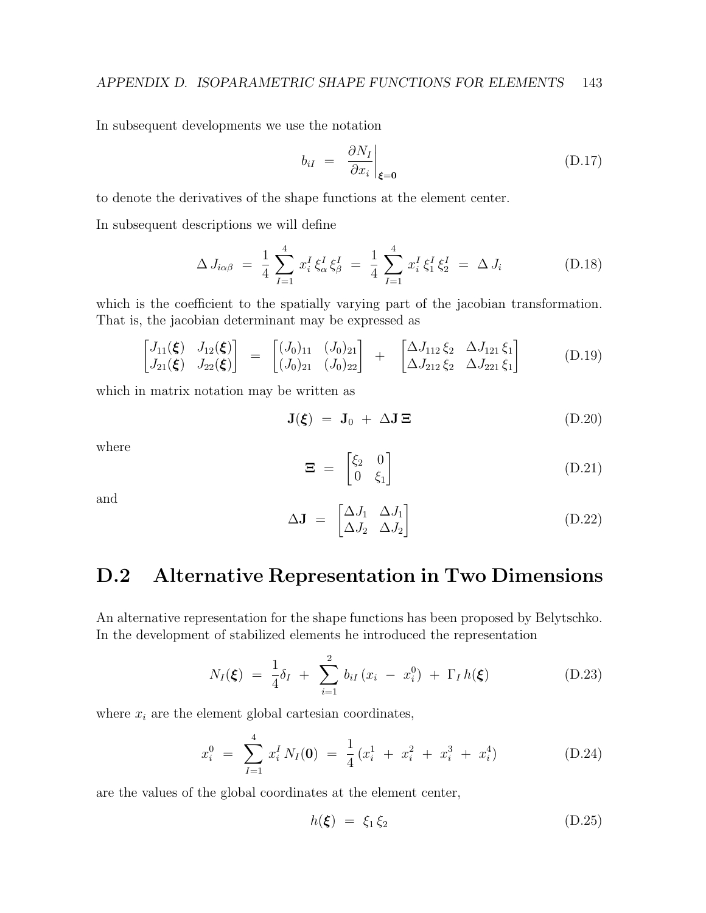In subsequent developments we use the notation

$$
b_{iI} \;=\; \left.\frac{\partial N_I}{\partial x_i}\right|_{\boldsymbol{\xi}=\mathbf{0}} \tag{D.17}
$$

to denote the derivatives of the shape functions at the element center.

In subsequent descriptions we will define

$$
\Delta\, J_{i\alpha\beta} \;=\; \frac{1}{4} \sum_{I=1}^{4} x_i^I \, \xi_\alpha^I \, \xi_\beta^I \;=\; \frac{1}{4} \sum_{I=1}^{4} x_i^I \, \xi_1^I \, \xi_2^I \;=\; \Delta\, J_i \tag{D.18}
$$

which is the coefficient to the spatially varying part of the jacobian transformation. That is, the jacobian determinant may be expressed as

$$
\begin{bmatrix} J_{11}(\boldsymbol{\xi}) & J_{12}(\boldsymbol{\xi}) \\ J_{21}(\boldsymbol{\xi}) & J_{22}(\boldsymbol{\xi}) \end{bmatrix} \;=\; \begin{bmatrix} (J_0)_{11} & (J_0)_{21} \\ (J_0)_{21} & (J_0)_{22} \end{bmatrix} \;+\; \begin{bmatrix} \Delta J_{112}\, \xi_2 & \Delta J_{121}\, \xi_1 \\ \Delta J_{212}\, \xi_2 & \Delta J_{221}\, \xi_1 \end{bmatrix} \tag{D.19}
$$

which in matrix notation may be written as

$$
\mathbf{J}(\boldsymbol{\xi}) \;=\; \mathbf{J}_0 \;+\; \Delta\mathbf{J}\, \boldsymbol{\Xi} \tag{D.20}
$$

where

$$
\boldsymbol{\Xi} \;=\; \begin{bmatrix} \xi_2 & 0 \\ 0 & \xi_1 \end{bmatrix} \tag{D.21}
$$

and

$$
\Delta\mathbf{J} \;=\; \begin{bmatrix} \Delta J_1 & \Delta J_1 \\ \Delta J_2 & \Delta J_2 \end{bmatrix} \tag{D.22}
$$

## D.2 Alternative Representation in Two Dimensions

An alternative representation for the shape functions has been proposed by Belytschko. In the development of stabilized elements he introduced the representation

$$
N_I(\boldsymbol{\xi}) \;=\; \frac{1}{4}\delta_I \;+\; \sum_{i=1}^{2} b_{iI}\, (x_i \;-\; x_i^0) \;+\; \Gamma_I\, h(\boldsymbol{\xi}) \tag{D.23}
$$

where $x_i$ are the element global cartesian coordinates,

$$
x_i^0 \;=\; \sum_{I=1}^{4} x_i^I \, N_I(\mathbf{0}) \;=\; \frac{1}{4}\, (x_i^1 \;+\; x_i^2 \;+\; x_i^3 \;+\; x_i^4) \tag{D.24}
$$

are the values of the global coordinates at the element center,

$$
h(\boldsymbol{\xi}) \;=\; \xi_1\, \xi_2 \tag{D.25}
$$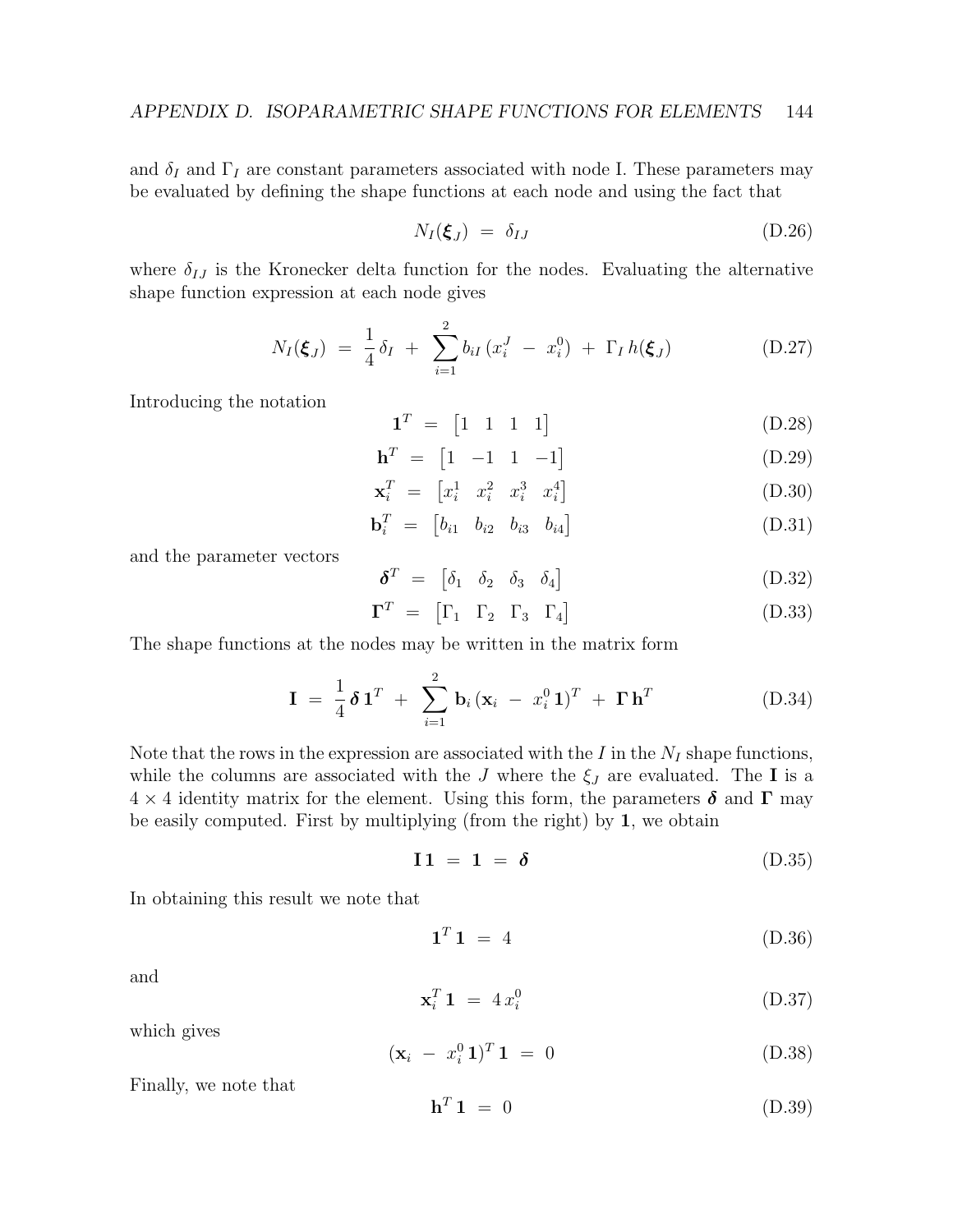and $\delta_I$ and $\Gamma_I$ are constant parameters associated with node I. These parameters may be evaluated by defining the shape functions at each node and using the fact that

$$N_I(\boldsymbol{\xi}_J) \;=\; \delta_{IJ} \tag{D.26}$$

where $\delta_{IJ}$ is the Kronecker delta function for the nodes. Evaluating the alternative shape function expression at each node gives

$$N_I(\boldsymbol{\xi}_J) \;=\; \frac{1}{4}\,\delta_I \;+\; \sum_{i=1}^{2} b_{iI}\,(x_i^J \;-\; x_i^0) \;+\; \Gamma_I\,h(\boldsymbol{\xi}_J) \tag{D.27}$$

Introducing the notation

$$\mathbf{1}^T \;=\; \begin{bmatrix}1 & 1 & 1 & 1\end{bmatrix} \tag{D.28}$$

$$\mathbf{h}^T \;=\; \begin{bmatrix}1 & -1 & 1 & -1\end{bmatrix} \tag{D.29}$$

$$\mathbf{x}_i^T \;=\; \begin{bmatrix}x_i^1 & x_i^2 & x_i^3 & x_i^4\end{bmatrix} \tag{D.30}$$

$$\mathbf{b}_i^T \;=\; \begin{bmatrix}b_{i1} & b_{i2} & b_{i3} & b_{i4}\end{bmatrix} \tag{D.31}$$

and the parameter vectors

$$\boldsymbol{\delta}^T \;=\; \begin{bmatrix}\delta_1 & \delta_2 & \delta_3 & \delta_4\end{bmatrix} \tag{D.32}$$

$$\boldsymbol{\Gamma}^T \;=\; \begin{bmatrix}\Gamma_1 & \Gamma_2 & \Gamma_3 & \Gamma_4\end{bmatrix} \tag{D.33}$$

The shape functions at the nodes may be written in the matrix form

$$\mathbf{I} \;=\; \frac{1}{4}\,\boldsymbol{\delta}\,\mathbf{1}^T \;+\; \sum_{i=1}^{2} \mathbf{b}_i\,(\mathbf{x}_i \;-\; x_i^0\,\mathbf{1})^T \;+\; \boldsymbol{\Gamma}\,\mathbf{h}^T \tag{D.34}$$

Note that the rows in the expression are associated with the $I$ in the $N_I$ shape functions, while the columns are associated with the $J$ where the $\xi_J$ are evaluated. The $\mathbf{I}$ is a $4 \times 4$ identity matrix for the element. Using this form, the parameters $\boldsymbol{\delta}$ and $\boldsymbol{\Gamma}$ may be easily computed. First by multiplying (from the right) by $\mathbf{1}$, we obtain

$$\mathbf{I}\,\mathbf{1} \;=\; \mathbf{1} \;=\; \boldsymbol{\delta} \tag{D.35}$$

In obtaining this result we note that

$$\mathbf{1}^T\,\mathbf{1} \;=\; 4 \tag{D.36}$$

and

$$\mathbf{x}_i^T\,\mathbf{1} \;=\; 4\,x_i^0 \tag{D.37}$$

which gives

$$(\mathbf{x}_i \;-\; x_i^0\,\mathbf{1})^T\,\mathbf{1} \;=\; 0 \tag{D.38}$$

Finally, we note that

$$\mathbf{h}^T\,\mathbf{1} \;=\; 0 \tag{D.39}$$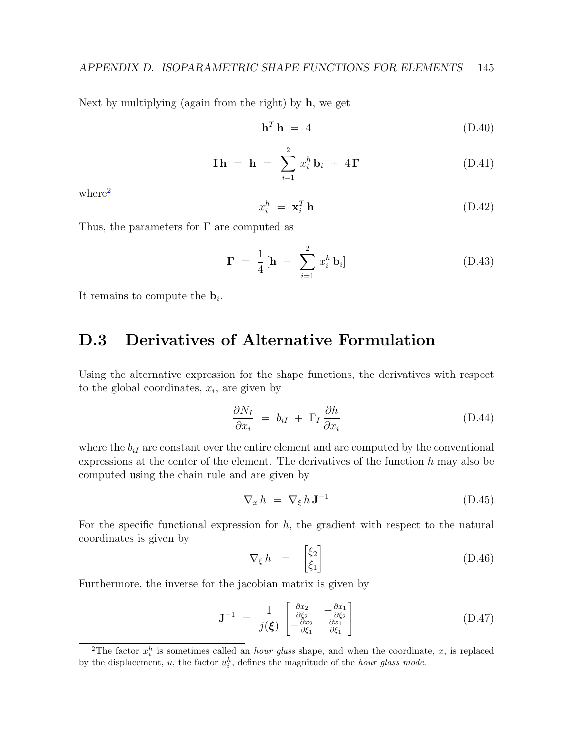Next by multiplying (again from the right) by $\mathbf{h}$, we get

$$\mathbf{h}^T \mathbf{h} \ = \ 4 \tag{D.40}$$

$$\mathbf{I}\,\mathbf{h} \ = \ \mathbf{h} \ = \ \sum_{i=1}^{2} x_i^h \, \mathbf{b}_i \ + \ 4\,\mathbf{\Gamma} \tag{D.41}$$

where[2]

$$x_i^h \ = \ \mathbf{x}_i^T \, \mathbf{h} \tag{D.42}$$

Thus, the parameters for $\mathbf{\Gamma}$ are computed as

$$\mathbf{\Gamma} \ = \ \frac{1}{4}\,[\mathbf{h} \ - \ \sum_{i=1}^{2} x_i^h \, \mathbf{b}_i] \tag{D.43}$$

It remains to compute the $\mathbf{b}_i$.

## D.3 Derivatives of Alternative Formulation

Using the alternative expression for the shape functions, the derivatives with respect to the global coordinates, $x_i$, are given by

$$\frac{\partial N_I}{\partial x_i} \ = \ b_{iI} \ + \ \Gamma_I \, \frac{\partial h}{\partial x_i} \tag{D.44}$$

where the $b_{iI}$ are constant over the entire element and are computed by the conventional expressions at the center of the element. The derivatives of the function $h$ may also be computed using the chain rule and are given by

$$\nabla_x \, h \ = \ \nabla_\xi \, h \, \mathbf{J}^{-1} \tag{D.45}$$

For the specific functional expression for $h$, the gradient with respect to the natural coordinates is given by

$$\nabla_\xi \, h \quad = \quad \begin{bmatrix} \xi_2 \\ \xi_1 \end{bmatrix} \tag{D.46}$$

Furthermore, the inverse for the jacobian matrix is given by

$$\mathbf{J}^{-1} \ = \ \frac{1}{j(\boldsymbol{\xi})} \begin{bmatrix} \frac{\partial x_2}{\partial \xi_2} & -\frac{\partial x_1}{\partial \xi_2} \\ -\frac{\partial x_2}{\partial \xi_1} & \frac{\partial x_1}{\partial \xi_1} \end{bmatrix} \tag{D.47}$$

[2] The factor $x_i^h$ is sometimes called an *hour glass* shape, and when the coordinate, $x$, is replaced by the displacement, $u$, the factor $u_i^h$, defines the magnitude of the *hour glass mode*.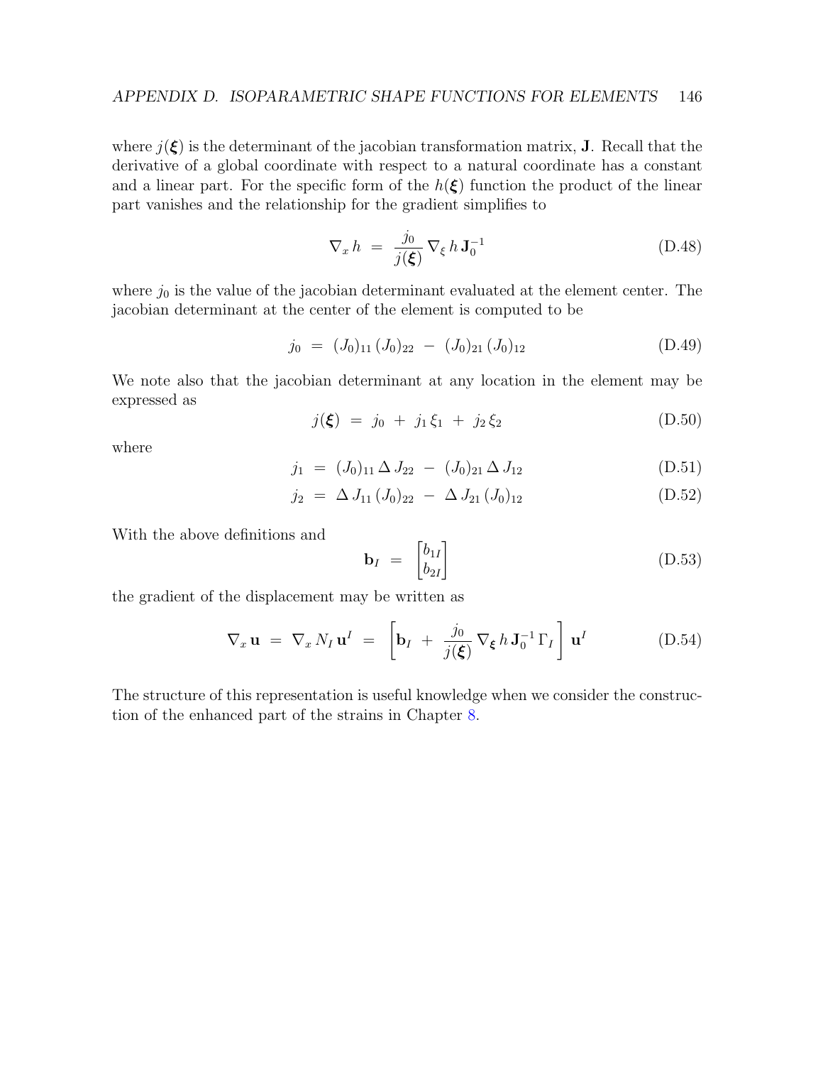where $j(\boldsymbol{\xi})$ is the determinant of the jacobian transformation matrix, $\mathbf{J}$. Recall that the derivative of a global coordinate with respect to a natural coordinate has a constant and a linear part. For the specific form of the $h(\boldsymbol{\xi})$ function the product of the linear part vanishes and the relationship for the gradient simplifies to

$$\nabla_x h \;=\; \frac{j_0}{j(\boldsymbol{\xi})} \nabla_\xi h \, \mathbf{J}_0^{-1} \tag{D.48}$$

where $j_0$ is the value of the jacobian determinant evaluated at the element center. The jacobian determinant at the center of the element is computed to be

$$j_0 \;=\; (J_0)_{11} \, (J_0)_{22} \;-\; (J_0)_{21} \, (J_0)_{12} \tag{D.49}$$

We note also that the jacobian determinant at any location in the element may be expressed as

$$j(\boldsymbol{\xi}) \;=\; j_0 \;+\; j_1 \, \xi_1 \;+\; j_2 \, \xi_2 \tag{D.50}$$

where

$$j_1 \;=\; (J_0)_{11} \, \Delta \, J_{22} \;-\; (J_0)_{21} \, \Delta \, J_{12} \tag{D.51}$$

$$j_2 \;=\; \Delta \, J_{11} \, (J_0)_{22} \;-\; \Delta \, J_{21} \, (J_0)_{12} \tag{D.52}$$

With the above definitions and

$$\mathbf{b}_I \;=\; \begin{bmatrix} b_{1I} \\ b_{2I} \end{bmatrix} \tag{D.53}$$

the gradient of the displacement may be written as

$$\nabla_x \mathbf{u} \;=\; \nabla_x N_I \, \mathbf{u}^I \;=\; \left[ \mathbf{b}_I \;+\; \frac{j_0}{j(\boldsymbol{\xi})} \nabla_{\boldsymbol{\xi}} h \, \mathbf{J}_0^{-1} \, \Gamma_I \right] \mathbf{u}^I \tag{D.54}$$

The structure of this representation is useful knowledge when we consider the construction of the enhanced part of the strains in Chapter 8.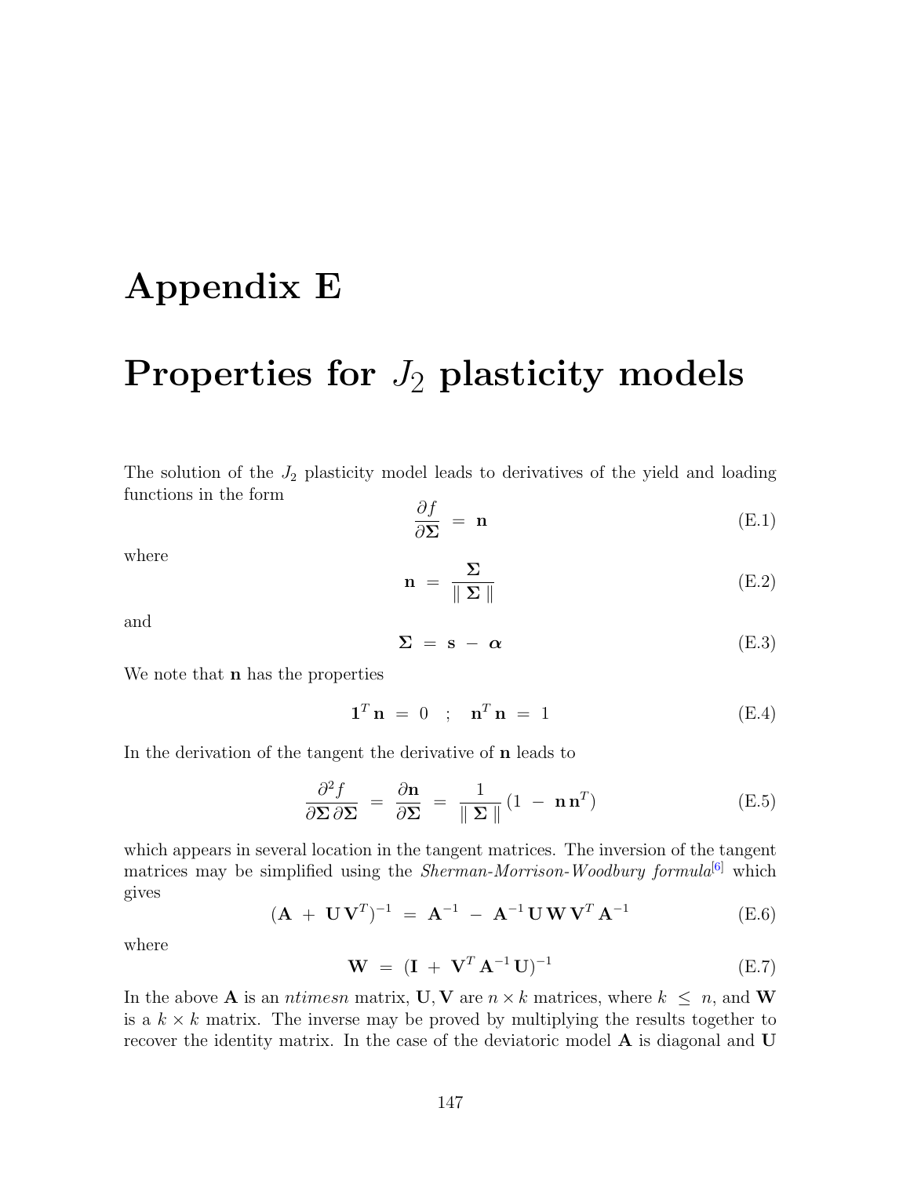# Appendix E

# Properties for $J_2$ plasticity models

The solution of the $J_2$ plasticity model leads to derivatives of the yield and loading functions in the form

$$\frac{\partial f}{\partial \mathbf{\Sigma}} \; = \; \mathbf{n} \tag{E.1}$$

where

$$\mathbf{n} \; = \; \frac{\mathbf{\Sigma}}{\parallel \mathbf{\Sigma} \parallel} \tag{E.2}$$

and

$$\mathbf{\Sigma} \; = \; \mathbf{s} \; - \; \boldsymbol{\alpha} \tag{E.3}$$

We note that $\mathbf{n}$ has the properties

$$\mathbf{1}^T \, \mathbf{n} \; = \; 0 \quad ; \quad \mathbf{n}^T \, \mathbf{n} \; = \; 1 \tag{E.4}$$

In the derivation of the tangent the derivative of $\mathbf{n}$ leads to

$$\frac{\partial^2 f}{\partial \mathbf{\Sigma} \, \partial \mathbf{\Sigma}} \; = \; \frac{\partial \mathbf{n}}{\partial \mathbf{\Sigma}} \; = \; \frac{1}{\parallel \mathbf{\Sigma} \parallel} \, (1 \; - \; \mathbf{n} \, \mathbf{n}^T) \tag{E.5}$$

which appears in several location in the tangent matrices. The inversion of the tangent matrices may be simplified using the *Sherman-Morrison-Woodbury formula*[6] which gives

$$(\mathbf{A} \; + \; \mathbf{U} \, \mathbf{V}^T)^{-1} \; = \; \mathbf{A}^{-1} \; - \; \mathbf{A}^{-1} \, \mathbf{U} \, \mathbf{W} \, \mathbf{V}^T \, \mathbf{A}^{-1} \tag{E.6}$$

where

$$\mathbf{W} \; = \; (\mathbf{I} \; + \; \mathbf{V}^T \, \mathbf{A}^{-1} \, \mathbf{U})^{-1} \tag{E.7}$$

In the above $\mathbf{A}$ is an *ntimesn* matrix, $\mathbf{U}, \mathbf{V}$ are $n \times k$ matrices, where $k \; \leq \; n$, and $\mathbf{W}$ is a $k \times k$ matrix. The inverse may be proved by multiplying the results together to recover the identity matrix. In the case of the deviatoric model $\mathbf{A}$ is diagonal and $\mathbf{U}$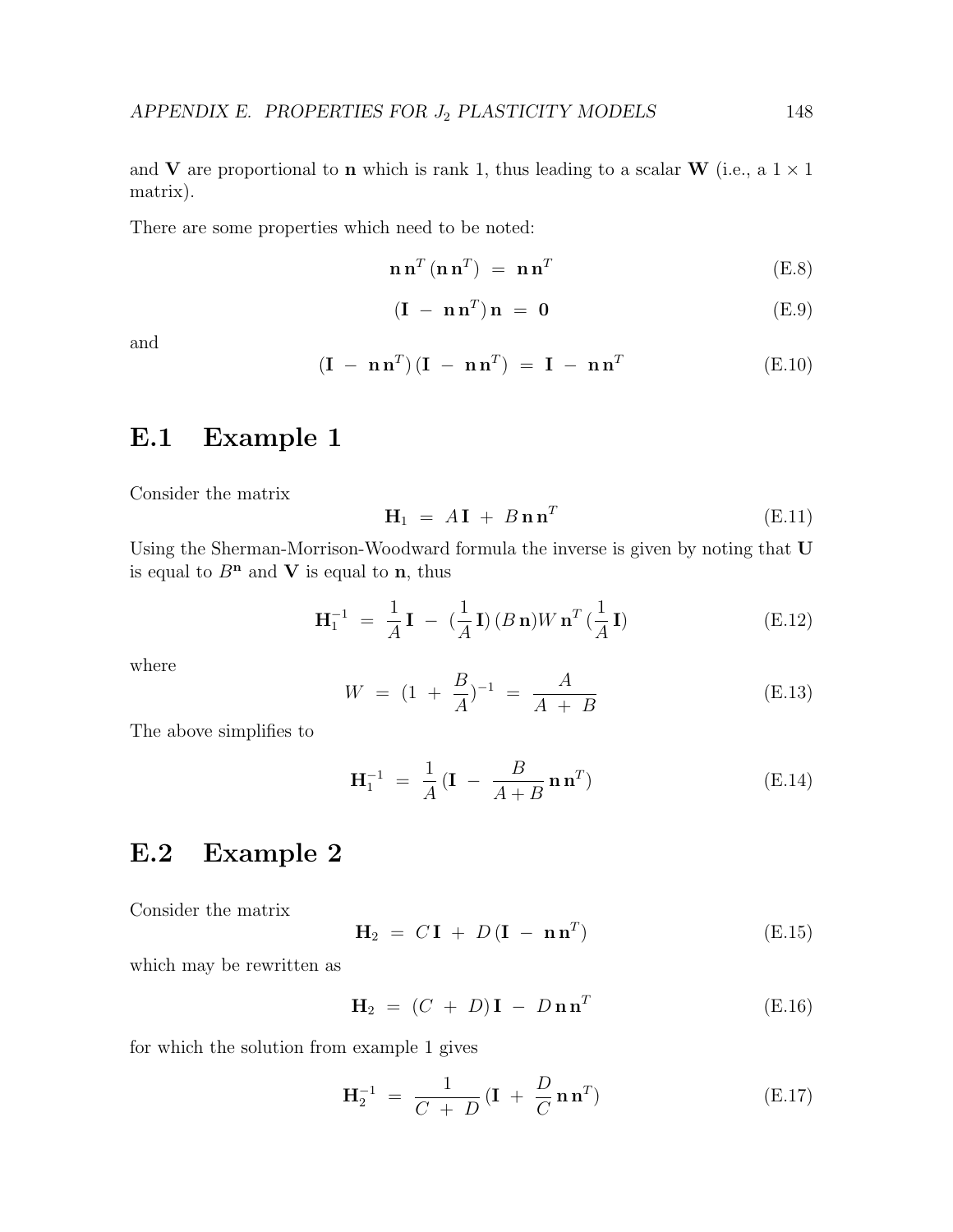and $\mathbf{V}$ are proportional to $\mathbf{n}$ which is rank 1, thus leading to a scalar $\mathbf{W}$ (i.e., a $1 \times 1$ matrix).

There are some properties which need to be noted:

$$\mathbf{n}\,\mathbf{n}^T\,(\mathbf{n}\,\mathbf{n}^T) \;=\; \mathbf{n}\,\mathbf{n}^T \tag{E.8}$$

$$(\mathbf{I} \;-\; \mathbf{n}\,\mathbf{n}^T)\,\mathbf{n} \;=\; \mathbf{0} \tag{E.9}$$

and

$$(\mathbf{I} \;-\; \mathbf{n}\,\mathbf{n}^T)\,(\mathbf{I} \;-\; \mathbf{n}\,\mathbf{n}^T) \;=\; \mathbf{I} \;-\; \mathbf{n}\,\mathbf{n}^T \tag{E.10}$$

## E.1 Example 1

Consider the matrix

$$\mathbf{H}_1 \;=\; A\,\mathbf{I} \;+\; B\,\mathbf{n}\,\mathbf{n}^T \tag{E.11}$$

Using the Sherman-Morrison-Woodward formula the inverse is given by noting that $\mathbf{U}$ is equal to $B^{\mathbf{n}}$ and $\mathbf{V}$ is equal to $\mathbf{n}$, thus

$$\mathbf{H}_1^{-1} \;=\; \frac{1}{A}\,\mathbf{I} \;-\; (\frac{1}{A}\,\mathbf{I})\,(B\,\mathbf{n})W\,\mathbf{n}^T\,(\frac{1}{A}\,\mathbf{I}) \tag{E.12}$$

where

$$W \;=\; (1 \;+\; \frac{B}{A})^{-1} \;=\; \frac{A}{A \;+\; B} \tag{E.13}$$

The above simplifies to

$$\mathbf{H}_1^{-1} \;=\; \frac{1}{A}\,(\mathbf{I} \;-\; \frac{B}{A + B}\,\mathbf{n}\,\mathbf{n}^T) \tag{E.14}$$

## E.2 Example 2

Consider the matrix

$$\mathbf{H}_2 \;=\; C\,\mathbf{I} \;+\; D\,(\mathbf{I} \;-\; \mathbf{n}\,\mathbf{n}^T) \tag{E.15}$$

which may be rewritten as

$$\mathbf{H}_2 \;=\; (C \;+\; D)\,\mathbf{I} \;-\; D\,\mathbf{n}\,\mathbf{n}^T \tag{E.16}$$

for which the solution from example 1 gives

$$\mathbf{H}_2^{-1} \;=\; \frac{1}{C \;+\; D}\,(\mathbf{I} \;+\; \frac{D}{C}\,\mathbf{n}\,\mathbf{n}^T) \tag{E.17}$$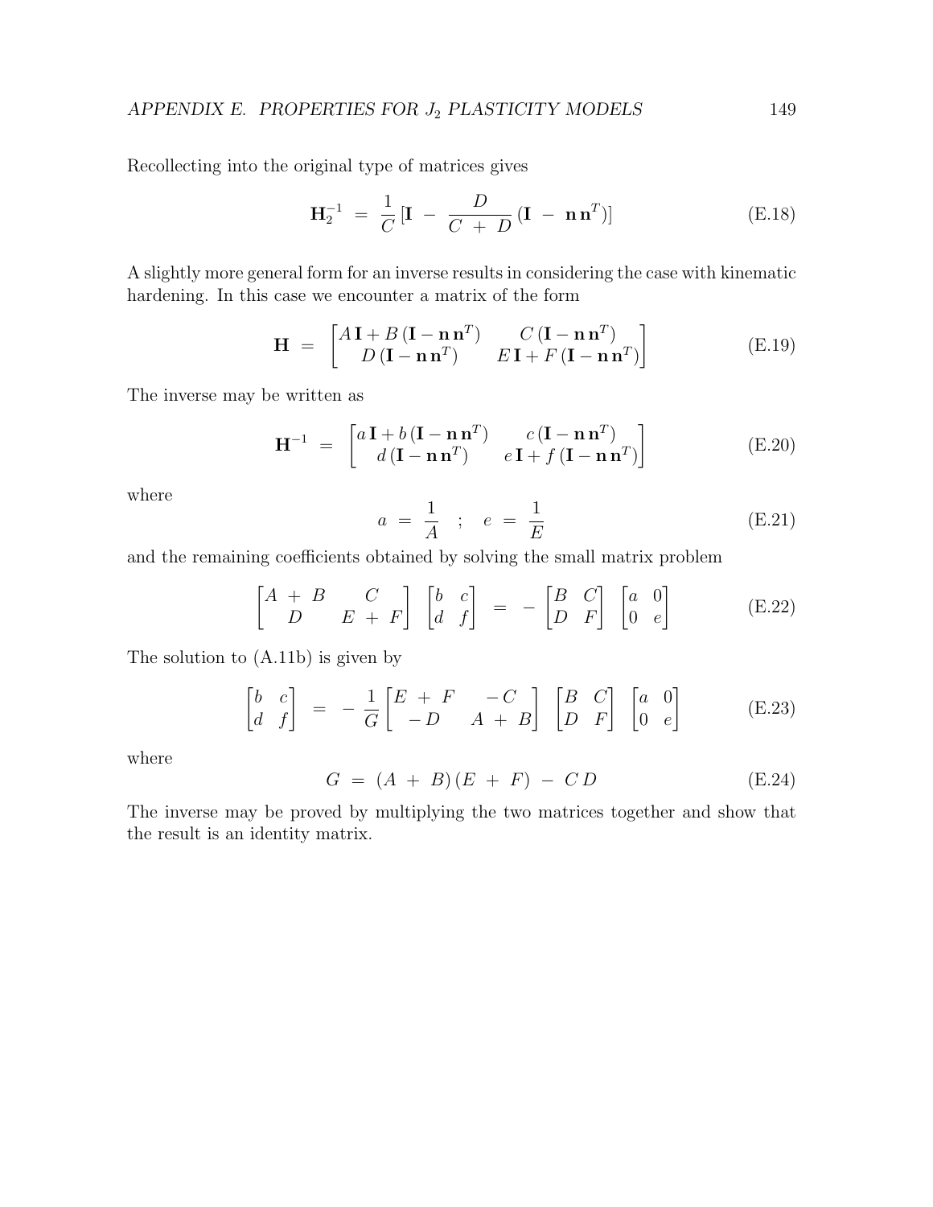Recollecting into the original type of matrices gives

$$\mathbf{H}_2^{-1} \;=\; \frac{1}{C}\,[\mathbf{I} \;-\; \frac{D}{C \;+\; D}\,(\mathbf{I} \;-\; \mathbf{n}\,\mathbf{n}^T)] \tag{E.18}$$

A slightly more general form for an inverse results in considering the case with kinematic hardening. In this case we encounter a matrix of the form

$$\mathbf{H} \;=\; \begin{bmatrix} A\,\mathbf{I} + B\,(\mathbf{I} - \mathbf{n}\,\mathbf{n}^T) & C\,(\mathbf{I} - \mathbf{n}\,\mathbf{n}^T) \\ D\,(\mathbf{I} - \mathbf{n}\,\mathbf{n}^T) & E\,\mathbf{I} + F\,(\mathbf{I} - \mathbf{n}\,\mathbf{n}^T) \end{bmatrix} \tag{E.19}$$

The inverse may be written as

$$\mathbf{H}^{-1} \;=\; \begin{bmatrix} a\,\mathbf{I} + b\,(\mathbf{I} - \mathbf{n}\,\mathbf{n}^T) & c\,(\mathbf{I} - \mathbf{n}\,\mathbf{n}^T) \\ d\,(\mathbf{I} - \mathbf{n}\,\mathbf{n}^T) & e\,\mathbf{I} + f\,(\mathbf{I} - \mathbf{n}\,\mathbf{n}^T) \end{bmatrix} \tag{E.20}$$

where

$$a \;=\; \frac{1}{A} \quad ; \quad e \;=\; \frac{1}{E} \tag{E.21}$$

and the remaining coefficients obtained by solving the small matrix problem

$$\begin{bmatrix} A \;+\; B & C \\ D & E \;+\; F \end{bmatrix} \begin{bmatrix} b & c \\ d & f \end{bmatrix} \;=\; -\begin{bmatrix} B & C \\ D & F \end{bmatrix} \begin{bmatrix} a & 0 \\ 0 & e \end{bmatrix} \tag{E.22}$$

The solution to (A.11b) is given by

$$\begin{bmatrix} b & c \\ d & f \end{bmatrix} \;=\; -\,\frac{1}{G} \begin{bmatrix} E \;+\; F & -\,C \\ -\,D & A \;+\; B \end{bmatrix} \begin{bmatrix} B & C \\ D & F \end{bmatrix} \begin{bmatrix} a & 0 \\ 0 & e \end{bmatrix} \tag{E.23}$$

where

$$G \;=\; (A \;+\; B)\,(E \;+\; F) \;-\; C\,D \tag{E.24}$$

The inverse may be proved by multiplying the two matrices together and show that the result is an identity matrix.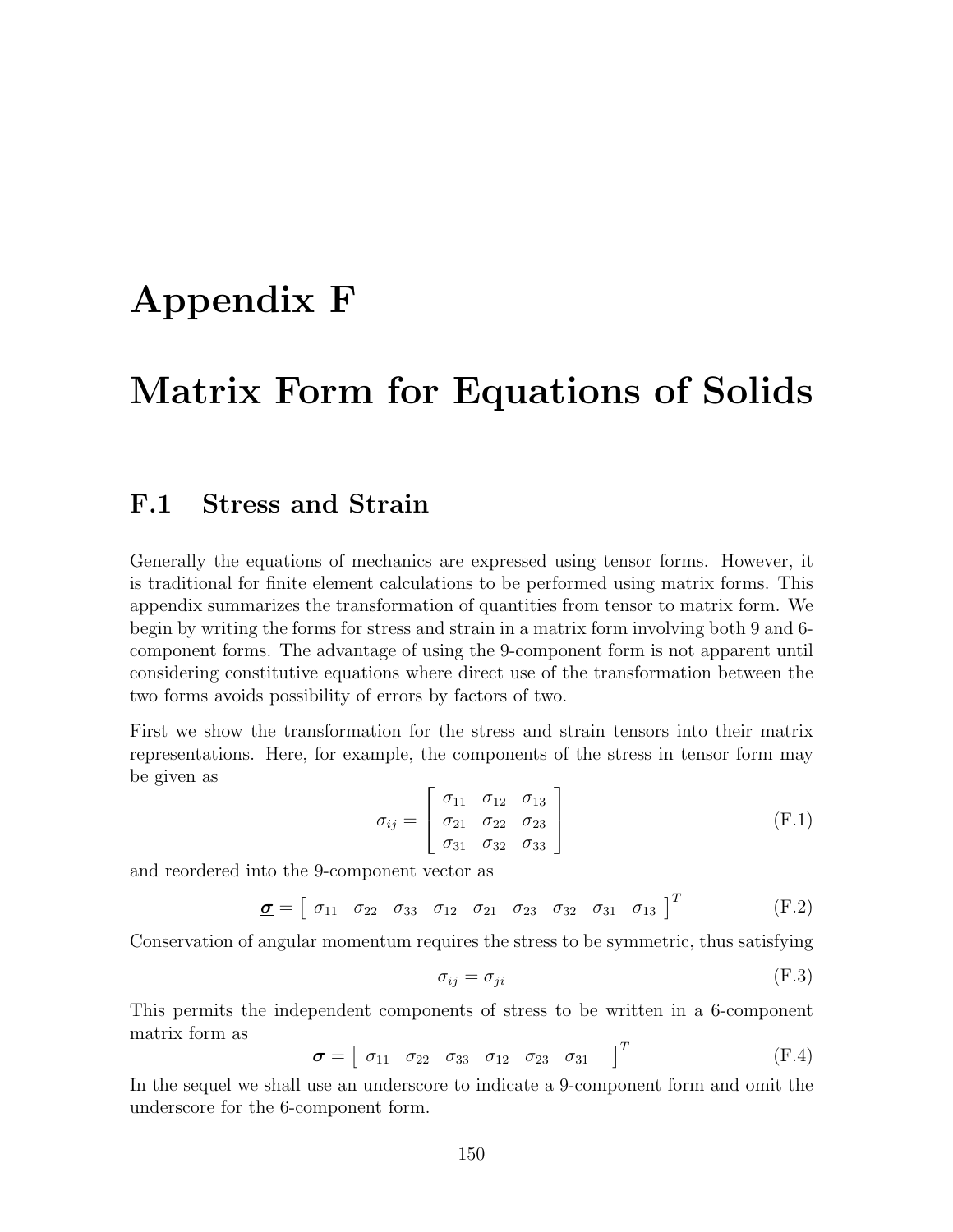# Appendix F

# Matrix Form for Equations of Solids

## F.1 Stress and Strain

Generally the equations of mechanics are expressed using tensor forms. However, it is traditional for finite element calculations to be performed using matrix forms. This appendix summarizes the transformation of quantities from tensor to matrix form. We begin by writing the forms for stress and strain in a matrix form involving both 9 and 6-component forms. The advantage of using the 9-component form is not apparent until considering constitutive equations where direct use of the transformation between the two forms avoids possibility of errors by factors of two.

First we show the transformation for the stress and strain tensors into their matrix representations. Here, for example, the components of the stress in tensor form may be given as

$$\sigma_{ij} = \begin{bmatrix} \sigma_{11} & \sigma_{12} & \sigma_{13} \\ \sigma_{21} & \sigma_{22} & \sigma_{23} \\ \sigma_{31} & \sigma_{32} & \sigma_{33} \end{bmatrix} \tag{F.1}$$

and reordered into the 9-component vector as

$$\underline{\boldsymbol{\sigma}} = \begin{bmatrix} \sigma_{11} & \sigma_{22} & \sigma_{33} & \sigma_{12} & \sigma_{21} & \sigma_{23} & \sigma_{32} & \sigma_{31} & \sigma_{13} \end{bmatrix}^T \tag{F.2}$$

Conservation of angular momentum requires the stress to be symmetric, thus satisfying

$$\sigma_{ij} = \sigma_{ji} \tag{F.3}$$

This permits the independent components of stress to be written in a 6-component matrix form as

$$\boldsymbol{\sigma} = \begin{bmatrix} \sigma_{11} & \sigma_{22} & \sigma_{33} & \sigma_{12} & \sigma_{23} & \sigma_{31} \end{bmatrix}^T \tag{F.4}$$

In the sequel we shall use an underscore to indicate a 9-component form and omit the underscore for the 6-component form.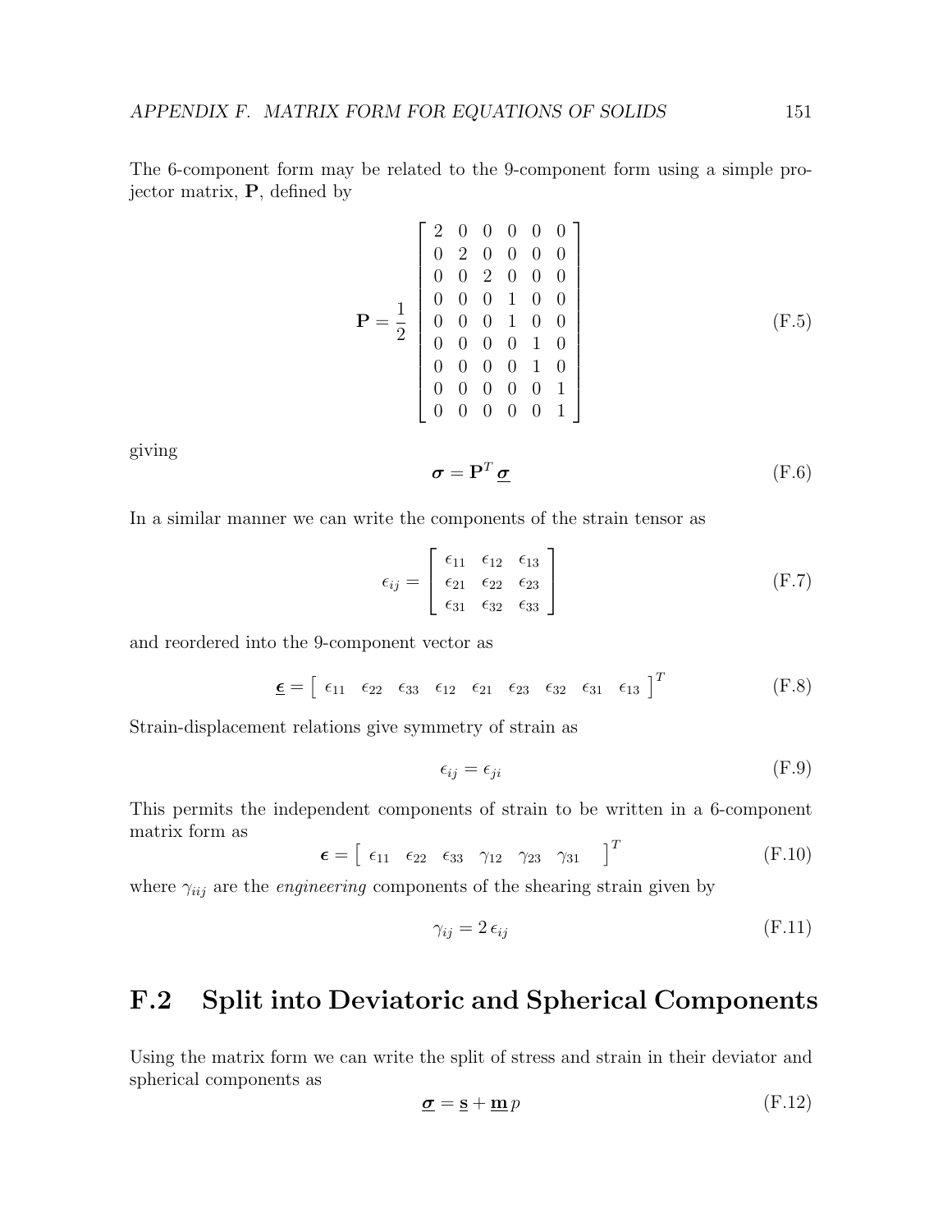The 6-component form may be related to the 9-component form using a simple projector matrix, $\mathbf{P}$, defined by

$$\mathbf{P} = \frac{1}{2} \begin{bmatrix} 2 & 0 & 0 & 0 & 0 & 0 \\ 0 & 2 & 0 & 0 & 0 & 0 \\ 0 & 0 & 2 & 0 & 0 & 0 \\ 0 & 0 & 0 & 1 & 0 & 0 \\ 0 & 0 & 0 & 1 & 0 & 0 \\ 0 & 0 & 0 & 0 & 1 & 0 \\ 0 & 0 & 0 & 0 & 1 & 0 \\ 0 & 0 & 0 & 0 & 0 & 1 \\ 0 & 0 & 0 & 0 & 0 & 1 \end{bmatrix} \tag{F.5}$$

giving

$$\boldsymbol{\sigma} = \mathbf{P}^T \underline{\boldsymbol{\sigma}} \tag{F.6}$$

In a similar manner we can write the components of the strain tensor as

$$\epsilon_{ij} = \begin{bmatrix} \epsilon_{11} & \epsilon_{12} & \epsilon_{13} \\ \epsilon_{21} & \epsilon_{22} & \epsilon_{23} \\ \epsilon_{31} & \epsilon_{32} & \epsilon_{33} \end{bmatrix} \tag{F.7}$$

and reordered into the 9-component vector as

$$\underline{\boldsymbol{\epsilon}} = \begin{bmatrix} \epsilon_{11} & \epsilon_{22} & \epsilon_{33} & \epsilon_{12} & \epsilon_{21} & \epsilon_{23} & \epsilon_{32} & \epsilon_{31} & \epsilon_{13} \end{bmatrix}^T \tag{F.8}$$

Strain-displacement relations give symmetry of strain as

$$\epsilon_{ij} = \epsilon_{ji} \tag{F.9}$$

This permits the independent components of strain to be written in a 6-component matrix form as

$$\boldsymbol{\epsilon} = \begin{bmatrix} \epsilon_{11} & \epsilon_{22} & \epsilon_{33} & \gamma_{12} & \gamma_{23} & \gamma_{31} \end{bmatrix}^T \tag{F.10}$$

where $\gamma_{iij}$ are the *engineering* components of the shearing strain given by

$$\gamma_{ij} = 2\,\epsilon_{ij} \tag{F.11}$$

## F.2 Split into Deviatoric and Spherical Components

Using the matrix form we can write the split of stress and strain in their deviator and spherical components as

$$\underline{\boldsymbol{\sigma}} = \underline{\mathbf{s}} + \underline{\mathbf{m}}\,p \tag{F.12}$$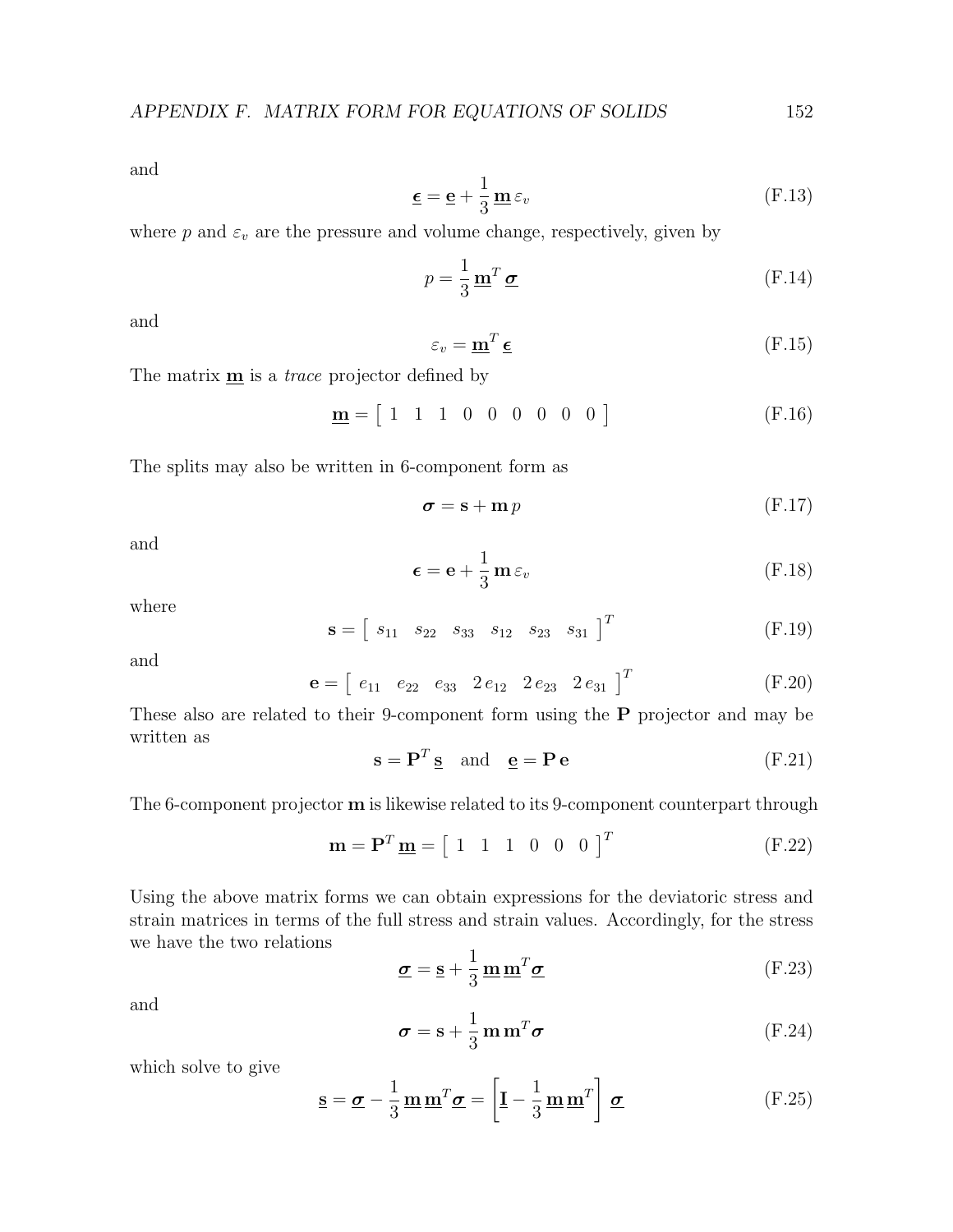and

$$\underline{\boldsymbol{\epsilon}} = \underline{\mathbf{e}} + \frac{1}{3}\,\underline{\mathbf{m}}\,\varepsilon_v \tag{F.13}$$

where $p$ and $\varepsilon_v$ are the pressure and volume change, respectively, given by

$$p = \frac{1}{3}\,\underline{\mathbf{m}}^T\,\underline{\boldsymbol{\sigma}} \tag{F.14}$$

and

$$\varepsilon_v = \underline{\mathbf{m}}^T\,\underline{\boldsymbol{\epsilon}} \tag{F.15}$$

The matrix $\underline{\mathbf{m}}$ is a *trace* projector defined by

$$\underline{\mathbf{m}} = \left[\begin{array}{ccccccccc} 1 & 1 & 1 & 0 & 0 & 0 & 0 & 0 & 0 \end{array}\right] \tag{F.16}$$

The splits may also be written in 6-component form as

$$\boldsymbol{\sigma} = \mathbf{s} + \mathbf{m}\,p \tag{F.17}$$

and

$$\boldsymbol{\epsilon} = \mathbf{e} + \frac{1}{3}\,\mathbf{m}\,\varepsilon_v \tag{F.18}$$

where

$$\mathbf{s} = \left[\begin{array}{cccccc} s_{11} & s_{22} & s_{33} & s_{12} & s_{23} & s_{31} \end{array}\right]^T \tag{F.19}$$

and

$$\mathbf{e} = \left[\begin{array}{cccccc} e_{11} & e_{22} & e_{33} & 2\,e_{12} & 2\,e_{23} & 2\,e_{31} \end{array}\right]^T \tag{F.20}$$

These also are related to their 9-component form using the $\mathbf{P}$ projector and may be written as

$$\mathbf{s} = \mathbf{P}^T\,\underline{\mathbf{s}} \quad \text{and} \quad \underline{\mathbf{e}} = \mathbf{P}\,\mathbf{e} \tag{F.21}$$

The 6-component projector $\mathbf{m}$ is likewise related to its 9-component counterpart through

$$\mathbf{m} = \mathbf{P}^T\,\underline{\mathbf{m}} = \left[\begin{array}{cccccc} 1 & 1 & 1 & 0 & 0 & 0 \end{array}\right]^T \tag{F.22}$$

Using the above matrix forms we can obtain expressions for the deviatoric stress and strain matrices in terms of the full stress and strain values. Accordingly, for the stress we have the two relations

$$\underline{\boldsymbol{\sigma}} = \underline{\mathbf{s}} + \frac{1}{3}\,\underline{\mathbf{m}}\,\underline{\mathbf{m}}^T\underline{\boldsymbol{\sigma}} \tag{F.23}$$

and

$$\boldsymbol{\sigma} = \mathbf{s} + \frac{1}{3}\,\mathbf{m}\,\mathbf{m}^T\boldsymbol{\sigma} \tag{F.24}$$

which solve to give

$$\underline{\mathbf{s}} = \underline{\boldsymbol{\sigma}} - \frac{1}{3}\,\underline{\mathbf{m}}\,\underline{\mathbf{m}}^T\underline{\boldsymbol{\sigma}} = \left[\underline{\mathbf{I}} - \frac{1}{3}\,\underline{\mathbf{m}}\,\underline{\mathbf{m}}^T\right]\,\underline{\boldsymbol{\sigma}} \tag{F.25}$$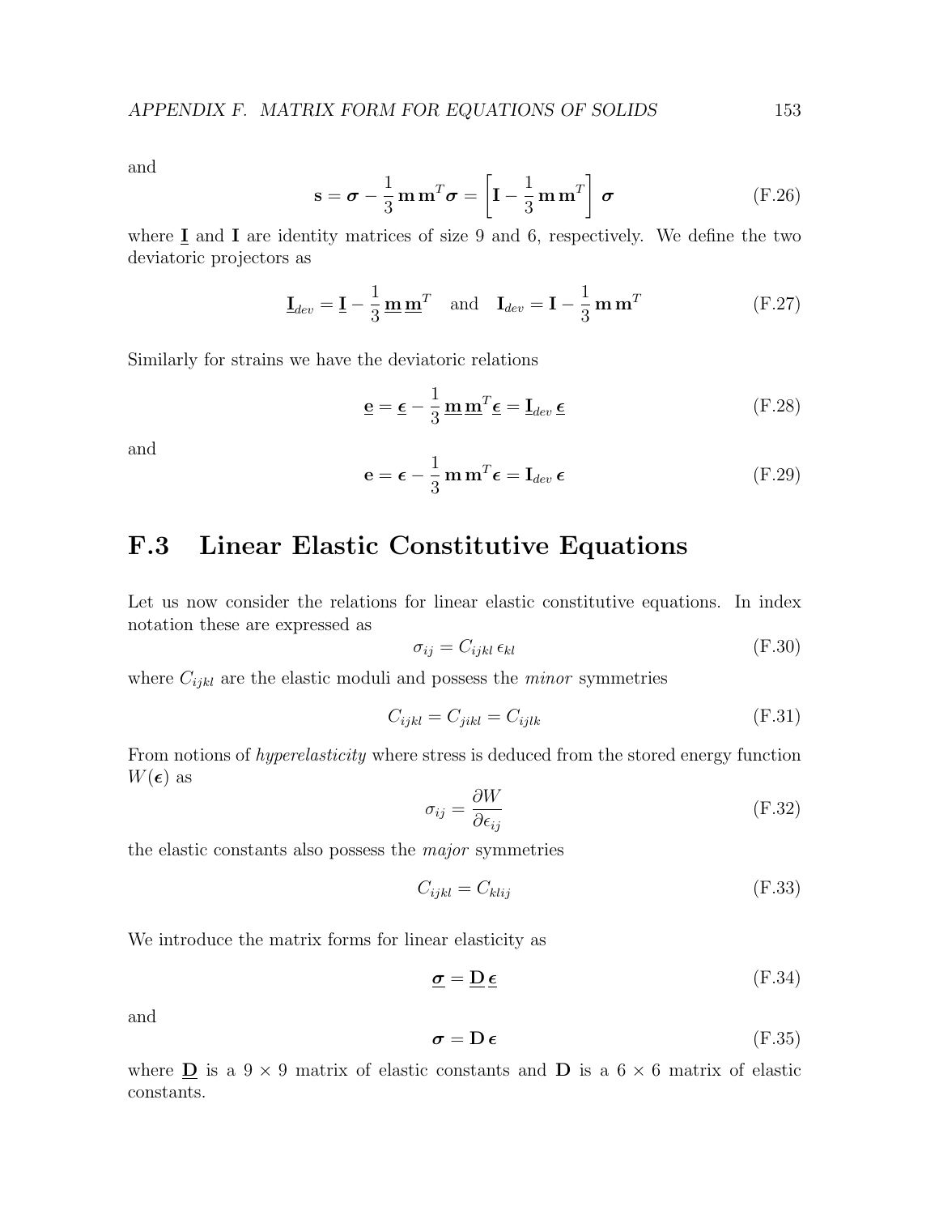and

$$\mathbf{s} = \boldsymbol{\sigma} - \frac{1}{3}\,\mathbf{m}\,\mathbf{m}^T\boldsymbol{\sigma} = \left[\mathbf{I} - \frac{1}{3}\,\mathbf{m}\,\mathbf{m}^T\right]\,\boldsymbol{\sigma} \tag{F.26}$$

where $\underline{\mathbf{I}}$ and $\mathbf{I}$ are identity matrices of size 9 and 6, respectively. We define the two deviatoric projectors as

$$\underline{\mathbf{I}}_{dev} = \underline{\mathbf{I}} - \frac{1}{3}\,\underline{\mathbf{m}}\,\underline{\mathbf{m}}^T \quad \text{and} \quad \mathbf{I}_{dev} = \mathbf{I} - \frac{1}{3}\,\mathbf{m}\,\mathbf{m}^T \tag{F.27}$$

Similarly for strains we have the deviatoric relations

$$\underline{\mathbf{e}} = \underline{\boldsymbol{\epsilon}} - \frac{1}{3}\,\underline{\mathbf{m}}\,\underline{\mathbf{m}}^T\underline{\boldsymbol{\epsilon}} = \underline{\mathbf{I}}_{dev}\,\underline{\boldsymbol{\epsilon}} \tag{F.28}$$

and

$$\mathbf{e} = \boldsymbol{\epsilon} - \frac{1}{3}\,\mathbf{m}\,\mathbf{m}^T\boldsymbol{\epsilon} = \mathbf{I}_{dev}\,\boldsymbol{\epsilon} \tag{F.29}$$

## F.3 Linear Elastic Constitutive Equations

Let us now consider the relations for linear elastic constitutive equations. In index notation these are expressed as

$$\sigma_{ij} = C_{ijkl}\,\epsilon_{kl} \tag{F.30}$$

where $C_{ijkl}$ are the elastic moduli and possess the *minor* symmetries

$$C_{ijkl} = C_{jikl} = C_{ijlk} \tag{F.31}$$

From notions of *hyperelasticity* where stress is deduced from the stored energy function $W(\boldsymbol{\epsilon})$ as

$$\sigma_{ij} = \frac{\partial W}{\partial \epsilon_{ij}} \tag{F.32}$$

the elastic constants also possess the *major* symmetries

$$C_{ijkl} = C_{klij} \tag{F.33}$$

We introduce the matrix forms for linear elasticity as

$$\underline{\boldsymbol{\sigma}} = \underline{\mathbf{D}}\,\underline{\boldsymbol{\epsilon}} \tag{F.34}$$

and

$$\boldsymbol{\sigma} = \mathbf{D}\,\boldsymbol{\epsilon} \tag{F.35}$$

where $\underline{\mathbf{D}}$ is a $9 \times 9$ matrix of elastic constants and $\mathbf{D}$ is a $6 \times 6$ matrix of elastic constants.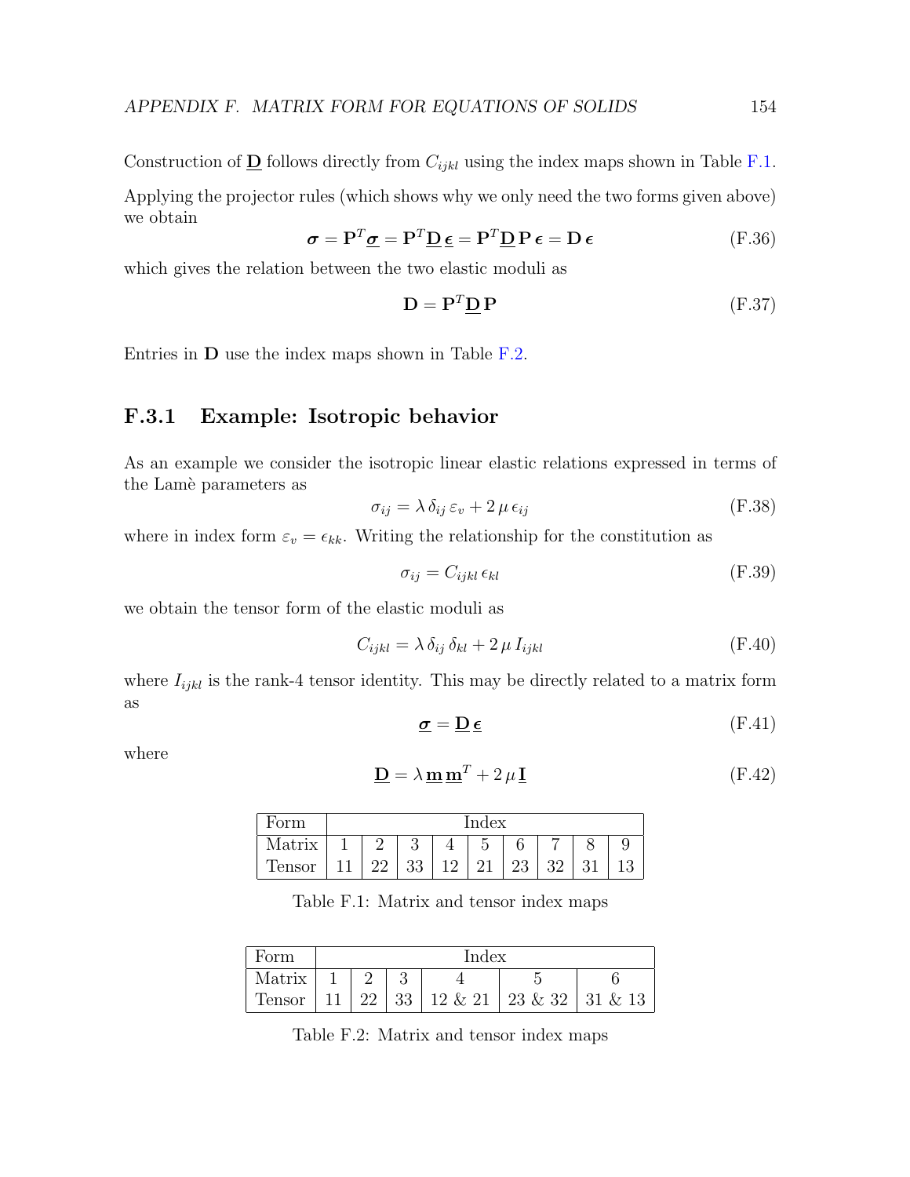Construction of $\underline{\mathbf{D}}$ follows directly from $C_{ijkl}$ using the index maps shown in Table F.1.

Applying the projector rules (which shows why we only need the two forms given above) we obtain

$$\boldsymbol{\sigma} = \mathbf{P}^T \underline{\boldsymbol{\sigma}} = \mathbf{P}^T \underline{\mathbf{D}}\, \underline{\boldsymbol{\epsilon}} = \mathbf{P}^T \underline{\mathbf{D}}\, \mathbf{P}\, \boldsymbol{\epsilon} = \mathbf{D}\, \boldsymbol{\epsilon} \tag{F.36}$$

which gives the relation between the two elastic moduli as

$$\mathbf{D} = \mathbf{P}^T \underline{\mathbf{D}}\, \mathbf{P} \tag{F.37}$$

Entries in $\mathbf{D}$ use the index maps shown in Table F.2.

### F.3.1 Example: Isotropic behavior

As an example we consider the isotropic linear elastic relations expressed in terms of the Lamè parameters as

$$\sigma_{ij} = \lambda\, \delta_{ij}\, \varepsilon_v + 2\, \mu\, \epsilon_{ij} \tag{F.38}$$

where in index form $\varepsilon_v = \epsilon_{kk}$. Writing the relationship for the constitution as

$$\sigma_{ij} = C_{ijkl}\, \epsilon_{kl} \tag{F.39}$$

we obtain the tensor form of the elastic moduli as

$$C_{ijkl} = \lambda\, \delta_{ij}\, \delta_{kl} + 2\, \mu\, I_{ijkl} \tag{F.40}$$

where $I_{ijkl}$ is the rank-4 tensor identity. This may be directly related to a matrix form as

$$\underline{\boldsymbol{\sigma}} = \underline{\mathbf{D}}\, \underline{\boldsymbol{\epsilon}} \tag{F.41}$$

where

$$\underline{\mathbf{D}} = \lambda\, \underline{\mathbf{m}}\, \underline{\mathbf{m}}^T + 2\, \mu\, \underline{\mathbf{I}} \tag{F.42}$$

| Form | Index | | | | | | | | |
|---|---|---|---|---|---|---|---|---|---|
| Matrix | 1 | 2 | 3 | 4 | 5 | 6 | 7 | 8 | 9 |
| Tensor | 11 | 22 | 33 | 12 | 21 | 23 | 32 | 31 | 13 |

Table F.1: Matrix and tensor index maps

| Form | Index | | | | | |
|---|---|---|---|---|---|---|
| Matrix | 1 | 2 | 3 | 4 | 5 | 6 |
| Tensor | 11 | 22 | 33 | 12 & 21 | 23 & 32 | 31 & 13 |

Table F.2: Matrix and tensor index maps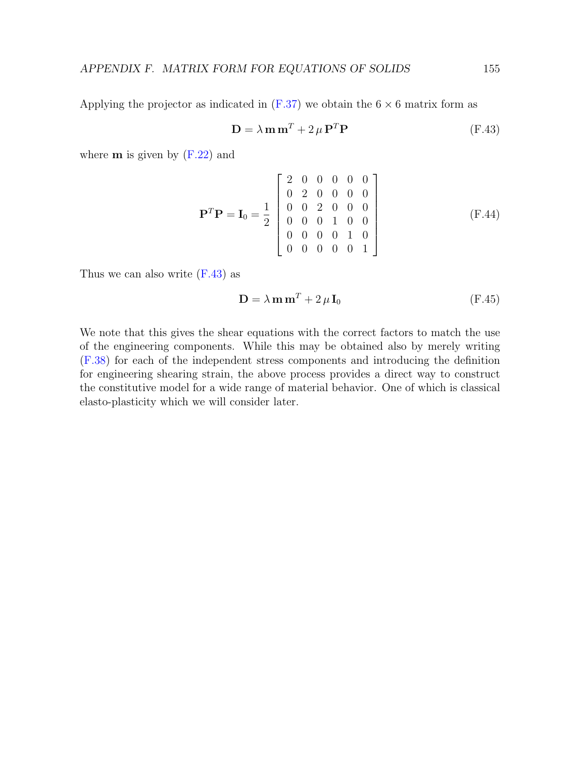Applying the projector as indicated in (F.37) we obtain the $6 \times 6$ matrix form as

$$\mathbf{D} = \lambda \, \mathbf{m} \, \mathbf{m}^T + 2 \, \mu \, \mathbf{P}^T \mathbf{P} \tag{F.43}$$

where $\mathbf{m}$ is given by (F.22) and

$$\mathbf{P}^T \mathbf{P} = \mathbf{I}_0 = \frac{1}{2} \begin{bmatrix} 2 & 0 & 0 & 0 & 0 & 0 \\ 0 & 2 & 0 & 0 & 0 & 0 \\ 0 & 0 & 2 & 0 & 0 & 0 \\ 0 & 0 & 0 & 1 & 0 & 0 \\ 0 & 0 & 0 & 0 & 1 & 0 \\ 0 & 0 & 0 & 0 & 0 & 1 \end{bmatrix} \tag{F.44}$$

Thus we can also write (F.43) as

$$\mathbf{D} = \lambda \, \mathbf{m} \, \mathbf{m}^T + 2 \, \mu \, \mathbf{I}_0 \tag{F.45}$$

We note that this gives the shear equations with the correct factors to match the use of the engineering components. While this may be obtained also by merely writing (F.38) for each of the independent stress components and introducing the definition for engineering shearing strain, the above process provides a direct way to construct the constitutive model for a wide range of material behavior. One of which is classical elasto-plasticity which we will consider later.